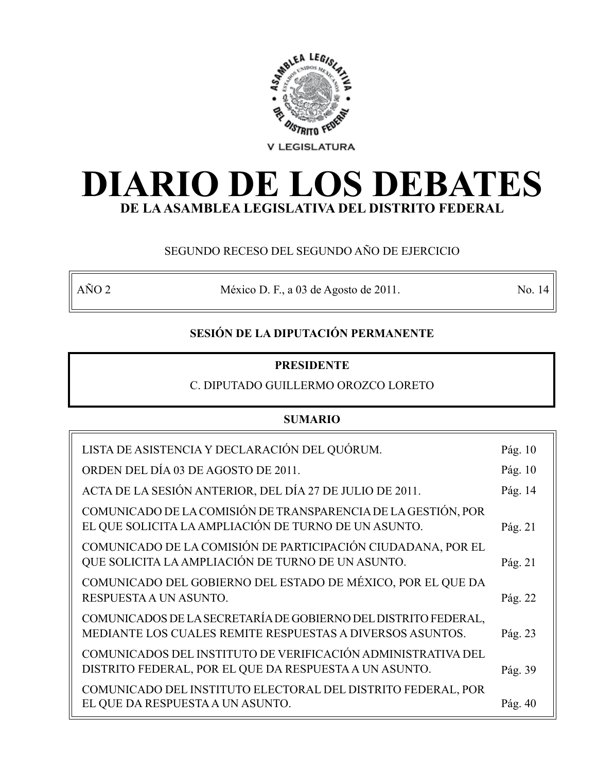V LEGISLATURA

# DIARIO DE LOS DEBATES

## DE LA ASAMBLEA LEGISLATIVA DEL DISTRITO FEDERAL

SEGUNDO RECESO DEL SEGUNDO AÑO DE EJERCICIO

| AÑO 2 | México D. F., a 03 de Agosto de 2011. | No. 14 |
|---|---|---|

**SESIÓN DE LA DIPUTACIÓN PERMANENTE**

**PRESIDENTE**

C. DIPUTADO GUILLERMO OROZCO LORETO

**SUMARIO**

| | |
|---|---|
| LISTA DE ASISTENCIA Y DECLARACIÓN DEL QUÓRUM. | Pág. 10 |
| ORDEN DEL DÍA 03 DE AGOSTO DE 2011. | Pág. 10 |
| ACTA DE LA SESIÓN ANTERIOR, DEL DÍA 27 DE JULIO DE 2011. | Pág. 14 |
| COMUNICADO DE LA COMISIÓN DE TRANSPARENCIA DE LA GESTIÓN, POR EL QUE SOLICITA LA AMPLIACIÓN DE TURNO DE UN ASUNTO. | Pág. 21 |
| COMUNICADO DE LA COMISIÓN DE PARTICIPACIÓN CIUDADANA, POR EL QUE SOLICITA LA AMPLIACIÓN DE TURNO DE UN ASUNTO. | Pág. 21 |
| COMUNICADO DEL GOBIERNO DEL ESTADO DE MÉXICO, POR EL QUE DA RESPUESTA A UN ASUNTO. | Pág. 22 |
| COMUNICADOS DE LA SECRETARÍA DE GOBIERNO DEL DISTRITO FEDERAL, MEDIANTE LOS CUALES REMITE RESPUESTAS A DIVERSOS ASUNTOS. | Pág. 23 |
| COMUNICADOS DEL INSTITUTO DE VERIFICACIÓN ADMINISTRATIVA DEL DISTRITO FEDERAL, POR EL QUE DA RESPUESTA A UN ASUNTO. | Pág. 39 |
| COMUNICADO DEL INSTITUTO ELECTORAL DEL DISTRITO FEDERAL, POR EL QUE DA RESPUESTA A UN ASUNTO. | Pág. 40 |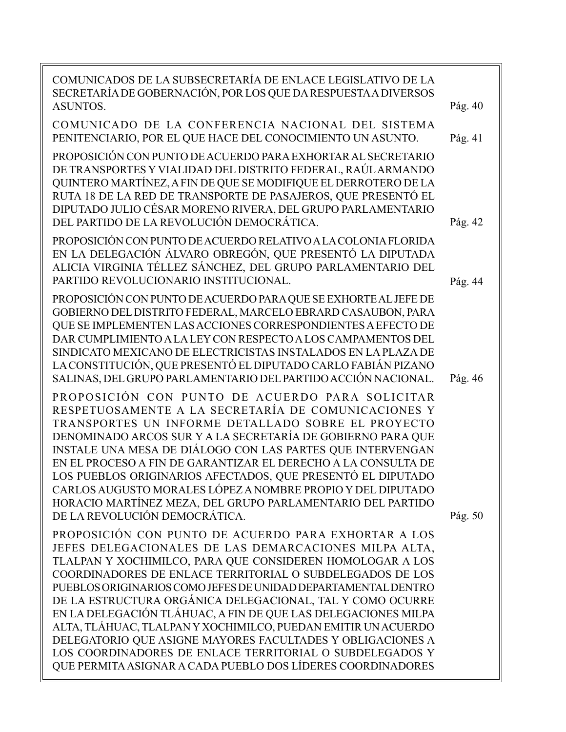| | |
|---|---|
| COMUNICADOS DE LA SUBSECRETARÍA DE ENLACE LEGISLATIVO DE LA SECRETARÍA DE GOBERNACIÓN, POR LOS QUE DA RESPUESTA A DIVERSOS ASUNTOS. | Pág. 40 |
| COMUNICADO DE LA CONFERENCIA NACIONAL DEL SISTEMA PENITENCIARIO, POR EL QUE HACE DEL CONOCIMIENTO UN ASUNTO. | Pág. 41 |
| PROPOSICIÓN CON PUNTO DE ACUERDO PARA EXHORTAR AL SECRETARIO DE TRANSPORTES Y VIALIDAD DEL DISTRITO FEDERAL, RAÚL ARMANDO QUINTERO MARTÍNEZ, A FIN DE QUE SE MODIFIQUE EL DERROTERO DE LA RUTA 18 DE LA RED DE TRANSPORTE DE PASAJEROS, QUE PRESENTÓ EL DIPUTADO JULIO CÉSAR MORENO RIVERA, DEL GRUPO PARLAMENTARIO DEL PARTIDO DE LA REVOLUCIÓN DEMOCRÁTICA. | Pág. 42 |
| PROPOSICIÓN CON PUNTO DE ACUERDO RELATIVO A LA COLONIA FLORIDA EN LA DELEGACIÓN ÁLVARO OBREGÓN, QUE PRESENTÓ LA DIPUTADA ALICIA VIRGINIA TÉLLEZ SÁNCHEZ, DEL GRUPO PARLAMENTARIO DEL PARTIDO REVOLUCIONARIO INSTITUCIONAL. | Pág. 44 |
| PROPOSICIÓN CON PUNTO DE ACUERDO PARA QUE SE EXHORTE AL JEFE DE GOBIERNO DEL DISTRITO FEDERAL, MARCELO EBRARD CASAUBON, PARA QUE SE IMPLEMENTEN LAS ACCIONES CORRESPONDIENTES A EFECTO DE DAR CUMPLIMIENTO A LA LEY CON RESPECTO A LOS CAMPAMENTOS DEL SINDICATO MEXICANO DE ELECTRICISTAS INSTALADOS EN LA PLAZA DE LA CONSTITUCIÓN, QUE PRESENTÓ EL DIPUTADO CARLO FABIÁN PIZANO SALINAS, DEL GRUPO PARLAMENTARIO DEL PARTIDO ACCIÓN NACIONAL. | Pág. 46 |
| PROPOSICIÓN CON PUNTO DE ACUERDO PARA SOLICITAR RESPETUOSAMENTE A LA SECRETARÍA DE COMUNICACIONES Y TRANSPORTES UN INFORME DETALLADO SOBRE EL PROYECTO DENOMINADO ARCOS SUR Y A LA SECRETARÍA DE GOBIERNO PARA QUE INSTALE UNA MESA DE DIÁLOGO CON LAS PARTES QUE INTERVENGAN EN EL PROCESO A FIN DE GARANTIZAR EL DERECHO A LA CONSULTA DE LOS PUEBLOS ORIGINARIOS AFECTADOS, QUE PRESENTÓ EL DIPUTADO CARLOS AUGUSTO MORALES LÓPEZ A NOMBRE PROPIO Y DEL DIPUTADO HORACIO MARTÍNEZ MEZA, DEL GRUPO PARLAMENTARIO DEL PARTIDO DE LA REVOLUCIÓN DEMOCRÁTICA. | Pág. 50 |
| PROPOSICIÓN CON PUNTO DE ACUERDO PARA EXHORTAR A LOS JEFES DELEGACIONALES DE LAS DEMARCACIONES MILPA ALTA, TLALPAN Y XOCHIMILCO, PARA QUE CONSIDEREN HOMOLOGAR A LOS COORDINADORES DE ENLACE TERRITORIAL O SUBDELEGADOS DE LOS PUEBLOS ORIGINARIOS COMO JEFES DE UNIDAD DEPARTAMENTAL DENTRO DE LA ESTRUCTURA ORGÁNICA DELEGACIONAL, TAL Y COMO OCURRE EN LA DELEGACIÓN TLÁHUAC, A FIN DE QUE LAS DELEGACIONES MILPA ALTA, TLÁHUAC, TLALPAN Y XOCHIMILCO, PUEDAN EMITIR UN ACUERDO DELEGATORIO QUE ASIGNE MAYORES FACULTADES Y OBLIGACIONES A LOS COORDINADORES DE ENLACE TERRITORIAL O SUBDELEGADOS Y QUE PERMITA ASIGNAR A CADA PUEBLO DOS LÍDERES COORDINADORES | |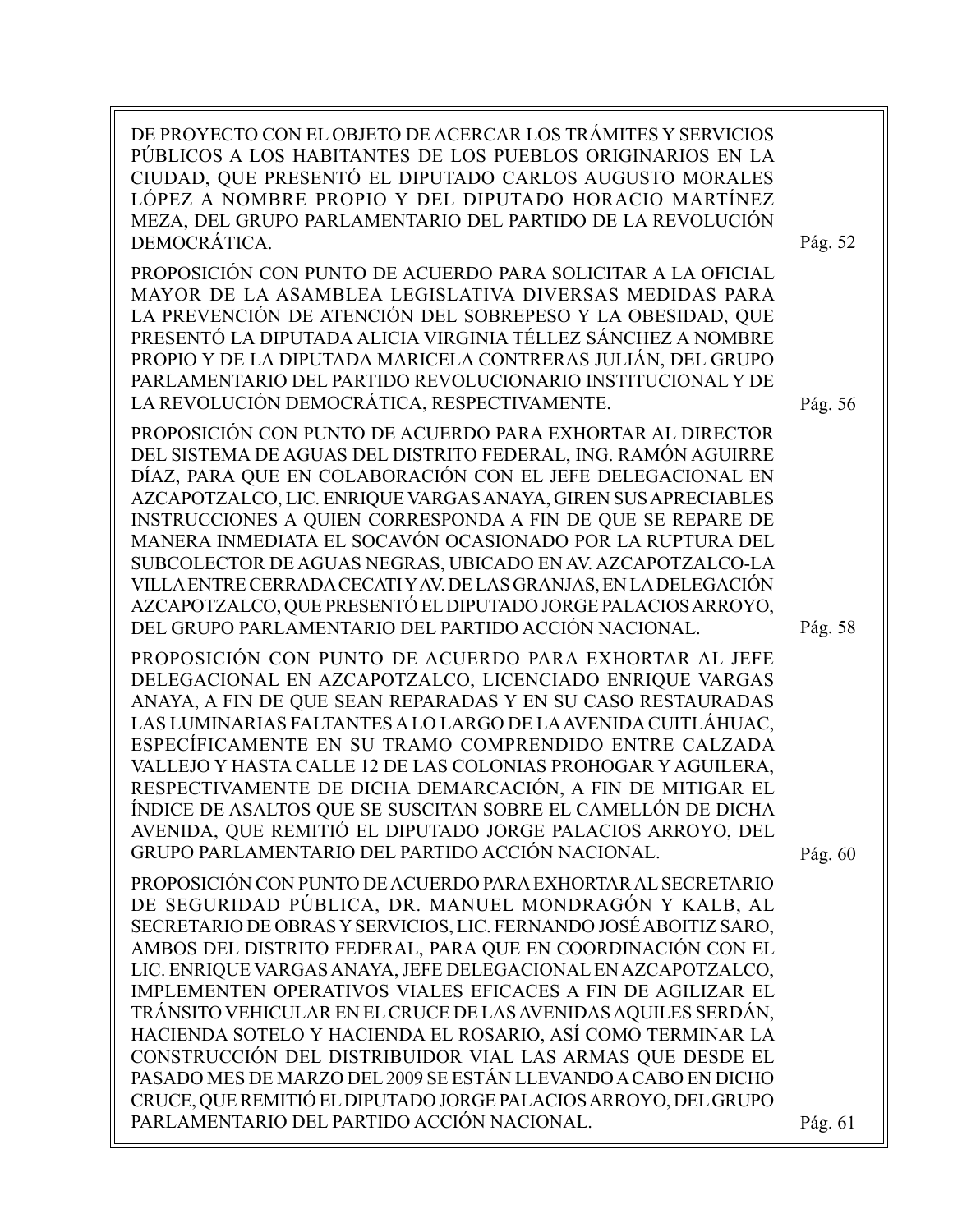DE PROYECTO CON EL OBJETO DE ACERCAR LOS TRÁMITES Y SERVICIOS PÚBLICOS A LOS HABITANTES DE LOS PUEBLOS ORIGINARIOS EN LA CIUDAD, QUE PRESENTÓ EL DIPUTADO CARLOS AUGUSTO MORALES LÓPEZ A NOMBRE PROPIO Y DEL DIPUTADO HORACIO MARTÍNEZ MEZA, DEL GRUPO PARLAMENTARIO DEL PARTIDO DE LA REVOLUCIÓN DEMOCRÁTICA. Pág. 52

PROPOSICIÓN CON PUNTO DE ACUERDO PARA SOLICITAR A LA OFICIAL MAYOR DE LA ASAMBLEA LEGISLATIVA DIVERSAS MEDIDAS PARA LA PREVENCIÓN DE ATENCIÓN DEL SOBREPESO Y LA OBESIDAD, QUE PRESENTÓ LA DIPUTADA ALICIA VIRGINIA TÉLLEZ SÁNCHEZ A NOMBRE PROPIO Y DE LA DIPUTADA MARICELA CONTRERAS JULIÁN, DEL GRUPO PARLAMENTARIO DEL PARTIDO REVOLUCIONARIO INSTITUCIONAL Y DE LA REVOLUCIÓN DEMOCRÁTICA, RESPECTIVAMENTE. Pág. 56

PROPOSICIÓN CON PUNTO DE ACUERDO PARA EXHORTAR AL DIRECTOR DEL SISTEMA DE AGUAS DEL DISTRITO FEDERAL, ING. RAMÓN AGUIRRE DÍAZ, PARA QUE EN COLABORACIÓN CON EL JEFE DELEGACIONAL EN AZCAPOTZALCO, LIC. ENRIQUE VARGAS ANAYA, GIREN SUS APRECIABLES INSTRUCCIONES A QUIEN CORRESPONDA A FIN DE QUE SE REPARE DE MANERA INMEDIATA EL SOCAVÓN OCASIONADO POR LA RUPTURA DEL SUBCOLECTOR DE AGUAS NEGRAS, UBICADO EN AV. AZCAPOTZALCO-LA VILLA ENTRE CERRADA CECATI Y AV. DE LAS GRANJAS, EN LA DELEGACIÓN AZCAPOTZALCO, QUE PRESENTÓ EL DIPUTADO JORGE PALACIOS ARROYO, DEL GRUPO PARLAMENTARIO DEL PARTIDO ACCIÓN NACIONAL. Pág. 58

PROPOSICIÓN CON PUNTO DE ACUERDO PARA EXHORTAR AL JEFE DELEGACIONAL EN AZCAPOTZALCO, LICENCIADO ENRIQUE VARGAS ANAYA, A FIN DE QUE SEAN REPARADAS Y EN SU CASO RESTAURADAS LAS LUMINARIAS FALTANTES A LO LARGO DE LA AVENIDA CUITLÁHUAC, ESPECÍFICAMENTE EN SU TRAMO COMPRENDIDO ENTRE CALZADA VALLEJO Y HASTA CALLE 12 DE LAS COLONIAS PROHOGAR Y AGUILERA, RESPECTIVAMENTE DE DICHA DEMARCACIÓN, A FIN DE MITIGAR EL ÍNDICE DE ASALTOS QUE SE SUSCITAN SOBRE EL CAMELLÓN DE DICHA AVENIDA, QUE REMITIÓ EL DIPUTADO JORGE PALACIOS ARROYO, DEL GRUPO PARLAMENTARIO DEL PARTIDO ACCIÓN NACIONAL. Pág. 60

PROPOSICIÓN CON PUNTO DE ACUERDO PARA EXHORTAR AL SECRETARIO DE SEGURIDAD PÚBLICA, DR. MANUEL MONDRAGÓN Y KALB, AL SECRETARIO DE OBRAS Y SERVICIOS, LIC. FERNANDO JOSÉ ABOITIZ SARO, AMBOS DEL DISTRITO FEDERAL, PARA QUE EN COORDINACIÓN CON EL LIC. ENRIQUE VARGAS ANAYA, JEFE DELEGACIONAL EN AZCAPOTZALCO, IMPLEMENTEN OPERATIVOS VIALES EFICACES A FIN DE AGILIZAR EL TRÁNSITO VEHICULAR EN EL CRUCE DE LAS AVENIDAS AQUILES SERDÁN, HACIENDA SOTELO Y HACIENDA EL ROSARIO, ASÍ COMO TERMINAR LA CONSTRUCCIÓN DEL DISTRIBUIDOR VIAL LAS ARMAS QUE DESDE EL PASADO MES DE MARZO DEL 2009 SE ESTÁN LLEVANDO A CABO EN DICHO CRUCE, QUE REMITIÓ EL DIPUTADO JORGE PALACIOS ARROYO, DEL GRUPO PARLAMENTARIO DEL PARTIDO ACCIÓN NACIONAL. Pág. 61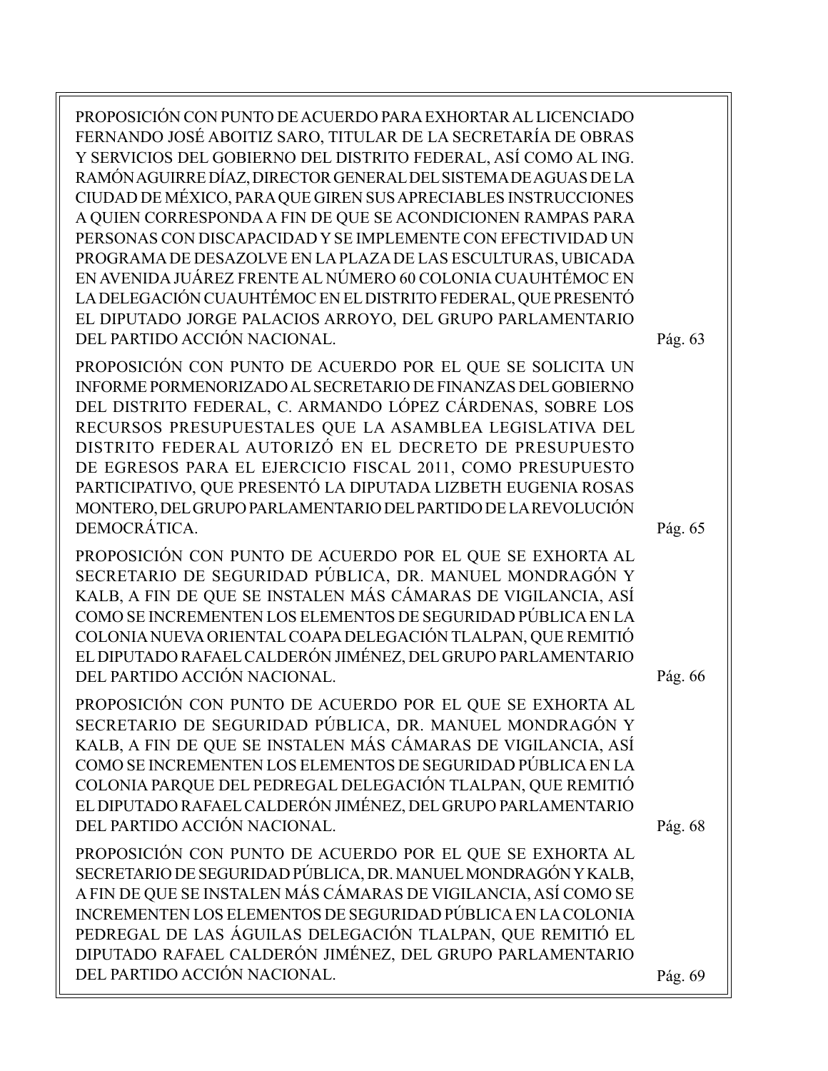PROPOSICIÓN CON PUNTO DE ACUERDO PARA EXHORTAR AL LICENCIADO FERNANDO JOSÉ ABOITIZ SARO, TITULAR DE LA SECRETARÍA DE OBRAS Y SERVICIOS DEL GOBIERNO DEL DISTRITO FEDERAL, ASÍ COMO AL ING. RAMÓN AGUIRRE DÍAZ, DIRECTOR GENERAL DEL SISTEMA DE AGUAS DE LA CIUDAD DE MÉXICO, PARA QUE GIREN SUS APRECIABLES INSTRUCCIONES A QUIEN CORRESPONDA A FIN DE QUE SE ACONDICIONEN RAMPAS PARA PERSONAS CON DISCAPACIDAD Y SE IMPLEMENTE CON EFECTIVIDAD UN PROGRAMA DE DESAZOLVE EN LA PLAZA DE LAS ESCULTURAS, UBICADA EN AVENIDA JUÁREZ FRENTE AL NÚMERO 60 COLONIA CUAUHTÉMOC EN LA DELEGACIÓN CUAUHTÉMOC EN EL DISTRITO FEDERAL, QUE PRESENTÓ EL DIPUTADO JORGE PALACIOS ARROYO, DEL GRUPO PARLAMENTARIO DEL PARTIDO ACCIÓN NACIONAL. Pág. 63

PROPOSICIÓN CON PUNTO DE ACUERDO POR EL QUE SE SOLICITA UN INFORME PORMENORIZADO AL SECRETARIO DE FINANZAS DEL GOBIERNO DEL DISTRITO FEDERAL, C. ARMANDO LÓPEZ CÁRDENAS, SOBRE LOS RECURSOS PRESUPUESTALES QUE LA ASAMBLEA LEGISLATIVA DEL DISTRITO FEDERAL AUTORIZÓ EN EL DECRETO DE PRESUPUESTO DE EGRESOS PARA EL EJERCICIO FISCAL 2011, COMO PRESUPUESTO PARTICIPATIVO, QUE PRESENTÓ LA DIPUTADA LIZBETH EUGENIA ROSAS MONTERO, DEL GRUPO PARLAMENTARIO DEL PARTIDO DE LA REVOLUCIÓN DEMOCRÁTICA. Pág. 65

PROPOSICIÓN CON PUNTO DE ACUERDO POR EL QUE SE EXHORTA AL SECRETARIO DE SEGURIDAD PÚBLICA, DR. MANUEL MONDRAGÓN Y KALB, A FIN DE QUE SE INSTALEN MÁS CÁMARAS DE VIGILANCIA, ASÍ COMO SE INCREMENTEN LOS ELEMENTOS DE SEGURIDAD PÚBLICA EN LA COLONIA NUEVA ORIENTAL COAPA DELEGACIÓN TLALPAN, QUE REMITIÓ EL DIPUTADO RAFAEL CALDERÓN JIMÉNEZ, DEL GRUPO PARLAMENTARIO DEL PARTIDO ACCIÓN NACIONAL. Pág. 66

PROPOSICIÓN CON PUNTO DE ACUERDO POR EL QUE SE EXHORTA AL SECRETARIO DE SEGURIDAD PÚBLICA, DR. MANUEL MONDRAGÓN Y KALB, A FIN DE QUE SE INSTALEN MÁS CÁMARAS DE VIGILANCIA, ASÍ COMO SE INCREMENTEN LOS ELEMENTOS DE SEGURIDAD PÚBLICA EN LA COLONIA PARQUE DEL PEDREGAL DELEGACIÓN TLALPAN, QUE REMITIÓ EL DIPUTADO RAFAEL CALDERÓN JIMÉNEZ, DEL GRUPO PARLAMENTARIO DEL PARTIDO ACCIÓN NACIONAL. Pág. 68

PROPOSICIÓN CON PUNTO DE ACUERDO POR EL QUE SE EXHORTA AL SECRETARIO DE SEGURIDAD PÚBLICA, DR. MANUEL MONDRAGÓN Y KALB, A FIN DE QUE SE INSTALEN MÁS CÁMARAS DE VIGILANCIA, ASÍ COMO SE INCREMENTEN LOS ELEMENTOS DE SEGURIDAD PÚBLICA EN LA COLONIA PEDREGAL DE LAS ÁGUILAS DELEGACIÓN TLALPAN, QUE REMITIÓ EL DIPUTADO RAFAEL CALDERÓN JIMÉNEZ, DEL GRUPO PARLAMENTARIO DEL PARTIDO ACCIÓN NACIONAL. Pág. 69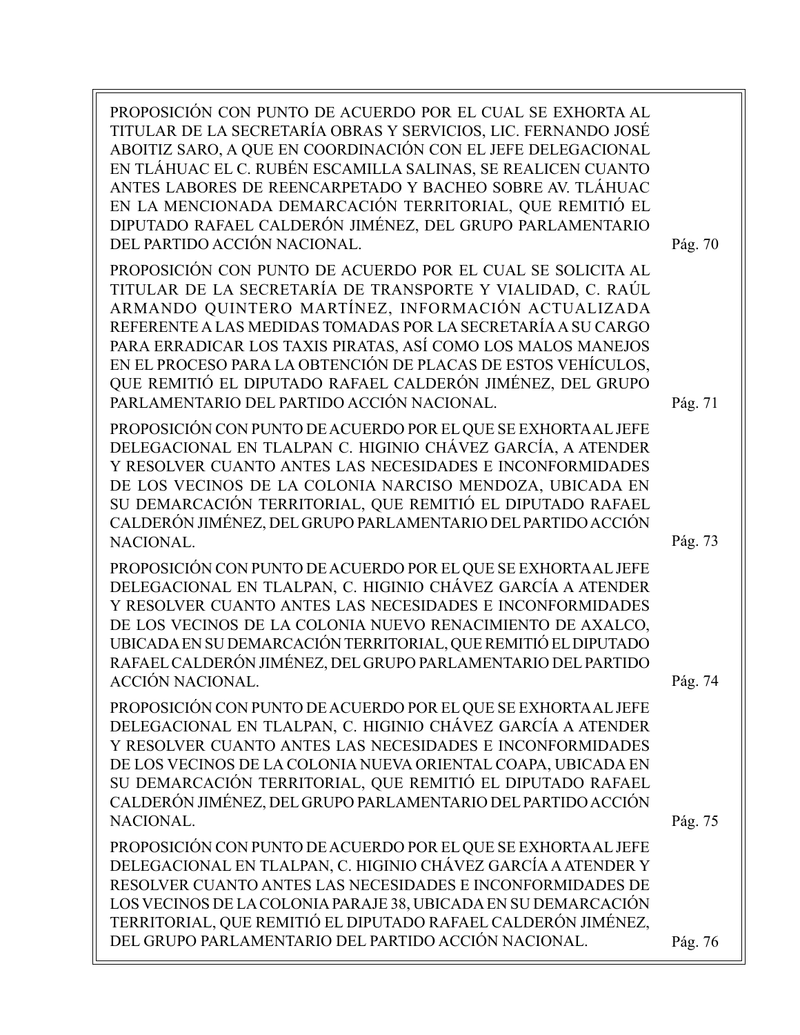PROPOSICIÓN CON PUNTO DE ACUERDO POR EL CUAL SE EXHORTA AL TITULAR DE LA SECRETARÍA OBRAS Y SERVICIOS, LIC. FERNANDO JOSÉ ABOITIZ SARO, A QUE EN COORDINACIÓN CON EL JEFE DELEGACIONAL EN TLÁHUAC EL C. RUBÉN ESCAMILLA SALINAS, SE REALICEN CUANTO ANTES LABORES DE REENCARPETADO Y BACHEO SOBRE AV. TLÁHUAC EN LA MENCIONADA DEMARCACIÓN TERRITORIAL, QUE REMITIÓ EL DIPUTADO RAFAEL CALDERÓN JIMÉNEZ, DEL GRUPO PARLAMENTARIO DEL PARTIDO ACCIÓN NACIONAL. Pág. 70

PROPOSICIÓN CON PUNTO DE ACUERDO POR EL CUAL SE SOLICITA AL TITULAR DE LA SECRETARÍA DE TRANSPORTE Y VIALIDAD, C. RAÚL ARMANDO QUINTERO MARTÍNEZ, INFORMACIÓN ACTUALIZADA REFERENTE A LAS MEDIDAS TOMADAS POR LA SECRETARÍA A SU CARGO PARA ERRADICAR LOS TAXIS PIRATAS, ASÍ COMO LOS MALOS MANEJOS EN EL PROCESO PARA LA OBTENCIÓN DE PLACAS DE ESTOS VEHÍCULOS, QUE REMITIÓ EL DIPUTADO RAFAEL CALDERÓN JIMÉNEZ, DEL GRUPO PARLAMENTARIO DEL PARTIDO ACCIÓN NACIONAL. Pág. 71

PROPOSICIÓN CON PUNTO DE ACUERDO POR EL QUE SE EXHORTA AL JEFE DELEGACIONAL EN TLALPAN C. HIGINIO CHÁVEZ GARCÍA, A ATENDER Y RESOLVER CUANTO ANTES LAS NECESIDADES E INCONFORMIDADES DE LOS VECINOS DE LA COLONIA NARCISO MENDOZA, UBICADA EN SU DEMARCACIÓN TERRITORIAL, QUE REMITIÓ EL DIPUTADO RAFAEL CALDERÓN JIMÉNEZ, DEL GRUPO PARLAMENTARIO DEL PARTIDO ACCIÓN NACIONAL. Pág. 73

PROPOSICIÓN CON PUNTO DE ACUERDO POR EL QUE SE EXHORTA AL JEFE DELEGACIONAL EN TLALPAN, C. HIGINIO CHÁVEZ GARCÍA A ATENDER Y RESOLVER CUANTO ANTES LAS NECESIDADES E INCONFORMIDADES DE LOS VECINOS DE LA COLONIA NUEVO RENACIMIENTO DE AXALCO, UBICADA EN SU DEMARCACIÓN TERRITORIAL, QUE REMITIÓ EL DIPUTADO RAFAEL CALDERÓN JIMÉNEZ, DEL GRUPO PARLAMENTARIO DEL PARTIDO ACCIÓN NACIONAL. Pág. 74

PROPOSICIÓN CON PUNTO DE ACUERDO POR EL QUE SE EXHORTA AL JEFE DELEGACIONAL EN TLALPAN, C. HIGINIO CHÁVEZ GARCÍA A ATENDER Y RESOLVER CUANTO ANTES LAS NECESIDADES E INCONFORMIDADES DE LOS VECINOS DE LA COLONIA NUEVA ORIENTAL COAPA, UBICADA EN SU DEMARCACIÓN TERRITORIAL, QUE REMITIÓ EL DIPUTADO RAFAEL CALDERÓN JIMÉNEZ, DEL GRUPO PARLAMENTARIO DEL PARTIDO ACCIÓN NACIONAL. Pág. 75

PROPOSICIÓN CON PUNTO DE ACUERDO POR EL QUE SE EXHORTA AL JEFE DELEGACIONAL EN TLALPAN, C. HIGINIO CHÁVEZ GARCÍA A ATENDER Y RESOLVER CUANTO ANTES LAS NECESIDADES E INCONFORMIDADES DE LOS VECINOS DE LA COLONIA PARAJE 38, UBICADA EN SU DEMARCACIÓN TERRITORIAL, QUE REMITIÓ EL DIPUTADO RAFAEL CALDERÓN JIMÉNEZ, DEL GRUPO PARLAMENTARIO DEL PARTIDO ACCIÓN NACIONAL. Pág. 76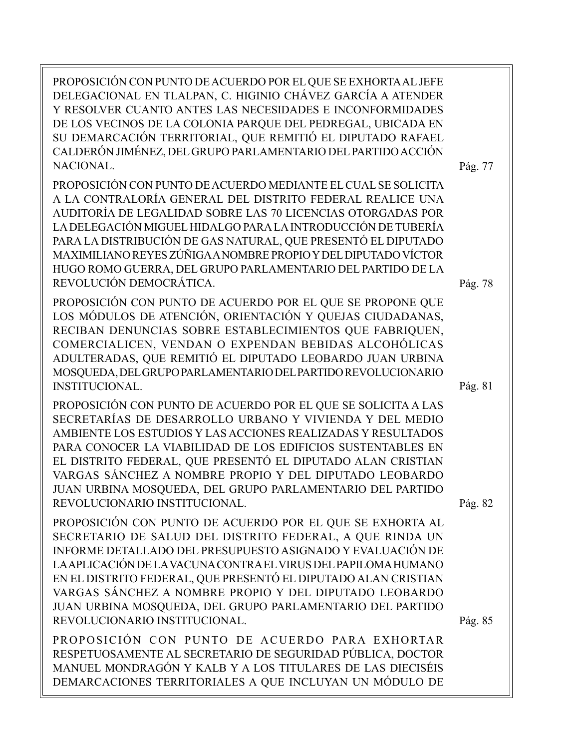PROPOSICIÓN CON PUNTO DE ACUERDO POR EL QUE SE EXHORTA AL JEFE DELEGACIONAL EN TLALPAN, C. HIGINIO CHÁVEZ GARCÍA A ATENDER Y RESOLVER CUANTO ANTES LAS NECESIDADES E INCONFORMIDADES DE LOS VECINOS DE LA COLONIA PARQUE DEL PEDREGAL, UBICADA EN SU DEMARCACIÓN TERRITORIAL, QUE REMITIÓ EL DIPUTADO RAFAEL CALDERÓN JIMÉNEZ, DEL GRUPO PARLAMENTARIO DEL PARTIDO ACCIÓN NACIONAL. Pág. 77

PROPOSICIÓN CON PUNTO DE ACUERDO MEDIANTE EL CUAL SE SOLICITA A LA CONTRALORÍA GENERAL DEL DISTRITO FEDERAL REALICE UNA AUDITORÍA DE LEGALIDAD SOBRE LAS 70 LICENCIAS OTORGADAS POR LA DELEGACIÓN MIGUEL HIDALGO PARA LA INTRODUCCIÓN DE TUBERÍA PARA LA DISTRIBUCIÓN DE GAS NATURAL, QUE PRESENTÓ EL DIPUTADO MAXIMILIANO REYES ZÚÑIGA A NOMBRE PROPIO Y DEL DIPUTADO VÍCTOR HUGO ROMO GUERRA, DEL GRUPO PARLAMENTARIO DEL PARTIDO DE LA REVOLUCIÓN DEMOCRÁTICA. Pág. 78

PROPOSICIÓN CON PUNTO DE ACUERDO POR EL QUE SE PROPONE QUE LOS MÓDULOS DE ATENCIÓN, ORIENTACIÓN Y QUEJAS CIUDADANAS, RECIBAN DENUNCIAS SOBRE ESTABLECIMIENTOS QUE FABRIQUEN, COMERCIALICEN, VENDAN O EXPENDAN BEBIDAS ALCOHÓLICAS ADULTERADAS, QUE REMITIÓ EL DIPUTADO LEOBARDO JUAN URBINA MOSQUEDA, DEL GRUPO PARLAMENTARIO DEL PARTIDO REVOLUCIONARIO INSTITUCIONAL. Pág. 81

PROPOSICIÓN CON PUNTO DE ACUERDO POR EL QUE SE SOLICITA A LAS SECRETARÍAS DE DESARROLLO URBANO Y VIVIENDA Y DEL MEDIO AMBIENTE LOS ESTUDIOS Y LAS ACCIONES REALIZADAS Y RESULTADOS PARA CONOCER LA VIABILIDAD DE LOS EDIFICIOS SUSTENTABLES EN EL DISTRITO FEDERAL, QUE PRESENTÓ EL DIPUTADO ALAN CRISTIAN VARGAS SÁNCHEZ A NOMBRE PROPIO Y DEL DIPUTADO LEOBARDO JUAN URBINA MOSQUEDA, DEL GRUPO PARLAMENTARIO DEL PARTIDO REVOLUCIONARIO INSTITUCIONAL. Pág. 82

PROPOSICIÓN CON PUNTO DE ACUERDO POR EL QUE SE EXHORTA AL SECRETARIO DE SALUD DEL DISTRITO FEDERAL, A QUE RINDA UN INFORME DETALLADO DEL PRESUPUESTO ASIGNADO Y EVALUACIÓN DE LA APLICACIÓN DE LA VACUNA CONTRA EL VIRUS DEL PAPILOMA HUMANO EN EL DISTRITO FEDERAL, QUE PRESENTÓ EL DIPUTADO ALAN CRISTIAN VARGAS SÁNCHEZ A NOMBRE PROPIO Y DEL DIPUTADO LEOBARDO JUAN URBINA MOSQUEDA, DEL GRUPO PARLAMENTARIO DEL PARTIDO REVOLUCIONARIO INSTITUCIONAL. Pág. 85

PROPOSICIÓN CON PUNTO DE ACUERDO PARA EXHORTAR RESPETUOSAMENTE AL SECRETARIO DE SEGURIDAD PÚBLICA, DOCTOR MANUEL MONDRAGÓN Y KALB Y A LOS TITULARES DE LAS DIECISÉIS DEMARCACIONES TERRITORIALES A QUE INCLUYAN UN MÓDULO DE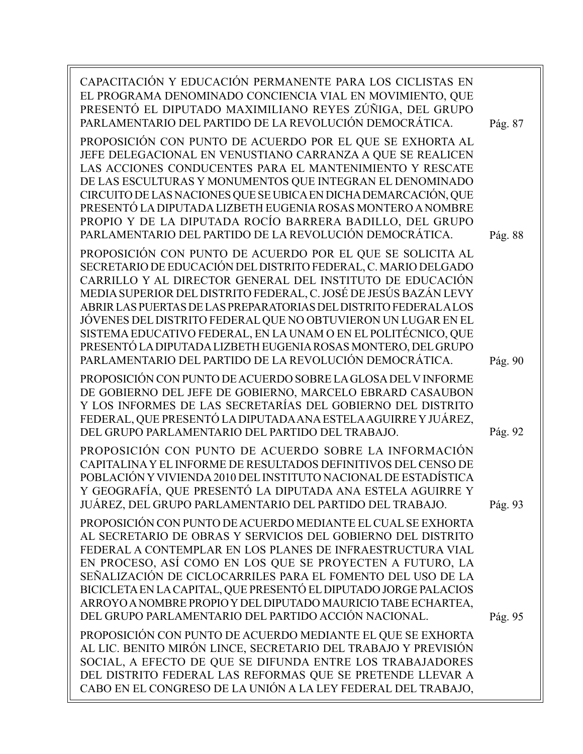CAPACITACIÓN Y EDUCACIÓN PERMANENTE PARA LOS CICLISTAS EN EL PROGRAMA DENOMINADO CONCIENCIA VIAL EN MOVIMIENTO, QUE PRESENTÓ EL DIPUTADO MAXIMILIANO REYES ZÚÑIGA, DEL GRUPO PARLAMENTARIO DEL PARTIDO DE LA REVOLUCIÓN DEMOCRÁTICA. Pág. 87

PROPOSICIÓN CON PUNTO DE ACUERDO POR EL QUE SE EXHORTA AL JEFE DELEGACIONAL EN VENUSTIANO CARRANZA A QUE SE REALICEN LAS ACCIONES CONDUCENTES PARA EL MANTENIMIENTO Y RESCATE DE LAS ESCULTURAS Y MONUMENTOS QUE INTEGRAN EL DENOMINADO CIRCUITO DE LAS NACIONES QUE SE UBICA EN DICHA DEMARCACIÓN, QUE PRESENTÓ LA DIPUTADA LIZBETH EUGENIA ROSAS MONTERO A NOMBRE PROPIO Y DE LA DIPUTADA ROCÍO BARRERA BADILLO, DEL GRUPO PARLAMENTARIO DEL PARTIDO DE LA REVOLUCIÓN DEMOCRÁTICA. Pág. 88

PROPOSICIÓN CON PUNTO DE ACUERDO POR EL QUE SE SOLICITA AL SECRETARIO DE EDUCACIÓN DEL DISTRITO FEDERAL, C. MARIO DELGADO CARRILLO Y AL DIRECTOR GENERAL DEL INSTITUTO DE EDUCACIÓN MEDIA SUPERIOR DEL DISTRITO FEDERAL, C. JOSÉ DE JESÚS BAZÁN LEVY ABRIR LAS PUERTAS DE LAS PREPARATORIAS DEL DISTRITO FEDERAL A LOS JÓVENES DEL DISTRITO FEDERAL QUE NO OBTUVIERON UN LUGAR EN EL SISTEMA EDUCATIVO FEDERAL, EN LA UNAM O EN EL POLITÉCNICO, QUE PRESENTÓ LA DIPUTADA LIZBETH EUGENIA ROSAS MONTERO, DEL GRUPO PARLAMENTARIO DEL PARTIDO DE LA REVOLUCIÓN DEMOCRÁTICA. Pág. 90

PROPOSICIÓN CON PUNTO DE ACUERDO SOBRE LA GLOSA DEL V INFORME DE GOBIERNO DEL JEFE DE GOBIERNO, MARCELO EBRARD CASAUBON Y LOS INFORMES DE LAS SECRETARÍAS DEL GOBIERNO DEL DISTRITO FEDERAL, QUE PRESENTÓ LA DIPUTADA ANA ESTELA AGUIRRE Y JUÁREZ, DEL GRUPO PARLAMENTARIO DEL PARTIDO DEL TRABAJO. Pág. 92

PROPOSICIÓN CON PUNTO DE ACUERDO SOBRE LA INFORMACIÓN CAPITALINA Y EL INFORME DE RESULTADOS DEFINITIVOS DEL CENSO DE POBLACIÓN Y VIVIENDA 2010 DEL INSTITUTO NACIONAL DE ESTADÍSTICA Y GEOGRAFÍA, QUE PRESENTÓ LA DIPUTADA ANA ESTELA AGUIRRE Y JUÁREZ, DEL GRUPO PARLAMENTARIO DEL PARTIDO DEL TRABAJO. Pág. 93

PROPOSICIÓN CON PUNTO DE ACUERDO MEDIANTE EL CUAL SE EXHORTA AL SECRETARIO DE OBRAS Y SERVICIOS DEL GOBIERNO DEL DISTRITO FEDERAL A CONTEMPLAR EN LOS PLANES DE INFRAESTRUCTURA VIAL EN PROCESO, ASÍ COMO EN LOS QUE SE PROYECTEN A FUTURO, LA SEÑALIZACIÓN DE CICLOCARRILES PARA EL FOMENTO DEL USO DE LA BICICLETA EN LA CAPITAL, QUE PRESENTÓ EL DIPUTADO JORGE PALACIOS ARROYO A NOMBRE PROPIO Y DEL DIPUTADO MAURICIO TABE ECHARTEA, DEL GRUPO PARLAMENTARIO DEL PARTIDO ACCIÓN NACIONAL. Pág. 95

PROPOSICIÓN CON PUNTO DE ACUERDO MEDIANTE EL QUE SE EXHORTA AL LIC. BENITO MIRÓN LINCE, SECRETARIO DEL TRABAJO Y PREVISIÓN SOCIAL, A EFECTO DE QUE SE DIFUNDA ENTRE LOS TRABAJADORES DEL DISTRITO FEDERAL LAS REFORMAS QUE SE PRETENDE LLEVAR A CABO EN EL CONGRESO DE LA UNIÓN A LA LEY FEDERAL DEL TRABAJO,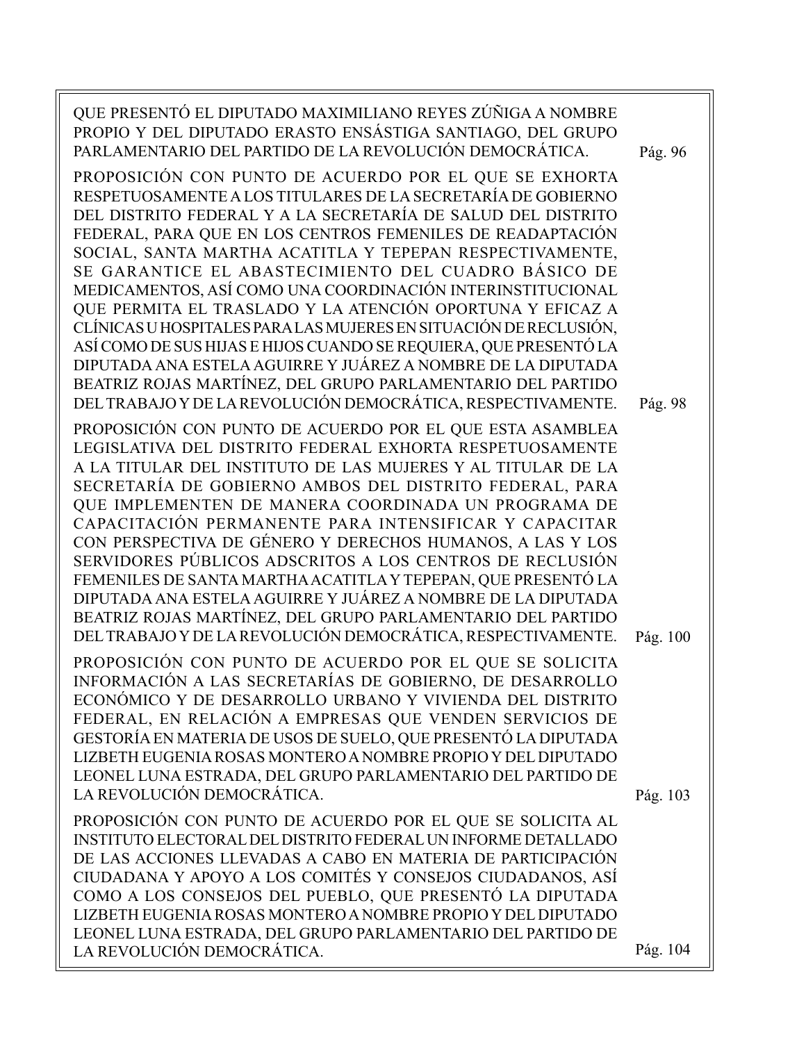QUE PRESENTÓ EL DIPUTADO MAXIMILIANO REYES ZÚÑIGA A NOMBRE PROPIO Y DEL DIPUTADO ERASTO ENSÁSTIGA SANTIAGO, DEL GRUPO PARLAMENTARIO DEL PARTIDO DE LA REVOLUCIÓN DEMOCRÁTICA. Pág. 96

PROPOSICIÓN CON PUNTO DE ACUERDO POR EL QUE SE EXHORTA RESPETUOSAMENTE A LOS TITULARES DE LA SECRETARÍA DE GOBIERNO DEL DISTRITO FEDERAL Y A LA SECRETARÍA DE SALUD DEL DISTRITO FEDERAL, PARA QUE EN LOS CENTROS FEMENILES DE READAPTACIÓN SOCIAL, SANTA MARTHA ACATITLA Y TEPEPAN RESPECTIVAMENTE, SE GARANTICE EL ABASTECIMIENTO DEL CUADRO BÁSICO DE MEDICAMENTOS, ASÍ COMO UNA COORDINACIÓN INTERINSTITUCIONAL QUE PERMITA EL TRASLADO Y LA ATENCIÓN OPORTUNA Y EFICAZ A CLÍNICAS U HOSPITALES PARA LAS MUJERES EN SITUACIÓN DE RECLUSIÓN, ASÍ COMO DE SUS HIJAS E HIJOS CUANDO SE REQUIERA, QUE PRESENTÓ LA DIPUTADA ANA ESTELA AGUIRRE Y JUÁREZ A NOMBRE DE LA DIPUTADA BEATRIZ ROJAS MARTÍNEZ, DEL GRUPO PARLAMENTARIO DEL PARTIDO DEL TRABAJO Y DE LA REVOLUCIÓN DEMOCRÁTICA, RESPECTIVAMENTE. Pág. 98

PROPOSICIÓN CON PUNTO DE ACUERDO POR EL QUE ESTA ASAMBLEA LEGISLATIVA DEL DISTRITO FEDERAL EXHORTA RESPETUOSAMENTE A LA TITULAR DEL INSTITUTO DE LAS MUJERES Y AL TITULAR DE LA SECRETARÍA DE GOBIERNO AMBOS DEL DISTRITO FEDERAL, PARA QUE IMPLEMENTEN DE MANERA COORDINADA UN PROGRAMA DE CAPACITACIÓN PERMANENTE PARA INTENSIFICAR Y CAPACITAR CON PERSPECTIVA DE GÉNERO Y DERECHOS HUMANOS, A LAS Y LOS SERVIDORES PÚBLICOS ADSCRITOS A LOS CENTROS DE RECLUSIÓN FEMENILES DE SANTA MARTHA ACATITLA Y TEPEPAN, QUE PRESENTÓ LA DIPUTADA ANA ESTELA AGUIRRE Y JUÁREZ A NOMBRE DE LA DIPUTADA BEATRIZ ROJAS MARTÍNEZ, DEL GRUPO PARLAMENTARIO DEL PARTIDO DEL TRABAJO Y DE LA REVOLUCIÓN DEMOCRÁTICA, RESPECTIVAMENTE. Pág. 100

PROPOSICIÓN CON PUNTO DE ACUERDO POR EL QUE SE SOLICITA INFORMACIÓN A LAS SECRETARÍAS DE GOBIERNO, DE DESARROLLO ECONÓMICO Y DE DESARROLLO URBANO Y VIVIENDA DEL DISTRITO FEDERAL, EN RELACIÓN A EMPRESAS QUE VENDEN SERVICIOS DE GESTORÍA EN MATERIA DE USOS DE SUELO, QUE PRESENTÓ LA DIPUTADA LIZBETH EUGENIA ROSAS MONTERO A NOMBRE PROPIO Y DEL DIPUTADO LEONEL LUNA ESTRADA, DEL GRUPO PARLAMENTARIO DEL PARTIDO DE LA REVOLUCIÓN DEMOCRÁTICA. Pág. 103

PROPOSICIÓN CON PUNTO DE ACUERDO POR EL QUE SE SOLICITA AL INSTITUTO ELECTORAL DEL DISTRITO FEDERAL UN INFORME DETALLADO DE LAS ACCIONES LLEVADAS A CABO EN MATERIA DE PARTICIPACIÓN CIUDADANA Y APOYO A LOS COMITÉS Y CONSEJOS CIUDADANOS, ASÍ COMO A LOS CONSEJOS DEL PUEBLO, QUE PRESENTÓ LA DIPUTADA LIZBETH EUGENIA ROSAS MONTERO A NOMBRE PROPIO Y DEL DIPUTADO LEONEL LUNA ESTRADA, DEL GRUPO PARLAMENTARIO DEL PARTIDO DE LA REVOLUCIÓN DEMOCRÁTICA. Pág. 104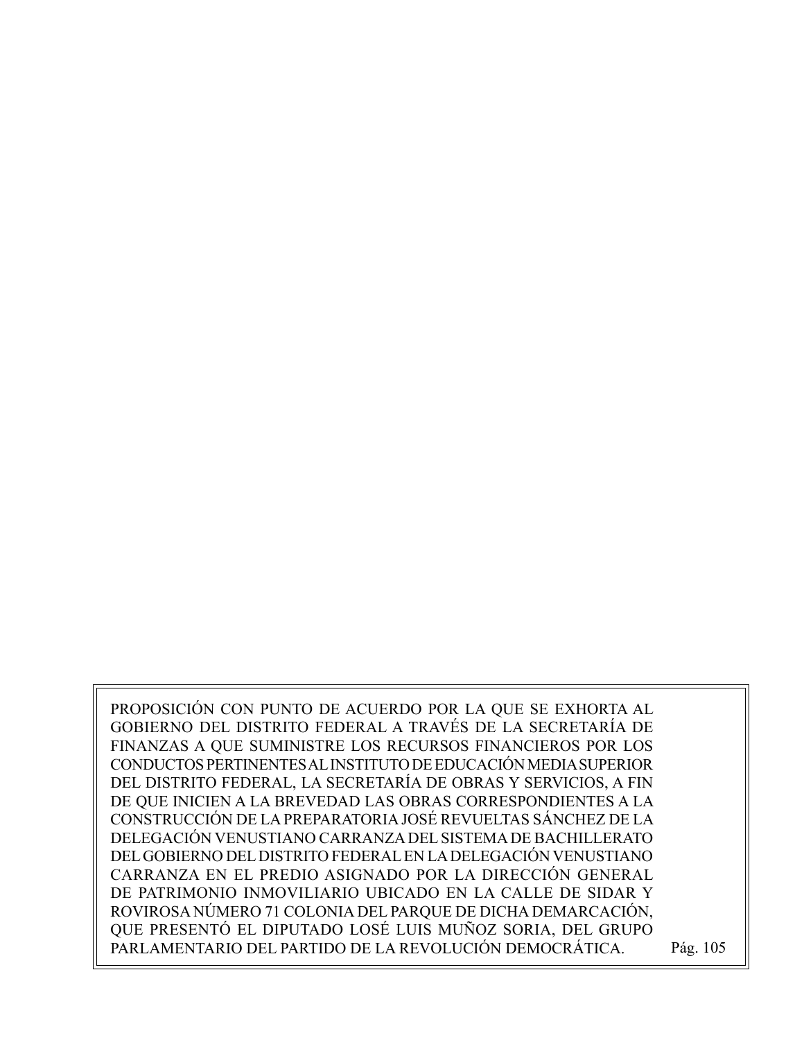PROPOSICIÓN CON PUNTO DE ACUERDO POR LA QUE SE EXHORTA AL GOBIERNO DEL DISTRITO FEDERAL A TRAVÉS DE LA SECRETARÍA DE FINANZAS A QUE SUMINISTRE LOS RECURSOS FINANCIEROS POR LOS CONDUCTOS PERTINENTES AL INSTITUTO DE EDUCACIÓN MEDIA SUPERIOR DEL DISTRITO FEDERAL, LA SECRETARÍA DE OBRAS Y SERVICIOS, A FIN DE QUE INICIEN A LA BREVEDAD LAS OBRAS CORRESPONDIENTES A LA CONSTRUCCIÓN DE LA PREPARATORIA JOSÉ REVUELTAS SÁNCHEZ DE LA DELEGACIÓN VENUSTIANO CARRANZA DEL SISTEMA DE BACHILLERATO DEL GOBIERNO DEL DISTRITO FEDERAL EN LA DELEGACIÓN VENUSTIANO CARRANZA EN EL PREDIO ASIGNADO POR LA DIRECCIÓN GENERAL DE PATRIMONIO INMOVILIARIO UBICADO EN LA CALLE DE SIDAR Y ROVIROSA NÚMERO 71 COLONIA DEL PARQUE DE DICHA DEMARCACIÓN, QUE PRESENTÓ EL DIPUTADO LOSÉ LUIS MUÑOZ SORIA, DEL GRUPO PARLAMENTARIO DEL PARTIDO DE LA REVOLUCIÓN DEMOCRÁTICA. Pág. 105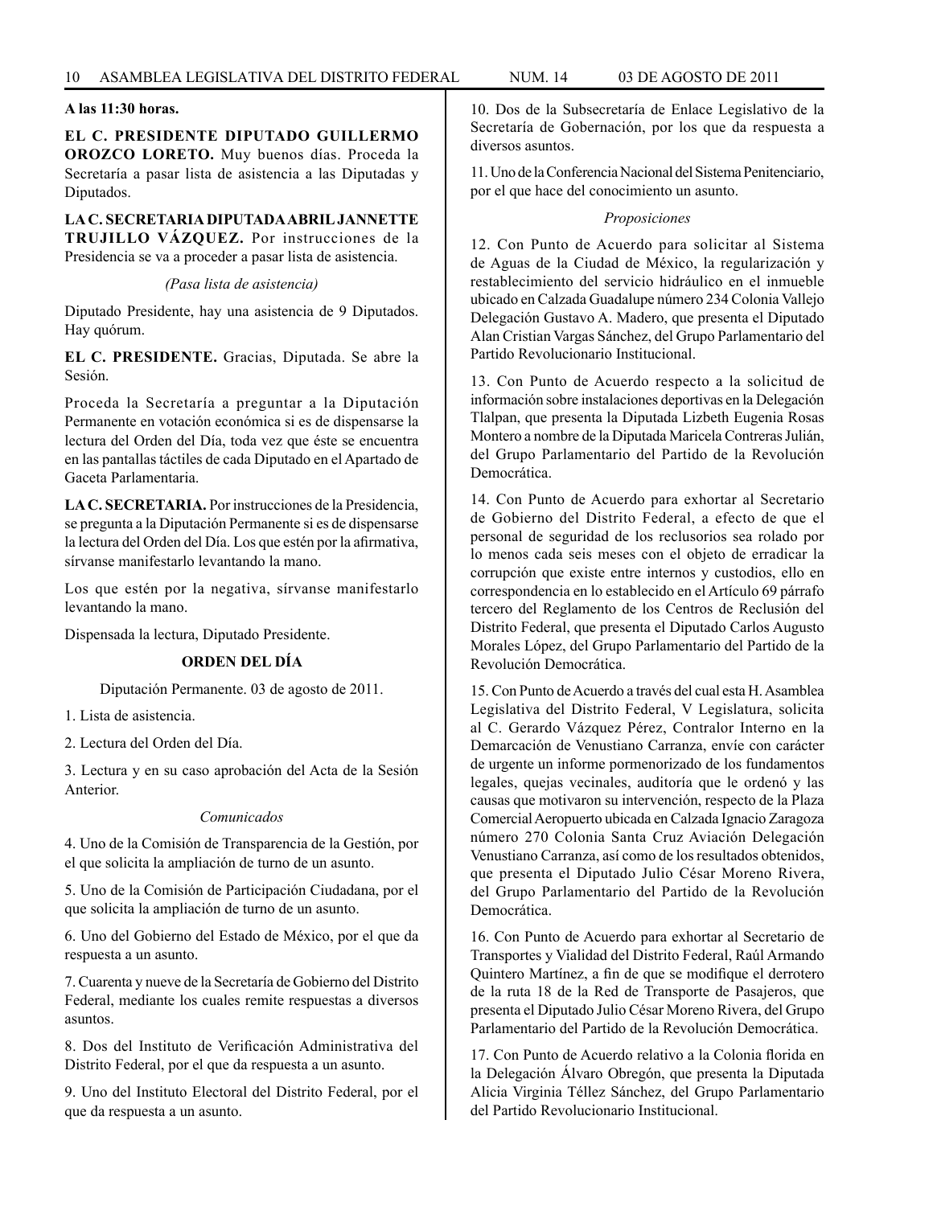**A las 11:30 horas.**

**EL C. PRESIDENTE DIPUTADO GUILLERMO OROZCO LORETO.** Muy buenos días. Proceda la Secretaría a pasar lista de asistencia a las Diputadas y Diputados.

**LA C. SECRETARIA DIPUTADA ABRIL JANNETTE TRUJILLO VÁZQUEZ.** Por instrucciones de la Presidencia se va a proceder a pasar lista de asistencia.

*(Pasa lista de asistencia)*

Diputado Presidente, hay una asistencia de 9 Diputados. Hay quórum.

**EL C. PRESIDENTE.** Gracias, Diputada. Se abre la Sesión.

Proceda la Secretaría a preguntar a la Diputación Permanente en votación económica si es de dispensarse la lectura del Orden del Día, toda vez que éste se encuentra en las pantallas táctiles de cada Diputado en el Apartado de Gaceta Parlamentaria.

**LA C. SECRETARIA.** Por instrucciones de la Presidencia, se pregunta a la Diputación Permanente si es de dispensarse la lectura del Orden del Día. Los que estén por la afirmativa, sírvanse manifestarlo levantando la mano.

Los que estén por la negativa, sírvanse manifestarlo levantando la mano.

Dispensada la lectura, Diputado Presidente.

**ORDEN DEL DÍA**

Diputación Permanente. 03 de agosto de 2011.

1. Lista de asistencia.

2. Lectura del Orden del Día.

3. Lectura y en su caso aprobación del Acta de la Sesión Anterior.

*Comunicados*

4. Uno de la Comisión de Transparencia de la Gestión, por el que solicita la ampliación de turno de un asunto.

5. Uno de la Comisión de Participación Ciudadana, por el que solicita la ampliación de turno de un asunto.

6. Uno del Gobierno del Estado de México, por el que da respuesta a un asunto.

7. Cuarenta y nueve de la Secretaría de Gobierno del Distrito Federal, mediante los cuales remite respuestas a diversos asuntos.

8. Dos del Instituto de Verificación Administrativa del Distrito Federal, por el que da respuesta a un asunto.

9. Uno del Instituto Electoral del Distrito Federal, por el que da respuesta a un asunto.

10. Dos de la Subsecretaría de Enlace Legislativo de la Secretaría de Gobernación, por los que da respuesta a diversos asuntos.

11. Uno de la Conferencia Nacional del Sistema Penitenciario, por el que hace del conocimiento un asunto.

*Proposiciones*

12. Con Punto de Acuerdo para solicitar al Sistema de Aguas de la Ciudad de México, la regularización y restablecimiento del servicio hidráulico en el inmueble ubicado en Calzada Guadalupe número 234 Colonia Vallejo Delegación Gustavo A. Madero, que presenta el Diputado Alan Cristian Vargas Sánchez, del Grupo Parlamentario del Partido Revolucionario Institucional.

13. Con Punto de Acuerdo respecto a la solicitud de información sobre instalaciones deportivas en la Delegación Tlalpan, que presenta la Diputada Lizbeth Eugenia Rosas Montero a nombre de la Diputada Maricela Contreras Julián, del Grupo Parlamentario del Partido de la Revolución Democrática.

14. Con Punto de Acuerdo para exhortar al Secretario de Gobierno del Distrito Federal, a efecto de que el personal de seguridad de los reclusorios sea rolado por lo menos cada seis meses con el objeto de erradicar la corrupción que existe entre internos y custodios, ello en correspondencia en lo establecido en el Artículo 69 párrafo tercero del Reglamento de los Centros de Reclusión del Distrito Federal, que presenta el Diputado Carlos Augusto Morales López, del Grupo Parlamentario del Partido de la Revolución Democrática.

15. Con Punto de Acuerdo a través del cual esta H. Asamblea Legislativa del Distrito Federal, V Legislatura, solicita al C. Gerardo Vázquez Pérez, Contralor Interno en la Demarcación de Venustiano Carranza, envíe con carácter de urgente un informe pormenorizado de los fundamentos legales, quejas vecinales, auditoría que le ordenó y las causas que motivaron su intervención, respecto de la Plaza Comercial Aeropuerto ubicada en Calzada Ignacio Zaragoza número 270 Colonia Santa Cruz Aviación Delegación Venustiano Carranza, así como de los resultados obtenidos, que presenta el Diputado Julio César Moreno Rivera, del Grupo Parlamentario del Partido de la Revolución Democrática.

16. Con Punto de Acuerdo para exhortar al Secretario de Transportes y Vialidad del Distrito Federal, Raúl Armando Quintero Martínez, a fin de que se modifique el derrotero de la ruta 18 de la Red de Transporte de Pasajeros, que presenta el Diputado Julio César Moreno Rivera, del Grupo Parlamentario del Partido de la Revolución Democrática.

17. Con Punto de Acuerdo relativo a la Colonia florida en la Delegación Álvaro Obregón, que presenta la Diputada Alicia Virginia Téllez Sánchez, del Grupo Parlamentario del Partido Revolucionario Institucional.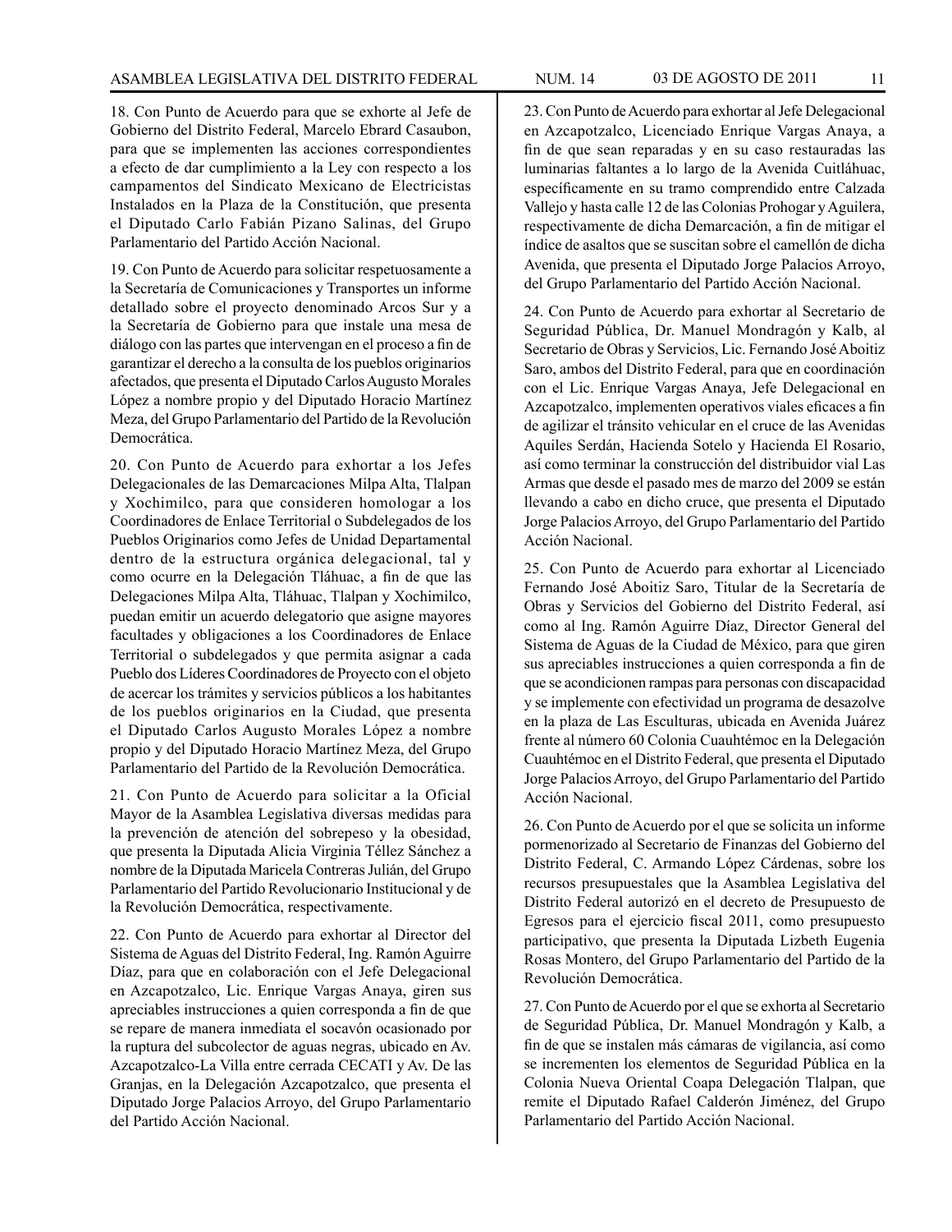18. Con Punto de Acuerdo para que se exhorte al Jefe de Gobierno del Distrito Federal, Marcelo Ebrard Casaubon, para que se implementen las acciones correspondientes a efecto de dar cumplimiento a la Ley con respecto a los campamentos del Sindicato Mexicano de Electricistas Instalados en la Plaza de la Constitución, que presenta el Diputado Carlo Fabián Pizano Salinas, del Grupo Parlamentario del Partido Acción Nacional.

19. Con Punto de Acuerdo para solicitar respetuosamente a la Secretaría de Comunicaciones y Transportes un informe detallado sobre el proyecto denominado Arcos Sur y a la Secretaría de Gobierno para que instale una mesa de diálogo con las partes que intervengan en el proceso a fin de garantizar el derecho a la consulta de los pueblos originarios afectados, que presenta el Diputado Carlos Augusto Morales López a nombre propio y del Diputado Horacio Martínez Meza, del Grupo Parlamentario del Partido de la Revolución Democrática.

20. Con Punto de Acuerdo para exhortar a los Jefes Delegacionales de las Demarcaciones Milpa Alta, Tlalpan y Xochimilco, para que consideren homologar a los Coordinadores de Enlace Territorial o Subdelegados de los Pueblos Originarios como Jefes de Unidad Departamental dentro de la estructura orgánica delegacional, tal y como ocurre en la Delegación Tláhuac, a fin de que las Delegaciones Milpa Alta, Tláhuac, Tlalpan y Xochimilco, puedan emitir un acuerdo delegatorio que asigne mayores facultades y obligaciones a los Coordinadores de Enlace Territorial o subdelegados y que permita asignar a cada Pueblo dos Líderes Coordinadores de Proyecto con el objeto de acercar los trámites y servicios públicos a los habitantes de los pueblos originarios en la Ciudad, que presenta el Diputado Carlos Augusto Morales López a nombre propio y del Diputado Horacio Martínez Meza, del Grupo Parlamentario del Partido de la Revolución Democrática.

21. Con Punto de Acuerdo para solicitar a la Oficial Mayor de la Asamblea Legislativa diversas medidas para la prevención de atención del sobrepeso y la obesidad, que presenta la Diputada Alicia Virginia Téllez Sánchez a nombre de la Diputada Maricela Contreras Julián, del Grupo Parlamentario del Partido Revolucionario Institucional y de la Revolución Democrática, respectivamente.

22. Con Punto de Acuerdo para exhortar al Director del Sistema de Aguas del Distrito Federal, Ing. Ramón Aguirre Díaz, para que en colaboración con el Jefe Delegacional en Azcapotzalco, Lic. Enrique Vargas Anaya, giren sus apreciables instrucciones a quien corresponda a fin de que se repare de manera inmediata el socavón ocasionado por la ruptura del subcolector de aguas negras, ubicado en Av. Azcapotzalco-La Villa entre cerrada CECATI y Av. De las Granjas, en la Delegación Azcapotzalco, que presenta el Diputado Jorge Palacios Arroyo, del Grupo Parlamentario del Partido Acción Nacional.

23. Con Punto de Acuerdo para exhortar al Jefe Delegacional en Azcapotzalco, Licenciado Enrique Vargas Anaya, a fin de que sean reparadas y en su caso restauradas las luminarias faltantes a lo largo de la Avenida Cuitláhuac, específicamente en su tramo comprendido entre Calzada Vallejo y hasta calle 12 de las Colonias Prohogar y Aguilera, respectivamente de dicha Demarcación, a fin de mitigar el índice de asaltos que se suscitan sobre el camellón de dicha Avenida, que presenta el Diputado Jorge Palacios Arroyo, del Grupo Parlamentario del Partido Acción Nacional.

24. Con Punto de Acuerdo para exhortar al Secretario de Seguridad Pública, Dr. Manuel Mondragón y Kalb, al Secretario de Obras y Servicios, Lic. Fernando José Aboitiz Saro, ambos del Distrito Federal, para que en coordinación con el Lic. Enrique Vargas Anaya, Jefe Delegacional en Azcapotzalco, implementen operativos viales eficaces a fin de agilizar el tránsito vehicular en el cruce de las Avenidas Aquiles Serdán, Hacienda Sotelo y Hacienda El Rosario, así como terminar la construcción del distribuidor vial Las Armas que desde el pasado mes de marzo del 2009 se están llevando a cabo en dicho cruce, que presenta el Diputado Jorge Palacios Arroyo, del Grupo Parlamentario del Partido Acción Nacional.

25. Con Punto de Acuerdo para exhortar al Licenciado Fernando José Aboitiz Saro, Titular de la Secretaría de Obras y Servicios del Gobierno del Distrito Federal, así como al Ing. Ramón Aguirre Díaz, Director General del Sistema de Aguas de la Ciudad de México, para que giren sus apreciables instrucciones a quien corresponda a fin de que se acondicionen rampas para personas con discapacidad y se implemente con efectividad un programa de desazolve en la plaza de Las Esculturas, ubicada en Avenida Juárez frente al número 60 Colonia Cuauhtémoc en la Delegación Cuauhtémoc en el Distrito Federal, que presenta el Diputado Jorge Palacios Arroyo, del Grupo Parlamentario del Partido Acción Nacional.

26. Con Punto de Acuerdo por el que se solicita un informe pormenorizado al Secretario de Finanzas del Gobierno del Distrito Federal, C. Armando López Cárdenas, sobre los recursos presupuestales que la Asamblea Legislativa del Distrito Federal autorizó en el decreto de Presupuesto de Egresos para el ejercicio fiscal 2011, como presupuesto participativo, que presenta la Diputada Lizbeth Eugenia Rosas Montero, del Grupo Parlamentario del Partido de la Revolución Democrática.

27. Con Punto de Acuerdo por el que se exhorta al Secretario de Seguridad Pública, Dr. Manuel Mondragón y Kalb, a fin de que se instalen más cámaras de vigilancia, así como se incrementen los elementos de Seguridad Pública en la Colonia Nueva Oriental Coapa Delegación Tlalpan, que remite el Diputado Rafael Calderón Jiménez, del Grupo Parlamentario del Partido Acción Nacional.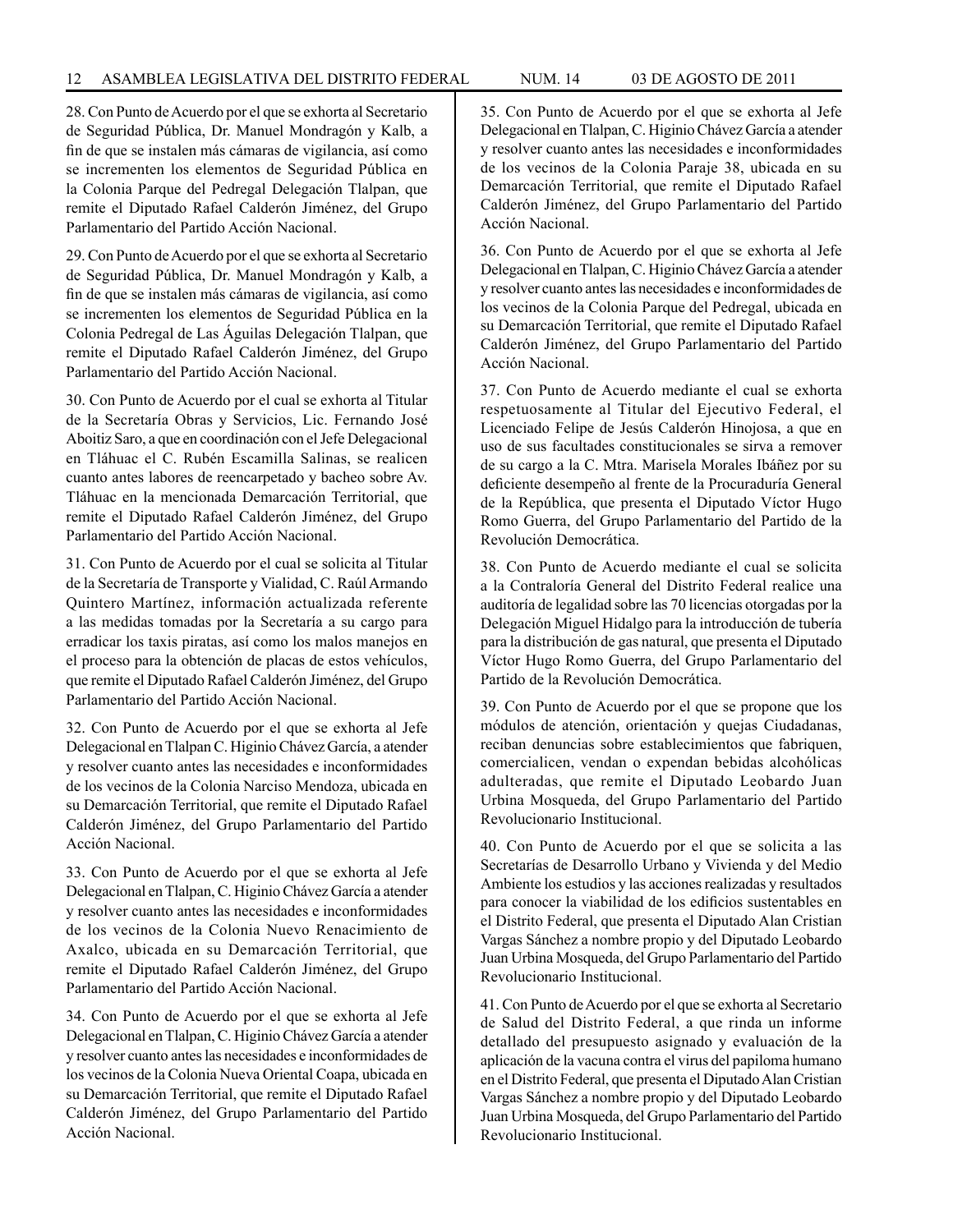28. Con Punto de Acuerdo por el que se exhorta al Secretario de Seguridad Pública, Dr. Manuel Mondragón y Kalb, a fin de que se instalen más cámaras de vigilancia, así como se incrementen los elementos de Seguridad Pública en la Colonia Parque del Pedregal Delegación Tlalpan, que remite el Diputado Rafael Calderón Jiménez, del Grupo Parlamentario del Partido Acción Nacional.

29. Con Punto de Acuerdo por el que se exhorta al Secretario de Seguridad Pública, Dr. Manuel Mondragón y Kalb, a fin de que se instalen más cámaras de vigilancia, así como se incrementen los elementos de Seguridad Pública en la Colonia Pedregal de Las Águilas Delegación Tlalpan, que remite el Diputado Rafael Calderón Jiménez, del Grupo Parlamentario del Partido Acción Nacional.

30. Con Punto de Acuerdo por el cual se exhorta al Titular de la Secretaría Obras y Servicios, Lic. Fernando José Aboitiz Saro, a que en coordinación con el Jefe Delegacional en Tláhuac el C. Rubén Escamilla Salinas, se realicen cuanto antes labores de reencarpetado y bacheo sobre Av. Tláhuac en la mencionada Demarcación Territorial, que remite el Diputado Rafael Calderón Jiménez, del Grupo Parlamentario del Partido Acción Nacional.

31. Con Punto de Acuerdo por el cual se solicita al Titular de la Secretaría de Transporte y Vialidad, C. Raúl Armando Quintero Martínez, información actualizada referente a las medidas tomadas por la Secretaría a su cargo para erradicar los taxis piratas, así como los malos manejos en el proceso para la obtención de placas de estos vehículos, que remite el Diputado Rafael Calderón Jiménez, del Grupo Parlamentario del Partido Acción Nacional.

32. Con Punto de Acuerdo por el que se exhorta al Jefe Delegacional en Tlalpan C. Higinio Chávez García, a atender y resolver cuanto antes las necesidades e inconformidades de los vecinos de la Colonia Narciso Mendoza, ubicada en su Demarcación Territorial, que remite el Diputado Rafael Calderón Jiménez, del Grupo Parlamentario del Partido Acción Nacional.

33. Con Punto de Acuerdo por el que se exhorta al Jefe Delegacional en Tlalpan, C. Higinio Chávez García a atender y resolver cuanto antes las necesidades e inconformidades de los vecinos de la Colonia Nuevo Renacimiento de Axalco, ubicada en su Demarcación Territorial, que remite el Diputado Rafael Calderón Jiménez, del Grupo Parlamentario del Partido Acción Nacional.

34. Con Punto de Acuerdo por el que se exhorta al Jefe Delegacional en Tlalpan, C. Higinio Chávez García a atender y resolver cuanto antes las necesidades e inconformidades de los vecinos de la Colonia Nueva Oriental Coapa, ubicada en su Demarcación Territorial, que remite el Diputado Rafael Calderón Jiménez, del Grupo Parlamentario del Partido Acción Nacional.

35. Con Punto de Acuerdo por el que se exhorta al Jefe Delegacional en Tlalpan, C. Higinio Chávez García a atender y resolver cuanto antes las necesidades e inconformidades de los vecinos de la Colonia Paraje 38, ubicada en su Demarcación Territorial, que remite el Diputado Rafael Calderón Jiménez, del Grupo Parlamentario del Partido Acción Nacional.

36. Con Punto de Acuerdo por el que se exhorta al Jefe Delegacional en Tlalpan, C. Higinio Chávez García a atender y resolver cuanto antes las necesidades e inconformidades de los vecinos de la Colonia Parque del Pedregal, ubicada en su Demarcación Territorial, que remite el Diputado Rafael Calderón Jiménez, del Grupo Parlamentario del Partido Acción Nacional.

37. Con Punto de Acuerdo mediante el cual se exhorta respetuosamente al Titular del Ejecutivo Federal, el Licenciado Felipe de Jesús Calderón Hinojosa, a que en uso de sus facultades constitucionales se sirva a remover de su cargo a la C. Mtra. Marisela Morales Ibáñez por su deficiente desempeño al frente de la Procuraduría General de la República, que presenta el Diputado Víctor Hugo Romo Guerra, del Grupo Parlamentario del Partido de la Revolución Democrática.

38. Con Punto de Acuerdo mediante el cual se solicita a la Contraloría General del Distrito Federal realice una auditoría de legalidad sobre las 70 licencias otorgadas por la Delegación Miguel Hidalgo para la introducción de tubería para la distribución de gas natural, que presenta el Diputado Víctor Hugo Romo Guerra, del Grupo Parlamentario del Partido de la Revolución Democrática.

39. Con Punto de Acuerdo por el que se propone que los módulos de atención, orientación y quejas Ciudadanas, reciban denuncias sobre establecimientos que fabriquen, comercialicen, vendan o expendan bebidas alcohólicas adulteradas, que remite el Diputado Leobardo Juan Urbina Mosqueda, del Grupo Parlamentario del Partido Revolucionario Institucional.

40. Con Punto de Acuerdo por el que se solicita a las Secretarías de Desarrollo Urbano y Vivienda y del Medio Ambiente los estudios y las acciones realizadas y resultados para conocer la viabilidad de los edificios sustentables en el Distrito Federal, que presenta el Diputado Alan Cristian Vargas Sánchez a nombre propio y del Diputado Leobardo Juan Urbina Mosqueda, del Grupo Parlamentario del Partido Revolucionario Institucional.

41. Con Punto de Acuerdo por el que se exhorta al Secretario de Salud del Distrito Federal, a que rinda un informe detallado del presupuesto asignado y evaluación de la aplicación de la vacuna contra el virus del papiloma humano en el Distrito Federal, que presenta el Diputado Alan Cristian Vargas Sánchez a nombre propio y del Diputado Leobardo Juan Urbina Mosqueda, del Grupo Parlamentario del Partido Revolucionario Institucional.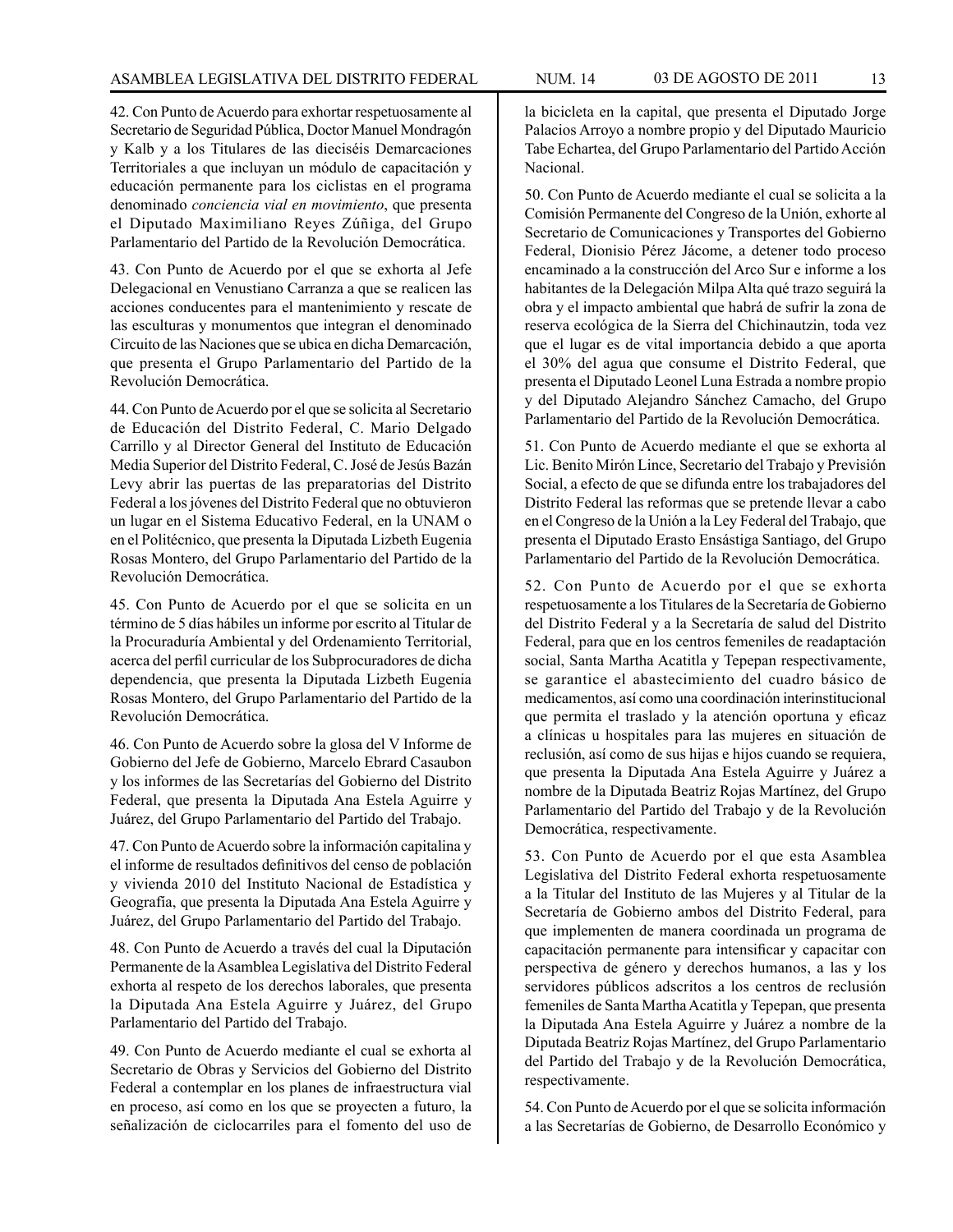42. Con Punto de Acuerdo para exhortar respetuosamente al Secretario de Seguridad Pública, Doctor Manuel Mondragón y Kalb y a los Titulares de las dieciséis Demarcaciones Territoriales a que incluyan un módulo de capacitación y educación permanente para los ciclistas en el programa denominado *conciencia vial en movimiento*, que presenta el Diputado Maximiliano Reyes Zúñiga, del Grupo Parlamentario del Partido de la Revolución Democrática.

43. Con Punto de Acuerdo por el que se exhorta al Jefe Delegacional en Venustiano Carranza a que se realicen las acciones conducentes para el mantenimiento y rescate de las esculturas y monumentos que integran el denominado Circuito de las Naciones que se ubica en dicha Demarcación, que presenta el Grupo Parlamentario del Partido de la Revolución Democrática.

44. Con Punto de Acuerdo por el que se solicita al Secretario de Educación del Distrito Federal, C. Mario Delgado Carrillo y al Director General del Instituto de Educación Media Superior del Distrito Federal, C. José de Jesús Bazán Levy abrir las puertas de las preparatorias del Distrito Federal a los jóvenes del Distrito Federal que no obtuvieron un lugar en el Sistema Educativo Federal, en la UNAM o en el Politécnico, que presenta la Diputada Lizbeth Eugenia Rosas Montero, del Grupo Parlamentario del Partido de la Revolución Democrática.

45. Con Punto de Acuerdo por el que se solicita en un término de 5 días hábiles un informe por escrito al Titular de la Procuraduría Ambiental y del Ordenamiento Territorial, acerca del perfil curricular de los Subprocuradores de dicha dependencia, que presenta la Diputada Lizbeth Eugenia Rosas Montero, del Grupo Parlamentario del Partido de la Revolución Democrática.

46. Con Punto de Acuerdo sobre la glosa del V Informe de Gobierno del Jefe de Gobierno, Marcelo Ebrard Casaubon y los informes de las Secretarías del Gobierno del Distrito Federal, que presenta la Diputada Ana Estela Aguirre y Juárez, del Grupo Parlamentario del Partido del Trabajo.

47. Con Punto de Acuerdo sobre la información capitalina y el informe de resultados definitivos del censo de población y vivienda 2010 del Instituto Nacional de Estadística y Geografía, que presenta la Diputada Ana Estela Aguirre y Juárez, del Grupo Parlamentario del Partido del Trabajo.

48. Con Punto de Acuerdo a través del cual la Diputación Permanente de la Asamblea Legislativa del Distrito Federal exhorta al respeto de los derechos laborales, que presenta la Diputada Ana Estela Aguirre y Juárez, del Grupo Parlamentario del Partido del Trabajo.

49. Con Punto de Acuerdo mediante el cual se exhorta al Secretario de Obras y Servicios del Gobierno del Distrito Federal a contemplar en los planes de infraestructura vial en proceso, así como en los que se proyecten a futuro, la señalización de ciclocarriles para el fomento del uso de la bicicleta en la capital, que presenta el Diputado Jorge Palacios Arroyo a nombre propio y del Diputado Mauricio Tabe Echartea, del Grupo Parlamentario del Partido Acción Nacional.

50. Con Punto de Acuerdo mediante el cual se solicita a la Comisión Permanente del Congreso de la Unión, exhorte al Secretario de Comunicaciones y Transportes del Gobierno Federal, Dionisio Pérez Jácome, a detener todo proceso encaminado a la construcción del Arco Sur e informe a los habitantes de la Delegación Milpa Alta qué trazo seguirá la obra y el impacto ambiental que habrá de sufrir la zona de reserva ecológica de la Sierra del Chichinautzin, toda vez que el lugar es de vital importancia debido a que aporta el 30% del agua que consume el Distrito Federal, que presenta el Diputado Leonel Luna Estrada a nombre propio y del Diputado Alejandro Sánchez Camacho, del Grupo Parlamentario del Partido de la Revolución Democrática.

51. Con Punto de Acuerdo mediante el que se exhorta al Lic. Benito Mirón Lince, Secretario del Trabajo y Previsión Social, a efecto de que se difunda entre los trabajadores del Distrito Federal las reformas que se pretende llevar a cabo en el Congreso de la Unión a la Ley Federal del Trabajo, que presenta el Diputado Erasto Ensástiga Santiago, del Grupo Parlamentario del Partido de la Revolución Democrática.

52. Con Punto de Acuerdo por el que se exhorta respetuosamente a los Titulares de la Secretaría de Gobierno del Distrito Federal y a la Secretaría de salud del Distrito Federal, para que en los centros femeniles de readaptación social, Santa Martha Acatitla y Tepepan respectivamente, se garantice el abastecimiento del cuadro básico de medicamentos, así como una coordinación interinstitucional que permita el traslado y la atención oportuna y eficaz a clínicas u hospitales para las mujeres en situación de reclusión, así como de sus hijas e hijos cuando se requiera, que presenta la Diputada Ana Estela Aguirre y Juárez a nombre de la Diputada Beatriz Rojas Martínez, del Grupo Parlamentario del Partido del Trabajo y de la Revolución Democrática, respectivamente.

53. Con Punto de Acuerdo por el que esta Asamblea Legislativa del Distrito Federal exhorta respetuosamente a la Titular del Instituto de las Mujeres y al Titular de la Secretaría de Gobierno ambos del Distrito Federal, para que implementen de manera coordinada un programa de capacitación permanente para intensificar y capacitar con perspectiva de género y derechos humanos, a las y los servidores públicos adscritos a los centros de reclusión femeniles de Santa Martha Acatitla y Tepepan, que presenta la Diputada Ana Estela Aguirre y Juárez a nombre de la Diputada Beatriz Rojas Martínez, del Grupo Parlamentario del Partido del Trabajo y de la Revolución Democrática, respectivamente.

54. Con Punto de Acuerdo por el que se solicita información a las Secretarías de Gobierno, de Desarrollo Económico y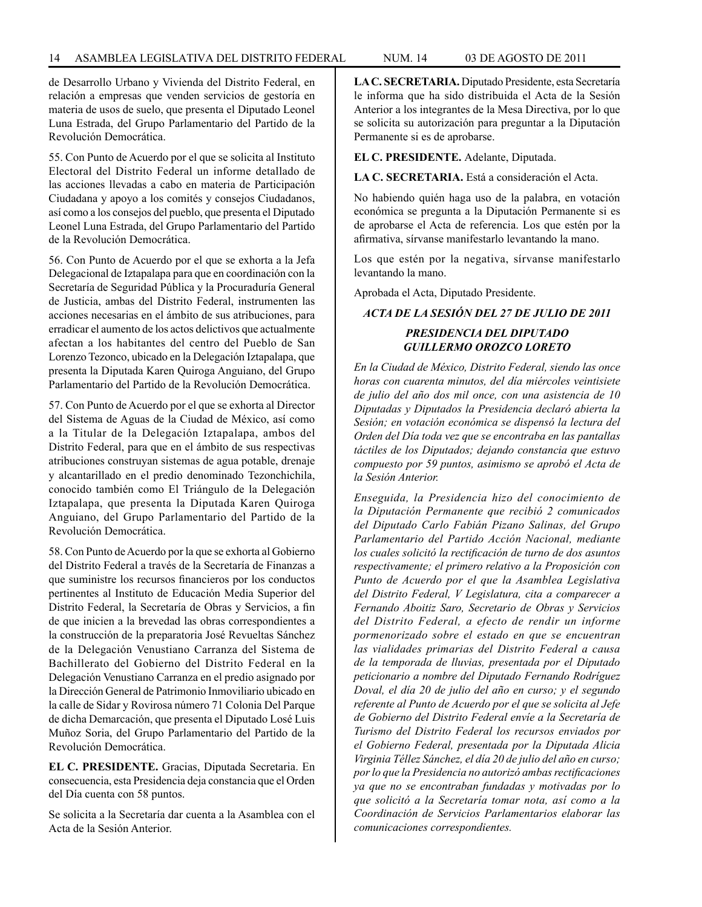de Desarrollo Urbano y Vivienda del Distrito Federal, en relación a empresas que venden servicios de gestoría en materia de usos de suelo, que presenta el Diputado Leonel Luna Estrada, del Grupo Parlamentario del Partido de la Revolución Democrática.

55. Con Punto de Acuerdo por el que se solicita al Instituto Electoral del Distrito Federal un informe detallado de las acciones llevadas a cabo en materia de Participación Ciudadana y apoyo a los comités y consejos Ciudadanos, así como a los consejos del pueblo, que presenta el Diputado Leonel Luna Estrada, del Grupo Parlamentario del Partido de la Revolución Democrática.

56. Con Punto de Acuerdo por el que se exhorta a la Jefa Delegacional de Iztapalapa para que en coordinación con la Secretaría de Seguridad Pública y la Procuraduría General de Justicia, ambas del Distrito Federal, instrumenten las acciones necesarias en el ámbito de sus atribuciones, para erradicar el aumento de los actos delictivos que actualmente afectan a los habitantes del centro del Pueblo de San Lorenzo Tezonco, ubicado en la Delegación Iztapalapa, que presenta la Diputada Karen Quiroga Anguiano, del Grupo Parlamentario del Partido de la Revolución Democrática.

57. Con Punto de Acuerdo por el que se exhorta al Director del Sistema de Aguas de la Ciudad de México, así como a la Titular de la Delegación Iztapalapa, ambos del Distrito Federal, para que en el ámbito de sus respectivas atribuciones construyan sistemas de agua potable, drenaje y alcantarillado en el predio denominado Tezonchichila, conocido también como El Triángulo de la Delegación Iztapalapa, que presenta la Diputada Karen Quiroga Anguiano, del Grupo Parlamentario del Partido de la Revolución Democrática.

58. Con Punto de Acuerdo por la que se exhorta al Gobierno del Distrito Federal a través de la Secretaría de Finanzas a que suministre los recursos financieros por los conductos pertinentes al Instituto de Educación Media Superior del Distrito Federal, la Secretaría de Obras y Servicios, a fin de que inicien a la brevedad las obras correspondientes a la construcción de la preparatoria José Revueltas Sánchez de la Delegación Venustiano Carranza del Sistema de Bachillerato del Gobierno del Distrito Federal en la Delegación Venustiano Carranza en el predio asignado por la Dirección General de Patrimonio Inmoviliario ubicado en la calle de Sidar y Rovirosa número 71 Colonia Del Parque de dicha Demarcación, que presenta el Diputado Losé Luis Muñoz Soria, del Grupo Parlamentario del Partido de la Revolución Democrática.

**EL C. PRESIDENTE.** Gracias, Diputada Secretaria. En consecuencia, esta Presidencia deja constancia que el Orden del Día cuenta con 58 puntos.

Se solicita a la Secretaría dar cuenta a la Asamblea con el Acta de la Sesión Anterior.

**LA C. SECRETARIA.** Diputado Presidente, esta Secretaría le informa que ha sido distribuida el Acta de la Sesión Anterior a los integrantes de la Mesa Directiva, por lo que se solicita su autorización para preguntar a la Diputación Permanente si es de aprobarse.

**EL C. PRESIDENTE.** Adelante, Diputada.

**LA C. SECRETARIA.** Está a consideración el Acta.

No habiendo quién haga uso de la palabra, en votación económica se pregunta a la Diputación Permanente si es de aprobarse el Acta de referencia. Los que estén por la afirmativa, sírvanse manifestarlo levantando la mano.

Los que estén por la negativa, sírvanse manifestarlo levantando la mano.

Aprobada el Acta, Diputado Presidente.

***ACTA DE LA SESIÓN DEL 27 DE JULIO DE 2011***

***PRESIDENCIA DEL DIPUTADO GUILLERMO OROZCO LORETO***

*En la Ciudad de México, Distrito Federal, siendo las once horas con cuarenta minutos, del día miércoles veintisiete de julio del año dos mil once, con una asistencia de 10 Diputadas y Diputados la Presidencia declaró abierta la Sesión; en votación económica se dispensó la lectura del Orden del Día toda vez que se encontraba en las pantallas táctiles de los Diputados; dejando constancia que estuvo compuesto por 59 puntos, asimismo se aprobó el Acta de la Sesión Anterior.*

*Enseguida, la Presidencia hizo del conocimiento de la Diputación Permanente que recibió 2 comunicados del Diputado Carlo Fabián Pizano Salinas, del Grupo Parlamentario del Partido Acción Nacional, mediante los cuales solicitó la rectificación de turno de dos asuntos respectivamente; el primero relativo a la Proposición con Punto de Acuerdo por el que la Asamblea Legislativa del Distrito Federal, V Legislatura, cita a comparecer a Fernando Aboitiz Saro, Secretario de Obras y Servicios del Distrito Federal, a efecto de rendir un informe pormenorizado sobre el estado en que se encuentran las vialidades primarias del Distrito Federal a causa de la temporada de lluvias, presentada por el Diputado peticionario a nombre del Diputado Fernando Rodríguez Doval, el día 20 de julio del año en curso; y el segundo referente al Punto de Acuerdo por el que se solicita al Jefe de Gobierno del Distrito Federal envíe a la Secretaría de Turismo del Distrito Federal los recursos enviados por el Gobierno Federal, presentada por la Diputada Alicia Virginia Téllez Sánchez, el día 20 de julio del año en curso; por lo que la Presidencia no autorizó ambas rectificaciones ya que no se encontraban fundadas y motivadas por lo que solicitó a la Secretaría tomar nota, así como a la Coordinación de Servicios Parlamentarios elaborar las comunicaciones correspondientes.*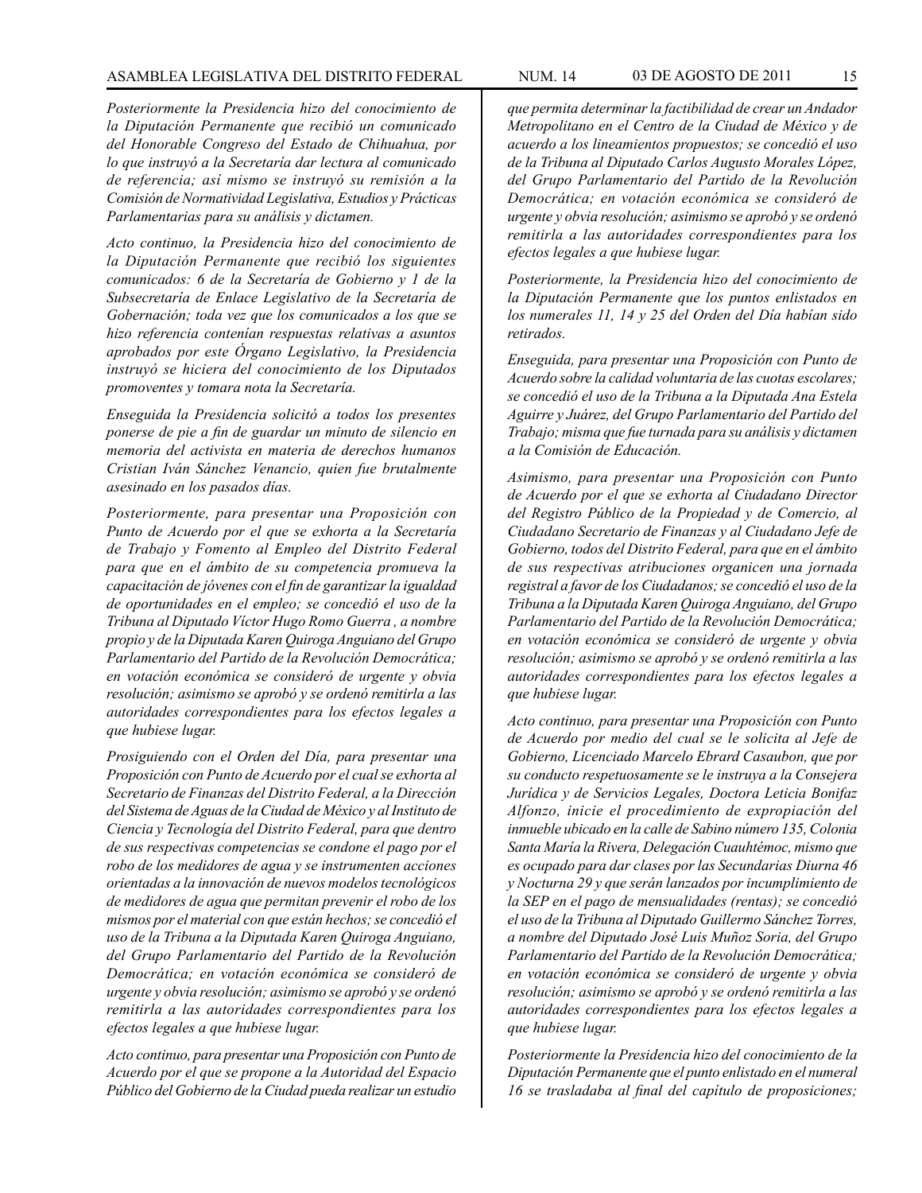*Posteriormente la Presidencia hizo del conocimiento de la Diputación Permanente que recibió un comunicado del Honorable Congreso del Estado de Chihuahua, por lo que instruyó a la Secretaría dar lectura al comunicado de referencia; así mismo se instruyó su remisión a la Comisión de Normatividad Legislativa, Estudios y Prácticas Parlamentarias para su análisis y dictamen.*

*Acto continuo, la Presidencia hizo del conocimiento de la Diputación Permanente que recibió los siguientes comunicados: 6 de la Secretaría de Gobierno y 1 de la Subsecretaría de Enlace Legislativo de la Secretaría de Gobernación; toda vez que los comunicados a los que se hizo referencia contenían respuestas relativas a asuntos aprobados por este Órgano Legislativo, la Presidencia instruyó se hiciera del conocimiento de los Diputados promoventes y tomara nota la Secretaría.*

*Enseguida la Presidencia solicitó a todos los presentes ponerse de pie a fin de guardar un minuto de silencio en memoria del activista en materia de derechos humanos Cristian Iván Sánchez Venancio, quien fue brutalmente asesinado en los pasados días.*

*Posteriormente, para presentar una Proposición con Punto de Acuerdo por el que se exhorta a la Secretaría de Trabajo y Fomento al Empleo del Distrito Federal para que en el ámbito de su competencia promueva la capacitación de jóvenes con el fin de garantizar la igualdad de oportunidades en el empleo; se concedió el uso de la Tribuna al Diputado Víctor Hugo Romo Guerra , a nombre propio y de la Diputada Karen Quiroga Anguiano del Grupo Parlamentario del Partido de la Revolución Democrática; en votación económica se consideró de urgente y obvia resolución; asimismo se aprobó y se ordenó remitirla a las autoridades correspondientes para los efectos legales a que hubiese lugar.*

*Prosiguiendo con el Orden del Día, para presentar una Proposición con Punto de Acuerdo por el cual se exhorta al Secretario de Finanzas del Distrito Federal, a la Dirección del Sistema de Aguas de la Ciudad de México y al Instituto de Ciencia y Tecnología del Distrito Federal, para que dentro de sus respectivas competencias se condone el pago por el robo de los medidores de agua y se instrumenten acciones orientadas a la innovación de nuevos modelos tecnológicos de medidores de agua que permitan prevenir el robo de los mismos por el material con que están hechos; se concedió el uso de la Tribuna a la Diputada Karen Quiroga Anguiano, del Grupo Parlamentario del Partido de la Revolución Democrática; en votación económica se consideró de urgente y obvia resolución; asimismo se aprobó y se ordenó remitirla a las autoridades correspondientes para los efectos legales a que hubiese lugar.*

*Acto continuo, para presentar una Proposición con Punto de Acuerdo por el que se propone a la Autoridad del Espacio Público del Gobierno de la Ciudad pueda realizar un estudio que permita determinar la factibilidad de crear un Andador Metropolitano en el Centro de la Ciudad de México y de acuerdo a los lineamientos propuestos; se concedió el uso de la Tribuna al Diputado Carlos Augusto Morales López, del Grupo Parlamentario del Partido de la Revolución Democrática; en votación económica se consideró de urgente y obvia resolución; asimismo se aprobó y se ordenó remitirla a las autoridades correspondientes para los efectos legales a que hubiese lugar.*

*Posteriormente, la Presidencia hizo del conocimiento de la Diputación Permanente que los puntos enlistados en los numerales 11, 14 y 25 del Orden del Día habían sido retirados.*

*Enseguida, para presentar una Proposición con Punto de Acuerdo sobre la calidad voluntaria de las cuotas escolares; se concedió el uso de la Tribuna a la Diputada Ana Estela Aguirre y Juárez, del Grupo Parlamentario del Partido del Trabajo; misma que fue turnada para su análisis y dictamen a la Comisión de Educación.*

*Asimismo, para presentar una Proposición con Punto de Acuerdo por el que se exhorta al Ciudadano Director del Registro Público de la Propiedad y de Comercio, al Ciudadano Secretario de Finanzas y al Ciudadano Jefe de Gobierno, todos del Distrito Federal, para que en el ámbito de sus respectivas atribuciones organicen una jornada registral a favor de los Ciudadanos; se concedió el uso de la Tribuna a la Diputada Karen Quiroga Anguiano, del Grupo Parlamentario del Partido de la Revolución Democrática; en votación económica se consideró de urgente y obvia resolución; asimismo se aprobó y se ordenó remitirla a las autoridades correspondientes para los efectos legales a que hubiese lugar.*

*Acto continuo, para presentar una Proposición con Punto de Acuerdo por medio del cual se le solicita al Jefe de Gobierno, Licenciado Marcelo Ebrard Casaubon, que por su conducto respetuosamente se le instruya a la Consejera Jurídica y de Servicios Legales, Doctora Leticia Bonifaz Alfonzo, inicie el procedimiento de expropiación del inmueble ubicado en la calle de Sabino número 135, Colonia Santa María la Rivera, Delegación Cuauhtémoc, mismo que es ocupado para dar clases por las Secundarias Diurna 46 y Nocturna 29 y que serán lanzados por incumplimiento de la SEP en el pago de mensualidades (rentas); se concedió el uso de la Tribuna al Diputado Guillermo Sánchez Torres, a nombre del Diputado José Luis Muñoz Soria, del Grupo Parlamentario del Partido de la Revolución Democrática; en votación económica se consideró de urgente y obvia resolución; asimismo se aprobó y se ordenó remitirla a las autoridades correspondientes para los efectos legales a que hubiese lugar.*

*Posteriormente la Presidencia hizo del conocimiento de la Diputación Permanente que el punto enlistado en el numeral 16 se trasladaba al final del capítulo de proposiciones;*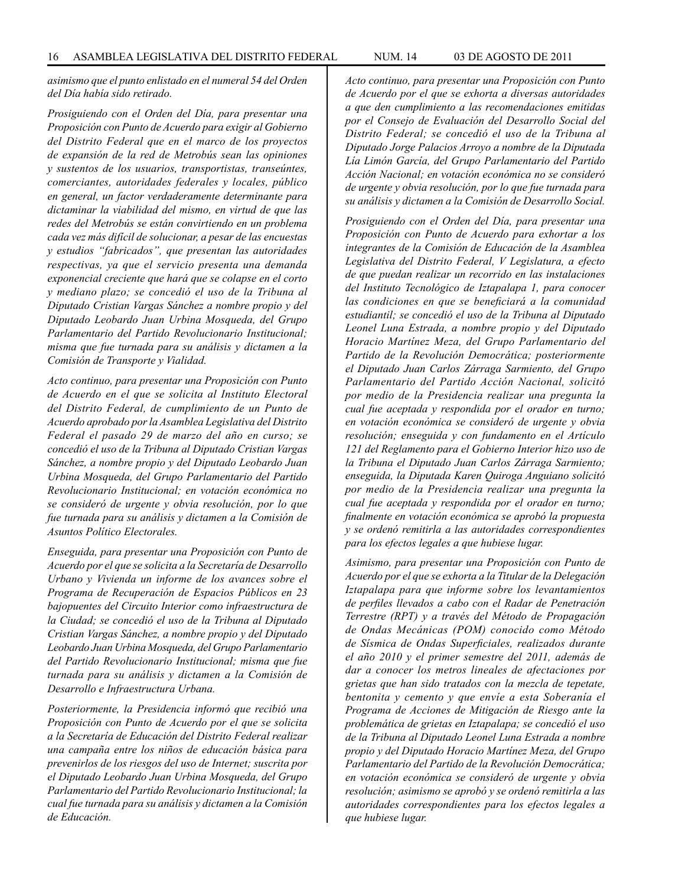*asimismo que el punto enlistado en el numeral 54 del Orden del Día había sido retirado.*

*Prosiguiendo con el Orden del Día, para presentar una Proposición con Punto de Acuerdo para exigir al Gobierno del Distrito Federal que en el marco de los proyectos de expansión de la red de Metrobús sean las opiniones y sustentos de los usuarios, transportistas, transeúntes, comerciantes, autoridades federales y locales, público en general, un factor verdaderamente determinante para dictaminar la viabilidad del mismo, en virtud de que las redes del Metrobús se están convirtiendo en un problema cada vez más difícil de solucionar, a pesar de las encuestas y estudios "fabricados", que presentan las autoridades respectivas, ya que el servicio presenta una demanda exponencial creciente que hará que se colapse en el corto y mediano plazo; se concedió el uso de la Tribuna al Diputado Cristian Vargas Sánchez a nombre propio y del Diputado Leobardo Juan Urbina Mosqueda, del Grupo Parlamentario del Partido Revolucionario Institucional; misma que fue turnada para su análisis y dictamen a la Comisión de Transporte y Vialidad.*

*Acto continuo, para presentar una Proposición con Punto de Acuerdo en el que se solicita al Instituto Electoral del Distrito Federal, de cumplimiento de un Punto de Acuerdo aprobado por la Asamblea Legislativa del Distrito Federal el pasado 29 de marzo del año en curso; se concedió el uso de la Tribuna al Diputado Cristian Vargas Sánchez, a nombre propio y del Diputado Leobardo Juan Urbina Mosqueda, del Grupo Parlamentario del Partido Revolucionario Institucional; en votación económica no se consideró de urgente y obvia resolución, por lo que fue turnada para su análisis y dictamen a la Comisión de Asuntos Político Electorales.*

*Enseguida, para presentar una Proposición con Punto de Acuerdo por el que se solicita a la Secretaría de Desarrollo Urbano y Vivienda un informe de los avances sobre el Programa de Recuperación de Espacios Públicos en 23 bajopuentes del Circuito Interior como infraestructura de la Ciudad; se concedió el uso de la Tribuna al Diputado Cristian Vargas Sánchez, a nombre propio y del Diputado Leobardo Juan Urbina Mosqueda, del Grupo Parlamentario del Partido Revolucionario Institucional; misma que fue turnada para su análisis y dictamen a la Comisión de Desarrollo e Infraestructura Urbana.*

*Posteriormente, la Presidencia informó que recibió una Proposición con Punto de Acuerdo por el que se solicita a la Secretaría de Educación del Distrito Federal realizar una campaña entre los niños de educación básica para prevenirlos de los riesgos del uso de Internet; suscrita por el Diputado Leobardo Juan Urbina Mosqueda, del Grupo Parlamentario del Partido Revolucionario Institucional; la cual fue turnada para su análisis y dictamen a la Comisión de Educación.*

*Acto continuo, para presentar una Proposición con Punto de Acuerdo por el que se exhorta a diversas autoridades a que den cumplimiento a las recomendaciones emitidas por el Consejo de Evaluación del Desarrollo Social del Distrito Federal; se concedió el uso de la Tribuna al Diputado Jorge Palacios Arroyo a nombre de la Diputada Lía Limón García, del Grupo Parlamentario del Partido Acción Nacional; en votación económica no se consideró de urgente y obvia resolución, por lo que fue turnada para su análisis y dictamen a la Comisión de Desarrollo Social.*

*Prosiguiendo con el Orden del Día, para presentar una Proposición con Punto de Acuerdo para exhortar a los integrantes de la Comisión de Educación de la Asamblea Legislativa del Distrito Federal, V Legislatura, a efecto de que puedan realizar un recorrido en las instalaciones del Instituto Tecnológico de Iztapalapa 1, para conocer las condiciones en que se beneficiará a la comunidad estudiantil; se concedió el uso de la Tribuna al Diputado Leonel Luna Estrada, a nombre propio y del Diputado Horacio Martínez Meza, del Grupo Parlamentario del Partido de la Revolución Democrática; posteriormente el Diputado Juan Carlos Zárraga Sarmiento, del Grupo Parlamentario del Partido Acción Nacional, solicitó por medio de la Presidencia realizar una pregunta la cual fue aceptada y respondida por el orador en turno; en votación económica se consideró de urgente y obvia resolución; enseguida y con fundamento en el Artículo 121 del Reglamento para el Gobierno Interior hizo uso de la Tribuna el Diputado Juan Carlos Zárraga Sarmiento; enseguida, la Diputada Karen Quiroga Anguiano solicitó por medio de la Presidencia realizar una pregunta la cual fue aceptada y respondida por el orador en turno; finalmente en votación económica se aprobó la propuesta y se ordenó remitirla a las autoridades correspondientes para los efectos legales a que hubiese lugar.*

*Asimismo, para presentar una Proposición con Punto de Acuerdo por el que se exhorta a la Titular de la Delegación Iztapalapa para que informe sobre los levantamientos de perfiles llevados a cabo con el Radar de Penetración Terrestre (RPT) y a través del Método de Propagación de Ondas Mecánicas (POM) conocido como Método de Sísmica de Ondas Superficiales, realizados durante el año 2010 y el primer semestre del 2011, además de dar a conocer los metros lineales de afectaciones por grietas que han sido tratados con la mezcla de tepetate, bentonita y cemento y que envíe a esta Soberanía el Programa de Acciones de Mitigación de Riesgo ante la problemática de grietas en Iztapalapa; se concedió el uso de la Tribuna al Diputado Leonel Luna Estrada a nombre propio y del Diputado Horacio Martínez Meza, del Grupo Parlamentario del Partido de la Revolución Democrática; en votación económica se consideró de urgente y obvia resolución; asimismo se aprobó y se ordenó remitirla a las autoridades correspondientes para los efectos legales a que hubiese lugar.*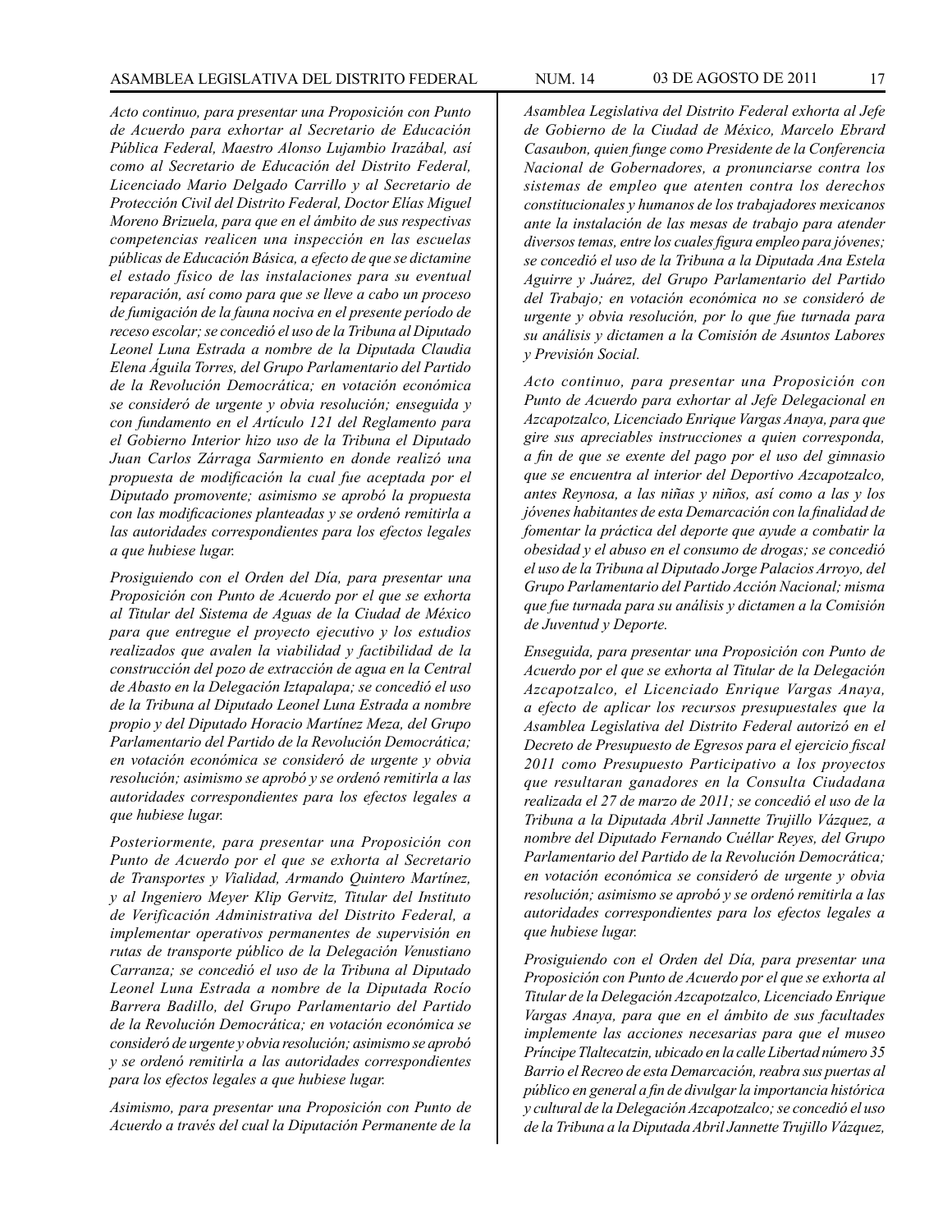*Acto continuo, para presentar una Proposición con Punto de Acuerdo para exhortar al Secretario de Educación Pública Federal, Maestro Alonso Lujambio Irazábal, así como al Secretario de Educación del Distrito Federal, Licenciado Mario Delgado Carrillo y al Secretario de Protección Civil del Distrito Federal, Doctor Elías Miguel Moreno Brizuela, para que en el ámbito de sus respectivas competencias realicen una inspección en las escuelas públicas de Educación Básica, a efecto de que se dictamine el estado físico de las instalaciones para su eventual reparación, así como para que se lleve a cabo un proceso de fumigación de la fauna nociva en el presente período de receso escolar; se concedió el uso de la Tribuna al Diputado Leonel Luna Estrada a nombre de la Diputada Claudia Elena Águila Torres, del Grupo Parlamentario del Partido de la Revolución Democrática; en votación económica se consideró de urgente y obvia resolución; enseguida y con fundamento en el Artículo 121 del Reglamento para el Gobierno Interior hizo uso de la Tribuna el Diputado Juan Carlos Zárraga Sarmiento en donde realizó una propuesta de modificación la cual fue aceptada por el Diputado promovente; asimismo se aprobó la propuesta con las modificaciones planteadas y se ordenó remitirla a las autoridades correspondientes para los efectos legales a que hubiese lugar.*

*Prosiguiendo con el Orden del Día, para presentar una Proposición con Punto de Acuerdo por el que se exhorta al Titular del Sistema de Aguas de la Ciudad de México para que entregue el proyecto ejecutivo y los estudios realizados que avalen la viabilidad y factibilidad de la construcción del pozo de extracción de agua en la Central de Abasto en la Delegación Iztapalapa; se concedió el uso de la Tribuna al Diputado Leonel Luna Estrada a nombre propio y del Diputado Horacio Martínez Meza, del Grupo Parlamentario del Partido de la Revolución Democrática; en votación económica se consideró de urgente y obvia resolución; asimismo se aprobó y se ordenó remitirla a las autoridades correspondientes para los efectos legales a que hubiese lugar.*

*Posteriormente, para presentar una Proposición con Punto de Acuerdo por el que se exhorta al Secretario de Transportes y Vialidad, Armando Quintero Martínez, y al Ingeniero Meyer Klip Gervitz, Titular del Instituto de Verificación Administrativa del Distrito Federal, a implementar operativos permanentes de supervisión en rutas de transporte público de la Delegación Venustiano Carranza; se concedió el uso de la Tribuna al Diputado Leonel Luna Estrada a nombre de la Diputada Rocío Barrera Badillo, del Grupo Parlamentario del Partido de la Revolución Democrática; en votación económica se consideró de urgente y obvia resolución; asimismo se aprobó y se ordenó remitirla a las autoridades correspondientes para los efectos legales a que hubiese lugar.*

*Asimismo, para presentar una Proposición con Punto de Acuerdo a través del cual la Diputación Permanente de la Asamblea Legislativa del Distrito Federal exhorta al Jefe de Gobierno de la Ciudad de México, Marcelo Ebrard Casaubon, quien funge como Presidente de la Conferencia Nacional de Gobernadores, a pronunciarse contra los sistemas de empleo que atenten contra los derechos constitucionales y humanos de los trabajadores mexicanos ante la instalación de las mesas de trabajo para atender diversos temas, entre los cuales figura empleo para jóvenes; se concedió el uso de la Tribuna a la Diputada Ana Estela Aguirre y Juárez, del Grupo Parlamentario del Partido del Trabajo; en votación económica no se consideró de urgente y obvia resolución, por lo que fue turnada para su análisis y dictamen a la Comisión de Asuntos Labores y Previsión Social.*

*Acto continuo, para presentar una Proposición con Punto de Acuerdo para exhortar al Jefe Delegacional en Azcapotzalco, Licenciado Enrique Vargas Anaya, para que gire sus apreciables instrucciones a quien corresponda, a fin de que se exente del pago por el uso del gimnasio que se encuentra al interior del Deportivo Azcapotzalco, antes Reynosa, a las niñas y niños, así como a las y los jóvenes habitantes de esta Demarcación con la finalidad de fomentar la práctica del deporte que ayude a combatir la obesidad y el abuso en el consumo de drogas; se concedió el uso de la Tribuna al Diputado Jorge Palacios Arroyo, del Grupo Parlamentario del Partido Acción Nacional; misma que fue turnada para su análisis y dictamen a la Comisión de Juventud y Deporte.*

*Enseguida, para presentar una Proposición con Punto de Acuerdo por el que se exhorta al Titular de la Delegación Azcapotzalco, el Licenciado Enrique Vargas Anaya, a efecto de aplicar los recursos presupuestales que la Asamblea Legislativa del Distrito Federal autorizó en el Decreto de Presupuesto de Egresos para el ejercicio fiscal 2011 como Presupuesto Participativo a los proyectos que resultaran ganadores en la Consulta Ciudadana realizada el 27 de marzo de 2011; se concedió el uso de la Tribuna a la Diputada Abril Jannette Trujillo Vázquez, a nombre del Diputado Fernando Cuéllar Reyes, del Grupo Parlamentario del Partido de la Revolución Democrática; en votación económica se consideró de urgente y obvia resolución; asimismo se aprobó y se ordenó remitirla a las autoridades correspondientes para los efectos legales a que hubiese lugar.*

*Prosiguiendo con el Orden del Día, para presentar una Proposición con Punto de Acuerdo por el que se exhorta al Titular de la Delegación Azcapotzalco, Licenciado Enrique Vargas Anaya, para que en el ámbito de sus facultades implemente las acciones necesarias para que el museo Príncipe Tlaltecatzin, ubicado en la calle Libertad número 35 Barrio el Recreo de esta Demarcación, reabra sus puertas al público en general a fin de divulgar la importancia histórica y cultural de la Delegación Azcapotzalco; se concedió el uso de la Tribuna a la Diputada Abril Jannette Trujillo Vázquez,*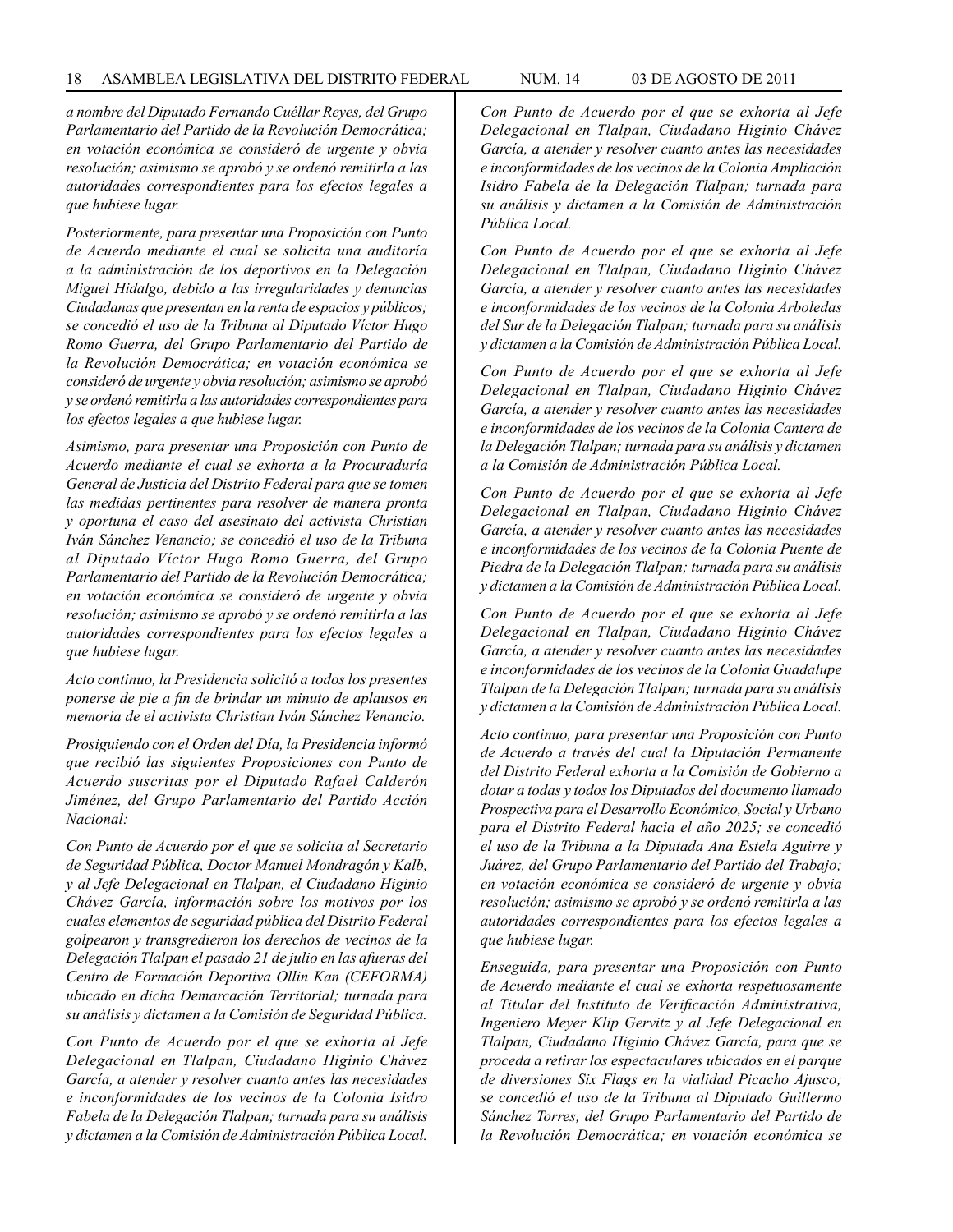*a nombre del Diputado Fernando Cuéllar Reyes, del Grupo Parlamentario del Partido de la Revolución Democrática; en votación económica se consideró de urgente y obvia resolución; asimismo se aprobó y se ordenó remitirla a las autoridades correspondientes para los efectos legales a que hubiese lugar.*

*Posteriormente, para presentar una Proposición con Punto de Acuerdo mediante el cual se solicita una auditoría a la administración de los deportivos en la Delegación Miguel Hidalgo, debido a las irregularidades y denuncias Ciudadanas que presentan en la renta de espacios y públicos; se concedió el uso de la Tribuna al Diputado Víctor Hugo Romo Guerra, del Grupo Parlamentario del Partido de la Revolución Democrática; en votación económica se consideró de urgente y obvia resolución; asimismo se aprobó y se ordenó remitirla a las autoridades correspondientes para los efectos legales a que hubiese lugar.*

*Asimismo, para presentar una Proposición con Punto de Acuerdo mediante el cual se exhorta a la Procuraduría General de Justicia del Distrito Federal para que se tomen las medidas pertinentes para resolver de manera pronta y oportuna el caso del asesinato del activista Christian Iván Sánchez Venancio; se concedió el uso de la Tribuna al Diputado Víctor Hugo Romo Guerra, del Grupo Parlamentario del Partido de la Revolución Democrática; en votación económica se consideró de urgente y obvia resolución; asimismo se aprobó y se ordenó remitirla a las autoridades correspondientes para los efectos legales a que hubiese lugar.*

*Acto continuo, la Presidencia solicitó a todos los presentes ponerse de pie a fin de brindar un minuto de aplausos en memoria de el activista Christian Iván Sánchez Venancio.*

*Prosiguiendo con el Orden del Día, la Presidencia informó que recibió las siguientes Proposiciones con Punto de Acuerdo suscritas por el Diputado Rafael Calderón Jiménez, del Grupo Parlamentario del Partido Acción Nacional:*

*Con Punto de Acuerdo por el que se solicita al Secretario de Seguridad Pública, Doctor Manuel Mondragón y Kalb, y al Jefe Delegacional en Tlalpan, el Ciudadano Higinio Chávez García, información sobre los motivos por los cuales elementos de seguridad pública del Distrito Federal golpearon y transgredieron los derechos de vecinos de la Delegación Tlalpan el pasado 21 de julio en las afueras del Centro de Formación Deportiva Ollin Kan (CEFORMA) ubicado en dicha Demarcación Territorial; turnada para su análisis y dictamen a la Comisión de Seguridad Pública.*

*Con Punto de Acuerdo por el que se exhorta al Jefe Delegacional en Tlalpan, Ciudadano Higinio Chávez García, a atender y resolver cuanto antes las necesidades e inconformidades de los vecinos de la Colonia Isidro Fabela de la Delegación Tlalpan; turnada para su análisis y dictamen a la Comisión de Administración Pública Local.*

*Con Punto de Acuerdo por el que se exhorta al Jefe Delegacional en Tlalpan, Ciudadano Higinio Chávez García, a atender y resolver cuanto antes las necesidades e inconformidades de los vecinos de la Colonia Ampliación Isidro Fabela de la Delegación Tlalpan; turnada para su análisis y dictamen a la Comisión de Administración Pública Local.*

*Con Punto de Acuerdo por el que se exhorta al Jefe Delegacional en Tlalpan, Ciudadano Higinio Chávez García, a atender y resolver cuanto antes las necesidades e inconformidades de los vecinos de la Colonia Arboledas del Sur de la Delegación Tlalpan; turnada para su análisis y dictamen a la Comisión de Administración Pública Local.*

*Con Punto de Acuerdo por el que se exhorta al Jefe Delegacional en Tlalpan, Ciudadano Higinio Chávez García, a atender y resolver cuanto antes las necesidades e inconformidades de los vecinos de la Colonia Cantera de la Delegación Tlalpan; turnada para su análisis y dictamen a la Comisión de Administración Pública Local.*

*Con Punto de Acuerdo por el que se exhorta al Jefe Delegacional en Tlalpan, Ciudadano Higinio Chávez García, a atender y resolver cuanto antes las necesidades e inconformidades de los vecinos de la Colonia Puente de Piedra de la Delegación Tlalpan; turnada para su análisis y dictamen a la Comisión de Administración Pública Local.*

*Con Punto de Acuerdo por el que se exhorta al Jefe Delegacional en Tlalpan, Ciudadano Higinio Chávez García, a atender y resolver cuanto antes las necesidades e inconformidades de los vecinos de la Colonia Guadalupe Tlalpan de la Delegación Tlalpan; turnada para su análisis y dictamen a la Comisión de Administración Pública Local.*

*Acto continuo, para presentar una Proposición con Punto de Acuerdo a través del cual la Diputación Permanente del Distrito Federal exhorta a la Comisión de Gobierno a dotar a todas y todos los Diputados del documento llamado Prospectiva para el Desarrollo Económico, Social y Urbano para el Distrito Federal hacia el año 2025; se concedió el uso de la Tribuna a la Diputada Ana Estela Aguirre y Juárez, del Grupo Parlamentario del Partido del Trabajo; en votación económica se consideró de urgente y obvia resolución; asimismo se aprobó y se ordenó remitirla a las autoridades correspondientes para los efectos legales a que hubiese lugar.*

*Enseguida, para presentar una Proposición con Punto de Acuerdo mediante el cual se exhorta respetuosamente al Titular del Instituto de Verificación Administrativa, Ingeniero Meyer Klip Gervitz y al Jefe Delegacional en Tlalpan, Ciudadano Higinio Chávez García, para que se proceda a retirar los espectaculares ubicados en el parque de diversiones Six Flags en la vialidad Picacho Ajusco; se concedió el uso de la Tribuna al Diputado Guillermo Sánchez Torres, del Grupo Parlamentario del Partido de la Revolución Democrática; en votación económica se*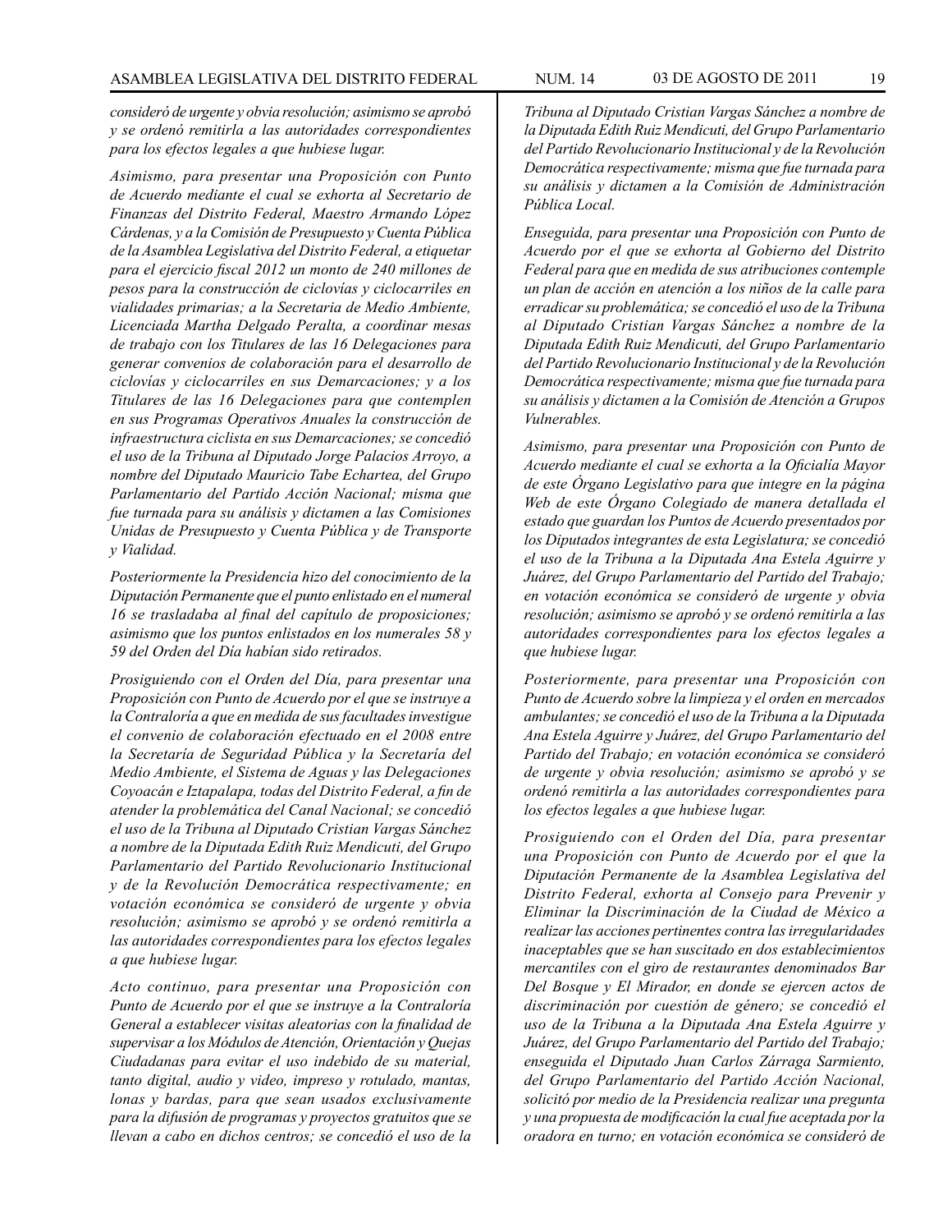*consideró de urgente y obvia resolución; asimismo se aprobó y se ordenó remitirla a las autoridades correspondientes para los efectos legales a que hubiese lugar.*

*Asimismo, para presentar una Proposición con Punto de Acuerdo mediante el cual se exhorta al Secretario de Finanzas del Distrito Federal, Maestro Armando López Cárdenas, y a la Comisión de Presupuesto y Cuenta Pública de la Asamblea Legislativa del Distrito Federal, a etiquetar para el ejercicio fiscal 2012 un monto de 240 millones de pesos para la construcción de ciclovías y ciclocarriles en vialidades primarias; a la Secretaria de Medio Ambiente, Licenciada Martha Delgado Peralta, a coordinar mesas de trabajo con los Titulares de las 16 Delegaciones para generar convenios de colaboración para el desarrollo de ciclovías y ciclocarriles en sus Demarcaciones; y a los Titulares de las 16 Delegaciones para que contemplen en sus Programas Operativos Anuales la construcción de infraestructura ciclista en sus Demarcaciones; se concedió el uso de la Tribuna al Diputado Jorge Palacios Arroyo, a nombre del Diputado Mauricio Tabe Echartea, del Grupo Parlamentario del Partido Acción Nacional; misma que fue turnada para su análisis y dictamen a las Comisiones Unidas de Presupuesto y Cuenta Pública y de Transporte y Vialidad.*

*Posteriormente la Presidencia hizo del conocimiento de la Diputación Permanente que el punto enlistado en el numeral 16 se trasladaba al final del capítulo de proposiciones; asimismo que los puntos enlistados en los numerales 58 y 59 del Orden del Día habían sido retirados.*

*Prosiguiendo con el Orden del Día, para presentar una Proposición con Punto de Acuerdo por el que se instruye a la Contraloría a que en medida de sus facultades investigue el convenio de colaboración efectuado en el 2008 entre la Secretaría de Seguridad Pública y la Secretaría del Medio Ambiente, el Sistema de Aguas y las Delegaciones Coyoacán e Iztapalapa, todas del Distrito Federal, a fin de atender la problemática del Canal Nacional; se concedió el uso de la Tribuna al Diputado Cristian Vargas Sánchez a nombre de la Diputada Edith Ruiz Mendicuti, del Grupo Parlamentario del Partido Revolucionario Institucional y de la Revolución Democrática respectivamente; en votación económica se consideró de urgente y obvia resolución; asimismo se aprobó y se ordenó remitirla a las autoridades correspondientes para los efectos legales a que hubiese lugar.*

*Acto continuo, para presentar una Proposición con Punto de Acuerdo por el que se instruye a la Contraloría General a establecer visitas aleatorias con la finalidad de supervisar a los Módulos de Atención, Orientación y Quejas Ciudadanas para evitar el uso indebido de su material, tanto digital, audio y video, impreso y rotulado, mantas, lonas y bardas, para que sean usados exclusivamente para la difusión de programas y proyectos gratuitos que se llevan a cabo en dichos centros; se concedió el uso de la Tribuna al Diputado Cristian Vargas Sánchez a nombre de la Diputada Edith Ruiz Mendicuti, del Grupo Parlamentario del Partido Revolucionario Institucional y de la Revolución Democrática respectivamente; misma que fue turnada para su análisis y dictamen a la Comisión de Administración Pública Local.*

*Enseguida, para presentar una Proposición con Punto de Acuerdo por el que se exhorta al Gobierno del Distrito Federal para que en medida de sus atribuciones contemple un plan de acción en atención a los niños de la calle para erradicar su problemática; se concedió el uso de la Tribuna al Diputado Cristian Vargas Sánchez a nombre de la Diputada Edith Ruiz Mendicuti, del Grupo Parlamentario del Partido Revolucionario Institucional y de la Revolución Democrática respectivamente; misma que fue turnada para su análisis y dictamen a la Comisión de Atención a Grupos Vulnerables.*

*Asimismo, para presentar una Proposición con Punto de Acuerdo mediante el cual se exhorta a la Oficialía Mayor de este Órgano Legislativo para que integre en la página Web de este Órgano Colegiado de manera detallada el estado que guardan los Puntos de Acuerdo presentados por los Diputados integrantes de esta Legislatura; se concedió el uso de la Tribuna a la Diputada Ana Estela Aguirre y Juárez, del Grupo Parlamentario del Partido del Trabajo; en votación económica se consideró de urgente y obvia resolución; asimismo se aprobó y se ordenó remitirla a las autoridades correspondientes para los efectos legales a que hubiese lugar.*

*Posteriormente, para presentar una Proposición con Punto de Acuerdo sobre la limpieza y el orden en mercados ambulantes; se concedió el uso de la Tribuna a la Diputada Ana Estela Aguirre y Juárez, del Grupo Parlamentario del Partido del Trabajo; en votación económica se consideró de urgente y obvia resolución; asimismo se aprobó y se ordenó remitirla a las autoridades correspondientes para los efectos legales a que hubiese lugar.*

*Prosiguiendo con el Orden del Día, para presentar una Proposición con Punto de Acuerdo por el que la Diputación Permanente de la Asamblea Legislativa del Distrito Federal, exhorta al Consejo para Prevenir y Eliminar la Discriminación de la Ciudad de México a realizar las acciones pertinentes contra las irregularidades inaceptables que se han suscitado en dos establecimientos mercantiles con el giro de restaurantes denominados Bar Del Bosque y El Mirador, en donde se ejercen actos de discriminación por cuestión de género; se concedió el uso de la Tribuna a la Diputada Ana Estela Aguirre y Juárez, del Grupo Parlamentario del Partido del Trabajo; enseguida el Diputado Juan Carlos Zárraga Sarmiento, del Grupo Parlamentario del Partido Acción Nacional, solicitó por medio de la Presidencia realizar una pregunta y una propuesta de modificación la cual fue aceptada por la oradora en turno; en votación económica se consideró de*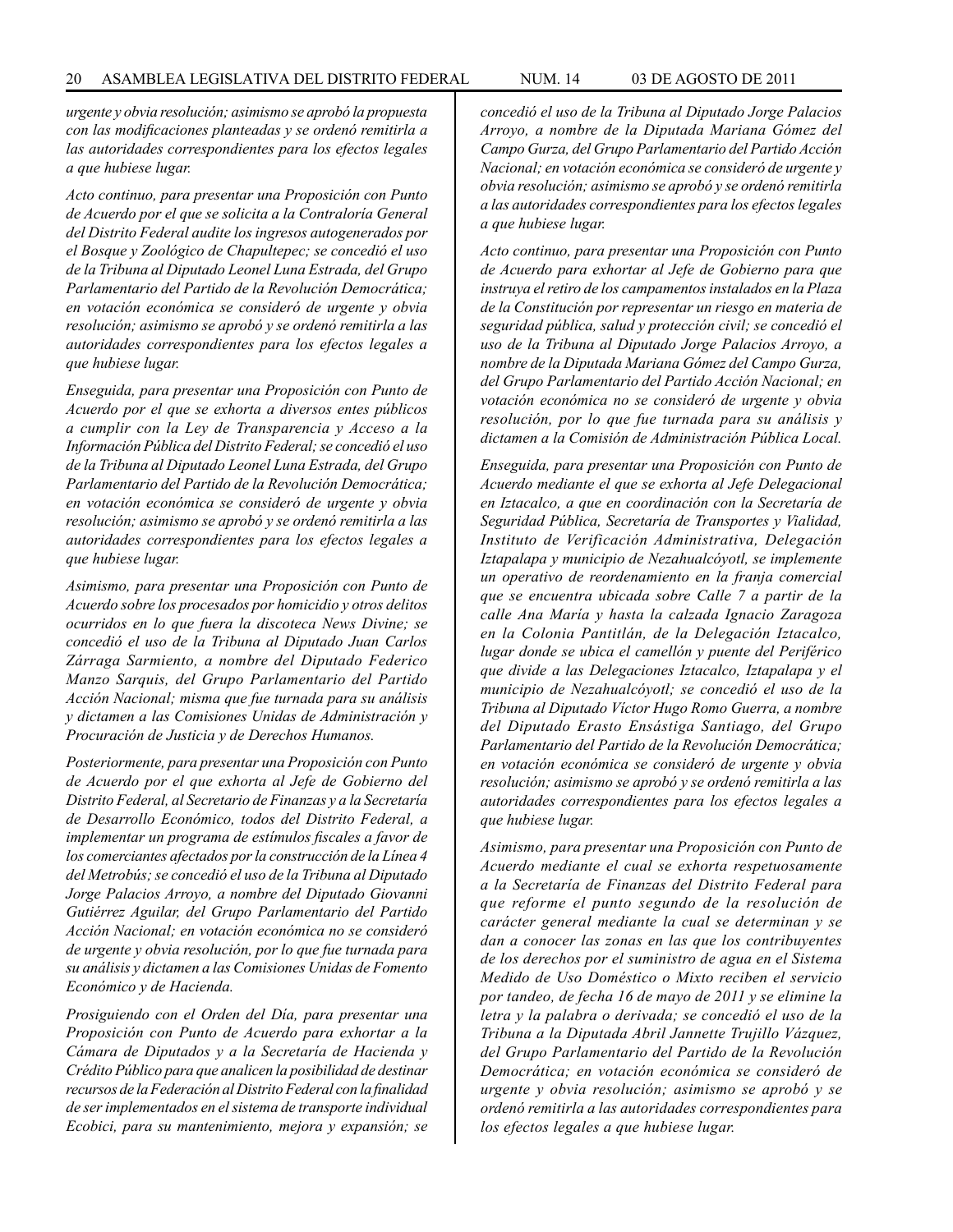*urgente y obvia resolución; asimismo se aprobó la propuesta con las modificaciones planteadas y se ordenó remitirla a las autoridades correspondientes para los efectos legales a que hubiese lugar.*

*Acto continuo, para presentar una Proposición con Punto de Acuerdo por el que se solicita a la Contraloría General del Distrito Federal audite los ingresos autogenerados por el Bosque y Zoológico de Chapultepec; se concedió el uso de la Tribuna al Diputado Leonel Luna Estrada, del Grupo Parlamentario del Partido de la Revolución Democrática; en votación económica se consideró de urgente y obvia resolución; asimismo se aprobó y se ordenó remitirla a las autoridades correspondientes para los efectos legales a que hubiese lugar.*

*Enseguida, para presentar una Proposición con Punto de Acuerdo por el que se exhorta a diversos entes públicos a cumplir con la Ley de Transparencia y Acceso a la Información Pública del Distrito Federal; se concedió el uso de la Tribuna al Diputado Leonel Luna Estrada, del Grupo Parlamentario del Partido de la Revolución Democrática; en votación económica se consideró de urgente y obvia resolución; asimismo se aprobó y se ordenó remitirla a las autoridades correspondientes para los efectos legales a que hubiese lugar.*

*Asimismo, para presentar una Proposición con Punto de Acuerdo sobre los procesados por homicidio y otros delitos ocurridos en lo que fuera la discoteca News Divine; se concedió el uso de la Tribuna al Diputado Juan Carlos Zárraga Sarmiento, a nombre del Diputado Federico Manzo Sarquis, del Grupo Parlamentario del Partido Acción Nacional; misma que fue turnada para su análisis y dictamen a las Comisiones Unidas de Administración y Procuración de Justicia y de Derechos Humanos.*

*Posteriormente, para presentar una Proposición con Punto de Acuerdo por el que exhorta al Jefe de Gobierno del Distrito Federal, al Secretario de Finanzas y a la Secretaría de Desarrollo Económico, todos del Distrito Federal, a implementar un programa de estímulos fiscales a favor de los comerciantes afectados por la construcción de la Línea 4 del Metrobús; se concedió el uso de la Tribuna al Diputado Jorge Palacios Arroyo, a nombre del Diputado Giovanni Gutiérrez Aguilar, del Grupo Parlamentario del Partido Acción Nacional; en votación económica no se consideró de urgente y obvia resolución, por lo que fue turnada para su análisis y dictamen a las Comisiones Unidas de Fomento Económico y de Hacienda.*

*Prosiguiendo con el Orden del Día, para presentar una Proposición con Punto de Acuerdo para exhortar a la Cámara de Diputados y a la Secretaría de Hacienda y Crédito Público para que analicen la posibilidad de destinar recursos de la Federación al Distrito Federal con la finalidad de ser implementados en el sistema de transporte individual Ecobici, para su mantenimiento, mejora y expansión; se concedió el uso de la Tribuna al Diputado Jorge Palacios Arroyo, a nombre de la Diputada Mariana Gómez del Campo Gurza, del Grupo Parlamentario del Partido Acción Nacional; en votación económica se consideró de urgente y obvia resolución; asimismo se aprobó y se ordenó remitirla a las autoridades correspondientes para los efectos legales a que hubiese lugar.*

*Acto continuo, para presentar una Proposición con Punto de Acuerdo para exhortar al Jefe de Gobierno para que instruya el retiro de los campamentos instalados en la Plaza de la Constitución por representar un riesgo en materia de seguridad pública, salud y protección civil; se concedió el uso de la Tribuna al Diputado Jorge Palacios Arroyo, a nombre de la Diputada Mariana Gómez del Campo Gurza, del Grupo Parlamentario del Partido Acción Nacional; en votación económica no se consideró de urgente y obvia resolución, por lo que fue turnada para su análisis y dictamen a la Comisión de Administración Pública Local.*

*Enseguida, para presentar una Proposición con Punto de Acuerdo mediante el que se exhorta al Jefe Delegacional en Iztacalco, a que en coordinación con la Secretaría de Seguridad Pública, Secretaría de Transportes y Vialidad, Instituto de Verificación Administrativa, Delegación Iztapalapa y municipio de Nezahualcóyotl, se implemente un operativo de reordenamiento en la franja comercial que se encuentra ubicada sobre Calle 7 a partir de la calle Ana María y hasta la calzada Ignacio Zaragoza en la Colonia Pantitlán, de la Delegación Iztacalco, lugar donde se ubica el camellón y puente del Periférico que divide a las Delegaciones Iztacalco, Iztapalapa y el municipio de Nezahualcóyotl; se concedió el uso de la Tribuna al Diputado Víctor Hugo Romo Guerra, a nombre del Diputado Erasto Ensástiga Santiago, del Grupo Parlamentario del Partido de la Revolución Democrática; en votación económica se consideró de urgente y obvia resolución; asimismo se aprobó y se ordenó remitirla a las autoridades correspondientes para los efectos legales a que hubiese lugar.*

*Asimismo, para presentar una Proposición con Punto de Acuerdo mediante el cual se exhorta respetuosamente a la Secretaría de Finanzas del Distrito Federal para que reforme el punto segundo de la resolución de carácter general mediante la cual se determinan y se dan a conocer las zonas en las que los contribuyentes de los derechos por el suministro de agua en el Sistema Medido de Uso Doméstico o Mixto reciben el servicio por tandeo, de fecha 16 de mayo de 2011 y se elimine la letra y la palabra o derivada; se concedió el uso de la Tribuna a la Diputada Abril Jannette Trujillo Vázquez, del Grupo Parlamentario del Partido de la Revolución Democrática; en votación económica se consideró de urgente y obvia resolución; asimismo se aprobó y se ordenó remitirla a las autoridades correspondientes para los efectos legales a que hubiese lugar.*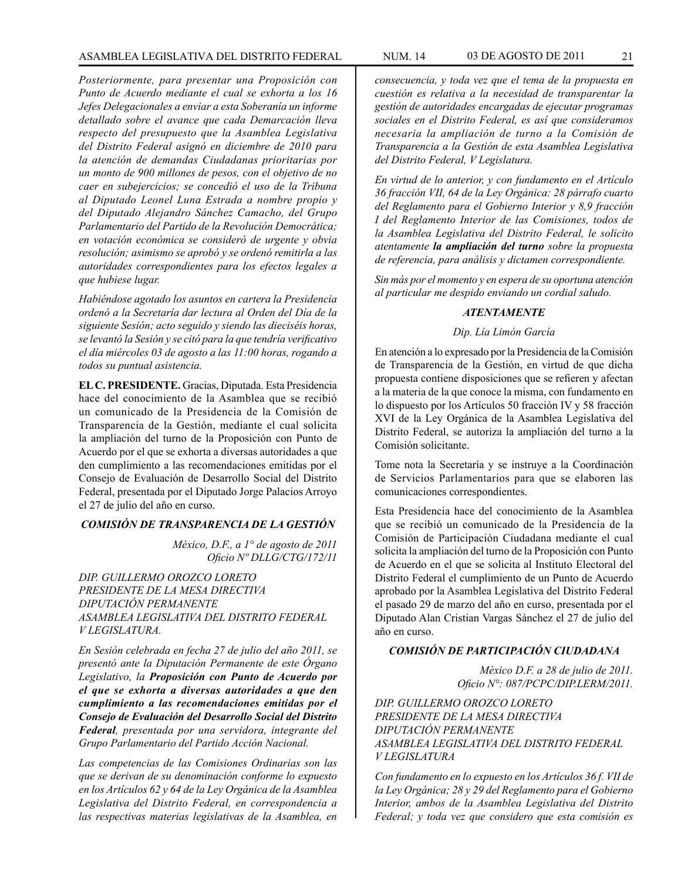*Posteriormente, para presentar una Proposición con Punto de Acuerdo mediante el cual se exhorta a los 16 Jefes Delegacionales a enviar a esta Soberanía un informe detallado sobre el avance que cada Demarcación lleva respecto del presupuesto que la Asamblea Legislativa del Distrito Federal asignó en diciembre de 2010 para la atención de demandas Ciudadanas prioritarias por un monto de 900 millones de pesos, con el objetivo de no caer en subejercicios; se concedió el uso de la Tribuna al Diputado Leonel Luna Estrada a nombre propio y del Diputado Alejandro Sánchez Camacho, del Grupo Parlamentario del Partido de la Revolución Democrática; en votación económica se consideró de urgente y obvia resolución; asimismo se aprobó y se ordenó remitirla a las autoridades correspondientes para los efectos legales a que hubiese lugar.*

*Habiéndose agotado los asuntos en cartera la Presidencia ordenó a la Secretaría dar lectura al Orden del Día de la siguiente Sesión; acto seguido y siendo las dieciséis horas, se levantó la Sesión y se citó para la que tendría verificativo el día miércoles 03 de agosto a las 11:00 horas, rogando a todos su puntual asistencia.*

**EL C. PRESIDENTE.** Gracias, Diputada. Esta Presidencia hace del conocimiento de la Asamblea que se recibió un comunicado de la Presidencia de la Comisión de Transparencia de la Gestión, mediante el cual solicita la ampliación del turno de la Proposición con Punto de Acuerdo por el que se exhorta a diversas autoridades a que den cumplimiento a las recomendaciones emitidas por el Consejo de Evaluación de Desarrollo Social del Distrito Federal, presentada por el Diputado Jorge Palacios Arroyo el 27 de julio del año en curso.

***COMISIÓN DE TRANSPARENCIA DE LA GESTIÓN***

*México, D.F., a 1° de agosto de 2011*
*Oficio Nº DLLG/CTG/172/11*

*DIP. GUILLERMO OROZCO LORETO*
*PRESIDENTE DE LA MESA DIRECTIVA*
*DIPUTACIÓN PERMANENTE*
*ASAMBLEA LEGISLATIVA DEL DISTRITO FEDERAL*
*V LEGISLATURA.*

*En Sesión celebrada en fecha 27 de julio del año 2011, se presentó ante la Diputación Permanente de este Órgano Legislativo, la* ***Proposición con Punto de Acuerdo por el que se exhorta a diversas autoridades a que den cumplimiento a las recomendaciones emitidas por el Consejo de Evaluación del Desarrollo Social del Distrito Federal****, presentada por una servidora, integrante del Grupo Parlamentario del Partido Acción Nacional.*

*Las competencias de las Comisiones Ordinarias son las que se derivan de su denominación conforme lo expuesto en los Artículos 62 y 64 de la Ley Orgánica de la Asamblea Legislativa del Distrito Federal, en correspondencia a las respectivas materias legislativas de la Asamblea, en consecuencia, y toda vez que el tema de la propuesta en cuestión es relativa a la necesidad de transparentar la gestión de autoridades encargadas de ejecutar programas sociales en el Distrito Federal, es así que consideramos necesaria la ampliación de turno a la Comisión de Transparencia a la Gestión de esta Asamblea Legislativa del Distrito Federal, V Legislatura.*

*En virtud de lo anterior, y con fundamento en el Artículo 36 fracción VII, 64 de la Ley Orgánica: 28 párrafo cuarto del Reglamento para el Gobierno Interior y 8,9 fracción I del Reglamento Interior de las Comisiones, todos de la Asamblea Legislativa del Distrito Federal, le solicito atentamente* ***la ampliación del turno*** *sobre la propuesta de referencia, para análisis y dictamen correspondiente.*

*Sin más por el momento y en espera de su oportuna atención al particular me despido enviando un cordial saludo.*

***ATENTAMENTE***

*Dip. Lía Limón García*

En atención a lo expresado por la Presidencia de la Comisión de Transparencia de la Gestión, en virtud de que dicha propuesta contiene disposiciones que se refieren y afectan a la materia de la que conoce la misma, con fundamento en lo dispuesto por los Artículos 50 fracción IV y 58 fracción XVI de la Ley Orgánica de la Asamblea Legislativa del Distrito Federal, se autoriza la ampliación del turno a la Comisión solicitante.

Tome nota la Secretaría y se instruye a la Coordinación de Servicios Parlamentarios para que se elaboren las comunicaciones correspondientes.

Esta Presidencia hace del conocimiento de la Asamblea que se recibió un comunicado de la Presidencia de la Comisión de Participación Ciudadana mediante el cual solicita la ampliación del turno de la Proposición con Punto de Acuerdo en el que se solicita al Instituto Electoral del Distrito Federal el cumplimiento de un Punto de Acuerdo aprobado por la Asamblea Legislativa del Distrito Federal el pasado 29 de marzo del año en curso, presentada por el Diputado Alan Cristian Vargas Sánchez el 27 de julio del año en curso.

***COMISIÓN DE PARTICIPACIÓN CIUDADANA***

*México D.F. a 28 de julio de 2011.*
*Oficio N°: 087/PCPC/DIP.LERM/2011.*

*DIP. GUILLERMO OROZCO LORETO*
*PRESIDENTE DE LA MESA DIRECTIVA*
*DIPUTACIÓN PERMANENTE*
*ASAMBLEA LEGISLATIVA DEL DISTRITO FEDERAL*
*V LEGISLATURA*

*Con fundamento en lo expuesto en los Artículos 36 f. VII de la Ley Orgánica; 28 y 29 del Reglamento para el Gobierno Interior, ambos de la Asamblea Legislativa del Distrito Federal; y toda vez que considero que esta comisión es*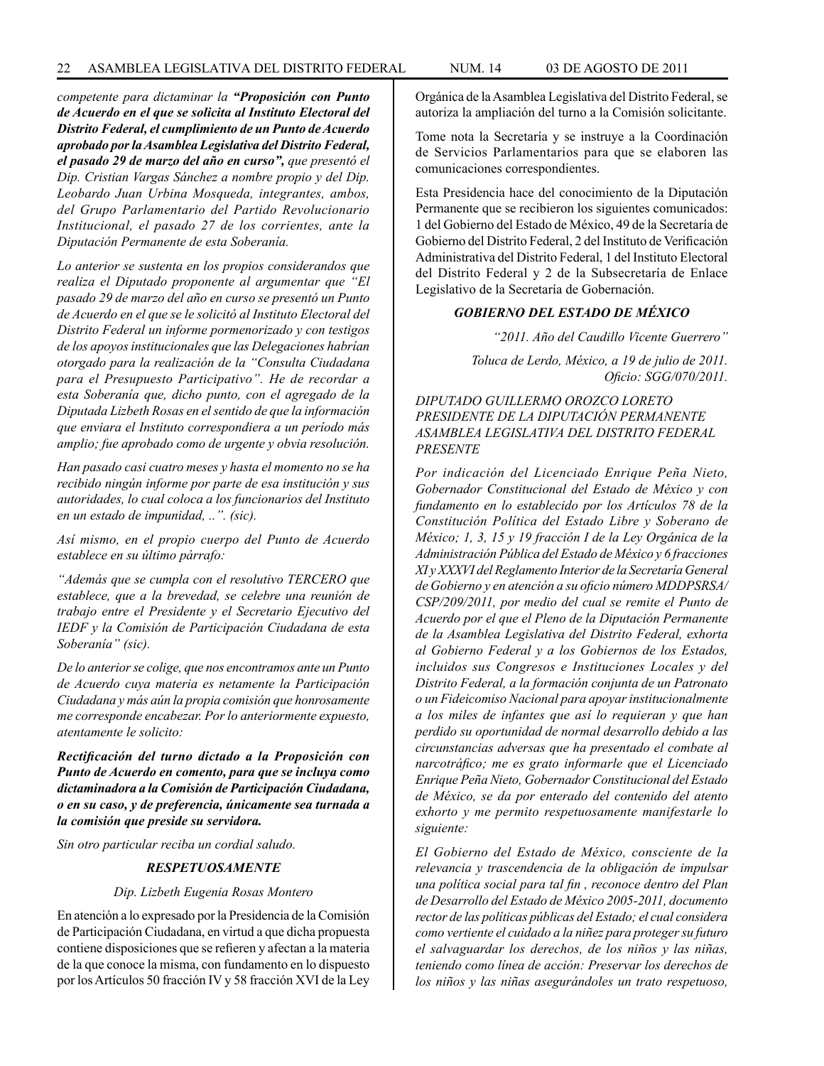*competente para dictaminar la* ***"Proposición con Punto de Acuerdo en el que se solicita al Instituto Electoral del Distrito Federal, el cumplimiento de un Punto de Acuerdo aprobado por la Asamblea Legislativa del Distrito Federal, el pasado 29 de marzo del año en curso",*** *que presentó el Dip. Cristian Vargas Sánchez a nombre propio y del Dip. Leobardo Juan Urbina Mosqueda, integrantes, ambos, del Grupo Parlamentario del Partido Revolucionario Institucional, el pasado 27 de los corrientes, ante la Diputación Permanente de esta Soberanía.*

*Lo anterior se sustenta en los propios considerandos que realiza el Diputado proponente al argumentar que "El pasado 29 de marzo del año en curso se presentó un Punto de Acuerdo en el que se le solicitó al Instituto Electoral del Distrito Federal un informe pormenorizado y con testigos de los apoyos institucionales que las Delegaciones habrían otorgado para la realización de la "Consulta Ciudadana para el Presupuesto Participativo". He de recordar a esta Soberanía que, dicho punto, con el agregado de la Diputada Lizbeth Rosas en el sentido de que la información que enviara el Instituto correspondiera a un período más amplio; fue aprobado como de urgente y obvia resolución.*

*Han pasado casi cuatro meses y hasta el momento no se ha recibido ningún informe por parte de esa institución y sus autoridades, lo cual coloca a los funcionarios del Instituto en un estado de impunidad, ..". (sic).*

*Así mismo, en el propio cuerpo del Punto de Acuerdo establece en su último párrafo:*

*"Además que se cumpla con el resolutivo TERCERO que establece, que a la brevedad, se celebre una reunión de trabajo entre el Presidente y el Secretario Ejecutivo del IEDF y la Comisión de Participación Ciudadana de esta Soberanía" (sic).*

*De lo anterior se colige, que nos encontramos ante un Punto de Acuerdo cuya materia es netamente la Participación Ciudadana y más aún la propia comisión que honrosamente me corresponde encabezar. Por lo anteriormente expuesto, atentamente le solicito:*

***Rectificación del turno dictado a la Proposición con Punto de Acuerdo en comento, para que se incluya como dictaminadora a la Comisión de Participación Ciudadana, o en su caso, y de preferencia, únicamente sea turnada a la comisión que preside su servidora.***

*Sin otro particular reciba un cordial saludo.*

***RESPETUOSAMENTE***

*Dip. Lizbeth Eugenia Rosas Montero*

En atención a lo expresado por la Presidencia de la Comisión de Participación Ciudadana, en virtud a que dicha propuesta contiene disposiciones que se refieren y afectan a la materia de la que conoce la misma, con fundamento en lo dispuesto por los Artículos 50 fracción IV y 58 fracción XVI de la Ley Orgánica de la Asamblea Legislativa del Distrito Federal, se autoriza la ampliación del turno a la Comisión solicitante.

Tome nota la Secretaría y se instruye a la Coordinación de Servicios Parlamentarios para que se elaboren las comunicaciones correspondientes.

Esta Presidencia hace del conocimiento de la Diputación Permanente que se recibieron los siguientes comunicados: 1 del Gobierno del Estado de México, 49 de la Secretaría de Gobierno del Distrito Federal, 2 del Instituto de Verificación Administrativa del Distrito Federal, 1 del Instituto Electoral del Distrito Federal y 2 de la Subsecretaría de Enlace Legislativo de la Secretaría de Gobernación.

***GOBIERNO DEL ESTADO DE MÉXICO***

*"2011. Año del Caudillo Vicente Guerrero"*

*Toluca de Lerdo, México, a 19 de julio de 2011.*
*Oficio: SGG/070/2011.*

*DIPUTADO GUILLERMO OROZCO LORETO*
*PRESIDENTE DE LA DIPUTACIÓN PERMANENTE*
*ASAMBLEA LEGISLATIVA DEL DISTRITO FEDERAL*
*PRESENTE*

*Por indicación del Licenciado Enrique Peña Nieto, Gobernador Constitucional del Estado de México y con fundamento en lo establecido por los Artículos 78 de la Constitución Política del Estado Libre y Soberano de México; 1, 3, 15 y 19 fracción I de la Ley Orgánica de la Administración Pública del Estado de México y 6 fracciones XI y XXXVI del Reglamento Interior de la Secretaría General de Gobierno y en atención a su oficio número MDDPSRSA/CSP/209/2011, por medio del cual se remite el Punto de Acuerdo por el que el Pleno de la Diputación Permanente de la Asamblea Legislativa del Distrito Federal, exhorta al Gobierno Federal y a los Gobiernos de los Estados, incluidos sus Congresos e Instituciones Locales y del Distrito Federal, a la formación conjunta de un Patronato o un Fideicomiso Nacional para apoyar institucionalmente a los miles de infantes que así lo requieran y que han perdido su oportunidad de normal desarrollo debido a las circunstancias adversas que ha presentado el combate al narcotráfico; me es grato informarle que el Licenciado Enrique Peña Nieto, Gobernador Constitucional del Estado de México, se da por enterado del contenido del atento exhorto y me permito respetuosamente manifestarle lo siguiente:*

*El Gobierno del Estado de México, consciente de la relevancia y trascendencia de la obligación de impulsar una política social para tal fin , reconoce dentro del Plan de Desarrollo del Estado de México 2005-2011, documento rector de las políticas públicas del Estado; el cual considera como vertiente el cuidado a la niñez para proteger su futuro el salvaguardar los derechos, de los niños y las niñas, teniendo como línea de acción: Preservar los derechos de los niños y las niñas asegurándoles un trato respetuoso,*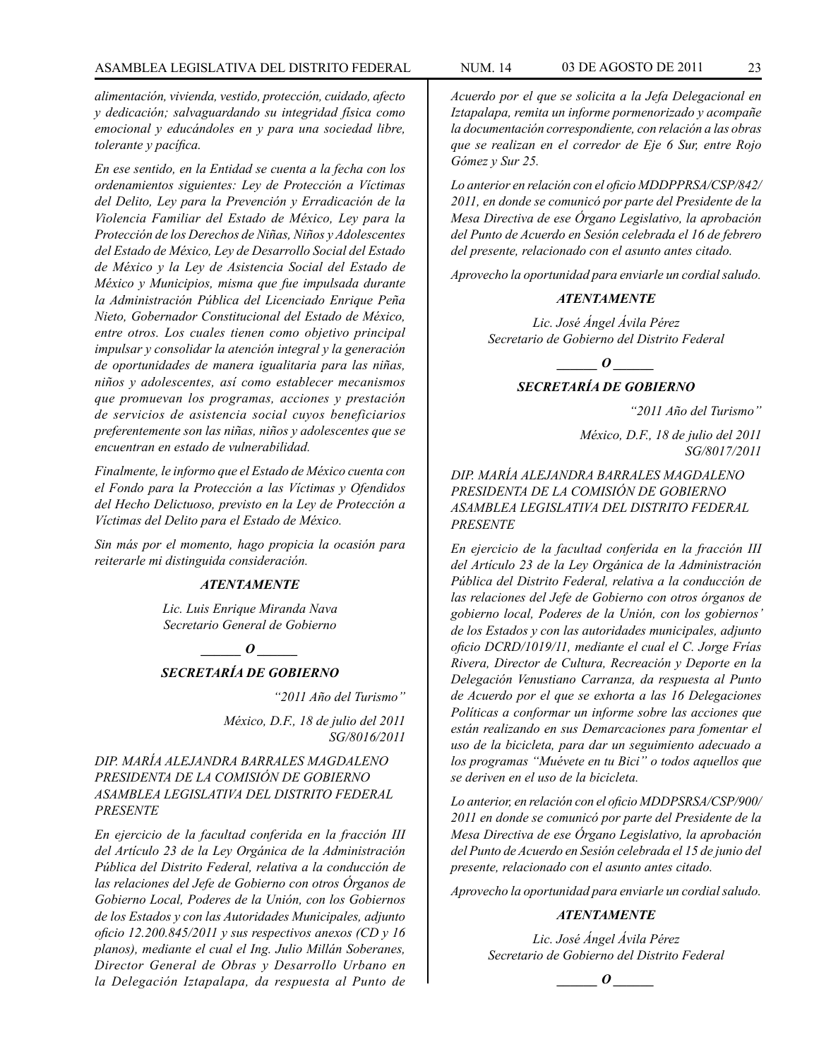*alimentación, vivienda, vestido, protección, cuidado, afecto y dedicación; salvaguardando su integridad física como emocional y educándoles en y para una sociedad libre, tolerante y pacífica.*

*En ese sentido, en la Entidad se cuenta a la fecha con los ordenamientos siguientes: Ley de Protección a Víctimas del Delito, Ley para la Prevención y Erradicación de la Violencia Familiar del Estado de México, Ley para la Protección de los Derechos de Niñas, Niños y Adolescentes del Estado de México, Ley de Desarrollo Social del Estado de México y la Ley de Asistencia Social del Estado de México y Municipios, misma que fue impulsada durante la Administración Pública del Licenciado Enrique Peña Nieto, Gobernador Constitucional del Estado de México, entre otros. Los cuales tienen como objetivo principal impulsar y consolidar la atención integral y la generación de oportunidades de manera igualitaria para las niñas, niños y adolescentes, así como establecer mecanismos que promuevan los programas, acciones y prestación de servicios de asistencia social cuyos beneficiarios preferentemente son las niñas, niños y adolescentes que se encuentran en estado de vulnerabilidad.*

*Finalmente, le informo que el Estado de México cuenta con el Fondo para la Protección a las Víctimas y Ofendidos del Hecho Delictuoso, previsto en la Ley de Protección a Víctimas del Delito para el Estado de México.*

*Sin más por el momento, hago propicia la ocasión para reiterarle mi distinguida consideración.*

***ATENTAMENTE***

*Lic. Luis Enrique Miranda Nava*
*Secretario General de Gobierno*

***______ O ______***

***SECRETARÍA DE GOBIERNO***

*"2011 Año del Turismo"*

*México, D.F., 18 de julio del 2011*
*SG/8016/2011*

*DIP. MARÍA ALEJANDRA BARRALES MAGDALENO*
*PRESIDENTA DE LA COMISIÓN DE GOBIERNO*
*ASAMBLEA LEGISLATIVA DEL DISTRITO FEDERAL*
*PRESENTE*

*En ejercicio de la facultad conferida en la fracción III del Artículo 23 de la Ley Orgánica de la Administración Pública del Distrito Federal, relativa a la conducción de las relaciones del Jefe de Gobierno con otros Órganos de Gobierno Local, Poderes de la Unión, con los Gobiernos de los Estados y con las Autoridades Municipales, adjunto oficio 12.200.845/2011 y sus respectivos anexos (CD y 16 planos), mediante el cual el Ing. Julio Millán Soberanes, Director General de Obras y Desarrollo Urbano en la Delegación Iztapalapa, da respuesta al Punto de Acuerdo por el que se solicita a la Jefa Delegacional en Iztapalapa, remita un informe pormenorizado y acompañe la documentación correspondiente, con relación a las obras que se realizan en el corredor de Eje 6 Sur, entre Rojo Gómez y Sur 25.*

*Lo anterior en relación con el oficio MDDPPRSA/CSP/842/2011, en donde se comunicó por parte del Presidente de la Mesa Directiva de ese Órgano Legislativo, la aprobación del Punto de Acuerdo en Sesión celebrada el 16 de febrero del presente, relacionado con el asunto antes citado.*

*Aprovecho la oportunidad para enviarle un cordial saludo.*

***ATENTAMENTE***

*Lic. José Ángel Ávila Pérez*
*Secretario de Gobierno del Distrito Federal*

***______ O ______***

***SECRETARÍA DE GOBIERNO***

*"2011 Año del Turismo"*

*México, D.F., 18 de julio del 2011*
*SG/8017/2011*

*DIP. MARÍA ALEJANDRA BARRALES MAGDALENO*
*PRESIDENTA DE LA COMISIÓN DE GOBIERNO*
*ASAMBLEA LEGISLATIVA DEL DISTRITO FEDERAL*
*PRESENTE*

*En ejercicio de la facultad conferida en la fracción III del Artículo 23 de la Ley Orgánica de la Administración Pública del Distrito Federal, relativa a la conducción de las relaciones del Jefe de Gobierno con otros órganos de gobierno local, Poderes de la Unión, con los gobiernos' de los Estados y con las autoridades municipales, adjunto oficio DCRD/1019/11, mediante el cual el C. Jorge Frías Rivera, Director de Cultura, Recreación y Deporte en la Delegación Venustiano Carranza, da respuesta al Punto de Acuerdo por el que se exhorta a las 16 Delegaciones Políticas a conformar un informe sobre las acciones que están realizando en sus Demarcaciones para fomentar el uso de la bicicleta, para dar un seguimiento adecuado a los programas "Muévete en tu Bici" o todos aquellos que se deriven en el uso de la bicicleta.*

*Lo anterior, en relación con el oficio MDDPSRSA/CSP/900/2011 en donde se comunicó por parte del Presidente de la Mesa Directiva de ese Órgano Legislativo, la aprobación del Punto de Acuerdo en Sesión celebrada el 15 de junio del presente, relacionado con el asunto antes citado.*

*Aprovecho la oportunidad para enviarle un cordial saludo.*

***ATENTAMENTE***

*Lic. José Ángel Ávila Pérez*
*Secretario de Gobierno del Distrito Federal*

***______ O ______***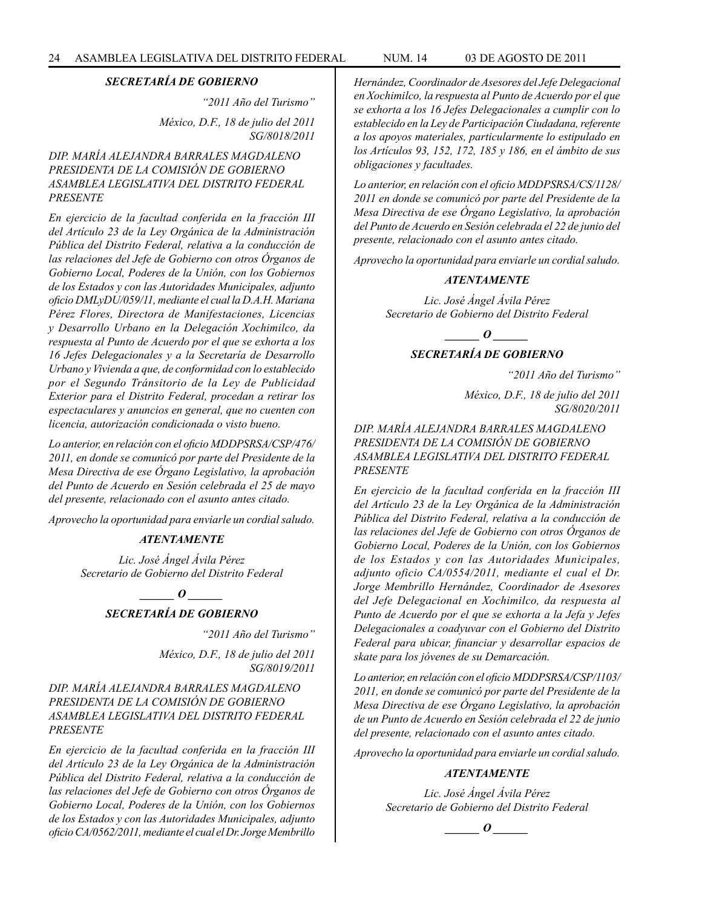### *SECRETARÍA DE GOBIERNO*

*"2011 Año del Turismo"*

*México, D.F., 18 de julio del 2011*
*SG/8018/2011*

*DIP. MARÍA ALEJANDRA BARRALES MAGDALENO*
*PRESIDENTA DE LA COMISIÓN DE GOBIERNO*
*ASAMBLEA LEGISLATIVA DEL DISTRITO FEDERAL*
*PRESENTE*

*En ejercicio de la facultad conferida en la fracción III del Artículo 23 de la Ley Orgánica de la Administración Pública del Distrito Federal, relativa a la conducción de las relaciones del Jefe de Gobierno con otros Órganos de Gobierno Local, Poderes de la Unión, con los Gobiernos de los Estados y con las Autoridades Municipales, adjunto oficio DMLyDU/059/11, mediante el cual la D.A.H. Mariana Pérez Flores, Directora de Manifestaciones, Licencias y Desarrollo Urbano en la Delegación Xochimilco, da respuesta al Punto de Acuerdo por el que se exhorta a los 16 Jefes Delegacionales y a la Secretaría de Desarrollo Urbano y Vivienda a que, de conformidad con lo establecido por el Segundo Tránsitorio de la Ley de Publicidad Exterior para el Distrito Federal, procedan a retirar los espectaculares y anuncios en general, que no cuenten con licencia, autorización condicionada o visto bueno.*

*Lo anterior, en relación con el oficio MDDPSRSA/CSP/476/ 2011, en donde se comunicó por parte del Presidente de la Mesa Directiva de ese Órgano Legislativo, la aprobación del Punto de Acuerdo en Sesión celebrada el 25 de mayo del presente, relacionado con el asunto antes citado.*

*Aprovecho la oportunidad para enviarle un cordial saludo.*

***ATENTAMENTE***

*Lic. José Ángel Ávila Pérez*
*Secretario de Gobierno del Distrito Federal*

***\_\_\_\_\_\_ O \_\_\_\_\_\_***

### *SECRETARÍA DE GOBIERNO*

*"2011 Año del Turismo"*

*México, D.F., 18 de julio del 2011*
*SG/8019/2011*

*DIP. MARÍA ALEJANDRA BARRALES MAGDALENO*
*PRESIDENTA DE LA COMISIÓN DE GOBIERNO*
*ASAMBLEA LEGISLATIVA DEL DISTRITO FEDERAL*
*PRESENTE*

*En ejercicio de la facultad conferida en la fracción III del Artículo 23 de la Ley Orgánica de la Administración Pública del Distrito Federal, relativa a la conducción de las relaciones del Jefe de Gobierno con otros Órganos de Gobierno Local, Poderes de la Unión, con los Gobiernos de los Estados y con las Autoridades Municipales, adjunto oficio CA/0562/2011, mediante el cual el Dr. Jorge Membrillo Hernández, Coordinador de Asesores del Jefe Delegacional en Xochimilco, la respuesta al Punto de Acuerdo por el que se exhorta a los 16 Jefes Delegacionales a cumplir con lo establecido en la Ley de Participación Ciudadana, referente a los apoyos materiales, particularmente lo estipulado en los Artículos 93, 152, 172, 185 y 186, en el ámbito de sus obligaciones y facultades.*

*Lo anterior, en relación con el oficio MDDPSRSA/CS/1128/ 2011 en donde se comunicó por parte del Presidente de la Mesa Directiva de ese Órgano Legislativo, la aprobación del Punto de Acuerdo en Sesión celebrada el 22 de junio del presente, relacionado con el asunto antes citado.*

*Aprovecho la oportunidad para enviarle un cordial saludo.*

***ATENTAMENTE***

*Lic. José Ángel Ávila Pérez*
*Secretario de Gobierno del Distrito Federal*

***\_\_\_\_\_\_ O \_\_\_\_\_\_***

### *SECRETARÍA DE GOBIERNO*

*"2011 Año del Turismo"*

*México, D.F., 18 de julio del 2011*
*SG/8020/2011*

*DIP. MARÍA ALEJANDRA BARRALES MAGDALENO*
*PRESIDENTA DE LA COMISIÓN DE GOBIERNO*
*ASAMBLEA LEGISLATIVA DEL DISTRITO FEDERAL*
*PRESENTE*

*En ejercicio de la facultad conferida en la fracción III del Artículo 23 de la Ley Orgánica de la Administración Pública del Distrito Federal, relativa a la conducción de las relaciones del Jefe de Gobierno con otros Órganos de Gobierno Local, Poderes de la Unión, con los Gobiernos de los Estados y con las Autoridades Municipales, adjunto oficio CA/0554/2011, mediante el cual el Dr. Jorge Membrillo Hernández, Coordinador de Asesores del Jefe Delegacional en Xochimilco, da respuesta al Punto de Acuerdo por el que se exhorta a la Jefa y Jefes Delegacionales a coadyuvar con el Gobierno del Distrito Federal para ubicar, financiar y desarrollar espacios de skate para los jóvenes de su Demarcación.*

*Lo anterior, en relación con el oficio MDDPSRSA/CSP/1103/ 2011, en donde se comunicó por parte del Presidente de la Mesa Directiva de ese Órgano Legislativo, la aprobación de un Punto de Acuerdo en Sesión celebrada el 22 de junio del presente, relacionado con el asunto antes citado.*

*Aprovecho la oportunidad para enviarle un cordial saludo.*

***ATENTAMENTE***

*Lic. José Ángel Ávila Pérez*
*Secretario de Gobierno del Distrito Federal*

***\_\_\_\_\_\_ O \_\_\_\_\_\_***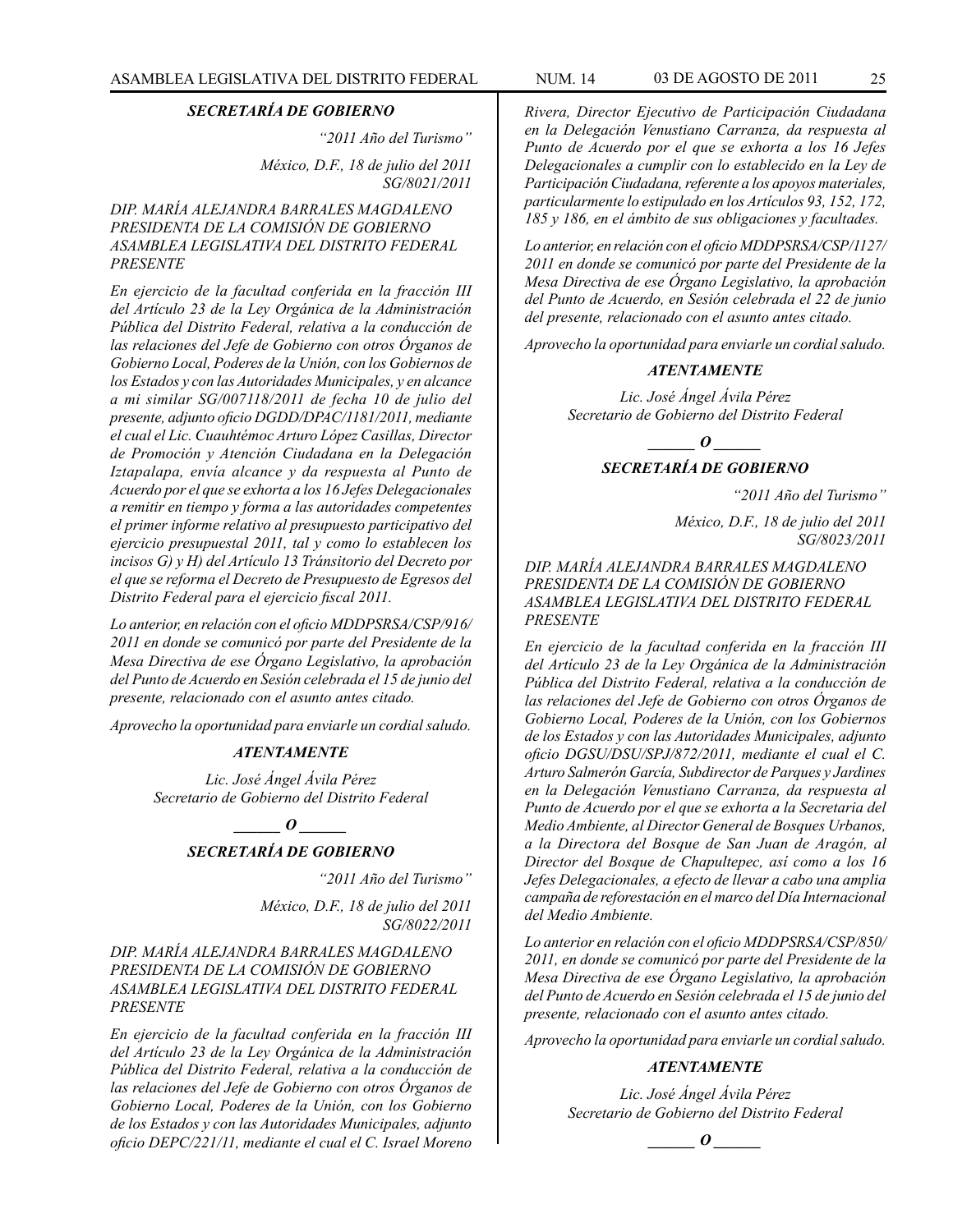***SECRETARÍA DE GOBIERNO***

*"2011 Año del Turismo"*

*México, D.F., 18 de julio del 2011*
*SG/8021/2011*

*DIP. MARÍA ALEJANDRA BARRALES MAGDALENO*
*PRESIDENTA DE LA COMISIÓN DE GOBIERNO*
*ASAMBLEA LEGISLATIVA DEL DISTRITO FEDERAL*
*PRESENTE*

*En ejercicio de la facultad conferida en la fracción III del Artículo 23 de la Ley Orgánica de la Administración Pública del Distrito Federal, relativa a la conducción de las relaciones del Jefe de Gobierno con otros Órganos de Gobierno Local, Poderes de la Unión, con los Gobiernos de los Estados y con las Autoridades Municipales, y en alcance a mi similar SG/007118/2011 de fecha 10 de julio del presente, adjunto oficio DGDD/DPAC/1181/2011, mediante el cual el Lic. Cuauhtémoc Arturo López Casillas, Director de Promoción y Atención Ciudadana en la Delegación Iztapalapa, envía alcance y da respuesta al Punto de Acuerdo por el que se exhorta a los 16 Jefes Delegacionales a remitir en tiempo y forma a las autoridades competentes el primer informe relativo al presupuesto participativo del ejercicio presupuestal 2011, tal y como lo establecen los incisos G) y H) del Artículo 13 Tránsitorio del Decreto por el que se reforma el Decreto de Presupuesto de Egresos del Distrito Federal para el ejercicio fiscal 2011.*

*Lo anterior, en relación con el oficio MDDPSRSA/CSP/916/2011 en donde se comunicó por parte del Presidente de la Mesa Directiva de ese Órgano Legislativo, la aprobación del Punto de Acuerdo en Sesión celebrada el 15 de junio del presente, relacionado con el asunto antes citado.*

*Aprovecho la oportunidad para enviarle un cordial saludo.*

***ATENTAMENTE***

*Lic. José Ángel Ávila Pérez*
*Secretario de Gobierno del Distrito Federal*

***______ O ______***

***SECRETARÍA DE GOBIERNO***

*"2011 Año del Turismo"*

*México, D.F., 18 de julio del 2011*
*SG/8022/2011*

*DIP. MARÍA ALEJANDRA BARRALES MAGDALENO*
*PRESIDENTA DE LA COMISIÓN DE GOBIERNO*
*ASAMBLEA LEGISLATIVA DEL DISTRITO FEDERAL*
*PRESENTE*

*En ejercicio de la facultad conferida en la fracción III del Artículo 23 de la Ley Orgánica de la Administración Pública del Distrito Federal, relativa a la conducción de las relaciones del Jefe de Gobierno con otros Órganos de Gobierno Local, Poderes de la Unión, con los Gobierno de los Estados y con las Autoridades Municipales, adjunto oficio DEPC/221/11, mediante el cual el C. Israel Moreno Rivera, Director Ejecutivo de Participación Ciudadana en la Delegación Venustiano Carranza, da respuesta al Punto de Acuerdo por el que se exhorta a los 16 Jefes Delegacionales a cumplir con lo establecido en la Ley de Participación Ciudadana, referente a los apoyos materiales, particularmente lo estipulado en los Artículos 93, 152, 172, 185 y 186, en el ámbito de sus obligaciones y facultades.*

*Lo anterior, en relación con el oficio MDDPSRSA/CSP/1127/2011 en donde se comunicó por parte del Presidente de la Mesa Directiva de ese Órgano Legislativo, la aprobación del Punto de Acuerdo, en Sesión celebrada el 22 de junio del presente, relacionado con el asunto antes citado.*

*Aprovecho la oportunidad para enviarle un cordial saludo.*

***ATENTAMENTE***

*Lic. José Ángel Ávila Pérez*
*Secretario de Gobierno del Distrito Federal*

***______ O ______***

***SECRETARÍA DE GOBIERNO***

*"2011 Año del Turismo"*

*México, D.F., 18 de julio del 2011*
*SG/8023/2011*

*DIP. MARÍA ALEJANDRA BARRALES MAGDALENO*
*PRESIDENTA DE LA COMISIÓN DE GOBIERNO*
*ASAMBLEA LEGISLATIVA DEL DISTRITO FEDERAL*
*PRESENTE*

*En ejercicio de la facultad conferida en la fracción III del Artículo 23 de la Ley Orgánica de la Administración Pública del Distrito Federal, relativa a la conducción de las relaciones del Jefe de Gobierno con otros Órganos de Gobierno Local, Poderes de la Unión, con los Gobiernos de los Estados y con las Autoridades Municipales, adjunto oficio DGSU/DSU/SPJ/872/2011, mediante el cual el C. Arturo Salmerón García, Subdirector de Parques y Jardines en la Delegación Venustiano Carranza, da respuesta al Punto de Acuerdo por el que se exhorta a la Secretaria del Medio Ambiente, al Director General de Bosques Urbanos, a la Directora del Bosque de San Juan de Aragón, al Director del Bosque de Chapultepec, así como a los 16 Jefes Delegacionales, a efecto de llevar a cabo una amplia campaña de reforestación en el marco del Día Internacional del Medio Ambiente.*

*Lo anterior en relación con el oficio MDDPSRSA/CSP/850/2011, en donde se comunicó por parte del Presidente de la Mesa Directiva de ese Órgano Legislativo, la aprobación del Punto de Acuerdo en Sesión celebrada el 15 de junio del presente, relacionado con el asunto antes citado.*

*Aprovecho la oportunidad para enviarle un cordial saludo.*

***ATENTAMENTE***

*Lic. José Ángel Ávila Pérez*
*Secretario de Gobierno del Distrito Federal*

***______ O ______***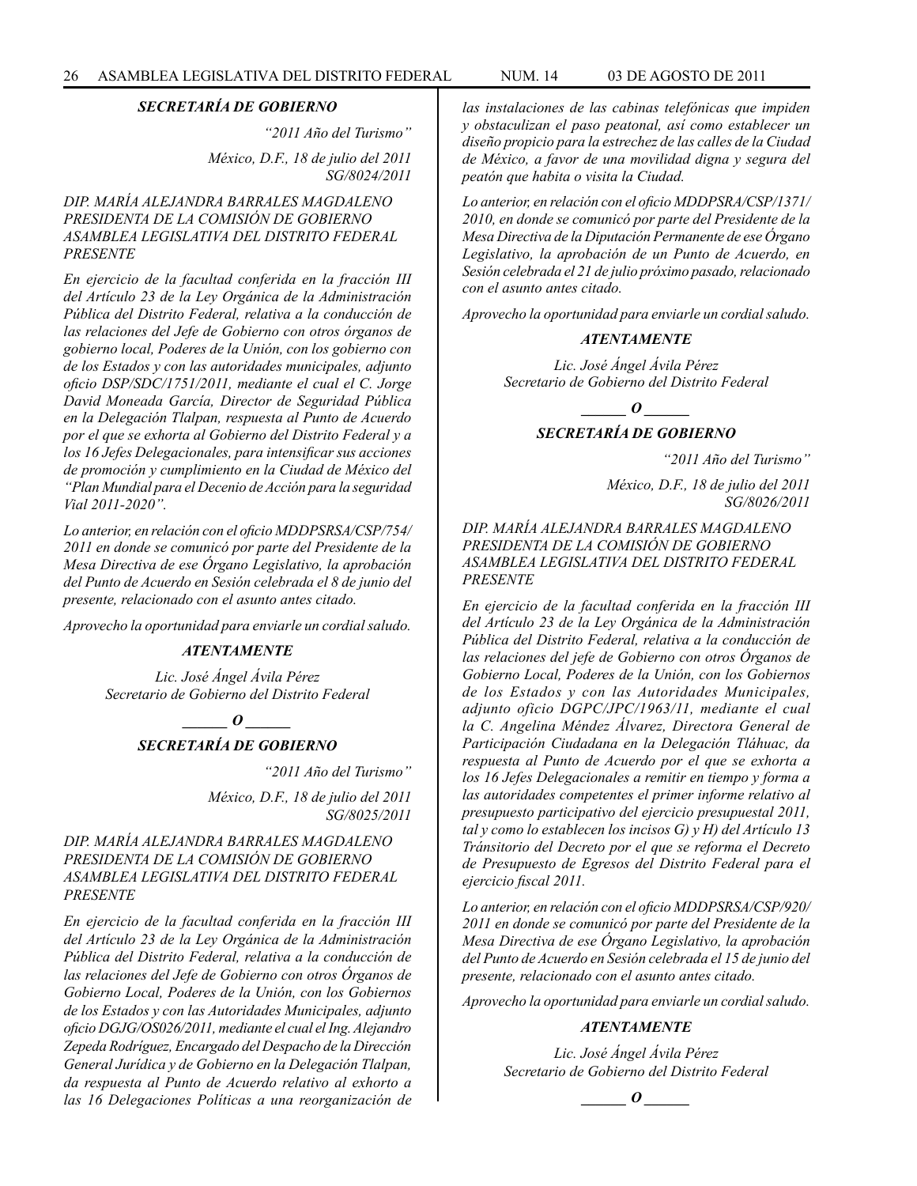### *SECRETARÍA DE GOBIERNO*

*"2011 Año del Turismo"*

*México, D.F., 18 de julio del 2011*
*SG/8024/2011*

*DIP. MARÍA ALEJANDRA BARRALES MAGDALENO*
*PRESIDENTA DE LA COMISIÓN DE GOBIERNO*
*ASAMBLEA LEGISLATIVA DEL DISTRITO FEDERAL*
*PRESENTE*

*En ejercicio de la facultad conferida en la fracción III del Artículo 23 de la Ley Orgánica de la Administración Pública del Distrito Federal, relativa a la conducción de las relaciones del Jefe de Gobierno con otros órganos de gobierno local, Poderes de la Unión, con los gobierno con de los Estados y con las autoridades municipales, adjunto oficio DSP/SDC/1751/2011, mediante el cual el C. Jorge David Moneada García, Director de Seguridad Pública en la Delegación Tlalpan, respuesta al Punto de Acuerdo por el que se exhorta al Gobierno del Distrito Federal y a los 16 Jefes Delegacionales, para intensificar sus acciones de promoción y cumplimiento en la Ciudad de México del "Plan Mundial para el Decenio de Acción para la seguridad Vial 2011-2020".*

*Lo anterior, en relación con el oficio MDDPSRSA/CSP/754/ 2011 en donde se comunicó por parte del Presidente de la Mesa Directiva de ese Órgano Legislativo, la aprobación del Punto de Acuerdo en Sesión celebrada el 8 de junio del presente, relacionado con el asunto antes citado.*

*Aprovecho la oportunidad para enviarle un cordial saludo.*

***ATENTAMENTE***

*Lic. José Ángel Ávila Pérez*
*Secretario de Gobierno del Distrito Federal*

***______ O ______***

### *SECRETARÍA DE GOBIERNO*

*"2011 Año del Turismo"*

*México, D.F., 18 de julio del 2011*
*SG/8025/2011*

*DIP. MARÍA ALEJANDRA BARRALES MAGDALENO*
*PRESIDENTA DE LA COMISIÓN DE GOBIERNO*
*ASAMBLEA LEGISLATIVA DEL DISTRITO FEDERAL*
*PRESENTE*

*En ejercicio de la facultad conferida en la fracción III del Artículo 23 de la Ley Orgánica de la Administración Pública del Distrito Federal, relativa a la conducción de las relaciones del Jefe de Gobierno con otros Órganos de Gobierno Local, Poderes de la Unión, con los Gobiernos de los Estados y con las Autoridades Municipales, adjunto oficio DGJG/OS026/2011, mediante el cual el Ing. Alejandro Zepeda Rodríguez, Encargado del Despacho de la Dirección General Jurídica y de Gobierno en la Delegación Tlalpan, da respuesta al Punto de Acuerdo relativo al exhorto a las 16 Delegaciones Políticas a una reorganización de las instalaciones de las cabinas telefónicas que impiden y obstaculizan el paso peatonal, así como establecer un diseño propicio para la estrechez de las calles de la Ciudad de México, a favor de una movilidad digna y segura del peatón que habita o visita la Ciudad.*

*Lo anterior, en relación con el oficio MDDPSRA/CSP/1371/ 2010, en donde se comunicó por parte del Presidente de la Mesa Directiva de la Diputación Permanente de ese Órgano Legislativo, la aprobación de un Punto de Acuerdo, en Sesión celebrada el 21 de julio próximo pasado, relacionado con el asunto antes citado.*

*Aprovecho la oportunidad para enviarle un cordial saludo.*

***ATENTAMENTE***

*Lic. José Ángel Ávila Pérez*
*Secretario de Gobierno del Distrito Federal*

***______ O ______***

### *SECRETARÍA DE GOBIERNO*

*"2011 Año del Turismo"*

*México, D.F., 18 de julio del 2011*
*SG/8026/2011*

*DIP. MARÍA ALEJANDRA BARRALES MAGDALENO*
*PRESIDENTA DE LA COMISIÓN DE GOBIERNO*
*ASAMBLEA LEGISLATIVA DEL DISTRITO FEDERAL*
*PRESENTE*

*En ejercicio de la facultad conferida en la fracción III del Artículo 23 de la Ley Orgánica de la Administración Pública del Distrito Federal, relativa a la conducción de las relaciones del jefe de Gobierno con otros Órganos de Gobierno Local, Poderes de la Unión, con los Gobiernos de los Estados y con las Autoridades Municipales, adjunto oficio DGPC/JPC/1963/11, mediante el cual la C. Angelina Méndez Álvarez, Directora General de Participación Ciudadana en la Delegación Tláhuac, da respuesta al Punto de Acuerdo por el que se exhorta a los 16 Jefes Delegacionales a remitir en tiempo y forma a las autoridades competentes el primer informe relativo al presupuesto participativo del ejercicio presupuestal 2011, tal y como lo establecen los incisos G) y H) del Artículo 13 Tránsitorio del Decreto por el que se reforma el Decreto de Presupuesto de Egresos del Distrito Federal para el ejercicio fiscal 2011.*

*Lo anterior, en relación con el oficio MDDPSRSA/CSP/920/ 2011 en donde se comunicó por parte del Presidente de la Mesa Directiva de ese Órgano Legislativo, la aprobación del Punto de Acuerdo en Sesión celebrada el 15 de junio del presente, relacionado con el asunto antes citado.*

*Aprovecho la oportunidad para enviarle un cordial saludo.*

***ATENTAMENTE***

*Lic. José Ángel Ávila Pérez*
*Secretario de Gobierno del Distrito Federal*

***______ O ______***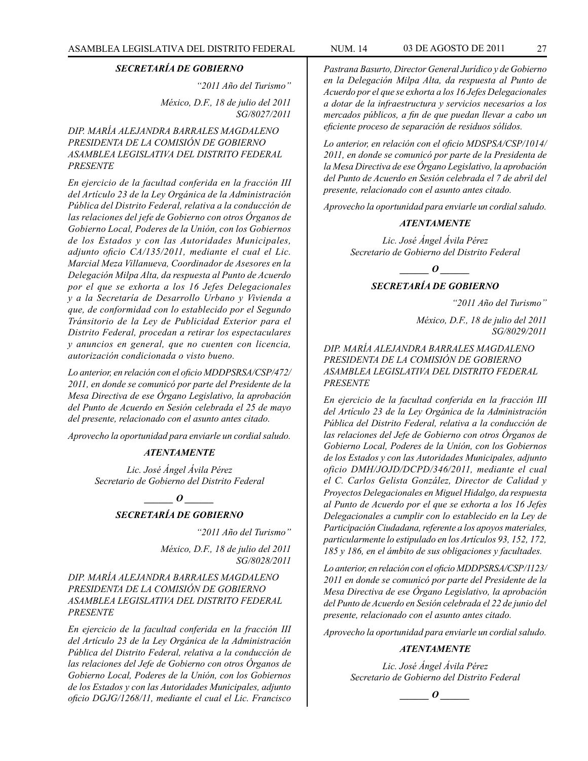### *SECRETARÍA DE GOBIERNO*

*"2011 Año del Turismo"*

*México, D.F., 18 de julio del 2011*
*SG/8027/2011*

*DIP. MARÍA ALEJANDRA BARRALES MAGDALENO*
*PRESIDENTA DE LA COMISIÓN DE GOBIERNO*
*ASAMBLEA LEGISLATIVA DEL DISTRITO FEDERAL*
*PRESENTE*

*En ejercicio de la facultad conferida en la fracción III del Artículo 23 de la Ley Orgánica de la Administración Pública del Distrito Federal, relativa a la conducción de las relaciones del jefe de Gobierno con otros Órganos de Gobierno Local, Poderes de la Unión, con los Gobiernos de los Estados y con las Autoridades Municipales, adjunto oficio CA/135/2011, mediante el cual el Lic. Marcial Meza Villanueva, Coordinador de Asesores en la Delegación Milpa Alta, da respuesta al Punto de Acuerdo por el que se exhorta a los 16 Jefes Delegacionales y a la Secretaría de Desarrollo Urbano y Vivienda a que, de conformidad con lo establecido por el Segundo Tránsitorio de la Ley de Publicidad Exterior para el Distrito Federal, procedan a retirar los espectaculares y anuncios en general, que no cuenten con licencia, autorización condicionada o visto bueno.*

*Lo anterior, en relación con el oficio MDDPSRSA/CSP/472/ 2011, en donde se comunicó por parte del Presidente de la Mesa Directiva de ese Órgano Legislativo, la aprobación del Punto de Acuerdo en Sesión celebrada el 25 de mayo del presente, relacionado con el asunto antes citado.*

*Aprovecho la oportunidad para enviarle un cordial saludo.*

***ATENTAMENTE***

*Lic. José Ángel Ávila Pérez*
*Secretario de Gobierno del Distrito Federal*

***\_\_\_\_\_\_ O \_\_\_\_\_\_***

### *SECRETARÍA DE GOBIERNO*

*"2011 Año del Turismo"*

*México, D.F., 18 de julio del 2011*
*SG/8028/2011*

*DIP. MARÍA ALEJANDRA BARRALES MAGDALENO*
*PRESIDENTA DE LA COMISIÓN DE GOBIERNO*
*ASAMBLEA LEGISLATIVA DEL DISTRITO FEDERAL*
*PRESENTE*

*En ejercicio de la facultad conferida en la fracción III del Artículo 23 de la Ley Orgánica de la Administración Pública del Distrito Federal, relativa a la conducción de las relaciones del Jefe de Gobierno con otros Órganos de Gobierno Local, Poderes de la Unión, con los Gobiernos de los Estados y con las Autoridades Municipales, adjunto oficio DGJG/1268/11, mediante el cual el Lic. Francisco Pastrana Basurto, Director General Jurídico y de Gobierno en la Delegación Milpa Alta, da respuesta al Punto de Acuerdo por el que se exhorta a los 16 Jefes Delegacionales a dotar de la infraestructura y servicios necesarios a los mercados públicos, a fin de que puedan llevar a cabo un eficiente proceso de separación de residuos sólidos.*

*Lo anterior, en relación con el oficio MDSPSA/CSP/1014/ 2011, en donde se comunicó por parte de la Presidenta de la Mesa Directiva de ese Órgano Legislativo, la aprobación del Punto de Acuerdo en Sesión celebrada el 7 de abril del presente, relacionado con el asunto antes citado.*

*Aprovecho la oportunidad para enviarle un cordial saludo.*

***ATENTAMENTE***

*Lic. José Ángel Ávila Pérez*
*Secretario de Gobierno del Distrito Federal*

***\_\_\_\_\_\_ O \_\_\_\_\_\_***

### *SECRETARÍA DE GOBIERNO*

*"2011 Año del Turismo"*

*México, D.F., 18 de julio del 2011*
*SG/8029/2011*

*DIP. MARÍA ALEJANDRA BARRALES MAGDALENO*
*PRESIDENTA DE LA COMISIÓN DE GOBIERNO*
*ASAMBLEA LEGISLATIVA DEL DISTRITO FEDERAL*
*PRESENTE*

*En ejercicio de la facultad conferida en la fracción III del Artículo 23 de la Ley Orgánica de la Administración Pública del Distrito Federal, relativa a la conducción de las relaciones del Jefe de Gobierno con otros Órganos de Gobierno Local, Poderes de la Unión, con los Gobiernos de los Estados y con las Autoridades Municipales, adjunto oficio DMH/JOJD/DCPD/346/2011, mediante el cual el C. Carlos Gelista González, Director de Calidad y Proyectos Delegacionales en Miguel Hidalgo, da respuesta al Punto de Acuerdo por el que se exhorta a los 16 Jefes Delegacionales a cumplir con lo establecido en la Ley de Participación Ciudadana, referente a los apoyos materiales, particularmente lo estipulado en los Artículos 93, 152, 172, 185 y 186, en el ámbito de sus obligaciones y facultades.*

*Lo anterior, en relación con el oficio MDDPSRSA/CSP/1123/ 2011 en donde se comunicó por parte del Presidente de la Mesa Directiva de ese Órgano Legislativo, la aprobación del Punto de Acuerdo en Sesión celebrada el 22 de junio del presente, relacionado con el asunto antes citado.*

*Aprovecho la oportunidad para enviarle un cordial saludo.*

***ATENTAMENTE***

*Lic. José Ángel Ávila Pérez*
*Secretario de Gobierno del Distrito Federal*

***\_\_\_\_\_\_ O \_\_\_\_\_\_***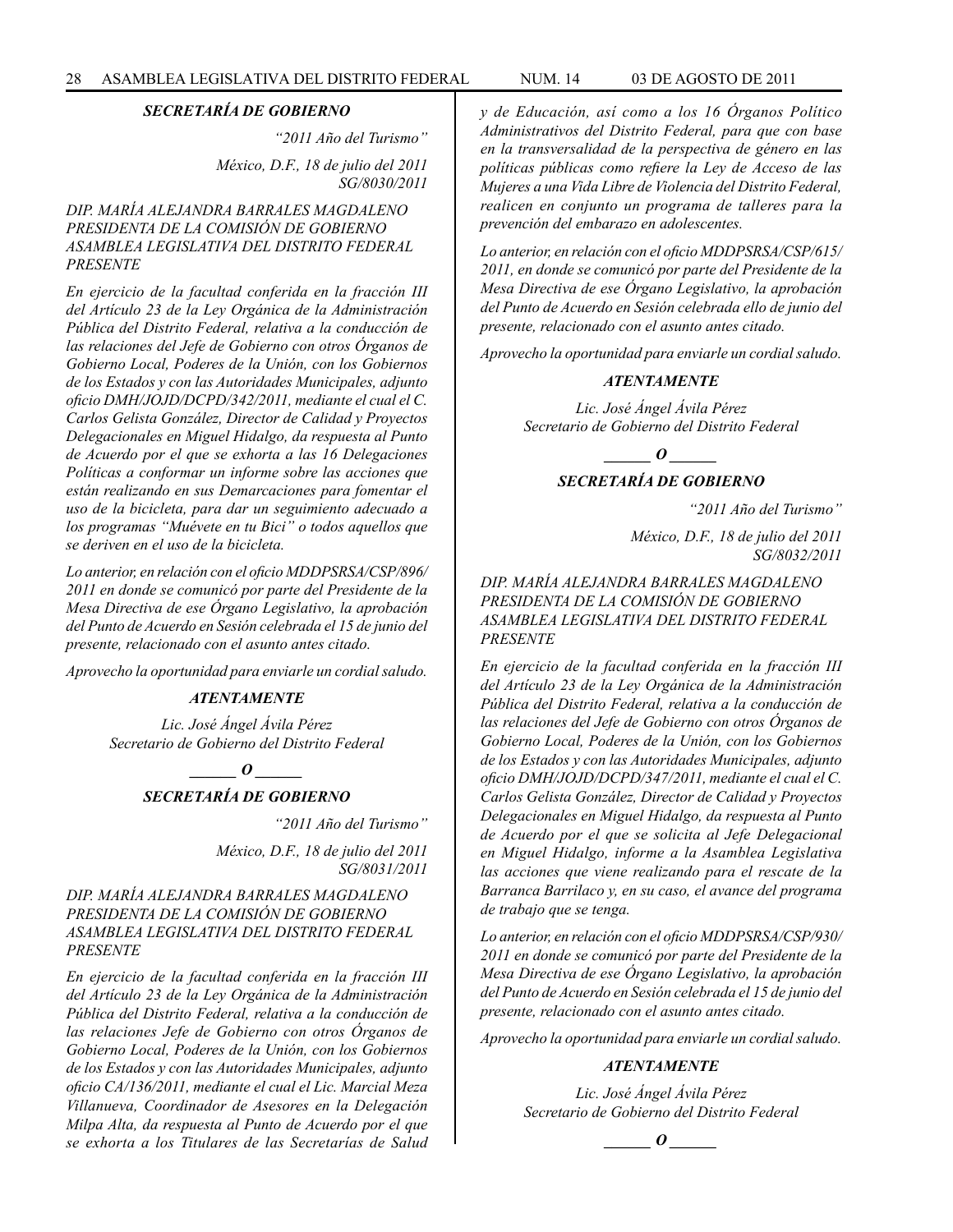***SECRETARÍA DE GOBIERNO***

*"2011 Año del Turismo"*

*México, D.F., 18 de julio del 2011*
*SG/8030/2011*

*DIP. MARÍA ALEJANDRA BARRALES MAGDALENO*
*PRESIDENTA DE LA COMISIÓN DE GOBIERNO*
*ASAMBLEA LEGISLATIVA DEL DISTRITO FEDERAL*
*PRESENTE*

*En ejercicio de la facultad conferida en la fracción III del Artículo 23 de la Ley Orgánica de la Administración Pública del Distrito Federal, relativa a la conducción de las relaciones del Jefe de Gobierno con otros Órganos de Gobierno Local, Poderes de la Unión, con los Gobiernos de los Estados y con las Autoridades Municipales, adjunto oficio DMH/JOJD/DCPD/342/2011, mediante el cual el C. Carlos Gelista González, Director de Calidad y Proyectos Delegacionales en Miguel Hidalgo, da respuesta al Punto de Acuerdo por el que se exhorta a las 16 Delegaciones Políticas a conformar un informe sobre las acciones que están realizando en sus Demarcaciones para fomentar el uso de la bicicleta, para dar un seguimiento adecuado a los programas "Muévete en tu Bici" o todos aquellos que se deriven en el uso de la bicicleta.*

*Lo anterior, en relación con el oficio MDDPSRSA/CSP/896/2011 en donde se comunicó por parte del Presidente de la Mesa Directiva de ese Órgano Legislativo, la aprobación del Punto de Acuerdo en Sesión celebrada el 15 de junio del presente, relacionado con el asunto antes citado.*

*Aprovecho la oportunidad para enviarle un cordial saludo.*

***ATENTAMENTE***

*Lic. José Ángel Ávila Pérez*
*Secretario de Gobierno del Distrito Federal*

***\_\_\_\_\_\_ O \_\_\_\_\_\_***

***SECRETARÍA DE GOBIERNO***

*"2011 Año del Turismo"*

*México, D.F., 18 de julio del 2011*
*SG/8031/2011*

*DIP. MARÍA ALEJANDRA BARRALES MAGDALENO*
*PRESIDENTA DE LA COMISIÓN DE GOBIERNO*
*ASAMBLEA LEGISLATIVA DEL DISTRITO FEDERAL*
*PRESENTE*

*En ejercicio de la facultad conferida en la fracción III del Artículo 23 de la Ley Orgánica de la Administración Pública del Distrito Federal, relativa a la conducción de las relaciones Jefe de Gobierno con otros Órganos de Gobierno Local, Poderes de la Unión, con los Gobiernos de los Estados y con las Autoridades Municipales, adjunto oficio CA/136/2011, mediante el cual el Lic. Marcial Meza Villanueva, Coordinador de Asesores en la Delegación Milpa Alta, da respuesta al Punto de Acuerdo por el que se exhorta a los Titulares de las Secretarías de Salud y de Educación, así como a los 16 Órganos Político Administrativos del Distrito Federal, para que con base en la transversalidad de la perspectiva de género en las políticas públicas como refiere la Ley de Acceso de las Mujeres a una Vida Libre de Violencia del Distrito Federal, realicen en conjunto un programa de talleres para la prevención del embarazo en adolescentes.*

*Lo anterior, en relación con el oficio MDDPSRSA/CSP/615/2011, en donde se comunicó por parte del Presidente de la Mesa Directiva de ese Órgano Legislativo, la aprobación del Punto de Acuerdo en Sesión celebrada ello de junio del presente, relacionado con el asunto antes citado.*

*Aprovecho la oportunidad para enviarle un cordial saludo.*

***ATENTAMENTE***

*Lic. José Ángel Ávila Pérez*
*Secretario de Gobierno del Distrito Federal*

***\_\_\_\_\_\_ O \_\_\_\_\_\_***

***SECRETARÍA DE GOBIERNO***

*"2011 Año del Turismo"*

*México, D.F., 18 de julio del 2011*
*SG/8032/2011*

*DIP. MARÍA ALEJANDRA BARRALES MAGDALENO*
*PRESIDENTA DE LA COMISIÓN DE GOBIERNO*
*ASAMBLEA LEGISLATIVA DEL DISTRITO FEDERAL*
*PRESENTE*

*En ejercicio de la facultad conferida en la fracción III del Artículo 23 de la Ley Orgánica de la Administración Pública del Distrito Federal, relativa a la conducción de las relaciones del Jefe de Gobierno con otros Órganos de Gobierno Local, Poderes de la Unión, con los Gobiernos de los Estados y con las Autoridades Municipales, adjunto oficio DMH/JOJD/DCPD/347/2011, mediante el cual el C. Carlos Gelista González, Director de Calidad y Proyectos Delegacionales en Miguel Hidalgo, da respuesta al Punto de Acuerdo por el que se solicita al Jefe Delegacional en Miguel Hidalgo, informe a la Asamblea Legislativa las acciones que viene realizando para el rescate de la Barranca Barrilaco y, en su caso, el avance del programa de trabajo que se tenga.*

*Lo anterior, en relación con el oficio MDDPSRSA/CSP/930/2011 en donde se comunicó por parte del Presidente de la Mesa Directiva de ese Órgano Legislativo, la aprobación del Punto de Acuerdo en Sesión celebrada el 15 de junio del presente, relacionado con el asunto antes citado.*

*Aprovecho la oportunidad para enviarle un cordial saludo.*

***ATENTAMENTE***

*Lic. José Ángel Ávila Pérez*
*Secretario de Gobierno del Distrito Federal*

***\_\_\_\_\_\_ O \_\_\_\_\_\_***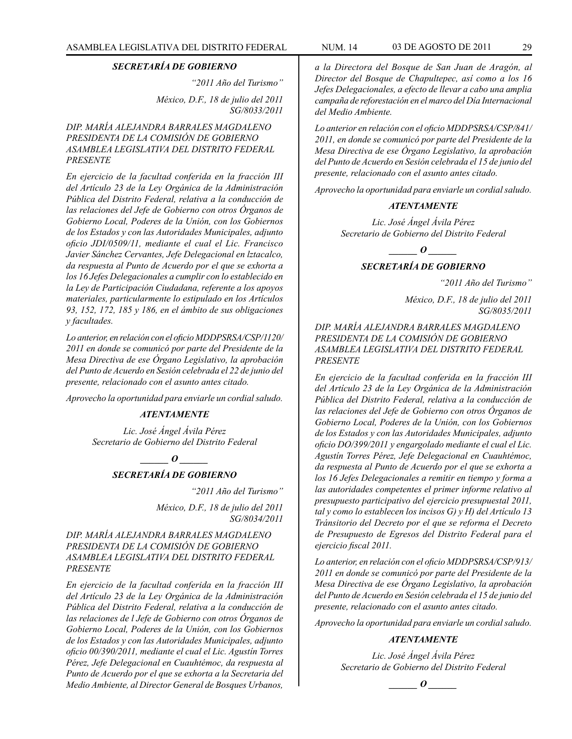***SECRETARÍA DE GOBIERNO***

*"2011 Año del Turismo"*

*México, D.F., 18 de julio del 2011*
*SG/8033/2011*

*DIP. MARÍA ALEJANDRA BARRALES MAGDALENO*
*PRESIDENTA DE LA COMISIÓN DE GOBIERNO*
*ASAMBLEA LEGISLATIVA DEL DISTRITO FEDERAL*
*PRESENTE*

*En ejercicio de la facultad conferida en la fracción III del Artículo 23 de la Ley Orgánica de la Administración Pública del Distrito Federal, relativa a la conducción de las relaciones del Jefe de Gobierno con otros Órganos de Gobierno Local, Poderes de la Unión, con los Gobiernos de los Estados y con las Autoridades Municipales, adjunto oficio JDI/0509/11, mediante el cual el Lic. Francisco Javier Sánchez Cervantes, Jefe Delegacional en lztacalco, da respuesta al Punto de Acuerdo por el que se exhorta a los 16 Jefes Delegacionales a cumplir con lo establecido en la Ley de Participación Ciudadana, referente a los apoyos materiales, particularmente lo estipulado en los Artículos 93, 152, 172, 185 y 186, en el ámbito de sus obligaciones y facultades.*

*Lo anterior, en relación con el oficio MDDPSRSA/CSP/1120/2011 en donde se comunicó por parte del Presidente de la Mesa Directiva de ese Órgano Legislativo, la aprobación del Punto de Acuerdo en Sesión celebrada el 22 de junio del presente, relacionado con el asunto antes citado.*

*Aprovecho la oportunidad para enviarle un cordial saludo.*

***ATENTAMENTE***

*Lic. José Ángel Ávila Pérez*
*Secretario de Gobierno del Distrito Federal*

***______ O ______***

***SECRETARÍA DE GOBIERNO***

*"2011 Año del Turismo"*

*México, D.F., 18 de julio del 2011*
*SG/8034/2011*

*DIP. MARÍA ALEJANDRA BARRALES MAGDALENO*
*PRESIDENTA DE LA COMISIÓN DE GOBIERNO*
*ASAMBLEA LEGISLATIVA DEL DISTRITO FEDERAL*
*PRESENTE*

*En ejercicio de la facultad conferida en la fracción III del Artículo 23 de la Ley Orgánica de la Administración Pública del Distrito Federal, relativa a la conducción de las relaciones de l Jefe de Gobierno con otros Órganos de Gobierno Local, Poderes de la Unión, con los Gobiernos de los Estados y con las Autoridades Municipales, adjunto oficio 00/390/2011, mediante el cual el Lic. Agustín Torres Pérez, Jefe Delegacional en Cuauhtémoc, da respuesta al Punto de Acuerdo por el que se exhorta a la Secretaria del Medio Ambiente, al Director General de Bosques Urbanos, a la Directora del Bosque de San Juan de Aragón, al Director del Bosque de Chapultepec, así como a los 16 Jefes Delegacionales, a efecto de llevar a cabo una amplia campaña de reforestación en el marco del Día Internacional del Medio Ambiente.*

*Lo anterior en relación con el oficio MDDPSRSA/CSP/841/2011, en donde se comunicó por parte del Presidente de la Mesa Directiva de ese Órgano Legislativo, la aprobación del Punto de Acuerdo en Sesión celebrada el 15 de junio del presente, relacionado con el asunto antes citado.*

*Aprovecho la oportunidad para enviarle un cordial saludo.*

***ATENTAMENTE***

*Lic. José Ángel Ávila Pérez*
*Secretario de Gobierno del Distrito Federal*

***______ O ______***

***SECRETARÍA DE GOBIERNO***

*"2011 Año del Turismo"*

*México, D.F., 18 de julio del 2011*
*SG/8035/2011*

*DIP. MARÍA ALEJANDRA BARRALES MAGDALENO*
*PRESIDENTA DE LA COMISIÓN DE GOBIERNO*
*ASAMBLEA LEGISLATIVA DEL DISTRITO FEDERAL*
*PRESENTE*

*En ejercicio de la facultad conferida en la fracción III del Artículo 23 de la Ley Orgánica de la Administración Pública del Distrito Federal, relativa a la conducción de las relaciones del Jefe de Gobierno con otros Órganos de Gobierno Local, Poderes de la Unión, con los Gobiernos de los Estados y con las Autoridades Municipales, adjunto oficio DO/399/2011 y engargolado mediante el cual el Lic. Agustín Torres Pérez, Jefe Delegacional en Cuauhtémoc, da respuesta al Punto de Acuerdo por el que se exhorta a los 16 Jefes Delegacionales a remitir en tiempo y forma a las autoridades competentes el primer informe relativo al presupuesto participativo del ejercicio presupuestal 2011, tal y como lo establecen los incisos G) y H) del Artículo 13 Tránsitorio del Decreto por el que se reforma el Decreto de Presupuesto de Egresos del Distrito Federal para el ejercicio fiscal 2011.*

*Lo anterior, en relación con el oficio MDDPSRSA/CSP/913/2011 en donde se comunicó por parte del Presidente de la Mesa Directiva de ese Órgano Legislativo, la aprobación del Punto de Acuerdo en Sesión celebrada el 15 de junio del presente, relacionado con el asunto antes citado.*

*Aprovecho la oportunidad para enviarle un cordial saludo.*

***ATENTAMENTE***

*Lic. José Ángel Ávila Pérez*
*Secretario de Gobierno del Distrito Federal*

***______ O ______***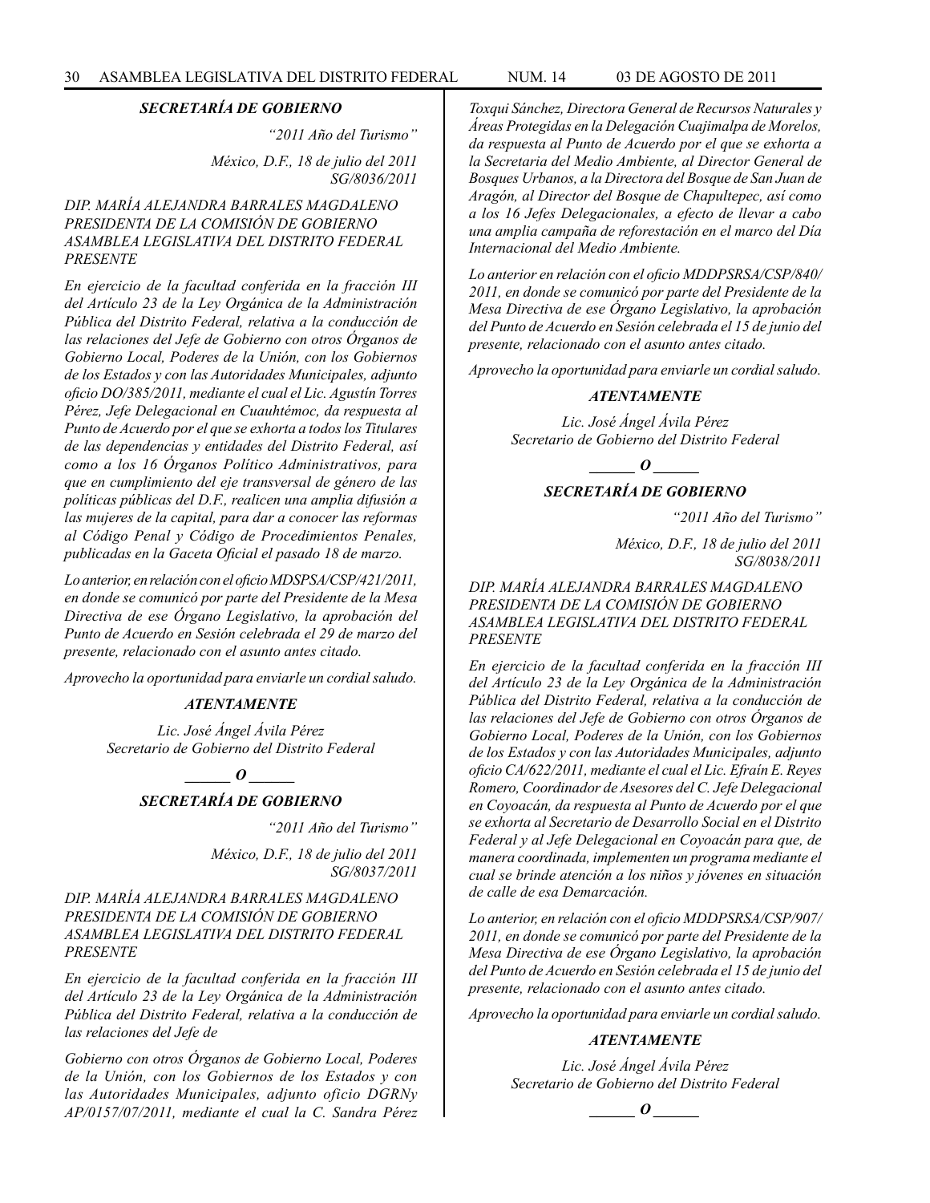### *SECRETARÍA DE GOBIERNO*

*"2011 Año del Turismo"*

*México, D.F., 18 de julio del 2011*
*SG/8036/2011*

*DIP. MARÍA ALEJANDRA BARRALES MAGDALENO*
*PRESIDENTA DE LA COMISIÓN DE GOBIERNO*
*ASAMBLEA LEGISLATIVA DEL DISTRITO FEDERAL*
*PRESENTE*

*En ejercicio de la facultad conferida en la fracción III del Artículo 23 de la Ley Orgánica de la Administración Pública del Distrito Federal, relativa a la conducción de las relaciones del Jefe de Gobierno con otros Órganos de Gobierno Local, Poderes de la Unión, con los Gobiernos de los Estados y con las Autoridades Municipales, adjunto oficio DO/385/2011, mediante el cual el Lic. Agustín Torres Pérez, Jefe Delegacional en Cuauhtémoc, da respuesta al Punto de Acuerdo por el que se exhorta a todos los Titulares de las dependencias y entidades del Distrito Federal, así como a los 16 Órganos Político Administrativos, para que en cumplimiento del eje transversal de género de las políticas públicas del D.F., realicen una amplia difusión a las mujeres de la capital, para dar a conocer las reformas al Código Penal y Código de Procedimientos Penales, publicadas en la Gaceta Oficial el pasado 18 de marzo.*

*Lo anterior, en relación con el oficio MDSPSA/CSP/421/2011, en donde se comunicó por parte del Presidente de la Mesa Directiva de ese Órgano Legislativo, la aprobación del Punto de Acuerdo en Sesión celebrada el 29 de marzo del presente, relacionado con el asunto antes citado.*

*Aprovecho la oportunidad para enviarle un cordial saludo.*

***ATENTAMENTE***

*Lic. José Ángel Ávila Pérez*
*Secretario de Gobierno del Distrito Federal*

***\_\_\_\_\_\_ O \_\_\_\_\_\_***

### *SECRETARÍA DE GOBIERNO*

*"2011 Año del Turismo"*

*México, D.F., 18 de julio del 2011*
*SG/8037/2011*

*DIP. MARÍA ALEJANDRA BARRALES MAGDALENO*
*PRESIDENTA DE LA COMISIÓN DE GOBIERNO*
*ASAMBLEA LEGISLATIVA DEL DISTRITO FEDERAL*
*PRESENTE*

*En ejercicio de la facultad conferida en la fracción III del Artículo 23 de la Ley Orgánica de la Administración Pública del Distrito Federal, relativa a la conducción de las relaciones del Jefe de Gobierno con otros Órganos de Gobierno Local, Poderes de la Unión, con los Gobiernos de los Estados y con las Autoridades Municipales, adjunto oficio DGRNyAP/0157/07/2011, mediante el cual la C. Sandra Pérez Toxqui Sánchez, Directora General de Recursos Naturales y Áreas Protegidas en la Delegación Cuajimalpa de Morelos, da respuesta al Punto de Acuerdo por el que se exhorta a la Secretaria del Medio Ambiente, al Director General de Bosques Urbanos, a la Directora del Bosque de San Juan de Aragón, al Director del Bosque de Chapultepec, así como a los 16 Jefes Delegacionales, a efecto de llevar a cabo una amplia campaña de reforestación en el marco del Día Internacional del Medio Ambiente.*

*Lo anterior en relación con el oficio MDDPSRSA/CSP/840/2011, en donde se comunicó por parte del Presidente de la Mesa Directiva de ese Órgano Legislativo, la aprobación del Punto de Acuerdo en Sesión celebrada el 15 de junio del presente, relacionado con el asunto antes citado.*

*Aprovecho la oportunidad para enviarle un cordial saludo.*

***ATENTAMENTE***

*Lic. José Ángel Ávila Pérez*
*Secretario de Gobierno del Distrito Federal*

***\_\_\_\_\_\_ O \_\_\_\_\_\_***

### *SECRETARÍA DE GOBIERNO*

*"2011 Año del Turismo"*

*México, D.F., 18 de julio del 2011*
*SG/8038/2011*

*DIP. MARÍA ALEJANDRA BARRALES MAGDALENO*
*PRESIDENTA DE LA COMISIÓN DE GOBIERNO*
*ASAMBLEA LEGISLATIVA DEL DISTRITO FEDERAL*
*PRESENTE*

*En ejercicio de la facultad conferida en la fracción III del Artículo 23 de la Ley Orgánica de la Administración Pública del Distrito Federal, relativa a la conducción de las relaciones del Jefe de Gobierno con otros Órganos de Gobierno Local, Poderes de la Unión, con los Gobiernos de los Estados y con las Autoridades Municipales, adjunto oficio CA/622/2011, mediante el cual el Lic. Efraín E. Reyes Romero, Coordinador de Asesores del C. Jefe Delegacional en Coyoacán, da respuesta al Punto de Acuerdo por el que se exhorta al Secretario de Desarrollo Social en el Distrito Federal y al Jefe Delegacional en Coyoacán para que, de manera coordinada, implementen un programa mediante el cual se brinde atención a los niños y jóvenes en situación de calle de esa Demarcación.*

*Lo anterior, en relación con el oficio MDDPSRSA/CSP/907/2011, en donde se comunicó por parte del Presidente de la Mesa Directiva de ese Órgano Legislativo, la aprobación del Punto de Acuerdo en Sesión celebrada el 15 de junio del presente, relacionado con el asunto antes citado.*

*Aprovecho la oportunidad para enviarle un cordial saludo.*

***ATENTAMENTE***

*Lic. José Ángel Ávila Pérez*
*Secretario de Gobierno del Distrito Federal*

***\_\_\_\_\_\_ O \_\_\_\_\_\_***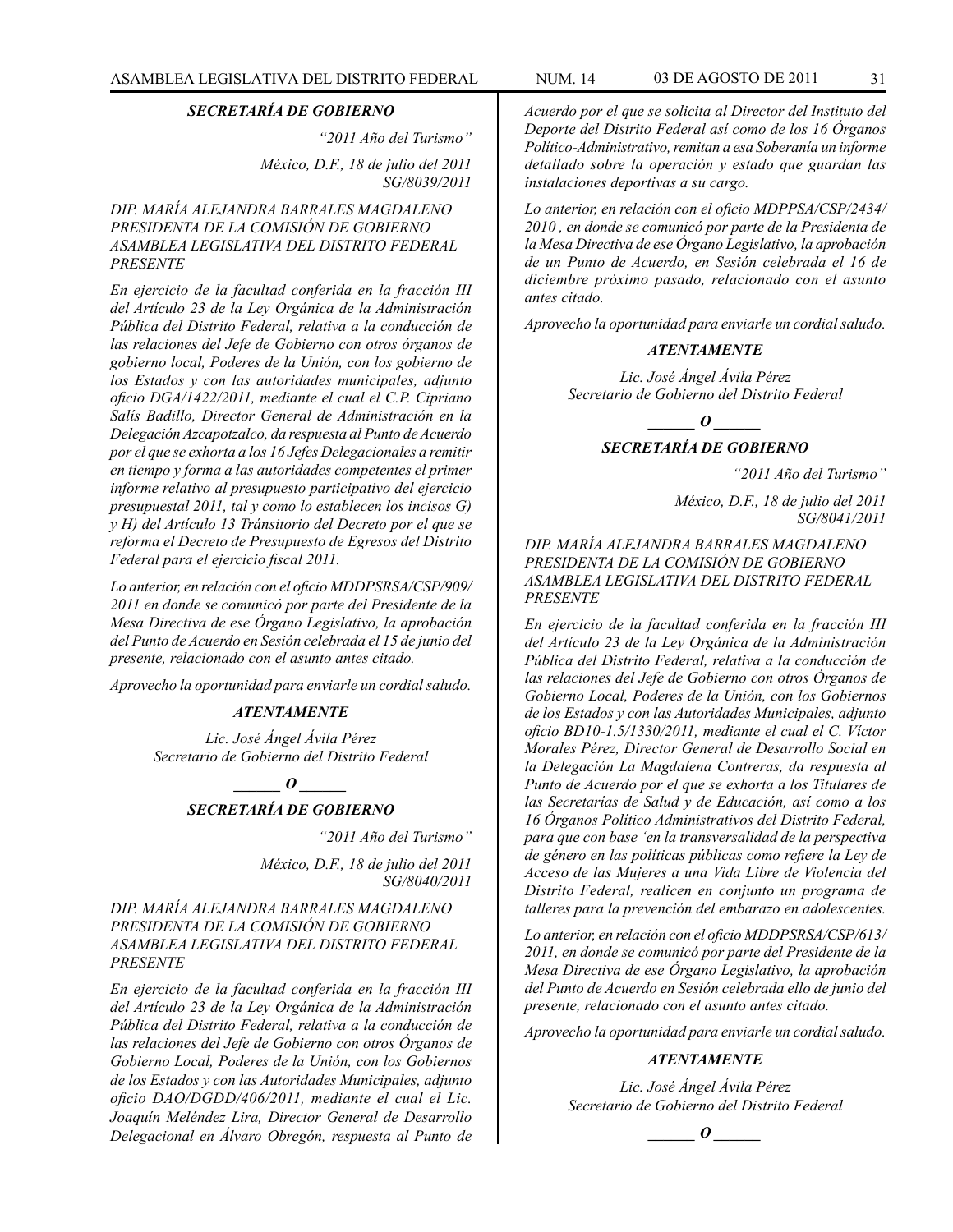***SECRETARÍA DE GOBIERNO***

*"2011 Año del Turismo"*

*México, D.F., 18 de julio del 2011*
*SG/8039/2011*

*DIP. MARÍA ALEJANDRA BARRALES MAGDALENO*
*PRESIDENTA DE LA COMISIÓN DE GOBIERNO*
*ASAMBLEA LEGISLATIVA DEL DISTRITO FEDERAL*
*PRESENTE*

*En ejercicio de la facultad conferida en la fracción III del Artículo 23 de la Ley Orgánica de la Administración Pública del Distrito Federal, relativa a la conducción de las relaciones del Jefe de Gobierno con otros órganos de gobierno local, Poderes de la Unión, con los gobierno de los Estados y con las autoridades municipales, adjunto oficio DGA/1422/2011, mediante el cual el C.P. Cipriano Salís Badillo, Director General de Administración en la Delegación Azcapotzalco, da respuesta al Punto de Acuerdo por el que se exhorta a los 16 Jefes Delegacionales a remitir en tiempo y forma a las autoridades competentes el primer informe relativo al presupuesto participativo del ejercicio presupuestal 2011, tal y como lo establecen los incisos G) y H) del Artículo 13 Tránsitorio del Decreto por el que se reforma el Decreto de Presupuesto de Egresos del Distrito Federal para el ejercicio fiscal 2011.*

*Lo anterior, en relación con el oficio MDDPSRSA/CSP/909/2011 en donde se comunicó por parte del Presidente de la Mesa Directiva de ese Órgano Legislativo, la aprobación del Punto de Acuerdo en Sesión celebrada el 15 de junio del presente, relacionado con el asunto antes citado.*

*Aprovecho la oportunidad para enviarle un cordial saludo.*

***ATENTAMENTE***

*Lic. José Ángel Ávila Pérez*
*Secretario de Gobierno del Distrito Federal*

***\_\_\_\_\_\_ O \_\_\_\_\_\_***

***SECRETARÍA DE GOBIERNO***

*"2011 Año del Turismo"*

*México, D.F., 18 de julio del 2011*
*SG/8040/2011*

*DIP. MARÍA ALEJANDRA BARRALES MAGDALENO*
*PRESIDENTA DE LA COMISIÓN DE GOBIERNO*
*ASAMBLEA LEGISLATIVA DEL DISTRITO FEDERAL*
*PRESENTE*

*En ejercicio de la facultad conferida en la fracción III del Artículo 23 de la Ley Orgánica de la Administración Pública del Distrito Federal, relativa a la conducción de las relaciones del Jefe de Gobierno con otros Órganos de Gobierno Local, Poderes de la Unión, con los Gobiernos de los Estados y con las Autoridades Municipales, adjunto oficio DAO/DGDD/406/2011, mediante el cual el Lic. Joaquín Meléndez Lira, Director General de Desarrollo Delegacional en Álvaro Obregón, respuesta al Punto de Acuerdo por el que se solicita al Director del Instituto del Deporte del Distrito Federal así como de los 16 Órganos Político-Administrativo, remitan a esa Soberanía un informe detallado sobre la operación y estado que guardan las instalaciones deportivas a su cargo.*

*Lo anterior, en relación con el oficio MDPPSA/CSP/2434/2010 , en donde se comunicó por parte de la Presidenta de la Mesa Directiva de ese Órgano Legislativo, la aprobación de un Punto de Acuerdo, en Sesión celebrada el 16 de diciembre próximo pasado, relacionado con el asunto antes citado.*

*Aprovecho la oportunidad para enviarle un cordial saludo.*

***ATENTAMENTE***

*Lic. José Ángel Ávila Pérez*
*Secretario de Gobierno del Distrito Federal*

***\_\_\_\_\_\_ O \_\_\_\_\_\_***

***SECRETARÍA DE GOBIERNO***

*"2011 Año del Turismo"*

*México, D.F., 18 de julio del 2011*
*SG/8041/2011*

*DIP. MARÍA ALEJANDRA BARRALES MAGDALENO*
*PRESIDENTA DE LA COMISIÓN DE GOBIERNO*
*ASAMBLEA LEGISLATIVA DEL DISTRITO FEDERAL*
*PRESENTE*

*En ejercicio de la facultad conferida en la fracción III del Artículo 23 de la Ley Orgánica de la Administración Pública del Distrito Federal, relativa a la conducción de las relaciones del Jefe de Gobierno con otros Órganos de Gobierno Local, Poderes de la Unión, con los Gobiernos de los Estados y con las Autoridades Municipales, adjunto oficio BD10-1.5/1330/2011, mediante el cual el C. Víctor Morales Pérez, Director General de Desarrollo Social en la Delegación La Magdalena Contreras, da respuesta al Punto de Acuerdo por el que se exhorta a los Titulares de las Secretarías de Salud y de Educación, así como a los 16 Órganos Político Administrativos del Distrito Federal, para que con base 'en la transversalidad de la perspectiva de género en las políticas públicas como refiere la Ley de Acceso de las Mujeres a una Vida Libre de Violencia del Distrito Federal, realicen en conjunto un programa de talleres para la prevención del embarazo en adolescentes.*

*Lo anterior, en relación con el oficio MDDPSRSA/CSP/613/2011, en donde se comunicó por parte del Presidente de la Mesa Directiva de ese Órgano Legislativo, la aprobación del Punto de Acuerdo en Sesión celebrada ello de junio del presente, relacionado con el asunto antes citado.*

*Aprovecho la oportunidad para enviarle un cordial saludo.*

***ATENTAMENTE***

*Lic. José Ángel Ávila Pérez*
*Secretario de Gobierno del Distrito Federal*

***\_\_\_\_\_\_ O \_\_\_\_\_\_***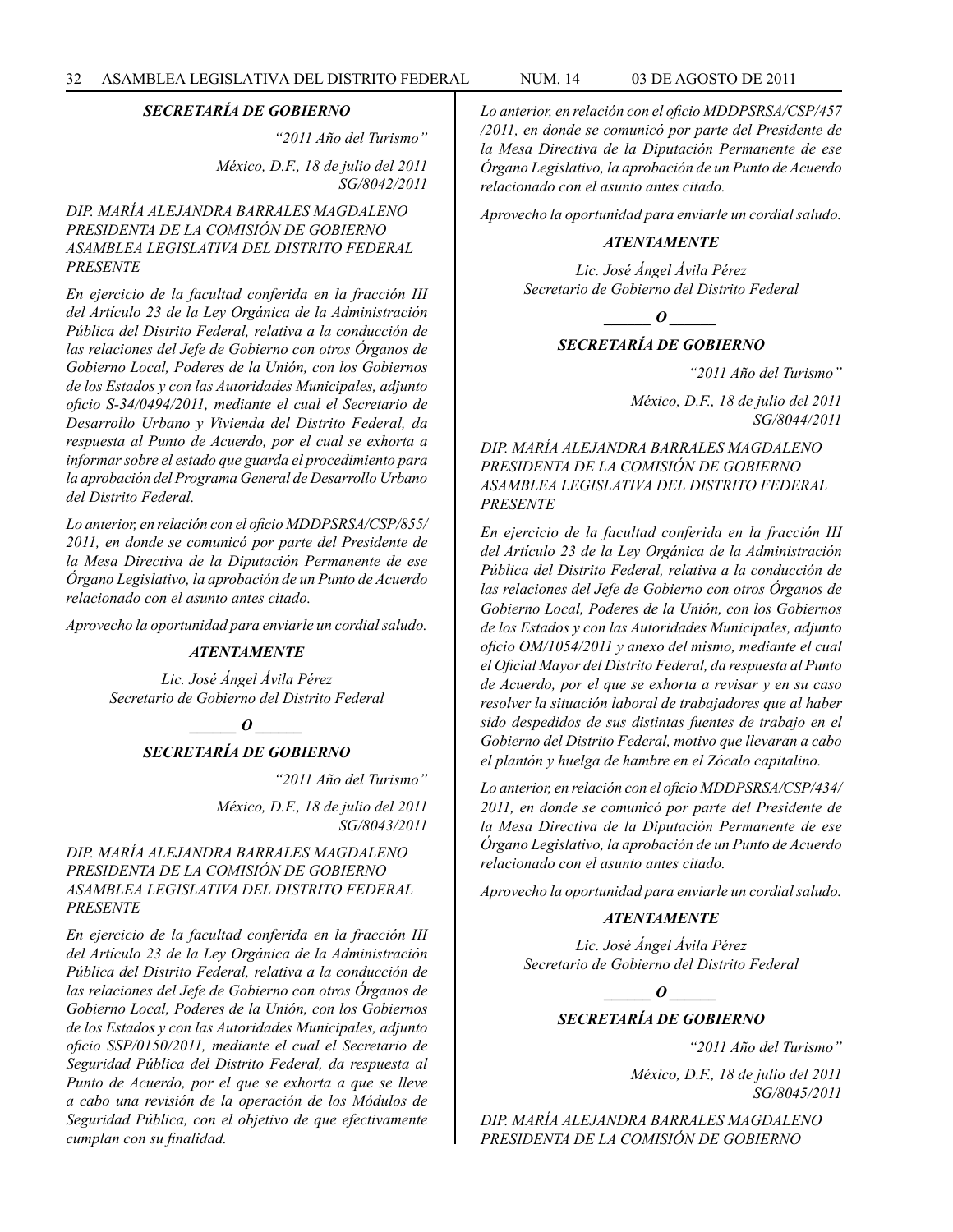***SECRETARÍA DE GOBIERNO***

*"2011 Año del Turismo"*

*México, D.F., 18 de julio del 2011*
*SG/8042/2011*

*DIP. MARÍA ALEJANDRA BARRALES MAGDALENO*
*PRESIDENTA DE LA COMISIÓN DE GOBIERNO*
*ASAMBLEA LEGISLATIVA DEL DISTRITO FEDERAL*
*PRESENTE*

*En ejercicio de la facultad conferida en la fracción III del Artículo 23 de la Ley Orgánica de la Administración Pública del Distrito Federal, relativa a la conducción de las relaciones del Jefe de Gobierno con otros Órganos de Gobierno Local, Poderes de la Unión, con los Gobiernos de los Estados y con las Autoridades Municipales, adjunto oficio S-34/0494/2011, mediante el cual el Secretario de Desarrollo Urbano y Vivienda del Distrito Federal, da respuesta al Punto de Acuerdo, por el cual se exhorta a informar sobre el estado que guarda el procedimiento para la aprobación del Programa General de Desarrollo Urbano del Distrito Federal.*

*Lo anterior, en relación con el oficio MDDPSRSA/CSP/855/ 2011, en donde se comunicó por parte del Presidente de la Mesa Directiva de la Diputación Permanente de ese Órgano Legislativo, la aprobación de un Punto de Acuerdo relacionado con el asunto antes citado.*

*Aprovecho la oportunidad para enviarle un cordial saludo.*

***ATENTAMENTE***

*Lic. José Ángel Ávila Pérez*
*Secretario de Gobierno del Distrito Federal*

***\_\_\_\_\_\_ O \_\_\_\_\_\_***

***SECRETARÍA DE GOBIERNO***

*"2011 Año del Turismo"*

*México, D.F., 18 de julio del 2011*
*SG/8043/2011*

*DIP. MARÍA ALEJANDRA BARRALES MAGDALENO*
*PRESIDENTA DE LA COMISIÓN DE GOBIERNO*
*ASAMBLEA LEGISLATIVA DEL DISTRITO FEDERAL*
*PRESENTE*

*En ejercicio de la facultad conferida en la fracción III del Artículo 23 de la Ley Orgánica de la Administración Pública del Distrito Federal, relativa a la conducción de las relaciones del Jefe de Gobierno con otros Órganos de Gobierno Local, Poderes de la Unión, con los Gobiernos de los Estados y con las Autoridades Municipales, adjunto oficio SSP/0150/2011, mediante el cual el Secretario de Seguridad Pública del Distrito Federal, da respuesta al Punto de Acuerdo, por el que se exhorta a que se lleve a cabo una revisión de la operación de los Módulos de Seguridad Pública, con el objetivo de que efectivamente cumplan con su finalidad.*

*Lo anterior, en relación con el oficio MDDPSRSA/CSP/457 /2011, en donde se comunicó por parte del Presidente de la Mesa Directiva de la Diputación Permanente de ese Órgano Legislativo, la aprobación de un Punto de Acuerdo relacionado con el asunto antes citado.*

*Aprovecho la oportunidad para enviarle un cordial saludo.*

***ATENTAMENTE***

*Lic. José Ángel Ávila Pérez*
*Secretario de Gobierno del Distrito Federal*

***\_\_\_\_\_\_ O \_\_\_\_\_\_***

***SECRETARÍA DE GOBIERNO***

*"2011 Año del Turismo"*

*México, D.F., 18 de julio del 2011*
*SG/8044/2011*

*DIP. MARÍA ALEJANDRA BARRALES MAGDALENO*
*PRESIDENTA DE LA COMISIÓN DE GOBIERNO*
*ASAMBLEA LEGISLATIVA DEL DISTRITO FEDERAL*
*PRESENTE*

*En ejercicio de la facultad conferida en la fracción III del Artículo 23 de la Ley Orgánica de la Administración Pública del Distrito Federal, relativa a la conducción de las relaciones del Jefe de Gobierno con otros Órganos de Gobierno Local, Poderes de la Unión, con los Gobiernos de los Estados y con las Autoridades Municipales, adjunto oficio OM/1054/2011 y anexo del mismo, mediante el cual el Oficial Mayor del Distrito Federal, da respuesta al Punto de Acuerdo, por el que se exhorta a revisar y en su caso resolver la situación laboral de trabajadores que al haber sido despedidos de sus distintas fuentes de trabajo en el Gobierno del Distrito Federal, motivo que llevaran a cabo el plantón y huelga de hambre en el Zócalo capitalino.*

*Lo anterior, en relación con el oficio MDDPSRSA/CSP/434/ 2011, en donde se comunicó por parte del Presidente de la Mesa Directiva de la Diputación Permanente de ese Órgano Legislativo, la aprobación de un Punto de Acuerdo relacionado con el asunto antes citado.*

*Aprovecho la oportunidad para enviarle un cordial saludo.*

***ATENTAMENTE***

*Lic. José Ángel Ávila Pérez*
*Secretario de Gobierno del Distrito Federal*

***\_\_\_\_\_\_ O \_\_\_\_\_\_***

***SECRETARÍA DE GOBIERNO***

*"2011 Año del Turismo"*

*México, D.F., 18 de julio del 2011*
*SG/8045/2011*

*DIP. MARÍA ALEJANDRA BARRALES MAGDALENO*
*PRESIDENTA DE LA COMISIÓN DE GOBIERNO*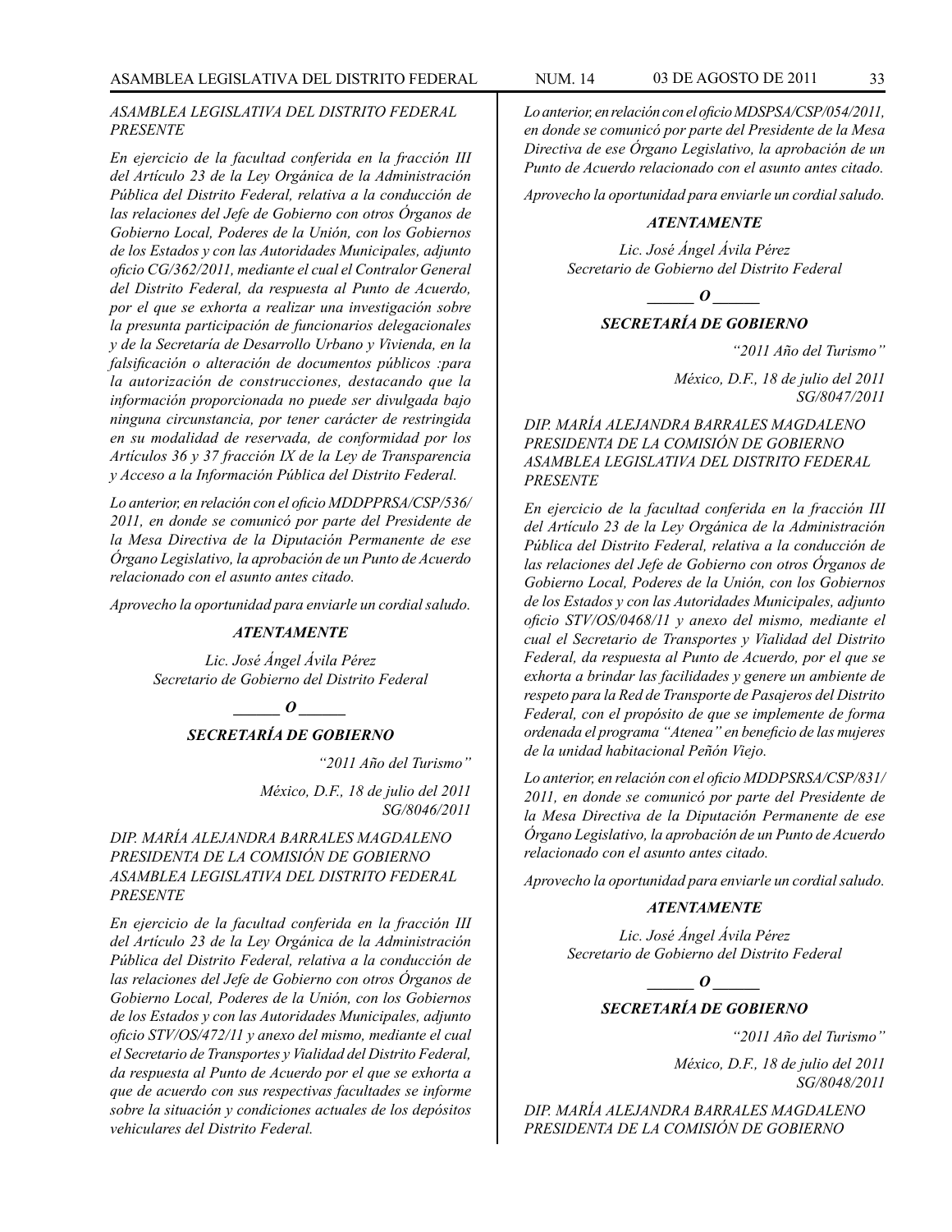*ASAMBLEA LEGISLATIVA DEL DISTRITO FEDERAL*
*PRESENTE*

*En ejercicio de la facultad conferida en la fracción III del Artículo 23 de la Ley Orgánica de la Administración Pública del Distrito Federal, relativa a la conducción de las relaciones del Jefe de Gobierno con otros Órganos de Gobierno Local, Poderes de la Unión, con los Gobiernos de los Estados y con las Autoridades Municipales, adjunto oficio CG/362/2011, mediante el cual el Contralor General del Distrito Federal, da respuesta al Punto de Acuerdo, por el que se exhorta a realizar una investigación sobre la presunta participación de funcionarios delegacionales y de la Secretaría de Desarrollo Urbano y Vivienda, en la falsificación o alteración de documentos públicos :para la autorización de construcciones, destacando que la información proporcionada no puede ser divulgada bajo ninguna circunstancia, por tener carácter de restringida en su modalidad de reservada, de conformidad por los Artículos 36 y 37 fracción IX de la Ley de Transparencia y Acceso a la Información Pública del Distrito Federal.*

*Lo anterior, en relación con el oficio MDDPPRSA/CSP/536/2011, en donde se comunicó por parte del Presidente de la Mesa Directiva de la Diputación Permanente de ese Órgano Legislativo, la aprobación de un Punto de Acuerdo relacionado con el asunto antes citado.*

*Aprovecho la oportunidad para enviarle un cordial saludo.*

***ATENTAMENTE***

*Lic. José Ángel Ávila Pérez*
*Secretario de Gobierno del Distrito Federal*

***\_\_\_\_\_\_ O \_\_\_\_\_\_***

***SECRETARÍA DE GOBIERNO***

*"2011 Año del Turismo"*

*México, D.F., 18 de julio del 2011*
*SG/8046/2011*

*DIP. MARÍA ALEJANDRA BARRALES MAGDALENO*
*PRESIDENTA DE LA COMISIÓN DE GOBIERNO*
*ASAMBLEA LEGISLATIVA DEL DISTRITO FEDERAL*
*PRESENTE*

*En ejercicio de la facultad conferida en la fracción III del Artículo 23 de la Ley Orgánica de la Administración Pública del Distrito Federal, relativa a la conducción de las relaciones del Jefe de Gobierno con otros Órganos de Gobierno Local, Poderes de la Unión, con los Gobiernos de los Estados y con las Autoridades Municipales, adjunto oficio STV/OS/472/11 y anexo del mismo, mediante el cual el Secretario de Transportes y Vialidad del Distrito Federal, da respuesta al Punto de Acuerdo por el que se exhorta a que de acuerdo con sus respectivas facultades se informe sobre la situación y condiciones actuales de los depósitos vehiculares del Distrito Federal.*

*Lo anterior, en relación con el oficio MDSPSA/CSP/054/2011, en donde se comunicó por parte del Presidente de la Mesa Directiva de ese Órgano Legislativo, la aprobación de un Punto de Acuerdo relacionado con el asunto antes citado.*

*Aprovecho la oportunidad para enviarle un cordial saludo.*

***ATENTAMENTE***

*Lic. José Ángel Ávila Pérez*
*Secretario de Gobierno del Distrito Federal*

***\_\_\_\_\_\_ O \_\_\_\_\_\_***

***SECRETARÍA DE GOBIERNO***

*"2011 Año del Turismo"*

*México, D.F., 18 de julio del 2011*
*SG/8047/2011*

*DIP. MARÍA ALEJANDRA BARRALES MAGDALENO*
*PRESIDENTA DE LA COMISIÓN DE GOBIERNO*
*ASAMBLEA LEGISLATIVA DEL DISTRITO FEDERAL*
*PRESENTE*

*En ejercicio de la facultad conferida en la fracción III del Artículo 23 de la Ley Orgánica de la Administración Pública del Distrito Federal, relativa a la conducción de las relaciones del Jefe de Gobierno con otros Órganos de Gobierno Local, Poderes de la Unión, con los Gobiernos de los Estados y con las Autoridades Municipales, adjunto oficio STV/OS/0468/11 y anexo del mismo, mediante el cual el Secretario de Transportes y Vialidad del Distrito Federal, da respuesta al Punto de Acuerdo, por el que se exhorta a brindar las facilidades y genere un ambiente de respeto para la Red de Transporte de Pasajeros del Distrito Federal, con el propósito de que se implemente de forma ordenada el programa "Atenea" en beneficio de las mujeres de la unidad habitacional Peñón Viejo.*

*Lo anterior, en relación con el oficio MDDPSRSA/CSP/831/2011, en donde se comunicó por parte del Presidente de la Mesa Directiva de la Diputación Permanente de ese Órgano Legislativo, la aprobación de un Punto de Acuerdo relacionado con el asunto antes citado.*

*Aprovecho la oportunidad para enviarle un cordial saludo.*

***ATENTAMENTE***

*Lic. José Ángel Ávila Pérez*
*Secretario de Gobierno del Distrito Federal*

***\_\_\_\_\_\_ O \_\_\_\_\_\_***

***SECRETARÍA DE GOBIERNO***

*"2011 Año del Turismo"*

*México, D.F., 18 de julio del 2011*
*SG/8048/2011*

*DIP. MARÍA ALEJANDRA BARRALES MAGDALENO*
*PRESIDENTA DE LA COMISIÓN DE GOBIERNO*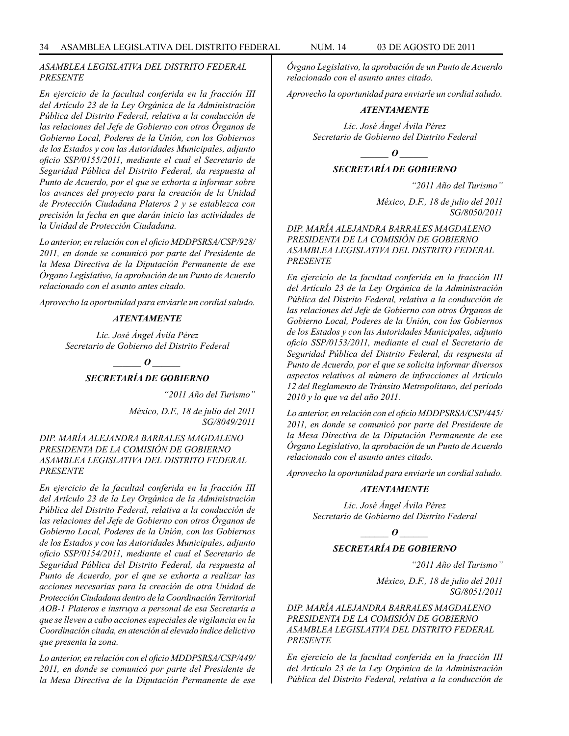*ASAMBLEA LEGISLATIVA DEL DISTRITO FEDERAL*
*PRESENTE*

*En ejercicio de la facultad conferida en la fracción III del Artículo 23 de la Ley Orgánica de la Administración Pública del Distrito Federal, relativa a la conducción de las relaciones del Jefe de Gobierno con otros Órganos de Gobierno Local, Poderes de la Unión, con los Gobiernos de los Estados y con las Autoridades Municipales, adjunto oficio SSP/0155/2011, mediante el cual el Secretario de Seguridad Pública del Distrito Federal, da respuesta al Punto de Acuerdo, por el que se exhorta a informar sobre los avances del proyecto para la creación de la Unidad de Protección Ciudadana Plateros 2 y se establezca con precisión la fecha en que darán inicio las actividades de la Unidad de Protección Ciudadana.*

*Lo anterior, en relación con el oficio MDDPSRSA/CSP/928/2011, en donde se comunicó por parte del Presidente de la Mesa Directiva de la Diputación Permanente de ese Órgano Legislativo, la aprobación de un Punto de Acuerdo relacionado con el asunto antes citado.*

*Aprovecho la oportunidad para enviarle un cordial saludo.*

***ATENTAMENTE***

*Lic. José Ángel Ávila Pérez*
*Secretario de Gobierno del Distrito Federal*

***______ O ______***

***SECRETARÍA DE GOBIERNO***

*"2011 Año del Turismo"*

*México, D.F., 18 de julio del 2011*
*SG/8049/2011*

*DIP. MARÍA ALEJANDRA BARRALES MAGDALENO*
*PRESIDENTA DE LA COMISIÓN DE GOBIERNO*
*ASAMBLEA LEGISLATIVA DEL DISTRITO FEDERAL*
*PRESENTE*

*En ejercicio de la facultad conferida en la fracción III del Artículo 23 de la Ley Orgánica de la Administración Pública del Distrito Federal, relativa a la conducción de las relaciones del Jefe de Gobierno con otros Órganos de Gobierno Local, Poderes de la Unión, con los Gobiernos de los Estados y con las Autoridades Municipales, adjunto oficio SSP/0154/2011, mediante el cual el Secretario de Seguridad Pública del Distrito Federal, da respuesta al Punto de Acuerdo, por el que se exhorta a realizar las acciones necesarias para la creación de otra Unidad de Protección Ciudadana dentro de la Coordinación Territorial AOB-1 Plateros e instruya a personal de esa Secretaría a que se lleven a cabo acciones especiales de vigilancia en la Coordinación citada, en atención al elevado índice delictivo que presenta la zona.*

*Lo anterior, en relación con el oficio MDDPSRSA/CSP/449/2011, en donde se comunicó por parte del Presidente de la Mesa Directiva de la Diputación Permanente de ese Órgano Legislativo, la aprobación de un Punto de Acuerdo relacionado con el asunto antes citado.*

*Aprovecho la oportunidad para enviarle un cordial saludo.*

***ATENTAMENTE***

*Lic. José Ángel Ávila Pérez*
*Secretario de Gobierno del Distrito Federal*

***______ O ______***

***SECRETARÍA DE GOBIERNO***

*"2011 Año del Turismo"*

*México, D.F., 18 de julio del 2011*
*SG/8050/2011*

*DIP. MARÍA ALEJANDRA BARRALES MAGDALENO*
*PRESIDENTA DE LA COMISIÓN DE GOBIERNO*
*ASAMBLEA LEGISLATIVA DEL DISTRITO FEDERAL*
*PRESENTE*

*En ejercicio de la facultad conferida en la fracción III del Artículo 23 de la Ley Orgánica de la Administración Pública del Distrito Federal, relativa a la conducción de las relaciones del Jefe de Gobierno con otros Órganos de Gobierno Local, Poderes de la Unión, con los Gobiernos de los Estados y con las Autoridades Municipales, adjunto oficio SSP/0153/2011, mediante el cual el Secretario de Seguridad Pública del Distrito Federal, da respuesta al Punto de Acuerdo, por el que se solicita informar diversos aspectos relativos al número de infracciones al Artículo 12 del Reglamento de Tránsito Metropolitano, del período 2010 y lo que va del año 2011.*

*Lo anterior, en relación con el oficio MDDPSRSA/CSP/445/2011, en donde se comunicó por parte del Presidente de la Mesa Directiva de la Diputación Permanente de ese Órgano Legislativo, la aprobación de un Punto de Acuerdo relacionado con el asunto antes citado.*

*Aprovecho la oportunidad para enviarle un cordial saludo.*

***ATENTAMENTE***

*Lic. José Ángel Ávila Pérez*
*Secretario de Gobierno del Distrito Federal*

***______ O ______***

***SECRETARÍA DE GOBIERNO***

*"2011 Año del Turismo"*

*México, D.F., 18 de julio del 2011*
*SG/8051/2011*

*DIP. MARÍA ALEJANDRA BARRALES MAGDALENO*
*PRESIDENTA DE LA COMISIÓN DE GOBIERNO*
*ASAMBLEA LEGISLATIVA DEL DISTRITO FEDERAL*
*PRESENTE*

*En ejercicio de la facultad conferida en la fracción III del Artículo 23 de la Ley Orgánica de la Administración Pública del Distrito Federal, relativa a la conducción de*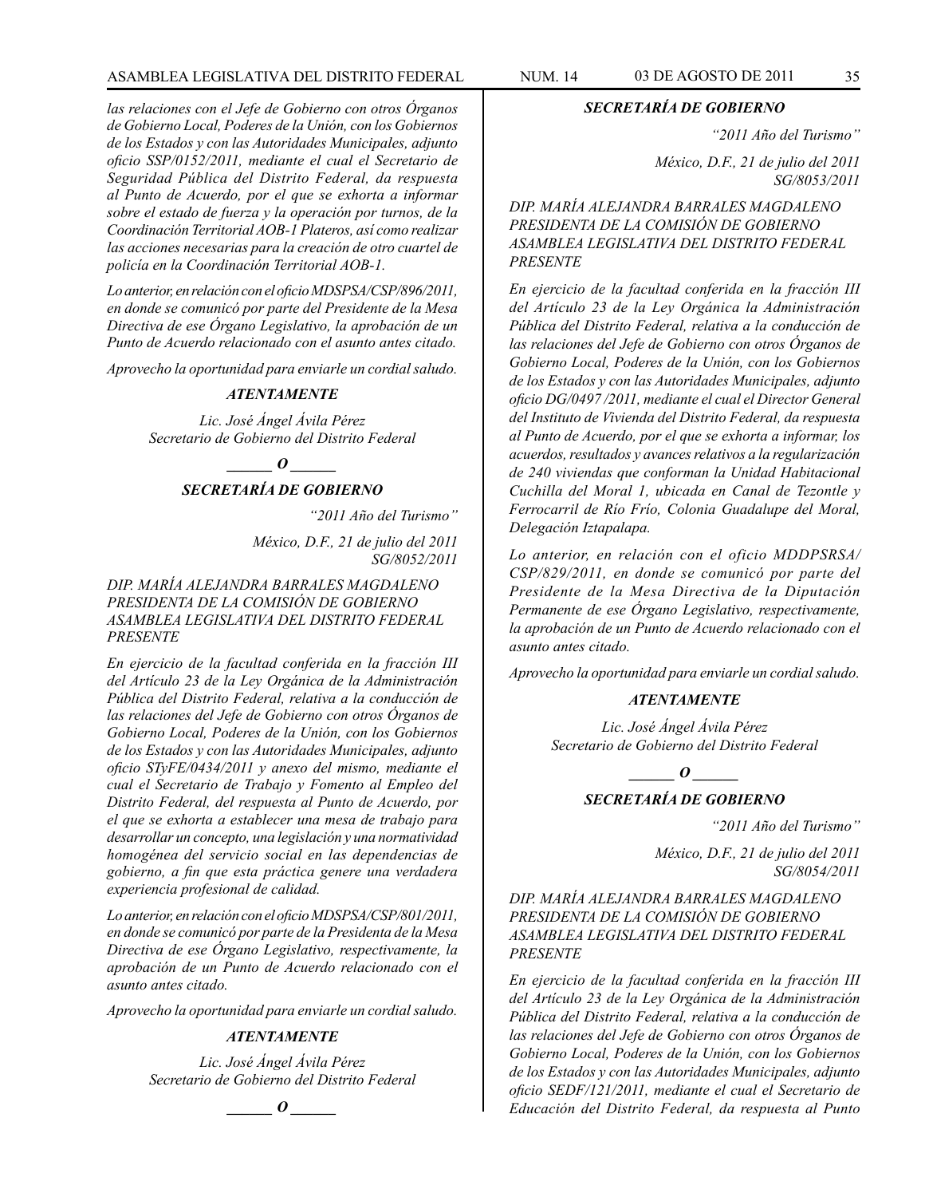*las relaciones con el Jefe de Gobierno con otros Órganos de Gobierno Local, Poderes de la Unión, con los Gobiernos de los Estados y con las Autoridades Municipales, adjunto oficio SSP/0152/2011, mediante el cual el Secretario de Seguridad Pública del Distrito Federal, da respuesta al Punto de Acuerdo, por el que se exhorta a informar sobre el estado de fuerza y la operación por turnos, de la Coordinación Territorial AOB-1 Plateros, así como realizar las acciones necesarias para la creación de otro cuartel de policía en la Coordinación Territorial AOB-1.*

*Lo anterior, en relación con el oficio MDSPSA/CSP/896/2011, en donde se comunicó por parte del Presidente de la Mesa Directiva de ese Órgano Legislativo, la aprobación de un Punto de Acuerdo relacionado con el asunto antes citado.*

*Aprovecho la oportunidad para enviarle un cordial saludo.*

***ATENTAMENTE***

*Lic. José Ángel Ávila Pérez*
*Secretario de Gobierno del Distrito Federal*

***\_\_\_\_\_\_ O \_\_\_\_\_\_***

***SECRETARÍA DE GOBIERNO***

*"2011 Año del Turismo"*

*México, D.F., 21 de julio del 2011*
*SG/8052/2011*

*DIP. MARÍA ALEJANDRA BARRALES MAGDALENO*
*PRESIDENTA DE LA COMISIÓN DE GOBIERNO*
*ASAMBLEA LEGISLATIVA DEL DISTRITO FEDERAL*
*PRESENTE*

*En ejercicio de la facultad conferida en la fracción III del Artículo 23 de la Ley Orgánica de la Administración Pública del Distrito Federal, relativa a la conducción de las relaciones del Jefe de Gobierno con otros Órganos de Gobierno Local, Poderes de la Unión, con los Gobiernos de los Estados y con las Autoridades Municipales, adjunto oficio STyFE/0434/2011 y anexo del mismo, mediante el cual el Secretario de Trabajo y Fomento al Empleo del Distrito Federal, del respuesta al Punto de Acuerdo, por el que se exhorta a establecer una mesa de trabajo para desarrollar un concepto, una legislación y una normatividad homogénea del servicio social en las dependencias de gobierno, a fin que esta práctica genere una verdadera experiencia profesional de calidad.*

*Lo anterior, en relación con el oficio MDSPSA/CSP/801/2011, en donde se comunicó por parte de la Presidenta de la Mesa Directiva de ese Órgano Legislativo, respectivamente, la aprobación de un Punto de Acuerdo relacionado con el asunto antes citado.*

*Aprovecho la oportunidad para enviarle un cordial saludo.*

***ATENTAMENTE***

*Lic. José Ángel Ávila Pérez*
*Secretario de Gobierno del Distrito Federal*

***\_\_\_\_\_\_ O \_\_\_\_\_\_***

***SECRETARÍA DE GOBIERNO***

*"2011 Año del Turismo"*

*México, D.F., 21 de julio del 2011*
*SG/8053/2011*

*DIP. MARÍA ALEJANDRA BARRALES MAGDALENO*
*PRESIDENTA DE LA COMISIÓN DE GOBIERNO*
*ASAMBLEA LEGISLATIVA DEL DISTRITO FEDERAL*
*PRESENTE*

*En ejercicio de la facultad conferida en la fracción III del Artículo 23 de la Ley Orgánica la Administración Pública del Distrito Federal, relativa a la conducción de las relaciones del Jefe de Gobierno con otros Órganos de Gobierno Local, Poderes de la Unión, con los Gobiernos de los Estados y con las Autoridades Municipales, adjunto oficio DG/0497 /2011, mediante el cual el Director General del Instituto de Vivienda del Distrito Federal, da respuesta al Punto de Acuerdo, por el que se exhorta a informar, los acuerdos, resultados y avances relativos a la regularización de 240 viviendas que conforman la Unidad Habitacional Cuchilla del Moral 1, ubicada en Canal de Tezontle y Ferrocarril de Río Frío, Colonia Guadalupe del Moral, Delegación Iztapalapa.*

*Lo anterior, en relación con el oficio MDDPSRSA/CSP/829/2011, en donde se comunicó por parte del Presidente de la Mesa Directiva de la Diputación Permanente de ese Órgano Legislativo, respectivamente, la aprobación de un Punto de Acuerdo relacionado con el asunto antes citado.*

*Aprovecho la oportunidad para enviarle un cordial saludo.*

***ATENTAMENTE***

*Lic. José Ángel Ávila Pérez*
*Secretario de Gobierno del Distrito Federal*

***\_\_\_\_\_\_ O \_\_\_\_\_\_***

***SECRETARÍA DE GOBIERNO***

*"2011 Año del Turismo"*

*México, D.F., 21 de julio del 2011*
*SG/8054/2011*

*DIP. MARÍA ALEJANDRA BARRALES MAGDALENO*
*PRESIDENTA DE LA COMISIÓN DE GOBIERNO*
*ASAMBLEA LEGISLATIVA DEL DISTRITO FEDERAL*
*PRESENTE*

*En ejercicio de la facultad conferida en la fracción III del Artículo 23 de la Ley Orgánica de la Administración Pública del Distrito Federal, relativa a la conducción de las relaciones del Jefe de Gobierno con otros Órganos de Gobierno Local, Poderes de la Unión, con los Gobiernos de los Estados y con las Autoridades Municipales, adjunto oficio SEDF/121/2011, mediante el cual el Secretario de Educación del Distrito Federal, da respuesta al Punto*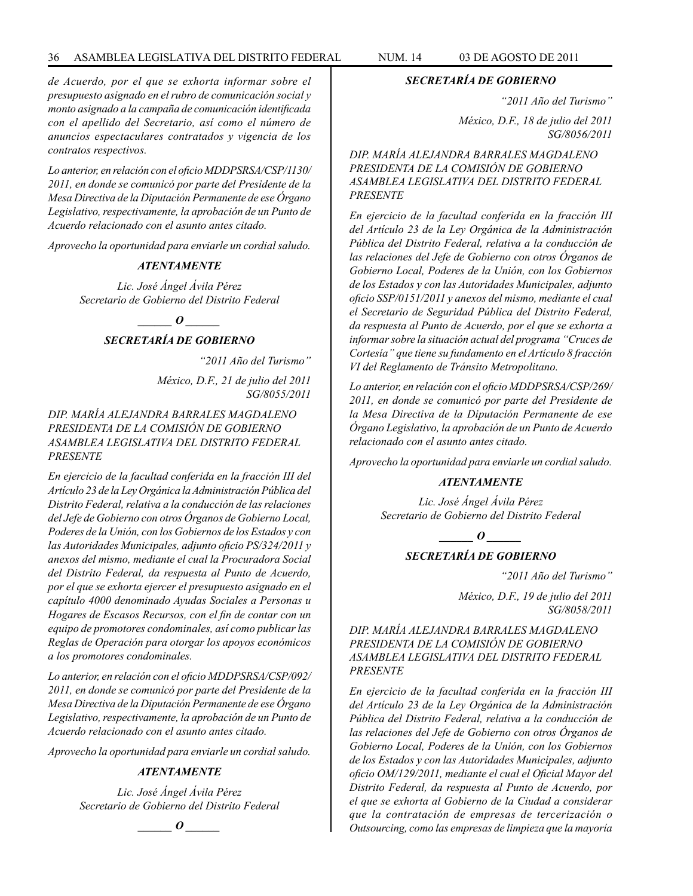*de Acuerdo, por el que se exhorta informar sobre el presupuesto asignado en el rubro de comunicación social y monto asignado a la campaña de comunicación identificada con el apellido del Secretario, así como el número de anuncios espectaculares contratados y vigencia de los contratos respectivos.*

*Lo anterior, en relación con el oficio MDDPSRSA/CSP/1130/ 2011, en donde se comunicó por parte del Presidente de la Mesa Directiva de la Diputación Permanente de ese Órgano Legislativo, respectivamente, la aprobación de un Punto de Acuerdo relacionado con el asunto antes citado.*

*Aprovecho la oportunidad para enviarle un cordial saludo.*

***ATENTAMENTE***

*Lic. José Ángel Ávila Pérez*
*Secretario de Gobierno del Distrito Federal*

***______ O ______***

***SECRETARÍA DE GOBIERNO***

*"2011 Año del Turismo"*

*México, D.F., 21 de julio del 2011*
*SG/8055/2011*

*DIP. MARÍA ALEJANDRA BARRALES MAGDALENO*
*PRESIDENTA DE LA COMISIÓN DE GOBIERNO*
*ASAMBLEA LEGISLATIVA DEL DISTRITO FEDERAL*
*PRESENTE*

*En ejercicio de la facultad conferida en la fracción III del Artículo 23 de la Ley Orgánica la Administración Pública del Distrito Federal, relativa a la conducción de las relaciones del Jefe de Gobierno con otros Órganos de Gobierno Local, Poderes de la Unión, con los Gobiernos de los Estados y con las Autoridades Municipales, adjunto oficio PS/324/2011 y anexos del mismo, mediante el cual la Procuradora Social del Distrito Federal, da respuesta al Punto de Acuerdo, por el que se exhorta ejercer el presupuesto asignado en el capítulo 4000 denominado Ayudas Sociales a Personas u Hogares de Escasos Recursos, con el fin de contar con un equipo de promotores condominales, así como publicar las Reglas de Operación para otorgar los apoyos económicos a los promotores condominales.*

*Lo anterior, en relación con el oficio MDDPSRSA/CSP/092/ 2011, en donde se comunicó por parte del Presidente de la Mesa Directiva de la Diputación Permanente de ese Órgano Legislativo, respectivamente, la aprobación de un Punto de Acuerdo relacionado con el asunto antes citado.*

*Aprovecho la oportunidad para enviarle un cordial saludo.*

***ATENTAMENTE***

*Lic. José Ángel Ávila Pérez*
*Secretario de Gobierno del Distrito Federal*

***______ O ______***

***SECRETARÍA DE GOBIERNO***

*"2011 Año del Turismo"*

*México, D.F., 18 de julio del 2011*
*SG/8056/2011*

*DIP. MARÍA ALEJANDRA BARRALES MAGDALENO*
*PRESIDENTA DE LA COMISIÓN DE GOBIERNO*
*ASAMBLEA LEGISLATIVA DEL DISTRITO FEDERAL*
*PRESENTE*

*En ejercicio de la facultad conferida en la fracción III del Artículo 23 de la Ley Orgánica de la Administración Pública del Distrito Federal, relativa a la conducción de las relaciones del Jefe de Gobierno con otros Órganos de Gobierno Local, Poderes de la Unión, con los Gobiernos de los Estados y con las Autoridades Municipales, adjunto oficio SSP/0151/2011 y anexos del mismo, mediante el cual el Secretario de Seguridad Pública del Distrito Federal, da respuesta al Punto de Acuerdo, por el que se exhorta a informar sobre la situación actual del programa "Cruces de Cortesía" que tiene su fundamento en el Artículo 8 fracción VI del Reglamento de Tránsito Metropolitano.*

*Lo anterior, en relación con el oficio MDDPSRSA/CSP/269/ 2011, en donde se comunicó por parte del Presidente de la Mesa Directiva de la Diputación Permanente de ese Órgano Legislativo, la aprobación de un Punto de Acuerdo relacionado con el asunto antes citado.*

*Aprovecho la oportunidad para enviarle un cordial saludo.*

***ATENTAMENTE***

*Lic. José Ángel Ávila Pérez*
*Secretario de Gobierno del Distrito Federal*

***______ O ______***

***SECRETARÍA DE GOBIERNO***

*"2011 Año del Turismo"*

*México, D.F., 19 de julio del 2011*
*SG/8058/2011*

*DIP. MARÍA ALEJANDRA BARRALES MAGDALENO*
*PRESIDENTA DE LA COMISIÓN DE GOBIERNO*
*ASAMBLEA LEGISLATIVA DEL DISTRITO FEDERAL*
*PRESENTE*

*En ejercicio de la facultad conferida en la fracción III del Artículo 23 de la Ley Orgánica de la Administración Pública del Distrito Federal, relativa a la conducción de las relaciones del Jefe de Gobierno con otros Órganos de Gobierno Local, Poderes de la Unión, con los Gobiernos de los Estados y con las Autoridades Municipales, adjunto oficio OM/129/2011, mediante el cual el Oficial Mayor del Distrito Federal, da respuesta al Punto de Acuerdo, por el que se exhorta al Gobierno de la Ciudad a considerar que la contratación de empresas de tercerización o Outsourcing, como las empresas de limpieza que la mayoría*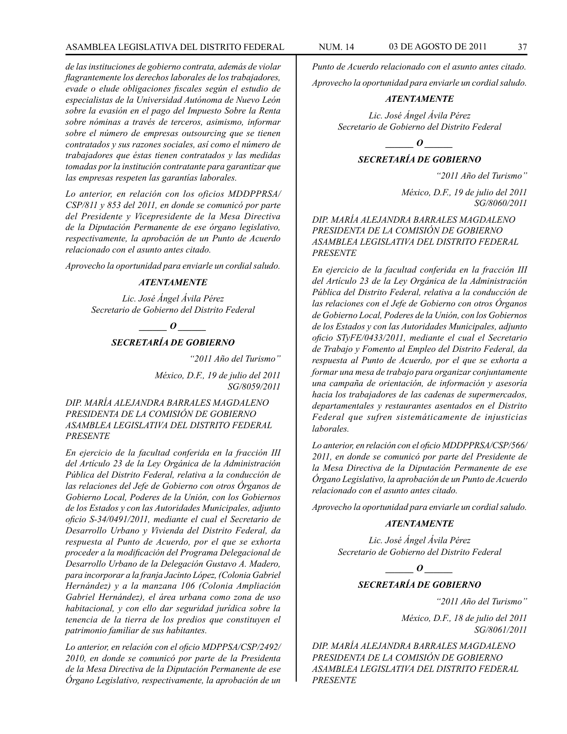*de las instituciones de gobierno contrata, además de violar flagrantemente los derechos laborales de los trabajadores, evade o elude obligaciones fiscales según el estudio de especialistas de la Universidad Autónoma de Nuevo León sobre la evasión en el pago del Impuesto Sobre la Renta sobre nóminas a través de terceros, asimismo, informar sobre el número de empresas outsourcing que se tienen contratados y sus razones sociales, así como el número de trabajadores que éstas tienen contratados y las medidas tomadas por la institución contratante para garantizar que las empresas respeten las garantías laborales.*

*Lo anterior, en relación con los oficios MDDPPRSA/CSP/811 y 853 del 2011, en donde se comunicó por parte del Presidente y Vicepresidente de la Mesa Directiva de la Diputación Permanente de ese órgano legislativo, respectivamente, la aprobación de un Punto de Acuerdo relacionado con el asunto antes citado.*

*Aprovecho la oportunidad para enviarle un cordial saludo.*

***ATENTAMENTE***

*Lic. José Ángel Ávila Pérez*
*Secretario de Gobierno del Distrito Federal*

***______ O ______***

***SECRETARÍA DE GOBIERNO***

*"2011 Año del Turismo"*

*México, D.F., 19 de julio del 2011*
*SG/8059/2011*

*DIP. MARÍA ALEJANDRA BARRALES MAGDALENO*
*PRESIDENTA DE LA COMISIÓN DE GOBIERNO*
*ASAMBLEA LEGISLATIVA DEL DISTRITO FEDERAL*
*PRESENTE*

*En ejercicio de la facultad conferida en la fracción III del Artículo 23 de la Ley Orgánica de la Administración Pública del Distrito Federal, relativa a la conducción de las relaciones del Jefe de Gobierno con otros Órganos de Gobierno Local, Poderes de la Unión, con los Gobiernos de los Estados y con las Autoridades Municipales, adjunto oficio S-34/0491/2011, mediante el cual el Secretario de Desarrollo Urbano y Vivienda del Distrito Federal, da respuesta al Punto de Acuerdo, por el que se exhorta proceder a la modificación del Programa Delegacional de Desarrollo Urbano de la Delegación Gustavo A. Madero, para incorporar a la franja Jacinto López, (Colonia Gabriel Hernández) y a la manzana 106 (Colonia Ampliación Gabriel Hernández), el área urbana como zona de uso habitacional, y con ello dar seguridad jurídica sobre la tenencia de la tierra de los predios que constituyen el patrimonio familiar de sus habitantes.*

*Lo anterior, en relación con el oficio MDPPSA/CSP/2492/2010, en donde se comunicó por parte de la Presidenta de la Mesa Directiva de la Diputación Permanente de ese Órgano Legislativo, respectivamente, la aprobación de un Punto de Acuerdo relacionado con el asunto antes citado.*

*Aprovecho la oportunidad para enviarle un cordial saludo.*

***ATENTAMENTE***

*Lic. José Ángel Ávila Pérez*
*Secretario de Gobierno del Distrito Federal*

***______ O ______***

***SECRETARÍA DE GOBIERNO***

*"2011 Año del Turismo"*

*México, D.F., 19 de julio del 2011*
*SG/8060/2011*

*DIP. MARÍA ALEJANDRA BARRALES MAGDALENO*
*PRESIDENTA DE LA COMISIÓN DE GOBIERNO*
*ASAMBLEA LEGISLATIVA DEL DISTRITO FEDERAL*
*PRESENTE*

*En ejercicio de la facultad conferida en la fracción III del Artículo 23 de la Ley Orgánica de la Administración Pública del Distrito Federal, relativa a la conducción de las relaciones con el Jefe de Gobierno con otros Órganos de Gobierno Local, Poderes de la Unión, con los Gobiernos de los Estados y con las Autoridades Municipales, adjunto oficio STyFE/0433/2011, mediante el cual el Secretario de Trabajo y Fomento al Empleo del Distrito Federal, da respuesta al Punto de Acuerdo, por el que se exhorta a formar una mesa de trabajo para organizar conjuntamente una campaña de orientación, de información y asesoría hacia los trabajadores de las cadenas de supermercados, departamentales y restaurantes asentados en el Distrito Federal que sufren sistemáticamente de injusticias laborales.*

*Lo anterior, en relación con el oficio MDDPPRSA/CSP/566/2011, en donde se comunicó por parte del Presidente de la Mesa Directiva de la Diputación Permanente de ese Órgano Legislativo, la aprobación de un Punto de Acuerdo relacionado con el asunto antes citado.*

*Aprovecho la oportunidad para enviarle un cordial saludo.*

***ATENTAMENTE***

*Lic. José Ángel Ávila Pérez*
*Secretario de Gobierno del Distrito Federal*

***______ O ______***

***SECRETARÍA DE GOBIERNO***

*"2011 Año del Turismo"*

*México, D.F., 18 de julio del 2011*
*SG/8061/2011*

*DIP. MARÍA ALEJANDRA BARRALES MAGDALENO*
*PRESIDENTA DE LA COMISIÓN DE GOBIERNO*
*ASAMBLEA LEGISLATIVA DEL DISTRITO FEDERAL*
*PRESENTE*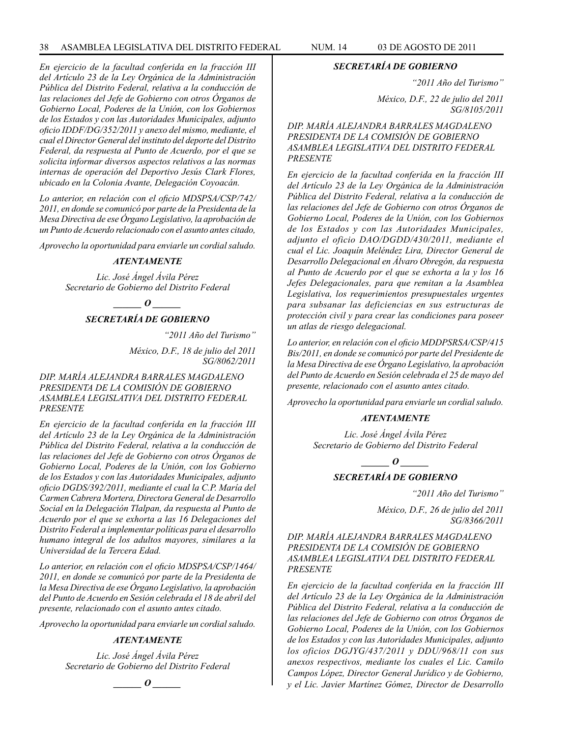*En ejercicio de la facultad conferida en la fracción III del Artículo 23 de la Ley Orgánica de la Administración Pública del Distrito Federal, relativa a la conducción de las relaciones del Jefe de Gobierno con otros Órganos de Gobierno Local, Poderes de la Unión, con los Gobiernos de los Estados y con las Autoridades Municipales, adjunto oficio IDDF/DG/352/2011 y anexo del mismo, mediante, el cual el Director General del instituto del deporte del Distrito Federal, da respuesta al Punto de Acuerdo, por el que se solicita informar diversos aspectos relativos a las normas internas de operación del Deportivo Jesús Clark Flores, ubicado en la Colonia Avante, Delegación Coyoacán.*

*Lo anterior, en relación con el oficio MDSPSA/CSP/742/2011, en donde se comunicó por parte de la Presidenta de la Mesa Directiva de ese Órgano Legislativo, la aprobación de un Punto de Acuerdo relacionado con el asunto antes citado,*

*Aprovecho la oportunidad para enviarle un cordial saludo.*

***ATENTAMENTE***

*Lic. José Ángel Ávila Pérez*
*Secretario de Gobierno del Distrito Federal*

***\_\_\_\_\_ O \_\_\_\_\_***

***SECRETARÍA DE GOBIERNO***

*"2011 Año del Turismo"*

*México, D.F., 18 de julio del 2011*
*SG/8062/2011*

*DIP. MARÍA ALEJANDRA BARRALES MAGDALENO*
*PRESIDENTA DE LA COMISIÓN DE GOBIERNO*
*ASAMBLEA LEGISLATIVA DEL DISTRITO FEDERAL*
*PRESENTE*

*En ejercicio de la facultad conferida en la fracción III del Artículo 23 de la Ley Orgánica de la Administración Pública del Distrito Federal, relativa a la conducción de las relaciones del Jefe de Gobierno con otros Órganos de Gobierno Local, Poderes de la Unión, con los Gobierno de los Estados y con las Autoridades Municipales, adjunto oficio DGDS/392/2011, mediante el cual la C.P. María del Carmen Cabrera Mortera, Directora General de Desarrollo Social en la Delegación Tlalpan, da respuesta al Punto de Acuerdo por el que se exhorta a las 16 Delegaciones del Distrito Federal a implementar políticas para el desarrollo humano integral de los adultos mayores, similares a la Universidad de la Tercera Edad.*

*Lo anterior, en relación con el oficio MDSPSA/CSP/1464/2011, en donde se comunicó por parte de la Presidenta de la Mesa Directiva de ese Órgano Legislativo, la aprobación del Punto de Acuerdo en Sesión celebrada el 18 de abril del presente, relacionado con el asunto antes citado.*

*Aprovecho la oportunidad para enviarle un cordial saludo.*

***ATENTAMENTE***

*Lic. José Ángel Ávila Pérez*
*Secretario de Gobierno del Distrito Federal*

***\_\_\_\_\_ O \_\_\_\_\_***

***SECRETARÍA DE GOBIERNO***

*"2011 Año del Turismo"*

*México, D.F., 22 de julio del 2011*
*SG/8105/2011*

*DIP. MARÍA ALEJANDRA BARRALES MAGDALENO*
*PRESIDENTA DE LA COMISIÓN DE GOBIERNO*
*ASAMBLEA LEGISLATIVA DEL DISTRITO FEDERAL*
*PRESENTE*

*En ejercicio de la facultad conferida en la fracción III del Artículo 23 de la Ley Orgánica de la Administración Pública del Distrito Federal, relativa a la conducción de las relaciones del Jefe de Gobierno con otros Órganos de Gobierno Local, Poderes de la Unión, con los Gobiernos de los Estados y con las Autoridades Municipales, adjunto el oficio DAO/DGDD/430/2011, mediante el cual el Lic. Joaquín Meléndez Lira, Director General de Desarrollo Delegacional en Álvaro Obregón, da respuesta al Punto de Acuerdo por el que se exhorta a la y los 16 Jefes Delegacionales, para que remitan a la Asamblea Legislativa, los requerimientos presupuestales urgentes para subsanar las deficiencias en sus estructuras de protección civil y para crear las condiciones para poseer un atlas de riesgo delegacional.*

*Lo anterior, en relación con el oficio MDDPSRSA/CSP/415 Bis/2011, en donde se comunicó por parte del Presidente de la Mesa Directiva de ese Órgano Legislativo, la aprobación del Punto de Acuerdo en Sesión celebrada el 25 de mayo del presente, relacionado con el asunto antes citado.*

*Aprovecho la oportunidad para enviarle un cordial saludo.*

***ATENTAMENTE***

*Lic. José Ángel Ávila Pérez*
*Secretario de Gobierno del Distrito Federal*

***\_\_\_\_\_ O \_\_\_\_\_***

***SECRETARÍA DE GOBIERNO***

*"2011 Año del Turismo"*

*México, D.F., 26 de julio del 2011*
*SG/8366/2011*

*DIP. MARÍA ALEJANDRA BARRALES MAGDALENO*
*PRESIDENTA DE LA COMISIÓN DE GOBIERNO*
*ASAMBLEA LEGISLATIVA DEL DISTRITO FEDERAL*
*PRESENTE*

*En ejercicio de la facultad conferida en la fracción III del Artículo 23 de la Ley Orgánica de la Administración Pública del Distrito Federal, relativa a la conducción de las relaciones del Jefe de Gobierno con otros Órganos de Gobierno Local, Poderes de la Unión, con los Gobiernos de los Estados y con las Autoridades Municipales, adjunto los oficios DGJYG/437/2011 y DDU/968/11 con sus anexos respectivos, mediante los cuales el Lic. Camilo Campos López, Director General Jurídico y de Gobierno, y el Lic. Javier Martínez Gómez, Director de Desarrollo*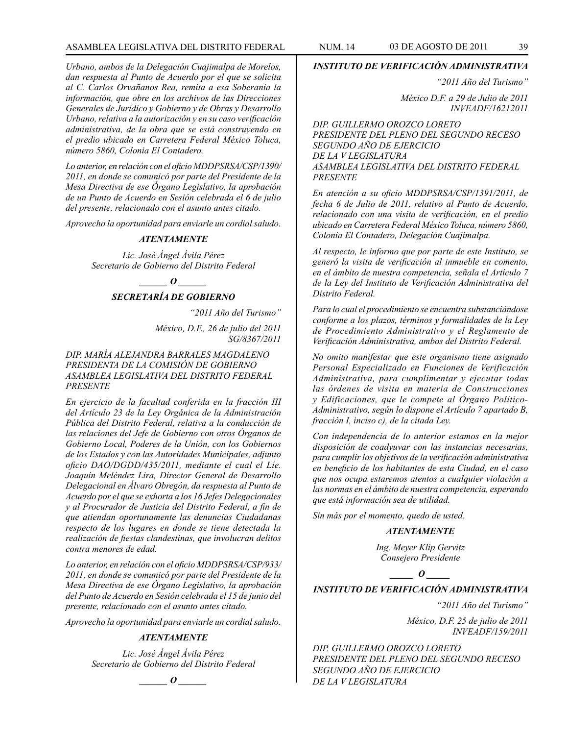*Urbano, ambos de la Delegación Cuajimalpa de Morelos, dan respuesta al Punto de Acuerdo por el que se solicita al C. Carlos Orvañanos Rea, remita a esa Soberanía la información, que obre en los archivos de las Direcciones Generales de Jurídico y Gobierno y de Obras y Desarrollo Urbano, relativa a la autorización y en su caso verificación administrativa, de la obra que se está construyendo en el predio ubicado en Carretera Federal México Toluca, número 5860, Colonia El Contadero.*

*Lo anterior, en relación con el oficio MDDPSRSA/CSP/1390/2011, en donde se comunicó por parte del Presidente de la Mesa Directiva de ese Órgano Legislativo, la aprobación de un Punto de Acuerdo en Sesión celebrada el 6 de julio del presente, relacionado con el asunto antes citado.*

*Aprovecho la oportunidad para enviarle un cordial saludo.*

***ATENTAMENTE***

*Lic. José Ángel Ávila Pérez*
*Secretario de Gobierno del Distrito Federal*

***\_\_\_\_\_\_ O \_\_\_\_\_\_***

***SECRETARÍA DE GOBIERNO***

*"2011 Año del Turismo"*

*México, D.F., 26 de julio del 2011*
*SG/8367/2011*

*DIP. MARÍA ALEJANDRA BARRALES MAGDALENO*
*PRESIDENTA DE LA COMISIÓN DE GOBIERNO*
*ASAMBLEA LEGISLATIVA DEL DISTRITO FEDERAL*
*PRESENTE*

*En ejercicio de la facultad conferida en la fracción III del Artículo 23 de la Ley Orgánica de la Administración Pública del Distrito Federal, relativa a la conducción de las relaciones del Jefe de Gobierno con otros Órganos de Gobierno Local, Poderes de la Unión, con los Gobiernos de los Estados y con las Autoridades Municipales, adjunto oficio DAO/DGDD/435/2011, mediante el cual el Lic. Joaquín Meléndez Lira, Director General de Desarrollo Delegacional en Álvaro Obregón, da respuesta al Punto de Acuerdo por el que se exhorta a los 16 Jefes Delegacionales y al Procurador de Justicia del Distrito Federal, a fin de que atiendan oportunamente las denuncias Ciudadanas respecto de los lugares en donde se tiene detectada la realización de fiestas clandestinas, que involucran delitos contra menores de edad.*

*Lo anterior, en relación con el oficio MDDPSRSA/CSP/933/2011, en donde se comunicó por parte del Presidente de la Mesa Directiva de ese Órgano Legislativo, la aprobación del Punto de Acuerdo en Sesión celebrada el 15 de junio del presente, relacionado con el asunto antes citado.*

*Aprovecho la oportunidad para enviarle un cordial saludo.*

***ATENTAMENTE***

*Lic. José Ángel Ávila Pérez*
*Secretario de Gobierno del Distrito Federal*

***\_\_\_\_\_\_ O \_\_\_\_\_\_***

***INSTITUTO DE VERIFICACIÓN ADMINISTRATIVA***

*"2011 Año del Turismo"*

*México D.F. a 29 de Julio de 2011*
*INVEADF/16212011*

*DIP. GUILLERMO OROZCO LORETO*
*PRESIDENTE DEL PLENO DEL SEGUNDO RECESO*
*SEGUNDO AÑO DE EJERCICIO*
*DE LA V LEGISLATURA*
*ASAMBLEA LEGISLATIVA DEL DISTRITO FEDERAL*
*PRESENTE*

*En atención a su oficio MDDPSRSA/CSP/1391/2011, de fecha 6 de Julio de 2011, relativo al Punto de Acuerdo, relacionado con una visita de verificación, en el predio ubicado en Carretera Federal México Toluca, número 5860, Colonia El Contadero, Delegación Cuajimalpa.*

*Al respecto, le informo que por parte de este Instituto, se generó la visita de verificación al inmueble en comento, en el ámbito de nuestra competencia, señala el Artículo 7 de la Ley del Instituto de Verificación Administrativa del Distrito Federal.*

*Para lo cual el procedimiento se encuentra substanciándose conforme a los plazos, términos y formalidades de la Ley de Procedimiento Administrativo y el Reglamento de Verificación Administrativa, ambos del Distrito Federal.*

*No omito manifestar que este organismo tiene asignado Personal Especializado en Funciones de Verificación Administrativa, para cumplimentar y ejecutar todas las órdenes de visita en materia de Construcciones y Edificaciones, que le compete al Órgano Político-Administrativo, según lo dispone el Artículo 7 apartado B, fracción I, inciso c), de la citada Ley.*

*Con independencia de lo anterior estamos en la mejor disposición de coadyuvar con las instancias necesarias, para cumplir los objetivos de la verificación administrativa en beneficio de los habitantes de esta Ciudad, en el caso que nos ocupa estaremos atentos a cualquier violación a las normas en el ámbito de nuestra competencia, esperando que está información sea de utilidad.*

*Sin más por el momento, quedo de usted.*

***ATENTAMENTE***

*Ing. Meyer Klip Gervitz*
*Consejero Presidente*

***\_\_\_\_\_ O \_\_\_\_\_***

***INSTITUTO DE VERIFICACIÓN ADMINISTRATIVA***

*"2011 Año del Turismo"*

*México, D.F. 25 de julio de 2011*
*INVEADF/159/2011*

*DIP. GUILLERMO OROZCO LORETO*
*PRESIDENTE DEL PLENO DEL SEGUNDO RECESO*
*SEGUNDO AÑO DE EJERCICIO*
*DE LA V LEGISLATURA*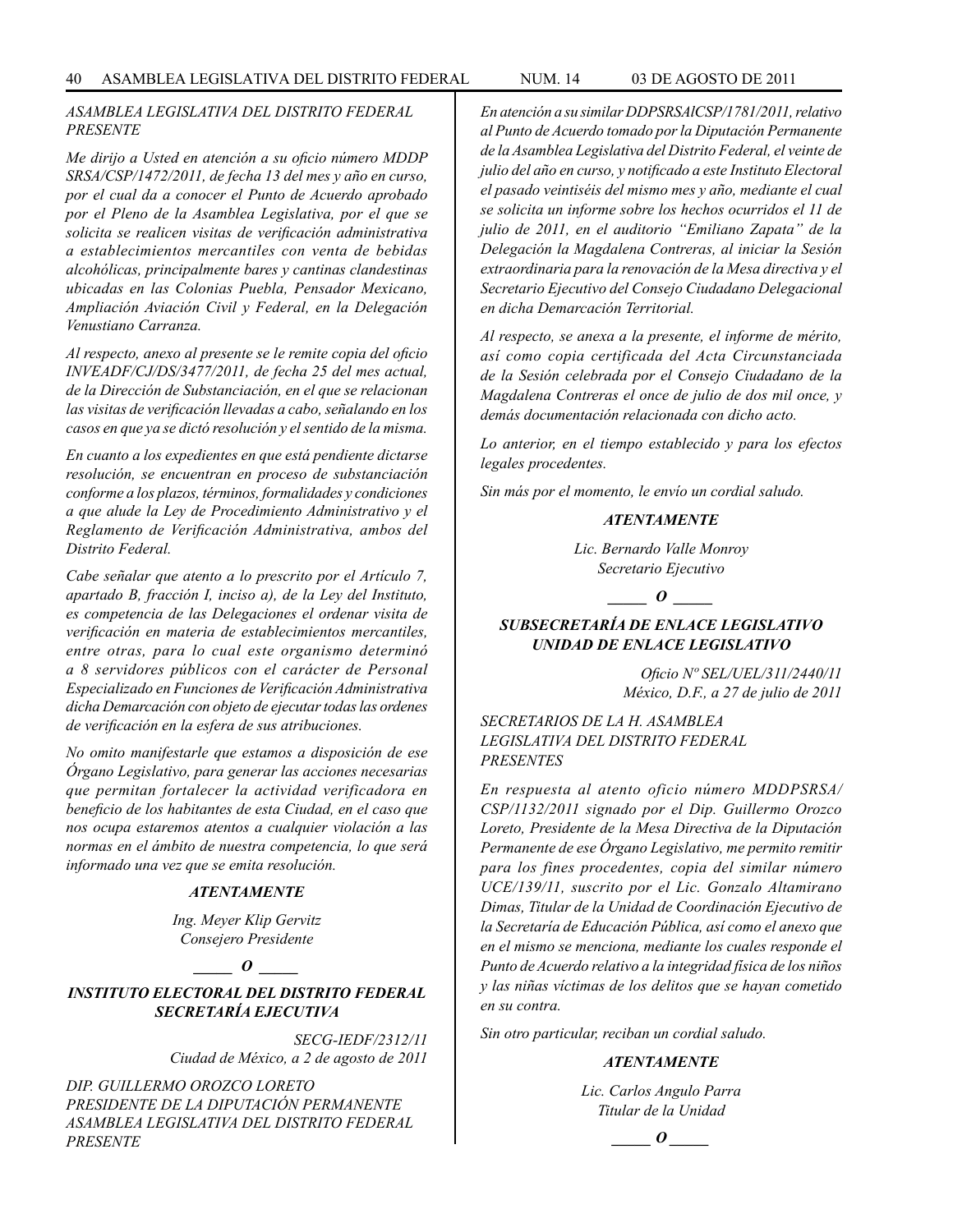*ASAMBLEA LEGISLATIVA DEL DISTRITO FEDERAL*
*PRESENTE*

*Me dirijo a Usted en atención a su oficio número MDDP SRSA/CSP/1472/2011, de fecha 13 del mes y año en curso, por el cual da a conocer el Punto de Acuerdo aprobado por el Pleno de la Asamblea Legislativa, por el que se solicita se realicen visitas de verificación administrativa a establecimientos mercantiles con venta de bebidas alcohólicas, principalmente bares y cantinas clandestinas ubicadas en las Colonias Puebla, Pensador Mexicano, Ampliación Aviación Civil y Federal, en la Delegación Venustiano Carranza.*

*Al respecto, anexo al presente se le remite copia del oficio INVEADF/CJ/DS/3477/2011, de fecha 25 del mes actual, de la Dirección de Substanciación, en el que se relacionan las visitas de verificación llevadas a cabo, señalando en los casos en que ya se dictó resolución y el sentido de la misma.*

*En cuanto a los expedientes en que está pendiente dictarse resolución, se encuentran en proceso de substanciación conforme a los plazos, términos, formalidades y condiciones a que alude la Ley de Procedimiento Administrativo y el Reglamento de Verificación Administrativa, ambos del Distrito Federal.*

*Cabe señalar que atento a lo prescrito por el Artículo 7, apartado B, fracción I, inciso a), de la Ley del Instituto, es competencia de las Delegaciones el ordenar visita de verificación en materia de establecimientos mercantiles, entre otras, para lo cual este organismo determinó a 8 servidores públicos con el carácter de Personal Especializado en Funciones de Verificación Administrativa dicha Demarcación con objeto de ejecutar todas las ordenes de verificación en la esfera de sus atribuciones.*

*No omito manifestarle que estamos a disposición de ese Órgano Legislativo, para generar las acciones necesarias que permitan fortalecer la actividad verificadora en beneficio de los habitantes de esta Ciudad, en el caso que nos ocupa estaremos atentos a cualquier violación a las normas en el ámbito de nuestra competencia, lo que será informado una vez que se emita resolución.*

***ATENTAMENTE***

*Ing. Meyer Klip Gervitz*
*Consejero Presidente*

***_____ O _____***

### *INSTITUTO ELECTORAL DEL DISTRITO FEDERAL SECRETARÍA EJECUTIVA*

*SECG-IEDF/2312/11*
*Ciudad de México, a 2 de agosto de 2011*

*DIP. GUILLERMO OROZCO LORETO*
*PRESIDENTE DE LA DIPUTACIÓN PERMANENTE*
*ASAMBLEA LEGISLATIVA DEL DISTRITO FEDERAL*
*PRESENTE*

*En atención a su similar DDPSRSAlCSP/1781/2011, relativo al Punto de Acuerdo tomado por la Diputación Permanente de la Asamblea Legislativa del Distrito Federal, el veinte de julio del año en curso, y notificado a este Instituto Electoral el pasado veintiséis del mismo mes y año, mediante el cual se solicita un informe sobre los hechos ocurridos el 11 de julio de 2011, en el auditorio "Emiliano Zapata" de la Delegación la Magdalena Contreras, al iniciar la Sesión extraordinaria para la renovación de la Mesa directiva y el Secretario Ejecutivo del Consejo Ciudadano Delegacional en dicha Demarcación Territorial.*

*Al respecto, se anexa a la presente, el informe de mérito, así como copia certificada del Acta Circunstanciada de la Sesión celebrada por el Consejo Ciudadano de la Magdalena Contreras el once de julio de dos mil once, y demás documentación relacionada con dicho acto.*

*Lo anterior, en el tiempo establecido y para los efectos legales procedentes.*

*Sin más por el momento, le envío un cordial saludo.*

***ATENTAMENTE***

*Lic. Bernardo Valle Monroy*
*Secretario Ejecutivo*

***_____ O _____***

### *SUBSECRETARÍA DE ENLACE LEGISLATIVO UNIDAD DE ENLACE LEGISLATIVO*

*Oficio Nº SEL/UEL/311/2440/11*
*México, D.F., a 27 de julio de 2011*

*SECRETARIOS DE LA H. ASAMBLEA*
*LEGISLATIVA DEL DISTRITO FEDERAL*
*PRESENTES*

*En respuesta al atento oficio número MDDPSRSA/CSP/1132/2011 signado por el Dip. Guillermo Orozco Loreto, Presidente de la Mesa Directiva de la Diputación Permanente de ese Órgano Legislativo, me permito remitir para los fines procedentes, copia del similar número UCE/139/11, suscrito por el Lic. Gonzalo Altamirano Dimas, Titular de la Unidad de Coordinación Ejecutivo de la Secretaría de Educación Pública, así como el anexo que en el mismo se menciona, mediante los cuales responde el Punto de Acuerdo relativo a la integridad física de los niños y las niñas víctimas de los delitos que se hayan cometido en su contra.*

*Sin otro particular, reciban un cordial saludo.*

***ATENTAMENTE***

*Lic. Carlos Angulo Parra*
*Titular de la Unidad*

***_____ O _____***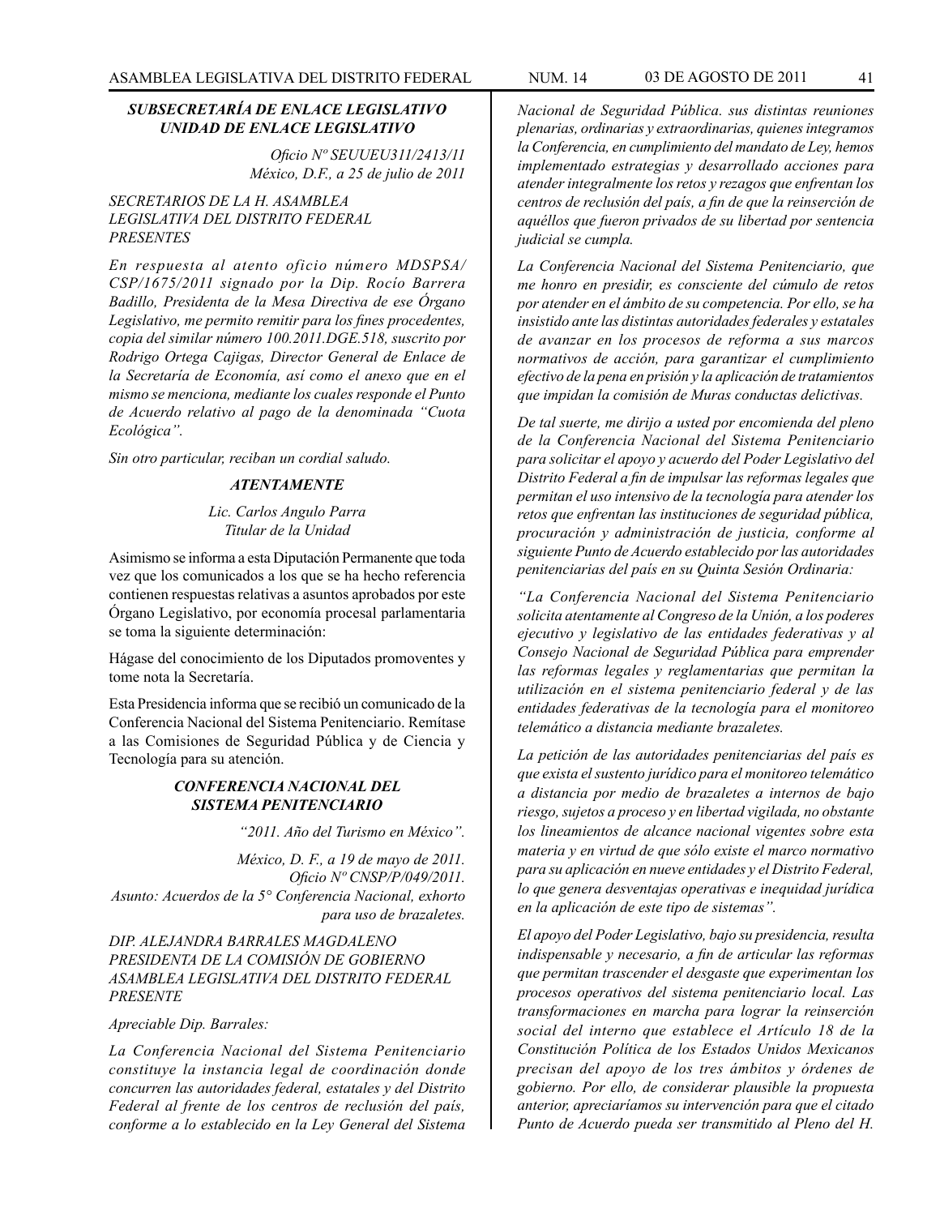***SUBSECRETARÍA DE ENLACE LEGISLATIVO UNIDAD DE ENLACE LEGISLATIVO***

*Oficio Nº SEUUEU311/2413/11*
*México, D.F., a 25 de julio de 2011*

*SECRETARIOS DE LA H. ASAMBLEA LEGISLATIVA DEL DISTRITO FEDERAL*
*PRESENTES*

*En respuesta al atento oficio número MDSPSA/CSP/1675/2011 signado por la Dip. Rocío Barrera Badillo, Presidenta de la Mesa Directiva de ese Órgano Legislativo, me permito remitir para los fines procedentes, copia del similar número 100.2011.DGE.518, suscrito por Rodrigo Ortega Cajigas, Director General de Enlace de la Secretaría de Economía, así como el anexo que en el mismo se menciona, mediante los cuales responde el Punto de Acuerdo relativo al pago de la denominada "Cuota Ecológica".*

*Sin otro particular, reciban un cordial saludo.*

***ATENTAMENTE***

*Lic. Carlos Angulo Parra*
*Titular de la Unidad*

Asimismo se informa a esta Diputación Permanente que toda vez que los comunicados a los que se ha hecho referencia contienen respuestas relativas a asuntos aprobados por este Órgano Legislativo, por economía procesal parlamentaria se toma la siguiente determinación:

Hágase del conocimiento de los Diputados promoventes y tome nota la Secretaría.

Esta Presidencia informa que se recibió un comunicado de la Conferencia Nacional del Sistema Penitenciario. Remítase a las Comisiones de Seguridad Pública y de Ciencia y Tecnología para su atención.

***CONFERENCIA NACIONAL DEL SISTEMA PENITENCIARIO***

*"2011. Año del Turismo en México".*

*México, D. F., a 19 de mayo de 2011.*
*Oficio Nº CNSP/P/049/2011.*
*Asunto: Acuerdos de la 5° Conferencia Nacional, exhorto para uso de brazaletes.*

*DIP. ALEJANDRA BARRALES MAGDALENO*
*PRESIDENTA DE LA COMISIÓN DE GOBIERNO*
*ASAMBLEA LEGISLATIVA DEL DISTRITO FEDERAL*
*PRESENTE*

*Apreciable Dip. Barrales:*

*La Conferencia Nacional del Sistema Penitenciario constituye la instancia legal de coordinación donde concurren las autoridades federal, estatales y del Distrito Federal al frente de los centros de reclusión del país, conforme a lo establecido en la Ley General del Sistema Nacional de Seguridad Pública. sus distintas reuniones plenarias, ordinarias y extraordinarias, quienes integramos la Conferencia, en cumplimiento del mandato de Ley, hemos implementado estrategias y desarrollado acciones para atender integralmente los retos y rezagos que enfrentan los centros de reclusión del país, a fin de que la reinserción de aquéllos que fueron privados de su libertad por sentencia judicial se cumpla.*

*La Conferencia Nacional del Sistema Penitenciario, que me honro en presidir, es consciente del cúmulo de retos por atender en el ámbito de su competencia. Por ello, se ha insistido ante las distintas autoridades federales y estatales de avanzar en los procesos de reforma a sus marcos normativos de acción, para garantizar el cumplimiento efectivo de la pena en prisión y la aplicación de tratamientos que impidan la comisión de Muras conductas delictivas.*

*De tal suerte, me dirijo a usted por encomienda del pleno de la Conferencia Nacional del Sistema Penitenciario para solicitar el apoyo y acuerdo del Poder Legislativo del Distrito Federal a fin de impulsar las reformas legales que permitan el uso intensivo de la tecnología para atender los retos que enfrentan las instituciones de seguridad pública, procuración y administración de justicia, conforme al siguiente Punto de Acuerdo establecido por las autoridades penitenciarias del país en su Quinta Sesión Ordinaria:*

*"La Conferencia Nacional del Sistema Penitenciario solicita atentamente al Congreso de la Unión, a los poderes ejecutivo y legislativo de las entidades federativas y al Consejo Nacional de Seguridad Pública para emprender las reformas legales y reglamentarias que permitan la utilización en el sistema penitenciario federal y de las entidades federativas de la tecnología para el monitoreo telemático a distancia mediante brazaletes.*

*La petición de las autoridades penitenciarias del país es que exista el sustento jurídico para el monitoreo telemático a distancia por medio de brazaletes a internos de bajo riesgo, sujetos a proceso y en libertad vigilada, no obstante los lineamientos de alcance nacional vigentes sobre esta materia y en virtud de que sólo existe el marco normativo para su aplicación en nueve entidades y el Distrito Federal, lo que genera desventajas operativas e inequidad jurídica en la aplicación de este tipo de sistemas".*

*El apoyo del Poder Legislativo, bajo su presidencia, resulta indispensable y necesario, a fin de articular las reformas que permitan trascender el desgaste que experimentan los procesos operativos del sistema penitenciario local. Las transformaciones en marcha para lograr la reinserción social del interno que establece el Artículo 18 de la Constitución Política de los Estados Unidos Mexicanos precisan del apoyo de los tres ámbitos y órdenes de gobierno. Por ello, de considerar plausible la propuesta anterior, apreciaríamos su intervención para que el citado Punto de Acuerdo pueda ser transmitido al Pleno del H.*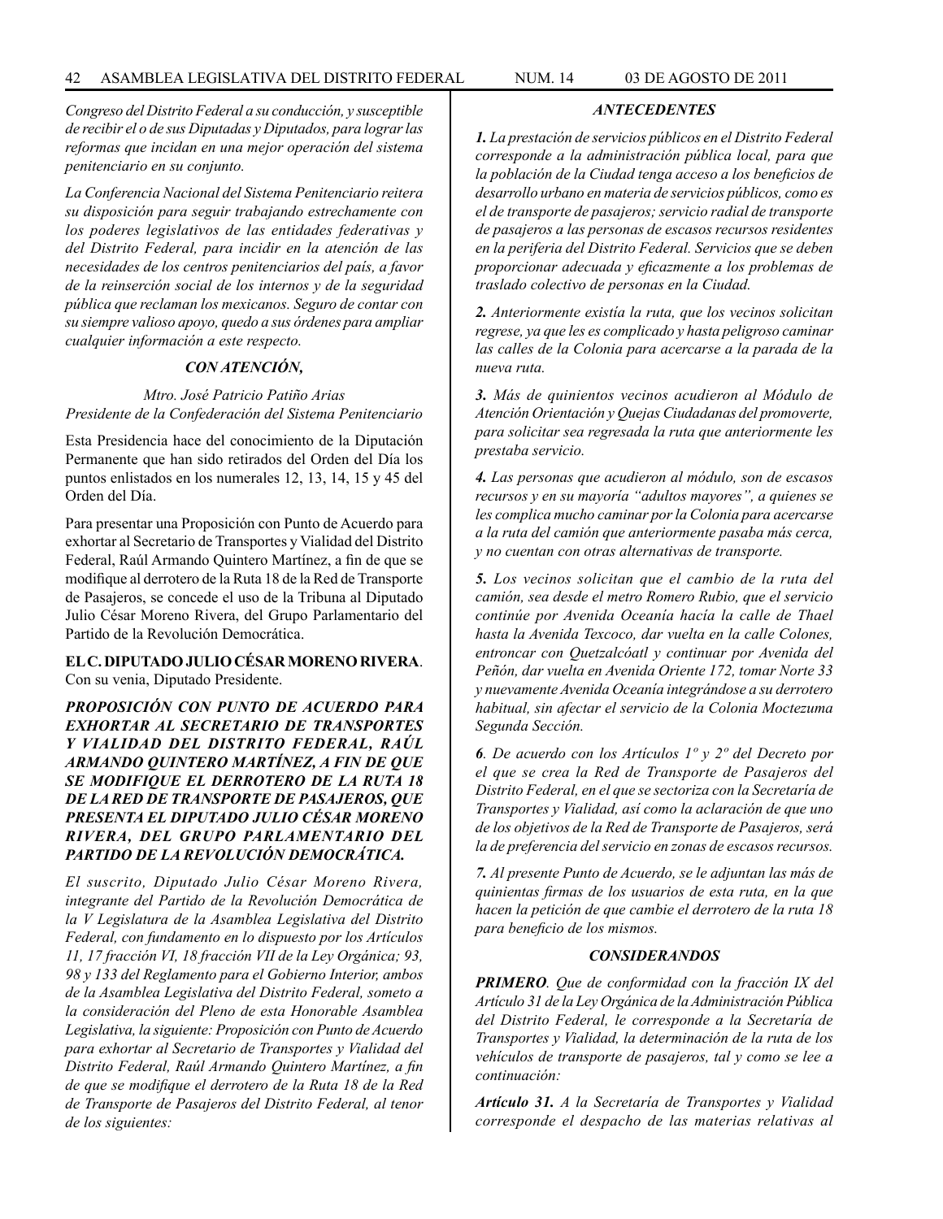*Congreso del Distrito Federal a su conducción, y susceptible de recibir el o de sus Diputadas y Diputados, para lograr las reformas que incidan en una mejor operación del sistema penitenciario en su conjunto.*

*La Conferencia Nacional del Sistema Penitenciario reitera su disposición para seguir trabajando estrechamente con los poderes legislativos de las entidades federativas y del Distrito Federal, para incidir en la atención de las necesidades de los centros penitenciarios del país, a favor de la reinserción social de los internos y de la seguridad pública que reclaman los mexicanos. Seguro de contar con su siempre valioso apoyo, quedo a sus órdenes para ampliar cualquier información a este respecto.*

***CON ATENCIÓN,***

*Mtro. José Patricio Patiño Arias*
*Presidente de la Confederación del Sistema Penitenciario*

Esta Presidencia hace del conocimiento de la Diputación Permanente que han sido retirados del Orden del Día los puntos enlistados en los numerales 12, 13, 14, 15 y 45 del Orden del Día.

Para presentar una Proposición con Punto de Acuerdo para exhortar al Secretario de Transportes y Vialidad del Distrito Federal, Raúl Armando Quintero Martínez, a fin de que se modifique al derrotero de la Ruta 18 de la Red de Transporte de Pasajeros, se concede el uso de la Tribuna al Diputado Julio César Moreno Rivera, del Grupo Parlamentario del Partido de la Revolución Democrática.

**EL C. DIPUTADO JULIO CÉSAR MORENO RIVERA**. Con su venia, Diputado Presidente.

***PROPOSICIÓN CON PUNTO DE ACUERDO PARA EXHORTAR AL SECRETARIO DE TRANSPORTES Y VIALIDAD DEL DISTRITO FEDERAL, RAÚL ARMANDO QUINTERO MARTÍNEZ, A FIN DE QUE SE MODIFIQUE EL DERROTERO DE LA RUTA 18 DE LA RED DE TRANSPORTE DE PASAJEROS, QUE PRESENTA EL DIPUTADO JULIO CÉSAR MORENO RIVERA, DEL GRUPO PARLAMENTARIO DEL PARTIDO DE LA REVOLUCIÓN DEMOCRÁTICA.***

*El suscrito, Diputado Julio César Moreno Rivera, integrante del Partido de la Revolución Democrática de la V Legislatura de la Asamblea Legislativa del Distrito Federal, con fundamento en lo dispuesto por los Artículos 11, 17 fracción VI, 18 fracción VII de la Ley Orgánica; 93, 98 y 133 del Reglamento para el Gobierno Interior, ambos de la Asamblea Legislativa del Distrito Federal, someto a la consideración del Pleno de esta Honorable Asamblea Legislativa, la siguiente: Proposición con Punto de Acuerdo para exhortar al Secretario de Transportes y Vialidad del Distrito Federal, Raúl Armando Quintero Martínez, a fin de que se modifique el derrotero de la Ruta 18 de la Red de Transporte de Pasajeros del Distrito Federal, al tenor de los siguientes:*

***ANTECEDENTES***

***1.*** *La prestación de servicios públicos en el Distrito Federal corresponde a la administración pública local, para que la población de la Ciudad tenga acceso a los beneficios de desarrollo urbano en materia de servicios públicos, como es el de transporte de pasajeros; servicio radial de transporte de pasajeros a las personas de escasos recursos residentes en la periferia del Distrito Federal. Servicios que se deben proporcionar adecuada y eficazmente a los problemas de traslado colectivo de personas en la Ciudad.*

***2.*** *Anteriormente existía la ruta, que los vecinos solicitan regrese, ya que les es complicado y hasta peligroso caminar las calles de la Colonia para acercarse a la parada de la nueva ruta.*

***3.*** *Más de quinientos vecinos acudieron al Módulo de Atención Orientación y Quejas Ciudadanas del promoverte, para solicitar sea regresada la ruta que anteriormente les prestaba servicio.*

***4.*** *Las personas que acudieron al módulo, son de escasos recursos y en su mayoría "adultos mayores", a quienes se les complica mucho caminar por la Colonia para acercarse a la ruta del camión que anteriormente pasaba más cerca, y no cuentan con otras alternativas de transporte.*

***5.*** *Los vecinos solicitan que el cambio de la ruta del camión, sea desde el metro Romero Rubio, que el servicio continúe por Avenida Oceanía hacía la calle de Thael hasta la Avenida Texcoco, dar vuelta en la calle Colones, entroncar con Quetzalcóatl y continuar por Avenida del Peñón, dar vuelta en Avenida Oriente 172, tomar Norte 33 y nuevamente Avenida Oceanía integrándose a su derrotero habitual, sin afectar el servicio de la Colonia Moctezuma Segunda Sección.*

***6***. *De acuerdo con los Artículos 1º y 2º del Decreto por el que se crea la Red de Transporte de Pasajeros del Distrito Federal, en el que se sectoriza con la Secretaría de Transportes y Vialidad, así como la aclaración de que uno de los objetivos de la Red de Transporte de Pasajeros, será la de preferencia del servicio en zonas de escasos recursos.*

***7.*** *Al presente Punto de Acuerdo, se le adjuntan las más de quinientas firmas de los usuarios de esta ruta, en la que hacen la petición de que cambie el derrotero de la ruta 18 para beneficio de los mismos.*

***CONSIDERANDOS***

***PRIMERO***. *Que de conformidad con la fracción IX del Artículo 31 de la Ley Orgánica de la Administración Pública del Distrito Federal, le corresponde a la Secretaría de Transportes y Vialidad, la determinación de la ruta de los vehículos de transporte de pasajeros, tal y como se lee a continuación:*

***Artículo 31.*** *A la Secretaría de Transportes y Vialidad corresponde el despacho de las materias relativas al*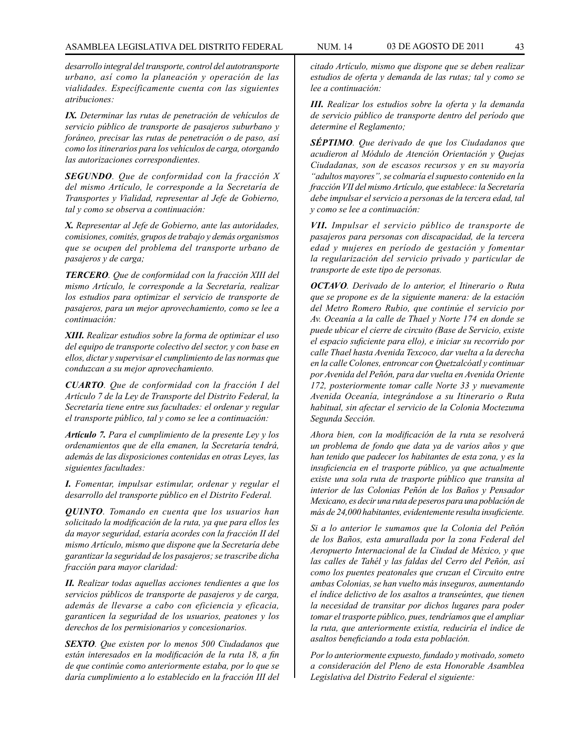*desarrollo integral del transporte, control del autotransporte urbano, así como la planeación y operación de las vialidades. Específicamente cuenta con las siguientes atribuciones:*

***IX.*** *Determinar las rutas de penetración de vehículos de servicio público de transporte de pasajeros suburbano y foráneo, precisar las rutas de penetración o de paso, así como los itinerarios para los vehículos de carga, otorgando las autorizaciones correspondientes.*

***SEGUNDO****. Que de conformidad con la fracción X del mismo Artículo, le corresponde a la Secretaría de Transportes y Vialidad, representar al Jefe de Gobierno, tal y como se observa a continuación:*

***X.*** *Representar al Jefe de Gobierno, ante las autoridades, comisiones, comités, grupos de trabajo y demás organismos que se ocupen del problema del transporte urbano de pasajeros y de carga;*

***TERCERO****. Que de conformidad con la fracción XIII del mismo Artículo, le corresponde a la Secretaría, realizar los estudios para optimizar el servicio de transporte de pasajeros, para un mejor aprovechamiento, como se lee a continuación:*

***XIII.*** *Realizar estudios sobre la forma de optimizar el uso del equipo de transporte colectivo del sector, y con base en ellos, dictar y supervisar el cumplimiento de las normas que conduzcan a su mejor aprovechamiento.*

***CUARTO****. Que de conformidad con la fracción I del Artículo 7 de la Ley de Transporte del Distrito Federal, la Secretaría tiene entre sus facultades: el ordenar y regular el transporte público, tal y como se lee a continuación:*

***Artículo 7.*** *Para el cumplimiento de la presente Ley y los ordenamientos que de ella emanen, la Secretaría tendrá, además de las disposiciones contenidas en otras Leyes, las siguientes facultades:*

***I.*** *Fomentar, impulsar estimular, ordenar y regular el desarrollo del transporte público en el Distrito Federal.*

***QUINTO****. Tomando en cuenta que los usuarios han solicitado la modificación de la ruta, ya que para ellos les da mayor seguridad, estaría acordes con la fracción II del mismo Artículo, mismo que dispone que la Secretaría debe garantizar la seguridad de los pasajeros; se trascribe dicha fracción para mayor claridad:*

***II.*** *Realizar todas aquellas acciones tendientes a que los servicios públicos de transporte de pasajeros y de carga, además de llevarse a cabo con eficiencia y eficacia, garanticen la seguridad de los usuarios, peatones y los derechos de los permisionarios y concesionarios.*

***SEXTO****. Que existen por lo menos 500 Ciudadanos que están interesados en la modificación de la ruta 18, a fin de que continúe como anteriormente estaba, por lo que se daría cumplimiento a lo establecido en la fracción III del citado Artículo, mismo que dispone que se deben realizar estudios de oferta y demanda de las rutas; tal y como se lee a continuación:*

***III.*** *Realizar los estudios sobre la oferta y la demanda de servicio público de transporte dentro del período que determine el Reglamento;*

***SÉPTIMO****. Que derivado de que los Ciudadanos que acudieron al Módulo de Atención Orientación y Quejas Ciudadanas, son de escasos recursos y en su mayoría "adultos mayores", se colmaría el supuesto contenido en la fracción VII del mismo Artículo, que establece: la Secretaría debe impulsar el servicio a personas de la tercera edad, tal y como se lee a continuación:*

***VII.*** *Impulsar el servicio público de transporte de pasajeros para personas con discapacidad, de la tercera edad y mujeres en período de gestación y fomentar la regularización del servicio privado y particular de transporte de este tipo de personas.*

***OCTAVO****. Derivado de lo anterior, el Itinerario o Ruta que se propone es de la siguiente manera: de la estación del Metro Romero Rubio, que continúe el servicio por Av. Oceanía a la calle de Thael y Norte 174 en donde se puede ubicar el cierre de circuito (Base de Servicio, existe el espacio suficiente para ello), e iniciar su recorrido por calle Thael hasta Avenida Texcoco, dar vuelta a la derecha en la calle Colones, entroncar con Quetzalcóatl y continuar por Avenida del Peñón, para dar vuelta en Avenida Oriente 172, posteriormente tomar calle Norte 33 y nuevamente Avenida Oceanía, integrándose a su Itinerario o Ruta habitual, sin afectar el servicio de la Colonia Moctezuma Segunda Sección.*

*Ahora bien, con la modificación de la ruta se resolverá un problema de fondo que data ya de varios años y que han tenido que padecer los habitantes de esta zona, y es la insuficiencia en el trasporte público, ya que actualmente existe una sola ruta de trasporte público que transita al interior de las Colonias Peñón de los Baños y Pensador Mexicano, es decir una ruta de peseros para una población de más de 24,000 habitantes, evidentemente resulta insuficiente.*

*Si a lo anterior le sumamos que la Colonia del Peñón de los Baños, esta amurallada por la zona Federal del Aeropuerto Internacional de la Ciudad de México, y que las calles de Tahél y las faldas del Cerro del Peñón, así como los puentes peatonales que cruzan el Circuito entre ambas Colonias, se han vuelto más inseguros, aumentando el índice delictivo de los asaltos a transeúntes, que tienen la necesidad de transitar por dichos lugares para poder tomar el trasporte público, pues, tendríamos que el ampliar la ruta, que anteriormente existía, reduciría el índice de asaltos beneficiando a toda esta población.*

*Por lo anteriormente expuesto, fundado y motivado, someto a consideración del Pleno de esta Honorable Asamblea Legislativa del Distrito Federal el siguiente:*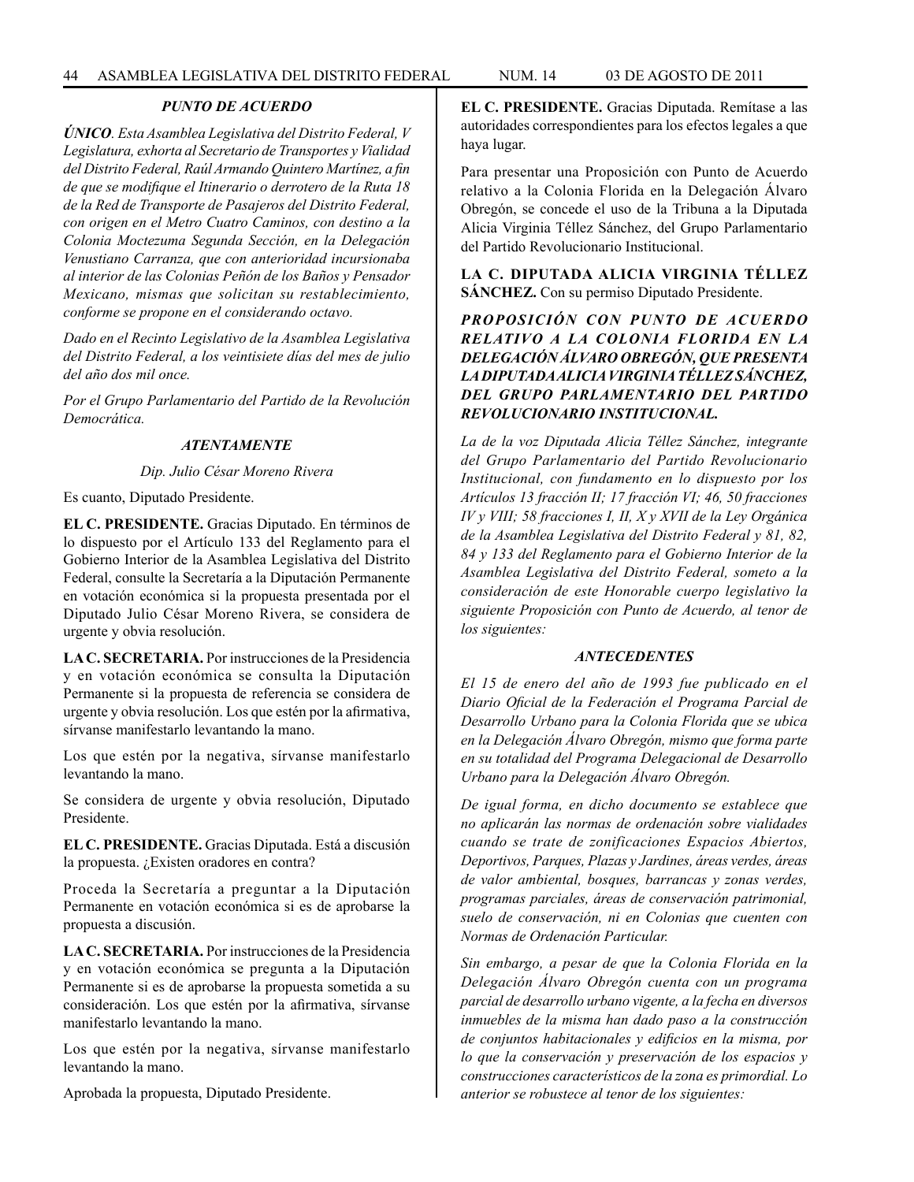***PUNTO DE ACUERDO***

***ÚNICO****. Esta Asamblea Legislativa del Distrito Federal, V Legislatura, exhorta al Secretario de Transportes y Vialidad del Distrito Federal, Raúl Armando Quintero Martínez, a fin de que se modifique el Itinerario o derrotero de la Ruta 18 de la Red de Transporte de Pasajeros del Distrito Federal, con origen en el Metro Cuatro Caminos, con destino a la Colonia Moctezuma Segunda Sección, en la Delegación Venustiano Carranza, que con anterioridad incursionaba al interior de las Colonias Peñón de los Baños y Pensador Mexicano, mismas que solicitan su restablecimiento, conforme se propone en el considerando octavo.*

*Dado en el Recinto Legislativo de la Asamblea Legislativa del Distrito Federal, a los veintisiete días del mes de julio del año dos mil once.*

*Por el Grupo Parlamentario del Partido de la Revolución Democrática.*

***ATENTAMENTE***

*Dip. Julio César Moreno Rivera*

Es cuanto, Diputado Presidente.

**EL C. PRESIDENTE.** Gracias Diputado. En términos de lo dispuesto por el Artículo 133 del Reglamento para el Gobierno Interior de la Asamblea Legislativa del Distrito Federal, consulte la Secretaría a la Diputación Permanente en votación económica si la propuesta presentada por el Diputado Julio César Moreno Rivera, se considera de urgente y obvia resolución.

**LA C. SECRETARIA.** Por instrucciones de la Presidencia y en votación económica se consulta la Diputación Permanente si la propuesta de referencia se considera de urgente y obvia resolución. Los que estén por la afirmativa, sírvanse manifestarlo levantando la mano.

Los que estén por la negativa, sírvanse manifestarlo levantando la mano.

Se considera de urgente y obvia resolución, Diputado Presidente.

**EL C. PRESIDENTE.** Gracias Diputada. Está a discusión la propuesta. ¿Existen oradores en contra?

Proceda la Secretaría a preguntar a la Diputación Permanente en votación económica si es de aprobarse la propuesta a discusión.

**LA C. SECRETARIA.** Por instrucciones de la Presidencia y en votación económica se pregunta a la Diputación Permanente si es de aprobarse la propuesta sometida a su consideración. Los que estén por la afirmativa, sírvanse manifestarlo levantando la mano.

Los que estén por la negativa, sírvanse manifestarlo levantando la mano.

Aprobada la propuesta, Diputado Presidente.

**EL C. PRESIDENTE.** Gracias Diputada. Remítase a las autoridades correspondientes para los efectos legales a que haya lugar.

Para presentar una Proposición con Punto de Acuerdo relativo a la Colonia Florida en la Delegación Álvaro Obregón, se concede el uso de la Tribuna a la Diputada Alicia Virginia Téllez Sánchez, del Grupo Parlamentario del Partido Revolucionario Institucional.

**LA C. DIPUTADA ALICIA VIRGINIA TÉLLEZ SÁNCHEZ.** Con su permiso Diputado Presidente.

***PROPOSICIÓN CON PUNTO DE ACUERDO RELATIVO A LA COLONIA FLORIDA EN LA DELEGACIÓN ÁLVARO OBREGÓN, QUE PRESENTA LA DIPUTADA ALICIA VIRGINIA TÉLLEZ SÁNCHEZ, DEL GRUPO PARLAMENTARIO DEL PARTIDO REVOLUCIONARIO INSTITUCIONAL.***

*La de la voz Diputada Alicia Téllez Sánchez, integrante del Grupo Parlamentario del Partido Revolucionario Institucional, con fundamento en lo dispuesto por los Artículos 13 fracción II; 17 fracción VI; 46, 50 fracciones IV y VIII; 58 fracciones I, II, X y XVII de la Ley Orgánica de la Asamblea Legislativa del Distrito Federal y 81, 82, 84 y 133 del Reglamento para el Gobierno Interior de la Asamblea Legislativa del Distrito Federal, someto a la consideración de este Honorable cuerpo legislativo la siguiente Proposición con Punto de Acuerdo, al tenor de los siguientes:*

***ANTECEDENTES***

*El 15 de enero del año de 1993 fue publicado en el Diario Oficial de la Federación el Programa Parcial de Desarrollo Urbano para la Colonia Florida que se ubica en la Delegación Álvaro Obregón, mismo que forma parte en su totalidad del Programa Delegacional de Desarrollo Urbano para la Delegación Álvaro Obregón.*

*De igual forma, en dicho documento se establece que no aplicarán las normas de ordenación sobre vialidades cuando se trate de zonificaciones Espacios Abiertos, Deportivos, Parques, Plazas y Jardines, áreas verdes, áreas de valor ambiental, bosques, barrancas y zonas verdes, programas parciales, áreas de conservación patrimonial, suelo de conservación, ni en Colonias que cuenten con Normas de Ordenación Particular.*

*Sin embargo, a pesar de que la Colonia Florida en la Delegación Álvaro Obregón cuenta con un programa parcial de desarrollo urbano vigente, a la fecha en diversos inmuebles de la misma han dado paso a la construcción de conjuntos habitacionales y edificios en la misma, por lo que la conservación y preservación de los espacios y construcciones característicos de la zona es primordial. Lo anterior se robustece al tenor de los siguientes:*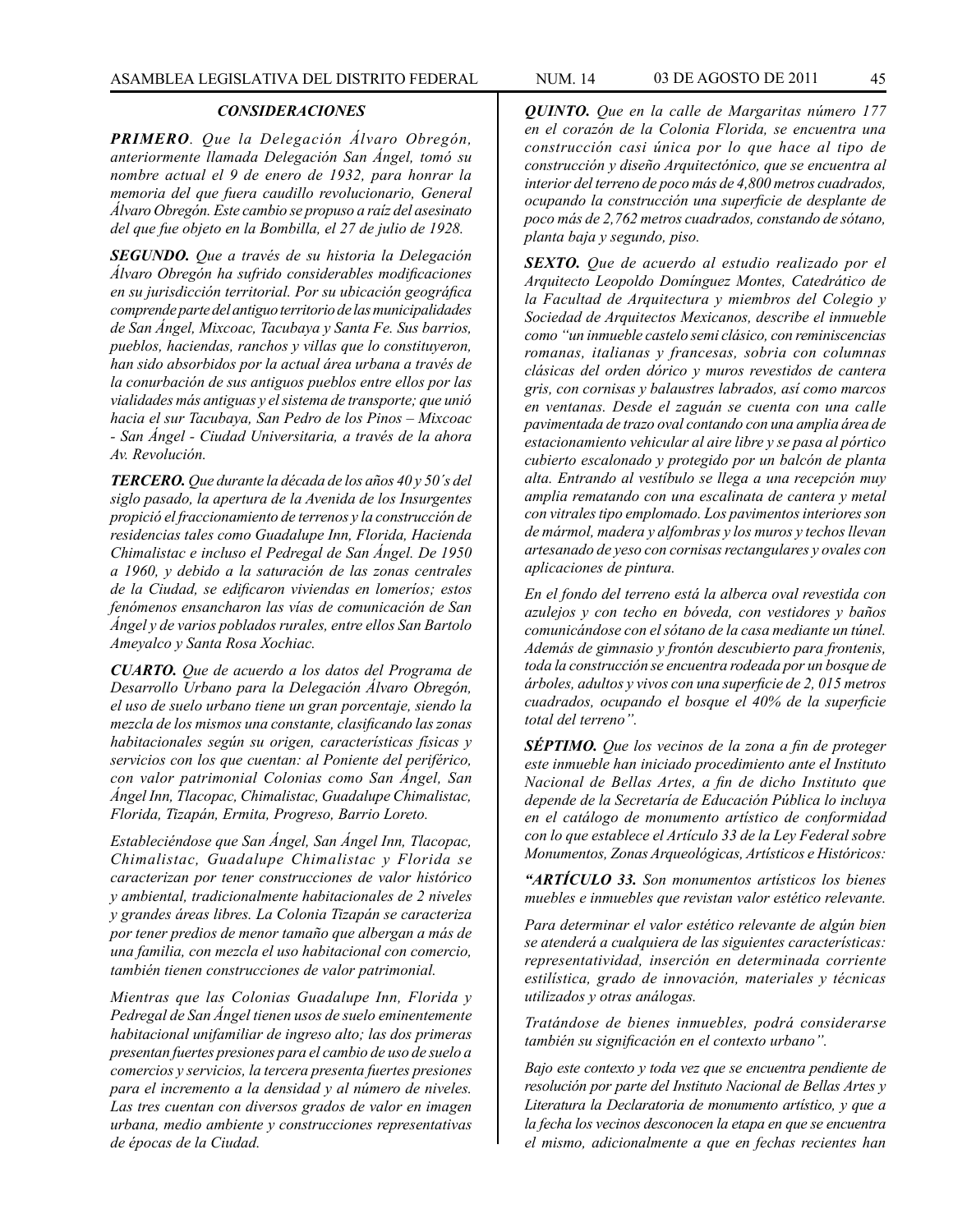### *CONSIDERACIONES*

***PRIMERO****. Que la Delegación Álvaro Obregón, anteriormente llamada Delegación San Ángel, tomó su nombre actual el 9 de enero de 1932, para honrar la memoria del que fuera caudillo revolucionario, General Álvaro Obregón. Este cambio se propuso a raíz del asesinato del que fue objeto en la Bombilla, el 27 de julio de 1928.*

***SEGUNDO.*** *Que a través de su historia la Delegación Álvaro Obregón ha sufrido considerables modificaciones en su jurisdicción territorial. Por su ubicación geográfica comprende parte del antiguo territorio de las municipalidades de San Ángel, Mixcoac, Tacubaya y Santa Fe. Sus barrios, pueblos, haciendas, ranchos y villas que lo constituyeron, han sido absorbidos por la actual área urbana a través de la conurbación de sus antiguos pueblos entre ellos por las vialidades más antiguas y el sistema de transporte; que unió hacia el sur Tacubaya, San Pedro de los Pinos – Mixcoac - San Ángel - Ciudad Universitaria, a través de la ahora Av. Revolución.*

***TERCERO.*** *Que durante la década de los años 40 y 50´s del siglo pasado, la apertura de la Avenida de los Insurgentes propició el fraccionamiento de terrenos y la construcción de residencias tales como Guadalupe Inn, Florida, Hacienda Chimalistac e incluso el Pedregal de San Ángel. De 1950 a 1960, y debido a la saturación de las zonas centrales de la Ciudad, se edificaron viviendas en lomeríos; estos fenómenos ensancharon las vías de comunicación de San Ángel y de varios poblados rurales, entre ellos San Bartolo Ameyalco y Santa Rosa Xochiac.*

***CUARTO.*** *Que de acuerdo a los datos del Programa de Desarrollo Urbano para la Delegación Álvaro Obregón, el uso de suelo urbano tiene un gran porcentaje, siendo la mezcla de los mismos una constante, clasificando las zonas habitacionales según su origen, características físicas y servicios con los que cuentan: al Poniente del periférico, con valor patrimonial Colonias como San Ángel, San Ángel Inn, Tlacopac, Chimalistac, Guadalupe Chimalistac, Florida, Tizapán, Ermita, Progreso, Barrio Loreto.*

*Estableciéndose que San Ángel, San Ángel Inn, Tlacopac, Chimalistac, Guadalupe Chimalistac y Florida se caracterizan por tener construcciones de valor histórico y ambiental, tradicionalmente habitacionales de 2 niveles y grandes áreas libres. La Colonia Tizapán se caracteriza por tener predios de menor tamaño que albergan a más de una familia, con mezcla el uso habitacional con comercio, también tienen construcciones de valor patrimonial.*

*Mientras que las Colonias Guadalupe Inn, Florida y Pedregal de San Ángel tienen usos de suelo eminentemente habitacional unifamiliar de ingreso alto; las dos primeras presentan fuertes presiones para el cambio de uso de suelo a comercios y servicios, la tercera presenta fuertes presiones para el incremento a la densidad y al número de niveles. Las tres cuentan con diversos grados de valor en imagen urbana, medio ambiente y construcciones representativas de épocas de la Ciudad.*

***QUINTO.*** *Que en la calle de Margaritas número 177 en el corazón de la Colonia Florida, se encuentra una construcción casi única por lo que hace al tipo de construcción y diseño Arquitectónico, que se encuentra al interior del terreno de poco más de 4,800 metros cuadrados, ocupando la construcción una superficie de desplante de poco más de 2,762 metros cuadrados, constando de sótano, planta baja y segundo, piso.*

***SEXTO.*** *Que de acuerdo al estudio realizado por el Arquitecto Leopoldo Domínguez Montes, Catedrático de la Facultad de Arquitectura y miembros del Colegio y Sociedad de Arquitectos Mexicanos, describe el inmueble como "un inmueble castelo semi clásico, con reminiscencias romanas, italianas y francesas, sobria con columnas clásicas del orden dórico y muros revestidos de cantera gris, con cornisas y balaustres labrados, así como marcos en ventanas. Desde el zaguán se cuenta con una calle pavimentada de trazo oval contando con una amplia área de estacionamiento vehicular al aire libre y se pasa al pórtico cubierto escalonado y protegido por un balcón de planta alta. Entrando al vestíbulo se llega a una recepción muy amplia rematando con una escalinata de cantera y metal con vitrales tipo emplomado. Los pavimentos interiores son de mármol, madera y alfombras y los muros y techos llevan artesanado de yeso con cornisas rectangulares y ovales con aplicaciones de pintura.*

*En el fondo del terreno está la alberca oval revestida con azulejos y con techo en bóveda, con vestidores y baños comunicándose con el sótano de la casa mediante un túnel. Además de gimnasio y frontón descubierto para frontenis, toda la construcción se encuentra rodeada por un bosque de árboles, adultos y vivos con una superficie de 2, 015 metros cuadrados, ocupando el bosque el 40% de la superficie total del terreno".*

***SÉPTIMO.*** *Que los vecinos de la zona a fin de proteger este inmueble han iniciado procedimiento ante el Instituto Nacional de Bellas Artes, a fin de dicho Instituto que depende de la Secretaría de Educación Pública lo incluya en el catálogo de monumento artístico de conformidad con lo que establece el Artículo 33 de la Ley Federal sobre Monumentos, Zonas Arqueológicas, Artísticos e Históricos:*

***"ARTÍCULO 33.*** *Son monumentos artísticos los bienes muebles e inmuebles que revistan valor estético relevante.*

*Para determinar el valor estético relevante de algún bien se atenderá a cualquiera de las siguientes características: representatividad, inserción en determinada corriente estilística, grado de innovación, materiales y técnicas utilizados y otras análogas.*

*Tratándose de bienes inmuebles, podrá considerarse también su significación en el contexto urbano".*

*Bajo este contexto y toda vez que se encuentra pendiente de resolución por parte del Instituto Nacional de Bellas Artes y Literatura la Declaratoria de monumento artístico, y que a la fecha los vecinos desconocen la etapa en que se encuentra el mismo, adicionalmente a que en fechas recientes han*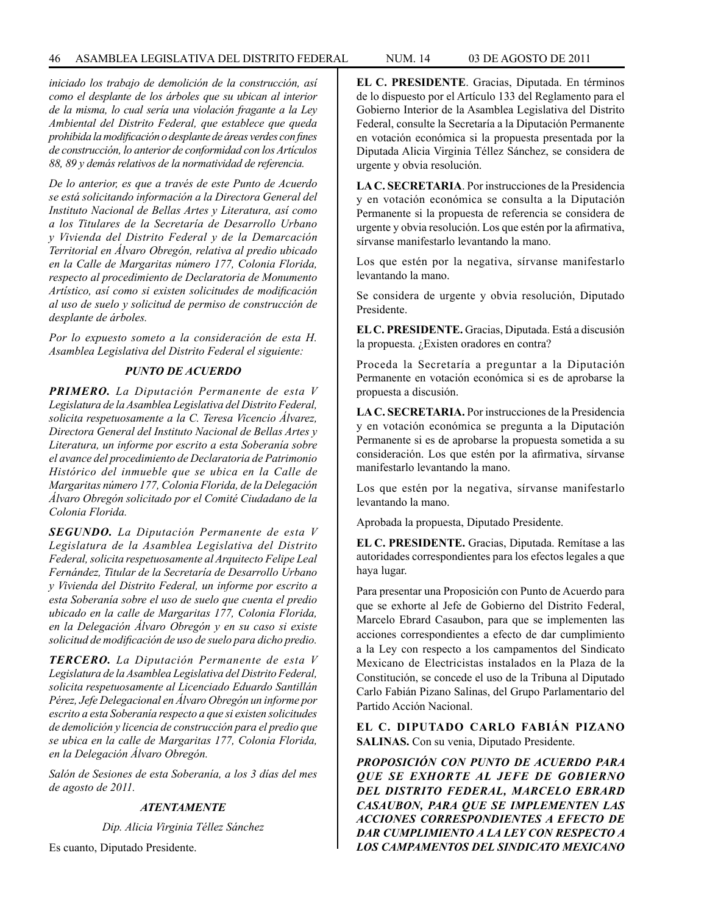*iniciado los trabajo de demolición de la construcción, así como el desplante de los árboles que su ubican al interior de la misma, lo cual sería una violación fragante a la Ley Ambiental del Distrito Federal, que establece que queda prohibida la modificación o desplante de áreas verdes con fines de construcción, lo anterior de conformidad con los Artículos 88, 89 y demás relativos de la normatividad de referencia.*

*De lo anterior, es que a través de este Punto de Acuerdo se está solicitando información a la Directora General del Instituto Nacional de Bellas Artes y Literatura, así como a los Titulares de la Secretaría de Desarrollo Urbano y Vivienda del Distrito Federal y de la Demarcación Territorial en Álvaro Obregón, relativa al predio ubicado en la Calle de Margaritas número 177, Colonia Florida, respecto al procedimiento de Declaratoria de Monumento Artístico, así como si existen solicitudes de modificación al uso de suelo y solicitud de permiso de construcción de desplante de árboles.*

*Por lo expuesto someto a la consideración de esta H. Asamblea Legislativa del Distrito Federal el siguiente:*

***PUNTO DE ACUERDO***

***PRIMERO.*** *La Diputación Permanente de esta V Legislatura de la Asamblea Legislativa del Distrito Federal, solicita respetuosamente a la C. Teresa Vicencio Álvarez, Directora General del Instituto Nacional de Bellas Artes y Literatura, un informe por escrito a esta Soberanía sobre el avance del procedimiento de Declaratoria de Patrimonio Histórico del inmueble que se ubica en la Calle de Margaritas número 177, Colonia Florida, de la Delegación Álvaro Obregón solicitado por el Comité Ciudadano de la Colonia Florida.*

***SEGUNDO.*** *La Diputación Permanente de esta V Legislatura de la Asamblea Legislativa del Distrito Federal, solicita respetuosamente al Arquitecto Felipe Leal Fernández, Titular de la Secretaría de Desarrollo Urbano y Vivienda del Distrito Federal, un informe por escrito a esta Soberanía sobre el uso de suelo que cuenta el predio ubicado en la calle de Margaritas 177, Colonia Florida, en la Delegación Álvaro Obregón y en su caso si existe solicitud de modificación de uso de suelo para dicho predio.*

***TERCERO.*** *La Diputación Permanente de esta V Legislatura de la Asamblea Legislativa del Distrito Federal, solicita respetuosamente al Licenciado Eduardo Santillán Pérez, Jefe Delegacional en Álvaro Obregón un informe por escrito a esta Soberanía respecto a que si existen solicitudes de demolición y licencia de construcción para el predio que se ubica en la calle de Margaritas 177, Colonia Florida, en la Delegación Álvaro Obregón.*

*Salón de Sesiones de esta Soberanía, a los 3 días del mes de agosto de 2011.*

***ATENTAMENTE***

*Dip. Alicia Virginia Téllez Sánchez*

Es cuanto, Diputado Presidente.

**EL C. PRESIDENTE**. Gracias, Diputada. En términos de lo dispuesto por el Artículo 133 del Reglamento para el Gobierno Interior de la Asamblea Legislativa del Distrito Federal, consulte la Secretaría a la Diputación Permanente en votación económica si la propuesta presentada por la Diputada Alicia Virginia Téllez Sánchez, se considera de urgente y obvia resolución.

**LA C. SECRETARIA**. Por instrucciones de la Presidencia y en votación económica se consulta a la Diputación Permanente si la propuesta de referencia se considera de urgente y obvia resolución. Los que estén por la afirmativa, sírvanse manifestarlo levantando la mano.

Los que estén por la negativa, sírvanse manifestarlo levantando la mano.

Se considera de urgente y obvia resolución, Diputado Presidente.

**EL C. PRESIDENTE.** Gracias, Diputada. Está a discusión la propuesta. ¿Existen oradores en contra?

Proceda la Secretaría a preguntar a la Diputación Permanente en votación económica si es de aprobarse la propuesta a discusión.

**LA C. SECRETARIA.** Por instrucciones de la Presidencia y en votación económica se pregunta a la Diputación Permanente si es de aprobarse la propuesta sometida a su consideración. Los que estén por la afirmativa, sírvanse manifestarlo levantando la mano.

Los que estén por la negativa, sírvanse manifestarlo levantando la mano.

Aprobada la propuesta, Diputado Presidente.

**EL C. PRESIDENTE.** Gracias, Diputada. Remítase a las autoridades correspondientes para los efectos legales a que haya lugar.

Para presentar una Proposición con Punto de Acuerdo para que se exhorte al Jefe de Gobierno del Distrito Federal, Marcelo Ebrard Casaubon, para que se implementen las acciones correspondientes a efecto de dar cumplimiento a la Ley con respecto a los campamentos del Sindicato Mexicano de Electricistas instalados en la Plaza de la Constitución, se concede el uso de la Tribuna al Diputado Carlo Fabián Pizano Salinas, del Grupo Parlamentario del Partido Acción Nacional.

**EL C. DIPUTADO CARLO FABIÁN PIZANO SALINAS.** Con su venia, Diputado Presidente.

***PROPOSICIÓN CON PUNTO DE ACUERDO PARA QUE SE EXHORTE AL JEFE DE GOBIERNO DEL DISTRITO FEDERAL, MARCELO EBRARD CASAUBON, PARA QUE SE IMPLEMENTEN LAS ACCIONES CORRESPONDIENTES A EFECTO DE DAR CUMPLIMIENTO A LA LEY CON RESPECTO A LOS CAMPAMENTOS DEL SINDICATO MEXICANO***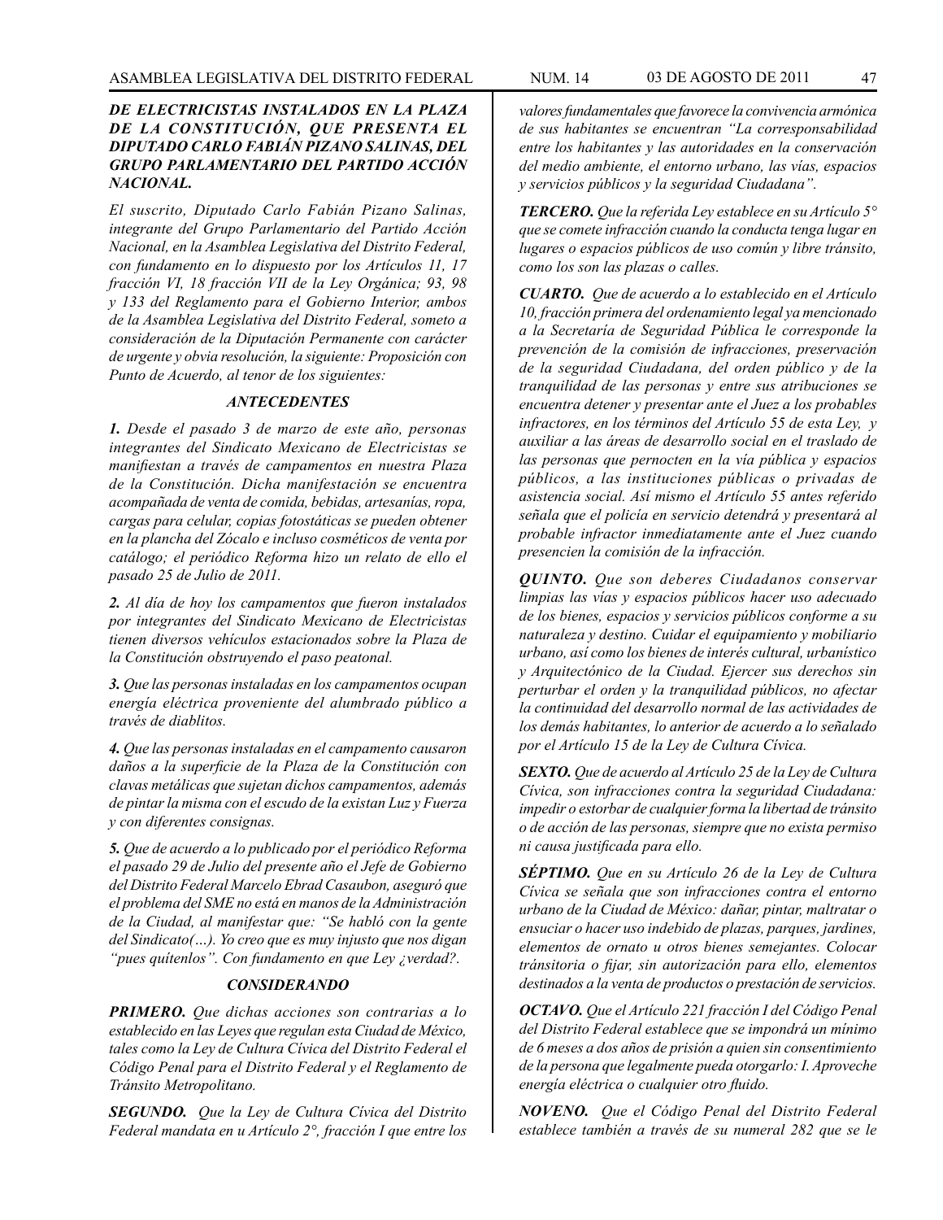***DE ELECTRICISTAS INSTALADOS EN LA PLAZA DE LA CONSTITUCIÓN, QUE PRESENTA EL DIPUTADO CARLO FABIÁN PIZANO SALINAS, DEL GRUPO PARLAMENTARIO DEL PARTIDO ACCIÓN NACIONAL.***

*El suscrito, Diputado Carlo Fabián Pizano Salinas, integrante del Grupo Parlamentario del Partido Acción Nacional, en la Asamblea Legislativa del Distrito Federal, con fundamento en lo dispuesto por los Artículos 11, 17 fracción VI, 18 fracción VII de la Ley Orgánica; 93, 98 y 133 del Reglamento para el Gobierno Interior, ambos de la Asamblea Legislativa del Distrito Federal, someto a consideración de la Diputación Permanente con carácter de urgente y obvia resolución, la siguiente: Proposición con Punto de Acuerdo, al tenor de los siguientes:*

***ANTECEDENTES***

***1.*** *Desde el pasado 3 de marzo de este año, personas integrantes del Sindicato Mexicano de Electricistas se manifiestan a través de campamentos en nuestra Plaza de la Constitución. Dicha manifestación se encuentra acompañada de venta de comida, bebidas, artesanías, ropa, cargas para celular, copias fotostáticas se pueden obtener en la plancha del Zócalo e incluso cosméticos de venta por catálogo; el periódico Reforma hizo un relato de ello el pasado 25 de Julio de 2011.*

***2.*** *Al día de hoy los campamentos que fueron instalados por integrantes del Sindicato Mexicano de Electricistas tienen diversos vehículos estacionados sobre la Plaza de la Constitución obstruyendo el paso peatonal.*

***3.*** *Que las personas instaladas en los campamentos ocupan energía eléctrica proveniente del alumbrado público a través de diablitos.*

***4.*** *Que las personas instaladas en el campamento causaron daños a la superficie de la Plaza de la Constitución con clavas metálicas que sujetan dichos campamentos, además de pintar la misma con el escudo de la existan Luz y Fuerza y con diferentes consignas.*

***5.*** *Que de acuerdo a lo publicado por el periódico Reforma el pasado 29 de Julio del presente año el Jefe de Gobierno del Distrito Federal Marcelo Ebrad Casaubon, aseguró que el problema del SME no está en manos de la Administración de la Ciudad, al manifestar que: "Se habló con la gente del Sindicato(…). Yo creo que es muy injusto que nos digan "pues quítenlos". Con fundamento en que Ley ¿verdad?.*

***CONSIDERANDO***

***PRIMERO.*** *Que dichas acciones son contrarias a lo establecido en las Leyes que regulan esta Ciudad de México, tales como la Ley de Cultura Cívica del Distrito Federal el Código Penal para el Distrito Federal y el Reglamento de Tránsito Metropolitano.*

***SEGUNDO.*** *Que la Ley de Cultura Cívica del Distrito Federal mandata en u Artículo 2°, fracción I que entre los valores fundamentales que favorece la convivencia armónica de sus habitantes se encuentran "La corresponsabilidad entre los habitantes y las autoridades en la conservación del medio ambiente, el entorno urbano, las vías, espacios y servicios públicos y la seguridad Ciudadana".*

***TERCERO.*** *Que la referida Ley establece en su Artículo 5° que se comete infracción cuando la conducta tenga lugar en lugares o espacios públicos de uso común y libre tránsito, como los son las plazas o calles.*

***CUARTO.*** *Que de acuerdo a lo establecido en el Artículo 10, fracción primera del ordenamiento legal ya mencionado a la Secretaría de Seguridad Pública le corresponde la prevención de la comisión de infracciones, preservación de la seguridad Ciudadana, del orden público y de la tranquilidad de las personas y entre sus atribuciones se encuentra detener y presentar ante el Juez a los probables infractores, en los términos del Artículo 55 de esta Ley, y auxiliar a las áreas de desarrollo social en el traslado de las personas que pernocten en la vía pública y espacios públicos, a las instituciones públicas o privadas de asistencia social. Así mismo el Artículo 55 antes referido señala que el policía en servicio detendrá y presentará al probable infractor inmediatamente ante el Juez cuando presencien la comisión de la infracción.*

***QUINTO.*** *Que son deberes Ciudadanos conservar limpias las vías y espacios públicos hacer uso adecuado de los bienes, espacios y servicios públicos conforme a su naturaleza y destino. Cuidar el equipamiento y mobiliario urbano, así como los bienes de interés cultural, urbanístico y Arquitectónico de la Ciudad. Ejercer sus derechos sin perturbar el orden y la tranquilidad públicos, no afectar la continuidad del desarrollo normal de las actividades de los demás habitantes, lo anterior de acuerdo a lo señalado por el Artículo 15 de la Ley de Cultura Cívica.*

***SEXTO.*** *Que de acuerdo al Artículo 25 de la Ley de Cultura Cívica, son infracciones contra la seguridad Ciudadana: impedir o estorbar de cualquier forma la libertad de tránsito o de acción de las personas, siempre que no exista permiso ni causa justificada para ello.*

***SÉPTIMO.*** *Que en su Artículo 26 de la Ley de Cultura Cívica se señala que son infracciones contra el entorno urbano de la Ciudad de México: dañar, pintar, maltratar o ensuciar o hacer uso indebido de plazas, parques, jardines, elementos de ornato u otros bienes semejantes. Colocar tránsitoria o fijar, sin autorización para ello, elementos destinados a la venta de productos o prestación de servicios.*

***OCTAVO.*** *Que el Artículo 221 fracción I del Código Penal del Distrito Federal establece que se impondrá un mínimo de 6 meses a dos años de prisión a quien sin consentimiento de la persona que legalmente pueda otorgarlo: I. Aproveche energía eléctrica o cualquier otro fluido.*

***NOVENO.*** *Que el Código Penal del Distrito Federal establece también a través de su numeral 282 que se le*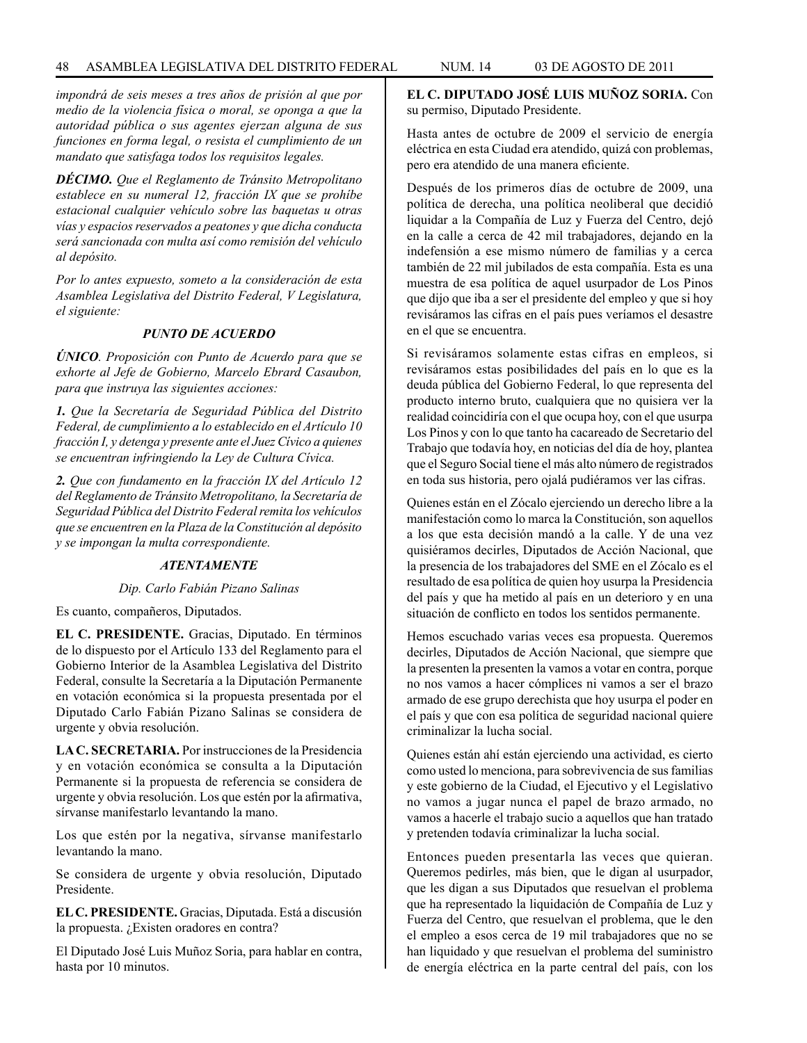*impondrá de seis meses a tres años de prisión al que por medio de la violencia física o moral, se oponga a que la autoridad pública o sus agentes ejerzan alguna de sus funciones en forma legal, o resista el cumplimiento de un mandato que satisfaga todos los requisitos legales.*

***DÉCIMO.*** *Que el Reglamento de Tránsito Metropolitano establece en su numeral 12, fracción IX que se prohíbe estacional cualquier vehículo sobre las baquetas u otras vías y espacios reservados a peatones y que dicha conducta será sancionada con multa así como remisión del vehículo al depósito.*

*Por lo antes expuesto, someto a la consideración de esta Asamblea Legislativa del Distrito Federal, V Legislatura, el siguiente:*

***PUNTO DE ACUERDO***

***ÚNICO***. *Proposición con Punto de Acuerdo para que se exhorte al Jefe de Gobierno, Marcelo Ebrard Casaubon, para que instruya las siguientes acciones:*

***1.*** *Que la Secretaría de Seguridad Pública del Distrito Federal, de cumplimiento a lo establecido en el Artículo 10 fracción I, y detenga y presente ante el Juez Cívico a quienes se encuentran infringiendo la Ley de Cultura Cívica.*

***2.*** *Que con fundamento en la fracción IX del Artículo 12 del Reglamento de Tránsito Metropolitano, la Secretaría de Seguridad Pública del Distrito Federal remita los vehículos que se encuentren en la Plaza de la Constitución al depósito y se impongan la multa correspondiente.*

***ATENTAMENTE***

*Dip. Carlo Fabián Pizano Salinas*

Es cuanto, compañeros, Diputados.

**EL C. PRESIDENTE.** Gracias, Diputado. En términos de lo dispuesto por el Artículo 133 del Reglamento para el Gobierno Interior de la Asamblea Legislativa del Distrito Federal, consulte la Secretaría a la Diputación Permanente en votación económica si la propuesta presentada por el Diputado Carlo Fabián Pizano Salinas se considera de urgente y obvia resolución.

**LA C. SECRETARIA.** Por instrucciones de la Presidencia y en votación económica se consulta a la Diputación Permanente si la propuesta de referencia se considera de urgente y obvia resolución. Los que estén por la afirmativa, sírvanse manifestarlo levantando la mano.

Los que estén por la negativa, sírvanse manifestarlo levantando la mano.

Se considera de urgente y obvia resolución, Diputado Presidente.

**EL C. PRESIDENTE.** Gracias, Diputada. Está a discusión la propuesta. ¿Existen oradores en contra?

El Diputado José Luis Muñoz Soria, para hablar en contra, hasta por 10 minutos.

**EL C. DIPUTADO JOSÉ LUIS MUÑOZ SORIA.** Con su permiso, Diputado Presidente.

Hasta antes de octubre de 2009 el servicio de energía eléctrica en esta Ciudad era atendido, quizá con problemas, pero era atendido de una manera eficiente.

Después de los primeros días de octubre de 2009, una política de derecha, una política neoliberal que decidió liquidar a la Compañía de Luz y Fuerza del Centro, dejó en la calle a cerca de 42 mil trabajadores, dejando en la indefensión a ese mismo número de familias y a cerca también de 22 mil jubilados de esta compañía. Esta es una muestra de esa política de aquel usurpador de Los Pinos que dijo que iba a ser el presidente del empleo y que si hoy revisáramos las cifras en el país pues veríamos el desastre en el que se encuentra.

Si revisáramos solamente estas cifras en empleos, si revisáramos estas posibilidades del país en lo que es la deuda pública del Gobierno Federal, lo que representa del producto interno bruto, cualquiera que no quisiera ver la realidad coincidiría con el que ocupa hoy, con el que usurpa Los Pinos y con lo que tanto ha cacareado de Secretario del Trabajo que todavía hoy, en noticias del día de hoy, plantea que el Seguro Social tiene el más alto número de registrados en toda sus historia, pero ojalá pudiéramos ver las cifras.

Quienes están en el Zócalo ejerciendo un derecho libre a la manifestación como lo marca la Constitución, son aquellos a los que esta decisión mandó a la calle. Y de una vez quisiéramos decirles, Diputados de Acción Nacional, que la presencia de los trabajadores del SME en el Zócalo es el resultado de esa política de quien hoy usurpa la Presidencia del país y que ha metido al país en un deterioro y en una situación de conflicto en todos los sentidos permanente.

Hemos escuchado varias veces esa propuesta. Queremos decirles, Diputados de Acción Nacional, que siempre que la presenten la presenten la vamos a votar en contra, porque no nos vamos a hacer cómplices ni vamos a ser el brazo armado de ese grupo derechista que hoy usurpa el poder en el país y que con esa política de seguridad nacional quiere criminalizar la lucha social.

Quienes están ahí están ejerciendo una actividad, es cierto como usted lo menciona, para sobrevivencia de sus familias y este gobierno de la Ciudad, el Ejecutivo y el Legislativo no vamos a jugar nunca el papel de brazo armado, no vamos a hacerle el trabajo sucio a aquellos que han tratado y pretenden todavía criminalizar la lucha social.

Entonces pueden presentarla las veces que quieran. Queremos pedirles, más bien, que le digan al usurpador, que les digan a sus Diputados que resuelvan el problema que ha representado la liquidación de Compañía de Luz y Fuerza del Centro, que resuelvan el problema, que le den el empleo a esos cerca de 19 mil trabajadores que no se han liquidado y que resuelvan el problema del suministro de energía eléctrica en la parte central del país, con los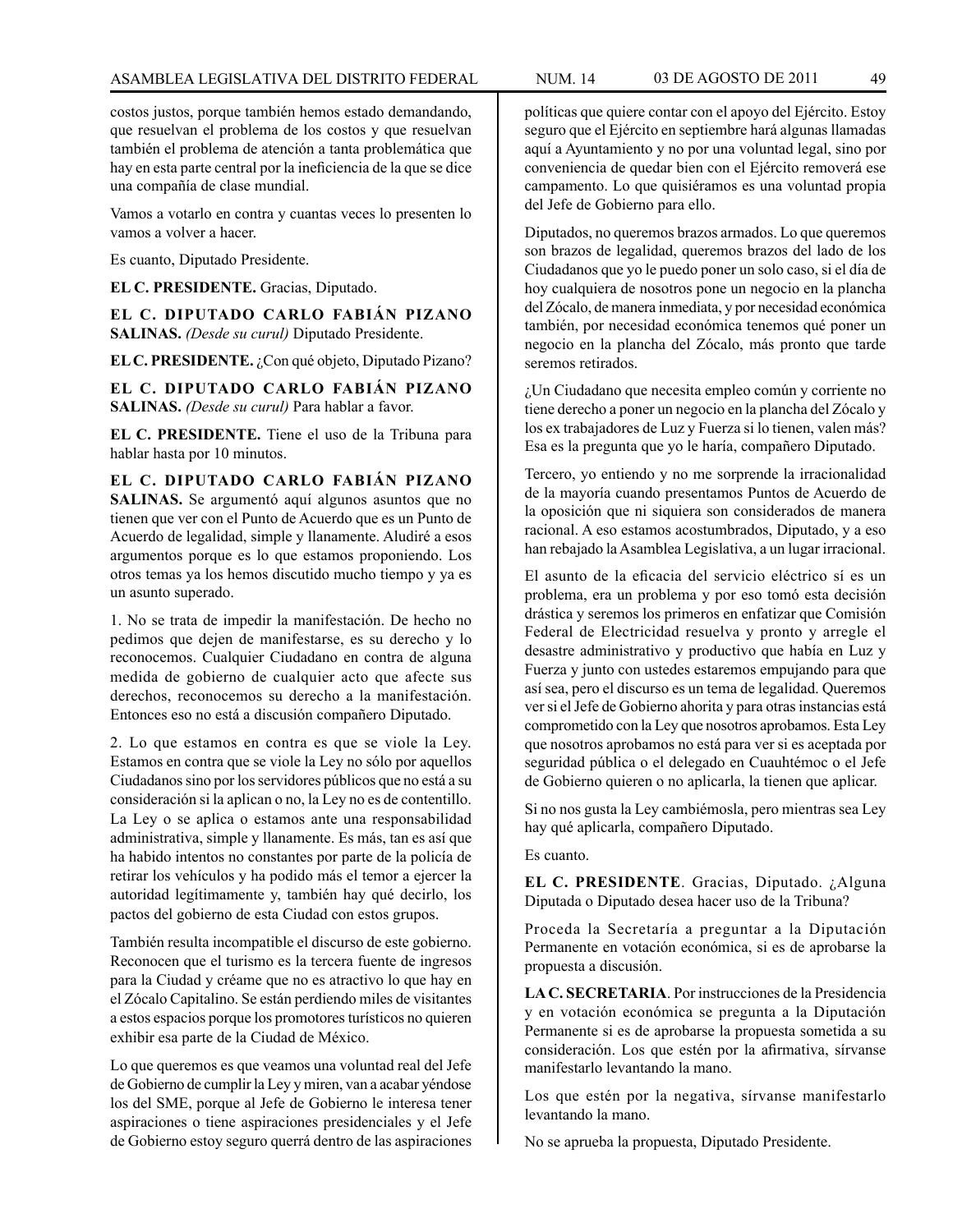costos justos, porque también hemos estado demandando, que resuelvan el problema de los costos y que resuelvan también el problema de atención a tanta problemática que hay en esta parte central por la ineficiencia de la que se dice una compañía de clase mundial.

Vamos a votarlo en contra y cuantas veces lo presenten lo vamos a volver a hacer.

Es cuanto, Diputado Presidente.

**EL C. PRESIDENTE.** Gracias, Diputado.

**EL C. DIPUTADO CARLO FABIÁN PIZANO SALINAS.** *(Desde su curul)* Diputado Presidente.

**EL C. PRESIDENTE.** ¿Con qué objeto, Diputado Pizano?

**EL C. DIPUTADO CARLO FABIÁN PIZANO SALINAS.** *(Desde su curul)* Para hablar a favor.

**EL C. PRESIDENTE.** Tiene el uso de la Tribuna para hablar hasta por 10 minutos.

**EL C. DIPUTADO CARLO FABIÁN PIZANO SALINAS.** Se argumentó aquí algunos asuntos que no tienen que ver con el Punto de Acuerdo que es un Punto de Acuerdo de legalidad, simple y llanamente. Aludiré a esos argumentos porque es lo que estamos proponiendo. Los otros temas ya los hemos discutido mucho tiempo y ya es un asunto superado.

1. No se trata de impedir la manifestación. De hecho no pedimos que dejen de manifestarse, es su derecho y lo reconocemos. Cualquier Ciudadano en contra de alguna medida de gobierno de cualquier acto que afecte sus derechos, reconocemos su derecho a la manifestación. Entonces eso no está a discusión compañero Diputado.

2. Lo que estamos en contra es que se viole la Ley. Estamos en contra que se viole la Ley no sólo por aquellos Ciudadanos sino por los servidores públicos que no está a su consideración si la aplican o no, la Ley no es de contentillo. La Ley o se aplica o estamos ante una responsabilidad administrativa, simple y llanamente. Es más, tan es así que ha habido intentos no constantes por parte de la policía de retirar los vehículos y ha podido más el temor a ejercer la autoridad legítimamente y, también hay qué decirlo, los pactos del gobierno de esta Ciudad con estos grupos.

También resulta incompatible el discurso de este gobierno. Reconocen que el turismo es la tercera fuente de ingresos para la Ciudad y créame que no es atractivo lo que hay en el Zócalo Capitalino. Se están perdiendo miles de visitantes a estos espacios porque los promotores turísticos no quieren exhibir esa parte de la Ciudad de México.

Lo que queremos es que veamos una voluntad real del Jefe de Gobierno de cumplir la Ley y miren, van a acabar yéndose los del SME, porque al Jefe de Gobierno le interesa tener aspiraciones o tiene aspiraciones presidenciales y el Jefe de Gobierno estoy seguro querrá dentro de las aspiraciones políticas que quiere contar con el apoyo del Ejército. Estoy seguro que el Ejército en septiembre hará algunas llamadas aquí a Ayuntamiento y no por una voluntad legal, sino por conveniencia de quedar bien con el Ejército removerá ese campamento. Lo que quisiéramos es una voluntad propia del Jefe de Gobierno para ello.

Diputados, no queremos brazos armados. Lo que queremos son brazos de legalidad, queremos brazos del lado de los Ciudadanos que yo le puedo poner un solo caso, si el día de hoy cualquiera de nosotros pone un negocio en la plancha del Zócalo, de manera inmediata, y por necesidad económica también, por necesidad económica tenemos qué poner un negocio en la plancha del Zócalo, más pronto que tarde seremos retirados.

¿Un Ciudadano que necesita empleo común y corriente no tiene derecho a poner un negocio en la plancha del Zócalo y los ex trabajadores de Luz y Fuerza si lo tienen, valen más? Esa es la pregunta que yo le haría, compañero Diputado.

Tercero, yo entiendo y no me sorprende la irracionalidad de la mayoría cuando presentamos Puntos de Acuerdo de la oposición que ni siquiera son considerados de manera racional. A eso estamos acostumbrados, Diputado, y a eso han rebajado la Asamblea Legislativa, a un lugar irracional.

El asunto de la eficacia del servicio eléctrico sí es un problema, era un problema y por eso tomó esta decisión drástica y seremos los primeros en enfatizar que Comisión Federal de Electricidad resuelva y pronto y arregle el desastre administrativo y productivo que había en Luz y Fuerza y junto con ustedes estaremos empujando para que así sea, pero el discurso es un tema de legalidad. Queremos ver si el Jefe de Gobierno ahorita y para otras instancias está comprometido con la Ley que nosotros aprobamos. Esta Ley que nosotros aprobamos no está para ver si es aceptada por seguridad pública o el delegado en Cuauhtémoc o el Jefe de Gobierno quieren o no aplicarla, la tienen que aplicar.

Si no nos gusta la Ley cambiémosla, pero mientras sea Ley hay qué aplicarla, compañero Diputado.

Es cuanto.

**EL C. PRESIDENTE**. Gracias, Diputado. ¿Alguna Diputada o Diputado desea hacer uso de la Tribuna?

Proceda la Secretaría a preguntar a la Diputación Permanente en votación económica, si es de aprobarse la propuesta a discusión.

**LA C. SECRETARIA**. Por instrucciones de la Presidencia y en votación económica se pregunta a la Diputación Permanente si es de aprobarse la propuesta sometida a su consideración. Los que estén por la afirmativa, sírvanse manifestarlo levantando la mano.

Los que estén por la negativa, sírvanse manifestarlo levantando la mano.

No se aprueba la propuesta, Diputado Presidente.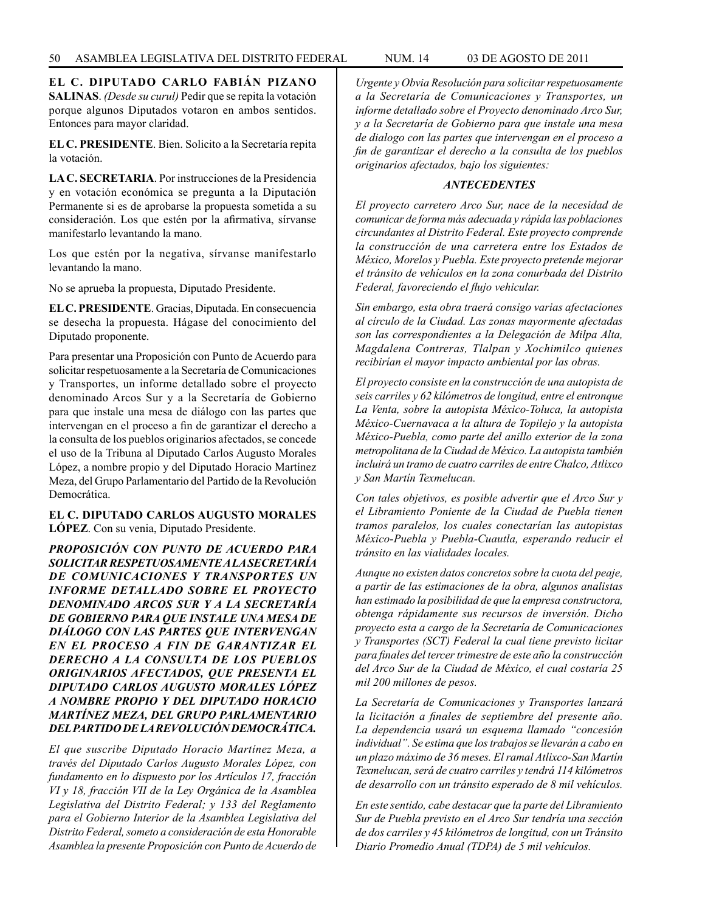**EL C. DIPUTADO CARLO FABIÁN PIZANO SALINAS**. *(Desde su curul)* Pedir que se repita la votación porque algunos Diputados votaron en ambos sentidos. Entonces para mayor claridad.

**EL C. PRESIDENTE**. Bien. Solicito a la Secretaría repita la votación.

**LA C. SECRETARIA**. Por instrucciones de la Presidencia y en votación económica se pregunta a la Diputación Permanente si es de aprobarse la propuesta sometida a su consideración. Los que estén por la afirmativa, sírvanse manifestarlo levantando la mano.

Los que estén por la negativa, sírvanse manifestarlo levantando la mano.

No se aprueba la propuesta, Diputado Presidente.

**EL C. PRESIDENTE**. Gracias, Diputada. En consecuencia se desecha la propuesta. Hágase del conocimiento del Diputado proponente.

Para presentar una Proposición con Punto de Acuerdo para solicitar respetuosamente a la Secretaría de Comunicaciones y Transportes, un informe detallado sobre el proyecto denominado Arcos Sur y a la Secretaría de Gobierno para que instale una mesa de diálogo con las partes que intervengan en el proceso a fin de garantizar el derecho a la consulta de los pueblos originarios afectados, se concede el uso de la Tribuna al Diputado Carlos Augusto Morales López, a nombre propio y del Diputado Horacio Martínez Meza, del Grupo Parlamentario del Partido de la Revolución Democrática.

**EL C. DIPUTADO CARLOS AUGUSTO MORALES LÓPEZ**. Con su venia, Diputado Presidente.

***PROPOSICIÓN CON PUNTO DE ACUERDO PARA SOLICITAR RESPETUOSAMENTE A LA SECRETARÍA DE COMUNICACIONES Y TRANSPORTES UN INFORME DETALLADO SOBRE EL PROYECTO DENOMINADO ARCOS SUR Y A LA SECRETARÍA DE GOBIERNO PARA QUE INSTALE UNA MESA DE DIÁLOGO CON LAS PARTES QUE INTERVENGAN EN EL PROCESO A FIN DE GARANTIZAR EL DERECHO A LA CONSULTA DE LOS PUEBLOS ORIGINARIOS AFECTADOS, QUE PRESENTA EL DIPUTADO CARLOS AUGUSTO MORALES LÓPEZ A NOMBRE PROPIO Y DEL DIPUTADO HORACIO MARTÍNEZ MEZA, DEL GRUPO PARLAMENTARIO DEL PARTIDO DE LA REVOLUCIÓN DEMOCRÁTICA.***

*El que suscribe Diputado Horacio Martínez Meza, a través del Diputado Carlos Augusto Morales López, con fundamento en lo dispuesto por los Artículos 17, fracción VI y 18, fracción VII de la Ley Orgánica de la Asamblea Legislativa del Distrito Federal; y 133 del Reglamento para el Gobierno Interior de la Asamblea Legislativa del Distrito Federal, someto a consideración de esta Honorable Asamblea la presente Proposición con Punto de Acuerdo de Urgente y Obvia Resolución para solicitar respetuosamente a la Secretaría de Comunicaciones y Transportes, un informe detallado sobre el Proyecto denominado Arco Sur, y a la Secretaría de Gobierno para que instale una mesa de dialogo con las partes que intervengan en el proceso a fin de garantizar el derecho a la consulta de los pueblos originarios afectados, bajo los siguientes:*

***ANTECEDENTES***

*El proyecto carretero Arco Sur, nace de la necesidad de comunicar de forma más adecuada y rápida las poblaciones circundantes al Distrito Federal. Este proyecto comprende la construcción de una carretera entre los Estados de México, Morelos y Puebla. Este proyecto pretende mejorar el tránsito de vehículos en la zona conurbada del Distrito Federal, favoreciendo el flujo vehicular.*

*Sin embargo, esta obra traerá consigo varias afectaciones al círculo de la Ciudad. Las zonas mayormente afectadas son las correspondientes a la Delegación de Milpa Alta, Magdalena Contreras, Tlalpan y Xochimilco quienes recibirían el mayor impacto ambiental por las obras.*

*El proyecto consiste en la construcción de una autopista de seis carriles y 62 kilómetros de longitud, entre el entronque La Venta, sobre la autopista México-Toluca, la autopista México-Cuernavaca a la altura de Topilejo y la autopista México-Puebla, como parte del anillo exterior de la zona metropolitana de la Ciudad de México. La autopista también incluirá un tramo de cuatro carriles de entre Chalco, Atlixco y San Martín Texmelucan.*

*Con tales objetivos, es posible advertir que el Arco Sur y el Libramiento Poniente de la Ciudad de Puebla tienen tramos paralelos, los cuales conectarían las autopistas México-Puebla y Puebla-Cuautla, esperando reducir el tránsito en las vialidades locales.*

*Aunque no existen datos concretos sobre la cuota del peaje, a partir de las estimaciones de la obra, algunos analistas han estimado la posibilidad de que la empresa constructora, obtenga rápidamente sus recursos de inversión. Dicho proyecto esta a cargo de la Secretaría de Comunicaciones y Transportes (SCT) Federal la cual tiene previsto licitar para finales del tercer trimestre de este año la construcción del Arco Sur de la Ciudad de México, el cual costaría 25 mil 200 millones de pesos.*

*La Secretaría de Comunicaciones y Transportes lanzará la licitación a finales de septiembre del presente año. La dependencia usará un esquema llamado "concesión individual". Se estima que los trabajos se llevarán a cabo en un plazo máximo de 36 meses. El ramal Atlixco-San Martín Texmelucan, será de cuatro carriles y tendrá 114 kilómetros de desarrollo con un tránsito esperado de 8 mil vehículos.*

*En este sentido, cabe destacar que la parte del Libramiento Sur de Puebla previsto en el Arco Sur tendría una sección de dos carriles y 45 kilómetros de longitud, con un Tránsito Diario Promedio Anual (TDPA) de 5 mil vehículos.*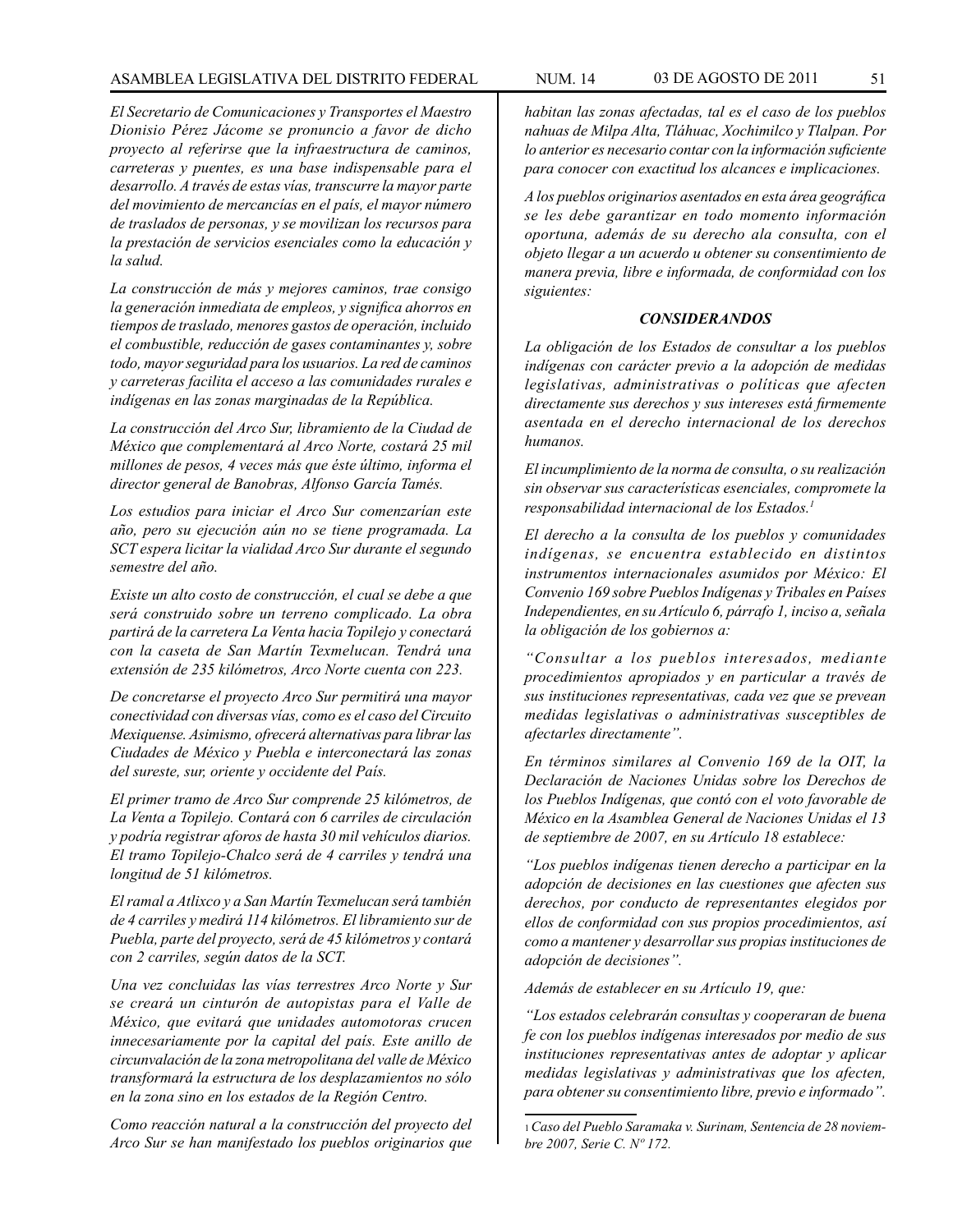*El Secretario de Comunicaciones y Transportes el Maestro Dionisio Pérez Jácome se pronuncio a favor de dicho proyecto al referirse que la infraestructura de caminos, carreteras y puentes, es una base indispensable para el desarrollo. A través de estas vías, transcurre la mayor parte del movimiento de mercancías en el país, el mayor número de traslados de personas, y se movilizan los recursos para la prestación de servicios esenciales como la educación y la salud.*

*La construcción de más y mejores caminos, trae consigo la generación inmediata de empleos, y significa ahorros en tiempos de traslado, menores gastos de operación, incluido el combustible, reducción de gases contaminantes y, sobre todo, mayor seguridad para los usuarios. La red de caminos y carreteras facilita el acceso a las comunidades rurales e indígenas en las zonas marginadas de la República.*

*La construcción del Arco Sur, libramiento de la Ciudad de México que complementará al Arco Norte, costará 25 mil millones de pesos, 4 veces más que éste último, informa el director general de Banobras, Alfonso García Tamés.*

*Los estudios para iniciar el Arco Sur comenzarían este año, pero su ejecución aún no se tiene programada. La SCT espera licitar la vialidad Arco Sur durante el segundo semestre del año.*

*Existe un alto costo de construcción, el cual se debe a que será construido sobre un terreno complicado. La obra partirá de la carretera La Venta hacia Topilejo y conectará con la caseta de San Martín Texmelucan. Tendrá una extensión de 235 kilómetros, Arco Norte cuenta con 223.*

*De concretarse el proyecto Arco Sur permitirá una mayor conectividad con diversas vías, como es el caso del Circuito Mexiquense. Asimismo, ofrecerá alternativas para librar las Ciudades de México y Puebla e interconectará las zonas del sureste, sur, oriente y occidente del País.*

*El primer tramo de Arco Sur comprende 25 kilómetros, de La Venta a Topilejo. Contará con 6 carriles de circulación y podría registrar aforos de hasta 30 mil vehículos diarios. El tramo Topilejo-Chalco será de 4 carriles y tendrá una longitud de 51 kilómetros.*

*El ramal a Atlixco y a San Martín Texmelucan será también de 4 carriles y medirá 114 kilómetros. El libramiento sur de Puebla, parte del proyecto, será de 45 kilómetros y contará con 2 carriles, según datos de la SCT.*

*Una vez concluidas las vías terrestres Arco Norte y Sur se creará un cinturón de autopistas para el Valle de México, que evitará que unidades automotoras crucen innecesariamente por la capital del país. Este anillo de circunvalación de la zona metropolitana del valle de México transformará la estructura de los desplazamientos no sólo en la zona sino en los estados de la Región Centro.*

*Como reacción natural a la construcción del proyecto del Arco Sur se han manifestado los pueblos originarios que habitan las zonas afectadas, tal es el caso de los pueblos nahuas de Milpa Alta, Tláhuac, Xochimilco y Tlalpan. Por lo anterior es necesario contar con la información suficiente para conocer con exactitud los alcances e implicaciones.*

*A los pueblos originarios asentados en esta área geográfica se les debe garantizar en todo momento información oportuna, además de su derecho ala consulta, con el objeto llegar a un acuerdo u obtener su consentimiento de manera previa, libre e informada, de conformidad con los siguientes:*

### *CONSIDERANDOS*

*La obligación de los Estados de consultar a los pueblos indígenas con carácter previo a la adopción de medidas legislativas, administrativas o políticas que afecten directamente sus derechos y sus intereses está firmemente asentada en el derecho internacional de los derechos humanos.*

*El incumplimiento de la norma de consulta, o su realización sin observar sus características esenciales, compromete la responsabilidad internacional de los Estados.[1]*

*El derecho a la consulta de los pueblos y comunidades indígenas, se encuentra establecido en distintos instrumentos internacionales asumidos por México: El Convenio 169 sobre Pueblos Indígenas y Tribales en Países Independientes, en su Artículo 6, párrafo 1, inciso a, señala la obligación de los gobiernos a:*

*"Consultar a los pueblos interesados, mediante procedimientos apropiados y en particular a través de sus instituciones representativas, cada vez que se prevean medidas legislativas o administrativas susceptibles de afectarles directamente".*

*En términos similares al Convenio 169 de la OIT, la Declaración de Naciones Unidas sobre los Derechos de los Pueblos Indígenas, que contó con el voto favorable de México en la Asamblea General de Naciones Unidas el 13 de septiembre de 2007, en su Artículo 18 establece:*

*"Los pueblos indígenas tienen derecho a participar en la adopción de decisiones en las cuestiones que afecten sus derechos, por conducto de representantes elegidos por ellos de conformidad con sus propios procedimientos, así como a mantener y desarrollar sus propias instituciones de adopción de decisiones".*

*Además de establecer en su Artículo 19, que:*

*"Los estados celebrarán consultas y cooperaran de buena fe con los pueblos indígenas interesados por medio de sus instituciones representativas antes de adoptar y aplicar medidas legislativas y administrativas que los afecten, para obtener su consentimiento libre, previo e informado".*

---

[1] *Caso del Pueblo Saramaka v. Surinam, Sentencia de 28 noviembre 2007, Serie C. Nº 172.*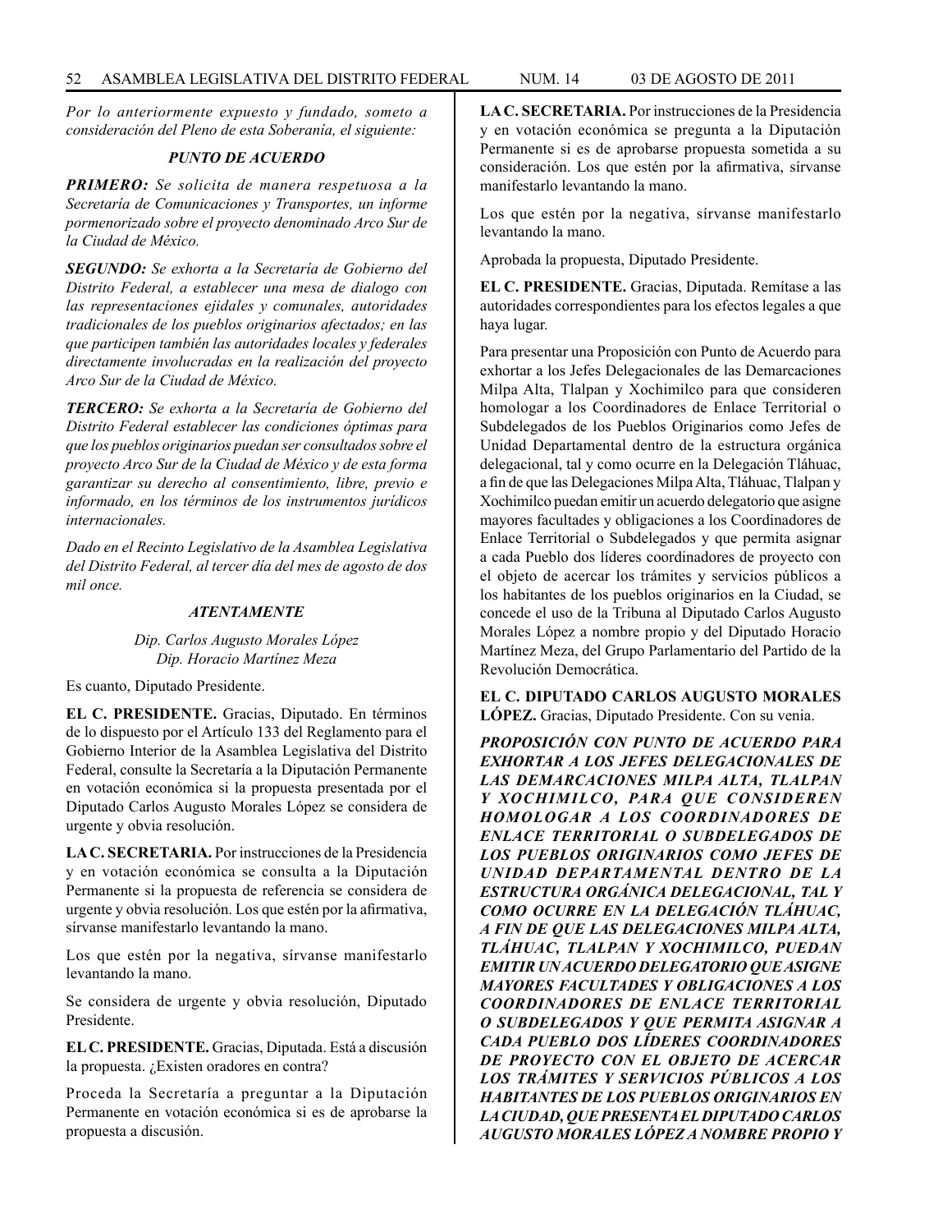*Por lo anteriormente expuesto y fundado, someto a consideración del Pleno de esta Soberanía, el siguiente:*

***PUNTO DE ACUERDO***

***PRIMERO:*** *Se solicita de manera respetuosa a la Secretaría de Comunicaciones y Transportes, un informe pormenorizado sobre el proyecto denominado Arco Sur de la Ciudad de México.*

***SEGUNDO:*** *Se exhorta a la Secretaría de Gobierno del Distrito Federal, a establecer una mesa de dialogo con las representaciones ejidales y comunales, autoridades tradicionales de los pueblos originarios afectados; en las que participen también las autoridades locales y federales directamente involucradas en la realización del proyecto Arco Sur de la Ciudad de México.*

***TERCERO:*** *Se exhorta a la Secretaría de Gobierno del Distrito Federal establecer las condiciones óptimas para que los pueblos originarios puedan ser consultados sobre el proyecto Arco Sur de la Ciudad de México y de esta forma garantizar su derecho al consentimiento, libre, previo e informado, en los términos de los instrumentos jurídicos internacionales.*

*Dado en el Recinto Legislativo de la Asamblea Legislativa del Distrito Federal, al tercer día del mes de agosto de dos mil once.*

***ATENTAMENTE***

*Dip. Carlos Augusto Morales López*
*Dip. Horacio Martínez Meza*

Es cuanto, Diputado Presidente.

**EL C. PRESIDENTE.** Gracias, Diputado. En términos de lo dispuesto por el Artículo 133 del Reglamento para el Gobierno Interior de la Asamblea Legislativa del Distrito Federal, consulte la Secretaría a la Diputación Permanente en votación económica si la propuesta presentada por el Diputado Carlos Augusto Morales López se considera de urgente y obvia resolución.

**LA C. SECRETARIA.** Por instrucciones de la Presidencia y en votación económica se consulta a la Diputación Permanente si la propuesta de referencia se considera de urgente y obvia resolución. Los que estén por la afirmativa, sírvanse manifestarlo levantando la mano.

Los que estén por la negativa, sírvanse manifestarlo levantando la mano.

Se considera de urgente y obvia resolución, Diputado Presidente.

**EL C. PRESIDENTE.** Gracias, Diputada. Está a discusión la propuesta. ¿Existen oradores en contra?

Proceda la Secretaría a preguntar a la Diputación Permanente en votación económica si es de aprobarse la propuesta a discusión.

**LA C. SECRETARIA.** Por instrucciones de la Presidencia y en votación económica se pregunta a la Diputación Permanente si es de aprobarse propuesta sometida a su consideración. Los que estén por la afirmativa, sírvanse manifestarlo levantando la mano.

Los que estén por la negativa, sírvanse manifestarlo levantando la mano.

Aprobada la propuesta, Diputado Presidente.

**EL C. PRESIDENTE.** Gracias, Diputada. Remítase a las autoridades correspondientes para los efectos legales a que haya lugar.

Para presentar una Proposición con Punto de Acuerdo para exhortar a los Jefes Delegacionales de las Demarcaciones Milpa Alta, Tlalpan y Xochimilco para que consideren homologar a los Coordinadores de Enlace Territorial o Subdelegados de los Pueblos Originarios como Jefes de Unidad Departamental dentro de la estructura orgánica delegacional, tal y como ocurre en la Delegación Tláhuac, a fin de que las Delegaciones Milpa Alta, Tláhuac, Tlalpan y Xochimilco puedan emitir un acuerdo delegatorio que asigne mayores facultades y obligaciones a los Coordinadores de Enlace Territorial o Subdelegados y que permita asignar a cada Pueblo dos líderes coordinadores de proyecto con el objeto de acercar los trámites y servicios públicos a los habitantes de los pueblos originarios en la Ciudad, se concede el uso de la Tribuna al Diputado Carlos Augusto Morales López a nombre propio y del Diputado Horacio Martínez Meza, del Grupo Parlamentario del Partido de la Revolución Democrática.

**EL C. DIPUTADO CARLOS AUGUSTO MORALES LÓPEZ.** Gracias, Diputado Presidente. Con su venia.

***PROPOSICIÓN CON PUNTO DE ACUERDO PARA EXHORTAR A LOS JEFES DELEGACIONALES DE LAS DEMARCACIONES MILPA ALTA, TLALPAN Y XOCHIMILCO, PARA QUE CONSIDEREN HOMOLOGAR A LOS COORDINADORES DE ENLACE TERRITORIAL O SUBDELEGADOS DE LOS PUEBLOS ORIGINARIOS COMO JEFES DE UNIDAD DEPARTAMENTAL DENTRO DE LA ESTRUCTURA ORGÁNICA DELEGACIONAL, TAL Y COMO OCURRE EN LA DELEGACIÓN TLÁHUAC, A FIN DE QUE LAS DELEGACIONES MILPA ALTA, TLÁHUAC, TLALPAN Y XOCHIMILCO, PUEDAN EMITIR UN ACUERDO DELEGATORIO QUE ASIGNE MAYORES FACULTADES Y OBLIGACIONES A LOS COORDINADORES DE ENLACE TERRITORIAL O SUBDELEGADOS Y QUE PERMITA ASIGNAR A CADA PUEBLO DOS LÍDERES COORDINADORES DE PROYECTO CON EL OBJETO DE ACERCAR LOS TRÁMITES Y SERVICIOS PÚBLICOS A LOS HABITANTES DE LOS PUEBLOS ORIGINARIOS EN LA CIUDAD, QUE PRESENTA EL DIPUTADO CARLOS AUGUSTO MORALES LÓPEZ A NOMBRE PROPIO Y***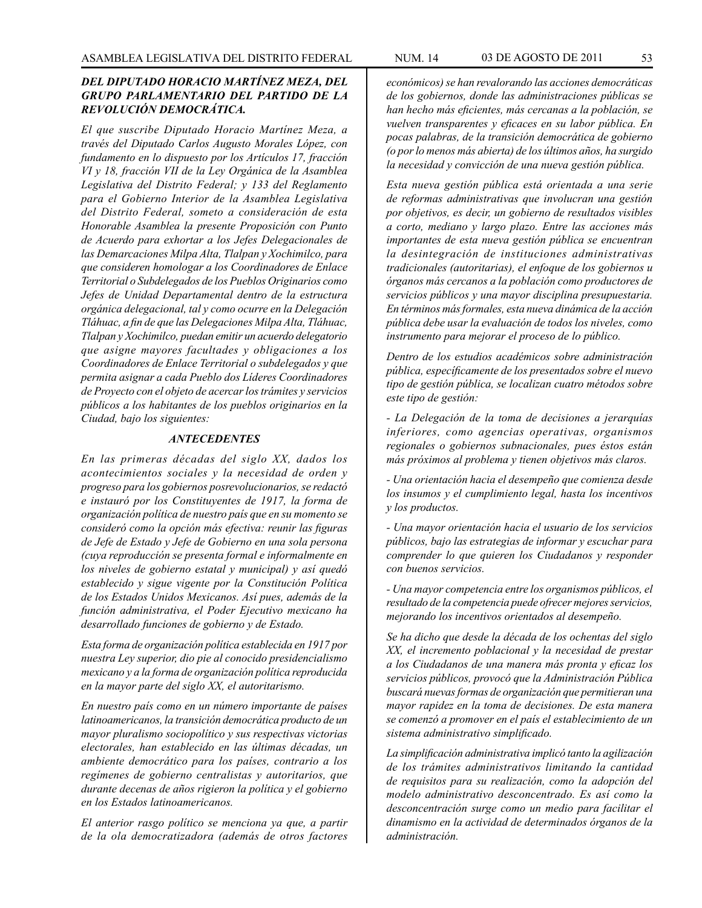***DEL DIPUTADO HORACIO MARTÍNEZ MEZA, DEL GRUPO PARLAMENTARIO DEL PARTIDO DE LA REVOLUCIÓN DEMOCRÁTICA.***

*El que suscribe Diputado Horacio Martínez Meza, a través del Diputado Carlos Augusto Morales López, con fundamento en lo dispuesto por los Artículos 17, fracción VI y 18, fracción VII de la Ley Orgánica de la Asamblea Legislativa del Distrito Federal; y 133 del Reglamento para el Gobierno Interior de la Asamblea Legislativa del Distrito Federal, someto a consideración de esta Honorable Asamblea la presente Proposición con Punto de Acuerdo para exhortar a los Jefes Delegacionales de las Demarcaciones Milpa Alta, Tlalpan y Xochimilco, para que consideren homologar a los Coordinadores de Enlace Territorial o Subdelegados de los Pueblos Originarios como Jefes de Unidad Departamental dentro de la estructura orgánica delegacional, tal y como ocurre en la Delegación Tláhuac, a fin de que las Delegaciones Milpa Alta, Tláhuac, Tlalpan y Xochimilco, puedan emitir un acuerdo delegatorio que asigne mayores facultades y obligaciones a los Coordinadores de Enlace Territorial o subdelegados y que permita asignar a cada Pueblo dos Líderes Coordinadores de Proyecto con el objeto de acercar los trámites y servicios públicos a los habitantes de los pueblos originarios en la Ciudad, bajo los siguientes:*

***ANTECEDENTES***

*En las primeras décadas del siglo XX, dados los acontecimientos sociales y la necesidad de orden y progreso para los gobiernos posrevolucionarios, se redactó e instauró por los Constituyentes de 1917, la forma de organización política de nuestro país que en su momento se consideró como la opción más efectiva: reunir las figuras de Jefe de Estado y Jefe de Gobierno en una sola persona (cuya reproducción se presenta formal e informalmente en los niveles de gobierno estatal y municipal) y así quedó establecido y sigue vigente por la Constitución Política de los Estados Unidos Mexicanos. Así pues, además de la función administrativa, el Poder Ejecutivo mexicano ha desarrollado funciones de gobierno y de Estado.*

*Esta forma de organización política establecida en 1917 por nuestra Ley superior, dio pie al conocido presidencialismo mexicano y a la forma de organización política reproducida en la mayor parte del siglo XX, el autoritarismo.*

*En nuestro país como en un número importante de países latinoamericanos, la transición democrática producto de un mayor pluralismo sociopolítico y sus respectivas victorias electorales, han establecido en las últimas décadas, un ambiente democrático para los países, contrario a los regímenes de gobierno centralistas y autoritarios, que durante decenas de años rigieron la política y el gobierno en los Estados latinoamericanos.*

*El anterior rasgo político se menciona ya que, a partir de la ola democratizadora (además de otros factores económicos) se han revalorando las acciones democráticas de los gobiernos, donde las administraciones públicas se han hecho más eficientes, más cercanas a la población, se vuelven transparentes y eficaces en su labor pública. En pocas palabras, de la transición democrática de gobierno (o por lo menos más abierta) de los últimos años, ha surgido la necesidad y convicción de una nueva gestión pública.*

*Esta nueva gestión pública está orientada a una serie de reformas administrativas que involucran una gestión por objetivos, es decir, un gobierno de resultados visibles a corto, mediano y largo plazo. Entre las acciones más importantes de esta nueva gestión pública se encuentran la desintegración de instituciones administrativas tradicionales (autoritarias), el enfoque de los gobiernos u órganos más cercanos a la población como productores de servicios públicos y una mayor disciplina presupuestaria. En términos más formales, esta nueva dinámica de la acción pública debe usar la evaluación de todos los niveles, como instrumento para mejorar el proceso de lo público.*

*Dentro de los estudios académicos sobre administración pública, específicamente de los presentados sobre el nuevo tipo de gestión pública, se localizan cuatro métodos sobre este tipo de gestión:*

*- La Delegación de la toma de decisiones a jerarquías inferiores, como agencias operativas, organismos regionales o gobiernos subnacionales, pues éstos están más próximos al problema y tienen objetivos más claros.*

*- Una orientación hacia el desempeño que comienza desde los insumos y el cumplimiento legal, hasta los incentivos y los productos.*

*- Una mayor orientación hacia el usuario de los servicios públicos, bajo las estrategias de informar y escuchar para comprender lo que quieren los Ciudadanos y responder con buenos servicios.*

*- Una mayor competencia entre los organismos públicos, el resultado de la competencia puede ofrecer mejores servicios, mejorando los incentivos orientados al desempeño.*

*Se ha dicho que desde la década de los ochentas del siglo XX, el incremento poblacional y la necesidad de prestar a los Ciudadanos de una manera más pronta y eficaz los servicios públicos, provocó que la Administración Pública buscará nuevas formas de organización que permitieran una mayor rapidez en la toma de decisiones. De esta manera se comenzó a promover en el país el establecimiento de un sistema administrativo simplificado.*

*La simplificación administrativa implicó tanto la agilización de los trámites administrativos limitando la cantidad de requisitos para su realización, como la adopción del modelo administrativo desconcentrado. Es así como la desconcentración surge como un medio para facilitar el dinamismo en la actividad de determinados órganos de la administración.*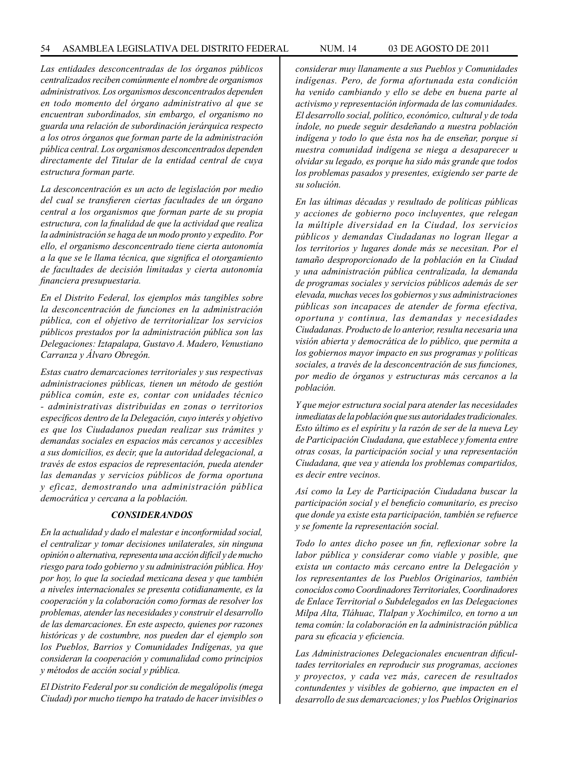*Las entidades desconcentradas de los órganos públicos centralizados reciben comúnmente el nombre de organismos administrativos. Los organismos desconcentrados dependen en todo momento del órgano administrativo al que se encuentran subordinados, sin embargo, el organismo no guarda una relación de subordinación jerárquica respecto a los otros órganos que forman parte de la administración pública central. Los organismos desconcentrados dependen directamente del Titular de la entidad central de cuya estructura forman parte.*

*La desconcentración es un acto de legislación por medio del cual se transfieren ciertas facultades de un órgano central a los organismos que forman parte de su propia estructura, con la finalidad de que la actividad que realiza la administración se haga de un modo pronto y expedito. Por ello, el organismo desconcentrado tiene cierta autonomía a la que se le llama técnica, que significa el otorgamiento de facultades de decisión limitadas y cierta autonomía financiera presupuestaria.*

*En el Distrito Federal, los ejemplos más tangibles sobre la desconcentración de funciones en la administración pública, con el objetivo de territorializar los servicios públicos prestados por la administración pública son las Delegaciones: Iztapalapa, Gustavo A. Madero, Venustiano Carranza y Álvaro Obregón.*

*Estas cuatro demarcaciones territoriales y sus respectivas administraciones públicas, tienen un método de gestión pública común, este es, contar con unidades técnico - administrativas distribuidas en zonas o territorios específicos dentro de la Delegación, cuyo interés y objetivo es que los Ciudadanos puedan realizar sus trámites y demandas sociales en espacios más cercanos y accesibles a sus domicilios, es decir, que la autoridad delegacional, a través de estos espacios de representación, pueda atender las demandas y servicios públicos de forma oportuna y eficaz, demostrando una administración pública democrática y cercana a la población.*

### *CONSIDERANDOS*

*En la actualidad y dado el malestar e inconformidad social, el centralizar y tomar decisiones unilaterales, sin ninguna opinión o alternativa, representa una acción difícil y de mucho riesgo para todo gobierno y su administración pública. Hoy por hoy, lo que la sociedad mexicana desea y que también a niveles internacionales se presenta cotidianamente, es la cooperación y la colaboración como formas de resolver los problemas, atender las necesidades y construir el desarrollo de las demarcaciones. En este aspecto, quienes por razones históricas y de costumbre, nos pueden dar el ejemplo son los Pueblos, Barrios y Comunidades Indígenas, ya que consideran la cooperación y comunalidad como principios y métodos de acción social y pública.*

*El Distrito Federal por su condición de megalópolis (mega Ciudad) por mucho tiempo ha tratado de hacer invisibles o considerar muy llanamente a sus Pueblos y Comunidades indígenas. Pero, de forma afortunada esta condición ha venido cambiando y ello se debe en buena parte al activismo y representación informada de las comunidades. El desarrollo social, político, económico, cultural y de toda índole, no puede seguir desdeñando a nuestra población indígena y todo lo que ésta nos ha de enseñar, porque si nuestra comunidad indígena se niega a desaparecer u olvidar su legado, es porque ha sido más grande que todos los problemas pasados y presentes, exigiendo ser parte de su solución.*

*En las últimas décadas y resultado de políticas públicas y acciones de gobierno poco incluyentes, que relegan la múltiple diversidad en la Ciudad, los servicios públicos y demandas Ciudadanas no logran llegar a los territorios y lugares donde más se necesitan. Por el tamaño desproporcionado de la población en la Ciudad y una administración pública centralizada, la demanda de programas sociales y servicios públicos además de ser elevada, muchas veces los gobiernos y sus administraciones públicas son incapaces de atender de forma efectiva, oportuna y continua, las demandas y necesidades Ciudadanas. Producto de lo anterior, resulta necesaria una visión abierta y democrática de lo público, que permita a los gobiernos mayor impacto en sus programas y políticas sociales, a través de la desconcentración de sus funciones, por medio de órganos y estructuras más cercanos a la población.*

*Y que mejor estructura social para atender las necesidades inmediatas de la población que sus autoridades tradicionales. Esto último es el espíritu y la razón de ser de la nueva Ley de Participación Ciudadana, que establece y fomenta entre otras cosas, la participación social y una representación Ciudadana, que vea y atienda los problemas compartidos, es decir entre vecinos.*

*Así como la Ley de Participación Ciudadana buscar la participación social y el beneficio comunitario, es preciso que donde ya existe esta participación, también se refuerce y se fomente la representación social.*

*Todo lo antes dicho posee un fin, reflexionar sobre la labor pública y considerar como viable y posible, que exista un contacto más cercano entre la Delegación y los representantes de los Pueblos Originarios, también conocidos como Coordinadores Territoriales, Coordinadores de Enlace Territorial o Subdelegados en las Delegaciones Milpa Alta, Tláhuac, Tlalpan y Xochimilco, en torno a un tema común: la colaboración en la administración pública para su eficacia y eficiencia.*

*Las Administraciones Delegacionales encuentran dificultades territoriales en reproducir sus programas, acciones y proyectos, y cada vez más, carecen de resultados contundentes y visibles de gobierno, que impacten en el desarrollo de sus demarcaciones; y los Pueblos Originarios*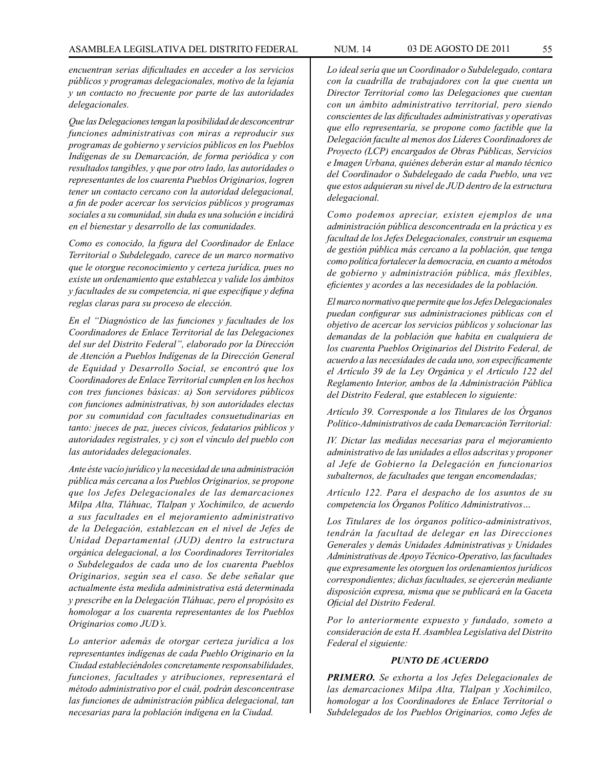*encuentran serias dificultades en acceder a los servicios públicos y programas delegacionales, motivo de la lejanía y un contacto no frecuente por parte de las autoridades delegacionales.*

*Que las Delegaciones tengan la posibilidad de desconcentrar funciones administrativas con miras a reproducir sus programas de gobierno y servicios públicos en los Pueblos Indígenas de su Demarcación, de forma periódica y con resultados tangibles, y que por otro lado, las autoridades o representantes de los cuarenta Pueblos Originarios, logren tener un contacto cercano con la autoridad delegacional, a fin de poder acercar los servicios públicos y programas sociales a su comunidad, sin duda es una solución e incidirá en el bienestar y desarrollo de las comunidades.*

*Como es conocido, la figura del Coordinador de Enlace Territorial o Subdelegado, carece de un marco normativo que le otorgue reconocimiento y certeza jurídica, pues no existe un ordenamiento que establezca y valide los ámbitos y facultades de su competencia, ni que especifique y defina reglas claras para su proceso de elección.*

*En el "Diagnóstico de las funciones y facultades de los Coordinadores de Enlace Territorial de las Delegaciones del sur del Distrito Federal", elaborado por la Dirección de Atención a Pueblos Indígenas de la Dirección General de Equidad y Desarrollo Social, se encontró que los Coordinadores de Enlace Territorial cumplen en los hechos con tres funciones básicas: a) Son servidores públicos con funciones administrativas, b) son autoridades electas por su comunidad con facultades consuetudinarias en tanto: jueces de paz, jueces cívicos, fedatarios públicos y autoridades registrales, y c) son el vínculo del pueblo con las autoridades delegacionales.*

*Ante éste vacío jurídico y la necesidad de una administración pública más cercana a los Pueblos Originarios, se propone que los Jefes Delegacionales de las demarcaciones Milpa Alta, Tláhuac, Tlalpan y Xochimilco, de acuerdo a sus facultades en el mejoramiento administrativo de la Delegación, establezcan en el nivel de Jefes de Unidad Departamental (JUD) dentro la estructura orgánica delegacional, a los Coordinadores Territoriales o Subdelegados de cada uno de los cuarenta Pueblos Originarios, según sea el caso. Se debe señalar que actualmente ésta medida administrativa está determinada y prescribe en la Delegación Tláhuac, pero el propósito es homologar a los cuarenta representantes de los Pueblos Originarios como JUD's.*

*Lo anterior además de otorgar certeza jurídica a los representantes indígenas de cada Pueblo Originario en la Ciudad estableciéndoles concretamente responsabilidades, funciones, facultades y atribuciones, representará el método administrativo por el cuál, podrán desconcentrase las funciones de administración pública delegacional, tan necesarias para la población indígena en la Ciudad.*

*Lo ideal sería que un Coordinador o Subdelegado, contara con la cuadrilla de trabajadores con la que cuenta un Director Territorial como las Delegaciones que cuentan con un ámbito administrativo territorial, pero siendo conscientes de las dificultades administrativas y operativas que ello representaría, se propone como factible que la Delegación faculte al menos dos Líderes Coordinadores de Proyecto (LCP) encargados de Obras Públicas, Servicios e Imagen Urbana, quiénes deberán estar al mando técnico del Coordinador o Subdelegado de cada Pueblo, una vez que estos adquieran su nivel de JUD dentro de la estructura delegacional.*

*Como podemos apreciar, existen ejemplos de una administración pública desconcentrada en la práctica y es facultad de los Jefes Delegacionales, construir un esquema de gestión pública más cercano a la población, que tenga como política fortalecer la democracia, en cuanto a métodos de gobierno y administración pública, más flexibles, eficientes y acordes a las necesidades de la población.*

*El marco normativo que permite que los Jefes Delegacionales puedan configurar sus administraciones públicas con el objetivo de acercar los servicios públicos y solucionar las demandas de la población que habita en cualquiera de los cuarenta Pueblos Originarios del Distrito Federal, de acuerdo a las necesidades de cada uno, son específicamente el Artículo 39 de la Ley Orgánica y el Artículo 122 del Reglamento Interior, ambos de la Administración Pública del Distrito Federal, que establecen lo siguiente:*

*Artículo 39. Corresponde a los Titulares de los Órganos Político-Administrativos de cada Demarcación Territorial:*

*IV. Dictar las medidas necesarias para el mejoramiento administrativo de las unidades a ellos adscritas y proponer al Jefe de Gobierno la Delegación en funcionarios subalternos, de facultades que tengan encomendadas;*

*Artículo 122. Para el despacho de los asuntos de su competencia los Órganos Político Administrativos…*

*Los Titulares de los órganos político-administrativos, tendrán la facultad de delegar en las Direcciones Generales y demás Unidades Administrativas y Unidades Administrativas de Apoyo Técnico-Operativo, las facultades que expresamente les otorguen los ordenamientos jurídicos correspondientes; dichas facultades, se ejercerán mediante disposición expresa, misma que se publicará en la Gaceta Oficial del Distrito Federal.*

*Por lo anteriormente expuesto y fundado, someto a consideración de esta H. Asamblea Legislativa del Distrito Federal el siguiente:*

***PUNTO DE ACUERDO***

***PRIMERO.*** *Se exhorta a los Jefes Delegacionales de las demarcaciones Milpa Alta, Tlalpan y Xochimilco, homologar a los Coordinadores de Enlace Territorial o Subdelegados de los Pueblos Originarios, como Jefes de*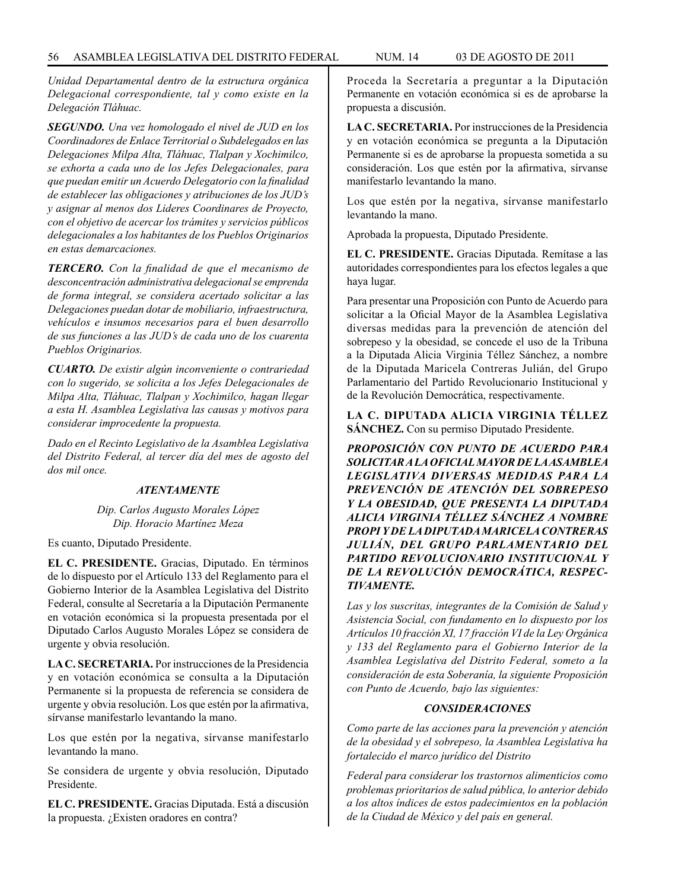*Unidad Departamental dentro de la estructura orgánica Delegacional correspondiente, tal y como existe en la Delegación Tláhuac.*

***SEGUNDO.*** *Una vez homologado el nivel de JUD en los Coordinadores de Enlace Territorial o Subdelegados en las Delegaciones Milpa Alta, Tláhuac, Tlalpan y Xochimilco, se exhorta a cada uno de los Jefes Delegacionales, para que puedan emitir un Acuerdo Delegatorio con la finalidad de establecer las obligaciones y atribuciones de los JUD's y asignar al menos dos Lideres Coordinares de Proyecto, con el objetivo de acercar los trámites y servicios públicos delegacionales a los habitantes de los Pueblos Originarios en estas demarcaciones.*

***TERCERO.*** *Con la finalidad de que el mecanismo de desconcentración administrativa delegacional se emprenda de forma integral, se considera acertado solicitar a las Delegaciones puedan dotar de mobiliario, infraestructura, vehículos e insumos necesarios para el buen desarrollo de sus funciones a las JUD's de cada uno de los cuarenta Pueblos Originarios.*

***CUARTO.*** *De existir algún inconveniente o contrariedad con lo sugerido, se solicita a los Jefes Delegacionales de Milpa Alta, Tláhuac, Tlalpan y Xochimilco, hagan llegar a esta H. Asamblea Legislativa las causas y motivos para considerar improcedente la propuesta.*

*Dado en el Recinto Legislativo de la Asamblea Legislativa del Distrito Federal, al tercer día del mes de agosto del dos mil once.*

***ATENTAMENTE***

*Dip. Carlos Augusto Morales López*
*Dip. Horacio Martínez Meza*

Es cuanto, Diputado Presidente.

**EL C. PRESIDENTE.** Gracias, Diputado. En términos de lo dispuesto por el Artículo 133 del Reglamento para el Gobierno Interior de la Asamblea Legislativa del Distrito Federal, consulte al Secretaría a la Diputación Permanente en votación económica si la propuesta presentada por el Diputado Carlos Augusto Morales López se considera de urgente y obvia resolución.

**LA C. SECRETARIA.** Por instrucciones de la Presidencia y en votación económica se consulta a la Diputación Permanente si la propuesta de referencia se considera de urgente y obvia resolución. Los que estén por la afirmativa, sírvanse manifestarlo levantando la mano.

Los que estén por la negativa, sírvanse manifestarlo levantando la mano.

Se considera de urgente y obvia resolución, Diputado Presidente.

**EL C. PRESIDENTE.** Gracias Diputada. Está a discusión la propuesta. ¿Existen oradores en contra?

Proceda la Secretaría a preguntar a la Diputación Permanente en votación económica si es de aprobarse la propuesta a discusión.

**LA C. SECRETARIA.** Por instrucciones de la Presidencia y en votación económica se pregunta a la Diputación Permanente si es de aprobarse la propuesta sometida a su consideración. Los que estén por la afirmativa, sírvanse manifestarlo levantando la mano.

Los que estén por la negativa, sírvanse manifestarlo levantando la mano.

Aprobada la propuesta, Diputado Presidente.

**EL C. PRESIDENTE.** Gracias Diputada. Remítase a las autoridades correspondientes para los efectos legales a que haya lugar.

Para presentar una Proposición con Punto de Acuerdo para solicitar a la Oficial Mayor de la Asamblea Legislativa diversas medidas para la prevención de atención del sobrepeso y la obesidad, se concede el uso de la Tribuna a la Diputada Alicia Virginia Téllez Sánchez, a nombre de la Diputada Maricela Contreras Julián, del Grupo Parlamentario del Partido Revolucionario Institucional y de la Revolución Democrática, respectivamente.

**LA C. DIPUTADA ALICIA VIRGINIA TÉLLEZ SÁNCHEZ.** Con su permiso Diputado Presidente.

***PROPOSICIÓN CON PUNTO DE ACUERDO PARA SOLICITAR A LA OFICIAL MAYOR DE LA ASAMBLEA LEGISLATIVA DIVERSAS MEDIDAS PARA LA PREVENCIÓN DE ATENCIÓN DEL SOBREPESO Y LA OBESIDAD, QUE PRESENTA LA DIPUTADA ALICIA VIRGINIA TÉLLEZ SÁNCHEZ A NOMBRE PROPI Y DE LA DIPUTADA MARICELA CONTRERAS JULIÁN, DEL GRUPO PARLAMENTARIO DEL PARTIDO REVOLUCIONARIO INSTITUCIONAL Y DE LA REVOLUCIÓN DEMOCRÁTICA, RESPECTIVAMENTE.***

*Las y los suscritas, integrantes de la Comisión de Salud y Asistencia Social, con fundamento en lo dispuesto por los Artículos 10 fracción XI, 17 fracción VI de la Ley Orgánica y 133 del Reglamento para el Gobierno Interior de la Asamblea Legislativa del Distrito Federal, someto a la consideración de esta Soberanía, la siguiente Proposición con Punto de Acuerdo, bajo las siguientes:*

***CONSIDERACIONES***

*Como parte de las acciones para la prevención y atención de la obesidad y el sobrepeso, la Asamblea Legislativa ha fortalecido el marco jurídico del Distrito*

*Federal para considerar los trastornos alimenticios como problemas prioritarios de salud pública, lo anterior debido a los altos índices de estos padecimientos en la población de la Ciudad de México y del país en general.*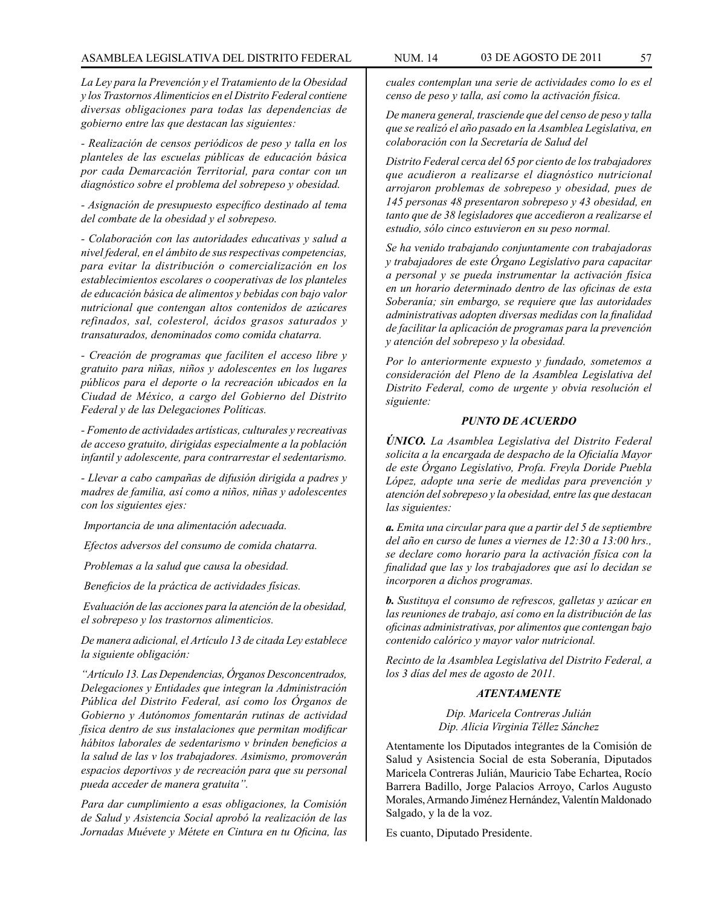*La Ley para la Prevención y el Tratamiento de la Obesidad y los Trastornos Alimenticios en el Distrito Federal contiene diversas obligaciones para todas las dependencias de gobierno entre las que destacan las siguientes:*

*- Realización de censos periódicos de peso y talla en los planteles de las escuelas públicas de educación básica por cada Demarcación Territorial, para contar con un diagnóstico sobre el problema del sobrepeso y obesidad.*

*- Asignación de presupuesto específico destinado al tema del combate de la obesidad y el sobrepeso.*

*- Colaboración con las autoridades educativas y salud a nivel federal, en el ámbito de sus respectivas competencias, para evitar la distribución o comercialización en los establecimientos escolares o cooperativas de los planteles de educación básica de alimentos y bebidas con bajo valor nutricional que contengan altos contenidos de azúcares refinados, sal, colesterol, ácidos grasos saturados y transaturados, denominados como comida chatarra.*

*- Creación de programas que faciliten el acceso libre y gratuito para niñas, niños y adolescentes en los lugares públicos para el deporte o la recreación ubicados en la Ciudad de México, a cargo del Gobierno del Distrito Federal y de las Delegaciones Políticas.*

*- Fomento de actividades artísticas, culturales y recreativas de acceso gratuito, dirigidas especialmente a la población infantil y adolescente, para contrarrestar el sedentarismo.*

*- Llevar a cabo campañas de difusión dirigida a padres y madres de familia, así como a niños, niñas y adolescentes con los siguientes ejes:*

*Importancia de una alimentación adecuada.*

*Efectos adversos del consumo de comida chatarra.*

*Problemas a la salud que causa la obesidad.*

*Beneficios de la práctica de actividades físicas.*

*Evaluación de las acciones para la atención de la obesidad, el sobrepeso y los trastornos alimenticios.*

*De manera adicional, el Artículo 13 de citada Ley establece la siguiente obligación:*

*"Artículo 13. Las Dependencias, Órganos Desconcentrados, Delegaciones y Entidades que integran la Administración Pública del Distrito Federal, así como los Órganos de Gobierno y Autónomos fomentarán rutinas de actividad física dentro de sus instalaciones que permitan modificar hábitos laborales de sedentarismo v brinden beneficios a la salud de las v los trabajadores. Asimismo, promoverán espacios deportivos y de recreación para que su personal pueda acceder de manera gratuita".*

*Para dar cumplimiento a esas obligaciones, la Comisión de Salud y Asistencia Social aprobó la realización de las Jornadas Muévete y Métete en Cintura en tu Oficina, las cuales contemplan una serie de actividades como lo es el censo de peso y talla, así como la activación física.*

*De manera general, trasciende que del censo de peso y talla que se realizó el año pasado en la Asamblea Legislativa, en colaboración con la Secretaría de Salud del*

*Distrito Federal cerca del 65 por ciento de los trabajadores que acudieron a realizarse el diagnóstico nutricional arrojaron problemas de sobrepeso y obesidad, pues de 145 personas 48 presentaron sobrepeso y 43 obesidad, en tanto que de 38 legisladores que accedieron a realizarse el estudio, sólo cinco estuvieron en su peso normal.*

*Se ha venido trabajando conjuntamente con trabajadoras y trabajadores de este Órgano Legislativo para capacitar a personal y se pueda instrumentar la activación física en un horario determinado dentro de las oficinas de esta Soberanía; sin embargo, se requiere que las autoridades administrativas adopten diversas medidas con la finalidad de facilitar la aplicación de programas para la prevención y atención del sobrepeso y la obesidad.*

*Por lo anteriormente expuesto y fundado, sometemos a consideración del Pleno de la Asamblea Legislativa del Distrito Federal, como de urgente y obvia resolución el siguiente:*

***PUNTO DE ACUERDO***

***ÚNICO.*** *La Asamblea Legislativa del Distrito Federal solicita a la encargada de despacho de la Oficialía Mayor de este Órgano Legislativo, Profa. Freyla Doride Puebla López, adopte una serie de medidas para prevención y atención del sobrepeso y la obesidad, entre las que destacan las siguientes:*

***a.*** *Emita una circular para que a partir del 5 de septiembre del año en curso de lunes a viernes de 12:30 a 13:00 hrs., se declare como horario para la activación física con la finalidad que las y los trabajadores que así lo decidan se incorporen a dichos programas.*

***b.*** *Sustituya el consumo de refrescos, galletas y azúcar en las reuniones de trabajo, así como en la distribución de las oficinas administrativas, por alimentos que contengan bajo contenido calórico y mayor valor nutricional.*

*Recinto de la Asamblea Legislativa del Distrito Federal, a los 3 días del mes de agosto de 2011.*

***ATENTAMENTE***

*Dip. Maricela Contreras Julián*
*Dip. Alicia Virginia Téllez Sánchez*

Atentamente los Diputados integrantes de la Comisión de Salud y Asistencia Social de esta Soberanía, Diputados Maricela Contreras Julián, Mauricio Tabe Echartea, Rocío Barrera Badillo, Jorge Palacios Arroyo, Carlos Augusto Morales, Armando Jiménez Hernández, Valentín Maldonado Salgado, y la de la voz.

Es cuanto, Diputado Presidente.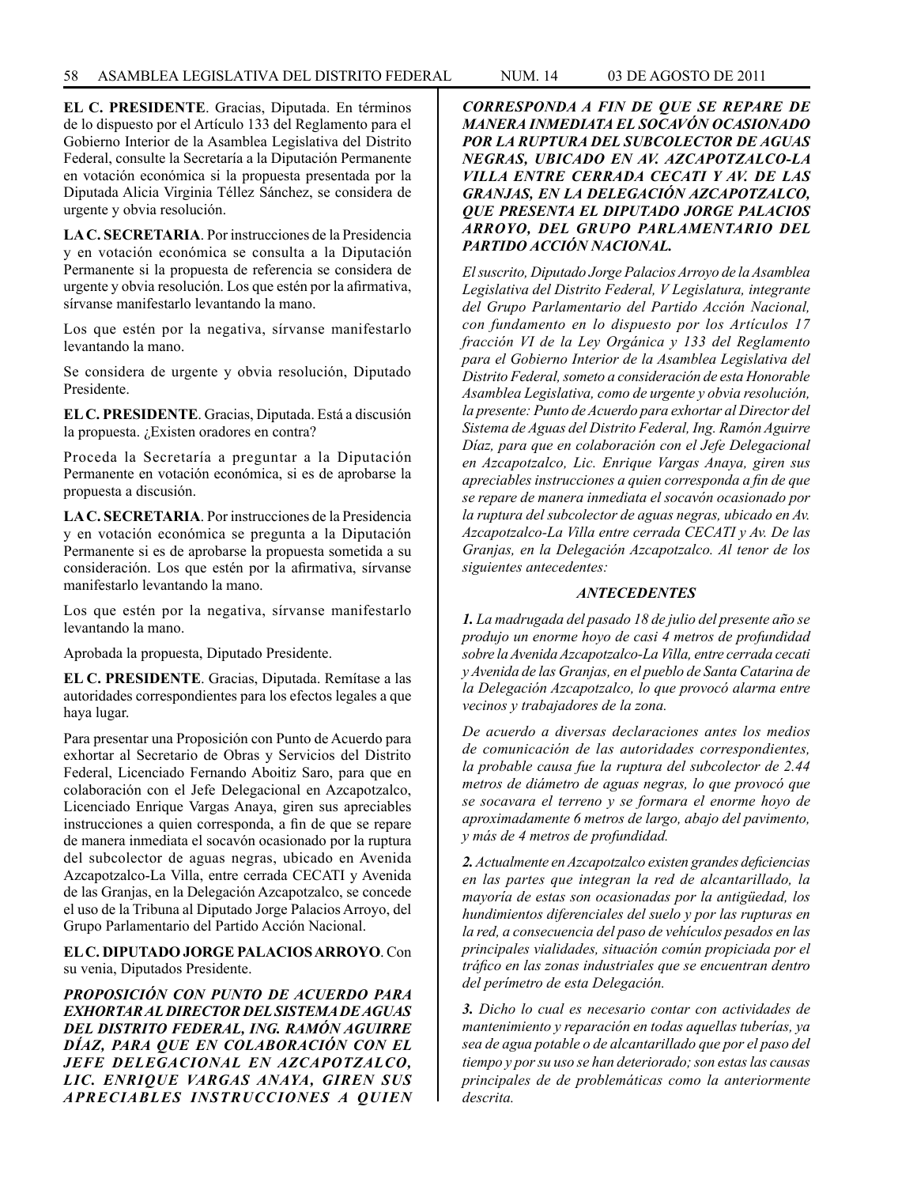**EL C. PRESIDENTE**. Gracias, Diputada. En términos de lo dispuesto por el Artículo 133 del Reglamento para el Gobierno Interior de la Asamblea Legislativa del Distrito Federal, consulte la Secretaría a la Diputación Permanente en votación económica si la propuesta presentada por la Diputada Alicia Virginia Téllez Sánchez, se considera de urgente y obvia resolución.

**LA C. SECRETARIA**. Por instrucciones de la Presidencia y en votación económica se consulta a la Diputación Permanente si la propuesta de referencia se considera de urgente y obvia resolución. Los que estén por la afirmativa, sírvanse manifestarlo levantando la mano.

Los que estén por la negativa, sírvanse manifestarlo levantando la mano.

Se considera de urgente y obvia resolución, Diputado Presidente.

**EL C. PRESIDENTE**. Gracias, Diputada. Está a discusión la propuesta. ¿Existen oradores en contra?

Proceda la Secretaría a preguntar a la Diputación Permanente en votación económica, si es de aprobarse la propuesta a discusión.

**LA C. SECRETARIA**. Por instrucciones de la Presidencia y en votación económica se pregunta a la Diputación Permanente si es de aprobarse la propuesta sometida a su consideración. Los que estén por la afirmativa, sírvanse manifestarlo levantando la mano.

Los que estén por la negativa, sírvanse manifestarlo levantando la mano.

Aprobada la propuesta, Diputado Presidente.

**EL C. PRESIDENTE**. Gracias, Diputada. Remítase a las autoridades correspondientes para los efectos legales a que haya lugar.

Para presentar una Proposición con Punto de Acuerdo para exhortar al Secretario de Obras y Servicios del Distrito Federal, Licenciado Fernando Aboitiz Saro, para que en colaboración con el Jefe Delegacional en Azcapotzalco, Licenciado Enrique Vargas Anaya, giren sus apreciables instrucciones a quien corresponda, a fin de que se repare de manera inmediata el socavón ocasionado por la ruptura del subcolector de aguas negras, ubicado en Avenida Azcapotzalco-La Villa, entre cerrada CECATI y Avenida de las Granjas, en la Delegación Azcapotzalco, se concede el uso de la Tribuna al Diputado Jorge Palacios Arroyo, del Grupo Parlamentario del Partido Acción Nacional.

**EL C. DIPUTADO JORGE PALACIOS ARROYO**. Con su venia, Diputados Presidente.

***PROPOSICIÓN CON PUNTO DE ACUERDO PARA EXHORTAR AL DIRECTOR DEL SISTEMA DE AGUAS DEL DISTRITO FEDERAL, ING. RAMÓN AGUIRRE DÍAZ, PARA QUE EN COLABORACIÓN CON EL JEFE DELEGACIONAL EN AZCAPOTZALCO, LIC. ENRIQUE VARGAS ANAYA, GIREN SUS APRECIABLES INSTRUCCIONES A QUIEN CORRESPONDA A FIN DE QUE SE REPARE DE MANERA INMEDIATA EL SOCAVÓN OCASIONADO POR LA RUPTURA DEL SUBCOLECTOR DE AGUAS NEGRAS, UBICADO EN AV. AZCAPOTZALCO-LA VILLA ENTRE CERRADA CECATI Y AV. DE LAS GRANJAS, EN LA DELEGACIÓN AZCAPOTZALCO, QUE PRESENTA EL DIPUTADO JORGE PALACIOS ARROYO, DEL GRUPO PARLAMENTARIO DEL PARTIDO ACCIÓN NACIONAL.***

*El suscrito, Diputado Jorge Palacios Arroyo de la Asamblea Legislativa del Distrito Federal, V Legislatura, integrante del Grupo Parlamentario del Partido Acción Nacional, con fundamento en lo dispuesto por los Artículos 17 fracción VI de la Ley Orgánica y 133 del Reglamento para el Gobierno Interior de la Asamblea Legislativa del Distrito Federal, someto a consideración de esta Honorable Asamblea Legislativa, como de urgente y obvia resolución, la presente: Punto de Acuerdo para exhortar al Director del Sistema de Aguas del Distrito Federal, Ing. Ramón Aguirre Díaz, para que en colaboración con el Jefe Delegacional en Azcapotzalco, Lic. Enrique Vargas Anaya, giren sus apreciables instrucciones a quien corresponda a fin de que se repare de manera inmediata el socavón ocasionado por la ruptura del subcolector de aguas negras, ubicado en Av. Azcapotzalco-La Villa entre cerrada CECATI y Av. De las Granjas, en la Delegación Azcapotzalco. Al tenor de los siguientes antecedentes:*

***ANTECEDENTES***

***1.*** *La madrugada del pasado 18 de julio del presente año se produjo un enorme hoyo de casi 4 metros de profundidad sobre la Avenida Azcapotzalco-La Villa, entre cerrada cecati y Avenida de las Granjas, en el pueblo de Santa Catarina de la Delegación Azcapotzalco, lo que provocó alarma entre vecinos y trabajadores de la zona.*

*De acuerdo a diversas declaraciones antes los medios de comunicación de las autoridades correspondientes, la probable causa fue la ruptura del subcolector de 2.44 metros de diámetro de aguas negras, lo que provocó que se socavara el terreno y se formara el enorme hoyo de aproximadamente 6 metros de largo, abajo del pavimento, y más de 4 metros de profundidad.*

***2.*** *Actualmente en Azcapotzalco existen grandes deficiencias en las partes que integran la red de alcantarillado, la mayoría de estas son ocasionadas por la antigüedad, los hundimientos diferenciales del suelo y por las rupturas en la red, a consecuencia del paso de vehículos pesados en las principales vialidades, situación común propiciada por el tráfico en las zonas industriales que se encuentran dentro del perímetro de esta Delegación.*

***3.*** *Dicho lo cual es necesario contar con actividades de mantenimiento y reparación en todas aquellas tuberías, ya sea de agua potable o de alcantarillado que por el paso del tiempo y por su uso se han deteriorado; son estas las causas principales de de problemáticas como la anteriormente descrita.*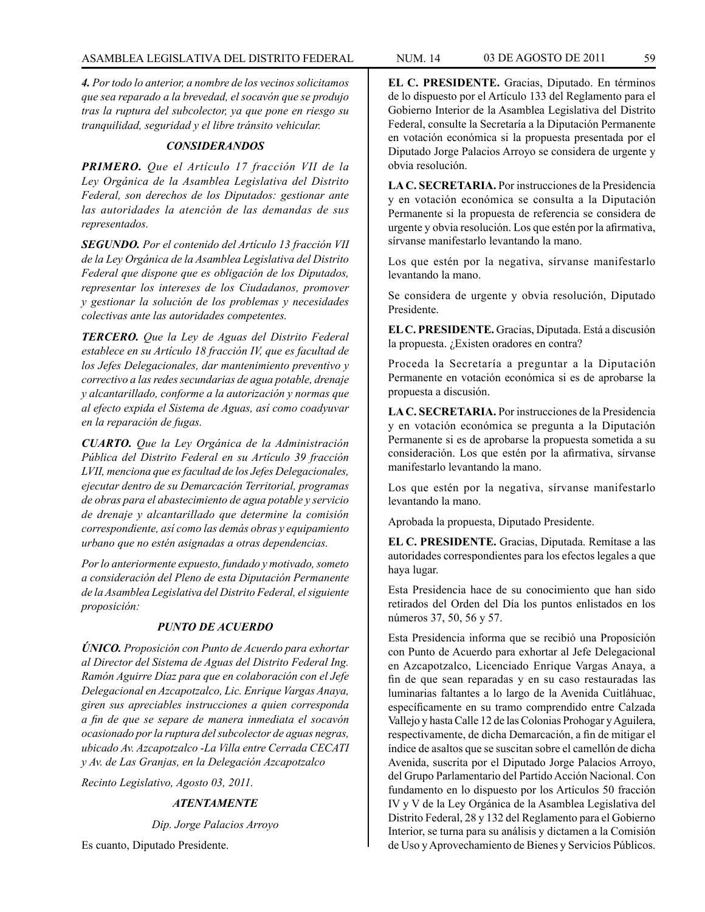*4. Por todo lo anterior, a nombre de los vecinos solicitamos que sea reparado a la brevedad, el socavón que se produjo tras la ruptura del subcolector, ya que pone en riesgo su tranquilidad, seguridad y el libre tránsito vehicular.*

***CONSIDERANDOS***

***PRIMERO.** Que el Artículo 17 fracción VII de la Ley Orgánica de la Asamblea Legislativa del Distrito Federal, son derechos de los Diputados: gestionar ante las autoridades la atención de las demandas de sus representados.*

***SEGUNDO.** Por el contenido del Artículo 13 fracción VII de la Ley Orgánica de la Asamblea Legislativa del Distrito Federal que dispone que es obligación de los Diputados, representar los intereses de los Ciudadanos, promover y gestionar la solución de los problemas y necesidades colectivas ante las autoridades competentes.*

***TERCERO.** Que la Ley de Aguas del Distrito Federal establece en su Artículo 18 fracción IV, que es facultad de los Jefes Delegacionales, dar mantenimiento preventivo y correctivo a las redes secundarias de agua potable, drenaje y alcantarillado, conforme a la autorización y normas que al efecto expida el Sistema de Aguas, así como coadyuvar en la reparación de fugas.*

***CUARTO.** Que la Ley Orgánica de la Administración Pública del Distrito Federal en su Artículo 39 fracción LVII, menciona que es facultad de los Jefes Delegacionales, ejecutar dentro de su Demarcación Territorial, programas de obras para el abastecimiento de agua potable y servicio de drenaje y alcantarillado que determine la comisión correspondiente, así como las demás obras y equipamiento urbano que no estén asignadas a otras dependencias.*

*Por lo anteriormente expuesto, fundado y motivado, someto a consideración del Pleno de esta Diputación Permanente de la Asamblea Legislativa del Distrito Federal, el siguiente proposición:*

***PUNTO DE ACUERDO***

***ÚNICO.** Proposición con Punto de Acuerdo para exhortar al Director del Sistema de Aguas del Distrito Federal Ing. Ramón Aguirre Díaz para que en colaboración con el Jefe Delegacional en Azcapotzalco, Lic. Enrique Vargas Anaya, giren sus apreciables instrucciones a quien corresponda a fin de que se separe de manera inmediata el socavón ocasionado por la ruptura del subcolector de aguas negras, ubicado Av. Azcapotzalco -La Villa entre Cerrada CECATI y Av. de Las Granjas, en la Delegación Azcapotzalco*

*Recinto Legislativo, Agosto 03, 2011.*

***ATENTAMENTE***

*Dip. Jorge Palacios Arroyo*

Es cuanto, Diputado Presidente.

**EL C. PRESIDENTE.** Gracias, Diputado. En términos de lo dispuesto por el Artículo 133 del Reglamento para el Gobierno Interior de la Asamblea Legislativa del Distrito Federal, consulte la Secretaría a la Diputación Permanente en votación económica si la propuesta presentada por el Diputado Jorge Palacios Arroyo se considera de urgente y obvia resolución.

**LA C. SECRETARIA.** Por instrucciones de la Presidencia y en votación económica se consulta a la Diputación Permanente si la propuesta de referencia se considera de urgente y obvia resolución. Los que estén por la afirmativa, sírvanse manifestarlo levantando la mano.

Los que estén por la negativa, sírvanse manifestarlo levantando la mano.

Se considera de urgente y obvia resolución, Diputado Presidente.

**EL C. PRESIDENTE.** Gracias, Diputada. Está a discusión la propuesta. ¿Existen oradores en contra?

Proceda la Secretaría a preguntar a la Diputación Permanente en votación económica si es de aprobarse la propuesta a discusión.

**LA C. SECRETARIA.** Por instrucciones de la Presidencia y en votación económica se pregunta a la Diputación Permanente si es de aprobarse la propuesta sometida a su consideración. Los que estén por la afirmativa, sírvanse manifestarlo levantando la mano.

Los que estén por la negativa, sírvanse manifestarlo levantando la mano.

Aprobada la propuesta, Diputado Presidente.

**EL C. PRESIDENTE.** Gracias, Diputada. Remítase a las autoridades correspondientes para los efectos legales a que haya lugar.

Esta Presidencia hace de su conocimiento que han sido retirados del Orden del Día los puntos enlistados en los números 37, 50, 56 y 57.

Esta Presidencia informa que se recibió una Proposición con Punto de Acuerdo para exhortar al Jefe Delegacional en Azcapotzalco, Licenciado Enrique Vargas Anaya, a fin de que sean reparadas y en su caso restauradas las luminarias faltantes a lo largo de la Avenida Cuitláhuac, específicamente en su tramo comprendido entre Calzada Vallejo y hasta Calle 12 de las Colonias Prohogar y Aguilera, respectivamente, de dicha Demarcación, a fin de mitigar el índice de asaltos que se suscitan sobre el camellón de dicha Avenida, suscrita por el Diputado Jorge Palacios Arroyo, del Grupo Parlamentario del Partido Acción Nacional. Con fundamento en lo dispuesto por los Artículos 50 fracción IV y V de la Ley Orgánica de la Asamblea Legislativa del Distrito Federal, 28 y 132 del Reglamento para el Gobierno Interior, se turna para su análisis y dictamen a la Comisión de Uso y Aprovechamiento de Bienes y Servicios Públicos.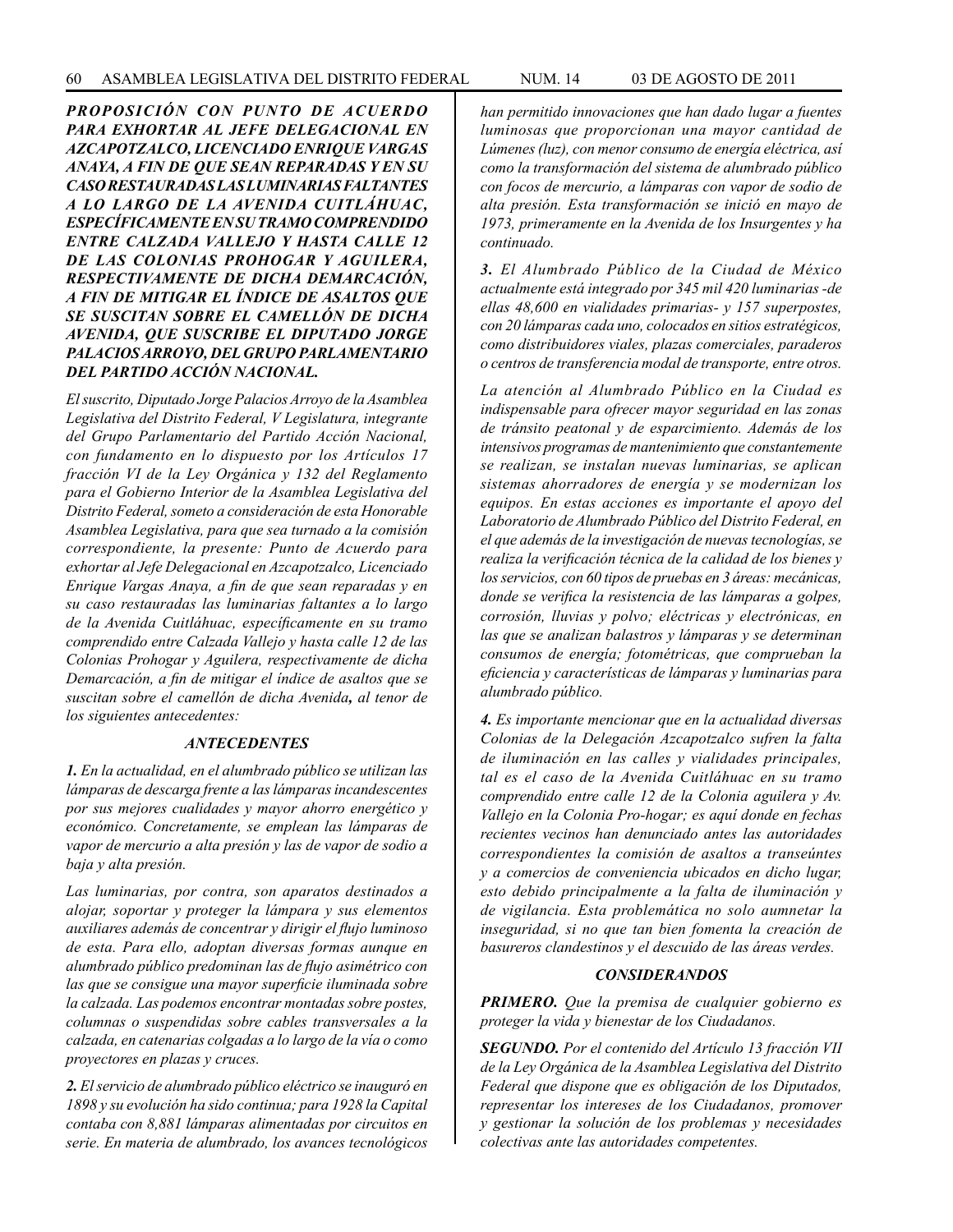***PROPOSICIÓN CON PUNTO DE ACUERDO PARA EXHORTAR AL JEFE DELEGACIONAL EN AZCAPOTZALCO, LICENCIADO ENRIQUE VARGAS ANAYA, A FIN DE QUE SEAN REPARADAS Y EN SU CASO RESTAURADAS LAS LUMINARIAS FALTANTES A LO LARGO DE LA AVENIDA CUITLÁHUAC, ESPECÍFICAMENTE EN SU TRAMO COMPRENDIDO ENTRE CALZADA VALLEJO Y HASTA CALLE 12 DE LAS COLONIAS PROHOGAR Y AGUILERA, RESPECTIVAMENTE DE DICHA DEMARCACIÓN, A FIN DE MITIGAR EL ÍNDICE DE ASALTOS QUE SE SUSCITAN SOBRE EL CAMELLÓN DE DICHA AVENIDA, QUE SUSCRIBE EL DIPUTADO JORGE PALACIOS ARROYO, DEL GRUPO PARLAMENTARIO DEL PARTIDO ACCIÓN NACIONAL.***

*El suscrito, Diputado Jorge Palacios Arroyo de la Asamblea Legislativa del Distrito Federal, V Legislatura, integrante del Grupo Parlamentario del Partido Acción Nacional, con fundamento en lo dispuesto por los Artículos 17 fracción VI de la Ley Orgánica y 132 del Reglamento para el Gobierno Interior de la Asamblea Legislativa del Distrito Federal, someto a consideración de esta Honorable Asamblea Legislativa, para que sea turnado a la comisión correspondiente, la presente: Punto de Acuerdo para exhortar al Jefe Delegacional en Azcapotzalco, Licenciado Enrique Vargas Anaya, a fin de que sean reparadas y en su caso restauradas las luminarias faltantes a lo largo de la Avenida Cuitláhuac, específicamente en su tramo comprendido entre Calzada Vallejo y hasta calle 12 de las Colonias Prohogar y Aguilera, respectivamente de dicha Demarcación, a fin de mitigar el índice de asaltos que se suscitan sobre el camellón de dicha Avenida****,*** *al tenor de los siguientes antecedentes:*

### *ANTECEDENTES*

***1.*** *En la actualidad, en el alumbrado público se utilizan las lámparas de descarga frente a las lámparas incandescentes por sus mejores cualidades y mayor ahorro energético y económico. Concretamente, se emplean las lámparas de vapor de mercurio a alta presión y las de vapor de sodio a baja y alta presión.*

*Las luminarias, por contra, son aparatos destinados a alojar, soportar y proteger la lámpara y sus elementos auxiliares además de concentrar y dirigir el flujo luminoso de esta. Para ello, adoptan diversas formas aunque en alumbrado público predominan las de flujo asimétrico con las que se consigue una mayor superficie iluminada sobre la calzada. Las podemos encontrar montadas sobre postes, columnas o suspendidas sobre cables transversales a la calzada, en catenarias colgadas a lo largo de la vía o como proyectores en plazas y cruces.*

***2.*** *El servicio de alumbrado público eléctrico se inauguró en 1898 y su evolución ha sido continua; para 1928 la Capital contaba con 8,881 lámparas alimentadas por circuitos en serie. En materia de alumbrado, los avances tecnológicos han permitido innovaciones que han dado lugar a fuentes luminosas que proporcionan una mayor cantidad de Lúmenes (luz), con menor consumo de energía eléctrica, así como la transformación del sistema de alumbrado público con focos de mercurio, a lámparas con vapor de sodio de alta presión. Esta transformación se inició en mayo de 1973, primeramente en la Avenida de los Insurgentes y ha continuado.*

***3.*** *El Alumbrado Público de la Ciudad de México actualmente está integrado por 345 mil 420 luminarias -de ellas 48,600 en vialidades primarias- y 157 superpostes, con 20 lámparas cada uno, colocados en sitios estratégicos, como distribuidores viales, plazas comerciales, paraderos o centros de transferencia modal de transporte, entre otros.*

*La atención al Alumbrado Público en la Ciudad es indispensable para ofrecer mayor seguridad en las zonas de tránsito peatonal y de esparcimiento. Además de los intensivos programas de mantenimiento que constantemente se realizan, se instalan nuevas luminarias, se aplican sistemas ahorradores de energía y se modernizan los equipos. En estas acciones es importante el apoyo del Laboratorio de Alumbrado Público del Distrito Federal, en el que además de la investigación de nuevas tecnologías, se realiza la verificación técnica de la calidad de los bienes y los servicios, con 60 tipos de pruebas en 3 áreas: mecánicas, donde se verifica la resistencia de las lámparas a golpes, corrosión, lluvias y polvo; eléctricas y electrónicas, en las que se analizan balastros y lámparas y se determinan consumos de energía; fotométricas, que comprueban la eficiencia y características de lámparas y luminarias para alumbrado público.*

***4.*** *Es importante mencionar que en la actualidad diversas Colonias de la Delegación Azcapotzalco sufren la falta de iluminación en las calles y vialidades principales, tal es el caso de la Avenida Cuitláhuac en su tramo comprendido entre calle 12 de la Colonia aguilera y Av. Vallejo en la Colonia Pro-hogar; es aquí donde en fechas recientes vecinos han denunciado antes las autoridades correspondientes la comisión de asaltos a transeúntes y a comercios de conveniencia ubicados en dicho lugar, esto debido principalmente a la falta de iluminación y de vigilancia. Esta problemática no solo aumnetar la inseguridad, si no que tan bien fomenta la creación de basureros clandestinos y el descuido de las áreas verdes.*

### *CONSIDERANDOS*

***PRIMERO.*** *Que la premisa de cualquier gobierno es proteger la vida y bienestar de los Ciudadanos.*

***SEGUNDO.*** *Por el contenido del Artículo 13 fracción VII de la Ley Orgánica de la Asamblea Legislativa del Distrito Federal que dispone que es obligación de los Diputados, representar los intereses de los Ciudadanos, promover y gestionar la solución de los problemas y necesidades colectivas ante las autoridades competentes.*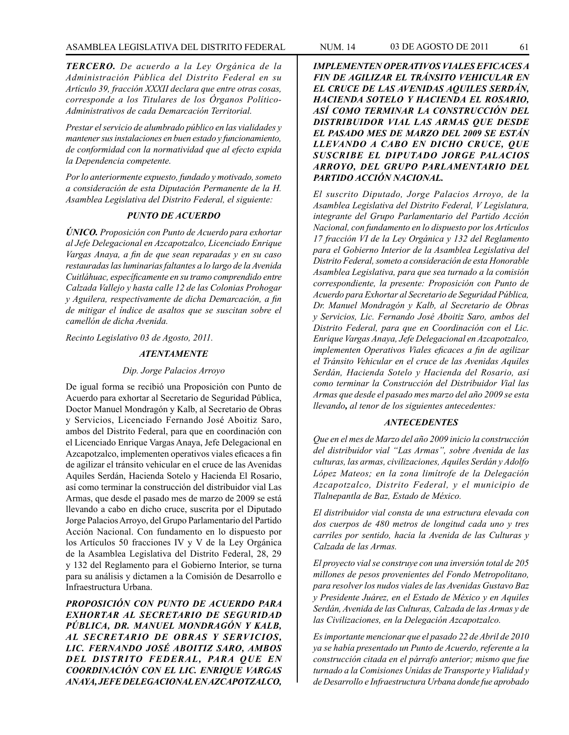***TERCERO.*** *De acuerdo a la Ley Orgánica de la Administración Pública del Distrito Federal en su Artículo 39, fracción XXXII declara que entre otras cosas, corresponde a los Titulares de los Órganos Político-Administrativos de cada Demarcación Territorial.*

*Prestar el servicio de alumbrado público en las vialidades y mantener sus instalaciones en buen estado y funcionamiento, de conformidad con la normatividad que al efecto expida la Dependencia competente.*

*Por lo anteriormente expuesto, fundado y motivado, someto a consideración de esta Diputación Permanente de la H. Asamblea Legislativa del Distrito Federal, el siguiente:*

***PUNTO DE ACUERDO***

***ÚNICO.*** *Proposición con Punto de Acuerdo para exhortar al Jefe Delegacional en Azcapotzalco, Licenciado Enrique Vargas Anaya, a fin de que sean reparadas y en su caso restauradas las luminarias faltantes a lo largo de la Avenida Cuitláhuac, específicamente en su tramo comprendido entre Calzada Vallejo y hasta calle 12 de las Colonias Prohogar y Aguilera, respectivamente de dicha Demarcación, a fin de mitigar el índice de asaltos que se suscitan sobre el camellón de dicha Avenida.*

*Recinto Legislativo 03 de Agosto, 2011.*

***ATENTAMENTE***

*Dip. Jorge Palacios Arroyo*

De igual forma se recibió una Proposición con Punto de Acuerdo para exhortar al Secretario de Seguridad Pública, Doctor Manuel Mondragón y Kalb, al Secretario de Obras y Servicios, Licenciado Fernando José Aboitiz Saro, ambos del Distrito Federal, para que en coordinación con el Licenciado Enrique Vargas Anaya, Jefe Delegacional en Azcapotzalco, implementen operativos viales eficaces a fin de agilizar el tránsito vehicular en el cruce de las Avenidas Aquiles Serdán, Hacienda Sotelo y Hacienda El Rosario, así como terminar la construcción del distribuidor vial Las Armas, que desde el pasado mes de marzo de 2009 se está llevando a cabo en dicho cruce, suscrita por el Diputado Jorge Palacios Arroyo, del Grupo Parlamentario del Partido Acción Nacional. Con fundamento en lo dispuesto por los Artículos 50 fracciones IV y V de la Ley Orgánica de la Asamblea Legislativa del Distrito Federal, 28, 29 y 132 del Reglamento para el Gobierno Interior, se turna para su análisis y dictamen a la Comisión de Desarrollo e Infraestructura Urbana.

***PROPOSICIÓN CON PUNTO DE ACUERDO PARA EXHORTAR AL SECRETARIO DE SEGURIDAD PÚBLICA, DR. MANUEL MONDRAGÓN Y KALB, AL SECRETARIO DE OBRAS Y SERVICIOS, LIC. FERNANDO JOSÉ ABOITIZ SARO, AMBOS DEL DISTRITO FEDERAL, PARA QUE EN COORDINACIÓN CON EL LIC. ENRIQUE VARGAS ANAYA, JEFE DELEGACIONAL EN AZCAPOTZALCO, IMPLEMENTEN OPERATIVOS VIALES EFICACES A FIN DE AGILIZAR EL TRÁNSITO VEHICULAR EN EL CRUCE DE LAS AVENIDAS AQUILES SERDÁN, HACIENDA SOTELO Y HACIENDA EL ROSARIO, ASÍ COMO TERMINAR LA CONSTRUCCIÓN DEL DISTRIBUIDOR VIAL LAS ARMAS QUE DESDE EL PASADO MES DE MARZO DEL 2009 SE ESTÁN LLEVANDO A CABO EN DICHO CRUCE, QUE SUSCRIBE EL DIPUTADO JORGE PALACIOS ARROYO, DEL GRUPO PARLAMENTARIO DEL PARTIDO ACCIÓN NACIONAL.***

*El suscrito Diputado, Jorge Palacios Arroyo, de la Asamblea Legislativa del Distrito Federal, V Legislatura, integrante del Grupo Parlamentario del Partido Acción Nacional, con fundamento en lo dispuesto por los Artículos 17 fracción VI de la Ley Orgánica y 132 del Reglamento para el Gobierno Interior de la Asamblea Legislativa del Distrito Federal, someto a consideración de esta Honorable Asamblea Legislativa, para que sea turnado a la comisión correspondiente, la presente: Proposición con Punto de Acuerdo para Exhortar al Secretario de Seguridad Pública, Dr. Manuel Mondragón y Kalb, al Secretario de Obras y Servicios, Lic. Fernando José Aboitiz Saro, ambos del Distrito Federal, para que en Coordinación con el Lic. Enrique Vargas Anaya, Jefe Delegacional en Azcapotzalco, implementen Operativos Viales eficaces a fin de agilizar el Tránsito Vehicular en el cruce de las Avenidas Aquiles Serdán, Hacienda Sotelo y Hacienda del Rosario, así como terminar la Construcción del Distribuidor Vial las Armas que desde el pasado mes marzo del año 2009 se esta llevando,* ***al tenor de los siguientes antecedentes:***

***ANTECEDENTES***

*Que en el mes de Marzo del año 2009 inicio la construcción del distribuidor vial "Las Armas", sobre Avenida de las culturas, las armas, civilizaciones, Aquiles Serdán y Adolfo López Mateos; en la zona limítrofe de la Delegación Azcapotzalco, Distrito Federal, y el municipio de Tlalnepantla de Baz, Estado de México.*

*El distribuidor vial consta de una estructura elevada con dos cuerpos de 480 metros de longitud cada uno y tres carriles por sentido, hacia la Avenida de las Culturas y Calzada de las Armas.*

*El proyecto vial se construye con una inversión total de 205 millones de pesos provenientes del Fondo Metropolitano, para resolver los nudos viales de las Avenidas Gustavo Baz y Presidente Juárez, en el Estado de México y en Aquiles Serdán, Avenida de las Culturas, Calzada de las Armas y de las Civilizaciones, en la Delegación Azcapotzalco.*

*Es importante mencionar que el pasado 22 de Abril de 2010 ya se había presentado un Punto de Acuerdo, referente a la construcción citada en el párrafo anterior; mismo que fue turnado a la Comisiones Unidas de Transporte y Vialidad y de Desarrollo e Infraestructura Urbana donde fue aprobado*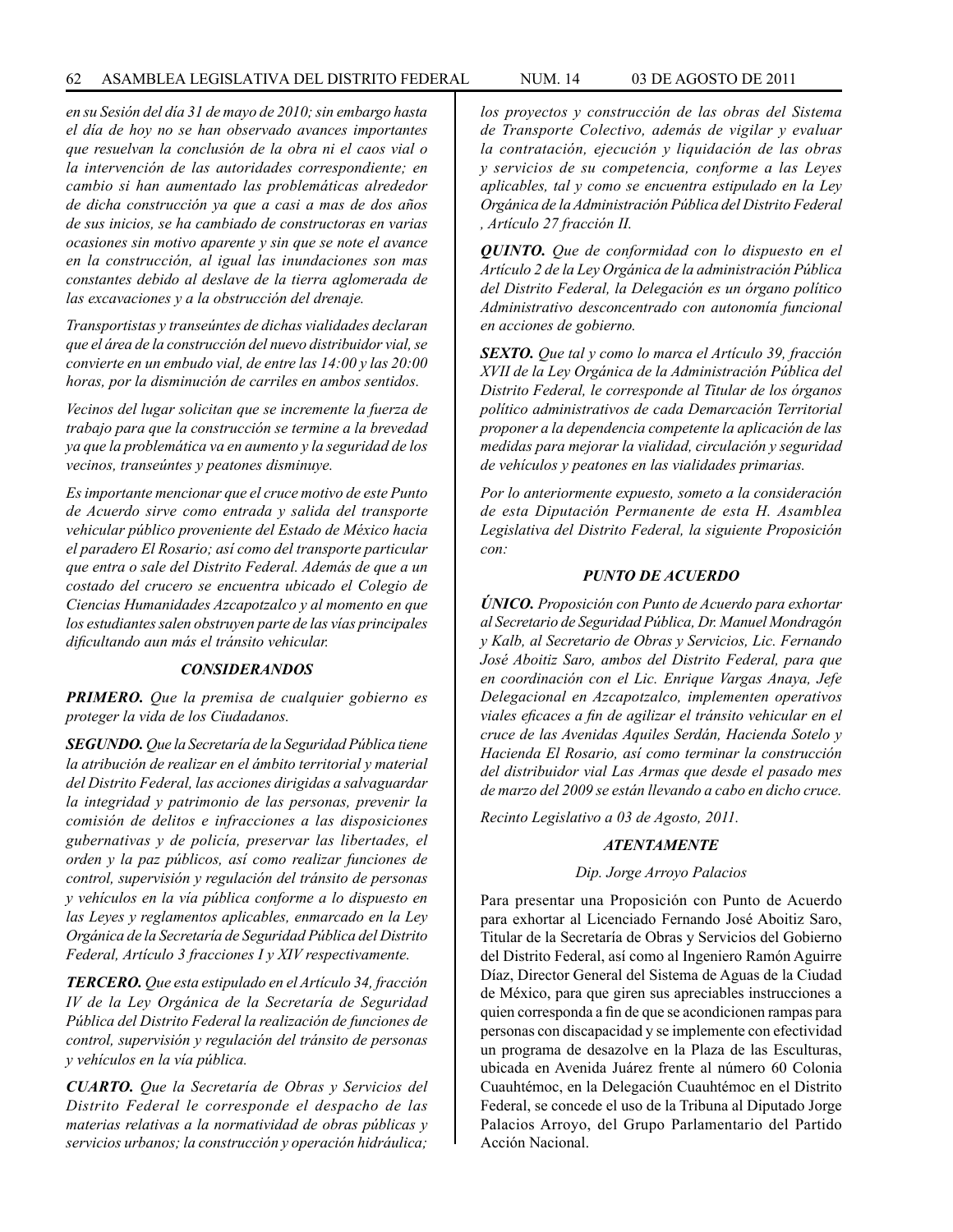*en su Sesión del día 31 de mayo de 2010; sin embargo hasta el día de hoy no se han observado avances importantes que resuelvan la conclusión de la obra ni el caos vial o la intervención de las autoridades correspondiente; en cambio si han aumentado las problemáticas alrededor de dicha construcción ya que a casi a mas de dos años de sus inicios, se ha cambiado de constructoras en varias ocasiones sin motivo aparente y sin que se note el avance en la construcción, al igual las inundaciones son mas constantes debido al deslave de la tierra aglomerada de las excavaciones y a la obstrucción del drenaje.*

*Transportistas y transeúntes de dichas vialidades declaran que el área de la construcción del nuevo distribuidor vial, se convierte en un embudo vial, de entre las 14:00 y las 20:00 horas, por la disminución de carriles en ambos sentidos.*

*Vecinos del lugar solicitan que se incremente la fuerza de trabajo para que la construcción se termine a la brevedad ya que la problemática va en aumento y la seguridad de los vecinos, transeúntes y peatones disminuye.*

*Es importante mencionar que el cruce motivo de este Punto de Acuerdo sirve como entrada y salida del transporte vehicular público proveniente del Estado de México hacia el paradero El Rosario; así como del transporte particular que entra o sale del Distrito Federal. Además de que a un costado del crucero se encuentra ubicado el Colegio de Ciencias Humanidades Azcapotzalco y al momento en que los estudiantes salen obstruyen parte de las vías principales dificultando aun más el tránsito vehicular.*

### *CONSIDERANDOS*

***PRIMERO.*** *Que la premisa de cualquier gobierno es proteger la vida de los Ciudadanos.*

***SEGUNDO.*** *Que la Secretaría de la Seguridad Pública tiene la atribución de realizar en el ámbito territorial y material del Distrito Federal, las acciones dirigidas a salvaguardar la integridad y patrimonio de las personas, prevenir la comisión de delitos e infracciones a las disposiciones gubernativas y de policía, preservar las libertades, el orden y la paz públicos, así como realizar funciones de control, supervisión y regulación del tránsito de personas y vehículos en la vía pública conforme a lo dispuesto en las Leyes y reglamentos aplicables, enmarcado en la Ley Orgánica de la Secretaría de Seguridad Pública del Distrito Federal, Artículo 3 fracciones I y XIV respectivamente.*

***TERCERO.*** *Que esta estipulado en el Artículo 34, fracción IV de la Ley Orgánica de la Secretaría de Seguridad Pública del Distrito Federal la realización de funciones de control, supervisión y regulación del tránsito de personas y vehículos en la vía pública.*

***CUARTO.*** *Que la Secretaría de Obras y Servicios del Distrito Federal le corresponde el despacho de las materias relativas a la normatividad de obras públicas y servicios urbanos; la construcción y operación hidráulica; los proyectos y construcción de las obras del Sistema de Transporte Colectivo, además de vigilar y evaluar la contratación, ejecución y liquidación de las obras y servicios de su competencia, conforme a las Leyes aplicables, tal y como se encuentra estipulado en la Ley Orgánica de la Administración Pública del Distrito Federal , Artículo 27 fracción II.*

***QUINTO.*** *Que de conformidad con lo dispuesto en el Artículo 2 de la Ley Orgánica de la administración Pública del Distrito Federal, la Delegación es un órgano político Administrativo desconcentrado con autonomía funcional en acciones de gobierno.*

***SEXTO.*** *Que tal y como lo marca el Artículo 39, fracción XVII de la Ley Orgánica de la Administración Pública del Distrito Federal, le corresponde al Titular de los órganos político administrativos de cada Demarcación Territorial proponer a la dependencia competente la aplicación de las medidas para mejorar la vialidad, circulación y seguridad de vehículos y peatones en las vialidades primarias.*

*Por lo anteriormente expuesto, someto a la consideración de esta Diputación Permanente de esta H. Asamblea Legislativa del Distrito Federal, la siguiente Proposición con:*

### *PUNTO DE ACUERDO*

***ÚNICO.*** *Proposición con Punto de Acuerdo para exhortar al Secretario de Seguridad Pública, Dr. Manuel Mondragón y Kalb, al Secretario de Obras y Servicios, Lic. Fernando José Aboitiz Saro, ambos del Distrito Federal, para que en coordinación con el Lic. Enrique Vargas Anaya, Jefe Delegacional en Azcapotzalco, implementen operativos viales eficaces a fin de agilizar el tránsito vehicular en el cruce de las Avenidas Aquiles Serdán, Hacienda Sotelo y Hacienda El Rosario, así como terminar la construcción del distribuidor vial Las Armas que desde el pasado mes de marzo del 2009 se están llevando a cabo en dicho cruce.*

*Recinto Legislativo a 03 de Agosto, 2011.*

***ATENTAMENTE***

*Dip. Jorge Arroyo Palacios*

Para presentar una Proposición con Punto de Acuerdo para exhortar al Licenciado Fernando José Aboitiz Saro, Titular de la Secretaría de Obras y Servicios del Gobierno del Distrito Federal, así como al Ingeniero Ramón Aguirre Díaz, Director General del Sistema de Aguas de la Ciudad de México, para que giren sus apreciables instrucciones a quien corresponda a fin de que se acondicionen rampas para personas con discapacidad y se implemente con efectividad un programa de desazolve en la Plaza de las Esculturas, ubicada en Avenida Juárez frente al número 60 Colonia Cuauhtémoc, en la Delegación Cuauhtémoc en el Distrito Federal, se concede el uso de la Tribuna al Diputado Jorge Palacios Arroyo, del Grupo Parlamentario del Partido Acción Nacional.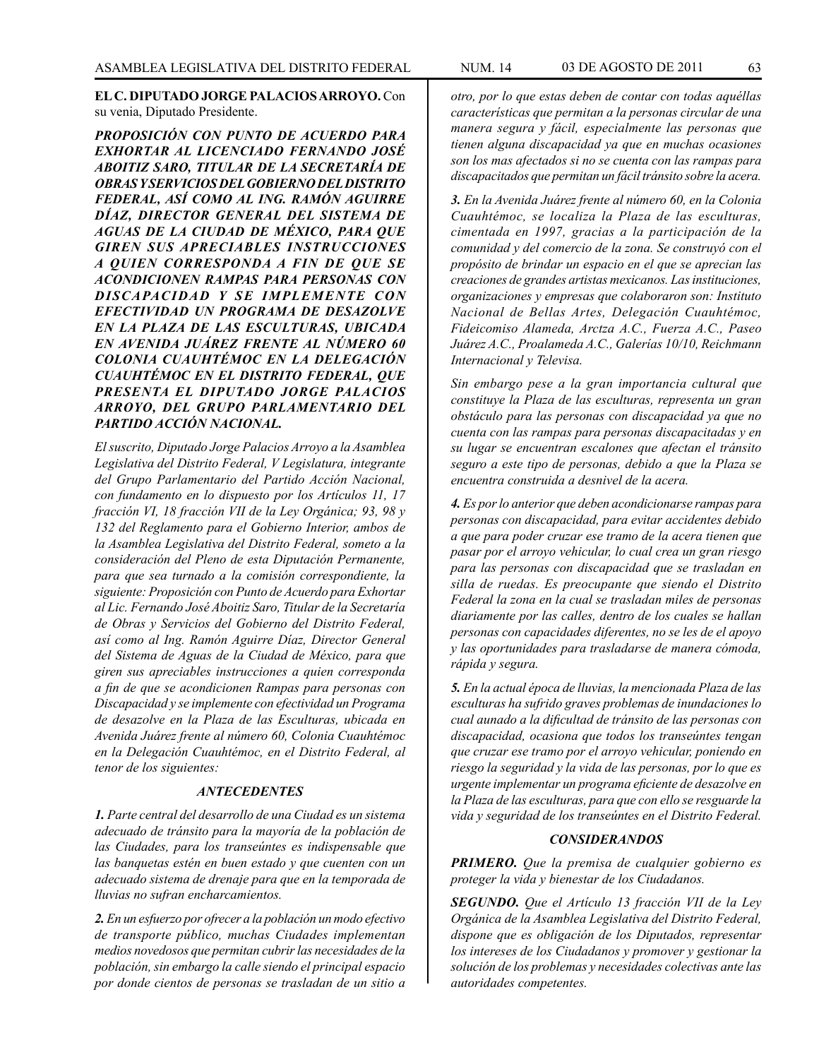**EL C. DIPUTADO JORGE PALACIOS ARROYO.** Con su venia, Diputado Presidente.

***PROPOSICIÓN CON PUNTO DE ACUERDO PARA EXHORTAR AL LICENCIADO FERNANDO JOSÉ ABOITIZ SARO, TITULAR DE LA SECRETARÍA DE OBRAS Y SERVICIOS DEL GOBIERNO DEL DISTRITO FEDERAL, ASÍ COMO AL ING. RAMÓN AGUIRRE DÍAZ, DIRECTOR GENERAL DEL SISTEMA DE AGUAS DE LA CIUDAD DE MÉXICO, PARA QUE GIREN SUS APRECIABLES INSTRUCCIONES A QUIEN CORRESPONDA A FIN DE QUE SE ACONDICIONEN RAMPAS PARA PERSONAS CON DISCAPACIDAD Y SE IMPLEMENTE CON EFECTIVIDAD UN PROGRAMA DE DESAZOLVE EN LA PLAZA DE LAS ESCULTURAS, UBICADA EN AVENIDA JUÁREZ FRENTE AL NÚMERO 60 COLONIA CUAUHTÉMOC EN LA DELEGACIÓN CUAUHTÉMOC EN EL DISTRITO FEDERAL, QUE PRESENTA EL DIPUTADO JORGE PALACIOS ARROYO, DEL GRUPO PARLAMENTARIO DEL PARTIDO ACCIÓN NACIONAL.***

*El suscrito, Diputado Jorge Palacios Arroyo a la Asamblea Legislativa del Distrito Federal, V Legislatura, integrante del Grupo Parlamentario del Partido Acción Nacional, con fundamento en lo dispuesto por los Artículos 11, 17 fracción VI, 18 fracción VII de la Ley Orgánica; 93, 98 y 132 del Reglamento para el Gobierno Interior, ambos de la Asamblea Legislativa del Distrito Federal, someto a la consideración del Pleno de esta Diputación Permanente, para que sea turnado a la comisión correspondiente, la siguiente: Proposición con Punto de Acuerdo para Exhortar al Lic. Fernando José Aboitiz Saro, Titular de la Secretaría de Obras y Servicios del Gobierno del Distrito Federal, así como al Ing. Ramón Aguirre Díaz, Director General del Sistema de Aguas de la Ciudad de México, para que giren sus apreciables instrucciones a quien corresponda a fin de que se acondicionen Rampas para personas con Discapacidad y se implemente con efectividad un Programa de desazolve en la Plaza de las Esculturas, ubicada en Avenida Juárez frente al número 60, Colonia Cuauhtémoc en la Delegación Cuauhtémoc, en el Distrito Federal, al tenor de los siguientes:*

***ANTECEDENTES***

***1.*** *Parte central del desarrollo de una Ciudad es un sistema adecuado de tránsito para la mayoría de la población de las Ciudades, para los transeúntes es indispensable que las banquetas estén en buen estado y que cuenten con un adecuado sistema de drenaje para que en la temporada de lluvias no sufran encharcamientos.*

***2.*** *En un esfuerzo por ofrecer a la población un modo efectivo de transporte público, muchas Ciudades implementan medios novedosos que permitan cubrir las necesidades de la población, sin embargo la calle siendo el principal espacio por donde cientos de personas se trasladan de un sitio a otro, por lo que estas deben de contar con todas aquéllas características que permitan a la personas circular de una manera segura y fácil, especialmente las personas que tienen alguna discapacidad ya que en muchas ocasiones son los mas afectados si no se cuenta con las rampas para discapacitados que permitan un fácil tránsito sobre la acera.*

***3.*** *En la Avenida Juárez frente al número 60, en la Colonia Cuauhtémoc, se localiza la Plaza de las esculturas, cimentada en 1997, gracias a la participación de la comunidad y del comercio de la zona. Se construyó con el propósito de brindar un espacio en el que se aprecian las creaciones de grandes artistas mexicanos. Las instituciones, organizaciones y empresas que colaboraron son: Instituto Nacional de Bellas Artes, Delegación Cuauhtémoc, Fideicomiso Alameda, Arctza A.C., Fuerza A.C., Paseo Juárez A.C., Proalameda A.C., Galerías 10/10, Reichmann Internacional y Televisa.*

*Sin embargo pese a la gran importancia cultural que constituye la Plaza de las esculturas, representa un gran obstáculo para las personas con discapacidad ya que no cuenta con las rampas para personas discapacitadas y en su lugar se encuentran escalones que afectan el tránsito seguro a este tipo de personas, debido a que la Plaza se encuentra construida a desnivel de la acera.*

***4.*** *Es por lo anterior que deben acondicionarse rampas para personas con discapacidad, para evitar accidentes debido a que para poder cruzar ese tramo de la acera tienen que pasar por el arroyo vehicular, lo cual crea un gran riesgo para las personas con discapacidad que se trasladan en silla de ruedas. Es preocupante que siendo el Distrito Federal la zona en la cual se trasladan miles de personas diariamente por las calles, dentro de los cuales se hallan personas con capacidades diferentes, no se les de el apoyo y las oportunidades para trasladarse de manera cómoda, rápida y segura.*

***5.*** *En la actual época de lluvias, la mencionada Plaza de las esculturas ha sufrido graves problemas de inundaciones lo cual aunado a la dificultad de tránsito de las personas con discapacidad, ocasiona que todos los transeúntes tengan que cruzar ese tramo por el arroyo vehicular, poniendo en riesgo la seguridad y la vida de las personas, por lo que es urgente implementar un programa eficiente de desazolve en la Plaza de las esculturas, para que con ello se resguarde la vida y seguridad de los transeúntes en el Distrito Federal.*

***CONSIDERANDOS***

***PRIMERO.*** *Que la premisa de cualquier gobierno es proteger la vida y bienestar de los Ciudadanos.*

***SEGUNDO.*** *Que el Artículo 13 fracción VII de la Ley Orgánica de la Asamblea Legislativa del Distrito Federal, dispone que es obligación de los Diputados, representar los intereses de los Ciudadanos y promover y gestionar la solución de los problemas y necesidades colectivas ante las autoridades competentes.*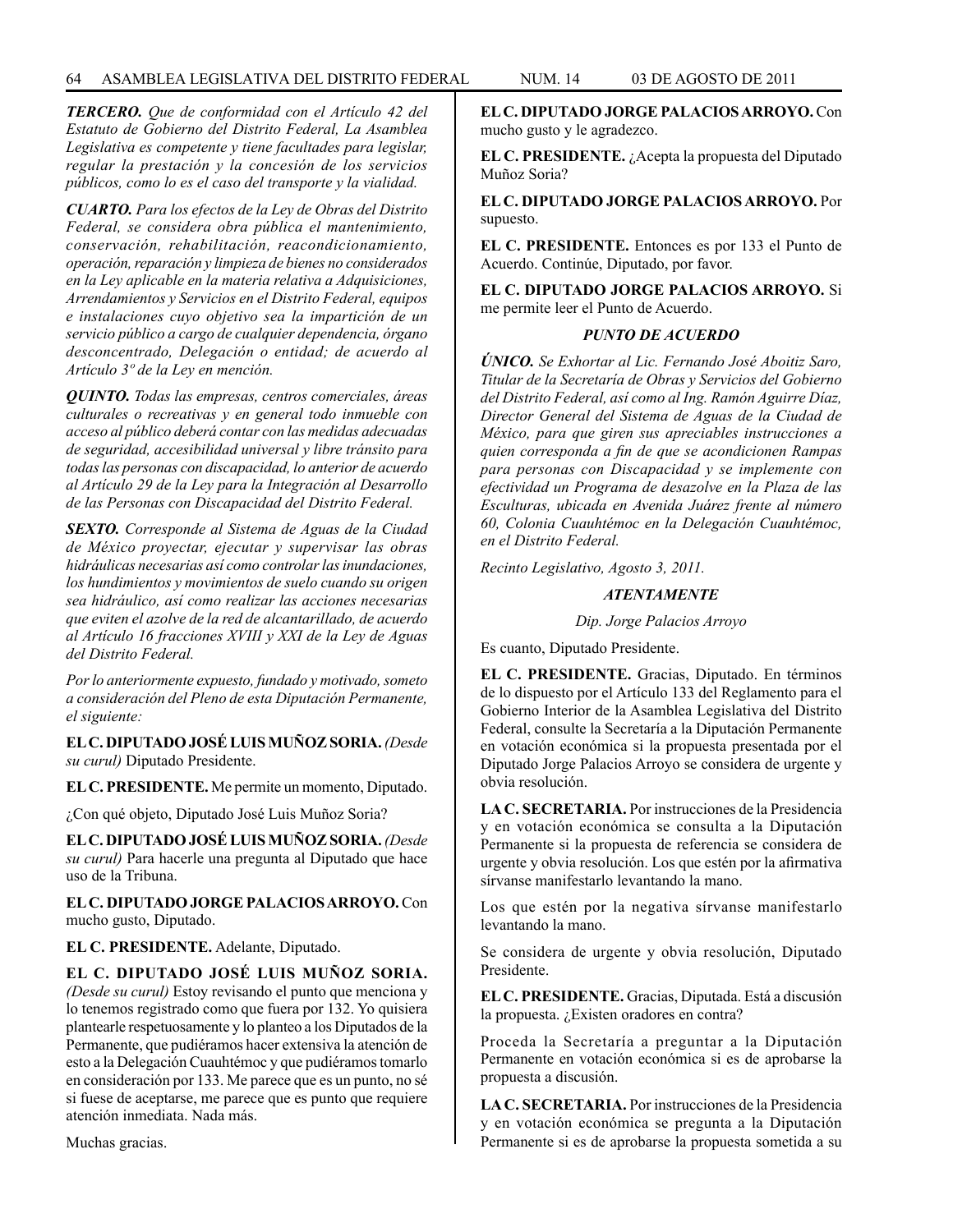***TERCERO.*** *Que de conformidad con el Artículo 42 del Estatuto de Gobierno del Distrito Federal, La Asamblea Legislativa es competente y tiene facultades para legislar, regular la prestación y la concesión de los servicios públicos, como lo es el caso del transporte y la vialidad.*

***CUARTO.*** *Para los efectos de la Ley de Obras del Distrito Federal, se considera obra pública el mantenimiento, conservación, rehabilitación, reacondicionamiento, operación, reparación y limpieza de bienes no considerados en la Ley aplicable en la materia relativa a Adquisiciones, Arrendamientos y Servicios en el Distrito Federal, equipos e instalaciones cuyo objetivo sea la impartición de un servicio público a cargo de cualquier dependencia, órgano desconcentrado, Delegación o entidad; de acuerdo al Artículo 3º de la Ley en mención.*

***QUINTO.*** *Todas las empresas, centros comerciales, áreas culturales o recreativas y en general todo inmueble con acceso al público deberá contar con las medidas adecuadas de seguridad, accesibilidad universal y libre tránsito para todas las personas con discapacidad, lo anterior de acuerdo al Artículo 29 de la Ley para la Integración al Desarrollo de las Personas con Discapacidad del Distrito Federal.*

***SEXTO.*** *Corresponde al Sistema de Aguas de la Ciudad de México proyectar, ejecutar y supervisar las obras hidráulicas necesarias así como controlar las inundaciones, los hundimientos y movimientos de suelo cuando su origen sea hidráulico, así como realizar las acciones necesarias que eviten el azolve de la red de alcantarillado, de acuerdo al Artículo 16 fracciones XVIII y XXI de la Ley de Aguas del Distrito Federal.*

*Por lo anteriormente expuesto, fundado y motivado, someto a consideración del Pleno de esta Diputación Permanente, el siguiente:*

**EL C. DIPUTADO JOSÉ LUIS MUÑOZ SORIA.** *(Desde su curul)* Diputado Presidente.

**EL C. PRESIDENTE.** Me permite un momento, Diputado.

¿Con qué objeto, Diputado José Luis Muñoz Soria?

**EL C. DIPUTADO JOSÉ LUIS MUÑOZ SORIA.** *(Desde su curul)* Para hacerle una pregunta al Diputado que hace uso de la Tribuna.

**EL C. DIPUTADO JORGE PALACIOS ARROYO.** Con mucho gusto, Diputado.

**EL C. PRESIDENTE.** Adelante, Diputado.

**EL C. DIPUTADO JOSÉ LUIS MUÑOZ SORIA.** *(Desde su curul)* Estoy revisando el punto que menciona y lo tenemos registrado como que fuera por 132. Yo quisiera plantearle respetuosamente y lo planteo a los Diputados de la Permanente, que pudiéramos hacer extensiva la atención de esto a la Delegación Cuauhtémoc y que pudiéramos tomarlo en consideración por 133. Me parece que es un punto, no sé si fuese de aceptarse, me parece que es punto que requiere atención inmediata. Nada más.

Muchas gracias.

**EL C. DIPUTADO JORGE PALACIOS ARROYO.** Con mucho gusto y le agradezco.

**EL C. PRESIDENTE.** ¿Acepta la propuesta del Diputado Muñoz Soria?

**EL C. DIPUTADO JORGE PALACIOS ARROYO.** Por supuesto.

**EL C. PRESIDENTE.** Entonces es por 133 el Punto de Acuerdo. Continúe, Diputado, por favor.

**EL C. DIPUTADO JORGE PALACIOS ARROYO.** Si me permite leer el Punto de Acuerdo.

***PUNTO DE ACUERDO***

***ÚNICO.*** *Se Exhortar al Lic. Fernando José Aboitiz Saro, Titular de la Secretaría de Obras y Servicios del Gobierno del Distrito Federal, así como al Ing. Ramón Aguirre Díaz, Director General del Sistema de Aguas de la Ciudad de México, para que giren sus apreciables instrucciones a quien corresponda a fin de que se acondicionen Rampas para personas con Discapacidad y se implemente con efectividad un Programa de desazolve en la Plaza de las Esculturas, ubicada en Avenida Juárez frente al número 60, Colonia Cuauhtémoc en la Delegación Cuauhtémoc, en el Distrito Federal.*

*Recinto Legislativo, Agosto 3, 2011.*

***ATENTAMENTE***

*Dip. Jorge Palacios Arroyo*

Es cuanto, Diputado Presidente.

**EL C. PRESIDENTE.** Gracias, Diputado. En términos de lo dispuesto por el Artículo 133 del Reglamento para el Gobierno Interior de la Asamblea Legislativa del Distrito Federal, consulte la Secretaría a la Diputación Permanente en votación económica si la propuesta presentada por el Diputado Jorge Palacios Arroyo se considera de urgente y obvia resolución.

**LA C. SECRETARIA.** Por instrucciones de la Presidencia y en votación económica se consulta a la Diputación Permanente si la propuesta de referencia se considera de urgente y obvia resolución. Los que estén por la afirmativa sírvanse manifestarlo levantando la mano.

Los que estén por la negativa sírvanse manifestarlo levantando la mano.

Se considera de urgente y obvia resolución, Diputado Presidente.

**EL C. PRESIDENTE.** Gracias, Diputada. Está a discusión la propuesta. ¿Existen oradores en contra?

Proceda la Secretaría a preguntar a la Diputación Permanente en votación económica si es de aprobarse la propuesta a discusión.

**LA C. SECRETARIA.** Por instrucciones de la Presidencia y en votación económica se pregunta a la Diputación Permanente si es de aprobarse la propuesta sometida a su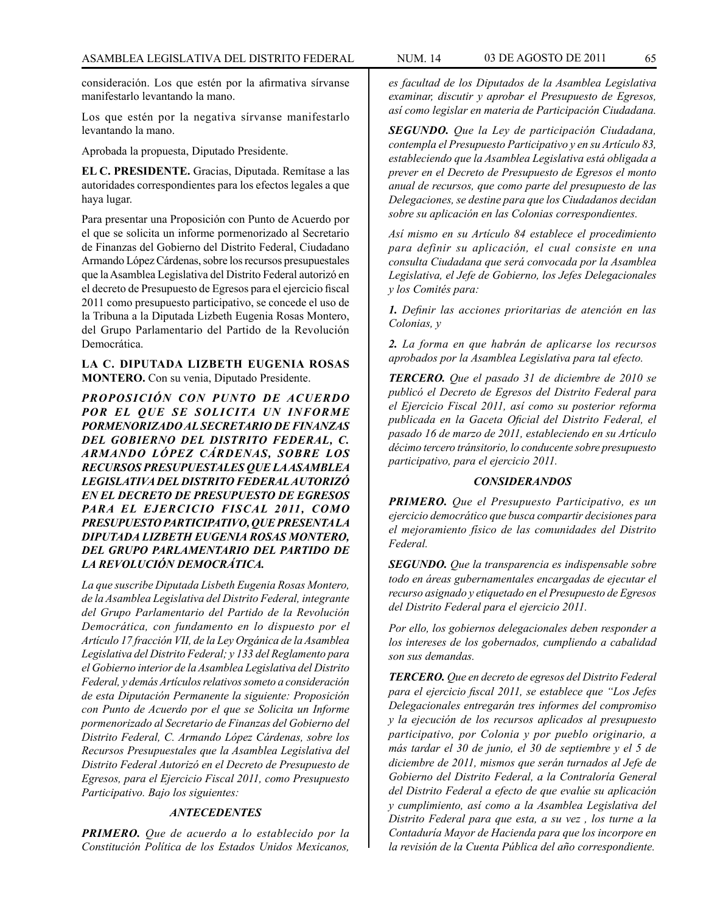consideración. Los que estén por la afirmativa sírvanse manifestarlo levantando la mano.

Los que estén por la negativa sírvanse manifestarlo levantando la mano.

Aprobada la propuesta, Diputado Presidente.

**EL C. PRESIDENTE.** Gracias, Diputada. Remítase a las autoridades correspondientes para los efectos legales a que haya lugar.

Para presentar una Proposición con Punto de Acuerdo por el que se solicita un informe pormenorizado al Secretario de Finanzas del Gobierno del Distrito Federal, Ciudadano Armando López Cárdenas, sobre los recursos presupuestales que la Asamblea Legislativa del Distrito Federal autorizó en el decreto de Presupuesto de Egresos para el ejercicio fiscal 2011 como presupuesto participativo, se concede el uso de la Tribuna a la Diputada Lizbeth Eugenia Rosas Montero, del Grupo Parlamentario del Partido de la Revolución Democrática.

**LA C. DIPUTADA LIZBETH EUGENIA ROSAS MONTERO.** Con su venia, Diputado Presidente.

***PROPOSICIÓN CON PUNTO DE ACUERDO POR EL QUE SE SOLICITA UN INFORME PORMENORIZADO AL SECRETARIO DE FINANZAS DEL GOBIERNO DEL DISTRITO FEDERAL, C. ARMANDO LÓPEZ CÁRDENAS, SOBRE LOS RECURSOS PRESUPUESTALES QUE LA ASAMBLEA LEGISLATIVA DEL DISTRITO FEDERAL AUTORIZÓ EN EL DECRETO DE PRESUPUESTO DE EGRESOS PARA EL EJERCICIO FISCAL 2011, COMO PRESUPUESTO PARTICIPATIVO, QUE PRESENTA LA DIPUTADA LIZBETH EUGENIA ROSAS MONTERO, DEL GRUPO PARLAMENTARIO DEL PARTIDO DE LA REVOLUCIÓN DEMOCRÁTICA.***

*La que suscribe Diputada Lisbeth Eugenia Rosas Montero, de la Asamblea Legislativa del Distrito Federal, integrante del Grupo Parlamentario del Partido de la Revolución Democrática, con fundamento en lo dispuesto por el Artículo 17 fracción VII, de la Ley Orgánica de la Asamblea Legislativa del Distrito Federal; y 133 del Reglamento para el Gobierno interior de la Asamblea Legislativa del Distrito Federal, y demás Artículos relativos someto a consideración de esta Diputación Permanente la siguiente: Proposición con Punto de Acuerdo por el que se Solicita un Informe pormenorizado al Secretario de Finanzas del Gobierno del Distrito Federal, C. Armando López Cárdenas, sobre los Recursos Presupuestales que la Asamblea Legislativa del Distrito Federal Autorizó en el Decreto de Presupuesto de Egresos, para el Ejercicio Fiscal 2011, como Presupuesto Participativo. Bajo los siguientes:*

***ANTECEDENTES***

***PRIMERO.*** *Que de acuerdo a lo establecido por la Constitución Política de los Estados Unidos Mexicanos, es facultad de los Diputados de la Asamblea Legislativa examinar, discutir y aprobar el Presupuesto de Egresos, así como legislar en materia de Participación Ciudadana.*

***SEGUNDO.*** *Que la Ley de participación Ciudadana, contempla el Presupuesto Participativo y en su Artículo 83, estableciendo que la Asamblea Legislativa está obligada a prever en el Decreto de Presupuesto de Egresos el monto anual de recursos, que como parte del presupuesto de las Delegaciones, se destine para que los Ciudadanos decidan sobre su aplicación en las Colonias correspondientes.*

*Así mismo en su Artículo 84 establece el procedimiento para definir su aplicación, el cual consiste en una consulta Ciudadana que será convocada por la Asamblea Legislativa, el Jefe de Gobierno, los Jefes Delegacionales y los Comités para:*

***1.*** *Definir las acciones prioritarias de atención en las Colonias, y*

***2.*** *La forma en que habrán de aplicarse los recursos aprobados por la Asamblea Legislativa para tal efecto.*

***TERCERO.*** *Que el pasado 31 de diciembre de 2010 se publicó el Decreto de Egresos del Distrito Federal para el Ejercicio Fiscal 2011, así como su posterior reforma publicada en la Gaceta Oficial del Distrito Federal, el pasado 16 de marzo de 2011, estableciendo en su Artículo décimo tercero tránsitorio, lo conducente sobre presupuesto participativo, para el ejercicio 2011.*

***CONSIDERANDOS***

***PRIMERO.*** *Que el Presupuesto Participativo, es un ejercicio democrático que busca compartir decisiones para el mejoramiento físico de las comunidades del Distrito Federal.*

***SEGUNDO.*** *Que la transparencia es indispensable sobre todo en áreas gubernamentales encargadas de ejecutar el recurso asignado y etiquetado en el Presupuesto de Egresos del Distrito Federal para el ejercicio 2011.*

*Por ello, los gobiernos delegacionales deben responder a los intereses de los gobernados, cumpliendo a cabalidad son sus demandas.*

***TERCERO.*** *Que en decreto de egresos del Distrito Federal para el ejercicio fiscal 2011, se establece que "Los Jefes Delegacionales entregarán tres informes del compromiso y la ejecución de los recursos aplicados al presupuesto participativo, por Colonia y por pueblo originario, a más tardar el 30 de junio, el 30 de septiembre y el 5 de diciembre de 2011, mismos que serán turnados al Jefe de Gobierno del Distrito Federal, a la Contraloría General del Distrito Federal a efecto de que evalúe su aplicación y cumplimiento, así como a la Asamblea Legislativa del Distrito Federal para que esta, a su vez , los turne a la Contaduría Mayor de Hacienda para que los incorpore en la revisión de la Cuenta Pública del año correspondiente.*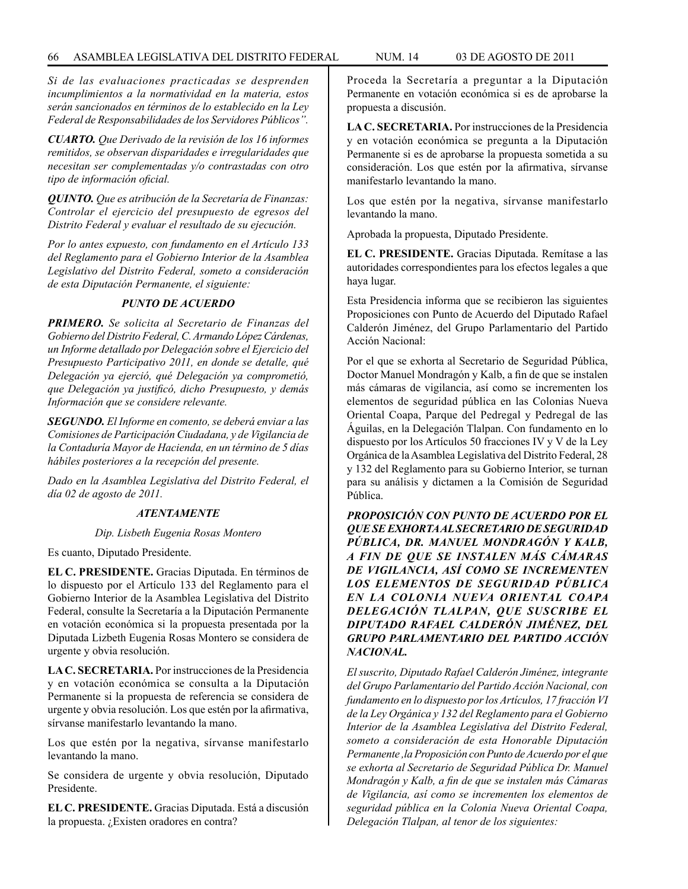*Si de las evaluaciones practicadas se desprenden incumplimientos a la normatividad en la materia, estos serán sancionados en términos de lo establecido en la Ley Federal de Responsabilidades de los Servidores Públicos".*

***CUARTO.** Que Derivado de la revisión de los 16 informes remitidos, se observan disparidades e irregularidades que necesitan ser complementadas y/o contrastadas con otro tipo de información oficial.*

***QUINTO.** Que es atribución de la Secretaría de Finanzas: Controlar el ejercicio del presupuesto de egresos del Distrito Federal y evaluar el resultado de su ejecución.*

*Por lo antes expuesto, con fundamento en el Artículo 133 del Reglamento para el Gobierno Interior de la Asamblea Legislativo del Distrito Federal, someto a consideración de esta Diputación Permanente, el siguiente:*

***PUNTO DE ACUERDO***

***PRIMERO.** Se solicita al Secretario de Finanzas del Gobierno del Distrito Federal, C. Armando López Cárdenas, un Informe detallado por Delegación sobre el Ejercicio del Presupuesto Participativo 2011, en donde se detalle, qué Delegación ya ejerció, qué Delegación ya comprometió, que Delegación ya justificó, dicho Presupuesto, y demás Información que se considere relevante.*

***SEGUNDO.** El Informe en comento, se deberá enviar a las Comisiones de Participación Ciudadana, y de Vigilancia de la Contaduría Mayor de Hacienda, en un término de 5 días hábiles posteriores a la recepción del presente.*

*Dado en la Asamblea Legislativa del Distrito Federal, el día 02 de agosto de 2011.*

***ATENTAMENTE***

*Dip. Lisbeth Eugenia Rosas Montero*

Es cuanto, Diputado Presidente.

**EL C. PRESIDENTE.** Gracias Diputada. En términos de lo dispuesto por el Artículo 133 del Reglamento para el Gobierno Interior de la Asamblea Legislativa del Distrito Federal, consulte la Secretaría a la Diputación Permanente en votación económica si la propuesta presentada por la Diputada Lizbeth Eugenia Rosas Montero se considera de urgente y obvia resolución.

**LA C. SECRETARIA.** Por instrucciones de la Presidencia y en votación económica se consulta a la Diputación Permanente si la propuesta de referencia se considera de urgente y obvia resolución. Los que estén por la afirmativa, sírvanse manifestarlo levantando la mano.

Los que estén por la negativa, sírvanse manifestarlo levantando la mano.

Se considera de urgente y obvia resolución, Diputado Presidente.

**EL C. PRESIDENTE.** Gracias Diputada. Está a discusión la propuesta. ¿Existen oradores en contra?

Proceda la Secretaría a preguntar a la Diputación Permanente en votación económica si es de aprobarse la propuesta a discusión.

**LA C. SECRETARIA.** Por instrucciones de la Presidencia y en votación económica se pregunta a la Diputación Permanente si es de aprobarse la propuesta sometida a su consideración. Los que estén por la afirmativa, sírvanse manifestarlo levantando la mano.

Los que estén por la negativa, sírvanse manifestarlo levantando la mano.

Aprobada la propuesta, Diputado Presidente.

**EL C. PRESIDENTE.** Gracias Diputada. Remítase a las autoridades correspondientes para los efectos legales a que haya lugar.

Esta Presidencia informa que se recibieron las siguientes Proposiciones con Punto de Acuerdo del Diputado Rafael Calderón Jiménez, del Grupo Parlamentario del Partido Acción Nacional:

Por el que se exhorta al Secretario de Seguridad Pública, Doctor Manuel Mondragón y Kalb, a fin de que se instalen más cámaras de vigilancia, así como se incrementen los elementos de seguridad pública en las Colonias Nueva Oriental Coapa, Parque del Pedregal y Pedregal de las Águilas, en la Delegación Tlalpan. Con fundamento en lo dispuesto por los Artículos 50 fracciones IV y V de la Ley Orgánica de la Asamblea Legislativa del Distrito Federal, 28 y 132 del Reglamento para su Gobierno Interior, se turnan para su análisis y dictamen a la Comisión de Seguridad Pública.

***PROPOSICIÓN CON PUNTO DE ACUERDO POR EL QUE SE EXHORTA AL SECRETARIO DE SEGURIDAD PÚBLICA, DR. MANUEL MONDRAGÓN Y KALB, A FIN DE QUE SE INSTALEN MÁS CÁMARAS DE VIGILANCIA, ASÍ COMO SE INCREMENTEN LOS ELEMENTOS DE SEGURIDAD PÚBLICA EN LA COLONIA NUEVA ORIENTAL COAPA DELEGACIÓN TLALPAN, QUE SUSCRIBE EL DIPUTADO RAFAEL CALDERÓN JIMÉNEZ, DEL GRUPO PARLAMENTARIO DEL PARTIDO ACCIÓN NACIONAL.***

*El suscrito, Diputado Rafael Calderón Jiménez, integrante del Grupo Parlamentario del Partido Acción Nacional, con fundamento en lo dispuesto por los Artículos, 17 fracción VI de la Ley Orgánica y 132 del Reglamento para el Gobierno Interior de la Asamblea Legislativa del Distrito Federal, someto a consideración de esta Honorable Diputación Permanente ,la Proposición con Punto de Acuerdo por el que se exhorta al Secretario de Seguridad Pública Dr. Manuel Mondragón y Kalb, a fin de que se instalen más Cámaras de Vigilancia, así como se incrementen los elementos de seguridad pública en la Colonia Nueva Oriental Coapa, Delegación Tlalpan, al tenor de los siguientes:*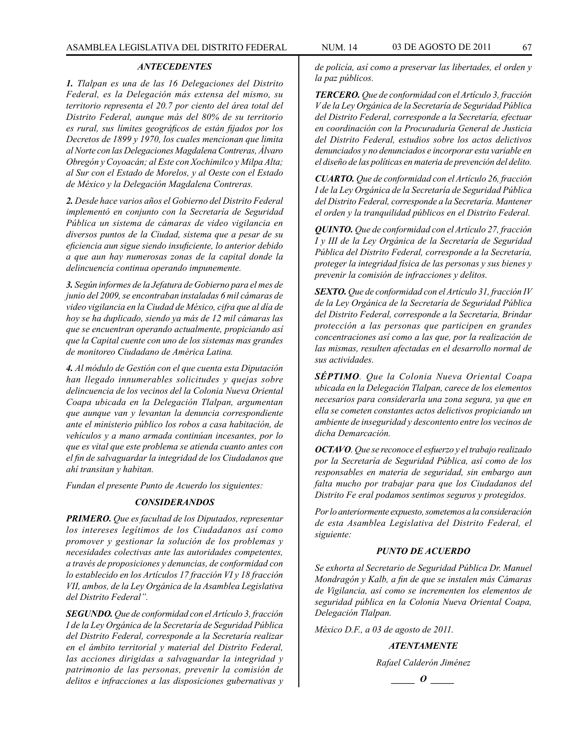### *ANTECEDENTES*

***1.*** *Tlalpan es una de las 16 Delegaciones del Distrito Federal, es la Delegación más extensa del mismo, su territorio representa el 20.7 por ciento del área total del Distrito Federal, aunque más del 80% de su territorio es rural, sus límites geográficos de están fijados por los Decretos de 1899 y 1970, los cuales mencionan que limita al Norte con las Delegaciones Magdalena Contreras, Álvaro Obregón y Coyoacán; al Este con Xochimilco y Milpa Alta; al Sur con el Estado de Morelos, y al Oeste con el Estado de México y la Delegación Magdalena Contreras.*

***2.*** *Desde hace varios años el Gobierno del Distrito Federal implementó en conjunto con la Secretaría de Seguridad Pública un sistema de cámaras de video vigilancia en diversos puntos de la Ciudad, sistema que a pesar de su eficiencia aun sigue siendo insuficiente, lo anterior debido a que aun hay numerosas zonas de la capital donde la delincuencia continua operando impunemente.*

***3.*** *Según informes de la Jefatura de Gobierno para el mes de junio del 2009, se encontraban instaladas 6 mil cámaras de video vigilancia en la Ciudad de México, cifra que al día de hoy se ha duplicado, siendo ya más de 12 mil cámaras las que se encuentran operando actualmente, propiciando así que la Capital cuente con uno de los sistemas mas grandes de monitoreo Ciudadano de América Latina.*

***4.*** *Al módulo de Gestión con el que cuenta esta Diputación han llegado innumerables solicitudes y quejas sobre delincuencia de los vecinos del la Colonia Nueva Oriental Coapa ubicada en la Delegación Tlalpan, argumentan que aunque van y levantan la denuncia correspondiente ante el ministerio público los robos a casa habitación, de vehículos y a mano armada continúan incesantes, por lo que es vital que este problema se atienda cuanto antes con el fin de salvaguardar la integridad de los Ciudadanos que ahí transitan y habitan.*

*Fundan el presente Punto de Acuerdo los siguientes:*

### *CONSIDERANDOS*

***PRIMERO.*** *Que es facultad de los Diputados, representar los intereses legítimos de los Ciudadanos así como promover y gestionar la solución de los problemas y necesidades colectivas ante las autoridades competentes, a través de proposiciones y denuncias, de conformidad con lo establecido en los Artículos 17 fracción VI y 18 fracción VII, ambos, de la Ley Orgánica de la Asamblea Legislativa del Distrito Federal".*

***SEGUNDO.*** *Que de conformidad con el Artículo 3, fracción I de la Ley Orgánica de la Secretaría de Seguridad Pública del Distrito Federal, corresponde a la Secretaría realizar en el ámbito territorial y material del Distrito Federal, las acciones dirigidas a salvaguardar la integridad y patrimonio de las personas, prevenir la comisión de delitos e infracciones a las disposiciones gubernativas y de policía, así como a preservar las libertades, el orden y la paz públicos.*

***TERCERO.*** *Que de conformidad con el Artículo 3, fracción V de la Ley Orgánica de la Secretaría de Seguridad Pública del Distrito Federal, corresponde a la Secretaría, efectuar en coordinación con la Procuraduría General de Justicia del Distrito Federal, estudios sobre los actos delictivos denunciados y no denunciados e incorporar esta variable en el diseño de las políticas en materia de prevención del delito.*

***CUARTO.*** *Que de conformidad con el Artículo 26, fracción I de la Ley Orgánica de la Secretaría de Seguridad Pública del Distrito Federal, corresponde a la Secretaría. Mantener el orden y la tranquilidad públicos en el Distrito Federal.*

***QUINTO.*** *Que de conformidad con el Artículo 27, fracción I y III de la Ley Orgánica de la Secretaría de Seguridad Pública del Distrito Federal, corresponde a la Secretaría, proteger la integridad física de las personas y sus bienes y prevenir la comisión de infracciones y delitos.*

***SEXTO.*** *Que de conformidad con el Artículo 31, fracción IV de la Ley Orgánica de la Secretaría de Seguridad Pública del Distrito Federal, corresponde a la Secretaría, Brindar protección a las personas que participen en grandes concentraciones así como a las que, por la realización de las mismas, resulten afectadas en el desarrollo normal de sus actividades.*

***SÉPTIMO****. Que la Colonia Nueva Oriental Coapa ubicada en la Delegación Tlalpan, carece de los elementos necesarios para considerarla una zona segura, ya que en ella se cometen constantes actos delictivos propiciando un ambiente de inseguridad y descontento entre los vecinos de dicha Demarcación.*

***OCTAVO****. Que se reconoce el esfuerzo y el trabajo realizado por la Secretaría de Seguridad Pública, así como de los responsables en materia de seguridad, sin embargo aun falta mucho por trabajar para que los Ciudadanos del Distrito Fe eral podamos sentimos seguros y protegidos.*

*Por lo anteriormente expuesto, sometemos a la consideración de esta Asamblea Legislativa del Distrito Federal, el siguiente:*

### *PUNTO DE ACUERDO*

*Se exhorta al Secretario de Seguridad Pública Dr. Manuel Mondragón y Kalb, a fin de que se instalen más Cámaras de Vigilancia, así como se incrementen los elementos de seguridad pública en la Colonia Nueva Oriental Coapa, Delegación Tlalpan.*

*México D.F., a 03 de agosto de 2011.*

***ATENTAMENTE***

*Rafael Calderón Jiménez*

***_____ O _____***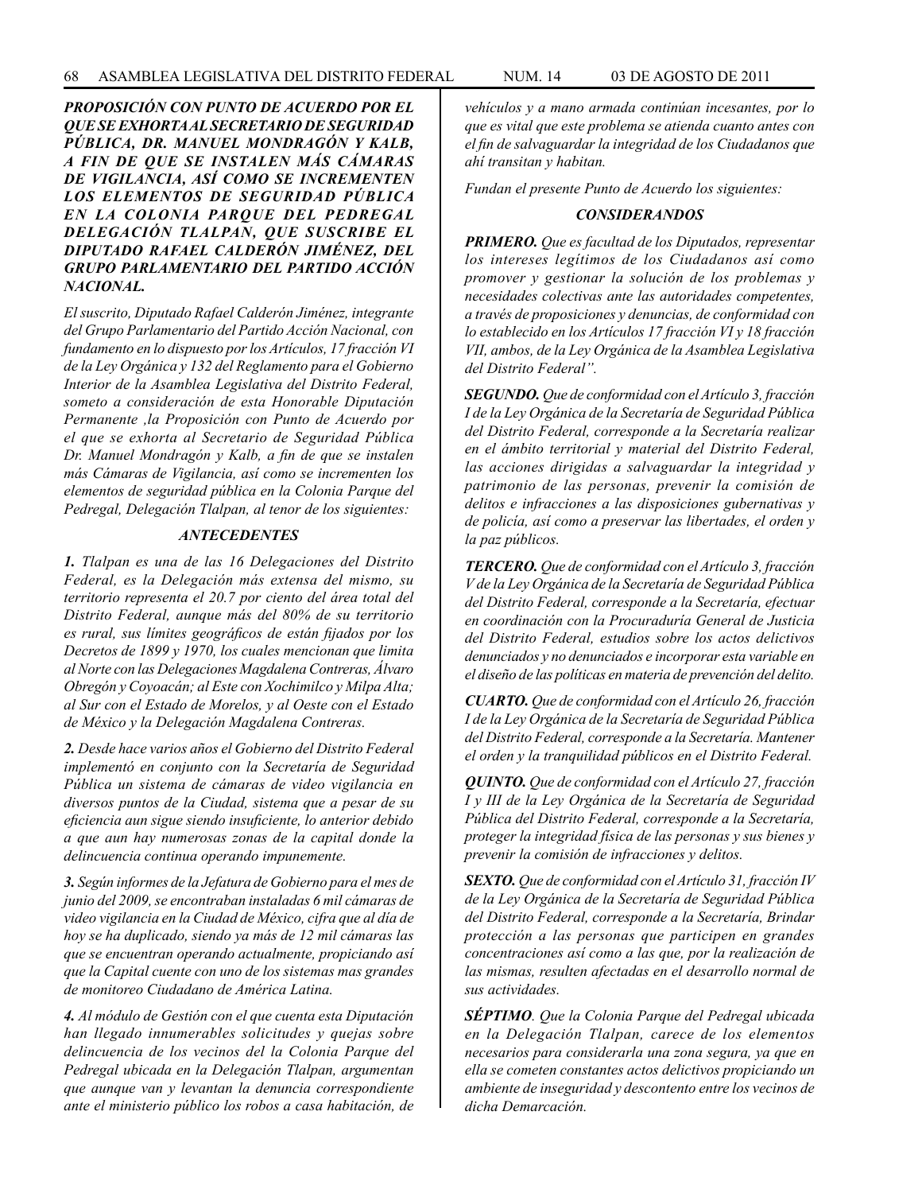***PROPOSICIÓN CON PUNTO DE ACUERDO POR EL QUE SE EXHORTA AL SECRETARIO DE SEGURIDAD PÚBLICA, DR. MANUEL MONDRAGÓN Y KALB, A FIN DE QUE SE INSTALEN MÁS CÁMARAS DE VIGILANCIA, ASÍ COMO SE INCREMENTEN LOS ELEMENTOS DE SEGURIDAD PÚBLICA EN LA COLONIA PARQUE DEL PEDREGAL DELEGACIÓN TLALPAN, QUE SUSCRIBE EL DIPUTADO RAFAEL CALDERÓN JIMÉNEZ, DEL GRUPO PARLAMENTARIO DEL PARTIDO ACCIÓN NACIONAL.***

*El suscrito, Diputado Rafael Calderón Jiménez, integrante del Grupo Parlamentario del Partido Acción Nacional, con fundamento en lo dispuesto por los Artículos, 17 fracción VI de la Ley Orgánica y 132 del Reglamento para el Gobierno Interior de la Asamblea Legislativa del Distrito Federal, someto a consideración de esta Honorable Diputación Permanente ,la Proposición con Punto de Acuerdo por el que se exhorta al Secretario de Seguridad Pública Dr. Manuel Mondragón y Kalb, a fin de que se instalen más Cámaras de Vigilancia, así como se incrementen los elementos de seguridad pública en la Colonia Parque del Pedregal, Delegación Tlalpan, al tenor de los siguientes:*

***ANTECEDENTES***

***1.*** *Tlalpan es una de las 16 Delegaciones del Distrito Federal, es la Delegación más extensa del mismo, su territorio representa el 20.7 por ciento del área total del Distrito Federal, aunque más del 80% de su territorio es rural, sus límites geográficos de están fijados por los Decretos de 1899 y 1970, los cuales mencionan que limita al Norte con las Delegaciones Magdalena Contreras, Álvaro Obregón y Coyoacán; al Este con Xochimilco y Milpa Alta; al Sur con el Estado de Morelos, y al Oeste con el Estado de México y la Delegación Magdalena Contreras.*

***2.*** *Desde hace varios años el Gobierno del Distrito Federal implementó en conjunto con la Secretaría de Seguridad Pública un sistema de cámaras de video vigilancia en diversos puntos de la Ciudad, sistema que a pesar de su eficiencia aun sigue siendo insuficiente, lo anterior debido a que aun hay numerosas zonas de la capital donde la delincuencia continua operando impunemente.*

***3.*** *Según informes de la Jefatura de Gobierno para el mes de junio del 2009, se encontraban instaladas 6 mil cámaras de video vigilancia en la Ciudad de México, cifra que al día de hoy se ha duplicado, siendo ya más de 12 mil cámaras las que se encuentran operando actualmente, propiciando así que la Capital cuente con uno de los sistemas mas grandes de monitoreo Ciudadano de América Latina.*

***4.*** *Al módulo de Gestión con el que cuenta esta Diputación han llegado innumerables solicitudes y quejas sobre delincuencia de los vecinos del la Colonia Parque del Pedregal ubicada en la Delegación Tlalpan, argumentan que aunque van y levantan la denuncia correspondiente ante el ministerio público los robos a casa habitación, de vehículos y a mano armada continúan incesantes, por lo que es vital que este problema se atienda cuanto antes con el fin de salvaguardar la integridad de los Ciudadanos que ahí transitan y habitan.*

*Fundan el presente Punto de Acuerdo los siguientes:*

***CONSIDERANDOS***

***PRIMERO.*** *Que es facultad de los Diputados, representar los intereses legítimos de los Ciudadanos así como promover y gestionar la solución de los problemas y necesidades colectivas ante las autoridades competentes, a través de proposiciones y denuncias, de conformidad con lo establecido en los Artículos 17 fracción VI y 18 fracción VII, ambos, de la Ley Orgánica de la Asamblea Legislativa del Distrito Federal".*

***SEGUNDO.*** *Que de conformidad con el Artículo 3, fracción I de la Ley Orgánica de la Secretaría de Seguridad Pública del Distrito Federal, corresponde a la Secretaría realizar en el ámbito territorial y material del Distrito Federal, las acciones dirigidas a salvaguardar la integridad y patrimonio de las personas, prevenir la comisión de delitos e infracciones a las disposiciones gubernativas y de policía, así como a preservar las libertades, el orden y la paz públicos.*

***TERCERO.*** *Que de conformidad con el Artículo 3, fracción V de la Ley Orgánica de la Secretaría de Seguridad Pública del Distrito Federal, corresponde a la Secretaría, efectuar en coordinación con la Procuraduría General de Justicia del Distrito Federal, estudios sobre los actos delictivos denunciados y no denunciados e incorporar esta variable en el diseño de las políticas en materia de prevención del delito.*

***CUARTO.*** *Que de conformidad con el Artículo 26, fracción I de la Ley Orgánica de la Secretaría de Seguridad Pública del Distrito Federal, corresponde a la Secretaría. Mantener el orden y la tranquilidad públicos en el Distrito Federal.*

***QUINTO.*** *Que de conformidad con el Artículo 27, fracción I y III de la Ley Orgánica de la Secretaría de Seguridad Pública del Distrito Federal, corresponde a la Secretaría, proteger la integridad física de las personas y sus bienes y prevenir la comisión de infracciones y delitos.*

***SEXTO.*** *Que de conformidad con el Artículo 31, fracción IV de la Ley Orgánica de la Secretaría de Seguridad Pública del Distrito Federal, corresponde a la Secretaría, Brindar protección a las personas que participen en grandes concentraciones así como a las que, por la realización de las mismas, resulten afectadas en el desarrollo normal de sus actividades.*

***SÉPTIMO***. *Que la Colonia Parque del Pedregal ubicada en la Delegación Tlalpan, carece de los elementos necesarios para considerarla una zona segura, ya que en ella se cometen constantes actos delictivos propiciando un ambiente de inseguridad y descontento entre los vecinos de dicha Demarcación.*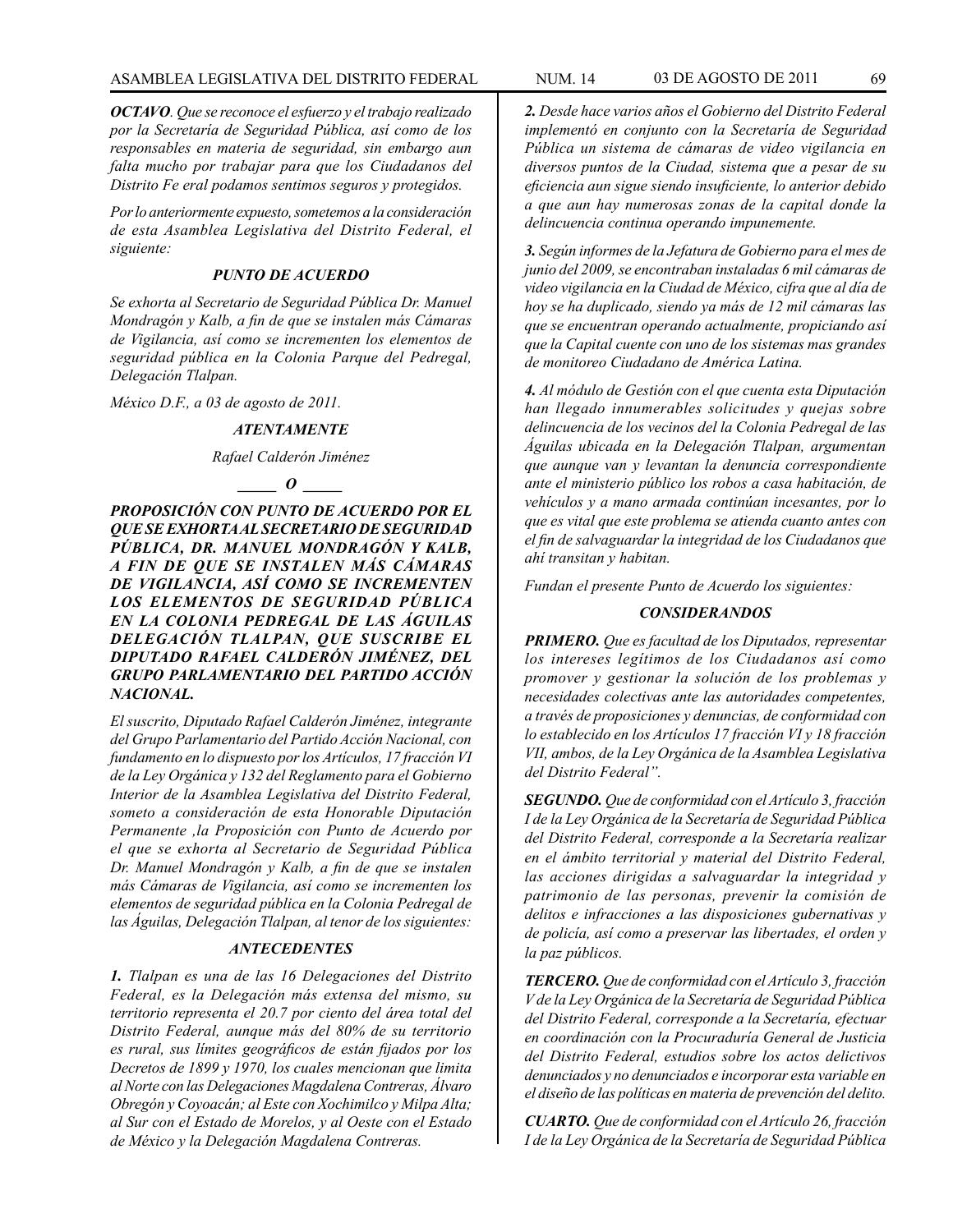***OCTAVO****. Que se reconoce el esfuerzo y el trabajo realizado por la Secretaría de Seguridad Pública, así como de los responsables en materia de seguridad, sin embargo aun falta mucho por trabajar para que los Ciudadanos del Distrito Fe eral podamos sentimos seguros y protegidos.*

*Por lo anteriormente expuesto, sometemos a la consideración de esta Asamblea Legislativa del Distrito Federal, el siguiente:*

### *PUNTO DE ACUERDO*

*Se exhorta al Secretario de Seguridad Pública Dr. Manuel Mondragón y Kalb, a fin de que se instalen más Cámaras de Vigilancia, así como se incrementen los elementos de seguridad pública en la Colonia Parque del Pedregal, Delegación Tlalpan.*

*México D.F., a 03 de agosto de 2011.*

***ATENTAMENTE***

*Rafael Calderón Jiménez*

***\_\_\_\_\_ O \_\_\_\_\_***

***PROPOSICIÓN CON PUNTO DE ACUERDO POR EL QUE SE EXHORTA AL SECRETARIO DE SEGURIDAD PÚBLICA, DR. MANUEL MONDRAGÓN Y KALB, A FIN DE QUE SE INSTALEN MÁS CÁMARAS DE VIGILANCIA, ASÍ COMO SE INCREMENTEN LOS ELEMENTOS DE SEGURIDAD PÚBLICA EN LA COLONIA PEDREGAL DE LAS ÁGUILAS DELEGACIÓN TLALPAN, QUE SUSCRIBE EL DIPUTADO RAFAEL CALDERÓN JIMÉNEZ, DEL GRUPO PARLAMENTARIO DEL PARTIDO ACCIÓN NACIONAL.***

*El suscrito, Diputado Rafael Calderón Jiménez, integrante del Grupo Parlamentario del Partido Acción Nacional, con fundamento en lo dispuesto por los Artículos, 17 fracción VI de la Ley Orgánica y 132 del Reglamento para el Gobierno Interior de la Asamblea Legislativa del Distrito Federal, someto a consideración de esta Honorable Diputación Permanente ,la Proposición con Punto de Acuerdo por el que se exhorta al Secretario de Seguridad Pública Dr. Manuel Mondragón y Kalb, a fin de que se instalen más Cámaras de Vigilancia, así como se incrementen los elementos de seguridad pública en la Colonia Pedregal de las Águilas, Delegación Tlalpan, al tenor de los siguientes:*

### *ANTECEDENTES*

***1.*** *Tlalpan es una de las 16 Delegaciones del Distrito Federal, es la Delegación más extensa del mismo, su territorio representa el 20.7 por ciento del área total del Distrito Federal, aunque más del 80% de su territorio es rural, sus límites geográficos de están fijados por los Decretos de 1899 y 1970, los cuales mencionan que limita al Norte con las Delegaciones Magdalena Contreras, Álvaro Obregón y Coyoacán; al Este con Xochimilco y Milpa Alta; al Sur con el Estado de Morelos, y al Oeste con el Estado de México y la Delegación Magdalena Contreras.*

***2.*** *Desde hace varios años el Gobierno del Distrito Federal implementó en conjunto con la Secretaría de Seguridad Pública un sistema de cámaras de video vigilancia en diversos puntos de la Ciudad, sistema que a pesar de su eficiencia aun sigue siendo insuficiente, lo anterior debido a que aun hay numerosas zonas de la capital donde la delincuencia continua operando impunemente.*

***3.*** *Según informes de la Jefatura de Gobierno para el mes de junio del 2009, se encontraban instaladas 6 mil cámaras de video vigilancia en la Ciudad de México, cifra que al día de hoy se ha duplicado, siendo ya más de 12 mil cámaras las que se encuentran operando actualmente, propiciando así que la Capital cuente con uno de los sistemas mas grandes de monitoreo Ciudadano de América Latina.*

***4.*** *Al módulo de Gestión con el que cuenta esta Diputación han llegado innumerables solicitudes y quejas sobre delincuencia de los vecinos del la Colonia Pedregal de las Águilas ubicada en la Delegación Tlalpan, argumentan que aunque van y levantan la denuncia correspondiente ante el ministerio público los robos a casa habitación, de vehículos y a mano armada continúan incesantes, por lo que es vital que este problema se atienda cuanto antes con el fin de salvaguardar la integridad de los Ciudadanos que ahí transitan y habitan.*

*Fundan el presente Punto de Acuerdo los siguientes:*

### *CONSIDERANDOS*

***PRIMERO.*** *Que es facultad de los Diputados, representar los intereses legítimos de los Ciudadanos así como promover y gestionar la solución de los problemas y necesidades colectivas ante las autoridades competentes, a través de proposiciones y denuncias, de conformidad con lo establecido en los Artículos 17 fracción VI y 18 fracción VII, ambos, de la Ley Orgánica de la Asamblea Legislativa del Distrito Federal".*

***SEGUNDO.*** *Que de conformidad con el Artículo 3, fracción I de la Ley Orgánica de la Secretaría de Seguridad Pública del Distrito Federal, corresponde a la Secretaría realizar en el ámbito territorial y material del Distrito Federal, las acciones dirigidas a salvaguardar la integridad y patrimonio de las personas, prevenir la comisión de delitos e infracciones a las disposiciones gubernativas y de policía, así como a preservar las libertades, el orden y la paz públicos.*

***TERCERO.*** *Que de conformidad con el Artículo 3, fracción V de la Ley Orgánica de la Secretaría de Seguridad Pública del Distrito Federal, corresponde a la Secretaría, efectuar en coordinación con la Procuraduría General de Justicia del Distrito Federal, estudios sobre los actos delictivos denunciados y no denunciados e incorporar esta variable en el diseño de las políticas en materia de prevención del delito.*

***CUARTO.*** *Que de conformidad con el Artículo 26, fracción I de la Ley Orgánica de la Secretaría de Seguridad Pública*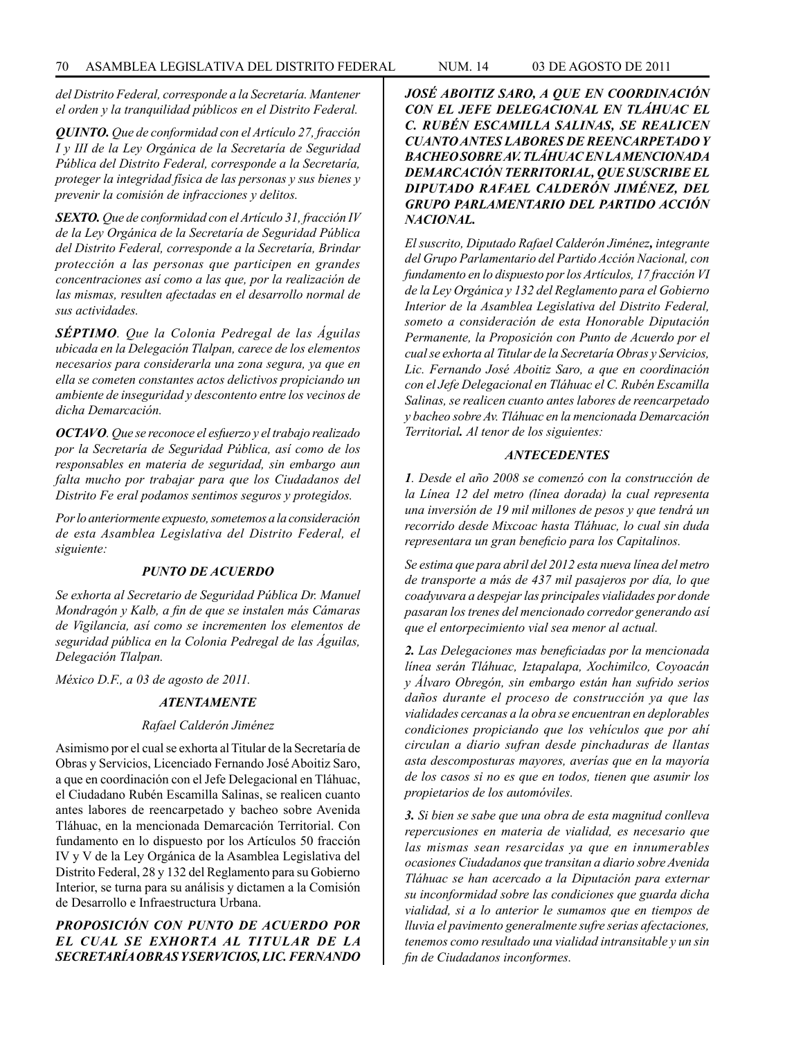*del Distrito Federal, corresponde a la Secretaría. Mantener el orden y la tranquilidad públicos en el Distrito Federal.*

***QUINTO.*** *Que de conformidad con el Artículo 27, fracción I y III de la Ley Orgánica de la Secretaría de Seguridad Pública del Distrito Federal, corresponde a la Secretaría, proteger la integridad física de las personas y sus bienes y prevenir la comisión de infracciones y delitos.*

***SEXTO.*** *Que de conformidad con el Artículo 31, fracción IV de la Ley Orgánica de la Secretaría de Seguridad Pública del Distrito Federal, corresponde a la Secretaría, Brindar protección a las personas que participen en grandes concentraciones así como a las que, por la realización de las mismas, resulten afectadas en el desarrollo normal de sus actividades.*

***SÉPTIMO****. Que la Colonia Pedregal de las Águilas ubicada en la Delegación Tlalpan, carece de los elementos necesarios para considerarla una zona segura, ya que en ella se cometen constantes actos delictivos propiciando un ambiente de inseguridad y descontento entre los vecinos de dicha Demarcación.*

***OCTAVO****. Que se reconoce el esfuerzo y el trabajo realizado por la Secretaría de Seguridad Pública, así como de los responsables en materia de seguridad, sin embargo aun falta mucho por trabajar para que los Ciudadanos del Distrito Fe eral podamos sentimos seguros y protegidos.*

*Por lo anteriormente expuesto, sometemos a la consideración de esta Asamblea Legislativa del Distrito Federal, el siguiente:*

***PUNTO DE ACUERDO***

*Se exhorta al Secretario de Seguridad Pública Dr. Manuel Mondragón y Kalb, a fin de que se instalen más Cámaras de Vigilancia, así como se incrementen los elementos de seguridad pública en la Colonia Pedregal de las Águilas, Delegación Tlalpan.*

*México D.F., a 03 de agosto de 2011.*

***ATENTAMENTE***

*Rafael Calderón Jiménez*

Asimismo por el cual se exhorta al Titular de la Secretaría de Obras y Servicios, Licenciado Fernando José Aboitiz Saro, a que en coordinación con el Jefe Delegacional en Tláhuac, el Ciudadano Rubén Escamilla Salinas, se realicen cuanto antes labores de reencarpetado y bacheo sobre Avenida Tláhuac, en la mencionada Demarcación Territorial. Con fundamento en lo dispuesto por los Artículos 50 fracción IV y V de la Ley Orgánica de la Asamblea Legislativa del Distrito Federal, 28 y 132 del Reglamento para su Gobierno Interior, se turna para su análisis y dictamen a la Comisión de Desarrollo e Infraestructura Urbana.

***PROPOSICIÓN CON PUNTO DE ACUERDO POR EL CUAL SE EXHORTA AL TITULAR DE LA SECRETARÍA OBRAS Y SERVICIOS, LIC. FERNANDO JOSÉ ABOITIZ SARO, A QUE EN COORDINACIÓN CON EL JEFE DELEGACIONAL EN TLÁHUAC EL C. RUBÉN ESCAMILLA SALINAS, SE REALICEN CUANTO ANTES LABORES DE REENCARPETADO Y BACHEO SOBRE AV. TLÁHUAC EN LA MENCIONADA DEMARCACIÓN TERRITORIAL, QUE SUSCRIBE EL DIPUTADO RAFAEL CALDERÓN JIMÉNEZ, DEL GRUPO PARLAMENTARIO DEL PARTIDO ACCIÓN NACIONAL.***

*El suscrito, Diputado Rafael Calderón Jiménez**,** integrante del Grupo Parlamentario del Partido Acción Nacional, con fundamento en lo dispuesto por los Artículos, 17 fracción VI de la Ley Orgánica y 132 del Reglamento para el Gobierno Interior de la Asamblea Legislativa del Distrito Federal, someto a consideración de esta Honorable Diputación Permanente, la Proposición con Punto de Acuerdo por el cual se exhorta al Titular de la Secretaría Obras y Servicios, Lic. Fernando José Aboitiz Saro, a que en coordinación con el Jefe Delegacional en Tláhuac el C. Rubén Escamilla Salinas, se realicen cuanto antes labores de reencarpetado y bacheo sobre Av. Tláhuac en la mencionada Demarcación Territorial**.** Al tenor de los siguientes:*

***ANTECEDENTES***

***1****. Desde el año 2008 se comenzó con la construcción de la Línea 12 del metro (línea dorada) la cual representa una inversión de 19 mil millones de pesos y que tendrá un recorrido desde Mixcoac hasta Tláhuac, lo cual sin duda representara un gran beneficio para los Capitalinos.*

*Se estima que para abril del 2012 esta nueva línea del metro de transporte a más de 437 mil pasajeros por día, lo que coadyuvara a despejar las principales vialidades por donde pasaran los trenes del mencionado corredor generando así que el entorpecimiento vial sea menor al actual.*

***2.*** *Las Delegaciones mas beneficiadas por la mencionada línea serán Tláhuac, Iztapalapa, Xochimilco, Coyoacán y Álvaro Obregón, sin embargo están han sufrido serios daños durante el proceso de construcción ya que las vialidades cercanas a la obra se encuentran en deplorables condiciones propiciando que los vehículos que por ahí circulan a diario sufran desde pinchaduras de llantas asta descomposturas mayores, averías que en la mayoría de los casos si no es que en todos, tienen que asumir los propietarios de los automóviles.*

***3.*** *Si bien se sabe que una obra de esta magnitud conlleva repercusiones en materia de vialidad, es necesario que las mismas sean resarcidas ya que en innumerables ocasiones Ciudadanos que transitan a diario sobre Avenida Tláhuac se han acercado a la Diputación para externar su inconformidad sobre las condiciones que guarda dicha vialidad, si a lo anterior le sumamos que en tiempos de lluvia el pavimento generalmente sufre serias afectaciones, tenemos como resultado una vialidad intransitable y un sin fin de Ciudadanos inconformes.*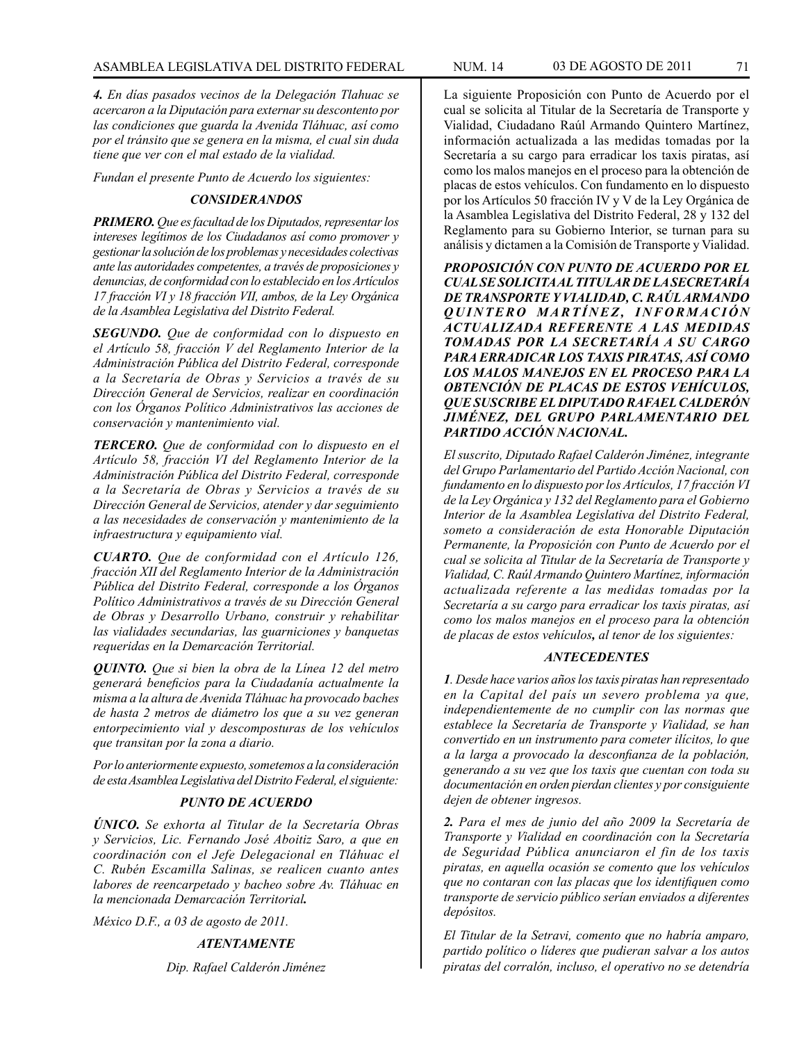*4. En días pasados vecinos de la Delegación Tlahuac se acercaron a la Diputación para externar su descontento por las condiciones que guarda la Avenida Tláhuac, así como por el tránsito que se genera en la misma, el cual sin duda tiene que ver con el mal estado de la vialidad.*

*Fundan el presente Punto de Acuerdo los siguientes:*

### *CONSIDERANDOS*

***PRIMERO.*** *Que es facultad de los Diputados, representar los intereses legítimos de los Ciudadanos así como promover y gestionar la solución de los problemas y necesidades colectivas ante las autoridades competentes, a través de proposiciones y denuncias, de conformidad con lo establecido en los Artículos 17 fracción VI y 18 fracción VII, ambos, de la Ley Orgánica de la Asamblea Legislativa del Distrito Federal.*

***SEGUNDO.*** *Que de conformidad con lo dispuesto en el Artículo 58, fracción V del Reglamento Interior de la Administración Pública del Distrito Federal, corresponde a la Secretaría de Obras y Servicios a través de su Dirección General de Servicios, realizar en coordinación con los Órganos Político Administrativos las acciones de conservación y mantenimiento vial.*

***TERCERO.*** *Que de conformidad con lo dispuesto en el Artículo 58, fracción VI del Reglamento Interior de la Administración Pública del Distrito Federal, corresponde a la Secretaría de Obras y Servicios a través de su Dirección General de Servicios, atender y dar seguimiento a las necesidades de conservación y mantenimiento de la infraestructura y equipamiento vial.*

***CUARTO.*** *Que de conformidad con el Artículo 126, fracción XII del Reglamento Interior de la Administración Pública del Distrito Federal, corresponde a los Órganos Político Administrativos a través de su Dirección General de Obras y Desarrollo Urbano, construir y rehabilitar las vialidades secundarias, las guarniciones y banquetas requeridas en la Demarcación Territorial.*

***QUINTO.*** *Que si bien la obra de la Línea 12 del metro generará beneficios para la Ciudadanía actualmente la misma a la altura de Avenida Tláhuac ha provocado baches de hasta 2 metros de diámetro los que a su vez generan entorpecimiento vial y descomposturas de los vehículos que transitan por la zona a diario.*

*Por lo anteriormente expuesto, sometemos a la consideración de esta Asamblea Legislativa del Distrito Federal, el siguiente:*

### *PUNTO DE ACUERDO*

***ÚNICO.*** *Se exhorta al Titular de la Secretaría Obras y Servicios, Lic. Fernando José Aboitiz Saro, a que en coordinación con el Jefe Delegacional en Tláhuac el C. Rubén Escamilla Salinas, se realicen cuanto antes labores de reencarpetado y bacheo sobre Av. Tláhuac en la mencionada Demarcación Territorial.*

*México D.F., a 03 de agosto de 2011.*

***ATENTAMENTE***

*Dip. Rafael Calderón Jiménez*

La siguiente Proposición con Punto de Acuerdo por el cual se solicita al Titular de la Secretaría de Transporte y Vialidad, Ciudadano Raúl Armando Quintero Martínez, información actualizada a las medidas tomadas por la Secretaría a su cargo para erradicar los taxis piratas, así como los malos manejos en el proceso para la obtención de placas de estos vehículos. Con fundamento en lo dispuesto por los Artículos 50 fracción IV y V de la Ley Orgánica de la Asamblea Legislativa del Distrito Federal, 28 y 132 del Reglamento para su Gobierno Interior, se turnan para su análisis y dictamen a la Comisión de Transporte y Vialidad.

***PROPOSICIÓN CON PUNTO DE ACUERDO POR EL CUAL SE SOLICITA AL TITULAR DE LA SECRETARÍA DE TRANSPORTE Y VIALIDAD, C. RAÚL ARMANDO QUINTERO MARTÍNEZ, INFORMACIÓN ACTUALIZADA REFERENTE A LAS MEDIDAS TOMADAS POR LA SECRETARÍA A SU CARGO PARA ERRADICAR LOS TAXIS PIRATAS, ASÍ COMO LOS MALOS MANEJOS EN EL PROCESO PARA LA OBTENCIÓN DE PLACAS DE ESTOS VEHÍCULOS, QUE SUSCRIBE EL DIPUTADO RAFAEL CALDERÓN JIMÉNEZ, DEL GRUPO PARLAMENTARIO DEL PARTIDO ACCIÓN NACIONAL.***

*El suscrito, Diputado Rafael Calderón Jiménez, integrante del Grupo Parlamentario del Partido Acción Nacional, con fundamento en lo dispuesto por los Artículos, 17 fracción VI de la Ley Orgánica y 132 del Reglamento para el Gobierno Interior de la Asamblea Legislativa del Distrito Federal, someto a consideración de esta Honorable Diputación Permanente, la Proposición con Punto de Acuerdo por el cual se solicita al Titular de la Secretaría de Transporte y Vialidad, C. Raúl Armando Quintero Martínez, información actualizada referente a las medidas tomadas por la Secretaría a su cargo para erradicar los taxis piratas, así como los malos manejos en el proceso para la obtención de placas de estos vehículos**,** al tenor de los siguientes:*

### *ANTECEDENTES*

***1****. Desde hace varios años los taxis piratas han representado en la Capital del país un severo problema ya que, independientemente de no cumplir con las normas que establece la Secretaría de Transporte y Vialidad, se han convertido en un instrumento para cometer ilícitos, lo que a la larga a provocado la desconfianza de la población, generando a su vez que los taxis que cuentan con toda su documentación en orden pierdan clientes y por consiguiente dejen de obtener ingresos.*

***2.*** *Para el mes de junio del año 2009 la Secretaría de Transporte y Vialidad en coordinación con la Secretaría de Seguridad Pública anunciaron el fin de los taxis piratas, en aquella ocasión se comento que los vehículos que no contaran con las placas que los identifiquen como transporte de servicio público serían enviados a diferentes depósitos.*

*El Titular de la Setravi, comento que no habría amparo, partido político o líderes que pudieran salvar a los autos piratas del corralón, incluso, el operativo no se detendría*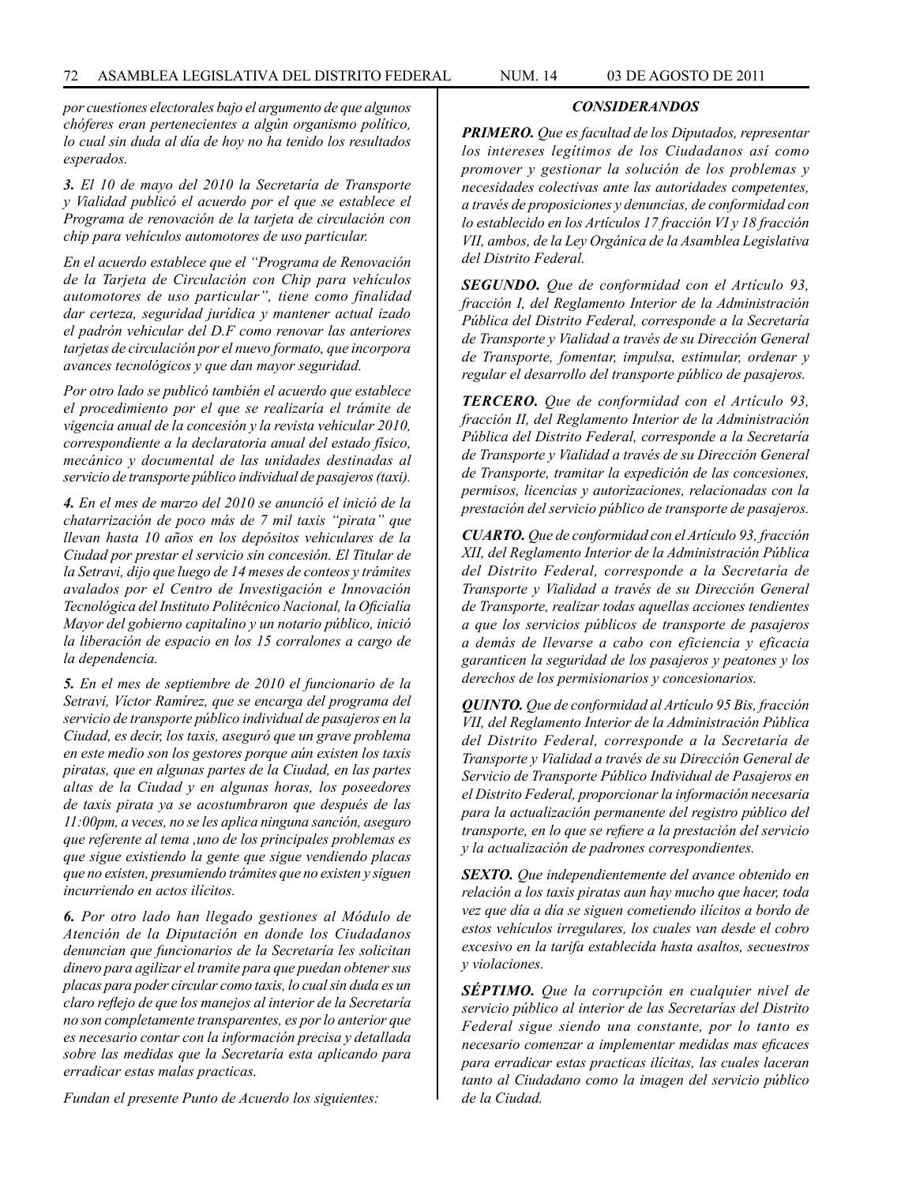*por cuestiones electorales bajo el argumento de que algunos chóferes eran pertenecientes a algún organismo político, lo cual sin duda al día de hoy no ha tenido los resultados esperados.*

***3.*** *El 10 de mayo del 2010 la Secretaría de Transporte y Vialidad publicó el acuerdo por el que se establece el Programa de renovación de la tarjeta de circulación con chip para vehículos automotores de uso particular.*

*En el acuerdo establece que el "Programa de Renovación de la Tarjeta de Circulación con Chip para vehículos automotores de uso particular", tiene como finalidad dar certeza, seguridad jurídica y mantener actual izado el padrón vehicular del D.F como renovar las anteriores tarjetas de circulación por el nuevo formato, que incorpora avances tecnológicos y que dan mayor seguridad.*

*Por otro lado se publicó también el acuerdo que establece el procedimiento por el que se realizaría el trámite de vigencia anual de la concesión y la revista vehicular 2010, correspondiente a la declaratoria anual del estado físico, mecánico y documental de las unidades destinadas al servicio de transporte público individual de pasajeros (taxi).*

***4.*** *En el mes de marzo del 2010 se anunció el inició de la chatarrización de poco más de 7 mil taxis "pirata" que llevan hasta 10 años en los depósitos vehiculares de la Ciudad por prestar el servicio sin concesión. El Titular de la Setravi, dijo que luego de 14 meses de conteos y trámites avalados por el Centro de Investigación e Innovación Tecnológica del Instituto Politécnico Nacional, la Oficialía Mayor del gobierno capitalino y un notario público, inició la liberación de espacio en los 15 corralones a cargo de la dependencia.*

***5.*** *En el mes de septiembre de 2010 el funcionario de la Setravi, Víctor Ramírez, que se encarga del programa del servicio de transporte público individual de pasajeros en la Ciudad, es decir, los taxis, aseguró que un grave problema en este medio son los gestores porque aún existen los taxis piratas, que en algunas partes de la Ciudad, en las partes altas de la Ciudad y en algunas horas, los poseedores de taxis pirata ya se acostumbraron que después de las 11:00pm, a veces, no se les aplica ninguna sanción, aseguro que referente al tema ,uno de los principales problemas es que sigue existiendo la gente que sigue vendiendo placas que no existen, presumiendo trámites que no existen y siguen incurriendo en actos ilícitos.*

***6.*** *Por otro lado han llegado gestiones al Módulo de Atención de la Diputación en donde los Ciudadanos denuncian que funcionarios de la Secretaría les solicitan dinero para agilizar el tramite para que puedan obtener sus placas para poder circular como taxis, lo cual sin duda es un claro reflejo de que los manejos al interior de la Secretaría no son completamente transparentes, es por lo anterior que es necesario contar con la información precisa y detallada sobre las medidas que la Secretaría esta aplicando para erradicar estas malas practicas.*

*Fundan el presente Punto de Acuerdo los siguientes:*

***CONSIDERANDOS***

***PRIMERO.*** *Que es facultad de los Diputados, representar los intereses legítimos de los Ciudadanos así como promover y gestionar la solución de los problemas y necesidades colectivas ante las autoridades competentes, a través de proposiciones y denuncias, de conformidad con lo establecido en los Artículos 17 fracción VI y 18 fracción VII, ambos, de la Ley Orgánica de la Asamblea Legislativa del Distrito Federal.*

***SEGUNDO.*** *Que de conformidad con el Artículo 93, fracción I, del Reglamento Interior de la Administración Pública del Distrito Federal, corresponde a la Secretaría de Transporte y Vialidad a través de su Dirección General de Transporte, fomentar, impulsa, estimular, ordenar y regular el desarrollo del transporte público de pasajeros.*

***TERCERO.*** *Que de conformidad con el Artículo 93, fracción II, del Reglamento Interior de la Administración Pública del Distrito Federal, corresponde a la Secretaría de Transporte y Vialidad a través de su Dirección General de Transporte, tramitar la expedición de las concesiones, permisos, licencias y autorizaciones, relacionadas con la prestación del servicio público de transporte de pasajeros.*

***CUARTO.*** *Que de conformidad con el Artículo 93, fracción XII, del Reglamento Interior de la Administración Pública del Distrito Federal, corresponde a la Secretaría de Transporte y Vialidad a través de su Dirección General de Transporte, realizar todas aquellas acciones tendientes a que los servicios públicos de transporte de pasajeros a demás de llevarse a cabo con eficiencia y eficacia garanticen la seguridad de los pasajeros y peatones y los derechos de los permisionarios y concesionarios.*

***QUINTO.*** *Que de conformidad al Artículo 95 Bis, fracción VII, del Reglamento Interior de la Administración Pública del Distrito Federal, corresponde a la Secretaría de Transporte y Vialidad a través de su Dirección General de Servicio de Transporte Público Individual de Pasajeros en el Distrito Federal, proporcionar la información necesaria para la actualización permanente del registro público del transporte, en lo que se refiere a la prestación del servicio y la actualización de padrones correspondientes.*

***SEXTO.*** *Que independientemente del avance obtenido en relación a los taxis piratas aun hay mucho que hacer, toda vez que día a día se siguen cometiendo ilícitos a bordo de estos vehículos irregulares, los cuales van desde el cobro excesivo en la tarifa establecida hasta asaltos, secuestros y violaciones.*

***SÉPTIMO.*** *Que la corrupción en cualquier nivel de servicio público al interior de las Secretarías del Distrito Federal sigue siendo una constante, por lo tanto es necesario comenzar a implementar medidas mas eficaces para erradicar estas practicas ilícitas, las cuales laceran tanto al Ciudadano como la imagen del servicio público de la Ciudad.*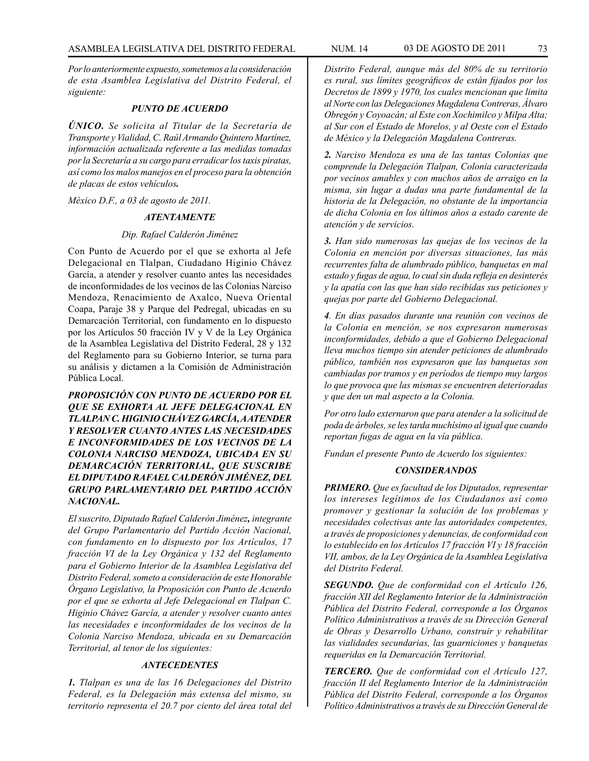*Por lo anteriormente expuesto, sometemos a la consideración de esta Asamblea Legislativa del Distrito Federal, el siguiente:*

***PUNTO DE ACUERDO***

***ÚNICO.*** *Se solicita al Titular de la Secretaría de Transporte y Vialidad, C. Raúl Armando Quintero Martínez, información actualizada referente a las medidas tomadas por la Secretaría a su cargo para erradicar los taxis piratas, así como los malos manejos en el proceso para la obtención de placas de estos vehículos.*

*México D.F., a 03 de agosto de 2011.*

***ATENTAMENTE***

*Dip. Rafael Calderón Jiménez*

Con Punto de Acuerdo por el que se exhorta al Jefe Delegacional en Tlalpan, Ciudadano Higinio Chávez García, a atender y resolver cuanto antes las necesidades de inconformidades de los vecinos de las Colonias Narciso Mendoza, Renacimiento de Axalco, Nueva Oriental Coapa, Paraje 38 y Parque del Pedregal, ubicadas en su Demarcación Territorial, con fundamento en lo dispuesto por los Artículos 50 fracción IV y V de la Ley Orgánica de la Asamblea Legislativa del Distrito Federal, 28 y 132 del Reglamento para su Gobierno Interior, se turna para su análisis y dictamen a la Comisión de Administración Pública Local.

***PROPOSICIÓN CON PUNTO DE ACUERDO POR EL QUE SE EXHORTA AL JEFE DELEGACIONAL EN TLALPAN C. HIGINIO CHÁVEZ GARCÍA, A ATENDER Y RESOLVER CUANTO ANTES LAS NECESIDADES E INCONFORMIDADES DE LOS VECINOS DE LA COLONIA NARCISO MENDOZA, UBICADA EN SU DEMARCACIÓN TERRITORIAL, QUE SUSCRIBE EL DIPUTADO RAFAEL CALDERÓN JIMÉNEZ, DEL GRUPO PARLAMENTARIO DEL PARTIDO ACCIÓN NACIONAL.***

*El suscrito, Diputado Rafael Calderón Jiménez, integrante del Grupo Parlamentario del Partido Acción Nacional, con fundamento en lo dispuesto por los Artículos, 17 fracción VI de la Ley Orgánica y 132 del Reglamento para el Gobierno Interior de la Asamblea Legislativa del Distrito Federal, someto a consideración de este Honorable Órgano Legislativo, la Proposición con Punto de Acuerdo por el que se exhorta al Jefe Delegacional en Tlalpan C. Higinio Chávez García, a atender y resolver cuanto antes las necesidades e inconformidades de los vecinos de la Colonia Narciso Mendoza, ubicada en su Demarcación Territorial, al tenor de los siguientes:*

***ANTECEDENTES***

***1.*** *Tlalpan es una de las 16 Delegaciones del Distrito Federal, es la Delegación más extensa del mismo, su territorio representa el 20.7 por ciento del área total del Distrito Federal, aunque más del 80% de su territorio es rural, sus límites geográficos de están fijados por los Decretos de 1899 y 1970, los cuales mencionan que limita al Norte con las Delegaciones Magdalena Contreras, Álvaro Obregón y Coyoacán; al Este con Xochimilco y Milpa Alta; al Sur con el Estado de Morelos, y al Oeste con el Estado de México y la Delegación Magdalena Contreras.*

***2.*** *Narciso Mendoza es una de las tantas Colonias que comprende la Delegación Tlalpan, Colonia caracterizada por vecinos amables y con muchos años de arraigo en la misma, sin lugar a dudas una parte fundamental de la historia de la Delegación, no obstante de la importancia de dicha Colonia en los últimos años a estado carente de atención y de servicios.*

***3.*** *Han sido numerosas las quejas de los vecinos de la Colonia en mención por diversas situaciones, las más recurrentes falta de alumbrado público, banquetas en mal estado y fugas de agua, lo cual sin duda refleja en desinterés y la apatía con las que han sido recibidas sus peticiones y quejas por parte del Gobierno Delegacional.*

***4***. *En días pasados durante una reunión con vecinos de la Colonia en mención, se nos expresaron numerosas inconformidades, debido a que el Gobierno Delegacional lleva muchos tiempo sin atender peticiones de alumbrado público, también nos expresaron que las banquetas son cambiadas por tramos y en períodos de tiempo muy largos lo que provoca que las mismas se encuentren deterioradas y que den un mal aspecto a la Colonia.*

*Por otro lado externaron que para atender a la solicitud de poda de árboles, se les tarda muchísimo al igual que cuando reportan fugas de agua en la vía pública.*

*Fundan el presente Punto de Acuerdo los siguientes:*

***CONSIDERANDOS***

***PRIMERO.*** *Que es facultad de los Diputados, representar los intereses legítimos de los Ciudadanos así como promover y gestionar la solución de los problemas y necesidades colectivas ante las autoridades competentes, a través de proposiciones y denuncias, de conformidad con lo establecido en los Artículos 17 fracción VI y 18 fracción VII, ambos, de la Ley Orgánica de la Asamblea Legislativa del Distrito Federal.*

***SEGUNDO.*** *Que de conformidad con el Artículo 126, fracción XII del Reglamento Interior de la Administración Pública del Distrito Federal, corresponde a los Órganos Político Administrativos a través de su Dirección General de Obras y Desarrollo Urbano, construir y rehabilitar las vialidades secundarias, las guarniciones y banquetas requeridas en la Demarcación Territorial.*

***TERCERO.*** *Que de conformidad con el Artículo 127, fracción II del Reglamento Interior de la Administración Pública del Distrito Federal, corresponde a los Órganos Político Administrativos a través de su Dirección General de*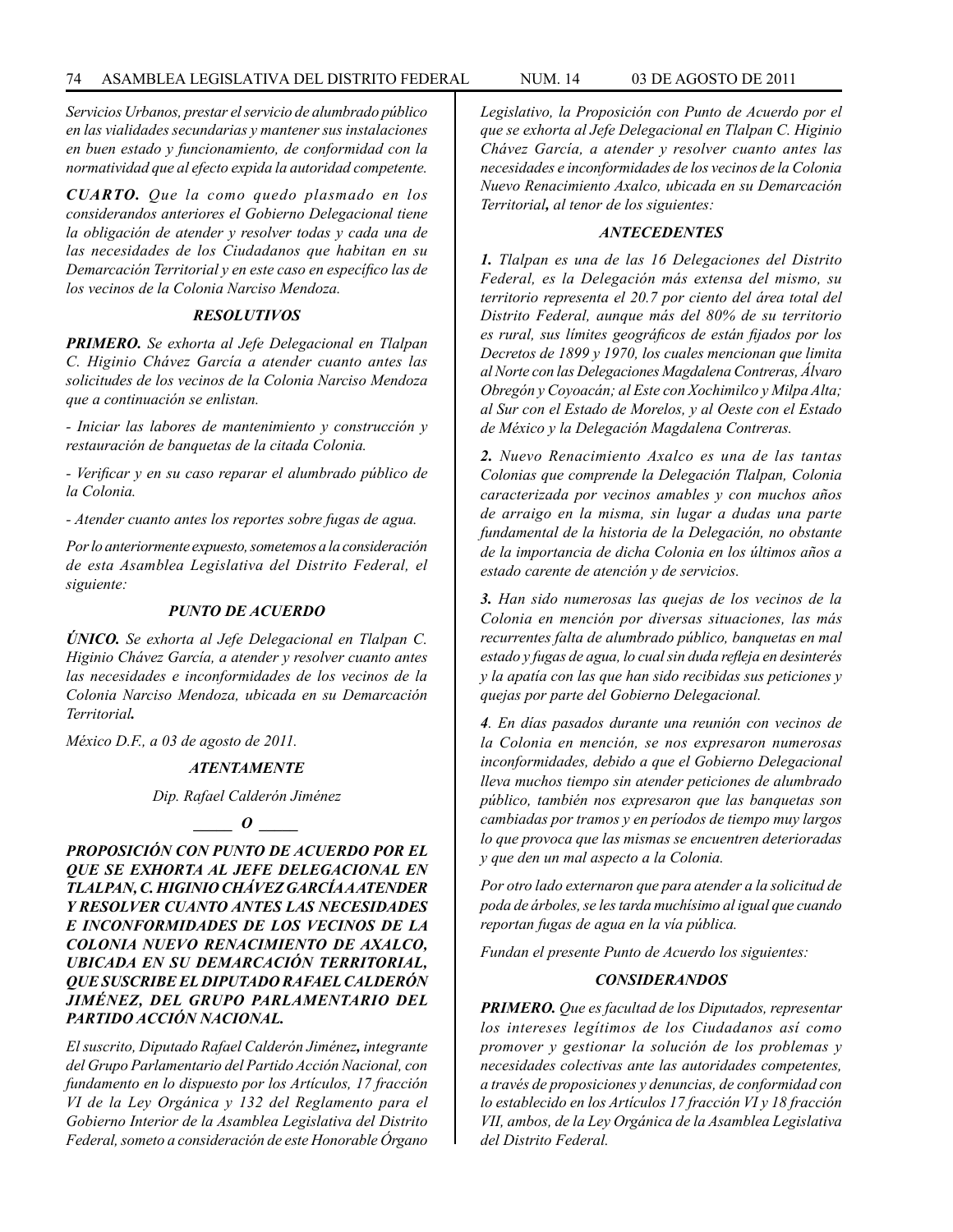*Servicios Urbanos, prestar el servicio de alumbrado público en las vialidades secundarias y mantener sus instalaciones en buen estado y funcionamiento, de conformidad con la normatividad que al efecto expida la autoridad competente.*

***CUARTO.*** *Que la como quedo plasmado en los considerandos anteriores el Gobierno Delegacional tiene la obligación de atender y resolver todas y cada una de las necesidades de los Ciudadanos que habitan en su Demarcación Territorial y en este caso en específico las de los vecinos de la Colonia Narciso Mendoza.*

***RESOLUTIVOS***

***PRIMERO.*** *Se exhorta al Jefe Delegacional en Tlalpan C. Higinio Chávez García a atender cuanto antes las solicitudes de los vecinos de la Colonia Narciso Mendoza que a continuación se enlistan.*

*- Iniciar las labores de mantenimiento y construcción y restauración de banquetas de la citada Colonia.*

*- Verificar y en su caso reparar el alumbrado público de la Colonia.*

*- Atender cuanto antes los reportes sobre fugas de agua.*

*Por lo anteriormente expuesto, sometemos a la consideración de esta Asamblea Legislativa del Distrito Federal, el siguiente:*

***PUNTO DE ACUERDO***

***ÚNICO.*** *Se exhorta al Jefe Delegacional en Tlalpan C. Higinio Chávez García, a atender y resolver cuanto antes las necesidades e inconformidades de los vecinos de la Colonia Narciso Mendoza, ubicada en su Demarcación Territorial**.***

*México D.F., a 03 de agosto de 2011.*

***ATENTAMENTE***

*Dip. Rafael Calderón Jiménez*

***_____ O _____***

***PROPOSICIÓN CON PUNTO DE ACUERDO POR EL QUE SE EXHORTA AL JEFE DELEGACIONAL EN TLALPAN, C. HIGINIO CHÁVEZ GARCÍA A ATENDER Y RESOLVER CUANTO ANTES LAS NECESIDADES E INCONFORMIDADES DE LOS VECINOS DE LA COLONIA NUEVO RENACIMIENTO DE AXALCO, UBICADA EN SU DEMARCACIÓN TERRITORIAL, QUE SUSCRIBE EL DIPUTADO RAFAEL CALDERÓN JIMÉNEZ, DEL GRUPO PARLAMENTARIO DEL PARTIDO ACCIÓN NACIONAL.***

*El suscrito, Diputado Rafael Calderón Jiménez**,** integrante del Grupo Parlamentario del Partido Acción Nacional, con fundamento en lo dispuesto por los Artículos, 17 fracción VI de la Ley Orgánica y 132 del Reglamento para el Gobierno Interior de la Asamblea Legislativa del Distrito Federal, someto a consideración de este Honorable Órgano Legislativo, la Proposición con Punto de Acuerdo por el que se exhorta al Jefe Delegacional en Tlalpan C. Higinio Chávez García, a atender y resolver cuanto antes las necesidades e inconformidades de los vecinos de la Colonia Nuevo Renacimiento Axalco, ubicada en su Demarcación Territorial**,** al tenor de los siguientes:*

***ANTECEDENTES***

***1.*** *Tlalpan es una de las 16 Delegaciones del Distrito Federal, es la Delegación más extensa del mismo, su territorio representa el 20.7 por ciento del área total del Distrito Federal, aunque más del 80% de su territorio es rural, sus límites geográficos de están fijados por los Decretos de 1899 y 1970, los cuales mencionan que limita al Norte con las Delegaciones Magdalena Contreras, Álvaro Obregón y Coyoacán; al Este con Xochimilco y Milpa Alta; al Sur con el Estado de Morelos, y al Oeste con el Estado de México y la Delegación Magdalena Contreras.*

***2.*** *Nuevo Renacimiento Axalco es una de las tantas Colonias que comprende la Delegación Tlalpan, Colonia caracterizada por vecinos amables y con muchos años de arraigo en la misma, sin lugar a dudas una parte fundamental de la historia de la Delegación, no obstante de la importancia de dicha Colonia en los últimos años a estado carente de atención y de servicios.*

***3.*** *Han sido numerosas las quejas de los vecinos de la Colonia en mención por diversas situaciones, las más recurrentes falta de alumbrado público, banquetas en mal estado y fugas de agua, lo cual sin duda refleja en desinterés y la apatía con las que han sido recibidas sus peticiones y quejas por parte del Gobierno Delegacional.*

***4****. En días pasados durante una reunión con vecinos de la Colonia en mención, se nos expresaron numerosas inconformidades, debido a que el Gobierno Delegacional lleva muchos tiempo sin atender peticiones de alumbrado público, también nos expresaron que las banquetas son cambiadas por tramos y en períodos de tiempo muy largos lo que provoca que las mismas se encuentren deterioradas y que den un mal aspecto a la Colonia.*

*Por otro lado externaron que para atender a la solicitud de poda de árboles, se les tarda muchísimo al igual que cuando reportan fugas de agua en la vía pública.*

*Fundan el presente Punto de Acuerdo los siguientes:*

***CONSIDERANDOS***

***PRIMERO.*** *Que es facultad de los Diputados, representar los intereses legítimos de los Ciudadanos así como promover y gestionar la solución de los problemas y necesidades colectivas ante las autoridades competentes, a través de proposiciones y denuncias, de conformidad con lo establecido en los Artículos 17 fracción VI y 18 fracción VII, ambos, de la Ley Orgánica de la Asamblea Legislativa del Distrito Federal.*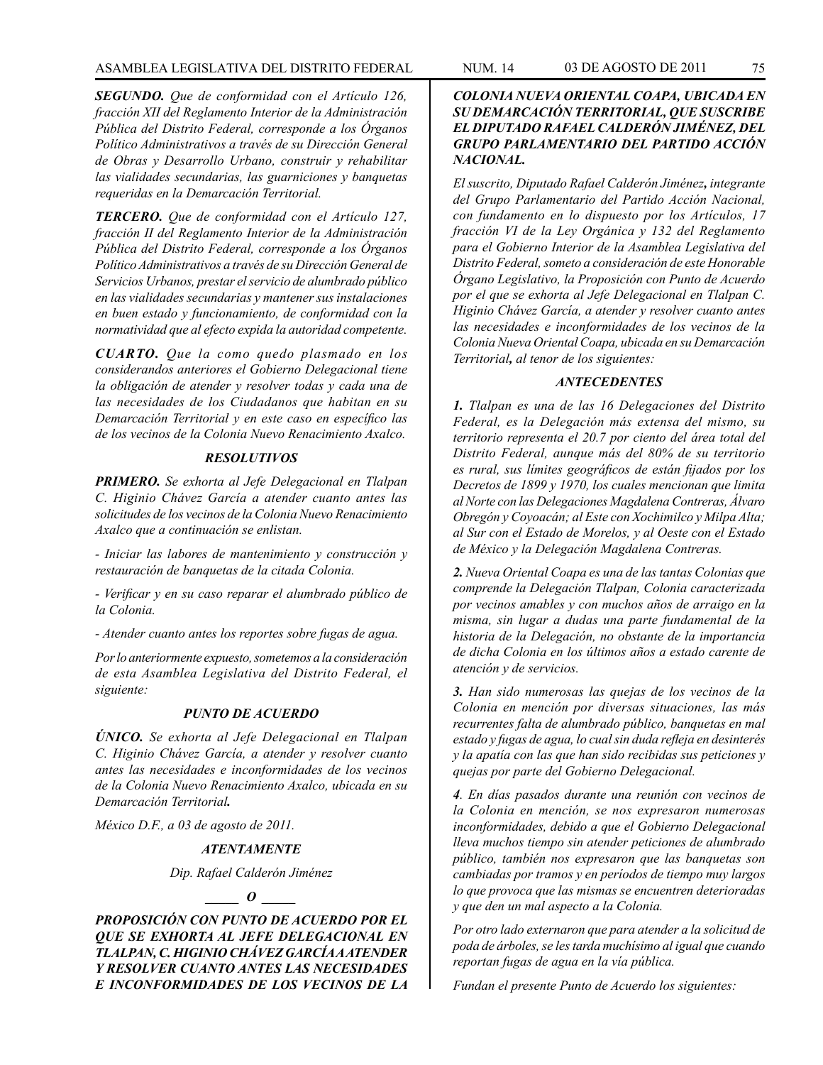***SEGUNDO.*** *Que de conformidad con el Artículo 126, fracción XII del Reglamento Interior de la Administración Pública del Distrito Federal, corresponde a los Órganos Político Administrativos a través de su Dirección General de Obras y Desarrollo Urbano, construir y rehabilitar las vialidades secundarias, las guarniciones y banquetas requeridas en la Demarcación Territorial.*

***TERCERO.*** *Que de conformidad con el Artículo 127, fracción II del Reglamento Interior de la Administración Pública del Distrito Federal, corresponde a los Órganos Político Administrativos a través de su Dirección General de Servicios Urbanos, prestar el servicio de alumbrado público en las vialidades secundarias y mantener sus instalaciones en buen estado y funcionamiento, de conformidad con la normatividad que al efecto expida la autoridad competente.*

***CUARTO.*** *Que la como quedo plasmado en los considerandos anteriores el Gobierno Delegacional tiene la obligación de atender y resolver todas y cada una de las necesidades de los Ciudadanos que habitan en su Demarcación Territorial y en este caso en específico las de los vecinos de la Colonia Nuevo Renacimiento Axalco.*

***RESOLUTIVOS***

***PRIMERO.*** *Se exhorta al Jefe Delegacional en Tlalpan C. Higinio Chávez García a atender cuanto antes las solicitudes de los vecinos de la Colonia Nuevo Renacimiento Axalco que a continuación se enlistan.*

*- Iniciar las labores de mantenimiento y construcción y restauración de banquetas de la citada Colonia.*

*- Verificar y en su caso reparar el alumbrado público de la Colonia.*

*- Atender cuanto antes los reportes sobre fugas de agua.*

*Por lo anteriormente expuesto, sometemos a la consideración de esta Asamblea Legislativa del Distrito Federal, el siguiente:*

***PUNTO DE ACUERDO***

***ÚNICO.*** *Se exhorta al Jefe Delegacional en Tlalpan C. Higinio Chávez García, a atender y resolver cuanto antes las necesidades e inconformidades de los vecinos de la Colonia Nuevo Renacimiento Axalco, ubicada en su Demarcación Territorial.*

*México D.F., a 03 de agosto de 2011.*

***ATENTAMENTE***

*Dip. Rafael Calderón Jiménez*

***\_\_\_\_\_ O \_\_\_\_\_***

***PROPOSICIÓN CON PUNTO DE ACUERDO POR EL QUE SE EXHORTA AL JEFE DELEGACIONAL EN TLALPAN, C. HIGINIO CHÁVEZ GARCÍA A ATENDER Y RESOLVER CUANTO ANTES LAS NECESIDADES E INCONFORMIDADES DE LOS VECINOS DE LA COLONIA NUEVA ORIENTAL COAPA, UBICADA EN SU DEMARCACIÓN TERRITORIAL, QUE SUSCRIBE EL DIPUTADO RAFAEL CALDERÓN JIMÉNEZ, DEL GRUPO PARLAMENTARIO DEL PARTIDO ACCIÓN NACIONAL.***

*El suscrito, Diputado Rafael Calderón Jiménez**,** integrante del Grupo Parlamentario del Partido Acción Nacional, con fundamento en lo dispuesto por los Artículos, 17 fracción VI de la Ley Orgánica y 132 del Reglamento para el Gobierno Interior de la Asamblea Legislativa del Distrito Federal, someto a consideración de este Honorable Órgano Legislativo, la Proposición con Punto de Acuerdo por el que se exhorta al Jefe Delegacional en Tlalpan C. Higinio Chávez García, a atender y resolver cuanto antes las necesidades e inconformidades de los vecinos de la Colonia Nueva Oriental Coapa, ubicada en su Demarcación Territorial**,** al tenor de los siguientes:*

***ANTECEDENTES***

***1.*** *Tlalpan es una de las 16 Delegaciones del Distrito Federal, es la Delegación más extensa del mismo, su territorio representa el 20.7 por ciento del área total del Distrito Federal, aunque más del 80% de su territorio es rural, sus límites geográficos de están fijados por los Decretos de 1899 y 1970, los cuales mencionan que limita al Norte con las Delegaciones Magdalena Contreras, Álvaro Obregón y Coyoacán; al Este con Xochimilco y Milpa Alta; al Sur con el Estado de Morelos, y al Oeste con el Estado de México y la Delegación Magdalena Contreras.*

***2.*** *Nueva Oriental Coapa es una de las tantas Colonias que comprende la Delegación Tlalpan, Colonia caracterizada por vecinos amables y con muchos años de arraigo en la misma, sin lugar a dudas una parte fundamental de la historia de la Delegación, no obstante de la importancia de dicha Colonia en los últimos años a estado carente de atención y de servicios.*

***3.*** *Han sido numerosas las quejas de los vecinos de la Colonia en mención por diversas situaciones, las más recurrentes falta de alumbrado público, banquetas en mal estado y fugas de agua, lo cual sin duda refleja en desinterés y la apatía con las que han sido recibidas sus peticiones y quejas por parte del Gobierno Delegacional.*

***4****. En días pasados durante una reunión con vecinos de la Colonia en mención, se nos expresaron numerosas inconformidades, debido a que el Gobierno Delegacional lleva muchos tiempo sin atender peticiones de alumbrado público, también nos expresaron que las banquetas son cambiadas por tramos y en períodos de tiempo muy largos lo que provoca que las mismas se encuentren deterioradas y que den un mal aspecto a la Colonia.*

*Por otro lado externaron que para atender a la solicitud de poda de árboles, se les tarda muchísimo al igual que cuando reportan fugas de agua en la vía pública.*

*Fundan el presente Punto de Acuerdo los siguientes:*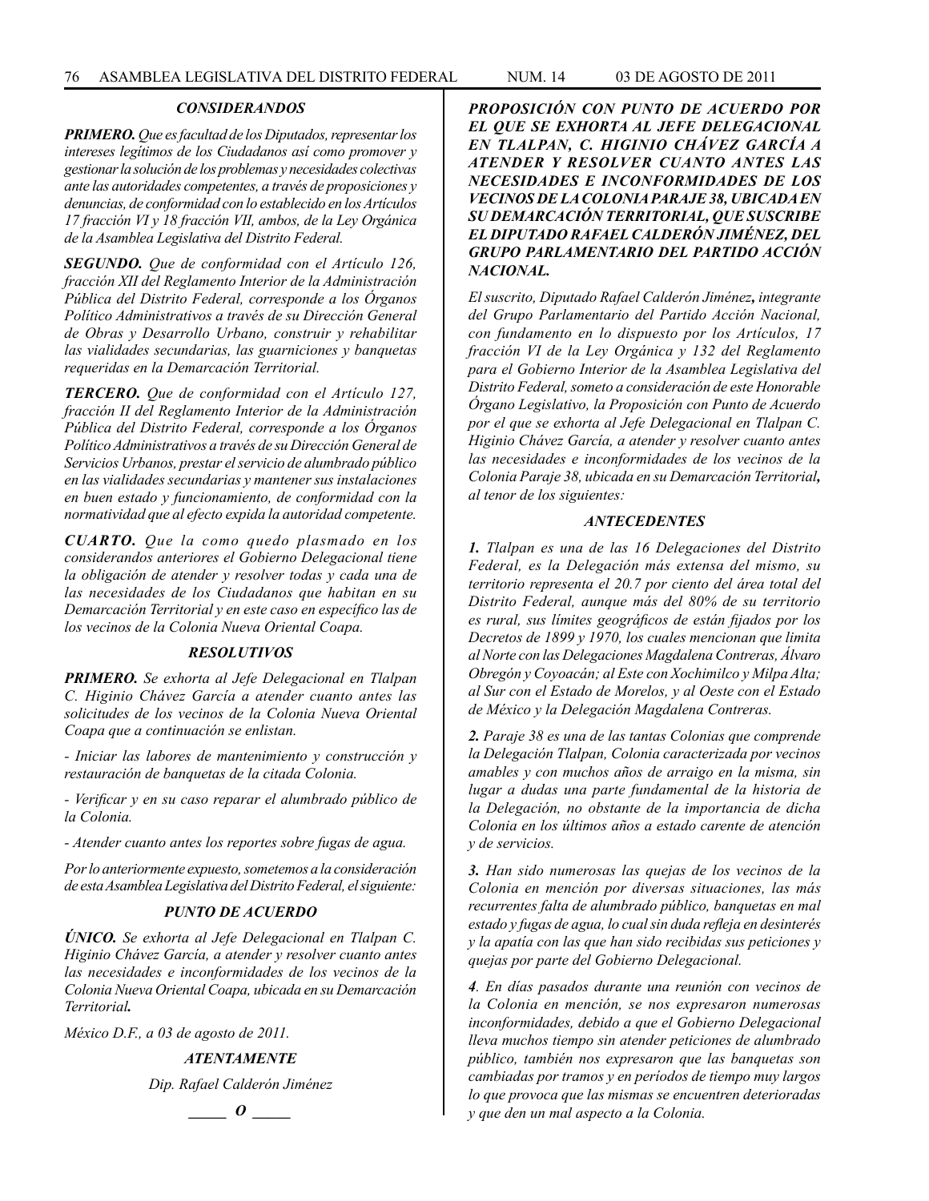### *CONSIDERANDOS*

***PRIMERO.*** *Que es facultad de los Diputados, representar los intereses legítimos de los Ciudadanos así como promover y gestionar la solución de los problemas y necesidades colectivas ante las autoridades competentes, a través de proposiciones y denuncias, de conformidad con lo establecido en los Artículos 17 fracción VI y 18 fracción VII, ambos, de la Ley Orgánica de la Asamblea Legislativa del Distrito Federal.*

***SEGUNDO.*** *Que de conformidad con el Artículo 126, fracción XII del Reglamento Interior de la Administración Pública del Distrito Federal, corresponde a los Órganos Político Administrativos a través de su Dirección General de Obras y Desarrollo Urbano, construir y rehabilitar las vialidades secundarias, las guarniciones y banquetas requeridas en la Demarcación Territorial.*

***TERCERO.*** *Que de conformidad con el Artículo 127, fracción II del Reglamento Interior de la Administración Pública del Distrito Federal, corresponde a los Órganos Político Administrativos a través de su Dirección General de Servicios Urbanos, prestar el servicio de alumbrado público en las vialidades secundarias y mantener sus instalaciones en buen estado y funcionamiento, de conformidad con la normatividad que al efecto expida la autoridad competente.*

***CUARTO.*** *Que la como quedo plasmado en los considerandos anteriores el Gobierno Delegacional tiene la obligación de atender y resolver todas y cada una de las necesidades de los Ciudadanos que habitan en su Demarcación Territorial y en este caso en específico las de los vecinos de la Colonia Nueva Oriental Coapa.*

### *RESOLUTIVOS*

***PRIMERO.*** *Se exhorta al Jefe Delegacional en Tlalpan C. Higinio Chávez García a atender cuanto antes las solicitudes de los vecinos de la Colonia Nueva Oriental Coapa que a continuación se enlistan.*

*- Iniciar las labores de mantenimiento y construcción y restauración de banquetas de la citada Colonia.*

*- Verificar y en su caso reparar el alumbrado público de la Colonia.*

*- Atender cuanto antes los reportes sobre fugas de agua.*

*Por lo anteriormente expuesto, sometemos a la consideración de esta Asamblea Legislativa del Distrito Federal, el siguiente:*

### *PUNTO DE ACUERDO*

***ÚNICO.*** *Se exhorta al Jefe Delegacional en Tlalpan C. Higinio Chávez García, a atender y resolver cuanto antes las necesidades e inconformidades de los vecinos de la Colonia Nueva Oriental Coapa, ubicada en su Demarcación Territorial**.***

*México D.F., a 03 de agosto de 2011.*

***ATENTAMENTE***

*Dip. Rafael Calderón Jiménez*

*_____ O _____*

### ***PROPOSICIÓN CON PUNTO DE ACUERDO POR EL QUE SE EXHORTA AL JEFE DELEGACIONAL EN TLALPAN, C. HIGINIO CHÁVEZ GARCÍA A ATENDER Y RESOLVER CUANTO ANTES LAS NECESIDADES E INCONFORMIDADES DE LOS VECINOS DE LA COLONIA PARAJE 38, UBICADA EN SU DEMARCACIÓN TERRITORIAL, QUE SUSCRIBE EL DIPUTADO RAFAEL CALDERÓN JIMÉNEZ, DEL GRUPO PARLAMENTARIO DEL PARTIDO ACCIÓN NACIONAL.***

*El suscrito, Diputado Rafael Calderón Jiménez**,** integrante del Grupo Parlamentario del Partido Acción Nacional, con fundamento en lo dispuesto por los Artículos, 17 fracción VI de la Ley Orgánica y 132 del Reglamento para el Gobierno Interior de la Asamblea Legislativa del Distrito Federal, someto a consideración de este Honorable Órgano Legislativo, la Proposición con Punto de Acuerdo por el que se exhorta al Jefe Delegacional en Tlalpan C. Higinio Chávez García, a atender y resolver cuanto antes las necesidades e inconformidades de los vecinos de la Colonia Paraje 38, ubicada en su Demarcación Territorial**,** al tenor de los siguientes:*

### *ANTECEDENTES*

***1.*** *Tlalpan es una de las 16 Delegaciones del Distrito Federal, es la Delegación más extensa del mismo, su territorio representa el 20.7 por ciento del área total del Distrito Federal, aunque más del 80% de su territorio es rural, sus límites geográficos de están fijados por los Decretos de 1899 y 1970, los cuales mencionan que limita al Norte con las Delegaciones Magdalena Contreras, Álvaro Obregón y Coyoacán; al Este con Xochimilco y Milpa Alta; al Sur con el Estado de Morelos, y al Oeste con el Estado de México y la Delegación Magdalena Contreras.*

***2.*** *Paraje 38 es una de las tantas Colonias que comprende la Delegación Tlalpan, Colonia caracterizada por vecinos amables y con muchos años de arraigo en la misma, sin lugar a dudas una parte fundamental de la historia de la Delegación, no obstante de la importancia de dicha Colonia en los últimos años a estado carente de atención y de servicios.*

***3.*** *Han sido numerosas las quejas de los vecinos de la Colonia en mención por diversas situaciones, las más recurrentes falta de alumbrado público, banquetas en mal estado y fugas de agua, lo cual sin duda refleja en desinterés y la apatía con las que han sido recibidas sus peticiones y quejas por parte del Gobierno Delegacional.*

*4. En días pasados durante una reunión con vecinos de la Colonia en mención, se nos expresaron numerosas inconformidades, debido a que el Gobierno Delegacional lleva muchos tiempo sin atender peticiones de alumbrado público, también nos expresaron que las banquetas son cambiadas por tramos y en periodos de tiempo muy largos lo que provoca que las mismas se encuentren deterioradas y que den un mal aspecto a la Colonia.*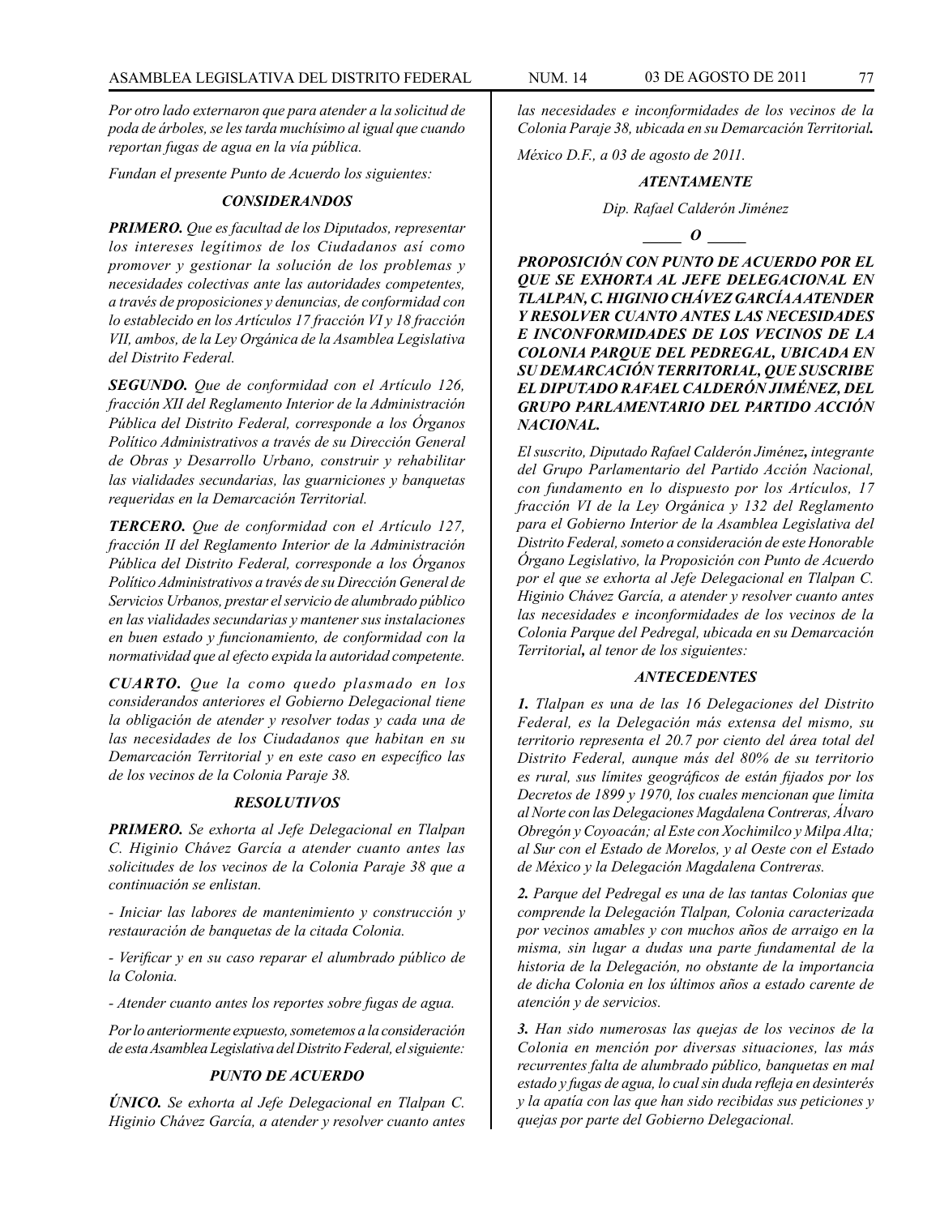*Por otro lado externaron que para atender a la solicitud de poda de árboles, se les tarda muchísimo al igual que cuando reportan fugas de agua en la vía pública.*

*Fundan el presente Punto de Acuerdo los siguientes:*

### *CONSIDERANDOS*

***PRIMERO.*** *Que es facultad de los Diputados, representar los intereses legítimos de los Ciudadanos así como promover y gestionar la solución de los problemas y necesidades colectivas ante las autoridades competentes, a través de proposiciones y denuncias, de conformidad con lo establecido en los Artículos 17 fracción VI y 18 fracción VII, ambos, de la Ley Orgánica de la Asamblea Legislativa del Distrito Federal.*

***SEGUNDO.*** *Que de conformidad con el Artículo 126, fracción XII del Reglamento Interior de la Administración Pública del Distrito Federal, corresponde a los Órganos Político Administrativos a través de su Dirección General de Obras y Desarrollo Urbano, construir y rehabilitar las vialidades secundarias, las guarniciones y banquetas requeridas en la Demarcación Territorial.*

***TERCERO.*** *Que de conformidad con el Artículo 127, fracción II del Reglamento Interior de la Administración Pública del Distrito Federal, corresponde a los Órganos Político Administrativos a través de su Dirección General de Servicios Urbanos, prestar el servicio de alumbrado público en las vialidades secundarias y mantener sus instalaciones en buen estado y funcionamiento, de conformidad con la normatividad que al efecto expida la autoridad competente.*

***CUARTO.*** *Que la como quedo plasmado en los considerandos anteriores el Gobierno Delegacional tiene la obligación de atender y resolver todas y cada una de las necesidades de los Ciudadanos que habitan en su Demarcación Territorial y en este caso en específico las de los vecinos de la Colonia Paraje 38.*

### *RESOLUTIVOS*

***PRIMERO.*** *Se exhorta al Jefe Delegacional en Tlalpan C. Higinio Chávez García a atender cuanto antes las solicitudes de los vecinos de la Colonia Paraje 38 que a continuación se enlistan.*

*- Iniciar las labores de mantenimiento y construcción y restauración de banquetas de la citada Colonia.*

*- Verificar y en su caso reparar el alumbrado público de la Colonia.*

*- Atender cuanto antes los reportes sobre fugas de agua.*

*Por lo anteriormente expuesto, sometemos a la consideración de esta Asamblea Legislativa del Distrito Federal, el siguiente:*

### *PUNTO DE ACUERDO*

***ÚNICO.*** *Se exhorta al Jefe Delegacional en Tlalpan C. Higinio Chávez García, a atender y resolver cuanto antes las necesidades e inconformidades de los vecinos de la Colonia Paraje 38, ubicada en su Demarcación Territorial**.***

*México D.F., a 03 de agosto de 2011.*

***ATENTAMENTE***

*Dip. Rafael Calderón Jiménez*

***\_\_\_\_\_ O \_\_\_\_\_***

***PROPOSICIÓN CON PUNTO DE ACUERDO POR EL QUE SE EXHORTA AL JEFE DELEGACIONAL EN TLALPAN, C. HIGINIO CHÁVEZ GARCÍA A ATENDER Y RESOLVER CUANTO ANTES LAS NECESIDADES E INCONFORMIDADES DE LOS VECINOS DE LA COLONIA PARQUE DEL PEDREGAL, UBICADA EN SU DEMARCACIÓN TERRITORIAL, QUE SUSCRIBE EL DIPUTADO RAFAEL CALDERÓN JIMÉNEZ, DEL GRUPO PARLAMENTARIO DEL PARTIDO ACCIÓN NACIONAL.***

*El suscrito, Diputado Rafael Calderón Jiménez**,** integrante del Grupo Parlamentario del Partido Acción Nacional, con fundamento en lo dispuesto por los Artículos, 17 fracción VI de la Ley Orgánica y 132 del Reglamento para el Gobierno Interior de la Asamblea Legislativa del Distrito Federal, someto a consideración de este Honorable Órgano Legislativo, la Proposición con Punto de Acuerdo por el que se exhorta al Jefe Delegacional en Tlalpan C. Higinio Chávez García, a atender y resolver cuanto antes las necesidades e inconformidades de los vecinos de la Colonia Parque del Pedregal, ubicada en su Demarcación Territorial**,** al tenor de los siguientes:*

### *ANTECEDENTES*

***1.*** *Tlalpan es una de las 16 Delegaciones del Distrito Federal, es la Delegación más extensa del mismo, su territorio representa el 20.7 por ciento del área total del Distrito Federal, aunque más del 80% de su territorio es rural, sus límites geográficos de están fijados por los Decretos de 1899 y 1970, los cuales mencionan que limita al Norte con las Delegaciones Magdalena Contreras, Álvaro Obregón y Coyoacán; al Este con Xochimilco y Milpa Alta; al Sur con el Estado de Morelos, y al Oeste con el Estado de México y la Delegación Magdalena Contreras.*

***2.*** *Parque del Pedregal es una de las tantas Colonias que comprende la Delegación Tlalpan, Colonia caracterizada por vecinos amables y con muchos años de arraigo en la misma, sin lugar a dudas una parte fundamental de la historia de la Delegación, no obstante de la importancia de dicha Colonia en los últimos años a estado carente de atención y de servicios.*

***3.*** *Han sido numerosas las quejas de los vecinos de la Colonia en mención por diversas situaciones, las más recurrentes falta de alumbrado público, banquetas en mal estado y fugas de agua, lo cual sin duda refleja en desinterés y la apatía con las que han sido recibidas sus peticiones y quejas por parte del Gobierno Delegacional.*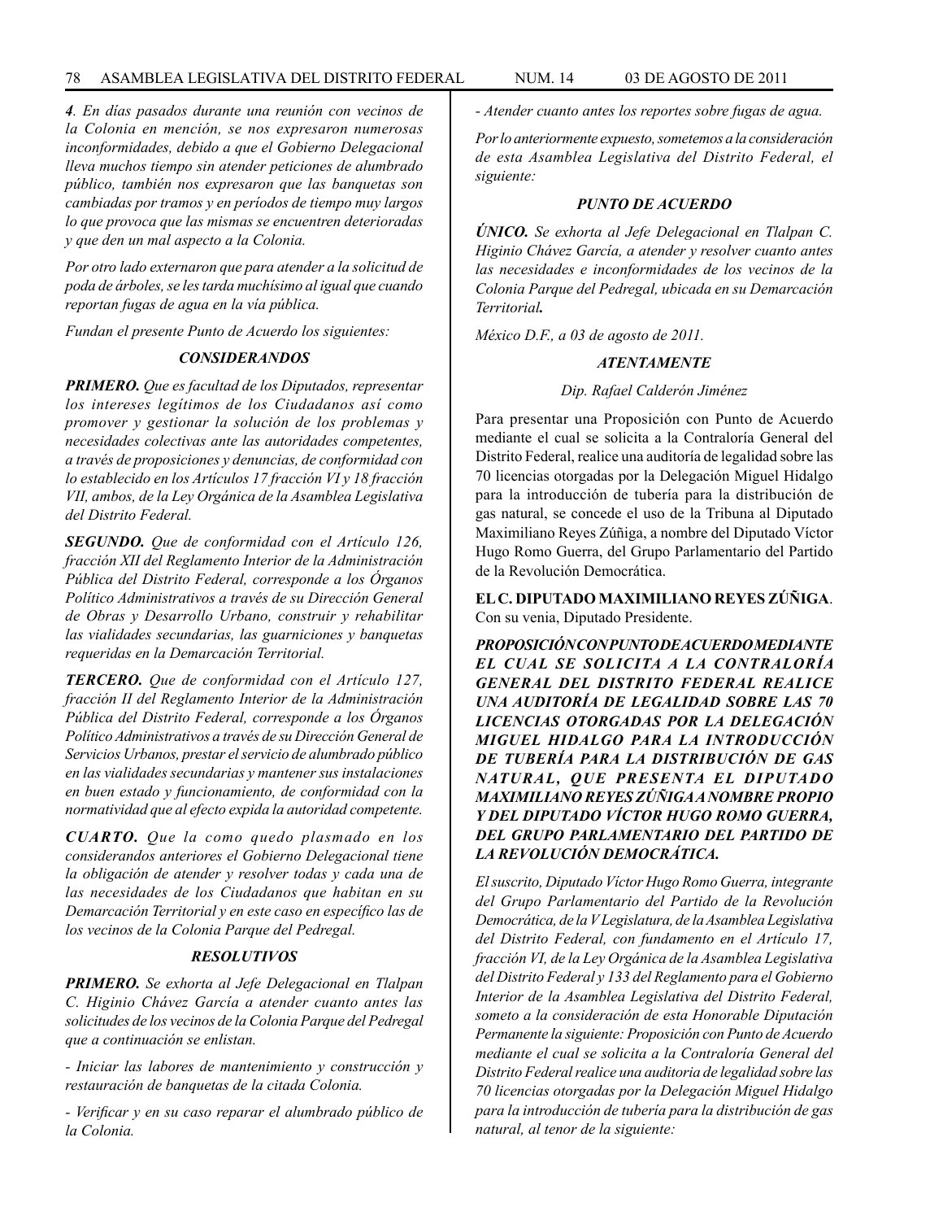*4. En días pasados durante una reunión con vecinos de la Colonia en mención, se nos expresaron numerosas inconformidades, debido a que el Gobierno Delegacional lleva muchos tiempo sin atender peticiones de alumbrado público, también nos expresaron que las banquetas son cambiadas por tramos y en períodos de tiempo muy largos lo que provoca que las mismas se encuentren deterioradas y que den un mal aspecto a la Colonia.*

*Por otro lado externaron que para atender a la solicitud de poda de árboles, se les tarda muchísimo al igual que cuando reportan fugas de agua en la vía pública.*

*Fundan el presente Punto de Acuerdo los siguientes:*

***CONSIDERANDOS***

***PRIMERO.** Que es facultad de los Diputados, representar los intereses legítimos de los Ciudadanos así como promover y gestionar la solución de los problemas y necesidades colectivas ante las autoridades competentes, a través de proposiciones y denuncias, de conformidad con lo establecido en los Artículos 17 fracción VI y 18 fracción VII, ambos, de la Ley Orgánica de la Asamblea Legislativa del Distrito Federal.*

***SEGUNDO.** Que de conformidad con el Artículo 126, fracción XII del Reglamento Interior de la Administración Pública del Distrito Federal, corresponde a los Órganos Político Administrativos a través de su Dirección General de Obras y Desarrollo Urbano, construir y rehabilitar las vialidades secundarias, las guarniciones y banquetas requeridas en la Demarcación Territorial.*

***TERCERO.** Que de conformidad con el Artículo 127, fracción II del Reglamento Interior de la Administración Pública del Distrito Federal, corresponde a los Órganos Político Administrativos a través de su Dirección General de Servicios Urbanos, prestar el servicio de alumbrado público en las vialidades secundarias y mantener sus instalaciones en buen estado y funcionamiento, de conformidad con la normatividad que al efecto expida la autoridad competente.*

***CUARTO.** Que la como quedo plasmado en los considerandos anteriores el Gobierno Delegacional tiene la obligación de atender y resolver todas y cada una de las necesidades de los Ciudadanos que habitan en su Demarcación Territorial y en este caso en específico las de los vecinos de la Colonia Parque del Pedregal.*

***RESOLUTIVOS***

***PRIMERO.** Se exhorta al Jefe Delegacional en Tlalpan C. Higinio Chávez García a atender cuanto antes las solicitudes de los vecinos de la Colonia Parque del Pedregal que a continuación se enlistan.*

*- Iniciar las labores de mantenimiento y construcción y restauración de banquetas de la citada Colonia.*

*- Verificar y en su caso reparar el alumbrado público de la Colonia.*

*- Atender cuanto antes los reportes sobre fugas de agua.*

*Por lo anteriormente expuesto, sometemos a la consideración de esta Asamblea Legislativa del Distrito Federal, el siguiente:*

***PUNTO DE ACUERDO***

***ÚNICO.** Se exhorta al Jefe Delegacional en Tlalpan C. Higinio Chávez García, a atender y resolver cuanto antes las necesidades e inconformidades de los vecinos de la Colonia Parque del Pedregal, ubicada en su Demarcación Territorial.*

*México D.F., a 03 de agosto de 2011.*

***ATENTAMENTE***

*Dip. Rafael Calderón Jiménez*

Para presentar una Proposición con Punto de Acuerdo mediante el cual se solicita a la Contraloría General del Distrito Federal, realice una auditoría de legalidad sobre las 70 licencias otorgadas por la Delegación Miguel Hidalgo para la introducción de tubería para la distribución de gas natural, se concede el uso de la Tribuna al Diputado Maximiliano Reyes Zúñiga, a nombre del Diputado Víctor Hugo Romo Guerra, del Grupo Parlamentario del Partido de la Revolución Democrática.

**EL C. DIPUTADO MAXIMILIANO REYES ZÚÑIGA**. Con su venia, Diputado Presidente.

***PROPOSICIÓN CON PUNTO DE ACUERDO MEDIANTE EL CUAL SE SOLICITA A LA CONTRALORÍA GENERAL DEL DISTRITO FEDERAL REALICE UNA AUDITORÍA DE LEGALIDAD SOBRE LAS 70 LICENCIAS OTORGADAS POR LA DELEGACIÓN MIGUEL HIDALGO PARA LA INTRODUCCIÓN DE TUBERÍA PARA LA DISTRIBUCIÓN DE GAS NATURAL, QUE PRESENTA EL DIPUTADO MAXIMILIANO REYES ZÚÑIGA A NOMBRE PROPIO Y DEL DIPUTADO VÍCTOR HUGO ROMO GUERRA, DEL GRUPO PARLAMENTARIO DEL PARTIDO DE LA REVOLUCIÓN DEMOCRÁTICA.***

*El suscrito, Diputado Víctor Hugo Romo Guerra, integrante del Grupo Parlamentario del Partido de la Revolución Democrática, de la V Legislatura, de la Asamblea Legislativa del Distrito Federal, con fundamento en el Artículo 17, fracción VI, de la Ley Orgánica de la Asamblea Legislativa del Distrito Federal y 133 del Reglamento para el Gobierno Interior de la Asamblea Legislativa del Distrito Federal, someto a la consideración de esta Honorable Diputación Permanente la siguiente: Proposición con Punto de Acuerdo mediante el cual se solicita a la Contraloría General del Distrito Federal realice una auditoria de legalidad sobre las 70 licencias otorgadas por la Delegación Miguel Hidalgo para la introducción de tubería para la distribución de gas natural, al tenor de la siguiente:*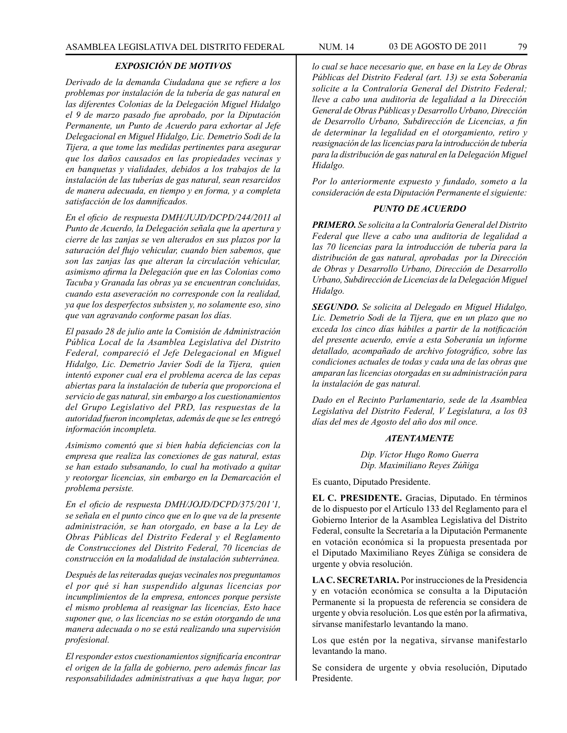### *EXPOSICIÓN DE MOTIVOS*

*Derivado de la demanda Ciudadana que se refiere a los problemas por instalación de la tubería de gas natural en las diferentes Colonias de la Delegación Miguel Hidalgo el 9 de marzo pasado fue aprobado, por la Diputación Permanente, un Punto de Acuerdo para exhortar al Jefe Delegacional en Miguel Hidalgo, Lic. Demetrio Sodi de la Tijera, a que tome las medidas pertinentes para asegurar que los daños causados en las propiedades vecinas y en banquetas y vialidades, debidos a los trabajos de la instalación de las tuberías de gas natural, sean resarcidos de manera adecuada, en tiempo y en forma, y a completa satisfacción de los damnificados.*

*En el oficio de respuesta DMH/JUJD/DCPD/244/2011 al Punto de Acuerdo, la Delegación señala que la apertura y cierre de las zanjas se ven alterados en sus plazos por la saturación del flujo vehicular, cuando bien sabemos, que son las zanjas las que alteran la circulación vehicular, asimismo afirma la Delegación que en las Colonias como Tacuba y Granada las obras ya se encuentran concluidas, cuando esta aseveración no corresponde con la realidad, ya que los desperfectos subsisten y, no solamente eso, sino que van agravando conforme pasan los días.*

*El pasado 28 de julio ante la Comisión de Administración Pública Local de la Asamblea Legislativa del Distrito Federal, compareció el Jefe Delegacional en Miguel Hidalgo, Lic. Demetrio Javier Sodi de la Tijera, quien intentó exponer cual era el problema acerca de las cepas abiertas para la instalación de tubería que proporciona el servicio de gas natural, sin embargo a los cuestionamientos del Grupo Legislativo del PRD, las respuestas de la autoridad fueron incompletas, además de que se les entregó información incompleta.*

*Asimismo comentó que si bien había deficiencias con la empresa que realiza las conexiones de gas natural, estas se han estado subsanando, lo cual ha motivado a quitar y reotorgar licencias, sin embargo en la Demarcación el problema persiste.*

*En el oficio de respuesta DMH/JOJD/DCPD/375/201'1, se señala en el punto cinco que en lo que va de la presente administración, se han otorgado, en base a la Ley de Obras Públicas del Distrito Federal y el Reglamento de Construcciones del Distrito Federal, 70 licencias de construcción en la modalidad de instalación subterránea.*

*Después de las reiteradas quejas vecinales nos preguntamos el por qué si han suspendido algunas licencias por incumplimientos de la empresa, entonces porque persiste el mismo problema al reasignar las licencias, Esto hace suponer que, o las licencias no se están otorgando de una manera adecuada o no se está realizando una supervisión profesional.*

*El responder estos cuestionamientos significaría encontrar el origen de la falla de gobierno, pero además fincar las responsabilidades administrativas a que haya lugar, por lo cual se hace necesario que, en base en la Ley de Obras Públicas del Distrito Federal (art. 13) se esta Soberanía solicite a la Contraloría General del Distrito Federal; lleve a cabo una auditoria de legalidad a la Dirección General de Obras Públicas y Desarrollo Urbano, Dirección de Desarrollo Urbano, Subdirección de Licencias, a fin de determinar la legalidad en el otorgamiento, retiro y reasignación de las licencias para la introducción de tubería para la distribución de gas natural en la Delegación Miguel Hidalgo.*

*Por lo anteriormente expuesto y fundado, someto a la consideración de esta Diputación Permanente el siguiente:*

### *PUNTO DE ACUERDO*

***PRIMERO.*** *Se solicita a la Contraloría General del Distrito Federal que lleve a cabo una auditoria de legalidad a las 70 licencias para la introducción de tubería para la distribución de gas natural, aprobadas por la Dirección de Obras y Desarrollo Urbano, Dirección de Desarrollo Urbano, Subdirección de Licencias de la Delegación Miguel Hidalgo.*

***SEGUNDO.*** *Se solicita al Delegado en Miguel Hidalgo, Lic. Demetrio Sodi de la Tijera, que en un plazo que no exceda los cinco días hábiles a partir de la notificación del presente acuerdo, envíe a esta Soberanía un informe detallado, acompañado de archivo fotográfico, sobre las condiciones actuales de todas y cada una de las obras que amparan las licencias otorgadas en su administración para la instalación de gas natural.*

*Dado en el Recinto Parlamentario, sede de la Asamblea Legislativa del Distrito Federal, V Legislatura, a los 03 días del mes de Agosto del año dos mil once.*

***ATENTAMENTE***

*Dip. Víctor Hugo Romo Guerra*
*Dip. Maximiliano Reyes Zúñiga*

Es cuanto, Diputado Presidente.

**EL C. PRESIDENTE.** Gracias, Diputado. En términos de lo dispuesto por el Artículo 133 del Reglamento para el Gobierno Interior de la Asamblea Legislativa del Distrito Federal, consulte la Secretaría a la Diputación Permanente en votación económica si la propuesta presentada por el Diputado Maximiliano Reyes Zúñiga se considera de urgente y obvia resolución.

**LA C. SECRETARIA.** Por instrucciones de la Presidencia y en votación económica se consulta a la Diputación Permanente si la propuesta de referencia se considera de urgente y obvia resolución. Los que estén por la afirmativa, sírvanse manifestarlo levantando la mano.

Los que estén por la negativa, sírvanse manifestarlo levantando la mano.

Se considera de urgente y obvia resolución, Diputado Presidente.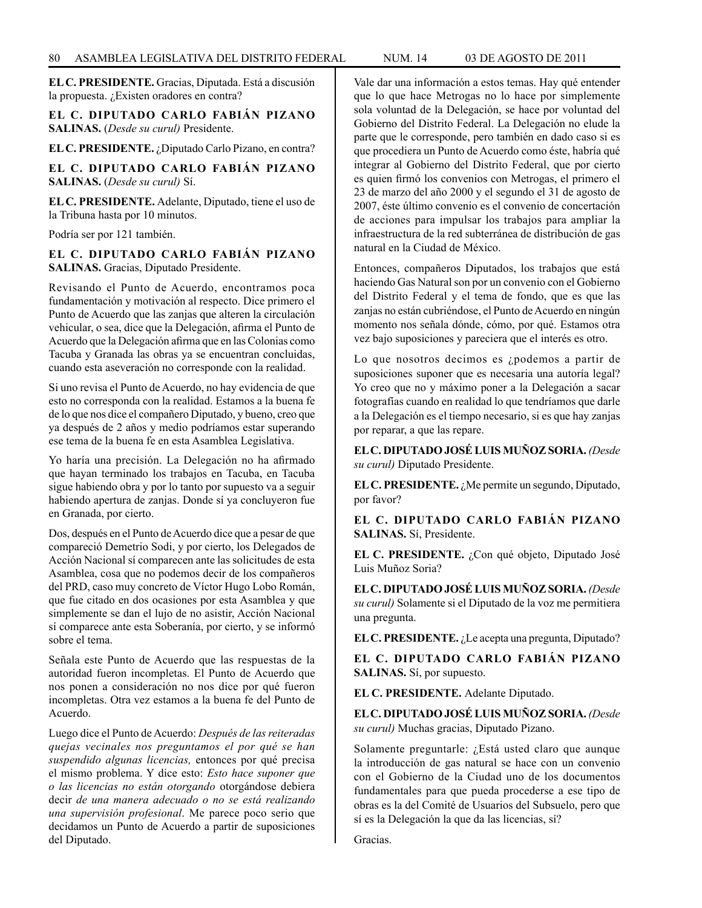**EL C. PRESIDENTE.** Gracias, Diputada. Está a discusión la propuesta. ¿Existen oradores en contra?

**EL C. DIPUTADO CARLO FABIÁN PIZANO SALINAS.** (*Desde su curul*) Presidente.

**EL C. PRESIDENTE.** ¿Diputado Carlo Pizano, en contra?

**EL C. DIPUTADO CARLO FABIÁN PIZANO SALINAS.** (*Desde su curul*) Sí.

**EL C. PRESIDENTE.** Adelante, Diputado, tiene el uso de la Tribuna hasta por 10 minutos.

Podría ser por 121 también.

**EL C. DIPUTADO CARLO FABIÁN PIZANO SALINAS.** Gracias, Diputado Presidente.

Revisando el Punto de Acuerdo, encontramos poca fundamentación y motivación al respecto. Dice primero el Punto de Acuerdo que las zanjas que alteren la circulación vehicular, o sea, dice que la Delegación, afirma el Punto de Acuerdo que la Delegación afirma que en las Colonias como Tacuba y Granada las obras ya se encuentran concluidas, cuando esta aseveración no corresponde con la realidad.

Si uno revisa el Punto de Acuerdo, no hay evidencia de que esto no corresponda con la realidad. Estamos a la buena fe de lo que nos dice el compañero Diputado, y bueno, creo que ya después de 2 años y medio podríamos estar superando ese tema de la buena fe en esta Asamblea Legislativa.

Yo haría una precisión. La Delegación no ha afirmado que hayan terminado los trabajos en Tacuba, en Tacuba sigue habiendo obra y por lo tanto por supuesto va a seguir habiendo apertura de zanjas. Donde sí ya concluyeron fue en Granada, por cierto.

Dos, después en el Punto de Acuerdo dice que a pesar de que compareció Demetrio Sodi, y por cierto, los Delegados de Acción Nacional sí comparecen ante las solicitudes de esta Asamblea, cosa que no podemos decir de los compañeros del PRD, caso muy concreto de Víctor Hugo Lobo Román, que fue citado en dos ocasiones por esta Asamblea y que simplemente se dan el lujo de no asistir, Acción Nacional sí comparece ante esta Soberanía, por cierto, y se informó sobre el tema.

Señala este Punto de Acuerdo que las respuestas de la autoridad fueron incompletas. El Punto de Acuerdo que nos ponen a consideración no nos dice por qué fueron incompletas. Otra vez estamos a la buena fe del Punto de Acuerdo.

Luego dice el Punto de Acuerdo: *Después de las reiteradas quejas vecinales nos preguntamos el por qué se han suspendido algunas licencias,* entonces por qué precisa el mismo problema. Y dice esto: *Esto hace suponer que o las licencias no están otorgando* otorgándose debiera decir *de una manera adecuado o no se está realizando una supervisión profesional*. Me parece poco serio que decidamos un Punto de Acuerdo a partir de suposiciones del Diputado.

Vale dar una información a estos temas. Hay qué entender que lo que hace Metrogas no lo hace por simplemente sola voluntad de la Delegación, se hace por voluntad del Gobierno del Distrito Federal. La Delegación no elude la parte que le corresponde, pero también en dado caso si es que procediera un Punto de Acuerdo como éste, habría qué integrar al Gobierno del Distrito Federal, que por cierto es quien firmó los convenios con Metrogas, el primero el 23 de marzo del año 2000 y el segundo el 31 de agosto de 2007, éste último convenio es el convenio de concertación de acciones para impulsar los trabajos para ampliar la infraestructura de la red subterránea de distribución de gas natural en la Ciudad de México.

Entonces, compañeros Diputados, los trabajos que está haciendo Gas Natural son por un convenio con el Gobierno del Distrito Federal y el tema de fondo, que es que las zanjas no están cubriéndose, el Punto de Acuerdo en ningún momento nos señala dónde, cómo, por qué. Estamos otra vez bajo suposiciones y pareciera que el interés es otro.

Lo que nosotros decimos es ¿podemos a partir de suposiciones suponer que es necesaria una autoría legal? Yo creo que no y máximo poner a la Delegación a sacar fotografías cuando en realidad lo que tendríamos que darle a la Delegación es el tiempo necesario, si es que hay zanjas por reparar, a que las repare.

**EL C. DIPUTADO JOSÉ LUIS MUÑOZ SORIA.** *(Desde su curul)* Diputado Presidente.

**EL C. PRESIDENTE.** ¿Me permite un segundo, Diputado, por favor?

**EL C. DIPUTADO CARLO FABIÁN PIZANO SALINAS.** Sí, Presidente.

**EL C. PRESIDENTE.** ¿Con qué objeto, Diputado José Luis Muñoz Soria?

**EL C. DIPUTADO JOSÉ LUIS MUÑOZ SORIA.** *(Desde su curul)* Solamente si el Diputado de la voz me permitiera una pregunta.

**EL C. PRESIDENTE.** ¿Le acepta una pregunta, Diputado?

**EL C. DIPUTADO CARLO FABIÁN PIZANO SALINAS.** Sí, por supuesto.

**EL C. PRESIDENTE.** Adelante Diputado.

**EL C. DIPUTADO JOSÉ LUIS MUÑOZ SORIA.** *(Desde su curul)* Muchas gracias, Diputado Pizano.

Solamente preguntarle: ¿Está usted claro que aunque la introducción de gas natural se hace con un convenio con el Gobierno de la Ciudad uno de los documentos fundamentales para que pueda procederse a ese tipo de obras es la del Comité de Usuarios del Subsuelo, pero que sí es la Delegación la que da las licencias, sí?

Gracias.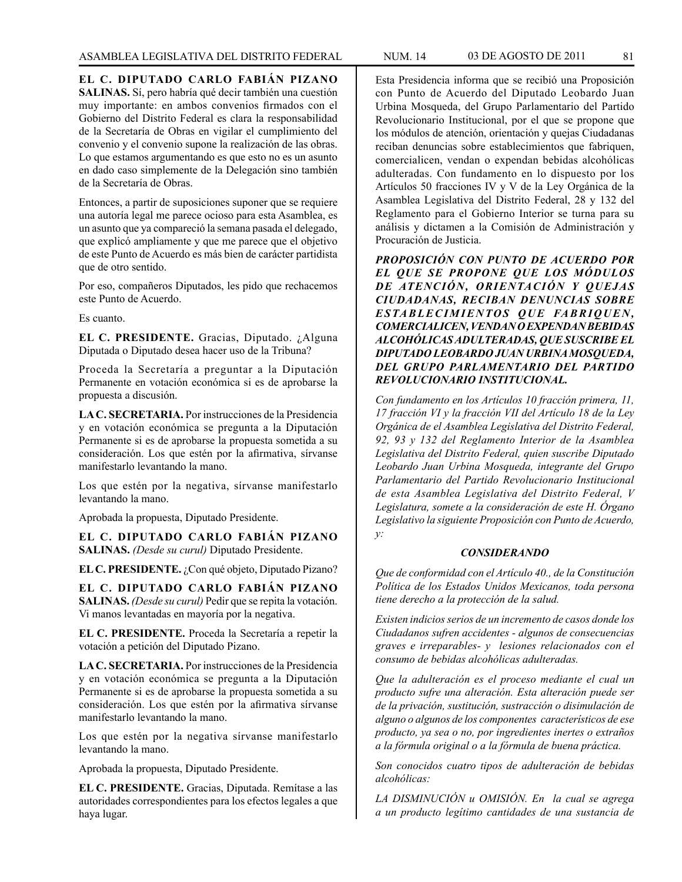**EL C. DIPUTADO CARLO FABIÁN PIZANO SALINAS.** Sí, pero habría qué decir también una cuestión muy importante: en ambos convenios firmados con el Gobierno del Distrito Federal es clara la responsabilidad de la Secretaría de Obras en vigilar el cumplimiento del convenio y el convenio supone la realización de las obras. Lo que estamos argumentando es que esto no es un asunto en dado caso simplemente de la Delegación sino también de la Secretaría de Obras.

Entonces, a partir de suposiciones suponer que se requiere una autoría legal me parece ocioso para esta Asamblea, es un asunto que ya compareció la semana pasada el delegado, que explicó ampliamente y que me parece que el objetivo de este Punto de Acuerdo es más bien de carácter partidista que de otro sentido.

Por eso, compañeros Diputados, les pido que rechacemos este Punto de Acuerdo.

Es cuanto.

**EL C. PRESIDENTE.** Gracias, Diputado. ¿Alguna Diputada o Diputado desea hacer uso de la Tribuna?

Proceda la Secretaría a preguntar a la Diputación Permanente en votación económica si es de aprobarse la propuesta a discusión.

**LA C. SECRETARIA.** Por instrucciones de la Presidencia y en votación económica se pregunta a la Diputación Permanente si es de aprobarse la propuesta sometida a su consideración. Los que estén por la afirmativa, sírvanse manifestarlo levantando la mano.

Los que estén por la negativa, sírvanse manifestarlo levantando la mano.

Aprobada la propuesta, Diputado Presidente.

**EL C. DIPUTADO CARLO FABIÁN PIZANO SALINAS.** *(Desde su curul)* Diputado Presidente.

**EL C. PRESIDENTE.** ¿Con qué objeto, Diputado Pizano?

**EL C. DIPUTADO CARLO FABIÁN PIZANO SALINAS.** *(Desde su curul)* Pedir que se repita la votación. Vi manos levantadas en mayoría por la negativa.

**EL C. PRESIDENTE.** Proceda la Secretaría a repetir la votación a petición del Diputado Pizano.

**LA C. SECRETARIA.** Por instrucciones de la Presidencia y en votación económica se pregunta a la Diputación Permanente si es de aprobarse la propuesta sometida a su consideración. Los que estén por la afirmativa sírvanse manifestarlo levantando la mano.

Los que estén por la negativa sírvanse manifestarlo levantando la mano.

Aprobada la propuesta, Diputado Presidente.

**EL C. PRESIDENTE.** Gracias, Diputada. Remítase a las autoridades correspondientes para los efectos legales a que haya lugar.

Esta Presidencia informa que se recibió una Proposición con Punto de Acuerdo del Diputado Leobardo Juan Urbina Mosqueda, del Grupo Parlamentario del Partido Revolucionario Institucional, por el que se propone que los módulos de atención, orientación y quejas Ciudadanas reciban denuncias sobre establecimientos que fabriquen, comercialicen, vendan o expendan bebidas alcohólicas adulteradas. Con fundamento en lo dispuesto por los Artículos 50 fracciones IV y V de la Ley Orgánica de la Asamblea Legislativa del Distrito Federal, 28 y 132 del Reglamento para el Gobierno Interior se turna para su análisis y dictamen a la Comisión de Administración y Procuración de Justicia.

***PROPOSICIÓN CON PUNTO DE ACUERDO POR EL QUE SE PROPONE QUE LOS MÓDULOS DE ATENCIÓN, ORIENTACIÓN Y QUEJAS CIUDADANAS, RECIBAN DENUNCIAS SOBRE ESTABLECIMIENTOS QUE FABRIQUEN, COMERCIALICEN, VENDAN O EXPENDAN BEBIDAS ALCOHÓLICAS ADULTERADAS, QUE SUSCRIBE EL DIPUTADO LEOBARDO JUAN URBINA MOSQUEDA, DEL GRUPO PARLAMENTARIO DEL PARTIDO REVOLUCIONARIO INSTITUCIONAL.***

*Con fundamento en los Artículos 10 fracción primera, 11, 17 fracción VI y la fracción VII del Artículo 18 de la Ley Orgánica de el Asamblea Legislativa del Distrito Federal, 92, 93 y 132 del Reglamento Interior de la Asamblea Legislativa del Distrito Federal, quien suscribe Diputado Leobardo Juan Urbina Mosqueda, integrante del Grupo Parlamentario del Partido Revolucionario Institucional de esta Asamblea Legislativa del Distrito Federal, V Legislatura, somete a la consideración de este H. Órgano Legislativo la siguiente Proposición con Punto de Acuerdo, y:*

***CONSIDERANDO***

*Que de conformidad con el Artículo 40., de la Constitución Política de los Estados Unidos Mexicanos, toda persona tiene derecho a la protección de la salud.*

*Existen indicios serios de un incremento de casos donde los Ciudadanos sufren accidentes - algunos de consecuencias graves e irreparables- y lesiones relacionados con el consumo de bebidas alcohólicas adulteradas.*

*Que la adulteración es el proceso mediante el cual un producto sufre una alteración. Esta alteración puede ser de la privación, sustitución, sustracción o disimulación de alguno o algunos de los componentes característicos de ese producto, ya sea o no, por ingredientes inertes o extraños a la fórmula original o a la fórmula de buena práctica.*

*Son conocidos cuatro tipos de adulteración de bebidas alcohólicas:*

*LA DISMINUCIÓN u OMISIÓN. En la cual se agrega a un producto legítimo cantidades de una sustancia de*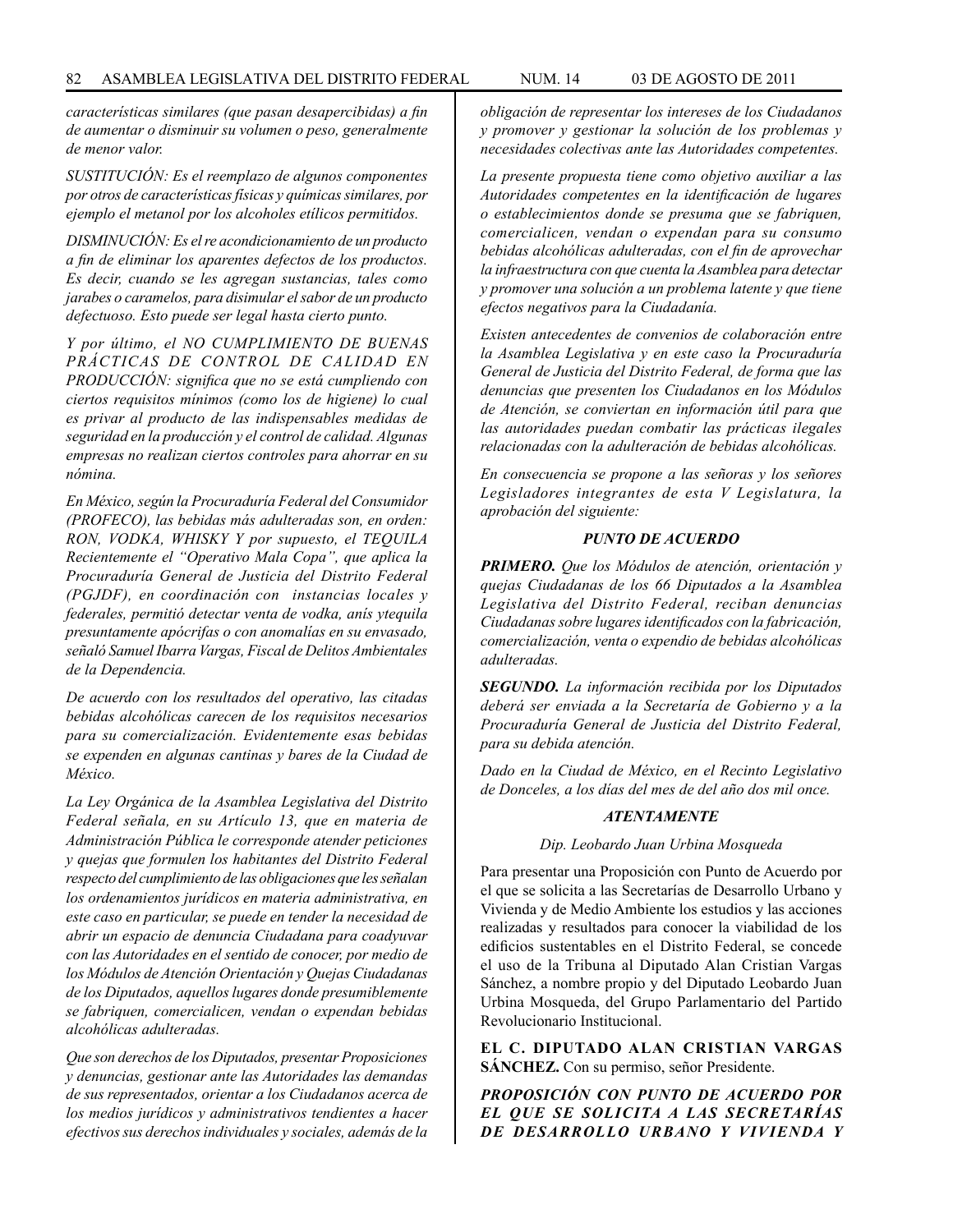*características similares (que pasan desapercibidas) a fin de aumentar o disminuir su volumen o peso, generalmente de menor valor.*

*SUSTITUCIÓN: Es el reemplazo de algunos componentes por otros de características físicas y químicas similares, por ejemplo el metanol por los alcoholes etílicos permitidos.*

*DISMINUCIÓN: Es el re acondicionamiento de un producto a fin de eliminar los aparentes defectos de los productos. Es decir, cuando se les agregan sustancias, tales como jarabes o caramelos, para disimular el sabor de un producto defectuoso. Esto puede ser legal hasta cierto punto.*

*Y por último, el NO CUMPLIMIENTO DE BUENAS PRÁCTICAS DE CONTROL DE CALIDAD EN PRODUCCIÓN: significa que no se está cumpliendo con ciertos requisitos mínimos (como los de higiene) lo cual es privar al producto de las indispensables medidas de seguridad en la producción y el control de calidad. Algunas empresas no realizan ciertos controles para ahorrar en su nómina.*

*En México, según la Procuraduría Federal del Consumidor (PROFECO), las bebidas más adulteradas son, en orden: RON, VODKA, WHISKY Y por supuesto, el TEQUILA Recientemente el "Operativo Mala Copa", que aplica la Procuraduría General de Justicia del Distrito Federal (PGJDF), en coordinación con instancias locales y federales, permitió detectar venta de vodka, anís ytequila presuntamente apócrifas o con anomalías en su envasado, señaló Samuel Ibarra Vargas, Fiscal de Delitos Ambientales de la Dependencia.*

*De acuerdo con los resultados del operativo, las citadas bebidas alcohólicas carecen de los requisitos necesarios para su comercialización. Evidentemente esas bebidas se expenden en algunas cantinas y bares de la Ciudad de México.*

*La Ley Orgánica de la Asamblea Legislativa del Distrito Federal señala, en su Artículo 13, que en materia de Administración Pública le corresponde atender peticiones y quejas que formulen los habitantes del Distrito Federal respecto del cumplimiento de las obligaciones que les señalan los ordenamientos jurídicos en materia administrativa, en este caso en particular, se puede en tender la necesidad de abrir un espacio de denuncia Ciudadana para coadyuvar con las Autoridades en el sentido de conocer, por medio de los Módulos de Atención Orientación y Quejas Ciudadanas de los Diputados, aquellos lugares donde presumiblemente se fabriquen, comercialicen, vendan o expendan bebidas alcohólicas adulteradas.*

*Que son derechos de los Diputados, presentar Proposiciones y denuncias, gestionar ante las Autoridades las demandas de sus representados, orientar a los Ciudadanos acerca de los medios jurídicos y administrativos tendientes a hacer efectivos sus derechos individuales y sociales, además de la obligación de representar los intereses de los Ciudadanos y promover y gestionar la solución de los problemas y necesidades colectivas ante las Autoridades competentes.*

*La presente propuesta tiene como objetivo auxiliar a las Autoridades competentes en la identificación de lugares o establecimientos donde se presuma que se fabriquen, comercialicen, vendan o expendan para su consumo bebidas alcohólicas adulteradas, con el fin de aprovechar la infraestructura con que cuenta la Asamblea para detectar y promover una solución a un problema latente y que tiene efectos negativos para la Ciudadanía.*

*Existen antecedentes de convenios de colaboración entre la Asamblea Legislativa y en este caso la Procuraduría General de Justicia del Distrito Federal, de forma que las denuncias que presenten los Ciudadanos en los Módulos de Atención, se conviertan en información útil para que las autoridades puedan combatir las prácticas ilegales relacionadas con la adulteración de bebidas alcohólicas.*

*En consecuencia se propone a las señoras y los señores Legisladores integrantes de esta V Legislatura, la aprobación del siguiente:*

***PUNTO DE ACUERDO***

***PRIMERO.*** *Que los Módulos de atención, orientación y quejas Ciudadanas de los 66 Diputados a la Asamblea Legislativa del Distrito Federal, reciban denuncias Ciudadanas sobre lugares identificados con la fabricación, comercialización, venta o expendio de bebidas alcohólicas adulteradas.*

***SEGUNDO.*** *La información recibida por los Diputados deberá ser enviada a la Secretaría de Gobierno y a la Procuraduría General de Justicia del Distrito Federal, para su debida atención.*

*Dado en la Ciudad de México, en el Recinto Legislativo de Donceles, a los días del mes de del año dos mil once.*

***ATENTAMENTE***

*Dip. Leobardo Juan Urbina Mosqueda*

Para presentar una Proposición con Punto de Acuerdo por el que se solicita a las Secretarías de Desarrollo Urbano y Vivienda y de Medio Ambiente los estudios y las acciones realizadas y resultados para conocer la viabilidad de los edificios sustentables en el Distrito Federal, se concede el uso de la Tribuna al Diputado Alan Cristian Vargas Sánchez, a nombre propio y del Diputado Leobardo Juan Urbina Mosqueda, del Grupo Parlamentario del Partido Revolucionario Institucional.

**EL C. DIPUTADO ALAN CRISTIAN VARGAS SÁNCHEZ.** Con su permiso, señor Presidente.

***PROPOSICIÓN CON PUNTO DE ACUERDO POR EL QUE SE SOLICITA A LAS SECRETARÍAS DE DESARROLLO URBANO Y VIVIENDA Y***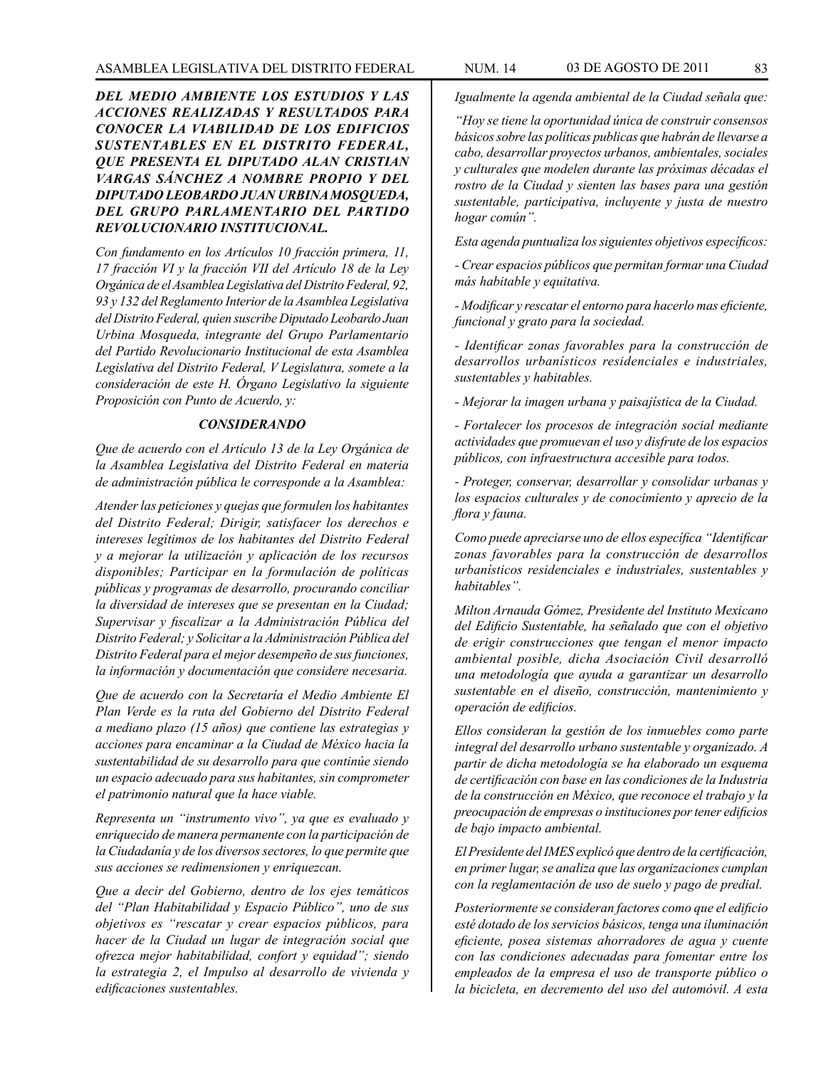***DEL MEDIO AMBIENTE LOS ESTUDIOS Y LAS ACCIONES REALIZADAS Y RESULTADOS PARA CONOCER LA VIABILIDAD DE LOS EDIFICIOS SUSTENTABLES EN EL DISTRITO FEDERAL, QUE PRESENTA EL DIPUTADO ALAN CRISTIAN VARGAS SÁNCHEZ A NOMBRE PROPIO Y DEL DIPUTADO LEOBARDO JUAN URBINA MOSQUEDA, DEL GRUPO PARLAMENTARIO DEL PARTIDO REVOLUCIONARIO INSTITUCIONAL.***

*Con fundamento en los Artículos 10 fracción primera, 11, 17 fracción VI y la fracción VII del Artículo 18 de la Ley Orgánica de el Asamblea Legislativa del Distrito Federal, 92, 93 y 132 del Reglamento Interior de la Asamblea Legislativa del Distrito Federal, quien suscribe Diputado Leobardo Juan Urbina Mosqueda, integrante del Grupo Parlamentario del Partido Revolucionario Institucional de esta Asamblea Legislativa del Distrito Federal, V Legislatura, somete a la consideración de este H. Órgano Legislativo la siguiente Proposición con Punto de Acuerdo, y:*

***CONSIDERANDO***

*Que de acuerdo con el Artículo 13 de la Ley Orgánica de la Asamblea Legislativa del Distrito Federal en materia de administración pública le corresponde a la Asamblea:*

*Atender las peticiones y quejas que formulen los habitantes del Distrito Federal; Dirigir, satisfacer los derechos e intereses legítimos de los habitantes del Distrito Federal y a mejorar la utilización y aplicación de los recursos disponibles; Participar en la formulación de políticas públicas y programas de desarrollo, procurando conciliar la diversidad de intereses que se presentan en la Ciudad; Supervisar y fiscalizar a la Administración Pública del Distrito Federal; y Solicitar a la Administración Pública del Distrito Federal para el mejor desempeño de sus funciones, la información y documentación que considere necesaria.*

*Que de acuerdo con la Secretaría el Medio Ambiente El Plan Verde es la ruta del Gobierno del Distrito Federal a mediano plazo (15 años) que contiene las estrategias y acciones para encaminar a la Ciudad de México hacia la sustentabilidad de su desarrollo para que continúe siendo un espacio adecuado para sus habitantes, sin comprometer el patrimonio natural que la hace viable.*

*Representa un "instrumento vivo", ya que es evaluado y enriquecido de manera permanente con la participación de la Ciudadanía y de los diversos sectores, lo que permite que sus acciones se redimensionen y enriquezcan.*

*Que a decir del Gobierno, dentro de los ejes temáticos del "Plan Habitabilidad y Espacio Público", uno de sus objetivos es "rescatar y crear espacios públicos, para hacer de la Ciudad un lugar de integración social que ofrezca mejor habitabilidad, confort y equidad"; siendo la estrategia 2, el Impulso al desarrollo de vivienda y edificaciones sustentables.*

*Igualmente la agenda ambiental de la Ciudad señala que:*

*"Hoy se tiene la oportunidad única de construir consensos básicos sobre las políticas publicas que habrán de llevarse a cabo, desarrollar proyectos urbanos, ambientales, sociales y culturales que modelen durante las próximas décadas el rostro de la Ciudad y sienten las bases para una gestión sustentable, participativa, incluyente y justa de nuestro hogar común".*

*Esta agenda puntualiza los siguientes objetivos específicos:*

*- Crear espacios públicos que permitan formar una Ciudad más habitable y equitativa.*

*- Modificar y rescatar el entorno para hacerlo mas eficiente, funcional y grato para la sociedad.*

*- Identificar zonas favorables para la construcción de desarrollos urbanísticos residenciales e industriales, sustentables y habitables.*

*- Mejorar la imagen urbana y paisajística de la Ciudad.*

*- Fortalecer los procesos de integración social mediante actividades que promuevan el uso y disfrute de los espacios públicos, con infraestructura accesible para todos.*

*- Proteger, conservar, desarrollar y consolidar urbanas y los espacios culturales y de conocimiento y aprecio de la flora y fauna.*

*Como puede apreciarse uno de ellos específica "Identificar zonas favorables para la construcción de desarrollos urbanísticos residenciales e industriales, sustentables y habitables".*

*Milton Arnauda Gómez, Presidente del Instituto Mexicano del Edificio Sustentable, ha señalado que con el objetivo de erigir construcciones que tengan el menor impacto ambiental posible, dicha Asociación Civil desarrolló una metodología que ayuda a garantizar un desarrollo sustentable en el diseño, construcción, mantenimiento y operación de edificios.*

*Ellos consideran la gestión de los inmuebles como parte integral del desarrollo urbano sustentable y organizado. A partir de dicha metodología se ha elaborado un esquema de certificación con base en las condiciones de la Industria de la construcción en México, que reconoce el trabajo y la preocupación de empresas o instituciones por tener edificios de bajo impacto ambiental.*

*El Presidente del IMES explicó que dentro de la certificación, en primer lugar, se analiza que las organizaciones cumplan con la reglamentación de uso de suelo y pago de predial.*

*Posteriormente se consideran factores como que el edificio esté dotado de los servicios básicos, tenga una iluminación eficiente, posea sistemas ahorradores de agua y cuente con las condiciones adecuadas para fomentar entre los empleados de la empresa el uso de transporte público o la bicicleta, en decremento del uso del automóvil. A esta*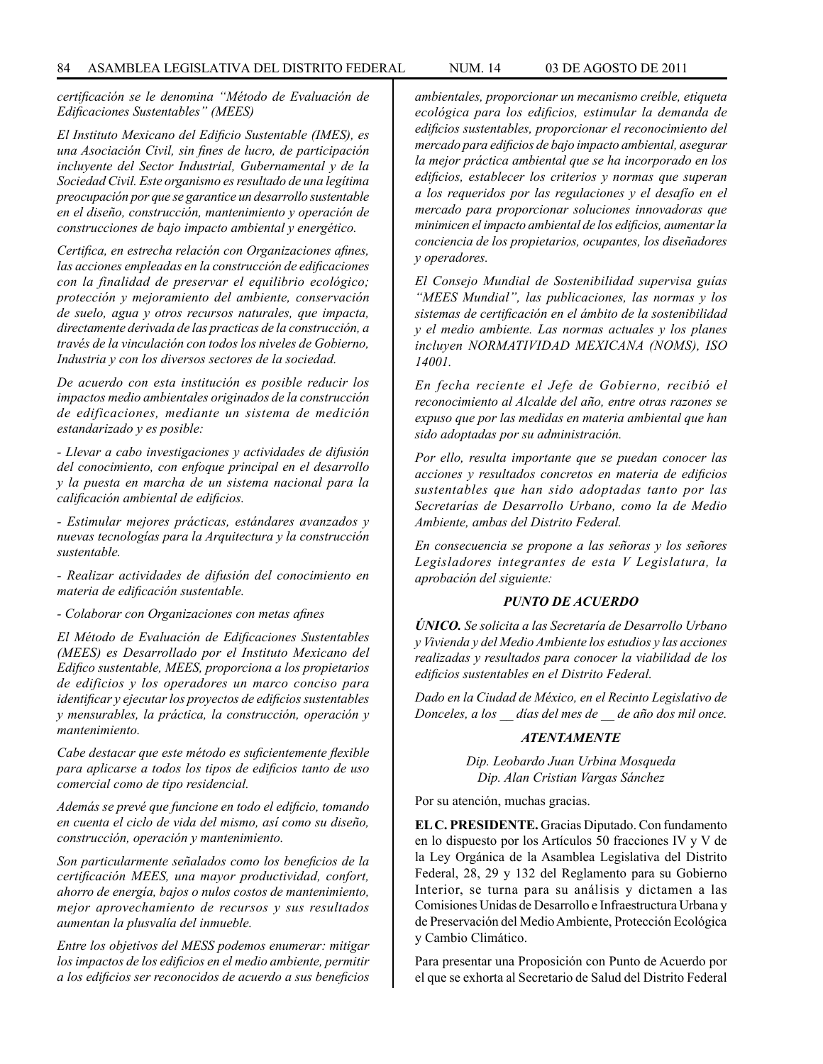*certificación se le denomina "Método de Evaluación de Edificaciones Sustentables" (MEES)*

*El Instituto Mexicano del Edificio Sustentable (IMES), es una Asociación Civil, sin fines de lucro, de participación incluyente del Sector Industrial, Gubernamental y de la Sociedad Civil. Este organismo es resultado de una legítima preocupación por que se garantice un desarrollo sustentable en el diseño, construcción, mantenimiento y operación de construcciones de bajo impacto ambiental y energético.*

*Certifica, en estrecha relación con Organizaciones afines, las acciones empleadas en la construcción de edificaciones con la finalidad de preservar el equilibrio ecológico; protección y mejoramiento del ambiente, conservación de suelo, agua y otros recursos naturales, que impacta, directamente derivada de las practicas de la construcción, a través de la vinculación con todos los niveles de Gobierno, Industria y con los diversos sectores de la sociedad.*

*De acuerdo con esta institución es posible reducir los impactos medio ambientales originados de la construcción de edificaciones, mediante un sistema de medición estandarizado y es posible:*

*- Llevar a cabo investigaciones y actividades de difusión del conocimiento, con enfoque principal en el desarrollo y la puesta en marcha de un sistema nacional para la calificación ambiental de edificios.*

*- Estimular mejores prácticas, estándares avanzados y nuevas tecnologías para la Arquitectura y la construcción sustentable.*

*- Realizar actividades de difusión del conocimiento en materia de edificación sustentable.*

*- Colaborar con Organizaciones con metas afines*

*El Método de Evaluación de Edificaciones Sustentables (MEES) es Desarrollado por el Instituto Mexicano del Edifico sustentable, MEES, proporciona a los propietarios de edificios y los operadores un marco conciso para identificar y ejecutar los proyectos de edificios sustentables y mensurables, la práctica, la construcción, operación y mantenimiento.*

*Cabe destacar que este método es suficientemente flexible para aplicarse a todos los tipos de edificios tanto de uso comercial como de tipo residencial.*

*Además se prevé que funcione en todo el edificio, tomando en cuenta el ciclo de vida del mismo, así como su diseño, construcción, operación y mantenimiento.*

*Son particularmente señalados como los beneficios de la certificación MEES, una mayor productividad, confort, ahorro de energía, bajos o nulos costos de mantenimiento, mejor aprovechamiento de recursos y sus resultados aumentan la plusvalía del inmueble.*

*Entre los objetivos del MESS podemos enumerar: mitigar los impactos de los edificios en el medio ambiente, permitir a los edificios ser reconocidos de acuerdo a sus beneficios ambientales, proporcionar un mecanismo creíble, etiqueta ecológica para los edificios, estimular la demanda de edificios sustentables, proporcionar el reconocimiento del mercado para edificios de bajo impacto ambiental, asegurar la mejor práctica ambiental que se ha incorporado en los edificios, establecer los criterios y normas que superan a los requeridos por las regulaciones y el desafío en el mercado para proporcionar soluciones innovadoras que minimicen el impacto ambiental de los edificios, aumentar la conciencia de los propietarios, ocupantes, los diseñadores y operadores.*

*El Consejo Mundial de Sostenibilidad supervisa guías "MEES Mundial", las publicaciones, las normas y los sistemas de certificación en el ámbito de la sostenibilidad y el medio ambiente. Las normas actuales y los planes incluyen NORMATIVIDAD MEXICANA (NOMS), ISO 14001.*

*En fecha reciente el Jefe de Gobierno, recibió el reconocimiento al Alcalde del año, entre otras razones se expuso que por las medidas en materia ambiental que han sido adoptadas por su administración.*

*Por ello, resulta importante que se puedan conocer las acciones y resultados concretos en materia de edificios sustentables que han sido adoptadas tanto por las Secretarías de Desarrollo Urbano, como la de Medio Ambiente, ambas del Distrito Federal.*

*En consecuencia se propone a las señoras y los señores Legisladores integrantes de esta V Legislatura, la aprobación del siguiente:*

***PUNTO DE ACUERDO***

***ÚNICO.*** *Se solicita a las Secretaría de Desarrollo Urbano y Vivienda y del Medio Ambiente los estudios y las acciones realizadas y resultados para conocer la viabilidad de los edificios sustentables en el Distrito Federal.*

*Dado en la Ciudad de México, en el Recinto Legislativo de Donceles, a los __ días del mes de __ de año dos mil once.*

***ATENTAMENTE***

*Dip. Leobardo Juan Urbina Mosqueda*
*Dip. Alan Cristian Vargas Sánchez*

Por su atención, muchas gracias.

**EL C. PRESIDENTE.** Gracias Diputado. Con fundamento en lo dispuesto por los Artículos 50 fracciones IV y V de la Ley Orgánica de la Asamblea Legislativa del Distrito Federal, 28, 29 y 132 del Reglamento para su Gobierno Interior, se turna para su análisis y dictamen a las Comisiones Unidas de Desarrollo e Infraestructura Urbana y de Preservación del Medio Ambiente, Protección Ecológica y Cambio Climático.

Para presentar una Proposición con Punto de Acuerdo por el que se exhorta al Secretario de Salud del Distrito Federal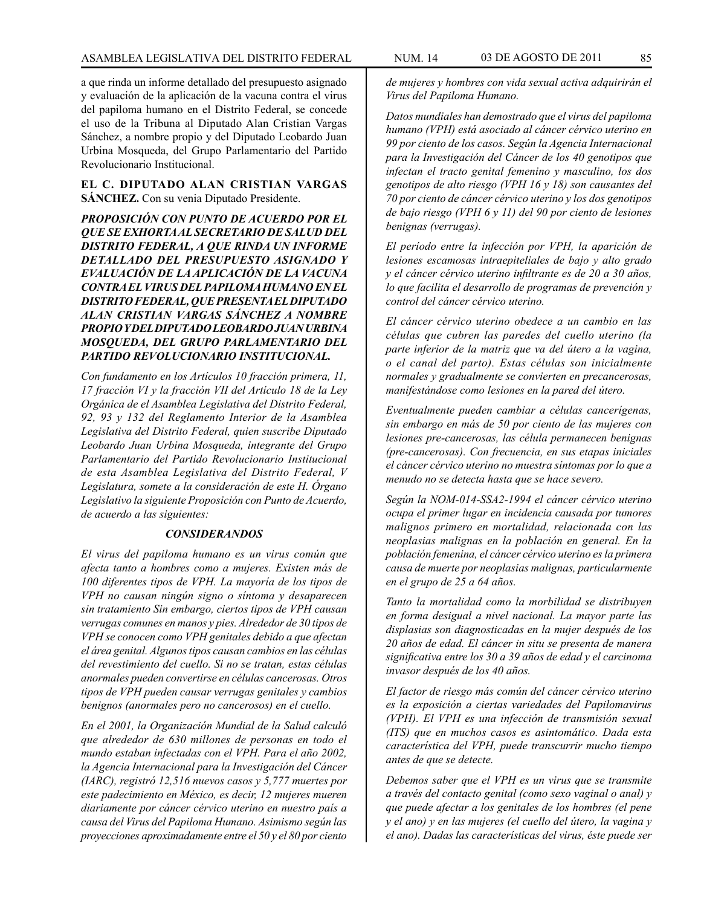a que rinda un informe detallado del presupuesto asignado y evaluación de la aplicación de la vacuna contra el virus del papiloma humano en el Distrito Federal, se concede el uso de la Tribuna al Diputado Alan Cristian Vargas Sánchez, a nombre propio y del Diputado Leobardo Juan Urbina Mosqueda, del Grupo Parlamentario del Partido Revolucionario Institucional.

**EL C. DIPUTADO ALAN CRISTIAN VARGAS SÁNCHEZ.** Con su venia Diputado Presidente.

***PROPOSICIÓN CON PUNTO DE ACUERDO POR EL QUE SE EXHORTA AL SECRETARIO DE SALUD DEL DISTRITO FEDERAL, A QUE RINDA UN INFORME DETALLADO DEL PRESUPUESTO ASIGNADO Y EVALUACIÓN DE LA APLICACIÓN DE LA VACUNA CONTRA EL VIRUS DEL PAPILOMA HUMANO EN EL DISTRITO FEDERAL, QUE PRESENTA EL DIPUTADO ALAN CRISTIAN VARGAS SÁNCHEZ A NOMBRE PROPIO Y DEL DIPUTADO LEOBARDO JUAN URBINA MOSQUEDA, DEL GRUPO PARLAMENTARIO DEL PARTIDO REVOLUCIONARIO INSTITUCIONAL.***

*Con fundamento en los Artículos 10 fracción primera, 11, 17 fracción VI y la fracción VII del Artículo 18 de la Ley Orgánica de el Asamblea Legislativa del Distrito Federal, 92, 93 y 132 del Reglamento Interior de la Asamblea Legislativa del Distrito Federal, quien suscribe Diputado Leobardo Juan Urbina Mosqueda, integrante del Grupo Parlamentario del Partido Revolucionario Institucional de esta Asamblea Legislativa del Distrito Federal, V Legislatura, somete a la consideración de este H. Órgano Legislativo la siguiente Proposición con Punto de Acuerdo, de acuerdo a las siguientes:*

***CONSIDERANDOS***

*El virus del papiloma humano es un virus común que afecta tanto a hombres como a mujeres. Existen más de 100 diferentes tipos de VPH. La mayoría de los tipos de VPH no causan ningún signo o síntoma y desaparecen sin tratamiento Sin embargo, ciertos tipos de VPH causan verrugas comunes en manos y pies. Alrededor de 30 tipos de VPH se conocen como VPH genitales debido a que afectan el área genital. Algunos tipos causan cambios en las células del revestimiento del cuello. Si no se tratan, estas células anormales pueden convertirse en células cancerosas. Otros tipos de VPH pueden causar verrugas genitales y cambios benignos (anormales pero no cancerosos) en el cuello.*

*En el 2001, la Organización Mundial de la Salud calculó que alrededor de 630 millones de personas en todo el mundo estaban infectadas con el VPH. Para el año 2002, la Agencia Internacional para la Investigación del Cáncer (IARC), registró 12,516 nuevos casos y 5,777 muertes por este padecimiento en México, es decir, 12 mujeres mueren diariamente por cáncer cérvico uterino en nuestro país a causa del Virus del Papiloma Humano. Asimismo según las proyecciones aproximadamente entre el 50 y el 80 por ciento de mujeres y hombres con vida sexual activa adquirirán el Virus del Papiloma Humano.*

*Datos mundiales han demostrado que el virus del papiloma humano (VPH) está asociado al cáncer cérvico uterino en 99 por ciento de los casos. Según la Agencia Internacional para la Investigación del Cáncer de los 40 genotipos que infectan el tracto genital femenino y masculino, los dos genotipos de alto riesgo (VPH 16 y 18) son causantes del 70 por ciento de cáncer cérvico uterino y los dos genotipos de bajo riesgo (VPH 6 y 11) del 90 por ciento de lesiones benignas (verrugas).*

*El período entre la infección por VPH, la aparición de lesiones escamosas intraepiteliales de bajo y alto grado y el cáncer cérvico uterino infiltrante es de 20 a 30 años, lo que facilita el desarrollo de programas de prevención y control del cáncer cérvico uterino.*

*El cáncer cérvico uterino obedece a un cambio en las células que cubren las paredes del cuello uterino (la parte inferior de la matriz que va del útero a la vagina, o el canal del parto). Estas células son inicialmente normales y gradualmente se convierten en precancerosas, manifestándose como lesiones en la pared del útero.*

*Eventualmente pueden cambiar a células cancerígenas, sin embargo en más de 50 por ciento de las mujeres con lesiones pre-cancerosas, las célula permanecen benignas (pre-cancerosas). Con frecuencia, en sus etapas iniciales el cáncer cérvico uterino no muestra síntomas por lo que a menudo no se detecta hasta que se hace severo.*

*Según la NOM-014-SSA2-1994 el cáncer cérvico uterino ocupa el primer lugar en incidencia causada por tumores malignos primero en mortalidad, relacionada con las neoplasias malignas en la población en general. En la población femenina, el cáncer cérvico uterino es la primera causa de muerte por neoplasias malignas, particularmente en el grupo de 25 a 64 años.*

*Tanto la mortalidad como la morbilidad se distribuyen en forma desigual a nivel nacional. La mayor parte las displasias son diagnosticadas en la mujer después de los 20 años de edad. El cáncer in situ se presenta de manera significativa entre los 30 a 39 años de edad y el carcinoma invasor después de los 40 años.*

*El factor de riesgo más común del cáncer cérvico uterino es la exposición a ciertas variedades del Papilomavirus (VPH). El VPH es una infección de transmisión sexual (ITS) que en muchos casos es asintomático. Dada esta característica del VPH, puede transcurrir mucho tiempo antes de que se detecte.*

*Debemos saber que el VPH es un virus que se transmite a través del contacto genital (como sexo vaginal o anal) y que puede afectar a los genitales de los hombres (el pene y el ano) y en las mujeres (el cuello del útero, la vagina y el ano). Dadas las características del virus, éste puede ser*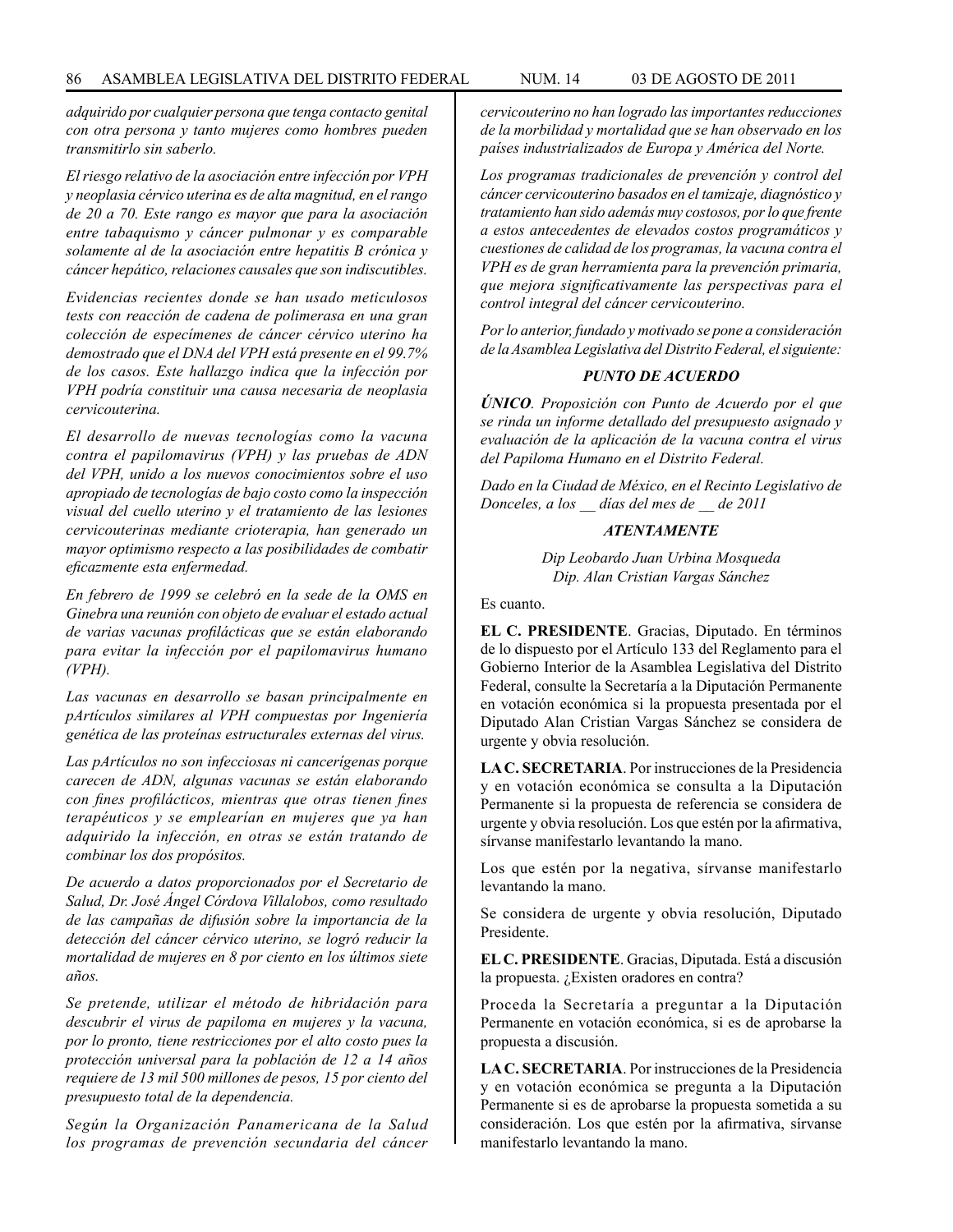*adquirido por cualquier persona que tenga contacto genital con otra persona y tanto mujeres como hombres pueden transmitirlo sin saberlo.*

*El riesgo relativo de la asociación entre infección por VPH y neoplasia cérvico uterina es de alta magnitud, en el rango de 20 a 70. Este rango es mayor que para la asociación entre tabaquismo y cáncer pulmonar y es comparable solamente al de la asociación entre hepatitis B crónica y cáncer hepático, relaciones causales que son indiscutibles.*

*Evidencias recientes donde se han usado meticulosos tests con reacción de cadena de polimerasa en una gran colección de especímenes de cáncer cérvico uterino ha demostrado que el DNA del VPH está presente en el 99.7% de los casos. Este hallazgo indica que la infección por VPH podría constituir una causa necesaria de neoplasia cervicouterina.*

*El desarrollo de nuevas tecnologías como la vacuna contra el papilomavirus (VPH) y las pruebas de ADN del VPH, unido a los nuevos conocimientos sobre el uso apropiado de tecnologías de bajo costo como la inspección visual del cuello uterino y el tratamiento de las lesiones cervicouterinas mediante crioterapia, han generado un mayor optimismo respecto a las posibilidades de combatir eficazmente esta enfermedad.*

*En febrero de 1999 se celebró en la sede de la OMS en Ginebra una reunión con objeto de evaluar el estado actual de varias vacunas profilácticas que se están elaborando para evitar la infección por el papilomavirus humano (VPH).*

*Las vacunas en desarrollo se basan principalmente en pArtículos similares al VPH compuestas por Ingeniería genética de las proteínas estructurales externas del virus.*

*Las pArtículos no son infecciosas ni cancerígenas porque carecen de ADN, algunas vacunas se están elaborando con fines profilácticos, mientras que otras tienen fines terapéuticos y se emplearían en mujeres que ya han adquirido la infección, en otras se están tratando de combinar los dos propósitos.*

*De acuerdo a datos proporcionados por el Secretario de Salud, Dr. José Ángel Córdova Villalobos, como resultado de las campañas de difusión sobre la importancia de la detección del cáncer cérvico uterino, se logró reducir la mortalidad de mujeres en 8 por ciento en los últimos siete años.*

*Se pretende, utilizar el método de hibridación para descubrir el virus de papiloma en mujeres y la vacuna, por lo pronto, tiene restricciones por el alto costo pues la protección universal para la población de 12 a 14 años requiere de 13 mil 500 millones de pesos, 15 por ciento del presupuesto total de la dependencia.*

*Según la Organización Panamericana de la Salud los programas de prevención secundaria del cáncer cervicouterino no han logrado las importantes reducciones de la morbilidad y mortalidad que se han observado en los países industrializados de Europa y América del Norte.*

*Los programas tradicionales de prevención y control del cáncer cervicouterino basados en el tamizaje, diagnóstico y tratamiento han sido además muy costosos, por lo que frente a estos antecedentes de elevados costos programáticos y cuestiones de calidad de los programas, la vacuna contra el VPH es de gran herramienta para la prevención primaria, que mejora significativamente las perspectivas para el control integral del cáncer cervicouterino.*

*Por lo anterior, fundado y motivado se pone a consideración de la Asamblea Legislativa del Distrito Federal, el siguiente:*

***PUNTO DE ACUERDO***

***ÚNICO**. Proposición con Punto de Acuerdo por el que se rinda un informe detallado del presupuesto asignado y evaluación de la aplicación de la vacuna contra el virus del Papiloma Humano en el Distrito Federal.*

*Dado en la Ciudad de México, en el Recinto Legislativo de Donceles, a los __ días del mes de __ de 2011*

***ATENTAMENTE***

*Dip Leobardo Juan Urbina Mosqueda*
*Dip. Alan Cristian Vargas Sánchez*

Es cuanto.

**EL C. PRESIDENTE**. Gracias, Diputado. En términos de lo dispuesto por el Artículo 133 del Reglamento para el Gobierno Interior de la Asamblea Legislativa del Distrito Federal, consulte la Secretaría a la Diputación Permanente en votación económica si la propuesta presentada por el Diputado Alan Cristian Vargas Sánchez se considera de urgente y obvia resolución.

**LA C. SECRETARIA**. Por instrucciones de la Presidencia y en votación económica se consulta a la Diputación Permanente si la propuesta de referencia se considera de urgente y obvia resolución. Los que estén por la afirmativa, sírvanse manifestarlo levantando la mano.

Los que estén por la negativa, sírvanse manifestarlo levantando la mano.

Se considera de urgente y obvia resolución, Diputado Presidente.

**EL C. PRESIDENTE**. Gracias, Diputada. Está a discusión la propuesta. ¿Existen oradores en contra?

Proceda la Secretaría a preguntar a la Diputación Permanente en votación económica, si es de aprobarse la propuesta a discusión.

**LA C. SECRETARIA**. Por instrucciones de la Presidencia y en votación económica se pregunta a la Diputación Permanente si es de aprobarse la propuesta sometida a su consideración. Los que estén por la afirmativa, sírvanse manifestarlo levantando la mano.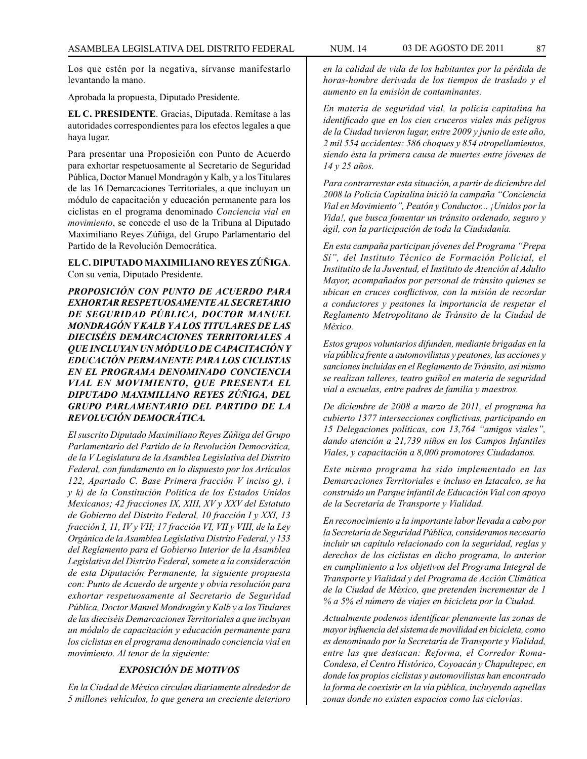Los que estén por la negativa, sírvanse manifestarlo levantando la mano.

Aprobada la propuesta, Diputado Presidente.

**EL C. PRESIDENTE**. Gracias, Diputada. Remítase a las autoridades correspondientes para los efectos legales a que haya lugar.

Para presentar una Proposición con Punto de Acuerdo para exhortar respetuosamente al Secretario de Seguridad Pública, Doctor Manuel Mondragón y Kalb, y a los Titulares de las 16 Demarcaciones Territoriales, a que incluyan un módulo de capacitación y educación permanente para los ciclistas en el programa denominado *Conciencia vial en movimiento*, se concede el uso de la Tribuna al Diputado Maximiliano Reyes Zúñiga, del Grupo Parlamentario del Partido de la Revolución Democrática.

**EL C. DIPUTADO MAXIMILIANO REYES ZÚÑIGA**. Con su venia, Diputado Presidente.

***PROPOSICIÓN CON PUNTO DE ACUERDO PARA EXHORTAR RESPETUOSAMENTE AL SECRETARIO DE SEGURIDAD PÚBLICA, DOCTOR MANUEL MONDRAGÓN Y KALB Y A LOS TITULARES DE LAS DIECISÉIS DEMARCACIONES TERRITORIALES A QUE INCLUYAN UN MÓDULO DE CAPACITACIÓN Y EDUCACIÓN PERMANENTE PARA LOS CICLISTAS EN EL PROGRAMA DENOMINADO CONCIENCIA VIAL EN MOVIMIENTO, QUE PRESENTA EL DIPUTADO MAXIMILIANO REYES ZÚÑIGA, DEL GRUPO PARLAMENTARIO DEL PARTIDO DE LA REVOLUCIÓN DEMOCRÁTICA.***

*El suscrito Diputado Maximiliano Reyes Zúñiga del Grupo Parlamentario del Partido de la Revolución Democrática, de la V Legislatura de la Asamblea Legislativa del Distrito Federal, con fundamento en lo dispuesto por los Artículos 122, Apartado C. Base Primera fracción V inciso g), i y k) de la Constitución Política de los Estados Unidos Mexicanos; 42 fracciones IX, XIII, XV y XXV del Estatuto de Gobierno del Distrito Federal, 10 fracción I y XXI, 13 fracción I, 11, IV y VII; 17 fracción VI, VII y VIII, de la Ley Orgánica de la Asamblea Legislativa Distrito Federal, y 133 del Reglamento para el Gobierno Interior de la Asamblea Legislativa del Distrito Federal, somete a la consideración de esta Diputación Permanente, la siguiente propuesta con: Punto de Acuerdo de urgente y obvia resolución para exhortar respetuosamente al Secretario de Seguridad Pública, Doctor Manuel Mondragón y Kalb y a los Titulares de las dieciséis Demarcaciones Territoriales a que incluyan un módulo de capacitación y educación permanente para los ciclistas en el programa denominado conciencia vial en movimiento. Al tenor de la siguiente:*

***EXPOSICIÓN DE MOTIVOS***

*En la Ciudad de México circulan diariamente alrededor de 5 millones vehículos, lo que genera un creciente deterioro en la calidad de vida de los habitantes por la pérdida de horas-hombre derivada de los tiempos de traslado y el aumento en la emisión de contaminantes.*

*En materia de seguridad vial, la policía capitalina ha identificado que en los cien cruceros viales más peligros de la Ciudad tuvieron lugar, entre 2009 y junio de este año, 2 mil 554 accidentes: 586 choques y 854 atropellamientos, siendo ésta la primera causa de muertes entre jóvenes de 14 y 25 años.*

*Para contrarrestar esta situación, a partir de diciembre del 2008 la Policía Capitalina inició la campaña "Conciencia Vial en Movimiento", Peatón y Conductor... ¡Unidos por la Vida!, que busca fomentar un tránsito ordenado, seguro y ágil, con la participación de toda la Ciudadanía.*

*En esta campaña participan jóvenes del Programa "Prepa Sí", del Instituto Técnico de Formación Policial, el Institutito de la Juventud, el Instituto de Atención al Adulto Mayor, acompañados por personal de tránsito quienes se ubican en cruces conflictivos, con la misión de recordar a conductores y peatones la importancia de respetar el Reglamento Metropolitano de Tránsito de la Ciudad de México.*

*Estos grupos voluntarios difunden, mediante brigadas en la vía pública frente a automovilistas y peatones, las acciones y sanciones incluidas en el Reglamento de Tránsito, así mismo se realizan talleres, teatro guiñol en materia de seguridad vial a escuelas, entre padres de familia y maestros.*

*De diciembre de 2008 a marzo de 2011, el programa ha cubierto 1377 intersecciones conflictivas, participando en 15 Delegaciones políticas, con 13,764 "amigos viales", dando atención a 21,739 niños en los Campos Infantiles Viales, y capacitación a 8,000 promotores Ciudadanos.*

*Este mismo programa ha sido implementado en las Demarcaciones Territoriales e incluso en Iztacalco, se ha construido un Parque infantil de Educación Vial con apoyo de la Secretaría de Transporte y Vialidad.*

*En reconocimiento a la importante labor llevada a cabo por la Secretaría de Seguridad Pública, consideramos necesario incluir un capítulo relacionado con la seguridad, reglas y derechos de los ciclistas en dicho programa, lo anterior en cumplimiento a los objetivos del Programa Integral de Transporte y Vialidad y del Programa de Acción Climática de la Ciudad de México, que pretenden incrementar de 1 % a 5% el número de viajes en bicicleta por la Ciudad.*

*Actualmente podemos identificar plenamente las zonas de mayor influencia del sistema de movilidad en bicicleta, como es denominado por la Secretaría de Transporte y Vialidad, entre las que destacan: Reforma, el Corredor Roma-Condesa, el Centro Histórico, Coyoacán y Chapultepec, en donde los propios ciclistas y automovilistas han encontrado la forma de coexistir en la vía pública, incluyendo aquellas zonas donde no existen espacios como las ciclovías.*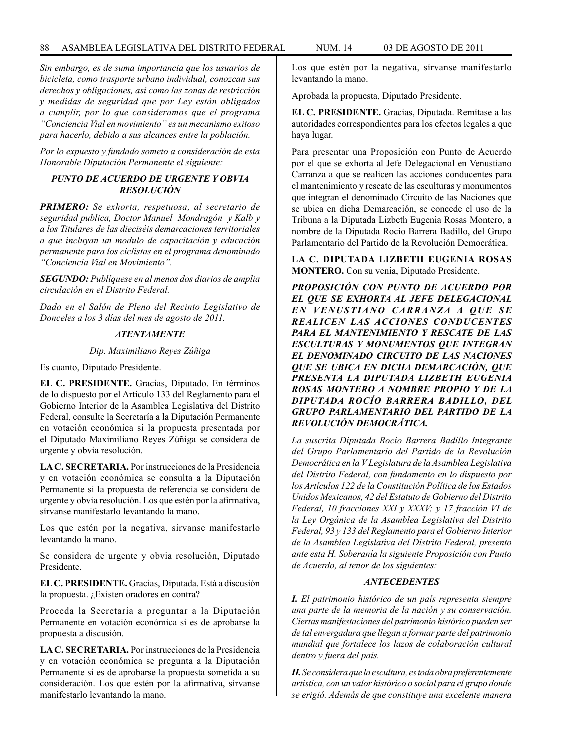*Sin embargo, es de suma importancia que los usuarios de bicicleta, como trasporte urbano individual, conozcan sus derechos y obligaciones, así como las zonas de restricción y medidas de seguridad que por Ley están obligados a cumplir, por lo que consideramos que el programa "Conciencia Vial en movimiento" es un mecanismo exitoso para hacerlo, debido a sus alcances entre la población.*

*Por lo expuesto y fundado someto a consideración de esta Honorable Diputación Permanente el siguiente:*

***PUNTO DE ACUERDO DE URGENTE Y OBVIA RESOLUCIÓN***

***PRIMERO:*** *Se exhorta, respetuosa, al secretario de seguridad publica, Doctor Manuel Mondragón y Kalb y a los Titulares de las dieciséis demarcaciones territoriales a que incluyan un modulo de capacitación y educación permanente para los ciclistas en el programa denominado "Conciencia Vial en Movimiento".*

***SEGUNDO:*** *Publíquese en al menos dos diarios de amplia circulación en el Distrito Federal.*

*Dado en el Salón de Pleno del Recinto Legislativo de Donceles a los 3 días del mes de agosto de 2011.*

***ATENTAMENTE***

*Dip. Maximiliano Reyes Zúñiga*

Es cuanto, Diputado Presidente.

**EL C. PRESIDENTE.** Gracias, Diputado. En términos de lo dispuesto por el Artículo 133 del Reglamento para el Gobierno Interior de la Asamblea Legislativa del Distrito Federal, consulte la Secretaría a la Diputación Permanente en votación económica si la propuesta presentada por el Diputado Maximiliano Reyes Zúñiga se considera de urgente y obvia resolución.

**LA C. SECRETARIA.** Por instrucciones de la Presidencia y en votación económica se consulta a la Diputación Permanente si la propuesta de referencia se considera de urgente y obvia resolución. Los que estén por la afirmativa, sírvanse manifestarlo levantando la mano.

Los que estén por la negativa, sírvanse manifestarlo levantando la mano.

Se considera de urgente y obvia resolución, Diputado Presidente.

**EL C. PRESIDENTE.** Gracias, Diputada. Está a discusión la propuesta. ¿Existen oradores en contra?

Proceda la Secretaría a preguntar a la Diputación Permanente en votación económica si es de aprobarse la propuesta a discusión.

**LA C. SECRETARIA.** Por instrucciones de la Presidencia y en votación económica se pregunta a la Diputación Permanente si es de aprobarse la propuesta sometida a su consideración. Los que estén por la afirmativa, sírvanse manifestarlo levantando la mano.

Los que estén por la negativa, sírvanse manifestarlo levantando la mano.

Aprobada la propuesta, Diputado Presidente.

**EL C. PRESIDENTE.** Gracias, Diputada. Remítase a las autoridades correspondientes para los efectos legales a que haya lugar.

Para presentar una Proposición con Punto de Acuerdo por el que se exhorta al Jefe Delegacional en Venustiano Carranza a que se realicen las acciones conducentes para el mantenimiento y rescate de las esculturas y monumentos que integran el denominado Circuito de las Naciones que se ubica en dicha Demarcación, se concede el uso de la Tribuna a la Diputada Lizbeth Eugenia Rosas Montero, a nombre de la Diputada Rocío Barrera Badillo, del Grupo Parlamentario del Partido de la Revolución Democrática.

**LA C. DIPUTADA LIZBETH EUGENIA ROSAS MONTERO.** Con su venia, Diputado Presidente.

***PROPOSICIÓN CON PUNTO DE ACUERDO POR EL QUE SE EXHORTA AL JEFE DELEGACIONAL EN VENUSTIANO CARRANZA A QUE SE REALICEN LAS ACCIONES CONDUCENTES PARA EL MANTENIMIENTO Y RESCATE DE LAS ESCULTURAS Y MONUMENTOS QUE INTEGRAN EL DENOMINADO CIRCUITO DE LAS NACIONES QUE SE UBICA EN DICHA DEMARCACIÓN, QUE PRESENTA LA DIPUTADA LIZBETH EUGENIA ROSAS MONTERO A NOMBRE PROPIO Y DE LA DIPUTADA ROCÍO BARRERA BADILLO, DEL GRUPO PARLAMENTARIO DEL PARTIDO DE LA REVOLUCIÓN DEMOCRÁTICA.***

*La suscrita Diputada Rocío Barrera Badillo Integrante del Grupo Parlamentario del Partido de la Revolución Democrática en la V Legislatura de la Asamblea Legislativa del Distrito Federal, con fundamento en lo dispuesto por los Artículos 122 de la Constitución Política de los Estados Unidos Mexicanos, 42 del Estatuto de Gobierno del Distrito Federal, 10 fracciones XXI y XXXV; y 17 fracción VI de la Ley Orgánica de la Asamblea Legislativa del Distrito Federal, 93 y 133 del Reglamento para el Gobierno Interior de la Asamblea Legislativa del Distrito Federal, presento ante esta H. Soberanía la siguiente Proposición con Punto de Acuerdo, al tenor de los siguientes:*

***ANTECEDENTES***

***I.*** *El patrimonio histórico de un país representa siempre una parte de la memoria de la nación y su conservación. Ciertas manifestaciones del patrimonio histórico pueden ser de tal envergadura que llegan a formar parte del patrimonio mundial que fortalece los lazos de colaboración cultural dentro y fuera del país.*

***II.*** *Se considera que la escultura, es toda obra preferentemente artística, con un valor histórico o social para el grupo donde se erigió. Además de que constituye una excelente manera*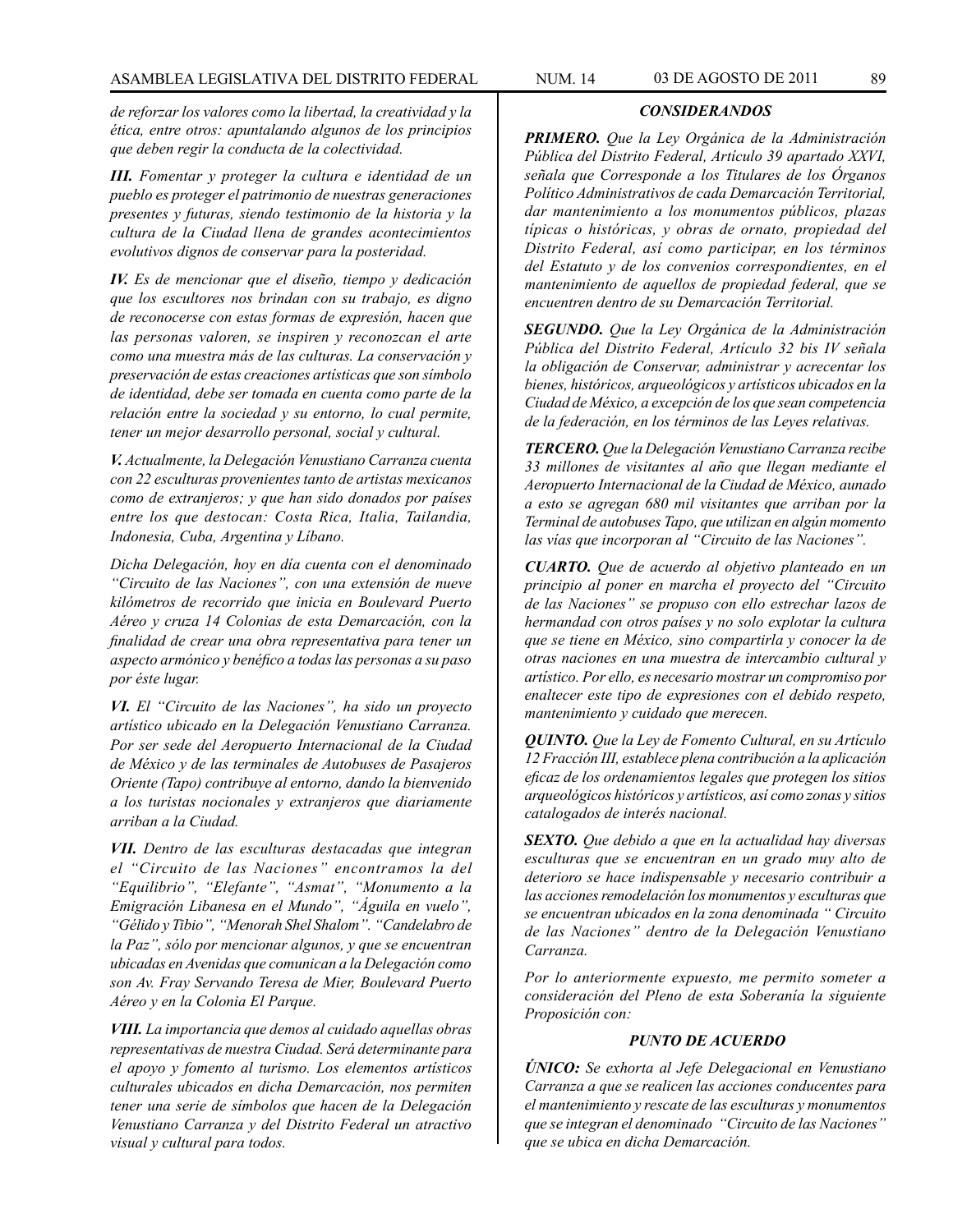*de reforzar los valores como la libertad, la creatividad y la ética, entre otros: apuntalando algunos de los principios que deben regir la conducta de la colectividad.*

***III.*** *Fomentar y proteger la cultura e identidad de un pueblo es proteger el patrimonio de nuestras generaciones presentes y futuras, siendo testimonio de la historia y la cultura de la Ciudad llena de grandes acontecimientos evolutivos dignos de conservar para la posteridad.*

***IV.*** *Es de mencionar que el diseño, tiempo y dedicación que los escultores nos brindan con su trabajo, es digno de reconocerse con estas formas de expresión, hacen que las personas valoren, se inspiren y reconozcan el arte como una muestra más de las culturas. La conservación y preservación de estas creaciones artísticas que son símbolo de identidad, debe ser tomada en cuenta como parte de la relación entre la sociedad y su entorno, lo cual permite, tener un mejor desarrollo personal, social y cultural.*

***V.*** *Actualmente, la Delegación Venustiano Carranza cuenta con 22 esculturas provenientes tanto de artistas mexicanos como de extranjeros; y que han sido donados por países entre los que destocan: Costa Rica, Italia, Tailandia, Indonesia, Cuba, Argentina y Líbano.*

*Dicha Delegación, hoy en día cuenta con el denominado "Circuito de las Naciones", con una extensión de nueve kilómetros de recorrido que inicia en Boulevard Puerto Aéreo y cruza 14 Colonias de esta Demarcación, con la finalidad de crear una obra representativa para tener un aspecto armónico y benéfico a todas las personas a su paso por éste lugar.*

***VI.*** *El "Circuito de las Naciones", ha sido un proyecto artístico ubicado en la Delegación Venustiano Carranza. Por ser sede del Aeropuerto Internacional de la Ciudad de México y de las terminales de Autobuses de Pasajeros Oriente (Tapo) contribuye al entorno, dando la bienvenido a los turistas nocionales y extranjeros que diariamente arriban a la Ciudad.*

***VII.*** *Dentro de las esculturas destacadas que integran el "Circuito de las Naciones" encontramos la del "Equilibrio", "Elefante", "Asmat", "Monumento a la Emigración Libanesa en el Mundo", "Águila en vuelo", "Gélido y Tibio", "Menorah Shel Shalom". "Candelabro de la Paz", sólo por mencionar algunos, y que se encuentran ubicadas en Avenidas que comunican a la Delegación como son Av. Fray Servando Teresa de Mier, Boulevard Puerto Aéreo y en la Colonia El Parque.*

***VIII.*** *La importancia que demos al cuidado aquellas obras representativas de nuestra Ciudad. Será determinante para el apoyo y fomento al turismo. Los elementos artísticos culturales ubicados en dicha Demarcación, nos permiten tener una serie de símbolos que hacen de la Delegación Venustiano Carranza y del Distrito Federal un atractivo visual y cultural para todos.*

### *CONSIDERANDOS*

***PRIMERO.*** *Que la Ley Orgánica de la Administración Pública del Distrito Federal, Artículo 39 apartado XXVI, señala que Corresponde a los Titulares de los Órganos Político Administrativos de cada Demarcación Territorial, dar mantenimiento a los monumentos públicos, plazas típicas o históricas, y obras de ornato, propiedad del Distrito Federal, así como participar, en los términos del Estatuto y de los convenios correspondientes, en el mantenimiento de aquellos de propiedad federal, que se encuentren dentro de su Demarcación Territorial.*

***SEGUNDO.*** *Que la Ley Orgánica de la Administración Pública del Distrito Federal, Artículo 32 bis IV señala la obligación de Conservar, administrar y acrecentar los bienes, históricos, arqueológicos y artísticos ubicados en la Ciudad de México, a excepción de los que sean competencia de la federación, en los términos de las Leyes relativas.*

***TERCERO.*** *Que la Delegación Venustiano Carranza recibe 33 millones de visitantes al año que llegan mediante el Aeropuerto Internacional de la Ciudad de México, aunado a esto se agregan 680 mil visitantes que arriban por la Terminal de autobuses Tapo, que utilizan en algún momento las vías que incorporan al "Circuito de las Naciones".*

***CUARTO.*** *Que de acuerdo al objetivo planteado en un principio al poner en marcha el proyecto del "Circuito de las Naciones" se propuso con ello estrechar lazos de hermandad con otros países y no solo explotar la cultura que se tiene en México, sino compartirla y conocer la de otras naciones en una muestra de intercambio cultural y artístico. Por ello, es necesario mostrar un compromiso por enaltecer este tipo de expresiones con el debido respeto, mantenimiento y cuidado que merecen.*

***QUINTO.*** *Que la Ley de Fomento Cultural, en su Artículo 12 Fracción III, establece plena contribución a la aplicación eficaz de los ordenamientos legales que protegen los sitios arqueológicos históricos y artísticos, así como zonas y sitios catalogados de interés nacional.*

***SEXTO.*** *Que debido a que en la actualidad hay diversas esculturas que se encuentran en un grado muy alto de deterioro se hace indispensable y necesario contribuir a las acciones remodelación los monumentos y esculturas que se encuentran ubicados en la zona denominada " Circuito de las Naciones" dentro de la Delegación Venustiano Carranza.*

*Por lo anteriormente expuesto, me permito someter a consideración del Pleno de esta Soberanía la siguiente Proposición con:*

### *PUNTO DE ACUERDO*

***ÚNICO:*** *Se exhorta al Jefe Delegacional en Venustiano Carranza a que se realicen las acciones conducentes para el mantenimiento y rescate de las esculturas y monumentos que se integran el denominado "Circuito de las Naciones" que se ubica en dicha Demarcación.*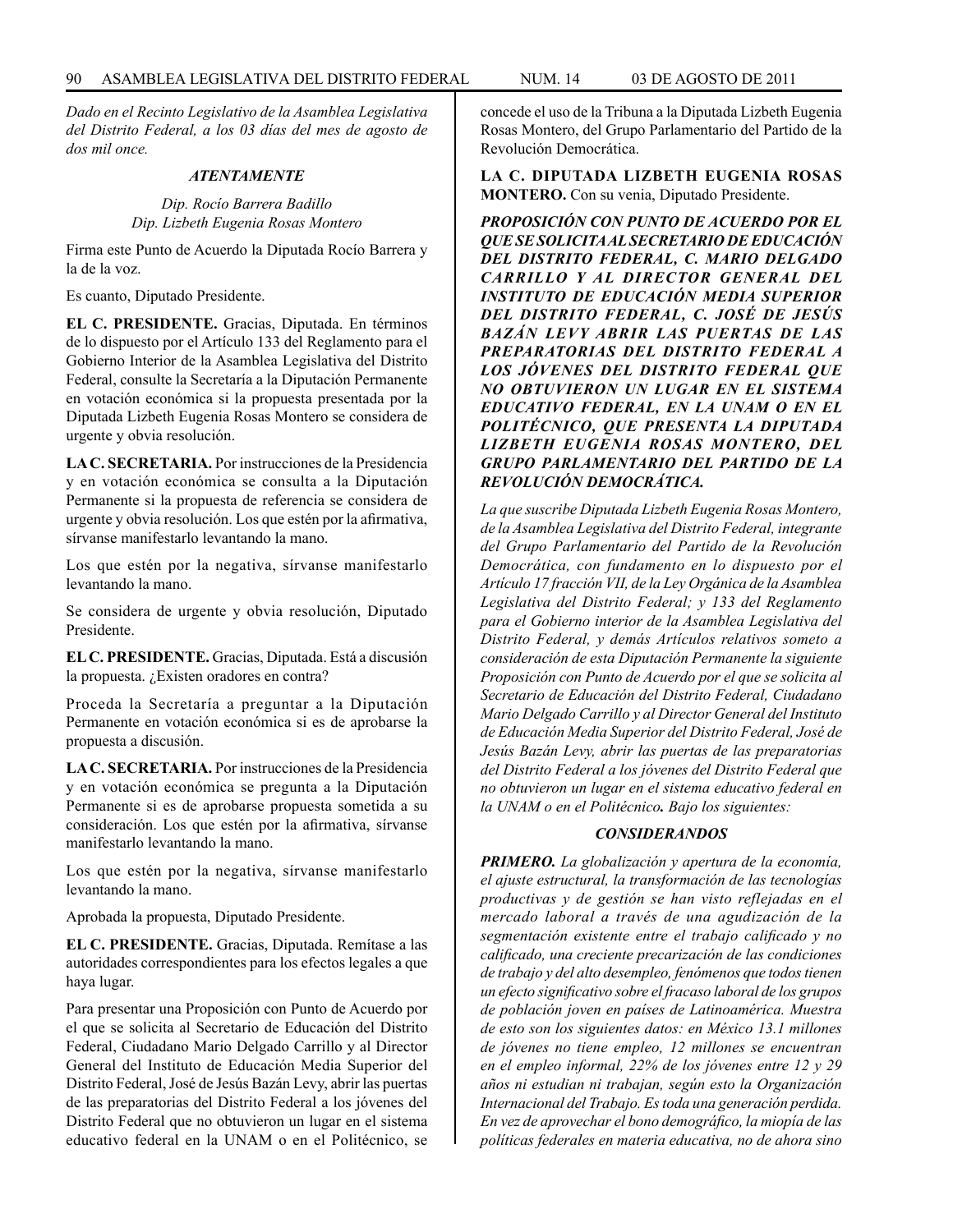*Dado en el Recinto Legislativo de la Asamblea Legislativa del Distrito Federal, a los 03 días del mes de agosto de dos mil once.*

***ATENTAMENTE***

*Dip. Rocío Barrera Badillo*
*Dip. Lizbeth Eugenia Rosas Montero*

Firma este Punto de Acuerdo la Diputada Rocío Barrera y la de la voz.

Es cuanto, Diputado Presidente.

**EL C. PRESIDENTE.** Gracias, Diputada. En términos de lo dispuesto por el Artículo 133 del Reglamento para el Gobierno Interior de la Asamblea Legislativa del Distrito Federal, consulte la Secretaría a la Diputación Permanente en votación económica si la propuesta presentada por la Diputada Lizbeth Eugenia Rosas Montero se considera de urgente y obvia resolución.

**LA C. SECRETARIA.** Por instrucciones de la Presidencia y en votación económica se consulta a la Diputación Permanente si la propuesta de referencia se considera de urgente y obvia resolución. Los que estén por la afirmativa, sírvanse manifestarlo levantando la mano.

Los que estén por la negativa, sírvanse manifestarlo levantando la mano.

Se considera de urgente y obvia resolución, Diputado Presidente.

**EL C. PRESIDENTE.** Gracias, Diputada. Está a discusión la propuesta. ¿Existen oradores en contra?

Proceda la Secretaría a preguntar a la Diputación Permanente en votación económica si es de aprobarse la propuesta a discusión.

**LA C. SECRETARIA.** Por instrucciones de la Presidencia y en votación económica se pregunta a la Diputación Permanente si es de aprobarse propuesta sometida a su consideración. Los que estén por la afirmativa, sírvanse manifestarlo levantando la mano.

Los que estén por la negativa, sírvanse manifestarlo levantando la mano.

Aprobada la propuesta, Diputado Presidente.

**EL C. PRESIDENTE.** Gracias, Diputada. Remítase a las autoridades correspondientes para los efectos legales a que haya lugar.

Para presentar una Proposición con Punto de Acuerdo por el que se solicita al Secretario de Educación del Distrito Federal, Ciudadano Mario Delgado Carrillo y al Director General del Instituto de Educación Media Superior del Distrito Federal, José de Jesús Bazán Levy, abrir las puertas de las preparatorias del Distrito Federal a los jóvenes del Distrito Federal que no obtuvieron un lugar en el sistema educativo federal en la UNAM o en el Politécnico, se concede el uso de la Tribuna a la Diputada Lizbeth Eugenia Rosas Montero, del Grupo Parlamentario del Partido de la Revolución Democrática.

**LA C. DIPUTADA LIZBETH EUGENIA ROSAS MONTERO.** Con su venia, Diputado Presidente.

***PROPOSICIÓN CON PUNTO DE ACUERDO POR EL QUE SE SOLICITA AL SECRETARIO DE EDUCACIÓN DEL DISTRITO FEDERAL, C. MARIO DELGADO CARRILLO Y AL DIRECTOR GENERAL DEL INSTITUTO DE EDUCACIÓN MEDIA SUPERIOR DEL DISTRITO FEDERAL, C. JOSÉ DE JESÚS BAZÁN LEVY ABRIR LAS PUERTAS DE LAS PREPARATORIAS DEL DISTRITO FEDERAL A LOS JÓVENES DEL DISTRITO FEDERAL QUE NO OBTUVIERON UN LUGAR EN EL SISTEMA EDUCATIVO FEDERAL, EN LA UNAM O EN EL POLITÉCNICO, QUE PRESENTA LA DIPUTADA LIZBETH EUGENIA ROSAS MONTERO, DEL GRUPO PARLAMENTARIO DEL PARTIDO DE LA REVOLUCIÓN DEMOCRÁTICA.***

*La que suscribe Diputada Lizbeth Eugenia Rosas Montero, de la Asamblea Legislativa del Distrito Federal, integrante del Grupo Parlamentario del Partido de la Revolución Democrática, con fundamento en lo dispuesto por el Artículo 17 fracción VII, de la Ley Orgánica de la Asamblea Legislativa del Distrito Federal; y 133 del Reglamento para el Gobierno interior de la Asamblea Legislativa del Distrito Federal, y demás Artículos relativos someto a consideración de esta Diputación Permanente la siguiente Proposición con Punto de Acuerdo por el que se solicita al Secretario de Educación del Distrito Federal, Ciudadano Mario Delgado Carrillo y al Director General del Instituto de Educación Media Superior del Distrito Federal, José de Jesús Bazán Levy, abrir las puertas de las preparatorias del Distrito Federal a los jóvenes del Distrito Federal que no obtuvieron un lugar en el sistema educativo federal en la UNAM o en el Politécnico. Bajo los siguientes:*

***CONSIDERANDOS***

***PRIMERO.*** *La globalización y apertura de la economía, el ajuste estructural, la transformación de las tecnologías productivas y de gestión se han visto reflejadas en el mercado laboral a través de una agudización de la segmentación existente entre el trabajo calificado y no calificado, una creciente precarización de las condiciones de trabajo y del alto desempleo, fenómenos que todos tienen un efecto significativo sobre el fracaso laboral de los grupos de población joven en países de Latinoamérica. Muestra de esto son los siguientes datos: en México 13.1 millones de jóvenes no tiene empleo, 12 millones se encuentran en el empleo informal, 22% de los jóvenes entre 12 y 29 años ni estudian ni trabajan, según esto la Organización Internacional del Trabajo. Es toda una generación perdida. En vez de aprovechar el bono demográfico, la miopía de las políticas federales en materia educativa, no de ahora sino*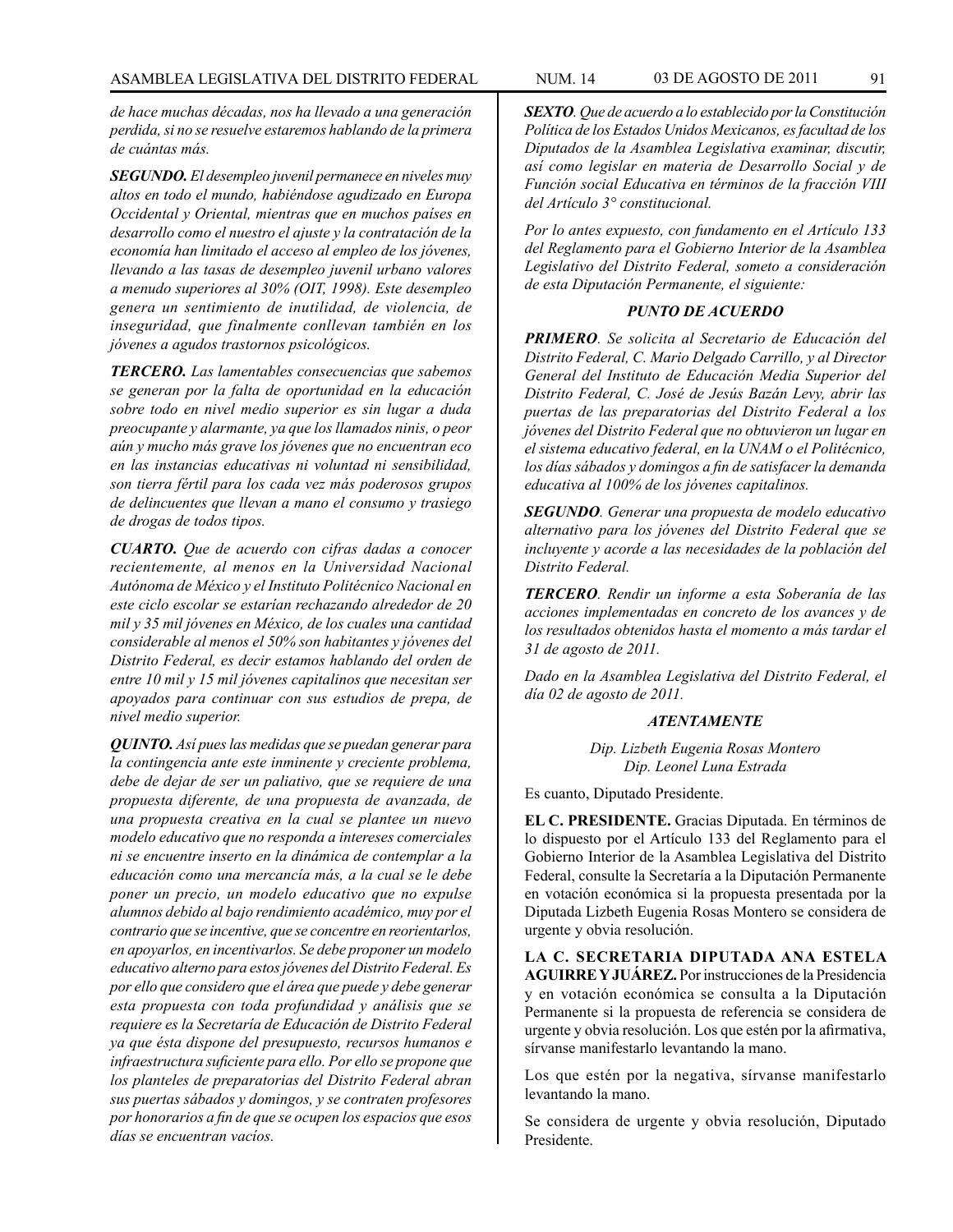*de hace muchas décadas, nos ha llevado a una generación perdida, si no se resuelve estaremos hablando de la primera de cuántas más.*

***SEGUNDO.*** *El desempleo juvenil permanece en niveles muy altos en todo el mundo, habiéndose agudizado en Europa Occidental y Oriental, mientras que en muchos países en desarrollo como el nuestro el ajuste y la contratación de la economía han limitado el acceso al empleo de los jóvenes, llevando a las tasas de desempleo juvenil urbano valores a menudo superiores al 30% (OIT, 1998). Este desempleo genera un sentimiento de inutilidad, de violencia, de inseguridad, que finalmente conllevan también en los jóvenes a agudos trastornos psicológicos.*

***TERCERO.*** *Las lamentables consecuencias que sabemos se generan por la falta de oportunidad en la educación sobre todo en nivel medio superior es sin lugar a duda preocupante y alarmante, ya que los llamados ninis, o peor aún y mucho más grave los jóvenes que no encuentran eco en las instancias educativas ni voluntad ni sensibilidad, son tierra fértil para los cada vez más poderosos grupos de delincuentes que llevan a mano el consumo y trasiego de drogas de todos tipos.*

***CUARTO.*** *Que de acuerdo con cifras dadas a conocer recientemente, al menos en la Universidad Nacional Autónoma de México y el Instituto Politécnico Nacional en este ciclo escolar se estarían rechazando alrededor de 20 mil y 35 mil jóvenes en México, de los cuales una cantidad considerable al menos el 50% son habitantes y jóvenes del Distrito Federal, es decir estamos hablando del orden de entre 10 mil y 15 mil jóvenes capitalinos que necesitan ser apoyados para continuar con sus estudios de prepa, de nivel medio superior.*

***QUINTO.*** *Así pues las medidas que se puedan generar para la contingencia ante este inminente y creciente problema, debe de dejar de ser un paliativo, que se requiere de una propuesta diferente, de una propuesta de avanzada, de una propuesta creativa en la cual se plantee un nuevo modelo educativo que no responda a intereses comerciales ni se encuentre inserto en la dinámica de contemplar a la educación como una mercancía más, a la cual se le debe poner un precio, un modelo educativo que no expulse alumnos debido al bajo rendimiento académico, muy por el contrario que se incentive, que se concentre en reorientarlos, en apoyarlos, en incentivarlos. Se debe proponer un modelo educativo alterno para estos jóvenes del Distrito Federal. Es por ello que considero que el área que puede y debe generar esta propuesta con toda profundidad y análisis que se requiere es la Secretaría de Educación de Distrito Federal ya que ésta dispone del presupuesto, recursos humanos e infraestructura suficiente para ello. Por ello se propone que los planteles de preparatorias del Distrito Federal abran sus puertas sábados y domingos, y se contraten profesores por honorarios a fin de que se ocupen los espacios que esos días se encuentran vacíos.*

***SEXTO****. Que de acuerdo a lo establecido por la Constitución Política de los Estados Unidos Mexicanos, es facultad de los Diputados de la Asamblea Legislativa examinar, discutir, así como legislar en materia de Desarrollo Social y de Función social Educativa en términos de la fracción VIII del Artículo 3° constitucional.*

*Por lo antes expuesto, con fundamento en el Artículo 133 del Reglamento para el Gobierno Interior de la Asamblea Legislativo del Distrito Federal, someto a consideración de esta Diputación Permanente, el siguiente:*

***PUNTO DE ACUERDO***

***PRIMERO****. Se solicita al Secretario de Educación del Distrito Federal, C. Mario Delgado Carrillo, y al Director General del Instituto de Educación Media Superior del Distrito Federal, C. José de Jesús Bazán Levy, abrir las puertas de las preparatorias del Distrito Federal a los jóvenes del Distrito Federal que no obtuvieron un lugar en el sistema educativo federal, en la UNAM o el Politécnico, los días sábados y domingos a fin de satisfacer la demanda educativa al 100% de los jóvenes capitalinos.*

***SEGUNDO****. Generar una propuesta de modelo educativo alternativo para los jóvenes del Distrito Federal que se incluyente y acorde a las necesidades de la población del Distrito Federal.*

***TERCERO****. Rendir un informe a esta Soberanía de las acciones implementadas en concreto de los avances y de los resultados obtenidos hasta el momento a más tardar el 31 de agosto de 2011.*

*Dado en la Asamblea Legislativa del Distrito Federal, el día 02 de agosto de 2011.*

***ATENTAMENTE***

*Dip. Lizbeth Eugenia Rosas Montero*
*Dip. Leonel Luna Estrada*

Es cuanto, Diputado Presidente.

**EL C. PRESIDENTE.** Gracias Diputada. En términos de lo dispuesto por el Artículo 133 del Reglamento para el Gobierno Interior de la Asamblea Legislativa del Distrito Federal, consulte la Secretaría a la Diputación Permanente en votación económica si la propuesta presentada por la Diputada Lizbeth Eugenia Rosas Montero se considera de urgente y obvia resolución.

**LA C. SECRETARIA DIPUTADA ANA ESTELA AGUIRRE Y JUÁREZ.** Por instrucciones de la Presidencia y en votación económica se consulta a la Diputación Permanente si la propuesta de referencia se considera de urgente y obvia resolución. Los que estén por la afirmativa, sírvanse manifestarlo levantando la mano.

Los que estén por la negativa, sírvanse manifestarlo levantando la mano.

Se considera de urgente y obvia resolución, Diputado Presidente.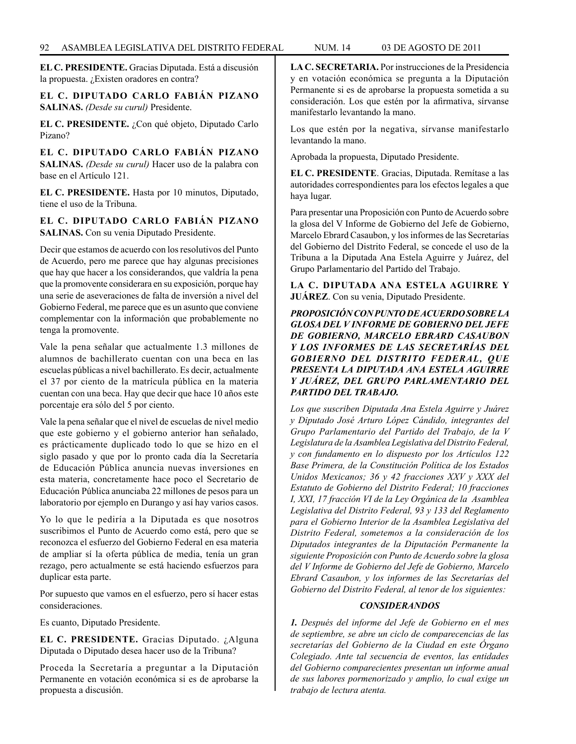**EL C. PRESIDENTE.** Gracias Diputada. Está a discusión la propuesta. ¿Existen oradores en contra?

**EL C. DIPUTADO CARLO FABIÁN PIZANO SALINAS.** *(Desde su curul)* Presidente.

**EL C. PRESIDENTE.** ¿Con qué objeto, Diputado Carlo Pizano?

**EL C. DIPUTADO CARLO FABIÁN PIZANO SALINAS.** *(Desde su curul)* Hacer uso de la palabra con base en el Artículo 121.

**EL C. PRESIDENTE.** Hasta por 10 minutos, Diputado, tiene el uso de la Tribuna.

**EL C. DIPUTADO CARLO FABIÁN PIZANO SALINAS.** Con su venia Diputado Presidente.

Decir que estamos de acuerdo con los resolutivos del Punto de Acuerdo, pero me parece que hay algunas precisiones que hay que hacer a los considerandos, que valdría la pena que la promovente considerara en su exposición, porque hay una serie de aseveraciones de falta de inversión a nivel del Gobierno Federal, me parece que es un asunto que conviene complementar con la información que probablemente no tenga la promovente.

Vale la pena señalar que actualmente 1.3 millones de alumnos de bachillerato cuentan con una beca en las escuelas públicas a nivel bachillerato. Es decir, actualmente el 37 por ciento de la matrícula pública en la materia cuentan con una beca. Hay que decir que hace 10 años este porcentaje era sólo del 5 por ciento.

Vale la pena señalar que el nivel de escuelas de nivel medio que este gobierno y el gobierno anterior han señalado, es prácticamente duplicado todo lo que se hizo en el siglo pasado y que por lo pronto cada día la Secretaría de Educación Pública anuncia nuevas inversiones en esta materia, concretamente hace poco el Secretario de Educación Pública anunciaba 22 millones de pesos para un laboratorio por ejemplo en Durango y así hay varios casos.

Yo lo que le pediría a la Diputada es que nosotros suscribimos el Punto de Acuerdo como está, pero que se reconozca el esfuerzo del Gobierno Federal en esa materia de ampliar sí la oferta pública de media, tenía un gran rezago, pero actualmente se está haciendo esfuerzos para duplicar esta parte.

Por supuesto que vamos en el esfuerzo, pero sí hacer estas consideraciones.

Es cuanto, Diputado Presidente.

**EL C. PRESIDENTE.** Gracias Diputado. ¿Alguna Diputada o Diputado desea hacer uso de la Tribuna?

Proceda la Secretaría a preguntar a la Diputación Permanente en votación económica si es de aprobarse la propuesta a discusión.

**LA C. SECRETARIA.** Por instrucciones de la Presidencia y en votación económica se pregunta a la Diputación Permanente si es de aprobarse la propuesta sometida a su consideración. Los que estén por la afirmativa, sírvanse manifestarlo levantando la mano.

Los que estén por la negativa, sírvanse manifestarlo levantando la mano.

Aprobada la propuesta, Diputado Presidente.

**EL C. PRESIDENTE**. Gracias, Diputada. Remítase a las autoridades correspondientes para los efectos legales a que haya lugar.

Para presentar una Proposición con Punto de Acuerdo sobre la glosa del V Informe de Gobierno del Jefe de Gobierno, Marcelo Ebrard Casaubon, y los informes de las Secretarías del Gobierno del Distrito Federal, se concede el uso de la Tribuna a la Diputada Ana Estela Aguirre y Juárez, del Grupo Parlamentario del Partido del Trabajo.

**LA C. DIPUTADA ANA ESTELA AGUIRRE Y JUÁREZ**. Con su venia, Diputado Presidente.

***PROPOSICIÓN CON PUNTO DE ACUERDO SOBRE LA GLOSA DEL V INFORME DE GOBIERNO DEL JEFE DE GOBIERNO, MARCELO EBRARD CASAUBON Y LOS INFORMES DE LAS SECRETARÍAS DEL GOBIERNO DEL DISTRITO FEDERAL, QUE PRESENTA LA DIPUTADA ANA ESTELA AGUIRRE Y JUÁREZ, DEL GRUPO PARLAMENTARIO DEL PARTIDO DEL TRABAJO.***

*Los que suscriben Diputada Ana Estela Aguirre y Juárez y Diputado José Arturo López Cándido, integrantes del Grupo Parlamentario del Partido del Trabajo, de la V Legislatura de la Asamblea Legislativa del Distrito Federal, y con fundamento en lo dispuesto por los Artículos 122 Base Primera, de la Constitución Política de los Estados Unidos Mexicanos; 36 y 42 fracciones XXV y XXX del Estatuto de Gobierno del Distrito Federal; 10 fracciones I, XXI, 17 fracción VI de la Ley Orgánica de la Asamblea Legislativa del Distrito Federal, 93 y 133 del Reglamento para el Gobierno Interior de la Asamblea Legislativa del Distrito Federal, sometemos a la consideración de los Diputados integrantes de la Diputación Permanente la siguiente Proposición con Punto de Acuerdo sobre la glosa del V Informe de Gobierno del Jefe de Gobierno, Marcelo Ebrard Casaubon, y los informes de las Secretarías del Gobierno del Distrito Federal, al tenor de los siguientes:*

***CONSIDERANDOS***

***1.*** *Después del informe del Jefe de Gobierno en el mes de septiembre, se abre un ciclo de comparecencias de las secretarías del Gobierno de la Ciudad en este Órgano Colegiado. Ante tal secuencia de eventos, las entidades del Gobierno comparecientes presentan un informe anual de sus labores pormenorizado y amplio, lo cual exige un trabajo de lectura atenta.*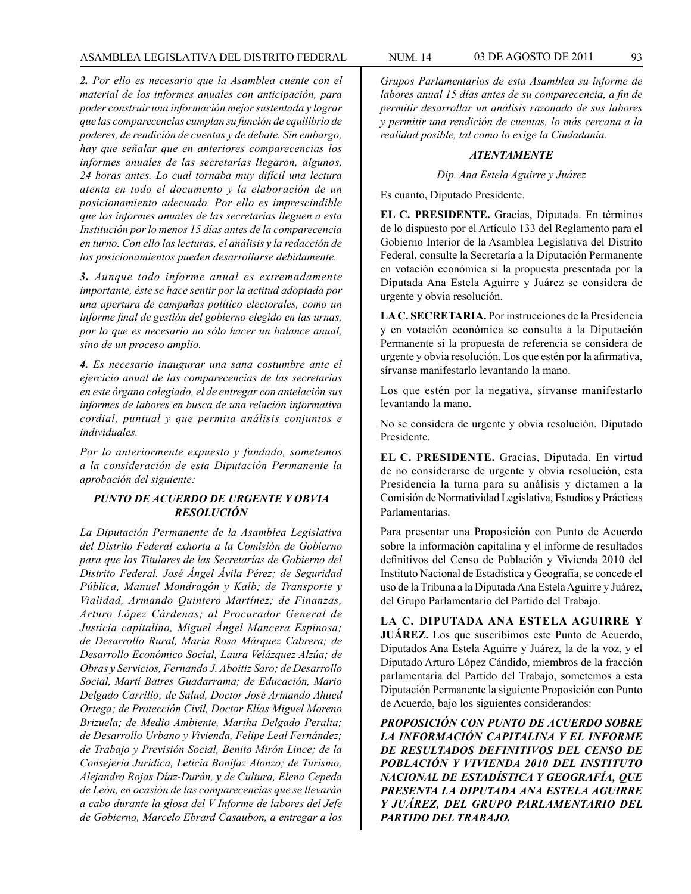***2.*** *Por ello es necesario que la Asamblea cuente con el material de los informes anuales con anticipación, para poder construir una información mejor sustentada y lograr que las comparecencias cumplan su función de equilibrio de poderes, de rendición de cuentas y de debate. Sin embargo, hay que señalar que en anteriores comparecencias los informes anuales de las secretarías llegaron, algunos, 24 horas antes. Lo cual tornaba muy difícil una lectura atenta en todo el documento y la elaboración de un posicionamiento adecuado. Por ello es imprescindible que los informes anuales de las secretarías lleguen a esta Institución por lo menos 15 días antes de la comparecencia en turno. Con ello las lecturas, el análisis y la redacción de los posicionamientos pueden desarrollarse debidamente.*

***3.*** *Aunque todo informe anual es extremadamente importante, éste se hace sentir por la actitud adoptada por una apertura de campañas político electorales, como un informe final de gestión del gobierno elegido en las urnas, por lo que es necesario no sólo hacer un balance anual, sino de un proceso amplio.*

***4.*** *Es necesario inaugurar una sana costumbre ante el ejercicio anual de las comparecencias de las secretarías en este órgano colegiado, el de entregar con antelación sus informes de labores en busca de una relación informativa cordial, puntual y que permita análisis conjuntos e individuales.*

*Por lo anteriormente expuesto y fundado, sometemos a la consideración de esta Diputación Permanente la aprobación del siguiente:*

***PUNTO DE ACUERDO DE URGENTE Y OBVIA RESOLUCIÓN***

*La Diputación Permanente de la Asamblea Legislativa del Distrito Federal exhorta a la Comisión de Gobierno para que los Titulares de las Secretarías de Gobierno del Distrito Federal. José Ángel Ávila Pérez; de Seguridad Pública, Manuel Mondragón y Kalb; de Transporte y Vialidad, Armando Quintero Martínez; de Finanzas, Arturo López Cárdenas; al Procurador General de Justicia capitalino, Miguel Ángel Mancera Espinosa; de Desarrollo Rural, María Rosa Márquez Cabrera; de Desarrollo Económico Social, Laura Velázquez Alzúa; de Obras y Servicios, Fernando J. Aboitiz Saro; de Desarrollo Social, Martí Batres Guadarrama; de Educación, Mario Delgado Carrillo; de Salud, Doctor José Armando Ahued Ortega; de Protección Civil, Doctor Elías Miguel Moreno Brizuela; de Medio Ambiente, Martha Delgado Peralta; de Desarrollo Urbano y Vivienda, Felipe Leal Fernández; de Trabajo y Previsión Social, Benito Mirón Lince; de la Consejería Jurídica, Leticia Bonifaz Alonzo; de Turismo, Alejandro Rojas Díaz-Durán, y de Cultura, Elena Cepeda de León, en ocasión de las comparecencias que se llevarán a cabo durante la glosa del V Informe de labores del Jefe de Gobierno, Marcelo Ebrard Casaubon, a entregar a los Grupos Parlamentarios de esta Asamblea su informe de labores anual 15 días antes de su comparecencia, a fin de permitir desarrollar un análisis razonado de sus labores y permitir una rendición de cuentas, lo más cercana a la realidad posible, tal como lo exige la Ciudadanía.*

***ATENTAMENTE***

*Dip. Ana Estela Aguirre y Juárez*

Es cuanto, Diputado Presidente.

**EL C. PRESIDENTE.** Gracias, Diputada. En términos de lo dispuesto por el Artículo 133 del Reglamento para el Gobierno Interior de la Asamblea Legislativa del Distrito Federal, consulte la Secretaría a la Diputación Permanente en votación económica si la propuesta presentada por la Diputada Ana Estela Aguirre y Juárez se considera de urgente y obvia resolución.

**LA C. SECRETARIA.** Por instrucciones de la Presidencia y en votación económica se consulta a la Diputación Permanente si la propuesta de referencia se considera de urgente y obvia resolución. Los que estén por la afirmativa, sírvanse manifestarlo levantando la mano.

Los que estén por la negativa, sírvanse manifestarlo levantando la mano.

No se considera de urgente y obvia resolución, Diputado Presidente.

**EL C. PRESIDENTE.** Gracias, Diputada. En virtud de no considerarse de urgente y obvia resolución, esta Presidencia la turna para su análisis y dictamen a la Comisión de Normatividad Legislativa, Estudios y Prácticas Parlamentarias.

Para presentar una Proposición con Punto de Acuerdo sobre la información capitalina y el informe de resultados definitivos del Censo de Población y Vivienda 2010 del Instituto Nacional de Estadística y Geografía, se concede el uso de la Tribuna a la Diputada Ana Estela Aguirre y Juárez, del Grupo Parlamentario del Partido del Trabajo.

**LA C. DIPUTADA ANA ESTELA AGUIRRE Y JUÁREZ.** Los que suscribimos este Punto de Acuerdo, Diputados Ana Estela Aguirre y Juárez, la de la voz, y el Diputado Arturo López Cándido, miembros de la fracción parlamentaria del Partido del Trabajo, sometemos a esta Diputación Permanente la siguiente Proposición con Punto de Acuerdo, bajo los siguientes considerandos:

***PROPOSICIÓN CON PUNTO DE ACUERDO SOBRE LA INFORMACIÓN CAPITALINA Y EL INFORME DE RESULTADOS DEFINITIVOS DEL CENSO DE POBLACIÓN Y VIVIENDA 2010 DEL INSTITUTO NACIONAL DE ESTADÍSTICA Y GEOGRAFÍA, QUE PRESENTA LA DIPUTADA ANA ESTELA AGUIRRE Y JUÁREZ, DEL GRUPO PARLAMENTARIO DEL PARTIDO DEL TRABAJO.***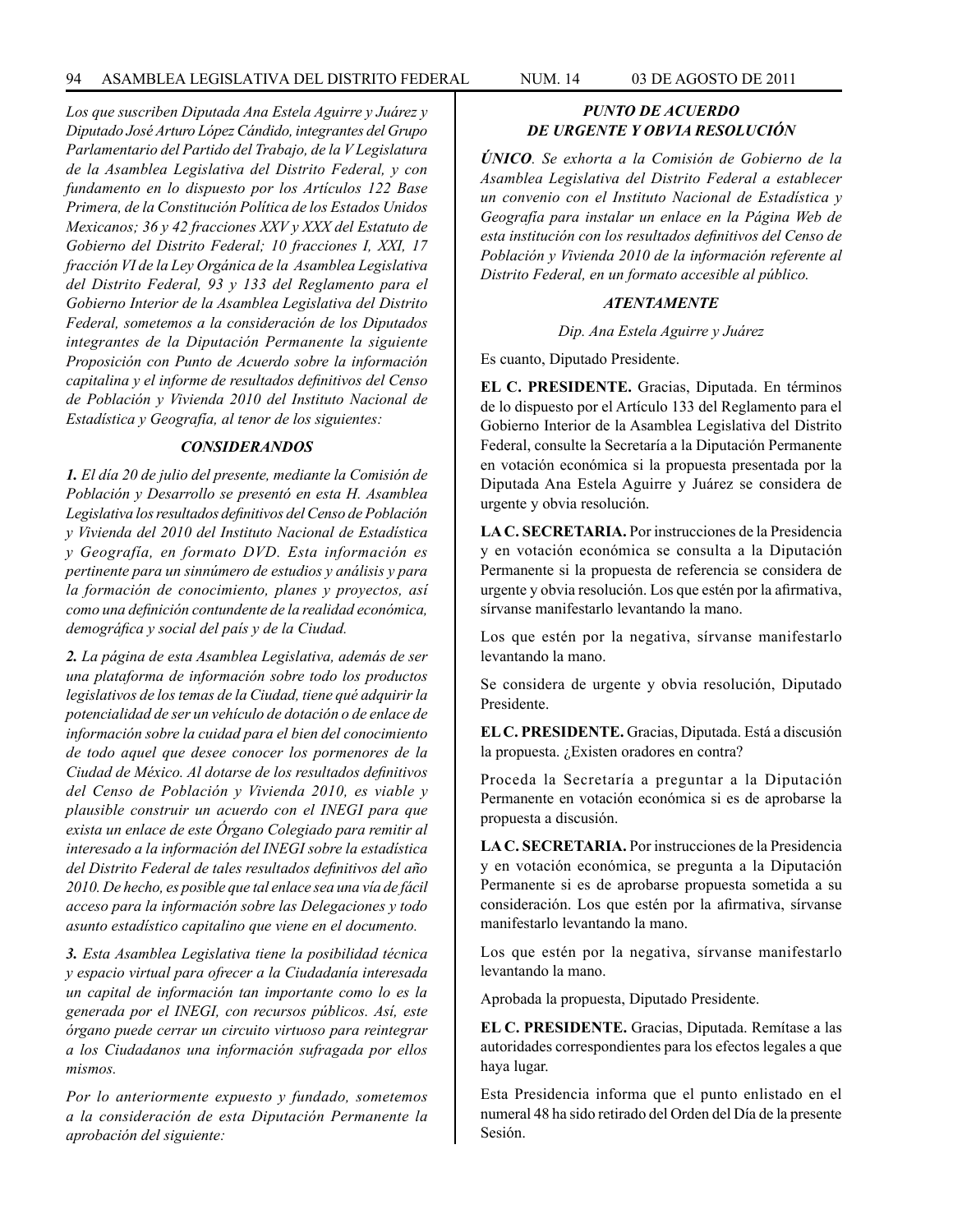*Los que suscriben Diputada Ana Estela Aguirre y Juárez y Diputado José Arturo López Cándido, integrantes del Grupo Parlamentario del Partido del Trabajo, de la V Legislatura de la Asamblea Legislativa del Distrito Federal, y con fundamento en lo dispuesto por los Artículos 122 Base Primera, de la Constitución Política de los Estados Unidos Mexicanos; 36 y 42 fracciones XXV y XXX del Estatuto de Gobierno del Distrito Federal; 10 fracciones I, XXI, 17 fracción VI de la Ley Orgánica de la Asamblea Legislativa del Distrito Federal, 93 y 133 del Reglamento para el Gobierno Interior de la Asamblea Legislativa del Distrito Federal, sometemos a la consideración de los Diputados integrantes de la Diputación Permanente la siguiente Proposición con Punto de Acuerdo sobre la información capitalina y el informe de resultados definitivos del Censo de Población y Vivienda 2010 del Instituto Nacional de Estadística y Geografía, al tenor de los siguientes:*

***CONSIDERANDOS***

***1.** El día 20 de julio del presente, mediante la Comisión de Población y Desarrollo se presentó en esta H. Asamblea Legislativa los resultados definitivos del Censo de Población y Vivienda del 2010 del Instituto Nacional de Estadística y Geografía, en formato DVD. Esta información es pertinente para un sinnúmero de estudios y análisis y para la formación de conocimiento, planes y proyectos, así como una definición contundente de la realidad económica, demográfica y social del país y de la Ciudad.*

***2.** La página de esta Asamblea Legislativa, además de ser una plataforma de información sobre todo los productos legislativos de los temas de la Ciudad, tiene qué adquirir la potencialidad de ser un vehículo de dotación o de enlace de información sobre la cuidad para el bien del conocimiento de todo aquel que desee conocer los pormenores de la Ciudad de México. Al dotarse de los resultados definitivos del Censo de Población y Vivienda 2010, es viable y plausible construir un acuerdo con el INEGI para que exista un enlace de este Órgano Colegiado para remitir al interesado a la información del INEGI sobre la estadística del Distrito Federal de tales resultados definitivos del año 2010. De hecho, es posible que tal enlace sea una vía de fácil acceso para la información sobre las Delegaciones y todo asunto estadístico capitalino que viene en el documento.*

***3.** Esta Asamblea Legislativa tiene la posibilidad técnica y espacio virtual para ofrecer a la Ciudadanía interesada un capital de información tan importante como lo es la generada por el INEGI, con recursos públicos. Así, este órgano puede cerrar un circuito virtuoso para reintegrar a los Ciudadanos una información sufragada por ellos mismos.*

*Por lo anteriormente expuesto y fundado, sometemos a la consideración de esta Diputación Permanente la aprobación del siguiente:*

***PUNTO DE ACUERDO DE URGENTE Y OBVIA RESOLUCIÓN***

***ÚNICO**. Se exhorta a la Comisión de Gobierno de la Asamblea Legislativa del Distrito Federal a establecer un convenio con el Instituto Nacional de Estadística y Geografía para instalar un enlace en la Página Web de esta institución con los resultados definitivos del Censo de Población y Vivienda 2010 de la información referente al Distrito Federal, en un formato accesible al público.*

***ATENTAMENTE***

*Dip. Ana Estela Aguirre y Juárez*

Es cuanto, Diputado Presidente.

**EL C. PRESIDENTE.** Gracias, Diputada. En términos de lo dispuesto por el Artículo 133 del Reglamento para el Gobierno Interior de la Asamblea Legislativa del Distrito Federal, consulte la Secretaría a la Diputación Permanente en votación económica si la propuesta presentada por la Diputada Ana Estela Aguirre y Juárez se considera de urgente y obvia resolución.

**LA C. SECRETARIA.** Por instrucciones de la Presidencia y en votación económica se consulta a la Diputación Permanente si la propuesta de referencia se considera de urgente y obvia resolución. Los que estén por la afirmativa, sírvanse manifestarlo levantando la mano.

Los que estén por la negativa, sírvanse manifestarlo levantando la mano.

Se considera de urgente y obvia resolución, Diputado Presidente.

**EL C. PRESIDENTE.** Gracias, Diputada. Está a discusión la propuesta. ¿Existen oradores en contra?

Proceda la Secretaría a preguntar a la Diputación Permanente en votación económica si es de aprobarse la propuesta a discusión.

**LA C. SECRETARIA.** Por instrucciones de la Presidencia y en votación económica, se pregunta a la Diputación Permanente si es de aprobarse propuesta sometida a su consideración. Los que estén por la afirmativa, sírvanse manifestarlo levantando la mano.

Los que estén por la negativa, sírvanse manifestarlo levantando la mano.

Aprobada la propuesta, Diputado Presidente.

**EL C. PRESIDENTE.** Gracias, Diputada. Remítase a las autoridades correspondientes para los efectos legales a que haya lugar.

Esta Presidencia informa que el punto enlistado en el numeral 48 ha sido retirado del Orden del Día de la presente Sesión.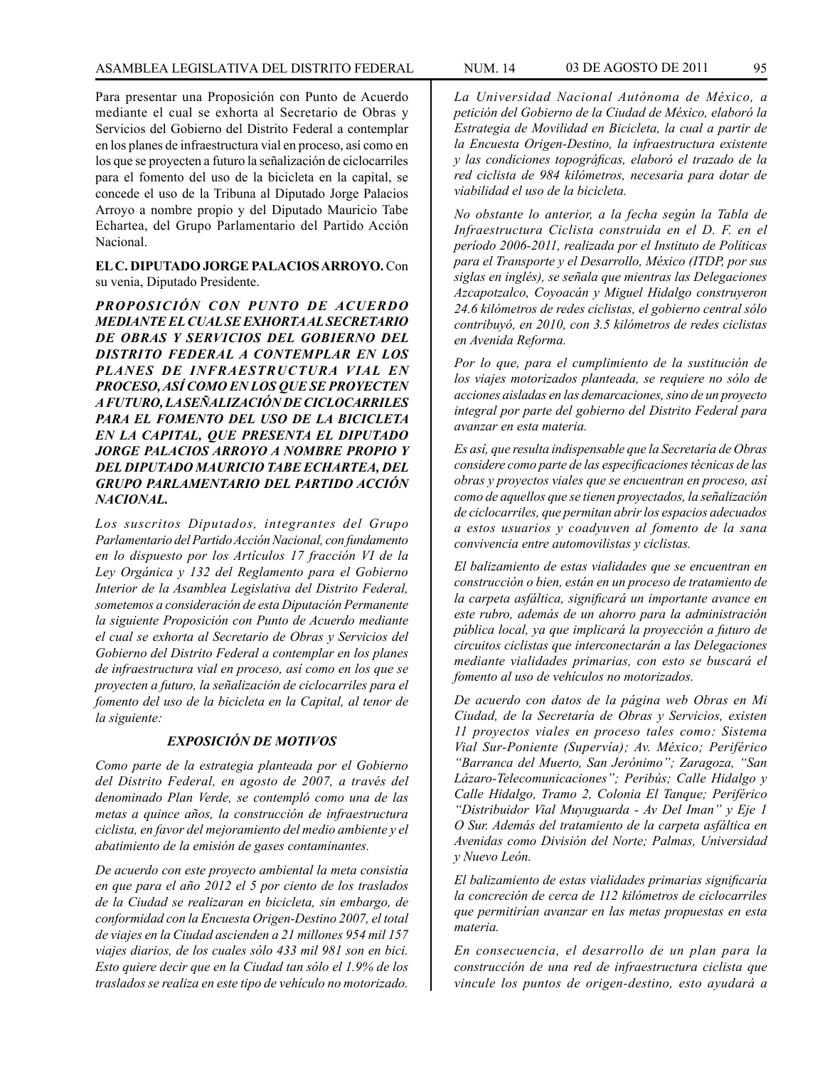Para presentar una Proposición con Punto de Acuerdo mediante el cual se exhorta al Secretario de Obras y Servicios del Gobierno del Distrito Federal a contemplar en los planes de infraestructura vial en proceso, así como en los que se proyecten a futuro la señalización de ciclocarriles para el fomento del uso de la bicicleta en la capital, se concede el uso de la Tribuna al Diputado Jorge Palacios Arroyo a nombre propio y del Diputado Mauricio Tabe Echartea, del Grupo Parlamentario del Partido Acción Nacional.

**EL C. DIPUTADO JORGE PALACIOS ARROYO.** Con su venia, Diputado Presidente.

***PROPOSICIÓN CON PUNTO DE ACUERDO MEDIANTE EL CUAL SE EXHORTA AL SECRETARIO DE OBRAS Y SERVICIOS DEL GOBIERNO DEL DISTRITO FEDERAL A CONTEMPLAR EN LOS PLANES DE INFRAESTRUCTURA VIAL EN PROCESO, ASÍ COMO EN LOS QUE SE PROYECTEN A FUTURO, LA SEÑALIZACIÓN DE CICLOCARRILES PARA EL FOMENTO DEL USO DE LA BICICLETA EN LA CAPITAL, QUE PRESENTA EL DIPUTADO JORGE PALACIOS ARROYO A NOMBRE PROPIO Y DEL DIPUTADO MAURICIO TABE ECHARTEA, DEL GRUPO PARLAMENTARIO DEL PARTIDO ACCIÓN NACIONAL.***

*Los suscritos Diputados, integrantes del Grupo Parlamentario del Partido Acción Nacional, con fundamento en lo dispuesto por los Artículos 17 fracción VI de la Ley Orgánica y 132 del Reglamento para el Gobierno Interior de la Asamblea Legislativa del Distrito Federal, sometemos a consideración de esta Diputación Permanente la siguiente Proposición con Punto de Acuerdo mediante el cual se exhorta al Secretario de Obras y Servicios del Gobierno del Distrito Federal a contemplar en los planes de infraestructura vial en proceso, así como en los que se proyecten a futuro, la señalización de ciclocarriles para el fomento del uso de la bicicleta en la Capital, al tenor de la siguiente:*

***EXPOSICIÓN DE MOTIVOS***

*Como parte de la estrategia planteada por el Gobierno del Distrito Federal, en agosto de 2007, a través del denominado Plan Verde, se contempló como una de las metas a quince años, la construcción de infraestructura ciclista, en favor del mejoramiento del medio ambiente y el abatimiento de la emisión de gases contaminantes.*

*De acuerdo con este proyecto ambiental la meta consistía en que para el año 2012 el 5 por ciento de los traslados de la Ciudad se realizaran en bicicleta, sin embargo, de conformidad con la Encuesta Origen-Destino 2007, el total de viajes en la Ciudad ascienden a 21 millones 954 mil 157 viajes diarios, de los cuales sólo 433 mil 981 son en bici. Esto quiere decir que en la Ciudad tan sólo el 1.9% de los traslados se realiza en este tipo de vehículo no motorizado.*

*La Universidad Nacional Autónoma de México, a petición del Gobierno de la Ciudad de México, elaboró la Estrategia de Movilidad en Bicicleta, la cual a partir de la Encuesta Origen-Destino, la infraestructura existente y las condiciones topográficas, elaboró el trazado de la red ciclista de 984 kilómetros, necesaria para dotar de viabilidad el uso de la bicicleta.*

*No obstante lo anterior, a la fecha según la Tabla de Infraestructura Ciclista construida en el D. F. en el período 2006-2011, realizada por el Instituto de Políticas para el Transporte y el Desarrollo, México (ITDP, por sus siglas en inglés), se señala que mientras las Delegaciones Azcapotzalco, Coyoacán y Miguel Hidalgo construyeron 24.6 kilómetros de redes ciclistas, el gobierno central sólo contribuyó, en 2010, con 3.5 kilómetros de redes ciclistas en Avenida Reforma.*

*Por lo que, para el cumplimiento de la sustitución de los viajes motorizados planteada, se requiere no sólo de acciones aisladas en las demarcaciones, sino de un proyecto integral por parte del gobierno del Distrito Federal para avanzar en esta materia.*

*Es así, que resulta indispensable que la Secretaría de Obras considere como parte de las especificaciones técnicas de las obras y proyectos viales que se encuentran en proceso, así como de aquellos que se tienen proyectados, la señalización de ciclocarriles, que permitan abrir los espacios adecuados a estos usuarios y coadyuven al fomento de la sana convivencia entre automovilistas y ciclistas.*

*El balizamiento de estas vialidades que se encuentran en construcción o bien, están en un proceso de tratamiento de la carpeta asfáltica, significará un importante avance en este rubro, además de un ahorro para la administración pública local, ya que implicará la proyección a futuro de circuitos ciclistas que interconectarán a las Delegaciones mediante vialidades primarias, con esto se buscará el fomento al uso de vehículos no motorizados.*

*De acuerdo con datos de la página web Obras en Mi Ciudad, de la Secretaría de Obras y Servicios, existen 11 proyectos viales en proceso tales como: Sistema Vial Sur-Poniente (Supervía); Av. México; Periférico "Barranca del Muerto, San Jerónimo"; Zaragoza, "San Lázaro-Telecomunicaciones"; Peribús; Calle Hidalgo y Calle Hidalgo, Tramo 2, Colonia El Tanque; Periférico "Distribuidor Vial Muyuguarda - Av Del Iman" y Eje 1 O Sur. Además del tratamiento de la carpeta asfáltica en Avenidas como División del Norte; Palmas, Universidad y Nuevo León.*

*El balizamiento de estas vialidades primarias significaría la concreción de cerca de 112 kilómetros de ciclocarriles que permitirían avanzar en las metas propuestas en esta materia.*

*En consecuencia, el desarrollo de un plan para la construcción de una red de infraestructura ciclista que vincule los puntos de origen-destino, esto ayudará a*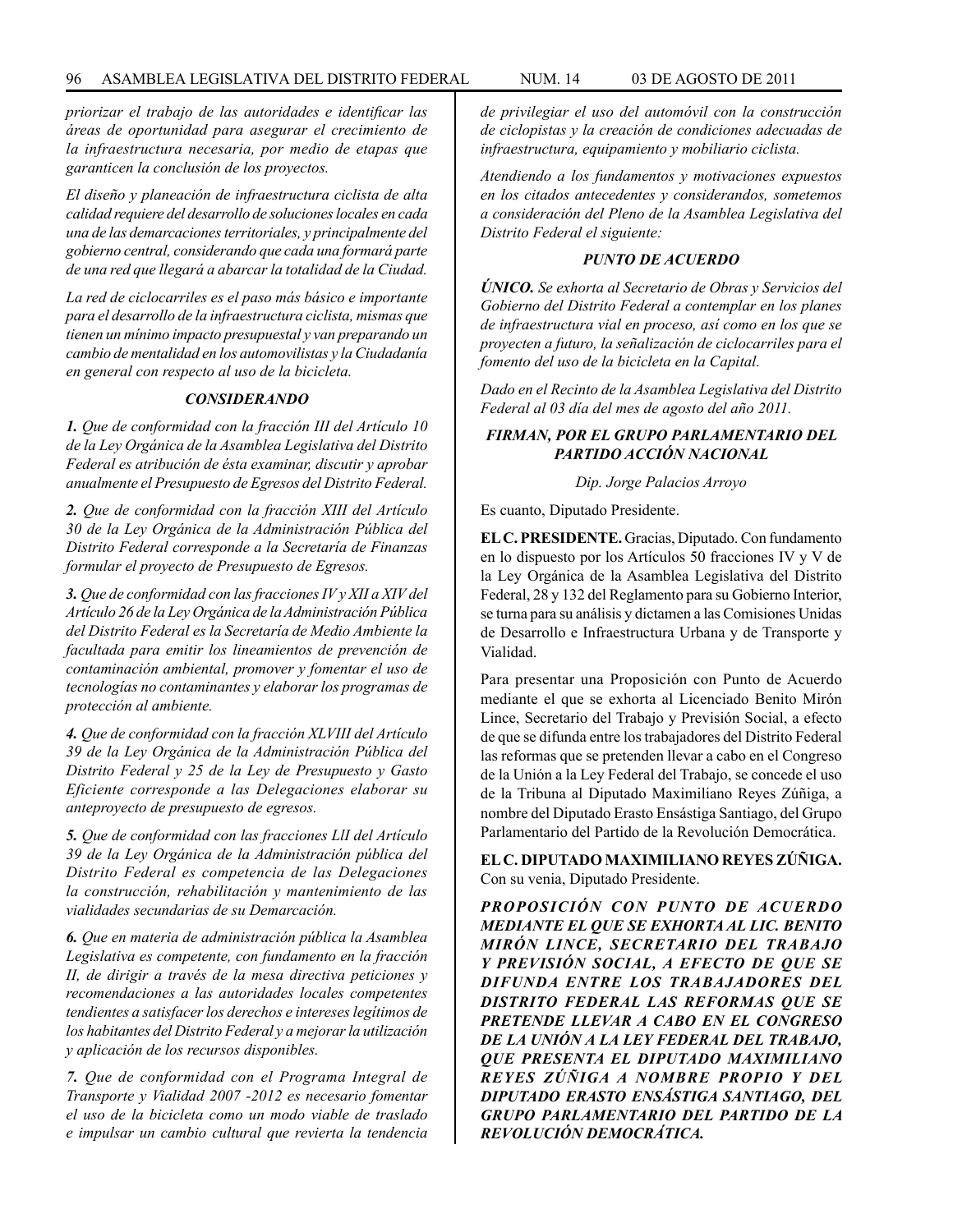*priorizar el trabajo de las autoridades e identificar las áreas de oportunidad para asegurar el crecimiento de la infraestructura necesaria, por medio de etapas que garanticen la conclusión de los proyectos.*

*El diseño y planeación de infraestructura ciclista de alta calidad requiere del desarrollo de soluciones locales en cada una de las demarcaciones territoriales, y principalmente del gobierno central, considerando que cada una formará parte de una red que llegará a abarcar la totalidad de la Ciudad.*

*La red de ciclocarriles es el paso más básico e importante para el desarrollo de la infraestructura ciclista, mismas que tienen un mínimo impacto presupuestal y van preparando un cambio de mentalidad en los automovilistas y la Ciudadanía en general con respecto al uso de la bicicleta.*

### *CONSIDERANDO*

***1.*** *Que de conformidad con la fracción III del Artículo 10 de la Ley Orgánica de la Asamblea Legislativa del Distrito Federal es atribución de ésta examinar, discutir y aprobar anualmente el Presupuesto de Egresos del Distrito Federal.*

***2.*** *Que de conformidad con la fracción XIII del Artículo 30 de la Ley Orgánica de la Administración Pública del Distrito Federal corresponde a la Secretaría de Finanzas formular el proyecto de Presupuesto de Egresos.*

***3.*** *Que de conformidad con las fracciones IV y XII a XIV del Artículo 26 de la Ley Orgánica de la Administración Pública del Distrito Federal es la Secretaría de Medio Ambiente la facultada para emitir los lineamientos de prevención de contaminación ambiental, promover y fomentar el uso de tecnologías no contaminantes y elaborar los programas de protección al ambiente.*

***4.*** *Que de conformidad con la fracción XLVIII del Artículo 39 de la Ley Orgánica de la Administración Pública del Distrito Federal y 25 de la Ley de Presupuesto y Gasto Eficiente corresponde a las Delegaciones elaborar su anteproyecto de presupuesto de egresos.*

***5.*** *Que de conformidad con las fracciones LII del Artículo 39 de la Ley Orgánica de la Administración pública del Distrito Federal es competencia de las Delegaciones la construcción, rehabilitación y mantenimiento de las vialidades secundarias de su Demarcación.*

***6.*** *Que en materia de administración pública la Asamblea Legislativa es competente, con fundamento en la fracción II, de dirigir a través de la mesa directiva peticiones y recomendaciones a las autoridades locales competentes tendientes a satisfacer los derechos e intereses legítimos de los habitantes del Distrito Federal y a mejorar la utilización y aplicación de los recursos disponibles.*

***7.*** *Que de conformidad con el Programa Integral de Transporte y Vialidad 2007 -2012 es necesario fomentar el uso de la bicicleta como un modo viable de traslado e impulsar un cambio cultural que revierta la tendencia de privilegiar el uso del automóvil con la construcción de ciclopistas y la creación de condiciones adecuadas de infraestructura, equipamiento y mobiliario ciclista.*

*Atendiendo a los fundamentos y motivaciones expuestos en los citados antecedentes y considerandos, sometemos a consideración del Pleno de la Asamblea Legislativa del Distrito Federal el siguiente:*

### *PUNTO DE ACUERDO*

***ÚNICO.*** *Se exhorta al Secretario de Obras y Servicios del Gobierno del Distrito Federal a contemplar en los planes de infraestructura vial en proceso, así como en los que se proyecten a futuro, la señalización de ciclocarriles para el fomento del uso de la bicicleta en la Capital.*

*Dado en el Recinto de la Asamblea Legislativa del Distrito Federal al 03 día del mes de agosto del año 2011.*

***FIRMAN, POR EL GRUPO PARLAMENTARIO DEL PARTIDO ACCIÓN NACIONAL***

*Dip. Jorge Palacios Arroyo*

Es cuanto, Diputado Presidente.

**EL C. PRESIDENTE.** Gracias, Diputado. Con fundamento en lo dispuesto por los Artículos 50 fracciones IV y V de la Ley Orgánica de la Asamblea Legislativa del Distrito Federal, 28 y 132 del Reglamento para su Gobierno Interior, se turna para su análisis y dictamen a las Comisiones Unidas de Desarrollo e Infraestructura Urbana y de Transporte y Vialidad.

Para presentar una Proposición con Punto de Acuerdo mediante el que se exhorta al Licenciado Benito Mirón Lince, Secretario del Trabajo y Previsión Social, a efecto de que se difunda entre los trabajadores del Distrito Federal las reformas que se pretenden llevar a cabo en el Congreso de la Unión a la Ley Federal del Trabajo, se concede el uso de la Tribuna al Diputado Maximiliano Reyes Zúñiga, a nombre del Diputado Erasto Ensástiga Santiago, del Grupo Parlamentario del Partido de la Revolución Democrática.

**EL C. DIPUTADO MAXIMILIANO REYES ZÚÑIGA.** Con su venia, Diputado Presidente.

***PROPOSICIÓN CON PUNTO DE ACUERDO MEDIANTE EL QUE SE EXHORTA AL LIC. BENITO MIRÓN LINCE, SECRETARIO DEL TRABAJO Y PREVISIÓN SOCIAL, A EFECTO DE QUE SE DIFUNDA ENTRE LOS TRABAJADORES DEL DISTRITO FEDERAL LAS REFORMAS QUE SE PRETENDE LLEVAR A CABO EN EL CONGRESO DE LA UNIÓN A LA LEY FEDERAL DEL TRABAJO, QUE PRESENTA EL DIPUTADO MAXIMILIANO REYES ZÚÑIGA A NOMBRE PROPIO Y DEL DIPUTADO ERASTO ENSÁSTIGA SANTIAGO, DEL GRUPO PARLAMENTARIO DEL PARTIDO DE LA REVOLUCIÓN DEMOCRÁTICA.***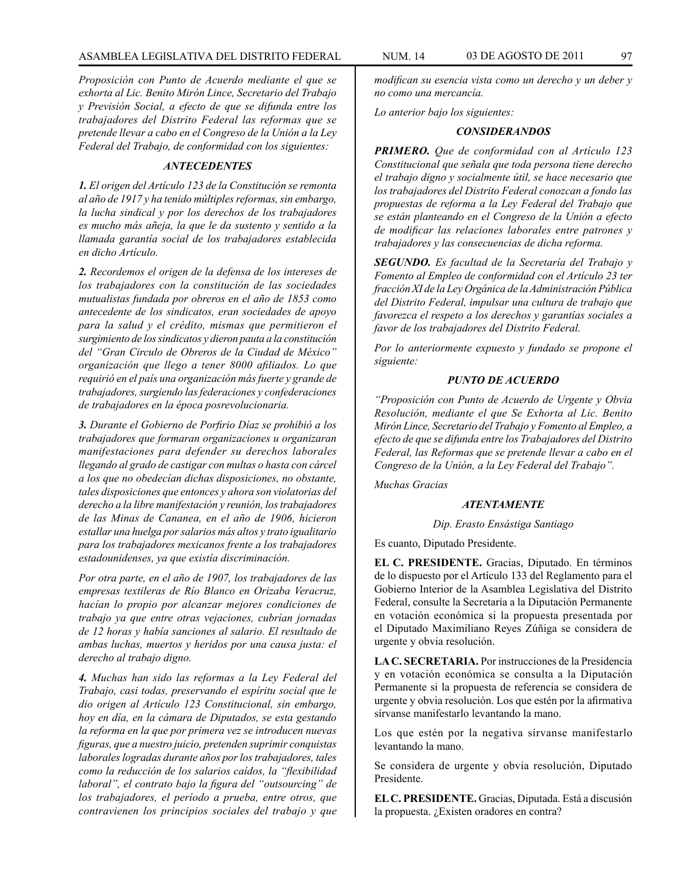*Proposición con Punto de Acuerdo mediante el que se exhorta al Lic. Benito Mirón Lince, Secretario del Trabajo y Previsión Social, a efecto de que se difunda entre los trabajadores del Distrito Federal las reformas que se pretende llevar a cabo en el Congreso de la Unión a la Ley Federal del Trabajo, de conformidad con los siguientes:*

### *ANTECEDENTES*

***1.*** *El origen del Artículo 123 de la Constitución se remonta al año de 1917 y ha tenido múltiples reformas, sin embargo, la lucha sindical y por los derechos de los trabajadores es mucho más añeja, la que le da sustento y sentido a la llamada garantía social de los trabajadores establecida en dicho Artículo.*

***2.*** *Recordemos el origen de la defensa de los intereses de los trabajadores con la constitución de las sociedades mutualistas fundada por obreros en el año de 1853 como antecedente de los sindicatos, eran sociedades de apoyo para la salud y el crédito, mismas que permitieron el surgimiento de los sindicatos y dieron pauta a la constitución del "Gran Circulo de Obreros de la Ciudad de México" organización que llego a tener 8000 afiliados. Lo que requirió en el país una organización más fuerte y grande de trabajadores, surgiendo las federaciones y confederaciones de trabajadores en la época posrevolucionaria.*

***3.*** *Durante el Gobierno de Porfirio Díaz se prohibió a los trabajadores que formaran organizaciones u organizaran manifestaciones para defender su derechos laborales llegando al grado de castigar con multas o hasta con cárcel a los que no obedecían dichas disposiciones, no obstante, tales disposiciones que entonces y ahora son violatorias del derecho a la libre manifestación y reunión, los trabajadores de las Minas de Cananea, en el año de 1906, hicieron estallar una huelga por salarios más altos y trato igualitario para los trabajadores mexicanos frente a los trabajadores estadounidenses, ya que existía discriminación.*

*Por otra parte, en el año de 1907, los trabajadores de las empresas textileras de Río Blanco en Orizaba Veracruz, hacían lo propio por alcanzar mejores condiciones de trabajo ya que entre otras vejaciones, cubrían jornadas de 12 horas y había sanciones al salario. El resultado de ambas luchas, muertos y heridos por una causa justa: el derecho al trabajo digno.*

***4.*** *Muchas han sido las reformas a la Ley Federal del Trabajo, casi todas, preservando el espíritu social que le dio origen al Artículo 123 Constitucional, sin embargo, hoy en día, en la cámara de Diputados, se esta gestando la reforma en la que por primera vez se introducen nuevas figuras, que a nuestro juicio, pretenden suprimir conquistas laborales logradas durante años por los trabajadores, tales como la reducción de los salarios caídos, la "flexibilidad laboral", el contrato bajo la figura del "outsourcing" de los trabajadores, el período a prueba, entre otros, que contravienen los principios sociales del trabajo y que modifican su esencia vista como un derecho y un deber y no como una mercancía.*

*Lo anterior bajo los siguientes:*

### *CONSIDERANDOS*

***PRIMERO.*** *Que de conformidad con al Artículo 123 Constitucional que señala que toda persona tiene derecho el trabajo digno y socialmente útil, se hace necesario que los trabajadores del Distrito Federal conozcan a fondo las propuestas de reforma a la Ley Federal del Trabajo que se están planteando en el Congreso de la Unión a efecto de modificar las relaciones laborales entre patrones y trabajadores y las consecuencias de dicha reforma.*

***SEGUNDO.*** *Es facultad de la Secretaría del Trabajo y Fomento al Empleo de conformidad con el Artículo 23 ter fracción XI de la Ley Orgánica de la Administración Pública del Distrito Federal, impulsar una cultura de trabajo que favorezca el respeto a los derechos y garantías sociales a favor de los trabajadores del Distrito Federal.*

*Por lo anteriormente expuesto y fundado se propone el siguiente:*

### *PUNTO DE ACUERDO*

*"Proposición con Punto de Acuerdo de Urgente y Obvia Resolución, mediante el que Se Exhorta al Lic. Benito Mirón Lince, Secretario del Trabajo y Fomento al Empleo, a efecto de que se difunda entre los Trabajadores del Distrito Federal, las Reformas que se pretende llevar a cabo en el Congreso de la Unión, a la Ley Federal del Trabajo".*

*Muchas Gracias*

*ATENTAMENTE*

*Dip. Erasto Ensástiga Santiago*

Es cuanto, Diputado Presidente.

**EL C. PRESIDENTE.** Gracias, Diputado. En términos de lo dispuesto por el Artículo 133 del Reglamento para el Gobierno Interior de la Asamblea Legislativa del Distrito Federal, consulte la Secretaría a la Diputación Permanente en votación económica si la propuesta presentada por el Diputado Maximiliano Reyes Zúñiga se considera de urgente y obvia resolución.

**LA C. SECRETARIA.** Por instrucciones de la Presidencia y en votación económica se consulta a la Diputación Permanente si la propuesta de referencia se considera de urgente y obvia resolución. Los que estén por la afirmativa sírvanse manifestarlo levantando la mano.

Los que estén por la negativa sírvanse manifestarlo levantando la mano.

Se considera de urgente y obvia resolución, Diputado Presidente.

**EL C. PRESIDENTE.** Gracias, Diputada. Está a discusión la propuesta. ¿Existen oradores en contra?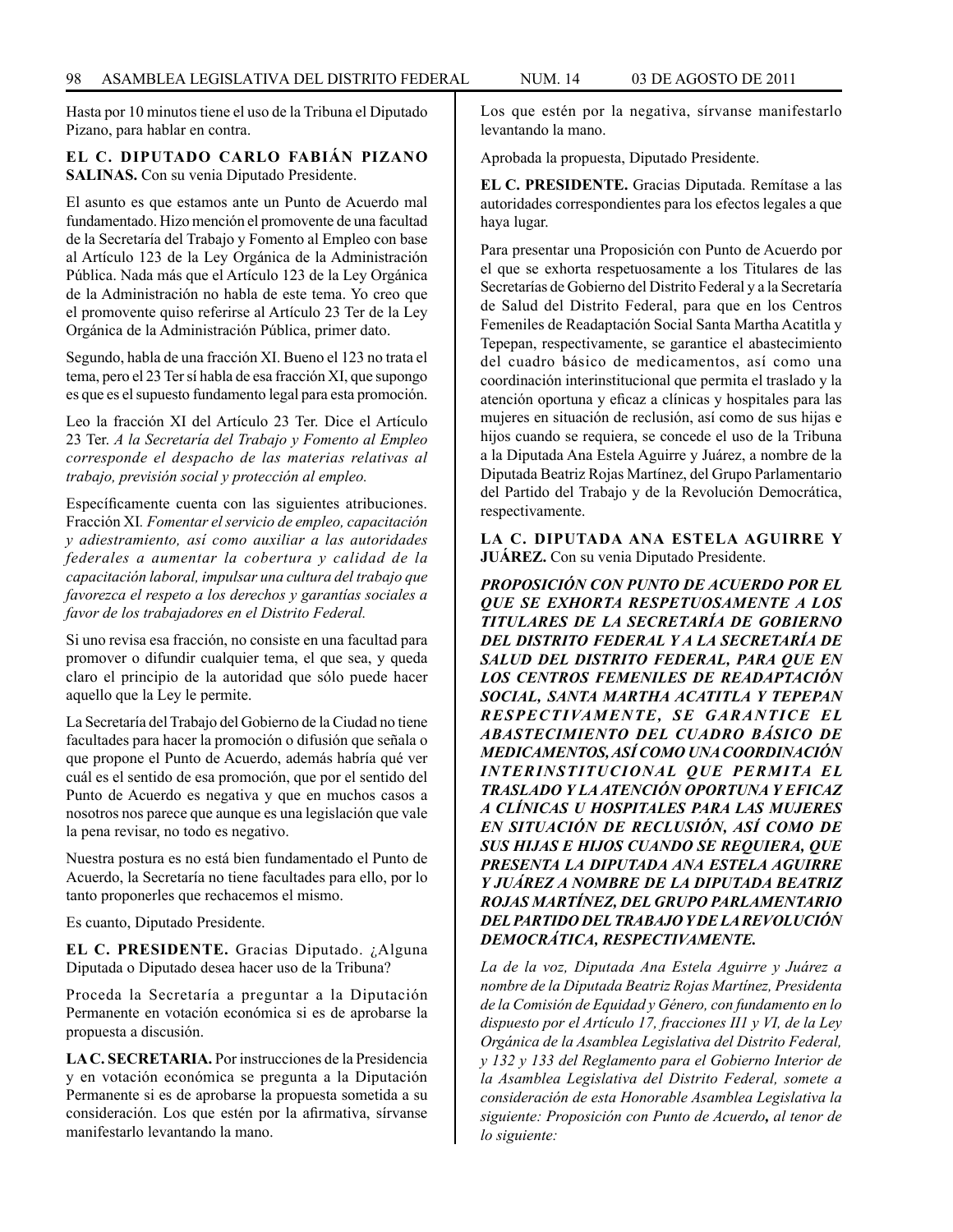Hasta por 10 minutos tiene el uso de la Tribuna el Diputado Pizano, para hablar en contra.

**EL C. DIPUTADO CARLO FABIÁN PIZANO SALINAS.** Con su venia Diputado Presidente.

El asunto es que estamos ante un Punto de Acuerdo mal fundamentado. Hizo mención el promovente de una facultad de la Secretaría del Trabajo y Fomento al Empleo con base al Artículo 123 de la Ley Orgánica de la Administración Pública. Nada más que el Artículo 123 de la Ley Orgánica de la Administración no habla de este tema. Yo creo que el promovente quiso referirse al Artículo 23 Ter de la Ley Orgánica de la Administración Pública, primer dato.

Segundo, habla de una fracción XI. Bueno el 123 no trata el tema, pero el 23 Ter sí habla de esa fracción XI, que supongo es que es el supuesto fundamento legal para esta promoción.

Leo la fracción XI del Artículo 23 Ter. Dice el Artículo 23 Ter. *A la Secretaría del Trabajo y Fomento al Empleo corresponde el despacho de las materias relativas al trabajo, previsión social y protección al empleo.*

Específicamente cuenta con las siguientes atribuciones. Fracción XI. *Fomentar el servicio de empleo, capacitación y adiestramiento, así como auxiliar a las autoridades federales a aumentar la cobertura y calidad de la capacitación laboral, impulsar una cultura del trabajo que favorezca el respeto a los derechos y garantías sociales a favor de los trabajadores en el Distrito Federal.*

Si uno revisa esa fracción, no consiste en una facultad para promover o difundir cualquier tema, el que sea, y queda claro el principio de la autoridad que sólo puede hacer aquello que la Ley le permite.

La Secretaría del Trabajo del Gobierno de la Ciudad no tiene facultades para hacer la promoción o difusión que señala o que propone el Punto de Acuerdo, además habría qué ver cuál es el sentido de esa promoción, que por el sentido del Punto de Acuerdo es negativa y que en muchos casos a nosotros nos parece que aunque es una legislación que vale la pena revisar, no todo es negativo.

Nuestra postura es no está bien fundamentado el Punto de Acuerdo, la Secretaría no tiene facultades para ello, por lo tanto proponerles que rechacemos el mismo.

Es cuanto, Diputado Presidente.

**EL C. PRESIDENTE.** Gracias Diputado. ¿Alguna Diputada o Diputado desea hacer uso de la Tribuna?

Proceda la Secretaría a preguntar a la Diputación Permanente en votación económica si es de aprobarse la propuesta a discusión.

**LA C. SECRETARIA.** Por instrucciones de la Presidencia y en votación económica se pregunta a la Diputación Permanente si es de aprobarse la propuesta sometida a su consideración. Los que estén por la afirmativa, sírvanse manifestarlo levantando la mano.

Los que estén por la negativa, sírvanse manifestarlo levantando la mano.

Aprobada la propuesta, Diputado Presidente.

**EL C. PRESIDENTE.** Gracias Diputada. Remítase a las autoridades correspondientes para los efectos legales a que haya lugar.

Para presentar una Proposición con Punto de Acuerdo por el que se exhorta respetuosamente a los Titulares de las Secretarías de Gobierno del Distrito Federal y a la Secretaría de Salud del Distrito Federal, para que en los Centros Femeniles de Readaptación Social Santa Martha Acatitla y Tepepan, respectivamente, se garantice el abastecimiento del cuadro básico de medicamentos, así como una coordinación interinstitucional que permita el traslado y la atención oportuna y eficaz a clínicas y hospitales para las mujeres en situación de reclusión, así como de sus hijas e hijos cuando se requiera, se concede el uso de la Tribuna a la Diputada Ana Estela Aguirre y Juárez, a nombre de la Diputada Beatriz Rojas Martínez, del Grupo Parlamentario del Partido del Trabajo y de la Revolución Democrática, respectivamente.

**LA C. DIPUTADA ANA ESTELA AGUIRRE Y JUÁREZ.** Con su venia Diputado Presidente.

***PROPOSICIÓN CON PUNTO DE ACUERDO POR EL QUE SE EXHORTA RESPETUOSAMENTE A LOS TITULARES DE LA SECRETARÍA DE GOBIERNO DEL DISTRITO FEDERAL Y A LA SECRETARÍA DE SALUD DEL DISTRITO FEDERAL, PARA QUE EN LOS CENTROS FEMENILES DE READAPTACIÓN SOCIAL, SANTA MARTHA ACATITLA Y TEPEPAN RESPECTIVAMENTE, SE GARANTICE EL ABASTECIMIENTO DEL CUADRO BÁSICO DE MEDICAMENTOS, ASÍ COMO UNA COORDINACIÓN INTERINSTITUCIONAL QUE PERMITA EL TRASLADO Y LA ATENCIÓN OPORTUNA Y EFICAZ A CLÍNICAS U HOSPITALES PARA LAS MUJERES EN SITUACIÓN DE RECLUSIÓN, ASÍ COMO DE SUS HIJAS E HIJOS CUANDO SE REQUIERA, QUE PRESENTA LA DIPUTADA ANA ESTELA AGUIRRE Y JUÁREZ A NOMBRE DE LA DIPUTADA BEATRIZ ROJAS MARTÍNEZ, DEL GRUPO PARLAMENTARIO DEL PARTIDO DEL TRABAJO Y DE LA REVOLUCIÓN DEMOCRÁTICA, RESPECTIVAMENTE.***

*La de la voz, Diputada Ana Estela Aguirre y Juárez a nombre de la Diputada Beatriz Rojas Martínez, Presidenta de la Comisión de Equidad y Género, con fundamento en lo dispuesto por el Artículo 17, fracciones II1 y VI, de la Ley Orgánica de la Asamblea Legislativa del Distrito Federal, y 132 y 133 del Reglamento para el Gobierno Interior de la Asamblea Legislativa del Distrito Federal, somete a consideración de esta Honorable Asamblea Legislativa la siguiente: Proposición con Punto de Acuerdo**,** al tenor de lo siguiente:*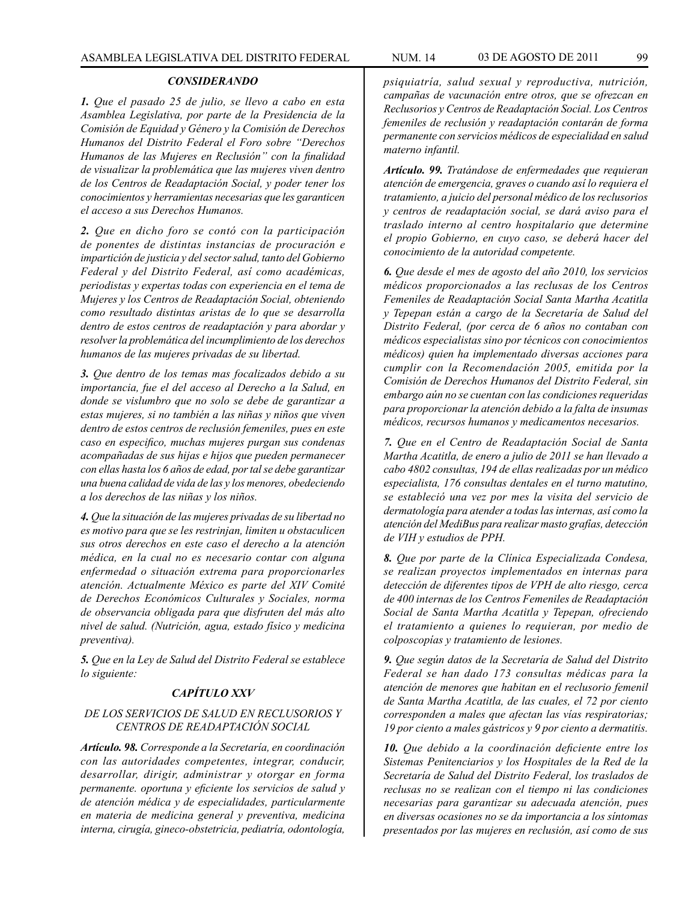### *CONSIDERANDO*

***1.*** *Que el pasado 25 de julio, se llevo a cabo en esta Asamblea Legislativa, por parte de la Presidencia de la Comisión de Equidad y Género y la Comisión de Derechos Humanos del Distrito Federal el Foro sobre "Derechos Humanos de las Mujeres en Reclusión" con la finalidad de visualizar la problemática que las mujeres viven dentro de los Centros de Readaptación Social, y poder tener los conocimientos y herramientas necesarias que les garanticen el acceso a sus Derechos Humanos.*

***2.*** *Que en dicho foro se contó con la participación de ponentes de distintas instancias de procuración e impartición de justicia y del sector salud, tanto del Gobierno Federal y del Distrito Federal, así como académicas, periodistas y expertas todas con experiencia en el tema de Mujeres y los Centros de Readaptación Social, obteniendo como resultado distintas aristas de lo que se desarrolla dentro de estos centros de readaptación y para abordar y resolver la problemática del incumplimiento de los derechos humanos de las mujeres privadas de su libertad.*

***3.*** *Que dentro de los temas mas focalizados debido a su importancia, fue el del acceso al Derecho a la Salud, en donde se vislumbro que no solo se debe de garantizar a estas mujeres, si no también a las niñas y niños que viven dentro de estos centros de reclusión femeniles, pues en este caso en especifico, muchas mujeres purgan sus condenas acompañadas de sus hijas e hijos que pueden permanecer con ellas hasta los 6 años de edad, por tal se debe garantizar una buena calidad de vida de las y los menores, obedeciendo a los derechos de las niñas y los niños.*

***4.*** *Que la situación de las mujeres privadas de su libertad no es motivo para que se les restrinjan, limiten u obstaculicen sus otros derechos en este caso el derecho a la atención médica, en la cual no es necesario contar con alguna enfermedad o situación extrema para proporcionarles atención. Actualmente México es parte del XIV Comité de Derechos Económicos Culturales y Sociales, norma de observancia obligada para que disfruten del más alto nivel de salud. (Nutrición, agua, estado físico y medicina preventiva).*

***5.*** *Que en la Ley de Salud del Distrito Federal se establece lo siguiente:*

### *CAPÍTULO XXV*

#### *DE LOS SERVICIOS DE SALUD EN RECLUSORIOS Y CENTROS DE READAPTACIÓN SOCIAL*

***Artículo. 98.*** *Corresponde a la Secretaría, en coordinación con las autoridades competentes, integrar, conducir, desarrollar, dirigir, administrar y otorgar en forma permanente. oportuna y eficiente los servicios de salud y de atención médica y de especialidades, particularmente en materia de medicina general y preventiva, medicina interna, cirugía, gineco-obstetricia, pediatría, odontología, psiquiatría, salud sexual y reproductiva, nutrición, campañas de vacunación entre otros, que se ofrezcan en Reclusorios y Centros de Readaptación Social. Los Centros femeniles de reclusión y readaptación contarán de forma permanente con servicios médicos de especialidad en salud materno infantil.*

***Artículo. 99.*** *Tratándose de enfermedades que requieran atención de emergencia, graves o cuando así lo requiera el tratamiento, a juicio del personal médico de los reclusorios y centros de readaptación social, se dará aviso para el traslado interno al centro hospitalario que determine el propio Gobierno, en cuyo caso, se deberá hacer del conocimiento de la autoridad competente.*

***6.*** *Que desde el mes de agosto del año 2010, los servicios médicos proporcionados a las reclusas de los Centros Femeniles de Readaptación Social Santa Martha Acatitla y Tepepan están a cargo de la Secretaría de Salud del Distrito Federal, (por cerca de 6 años no contaban con médicos especialistas sino por técnicos con conocimientos médicos) quien ha implementado diversas acciones para cumplir con la Recomendación 2005, emitida por la Comisión de Derechos Humanos del Distrito Federal, sin embargo aún no se cuentan con las condiciones requeridas para proporcionar la atención debido a la falta de insumas médicos, recursos humanos y medicamentos necesarios.*

***7.*** *Que en el Centro de Readaptación Social de Santa Martha Acatitla, de enero a julio de 2011 se han llevado a cabo 4802 consultas, 194 de ellas realizadas por un médico especialista, 176 consultas dentales en el turno matutino, se estableció una vez por mes la visita del servicio de dermatología para atender a todas las internas, así como la atención del MediBus para realizar masto grafías, detección de VIH y estudios de PPH.*

***8.*** *Que por parte de la Clínica Especializada Condesa, se realizan proyectos implementados en internas para detección de diferentes tipos de VPH de alto riesgo, cerca de 400 internas de los Centros Femeniles de Readaptación Social de Santa Martha Acatitla y Tepepan, ofreciendo el tratamiento a quienes lo requieran, por medio de colposcopías y tratamiento de lesiones.*

***9.*** *Que según datos de la Secretaría de Salud del Distrito Federal se han dado 173 consultas médicas para la atención de menores que habitan en el reclusorio femenil de Santa Martha Acatitla, de las cuales, el 72 por ciento corresponden a males que afectan las vías respiratorias; 19 por ciento a males gástricos y 9 por ciento a dermatitis.*

***10.*** *Que debido a la coordinación deficiente entre los Sistemas Penitenciarios y los Hospitales de la Red de la Secretaría de Salud del Distrito Federal, los traslados de reclusas no se realizan con el tiempo ni las condiciones necesarias para garantizar su adecuada atención, pues en diversas ocasiones no se da importancia a los síntomas presentados por las mujeres en reclusión, así como de sus*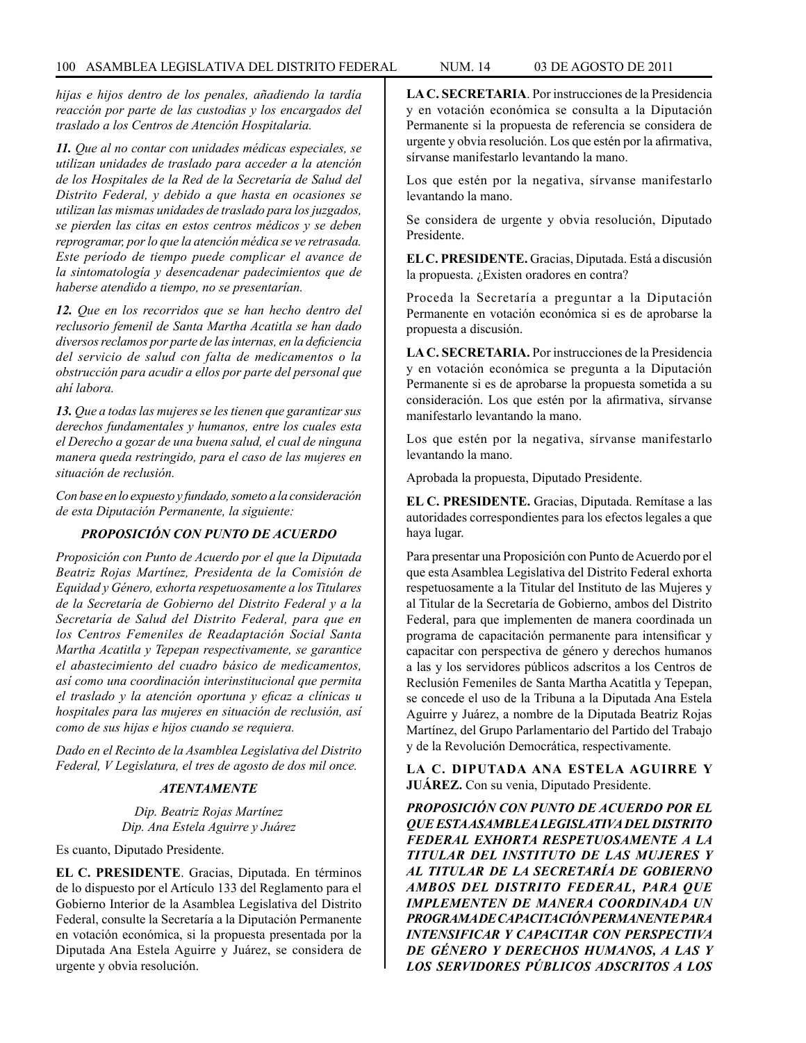*hijas e hijos dentro de los penales, añadiendo la tardía reacción por parte de las custodias y los encargados del traslado a los Centros de Atención Hospitalaria.*

***11.*** *Que al no contar con unidades médicas especiales, se utilizan unidades de traslado para acceder a la atención de los Hospitales de la Red de la Secretaría de Salud del Distrito Federal, y debido a que hasta en ocasiones se utilizan las mismas unidades de traslado para los juzgados, se pierden las citas en estos centros médicos y se deben reprogramar, por lo que la atención médica se ve retrasada. Este período de tiempo puede complicar el avance de la sintomatología y desencadenar padecimientos que de haberse atendido a tiempo, no se presentarían.*

***12.*** *Que en los recorridos que se han hecho dentro del reclusorio femenil de Santa Martha Acatitla se han dado diversos reclamos por parte de las internas, en la deficiencia del servicio de salud con falta de medicamentos o la obstrucción para acudir a ellos por parte del personal que ahí labora.*

***13.*** *Que a todas las mujeres se les tienen que garantizar sus derechos fundamentales y humanos, entre los cuales esta el Derecho a gozar de una buena salud, el cual de ninguna manera queda restringido, para el caso de las mujeres en situación de reclusión.*

*Con base en lo expuesto y fundado, someto a la consideración de esta Diputación Permanente, la siguiente:*

***PROPOSICIÓN CON PUNTO DE ACUERDO***

*Proposición con Punto de Acuerdo por el que la Diputada Beatriz Rojas Martínez, Presidenta de la Comisión de Equidad y Género, exhorta respetuosamente a los Titulares de la Secretaría de Gobierno del Distrito Federal y a la Secretaría de Salud del Distrito Federal, para que en los Centros Femeniles de Readaptación Social Santa Martha Acatitla y Tepepan respectivamente, se garantice el abastecimiento del cuadro básico de medicamentos, así como una coordinación interinstitucional que permita el traslado y la atención oportuna y eficaz a clínicas u hospitales para las mujeres en situación de reclusión, así como de sus hijas e hijos cuando se requiera.*

*Dado en el Recinto de la Asamblea Legislativa del Distrito Federal, V Legislatura, el tres de agosto de dos mil once.*

***ATENTAMENTE***

*Dip. Beatriz Rojas Martínez*
*Dip. Ana Estela Aguirre y Juárez*

Es cuanto, Diputado Presidente.

**EL C. PRESIDENTE**. Gracias, Diputada. En términos de lo dispuesto por el Artículo 133 del Reglamento para el Gobierno Interior de la Asamblea Legislativa del Distrito Federal, consulte la Secretaría a la Diputación Permanente en votación económica, si la propuesta presentada por la Diputada Ana Estela Aguirre y Juárez, se considera de urgente y obvia resolución.

**LA C. SECRETARIA**. Por instrucciones de la Presidencia y en votación económica se consulta a la Diputación Permanente si la propuesta de referencia se considera de urgente y obvia resolución. Los que estén por la afirmativa, sírvanse manifestarlo levantando la mano.

Los que estén por la negativa, sírvanse manifestarlo levantando la mano.

Se considera de urgente y obvia resolución, Diputado Presidente.

**EL C. PRESIDENTE.** Gracias, Diputada. Está a discusión la propuesta. ¿Existen oradores en contra?

Proceda la Secretaría a preguntar a la Diputación Permanente en votación económica si es de aprobarse la propuesta a discusión.

**LA C. SECRETARIA.** Por instrucciones de la Presidencia y en votación económica se pregunta a la Diputación Permanente si es de aprobarse la propuesta sometida a su consideración. Los que estén por la afirmativa, sírvanse manifestarlo levantando la mano.

Los que estén por la negativa, sírvanse manifestarlo levantando la mano.

Aprobada la propuesta, Diputado Presidente.

**EL C. PRESIDENTE.** Gracias, Diputada. Remítase a las autoridades correspondientes para los efectos legales a que haya lugar.

Para presentar una Proposición con Punto de Acuerdo por el que esta Asamblea Legislativa del Distrito Federal exhorta respetuosamente a la Titular del Instituto de las Mujeres y al Titular de la Secretaría de Gobierno, ambos del Distrito Federal, para que implementen de manera coordinada un programa de capacitación permanente para intensificar y capacitar con perspectiva de género y derechos humanos a las y los servidores públicos adscritos a los Centros de Reclusión Femeniles de Santa Martha Acatitla y Tepepan, se concede el uso de la Tribuna a la Diputada Ana Estela Aguirre y Juárez, a nombre de la Diputada Beatriz Rojas Martínez, del Grupo Parlamentario del Partido del Trabajo y de la Revolución Democrática, respectivamente.

**LA C. DIPUTADA ANA ESTELA AGUIRRE Y JUÁREZ.** Con su venia, Diputado Presidente.

***PROPOSICIÓN CON PUNTO DE ACUERDO POR EL QUE ESTA ASAMBLEA LEGISLATIVA DEL DISTRITO FEDERAL EXHORTA RESPETUOSAMENTE A LA TITULAR DEL INSTITUTO DE LAS MUJERES Y AL TITULAR DE LA SECRETARÍA DE GOBIERNO AMBOS DEL DISTRITO FEDERAL, PARA QUE IMPLEMENTEN DE MANERA COORDINADA UN PROGRAMA DE CAPACITACIÓN PERMANENTE PARA INTENSIFICAR Y CAPACITAR CON PERSPECTIVA DE GÉNERO Y DERECHOS HUMANOS, A LAS Y LOS SERVIDORES PÚBLICOS ADSCRITOS A LOS***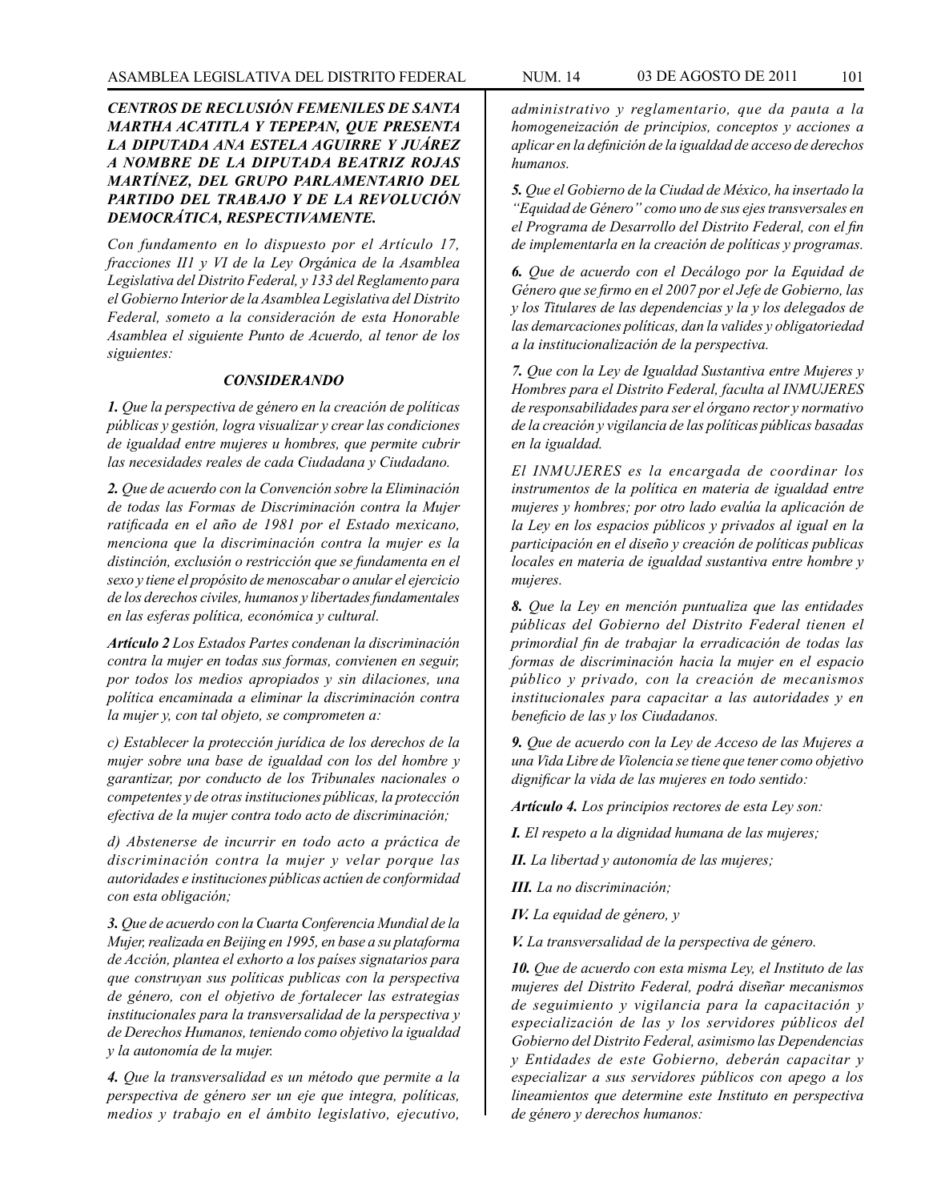***CENTROS DE RECLUSIÓN FEMENILES DE SANTA MARTHA ACATITLA Y TEPEPAN, QUE PRESENTA LA DIPUTADA ANA ESTELA AGUIRRE Y JUÁREZ A NOMBRE DE LA DIPUTADA BEATRIZ ROJAS MARTÍNEZ, DEL GRUPO PARLAMENTARIO DEL PARTIDO DEL TRABAJO Y DE LA REVOLUCIÓN DEMOCRÁTICA, RESPECTIVAMENTE.***

*Con fundamento en lo dispuesto por el Artículo 17, fracciones II1 y VI de la Ley Orgánica de la Asamblea Legislativa del Distrito Federal, y 133 del Reglamento para el Gobierno Interior de la Asamblea Legislativa del Distrito Federal, someto a la consideración de esta Honorable Asamblea el siguiente Punto de Acuerdo, al tenor de los siguientes:*

***CONSIDERANDO***

***1.*** *Que la perspectiva de género en la creación de políticas públicas y gestión, logra visualizar y crear las condiciones de igualdad entre mujeres u hombres, que permite cubrir las necesidades reales de cada Ciudadana y Ciudadano.*

***2.*** *Que de acuerdo con la Convención sobre la Eliminación de todas las Formas de Discriminación contra la Mujer ratificada en el año de 1981 por el Estado mexicano, menciona que la discriminación contra la mujer es la distinción, exclusión o restricción que se fundamenta en el sexo y tiene el propósito de menoscabar o anular el ejercicio de los derechos civiles, humanos y libertades fundamentales en las esferas política, económica y cultural.*

***Artículo 2*** *Los Estados Partes condenan la discriminación contra la mujer en todas sus formas, convienen en seguir, por todos los medios apropiados y sin dilaciones, una política encaminada a eliminar la discriminación contra la mujer y, con tal objeto, se comprometen a:*

*c) Establecer la protección jurídica de los derechos de la mujer sobre una base de igualdad con los del hombre y garantizar, por conducto de los Tribunales nacionales o competentes y de otras instituciones públicas, la protección efectiva de la mujer contra todo acto de discriminación;*

*d) Abstenerse de incurrir en todo acto a práctica de discriminación contra la mujer y velar porque las autoridades e instituciones públicas actúen de conformidad con esta obligación;*

***3.*** *Que de acuerdo con la Cuarta Conferencia Mundial de la Mujer, realizada en Beijing en 1995, en base a su plataforma de Acción, plantea el exhorto a los países signatarios para que construyan sus políticas publicas con la perspectiva de género, con el objetivo de fortalecer las estrategias institucionales para la transversalidad de la perspectiva y de Derechos Humanos, teniendo como objetivo la igualdad y la autonomía de la mujer.*

***4.*** *Que la transversalidad es un método que permite a la perspectiva de género ser un eje que integra, políticas, medios y trabajo en el ámbito legislativo, ejecutivo, administrativo y reglamentario, que da pauta a la homogeneización de principios, conceptos y acciones a aplicar en la definición de la igualdad de acceso de derechos humanos.*

***5.*** *Que el Gobierno de la Ciudad de México, ha insertado la "Equidad de Género" como uno de sus ejes transversales en el Programa de Desarrollo del Distrito Federal, con el fin de implementarla en la creación de políticas y programas.*

***6.*** *Que de acuerdo con el Decálogo por la Equidad de Género que se firmo en el 2007 por el Jefe de Gobierno, las y los Titulares de las dependencias y la y los delegados de las demarcaciones políticas, dan la valides y obligatoriedad a la institucionalización de la perspectiva.*

***7.*** *Que con la Ley de Igualdad Sustantiva entre Mujeres y Hombres para el Distrito Federal, faculta al INMUJERES de responsabilidades para ser el órgano rector y normativo de la creación y vigilancia de las políticas públicas basadas en la igualdad.*

*El INMUJERES es la encargada de coordinar los instrumentos de la política en materia de igualdad entre mujeres y hombres; por otro lado evalúa la aplicación de la Ley en los espacios públicos y privados al igual en la participación en el diseño y creación de políticas publicas locales en materia de igualdad sustantiva entre hombre y mujeres.*

***8.*** *Que la Ley en mención puntualiza que las entidades públicas del Gobierno del Distrito Federal tienen el primordial fin de trabajar la erradicación de todas las formas de discriminación hacia la mujer en el espacio público y privado, con la creación de mecanismos institucionales para capacitar a las autoridades y en beneficio de las y los Ciudadanos.*

***9.*** *Que de acuerdo con la Ley de Acceso de las Mujeres a una Vida Libre de Violencia se tiene que tener como objetivo dignificar la vida de las mujeres en todo sentido:*

***Artículo 4.*** *Los principios rectores de esta Ley son:*

***I.*** *El respeto a la dignidad humana de las mujeres;*

***II.*** *La libertad y autonomía de las mujeres;*

***III.*** *La no discriminación;*

***IV.*** *La equidad de género, y*

***V.*** *La transversalidad de la perspectiva de género.*

***10.*** *Que de acuerdo con esta misma Ley, el Instituto de las mujeres del Distrito Federal, podrá diseñar mecanismos de seguimiento y vigilancia para la capacitación y especialización de las y los servidores públicos del Gobierno del Distrito Federal, asimismo las Dependencias y Entidades de este Gobierno, deberán capacitar y especializar a sus servidores públicos con apego a los lineamientos que determine este Instituto en perspectiva de género y derechos humanos:*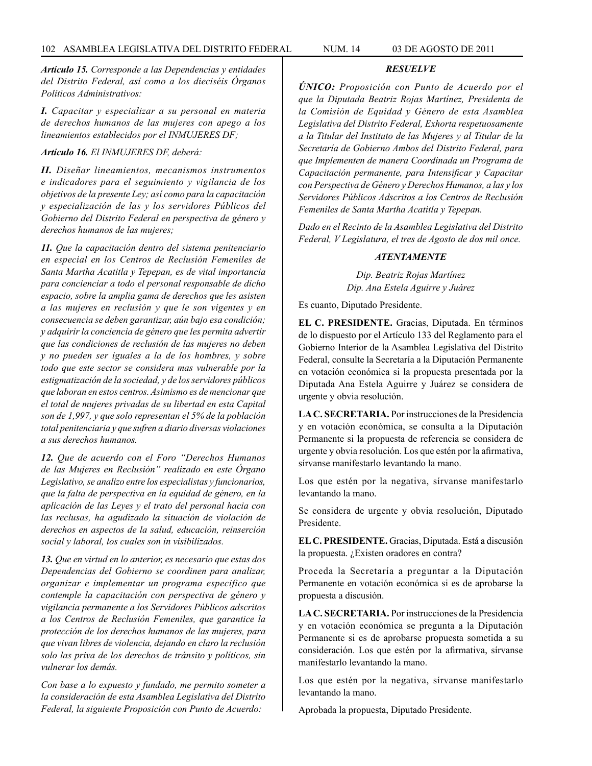***Artículo 15.*** *Corresponde a las Dependencias y entidades del Distrito Federal, así como a los dieciséis Órganos Políticos Administrativos:*

***I.*** *Capacitar y especializar a su personal en materia de derechos humanos de las mujeres con apego a los lineamientos establecidos por el INMUJERES DF;*

***Artículo 16.*** *El INMUJERES DF, deberá:*

***II.*** *Diseñar lineamientos, mecanismos instrumentos e indicadores para el seguimiento y vigilancia de los objetivos de la presente Ley; así como para la capacitación y especialización de las y los servidores Públicos del Gobierno del Distrito Federal en perspectiva de género y derechos humanos de las mujeres;*

***11.*** *Que la capacitación dentro del sistema penitenciario en especial en los Centros de Reclusión Femeniles de Santa Martha Acatitla y Tepepan, es de vital importancia para concienciar a todo el personal responsable de dicho espacio, sobre la amplia gama de derechos que les asisten a las mujeres en reclusión y que le son vigentes y en consecuencia se deben garantizar, aún bajo esa condición; y adquirir la conciencia de género que les permita advertir que las condiciones de reclusión de las mujeres no deben y no pueden ser iguales a la de los hombres, y sobre todo que este sector se considera mas vulnerable por la estigmatización de la sociedad, y de los servidores públicos que laboran en estos centros. Asimismo es de mencionar que el total de mujeres privadas de su libertad en esta Capital son de 1,997, y que solo representan el 5% de la población total penitenciaria y que sufren a diario diversas violaciones a sus derechos humanos.*

***12.*** *Que de acuerdo con el Foro "Derechos Humanos de las Mujeres en Reclusión" realizado en este Órgano Legislativo, se analizo entre los especialistas y funcionarios, que la falta de perspectiva en la equidad de género, en la aplicación de las Leyes y el trato del personal hacia con las reclusas, ha agudizado la situación de violación de derechos en aspectos de la salud, educación, reinserción social y laboral, los cuales son in visibilizados.*

***13.*** *Que en virtud en lo anterior, es necesario que estas dos Dependencias del Gobierno se coordinen para analizar, organizar e implementar un programa especifico que contemple la capacitación con perspectiva de género y vigilancia permanente a los Servidores Públicos adscritos a los Centros de Reclusión Femeniles, que garantice la protección de los derechos humanos de las mujeres, para que vivan libres de violencia, dejando en claro la reclusión solo las priva de los derechos de tránsito y políticos, sin vulnerar los demás.*

*Con base a lo expuesto y fundado, me permito someter a la consideración de esta Asamblea Legislativa del Distrito Federal, la siguiente Proposición con Punto de Acuerdo:*

***RESUELVE***

***ÚNICO:*** *Proposición con Punto de Acuerdo por el que la Diputada Beatriz Rojas Martínez, Presidenta de la Comisión de Equidad y Género de esta Asamblea Legislativa del Distrito Federal, Exhorta respetuosamente a la Titular del Instituto de las Mujeres y al Titular de la Secretaría de Gobierno Ambos del Distrito Federal, para que Implementen de manera Coordinada un Programa de Capacitación permanente, para Intensificar y Capacitar con Perspectiva de Género y Derechos Humanos, a las y los Servidores Públicos Adscritos a los Centros de Reclusión Femeniles de Santa Martha Acatitla y Tepepan.*

*Dado en el Recinto de la Asamblea Legislativa del Distrito Federal, V Legislatura, el tres de Agosto de dos mil once.*

***ATENTAMENTE***

*Dip. Beatriz Rojas Martínez*
*Dip. Ana Estela Aguirre y Juárez*

Es cuanto, Diputado Presidente.

**EL C. PRESIDENTE.** Gracias, Diputada. En términos de lo dispuesto por el Artículo 133 del Reglamento para el Gobierno Interior de la Asamblea Legislativa del Distrito Federal, consulte la Secretaría a la Diputación Permanente en votación económica si la propuesta presentada por la Diputada Ana Estela Aguirre y Juárez se considera de urgente y obvia resolución.

**LA C. SECRETARIA.** Por instrucciones de la Presidencia y en votación económica, se consulta a la Diputación Permanente si la propuesta de referencia se considera de urgente y obvia resolución. Los que estén por la afirmativa, sírvanse manifestarlo levantando la mano.

Los que estén por la negativa, sírvanse manifestarlo levantando la mano.

Se considera de urgente y obvia resolución, Diputado Presidente.

**EL C. PRESIDENTE.** Gracias, Diputada. Está a discusión la propuesta. ¿Existen oradores en contra?

Proceda la Secretaría a preguntar a la Diputación Permanente en votación económica si es de aprobarse la propuesta a discusión.

**LA C. SECRETARIA.** Por instrucciones de la Presidencia y en votación económica se pregunta a la Diputación Permanente si es de aprobarse propuesta sometida a su consideración. Los que estén por la afirmativa, sírvanse manifestarlo levantando la mano.

Los que estén por la negativa, sírvanse manifestarlo levantando la mano.

Aprobada la propuesta, Diputado Presidente.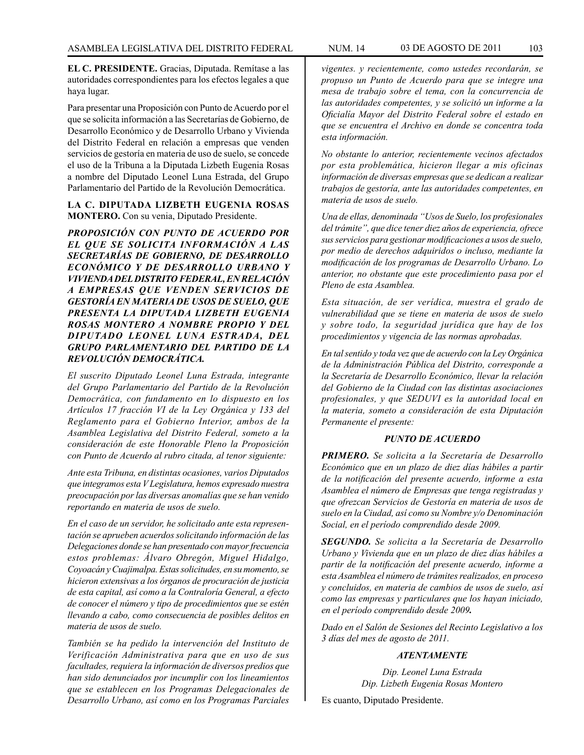**EL C. PRESIDENTE.** Gracias, Diputada. Remítase a las autoridades correspondientes para los efectos legales a que haya lugar.

Para presentar una Proposición con Punto de Acuerdo por el que se solicita información a las Secretarías de Gobierno, de Desarrollo Económico y de Desarrollo Urbano y Vivienda del Distrito Federal en relación a empresas que venden servicios de gestoría en materia de uso de suelo, se concede el uso de la Tribuna a la Diputada Lizbeth Eugenia Rosas a nombre del Diputado Leonel Luna Estrada, del Grupo Parlamentario del Partido de la Revolución Democrática.

**LA C. DIPUTADA LIZBETH EUGENIA ROSAS MONTERO.** Con su venia, Diputado Presidente.

***PROPOSICIÓN CON PUNTO DE ACUERDO POR EL QUE SE SOLICITA INFORMACIÓN A LAS SECRETARÍAS DE GOBIERNO, DE DESARROLLO ECONÓMICO Y DE DESARROLLO URBANO Y VIVIENDA DEL DISTRITO FEDERAL, EN RELACIÓN A EMPRESAS QUE VENDEN SERVICIOS DE GESTORÍA EN MATERIA DE USOS DE SUELO, QUE PRESENTA LA DIPUTADA LIZBETH EUGENIA ROSAS MONTERO A NOMBRE PROPIO Y DEL DIPUTADO LEONEL LUNA ESTRADA, DEL GRUPO PARLAMENTARIO DEL PARTIDO DE LA REVOLUCIÓN DEMOCRÁTICA.***

*El suscrito Diputado Leonel Luna Estrada, integrante del Grupo Parlamentario del Partido de la Revolución Democrática, con fundamento en lo dispuesto en los Artículos 17 fracción VI de la Ley Orgánica y 133 del Reglamento para el Gobierno Interior, ambos de la Asamblea Legislativa del Distrito Federal, someto a la consideración de este Honorable Pleno la Proposición con Punto de Acuerdo al rubro citada, al tenor siguiente:*

*Ante esta Tribuna, en distintas ocasiones, varios Diputados que integramos esta V Legislatura, hemos expresado nuestra preocupación por las diversas anomalías que se han venido reportando en materia de usos de suelo.*

*En el caso de un servidor, he solicitado ante esta representación se aprueben acuerdos solicitando información de las Delegaciones donde se han presentado con mayor frecuencia estos problemas: Álvaro Obregón, Miguel Hidalgo, Coyoacán y Cuajimalpa. Estas solicitudes, en su momento, se hicieron extensivas a los órganos de procuración de justicia de esta capital, así como a la Contraloría General, a efecto de conocer el número y tipo de procedimientos que se estén llevando a cabo, como consecuencia de posibles delitos en materia de usos de suelo.*

*También se ha pedido la intervención del Instituto de Verificación Administrativa para que en uso de sus facultades, requiera la información de diversos predios que han sido denunciados por incumplir con los lineamientos que se establecen en los Programas Delegacionales de Desarrollo Urbano, así como en los Programas Parciales vigentes. y recientemente, como ustedes recordarán, se propuso un Punto de Acuerdo para que se integre una mesa de trabajo sobre el tema, con la concurrencia de las autoridades competentes, y se solicitó un informe a la Oficialía Mayor del Distrito Federal sobre el estado en que se encuentra el Archivo en donde se concentra toda esta información.*

*No obstante lo anterior, recientemente vecinos afectados por esta problemática, hicieron llegar a mis oficinas información de diversas empresas que se dedican a realizar trabajos de gestoría, ante las autoridades competentes, en materia de usos de suelo.*

*Una de ellas, denominada "Usos de Suelo, los profesionales del trámite", que dice tener diez años de experiencia, ofrece sus servicios para gestionar modificaciones a usos de suelo, por medio de derechos adquiridos o incluso, mediante la modificación de los programas de Desarrollo Urbano. Lo anterior, no obstante que este procedimiento pasa por el Pleno de esta Asamblea.*

*Esta situación, de ser verídica, muestra el grado de vulnerabilidad que se tiene en materia de usos de suelo y sobre todo, la seguridad jurídica que hay de los procedimientos y vigencia de las normas aprobadas.*

*En tal sentido y toda vez que de acuerdo con la Ley Orgánica de la Administración Pública del Distrito, corresponde a la Secretaría de Desarrollo Económico, llevar la relación del Gobierno de la Ciudad con las distintas asociaciones profesionales, y que SEDUVI es la autoridad local en la materia, someto a consideración de esta Diputación Permanente el presente:*

***PUNTO DE ACUERDO***

***PRIMERO.*** *Se solicita a la Secretaría de Desarrollo Económico que en un plazo de diez días hábiles a partir de la notificación del presente acuerdo, informe a esta Asamblea el número de Empresas que tenga registradas y que ofrezcan Servicios de Gestoría en materia de usos de suelo en la Ciudad, así como su Nombre y/o Denominación Social, en el período comprendido desde 2009.*

***SEGUNDO.*** *Se solicita a la Secretaría de Desarrollo Urbano y Vivienda que en un plazo de diez días hábiles a partir de la notificación del presente acuerdo, informe a esta Asamblea el número de trámites realizados, en proceso y concluidos, en materia de cambios de usos de suelo, así como las empresas y particulares que los hayan iniciado, en el período comprendido desde 2009**.***

*Dado en el Salón de Sesiones del Recinto Legislativo a los 3 días del mes de agosto de 2011.*

***ATENTAMENTE***

*Dip. Leonel Luna Estrada*
*Dip. Lizbeth Eugenia Rosas Montero*

Es cuanto, Diputado Presidente.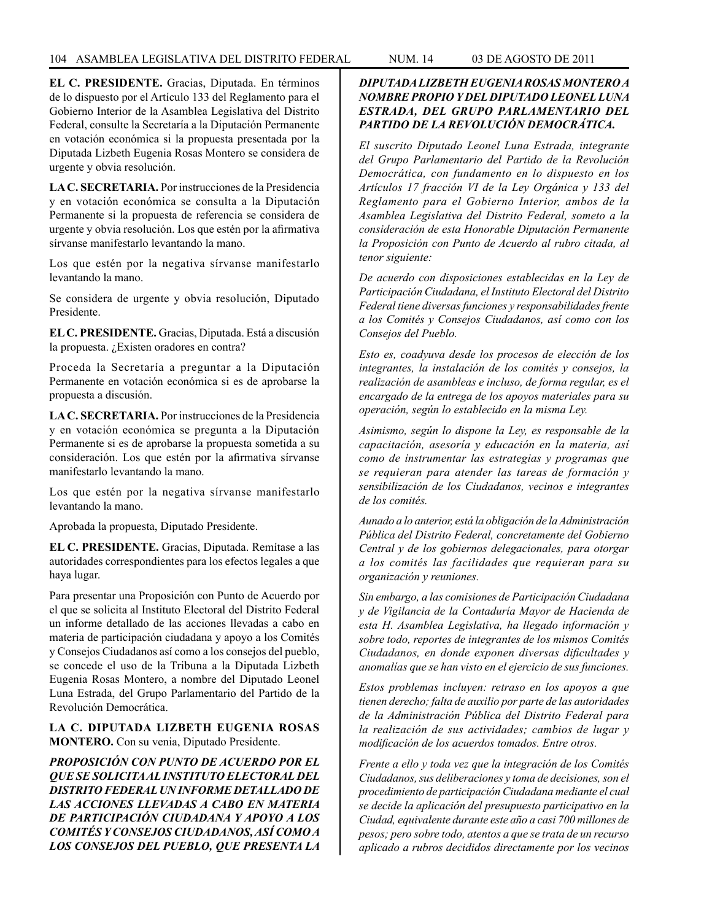**EL C. PRESIDENTE.** Gracias, Diputada. En términos de lo dispuesto por el Artículo 133 del Reglamento para el Gobierno Interior de la Asamblea Legislativa del Distrito Federal, consulte la Secretaría a la Diputación Permanente en votación económica si la propuesta presentada por la Diputada Lizbeth Eugenia Rosas Montero se considera de urgente y obvia resolución.

**LA C. SECRETARIA.** Por instrucciones de la Presidencia y en votación económica se consulta a la Diputación Permanente si la propuesta de referencia se considera de urgente y obvia resolución. Los que estén por la afirmativa sírvanse manifestarlo levantando la mano.

Los que estén por la negativa sírvanse manifestarlo levantando la mano.

Se considera de urgente y obvia resolución, Diputado Presidente.

**EL C. PRESIDENTE.** Gracias, Diputada. Está a discusión la propuesta. ¿Existen oradores en contra?

Proceda la Secretaría a preguntar a la Diputación Permanente en votación económica si es de aprobarse la propuesta a discusión.

**LA C. SECRETARIA.** Por instrucciones de la Presidencia y en votación económica se pregunta a la Diputación Permanente si es de aprobarse la propuesta sometida a su consideración. Los que estén por la afirmativa sírvanse manifestarlo levantando la mano.

Los que estén por la negativa sírvanse manifestarlo levantando la mano.

Aprobada la propuesta, Diputado Presidente.

**EL C. PRESIDENTE.** Gracias, Diputada. Remítase a las autoridades correspondientes para los efectos legales a que haya lugar.

Para presentar una Proposición con Punto de Acuerdo por el que se solicita al Instituto Electoral del Distrito Federal un informe detallado de las acciones llevadas a cabo en materia de participación ciudadana y apoyo a los Comités y Consejos Ciudadanos así como a los consejos del pueblo, se concede el uso de la Tribuna a la Diputada Lizbeth Eugenia Rosas Montero, a nombre del Diputado Leonel Luna Estrada, del Grupo Parlamentario del Partido de la Revolución Democrática.

**LA C. DIPUTADA LIZBETH EUGENIA ROSAS MONTERO.** Con su venia, Diputado Presidente.

***PROPOSICIÓN CON PUNTO DE ACUERDO POR EL QUE SE SOLICITA AL INSTITUTO ELECTORAL DEL DISTRITO FEDERAL UN INFORME DETALLADO DE LAS ACCIONES LLEVADAS A CABO EN MATERIA DE PARTICIPACIÓN CIUDADANA Y APOYO A LOS COMITÉS Y CONSEJOS CIUDADANOS, ASÍ COMO A LOS CONSEJOS DEL PUEBLO, QUE PRESENTA LA DIPUTADA LIZBETH EUGENIA ROSAS MONTERO A NOMBRE PROPIO Y DEL DIPUTADO LEONEL LUNA ESTRADA, DEL GRUPO PARLAMENTARIO DEL PARTIDO DE LA REVOLUCIÓN DEMOCRÁTICA.***

*El suscrito Diputado Leonel Luna Estrada, integrante del Grupo Parlamentario del Partido de la Revolución Democrática, con fundamento en lo dispuesto en los Artículos 17 fracción VI de la Ley Orgánica y 133 del Reglamento para el Gobierno Interior, ambos de la Asamblea Legislativa del Distrito Federal, someto a la consideración de esta Honorable Diputación Permanente la Proposición con Punto de Acuerdo al rubro citada, al tenor siguiente:*

*De acuerdo con disposiciones establecidas en la Ley de Participación Ciudadana, el Instituto Electoral del Distrito Federal tiene diversas funciones y responsabilidades frente a los Comités y Consejos Ciudadanos, así como con los Consejos del Pueblo.*

*Esto es, coadyuva desde los procesos de elección de los integrantes, la instalación de los comités y consejos, la realización de asambleas e incluso, de forma regular, es el encargado de la entrega de los apoyos materiales para su operación, según lo establecido en la misma Ley.*

*Asimismo, según lo dispone la Ley, es responsable de la capacitación, asesoría y educación en la materia, así como de instrumentar las estrategias y programas que se requieran para atender las tareas de formación y sensibilización de los Ciudadanos, vecinos e integrantes de los comités.*

*Aunado a lo anterior, está la obligación de la Administración Pública del Distrito Federal, concretamente del Gobierno Central y de los gobiernos delegacionales, para otorgar a los comités las facilidades que requieran para su organización y reuniones.*

*Sin embargo, a las comisiones de Participación Ciudadana y de Vigilancia de la Contaduría Mayor de Hacienda de esta H. Asamblea Legislativa, ha llegado información y sobre todo, reportes de integrantes de los mismos Comités Ciudadanos, en donde exponen diversas dificultades y anomalías que se han visto en el ejercicio de sus funciones.*

*Estos problemas incluyen: retraso en los apoyos a que tienen derecho; falta de auxilio por parte de las autoridades de la Administración Pública del Distrito Federal para la realización de sus actividades; cambios de lugar y modificación de los acuerdos tomados. Entre otros.*

*Frente a ello y toda vez que la integración de los Comités Ciudadanos, sus deliberaciones y toma de decisiones, son el procedimiento de participación Ciudadana mediante el cual se decide la aplicación del presupuesto participativo en la Ciudad, equivalente durante este año a casi 700 millones de pesos; pero sobre todo, atentos a que se trata de un recurso aplicado a rubros decididos directamente por los vecinos*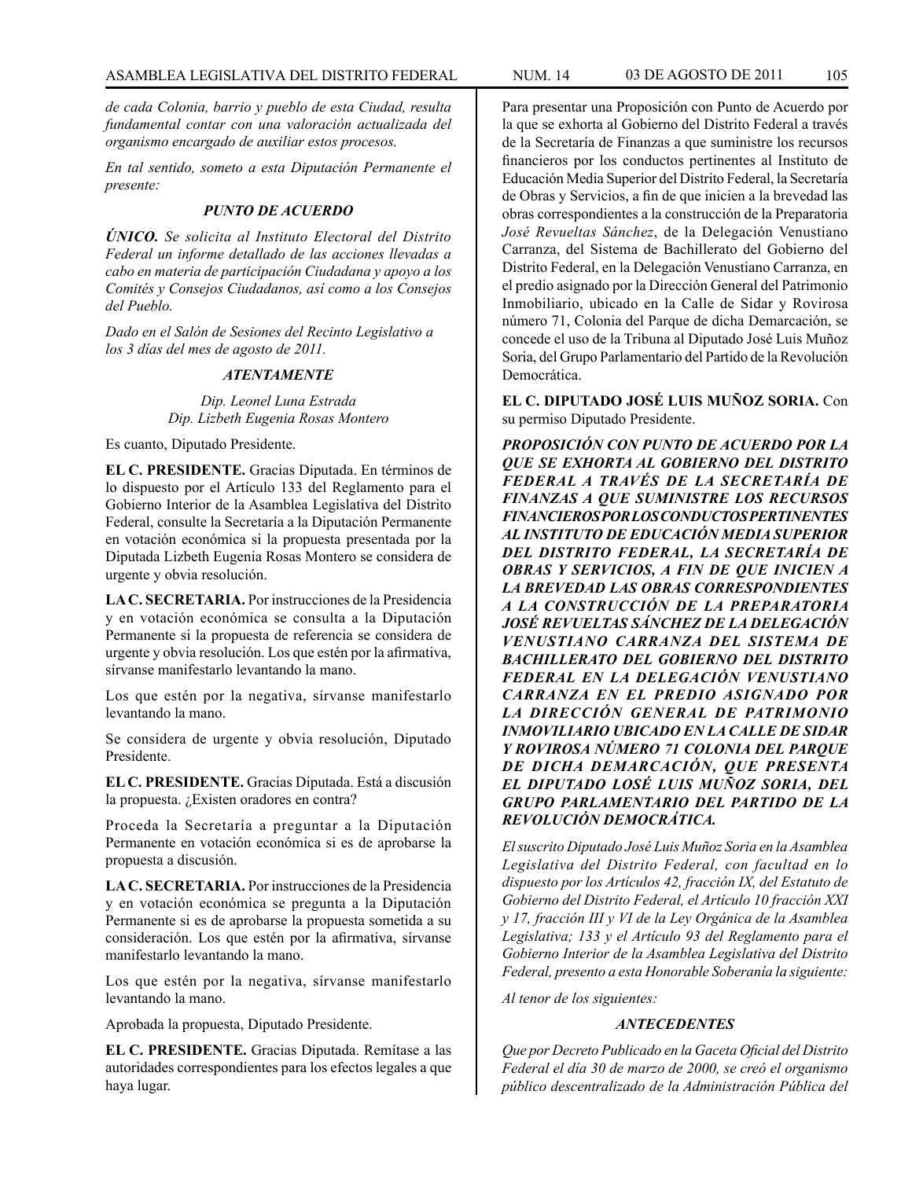*de cada Colonia, barrio y pueblo de esta Ciudad, resulta fundamental contar con una valoración actualizada del organismo encargado de auxiliar estos procesos.*

*En tal sentido, someto a esta Diputación Permanente el presente:*

***PUNTO DE ACUERDO***

***ÚNICO.*** *Se solicita al Instituto Electoral del Distrito Federal un informe detallado de las acciones llevadas a cabo en materia de participación Ciudadana y apoyo a los Comités y Consejos Ciudadanos, así como a los Consejos del Pueblo.*

*Dado en el Salón de Sesiones del Recinto Legislativo a los 3 días del mes de agosto de 2011.*

***ATENTAMENTE***

*Dip. Leonel Luna Estrada*
*Dip. Lizbeth Eugenia Rosas Montero*

Es cuanto, Diputado Presidente.

**EL C. PRESIDENTE.** Gracias Diputada. En términos de lo dispuesto por el Artículo 133 del Reglamento para el Gobierno Interior de la Asamblea Legislativa del Distrito Federal, consulte la Secretaría a la Diputación Permanente en votación económica si la propuesta presentada por la Diputada Lizbeth Eugenia Rosas Montero se considera de urgente y obvia resolución.

**LA C. SECRETARIA.** Por instrucciones de la Presidencia y en votación económica se consulta a la Diputación Permanente si la propuesta de referencia se considera de urgente y obvia resolución. Los que estén por la afirmativa, sírvanse manifestarlo levantando la mano.

Los que estén por la negativa, sírvanse manifestarlo levantando la mano.

Se considera de urgente y obvia resolución, Diputado Presidente.

**EL C. PRESIDENTE.** Gracias Diputada. Está a discusión la propuesta. ¿Existen oradores en contra?

Proceda la Secretaría a preguntar a la Diputación Permanente en votación económica si es de aprobarse la propuesta a discusión.

**LA C. SECRETARIA.** Por instrucciones de la Presidencia y en votación económica se pregunta a la Diputación Permanente si es de aprobarse la propuesta sometida a su consideración. Los que estén por la afirmativa, sírvanse manifestarlo levantando la mano.

Los que estén por la negativa, sírvanse manifestarlo levantando la mano.

Aprobada la propuesta, Diputado Presidente.

**EL C. PRESIDENTE.** Gracias Diputada. Remítase a las autoridades correspondientes para los efectos legales a que haya lugar.

Para presentar una Proposición con Punto de Acuerdo por la que se exhorta al Gobierno del Distrito Federal a través de la Secretaría de Finanzas a que suministre los recursos financieros por los conductos pertinentes al Instituto de Educación Media Superior del Distrito Federal, la Secretaría de Obras y Servicios, a fin de que inicien a la brevedad las obras correspondientes a la construcción de la Preparatoria *José Revueltas Sánchez*, de la Delegación Venustiano Carranza, del Sistema de Bachillerato del Gobierno del Distrito Federal, en la Delegación Venustiano Carranza, en el predio asignado por la Dirección General del Patrimonio Inmobiliario, ubicado en la Calle de Sidar y Rovirosa número 71, Colonia del Parque de dicha Demarcación, se concede el uso de la Tribuna al Diputado José Luis Muñoz Soria, del Grupo Parlamentario del Partido de la Revolución Democrática.

**EL C. DIPUTADO JOSÉ LUIS MUÑOZ SORIA.** Con su permiso Diputado Presidente.

***PROPOSICIÓN CON PUNTO DE ACUERDO POR LA QUE SE EXHORTA AL GOBIERNO DEL DISTRITO FEDERAL A TRAVÉS DE LA SECRETARÍA DE FINANZAS A QUE SUMINISTRE LOS RECURSOS FINANCIEROS POR LOS CONDUCTOS PERTINENTES AL INSTITUTO DE EDUCACIÓN MEDIA SUPERIOR DEL DISTRITO FEDERAL, LA SECRETARÍA DE OBRAS Y SERVICIOS, A FIN DE QUE INICIEN A LA BREVEDAD LAS OBRAS CORRESPONDIENTES A LA CONSTRUCCIÓN DE LA PREPARATORIA JOSÉ REVUELTAS SÁNCHEZ DE LA DELEGACIÓN VENUSTIANO CARRANZA DEL SISTEMA DE BACHILLERATO DEL GOBIERNO DEL DISTRITO FEDERAL EN LA DELEGACIÓN VENUSTIANO CARRANZA EN EL PREDIO ASIGNADO POR LA DIRECCIÓN GENERAL DE PATRIMONIO INMOVILIARIO UBICADO EN LA CALLE DE SIDAR Y ROVIROSA NÚMERO 71 COLONIA DEL PARQUE DE DICHA DEMARCACIÓN, QUE PRESENTA EL DIPUTADO LOSÉ LUIS MUÑOZ SORIA, DEL GRUPO PARLAMENTARIO DEL PARTIDO DE LA REVOLUCIÓN DEMOCRÁTICA.***

*El suscrito Diputado José Luis Muñoz Soria en la Asamblea Legislativa del Distrito Federal, con facultad en lo dispuesto por los Artículos 42, fracción IX, del Estatuto de Gobierno del Distrito Federal, el Artículo 10 fracción XXI y 17, fracción III y VI de la Ley Orgánica de la Asamblea Legislativa; 133 y el Artículo 93 del Reglamento para el Gobierno Interior de la Asamblea Legislativa del Distrito Federal, presento a esta Honorable Soberanía la siguiente:*

*Al tenor de los siguientes:*

***ANTECEDENTES***

*Que por Decreto Publicado en la Gaceta Oficial del Distrito Federal el día 30 de marzo de 2000, se creó el organismo público descentralizado de la Administración Pública del*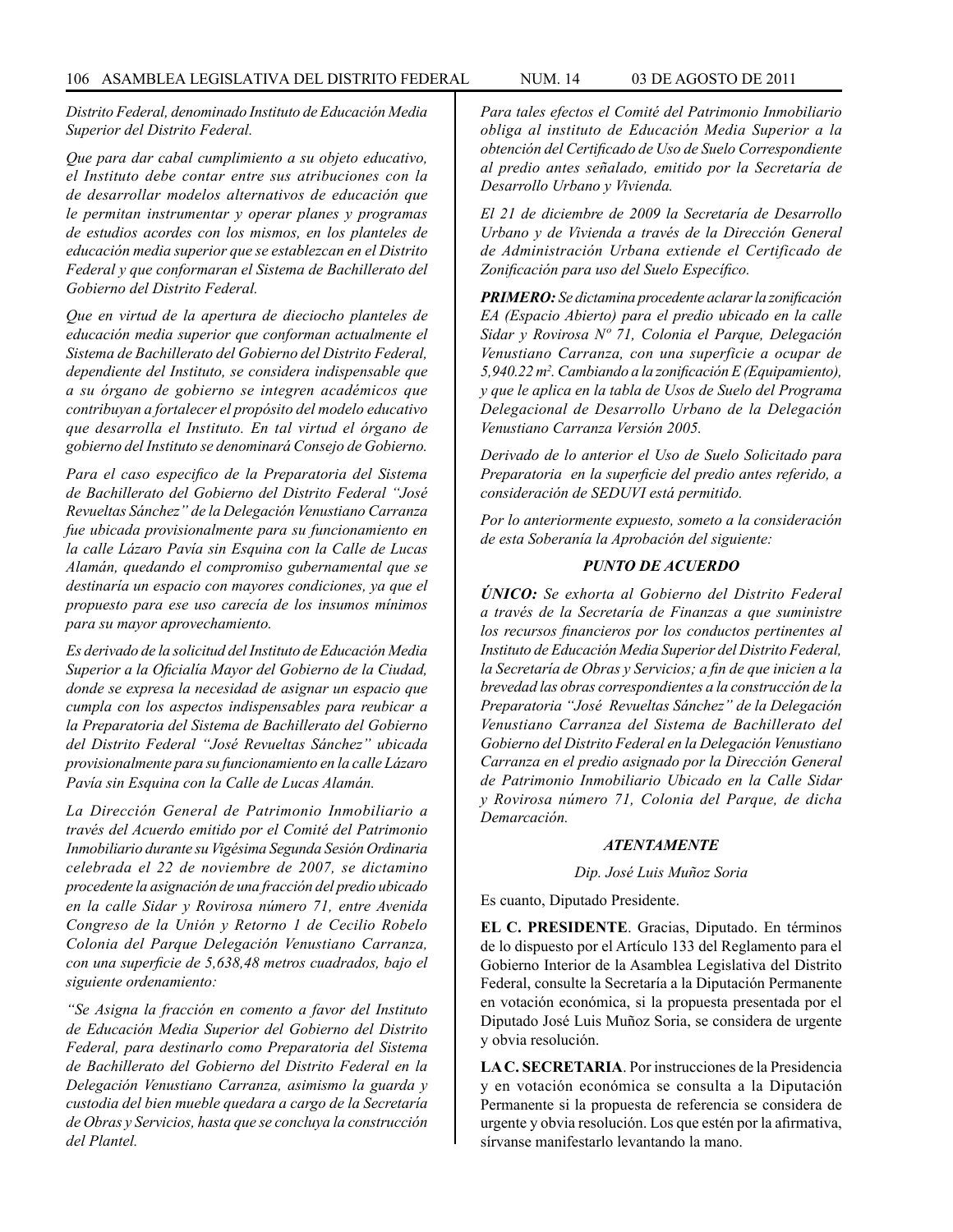*Distrito Federal, denominado Instituto de Educación Media Superior del Distrito Federal.*

*Que para dar cabal cumplimiento a su objeto educativo, el Instituto debe contar entre sus atribuciones con la de desarrollar modelos alternativos de educación que le permitan instrumentar y operar planes y programas de estudios acordes con los mismos, en los planteles de educación media superior que se establezcan en el Distrito Federal y que conformaran el Sistema de Bachillerato del Gobierno del Distrito Federal.*

*Que en virtud de la apertura de dieciocho planteles de educación media superior que conforman actualmente el Sistema de Bachillerato del Gobierno del Distrito Federal, dependiente del Instituto, se considera indispensable que a su órgano de gobierno se integren académicos que contribuyan a fortalecer el propósito del modelo educativo que desarrolla el Instituto. En tal virtud el órgano de gobierno del Instituto se denominará Consejo de Gobierno.*

*Para el caso especifico de la Preparatoria del Sistema de Bachillerato del Gobierno del Distrito Federal "José Revueltas Sánchez" de la Delegación Venustiano Carranza fue ubicada provisionalmente para su funcionamiento en la calle Lázaro Pavía sin Esquina con la Calle de Lucas Alamán, quedando el compromiso gubernamental que se destinaría un espacio con mayores condiciones, ya que el propuesto para ese uso carecía de los insumos mínimos para su mayor aprovechamiento.*

*Es derivado de la solicitud del Instituto de Educación Media Superior a la Oficialía Mayor del Gobierno de la Ciudad, donde se expresa la necesidad de asignar un espacio que cumpla con los aspectos indispensables para reubicar a la Preparatoria del Sistema de Bachillerato del Gobierno del Distrito Federal "José Revueltas Sánchez" ubicada provisionalmente para su funcionamiento en la calle Lázaro Pavía sin Esquina con la Calle de Lucas Alamán.*

*La Dirección General de Patrimonio Inmobiliario a través del Acuerdo emitido por el Comité del Patrimonio Inmobiliario durante su Vigésima Segunda Sesión Ordinaria celebrada el 22 de noviembre de 2007, se dictamino procedente la asignación de una fracción del predio ubicado en la calle Sidar y Rovirosa número 71, entre Avenida Congreso de la Unión y Retorno 1 de Cecilio Robelo Colonia del Parque Delegación Venustiano Carranza, con una superficie de 5,638,48 metros cuadrados, bajo el siguiente ordenamiento:*

*"Se Asigna la fracción en comento a favor del Instituto de Educación Media Superior del Gobierno del Distrito Federal, para destinarlo como Preparatoria del Sistema de Bachillerato del Gobierno del Distrito Federal en la Delegación Venustiano Carranza, asimismo la guarda y custodia del bien mueble quedara a cargo de la Secretaría de Obras y Servicios, hasta que se concluya la construcción del Plantel.*

*Para tales efectos el Comité del Patrimonio Inmobiliario obliga al instituto de Educación Media Superior a la obtención del Certificado de Uso de Suelo Correspondiente al predio antes señalado, emitido por la Secretaría de Desarrollo Urbano y Vivienda.*

*El 21 de diciembre de 2009 la Secretaría de Desarrollo Urbano y de Vivienda a través de la Dirección General de Administración Urbana extiende el Certificado de Zonificación para uso del Suelo Específico.*

***PRIMERO:*** *Se dictamina procedente aclarar la zonificación EA (Espacio Abierto) para el predio ubicado en la calle Sidar y Rovirosa Nº 71, Colonia el Parque, Delegación Venustiano Carranza, con una superficie a ocupar de 5,940.22 m². Cambiando a la zonificación E (Equipamiento), y que le aplica en la tabla de Usos de Suelo del Programa Delegacional de Desarrollo Urbano de la Delegación Venustiano Carranza Versión 2005.*

*Derivado de lo anterior el Uso de Suelo Solicitado para Preparatoria en la superficie del predio antes referido, a consideración de SEDUVI está permitido.*

*Por lo anteriormente expuesto, someto a la consideración de esta Soberanía la Aprobación del siguiente:*

***PUNTO DE ACUERDO***

***ÚNICO:*** *Se exhorta al Gobierno del Distrito Federal a través de la Secretaría de Finanzas a que suministre los recursos financieros por los conductos pertinentes al Instituto de Educación Media Superior del Distrito Federal, la Secretaría de Obras y Servicios; a fin de que inicien a la brevedad las obras correspondientes a la construcción de la Preparatoria "José Revueltas Sánchez" de la Delegación Venustiano Carranza del Sistema de Bachillerato del Gobierno del Distrito Federal en la Delegación Venustiano Carranza en el predio asignado por la Dirección General de Patrimonio Inmobiliario Ubicado en la Calle Sidar y Rovirosa número 71, Colonia del Parque, de dicha Demarcación.*

***ATENTAMENTE***

*Dip. José Luis Muñoz Soria*

Es cuanto, Diputado Presidente.

**EL C. PRESIDENTE**. Gracias, Diputado. En términos de lo dispuesto por el Artículo 133 del Reglamento para el Gobierno Interior de la Asamblea Legislativa del Distrito Federal, consulte la Secretaría a la Diputación Permanente en votación económica, si la propuesta presentada por el Diputado José Luis Muñoz Soria, se considera de urgente y obvia resolución.

**LA C. SECRETARIA**. Por instrucciones de la Presidencia y en votación económica se consulta a la Diputación Permanente si la propuesta de referencia se considera de urgente y obvia resolución. Los que estén por la afirmativa, sírvanse manifestarlo levantando la mano.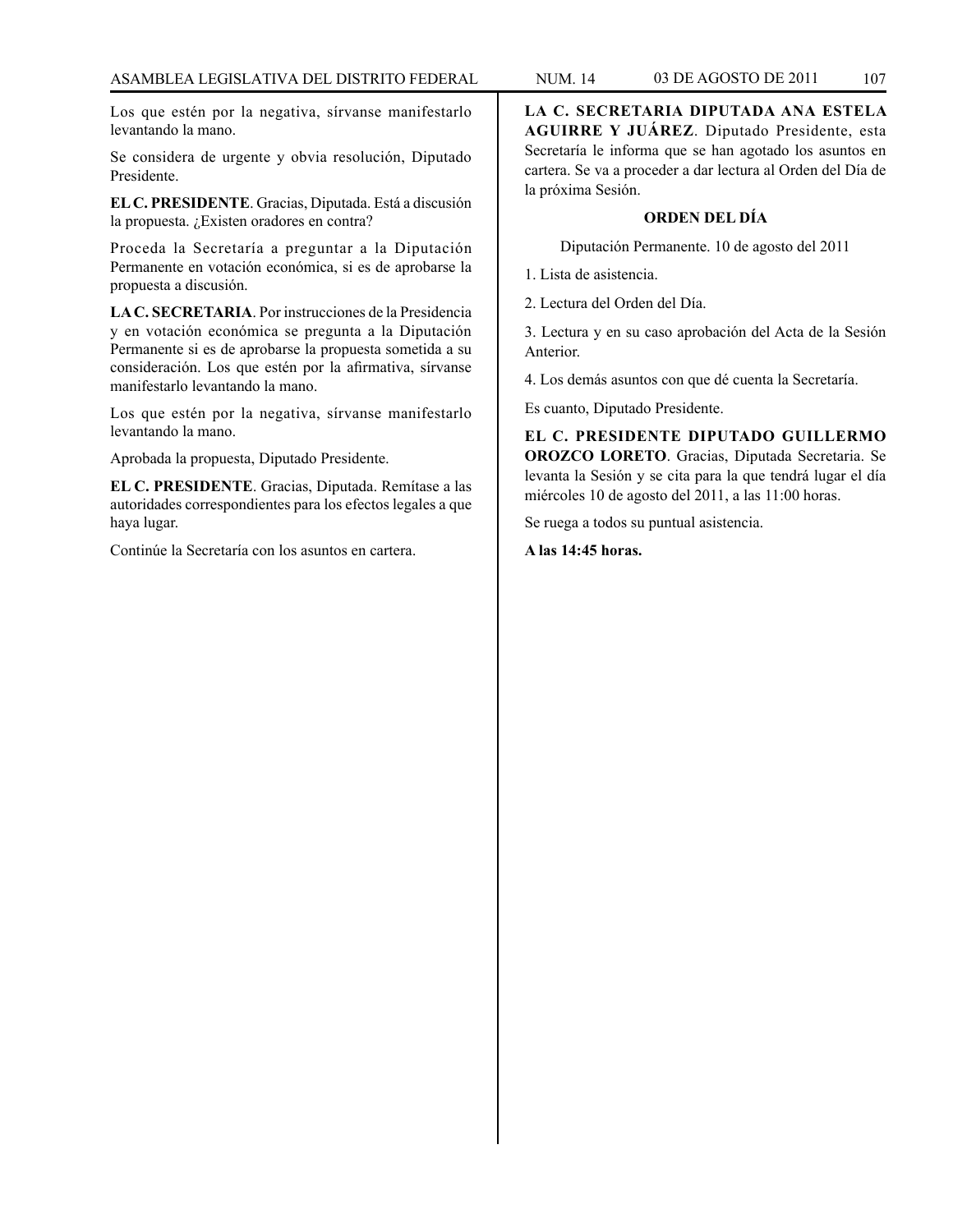Los que estén por la negativa, sírvanse manifestarlo levantando la mano.

Se considera de urgente y obvia resolución, Diputado Presidente.

**EL C. PRESIDENTE**. Gracias, Diputada. Está a discusión la propuesta. ¿Existen oradores en contra?

Proceda la Secretaría a preguntar a la Diputación Permanente en votación económica, si es de aprobarse la propuesta a discusión.

**LA C. SECRETARIA**. Por instrucciones de la Presidencia y en votación económica se pregunta a la Diputación Permanente si es de aprobarse la propuesta sometida a su consideración. Los que estén por la afirmativa, sírvanse manifestarlo levantando la mano.

Los que estén por la negativa, sírvanse manifestarlo levantando la mano.

Aprobada la propuesta, Diputado Presidente.

**EL C. PRESIDENTE**. Gracias, Diputada. Remítase a las autoridades correspondientes para los efectos legales a que haya lugar.

Continúe la Secretaría con los asuntos en cartera.

**LA C. SECRETARIA DIPUTADA ANA ESTELA AGUIRRE Y JUÁREZ**. Diputado Presidente, esta Secretaría le informa que se han agotado los asuntos en cartera. Se va a proceder a dar lectura al Orden del Día de la próxima Sesión.

**ORDEN DEL DÍA**

Diputación Permanente. 10 de agosto del 2011

1. Lista de asistencia.

2. Lectura del Orden del Día.

3. Lectura y en su caso aprobación del Acta de la Sesión Anterior.

4. Los demás asuntos con que dé cuenta la Secretaría.

Es cuanto, Diputado Presidente.

**EL C. PRESIDENTE DIPUTADO GUILLERMO OROZCO LORETO**. Gracias, Diputada Secretaria. Se levanta la Sesión y se cita para la que tendrá lugar el día miércoles 10 de agosto del 2011, a las 11:00 horas.

Se ruega a todos su puntual asistencia.

**A las 14:45 horas.**